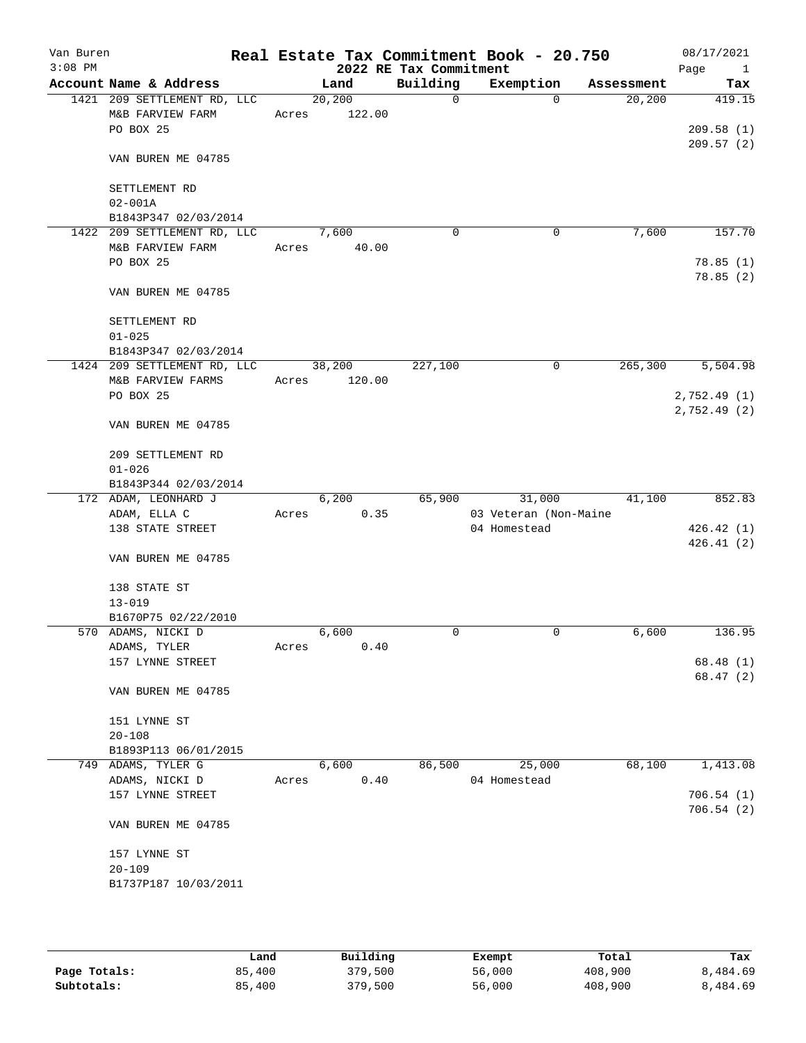Van Buren
3:08 PM

# Real Estate Tax Commitment Book - 20.750

## 2022 RE Tax Commitment

08/17/2021

| Account Name & Address | Land | Building | Exemption | Assessment | Tax |
|---|---|---|---|---|---|
| 1421 209 SETTLEMENT RD, LLC | 20,200 | 0 | 0 | 20,200 | 419.15 |
| M&B FARVIEW FARM | Acres 122.00 | | | | |
| PO BOX 25 | | | | | 209.58 (1) |
| | | | | | 209.57 (2) |
| VAN BUREN ME 04785 | | | | | |
| SETTLEMENT RD | | | | | |
| 02-001A | | | | | |
| B1843P347 02/03/2014 | | | | | |
| 1422 209 SETTLEMENT RD, LLC | 7,600 | 0 | 0 | 7,600 | 157.70 |
| M&B FARVIEW FARM | Acres 40.00 | | | | |
| PO BOX 25 | | | | | 78.85 (1) |
| | | | | | 78.85 (2) |
| VAN BUREN ME 04785 | | | | | |
| SETTLEMENT RD | | | | | |
| 01-025 | | | | | |
| B1843P347 02/03/2014 | | | | | |
| 1424 209 SETTLEMENT RD, LLC | 38,200 | 227,100 | 0 | 265,300 | 5,504.98 |
| M&B FARVIEW FARMS | Acres 120.00 | | | | |
| PO BOX 25 | | | | | 2,752.49 (1) |
| | | | | | 2,752.49 (2) |
| VAN BUREN ME 04785 | | | | | |
| 209 SETTLEMENT RD | | | | | |
| 01-026 | | | | | |
| B1843P344 02/03/2014 | | | | | |
| 172 ADAM, LEONHARD J | 6,200 | 65,900 | 31,000 | 41,100 | 852.83 |
| ADAM, ELLA C | Acres 0.35 | | 03 Veteran (Non-Maine | | |
| 138 STATE STREET | | | 04 Homestead | | 426.42 (1) |
| | | | | | 426.41 (2) |
| VAN BUREN ME 04785 | | | | | |
| 138 STATE ST | | | | | |
| 13-019 | | | | | |
| B1670P75 02/22/2010 | | | | | |
| 570 ADAMS, NICKI D | 6,600 | 0 | 0 | 6,600 | 136.95 |
| ADAMS, TYLER | Acres 0.40 | | | | |
| 157 LYNNE STREET | | | | | 68.48 (1) |
| | | | | | 68.47 (2) |
| VAN BUREN ME 04785 | | | | | |
| 151 LYNNE ST | | | | | |
| 20-108 | | | | | |
| B1893P113 06/01/2015 | | | | | |
| 749 ADAMS, TYLER G | 6,600 | 86,500 | 25,000 | 68,100 | 1,413.08 |
| ADAMS, NICKI D | Acres 0.40 | | 04 Homestead | | |
| 157 LYNNE STREET | | | | | 706.54 (1) |
| | | | | | 706.54 (2) |
| VAN BUREN ME 04785 | | | | | |
| 157 LYNNE ST | | | | | |
| 20-109 | | | | | |
| B1737P187 10/03/2011 | | | | | |

| | Land | Building | Exempt | Total | Tax |
|---|---|---|---|---|---|
| **Page Totals:** | 85,400 | 379,500 | 56,000 | 408,900 | 8,484.69 |
| **Subtotals:** | 85,400 | 379,500 | 56,000 | 408,900 | 8,484.69 |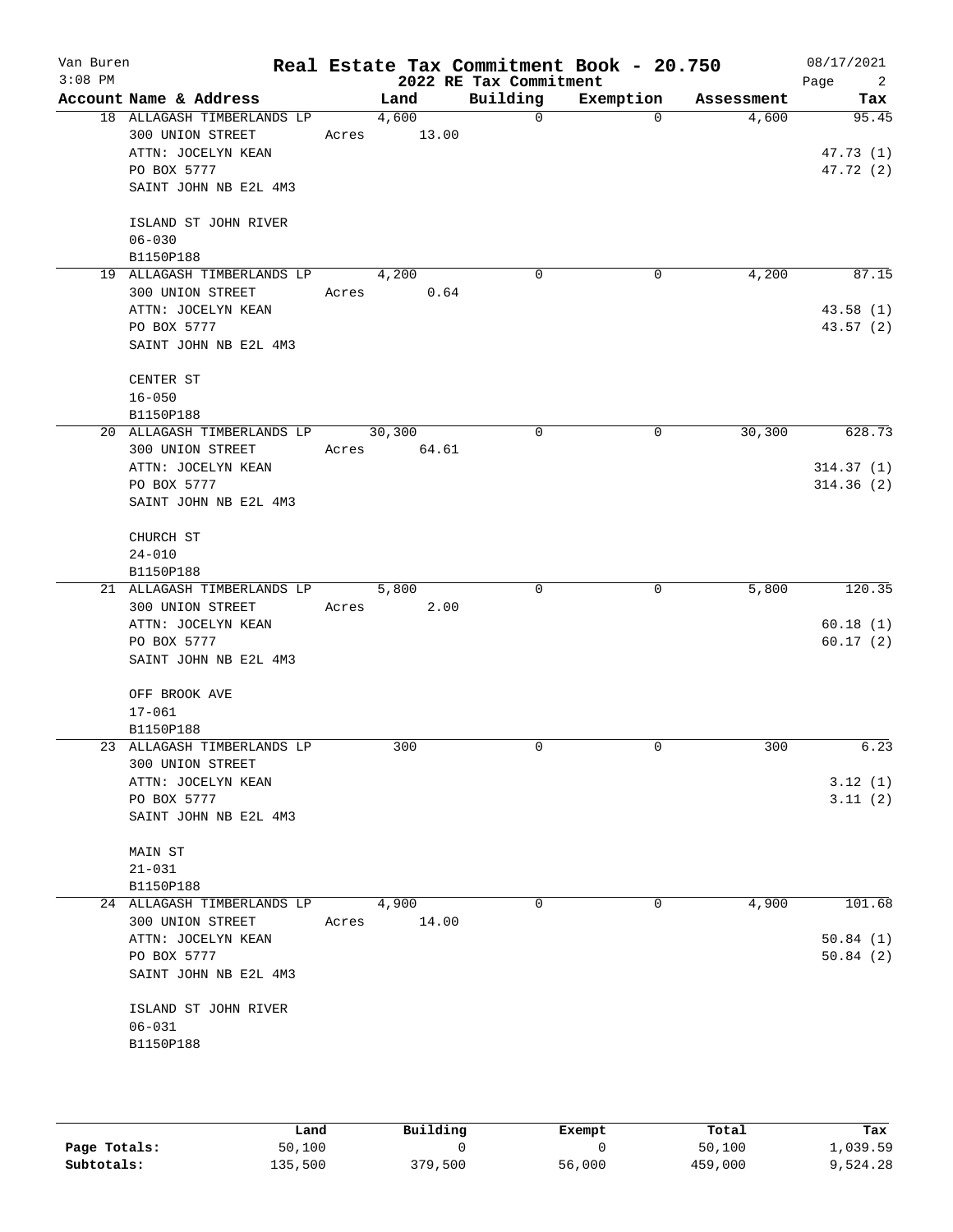# Real Estate Tax Commitment Book - 20.750

Van Buren
3:08 PM

2022 RE Tax Commitment

08/17/2021

| Account Name & Address | Land | Building | Exemption | Assessment | Tax |
|---|---|---|---|---|---|
| 18 ALLAGASH TIMBERLANDS LP | 4,600 | 0 | 0 | 4,600 | 95.45 |
| 300 UNION STREET | Acres 13.00 | | | | |
| ATTN: JOCELYN KEAN | | | | | 47.73 (1) |
| PO BOX 5777 | | | | | 47.72 (2) |
| SAINT JOHN NB E2L 4M3 | | | | | |
| ISLAND ST JOHN RIVER | | | | | |
| 06-030 | | | | | |
| B1150P188 | | | | | |
| 19 ALLAGASH TIMBERLANDS LP | 4,200 | 0 | 0 | 4,200 | 87.15 |
| 300 UNION STREET | Acres 0.64 | | | | |
| ATTN: JOCELYN KEAN | | | | | 43.58 (1) |
| PO BOX 5777 | | | | | 43.57 (2) |
| SAINT JOHN NB E2L 4M3 | | | | | |
| CENTER ST | | | | | |
| 16-050 | | | | | |
| B1150P188 | | | | | |
| 20 ALLAGASH TIMBERLANDS LP | 30,300 | 0 | 0 | 30,300 | 628.73 |
| 300 UNION STREET | Acres 64.61 | | | | |
| ATTN: JOCELYN KEAN | | | | | 314.37 (1) |
| PO BOX 5777 | | | | | 314.36 (2) |
| SAINT JOHN NB E2L 4M3 | | | | | |
| CHURCH ST | | | | | |
| 24-010 | | | | | |
| B1150P188 | | | | | |
| 21 ALLAGASH TIMBERLANDS LP | 5,800 | 0 | 0 | 5,800 | 120.35 |
| 300 UNION STREET | Acres 2.00 | | | | |
| ATTN: JOCELYN KEAN | | | | | 60.18 (1) |
| PO BOX 5777 | | | | | 60.17 (2) |
| SAINT JOHN NB E2L 4M3 | | | | | |
| OFF BROOK AVE | | | | | |
| 17-061 | | | | | |
| B1150P188 | | | | | |
| 23 ALLAGASH TIMBERLANDS LP | 300 | 0 | 0 | 300 | 6.23 |
| 300 UNION STREET | | | | | |
| ATTN: JOCELYN KEAN | | | | | 3.12 (1) |
| PO BOX 5777 | | | | | 3.11 (2) |
| SAINT JOHN NB E2L 4M3 | | | | | |
| MAIN ST | | | | | |
| 21-031 | | | | | |
| B1150P188 | | | | | |
| 24 ALLAGASH TIMBERLANDS LP | 4,900 | 0 | 0 | 4,900 | 101.68 |
| 300 UNION STREET | Acres 14.00 | | | | |
| ATTN: JOCELYN KEAN | | | | | 50.84 (1) |
| PO BOX 5777 | | | | | 50.84 (2) |
| SAINT JOHN NB E2L 4M3 | | | | | |
| ISLAND ST JOHN RIVER | | | | | |
| 06-031 | | | | | |
| B1150P188 | | | | | |

| | Land | Building | Exempt | Total | Tax |
|---|---|---|---|---|---|
| Page Totals: | 50,100 | 0 | 0 | 50,100 | 1,039.59 |
| Subtotals: | 135,500 | 379,500 | 56,000 | 459,000 | 9,524.28 |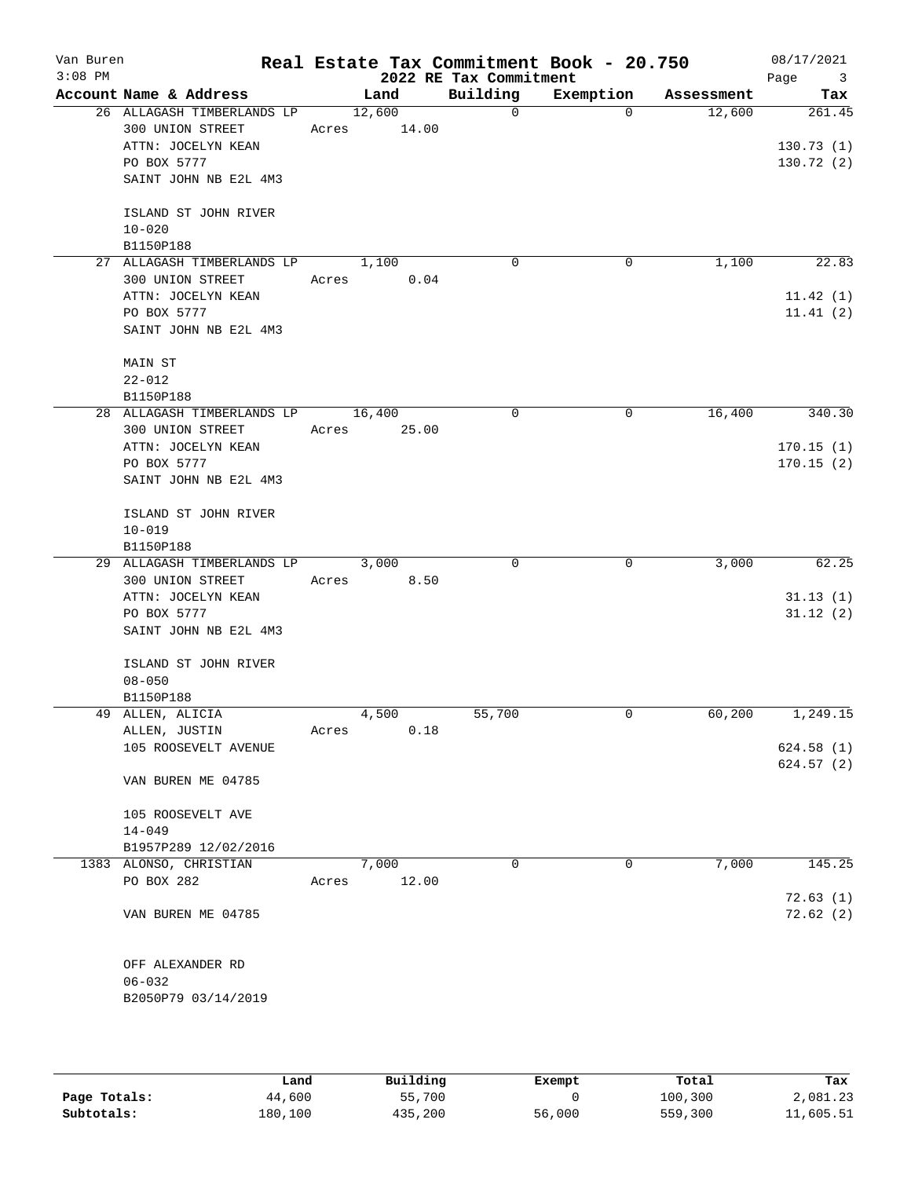Van Buren
3:08 PM

# Real Estate Tax Commitment Book - 20.750
## 2022 RE Tax Commitment

08/17/2021

| Account Name & Address | Land | Building | Exemption | Assessment | Tax |
|---|---|---|---|---|---|
| 26 ALLAGASH TIMBERLANDS LP<br>300 UNION STREET<br>ATTN: JOCELYN KEAN<br>PO BOX 5777<br>SAINT JOHN NB E2L 4M3<br><br>ISLAND ST JOHN RIVER<br>10-020<br>B1150P188 | 12,600<br>Acres 14.00 | 0 | 0 | 12,600 | 261.45<br><br>130.73 (1)<br>130.72 (2) |
| 27 ALLAGASH TIMBERLANDS LP<br>300 UNION STREET<br>ATTN: JOCELYN KEAN<br>PO BOX 5777<br>SAINT JOHN NB E2L 4M3<br><br>MAIN ST<br>22-012<br>B1150P188 | 1,100<br>Acres 0.04 | 0 | 0 | 1,100 | 22.83<br><br>11.42 (1)<br>11.41 (2) |
| 28 ALLAGASH TIMBERLANDS LP<br>300 UNION STREET<br>ATTN: JOCELYN KEAN<br>PO BOX 5777<br>SAINT JOHN NB E2L 4M3<br><br>ISLAND ST JOHN RIVER<br>10-019<br>B1150P188 | 16,400<br>Acres 25.00 | 0 | 0 | 16,400 | 340.30<br><br>170.15 (1)<br>170.15 (2) |
| 29 ALLAGASH TIMBERLANDS LP<br>300 UNION STREET<br>ATTN: JOCELYN KEAN<br>PO BOX 5777<br>SAINT JOHN NB E2L 4M3<br><br>ISLAND ST JOHN RIVER<br>08-050<br>B1150P188 | 3,000<br>Acres 8.50 | 0 | 0 | 3,000 | 62.25<br><br>31.13 (1)<br>31.12 (2) |
| 49 ALLEN, ALICIA<br>ALLEN, JUSTIN<br>105 ROOSEVELT AVENUE<br><br>VAN BUREN ME 04785<br><br>105 ROOSEVELT AVE<br>14-049<br>B1957P289 12/02/2016 | 4,500<br>Acres 0.18 | 55,700 | 0 | 60,200 | 1,249.15<br><br>624.58 (1)<br>624.57 (2) |
| 1383 ALONSO, CHRISTIAN<br>PO BOX 282<br><br>VAN BUREN ME 04785<br><br>OFF ALEXANDER RD<br>06-032<br>B2050P79 03/14/2019 | 7,000<br>Acres 12.00 | 0 | 0 | 7,000 | 145.25<br><br>72.63 (1)<br>72.62 (2) |

| | Land | Building | Exempt | Total | Tax |
|---|---|---|---|---|---|
| **Page Totals:** | 44,600 | 55,700 | 0 | 100,300 | 2,081.23 |
| **Subtotals:** | 180,100 | 435,200 | 56,000 | 559,300 | 11,605.51 |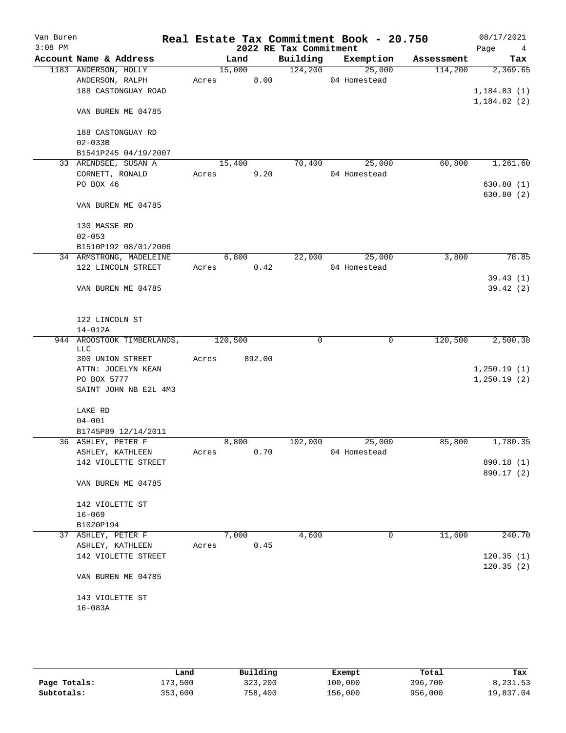Van Buren
3:08 PM

# Real Estate Tax Commitment Book - 20.750

## 2022 RE Tax Commitment

08/17/2021

| Account | Name & Address | Land | Building | Exemption | Assessment | Tax |
|---|---|---|---|---|---|---|
| 1183 | ANDERSON, HOLLY<br>ANDERSON, RALPH<br>188 CASTONGUAY ROAD<br><br>VAN BUREN ME 04785<br><br>188 CASTONGUAY RD<br>02-033B<br>B1541P245 04/19/2007 | 15,000<br>Acres 8.00 | 124,200 | 25,000<br>04 Homestead | 114,200 | 2,369.65<br><br>1,184.83 (1)<br>1,184.82 (2) |
| 33 | ARENDSEE, SUSAN A<br>CORNETT, RONALD<br>PO BOX 46<br><br>VAN BUREN ME 04785<br><br>130 MASSE RD<br>02-053<br>B1510P192 08/01/2006 | 15,400<br>Acres 9.20 | 70,400 | 25,000<br>04 Homestead | 60,800 | 1,261.60<br><br>630.80 (1)<br>630.80 (2) |
| 34 | ARMSTRONG, MADELEINE<br>122 LINCOLN STREET<br><br>VAN BUREN ME 04785<br><br>122 LINCOLN ST<br>14-012A | 6,800<br>Acres 0.42 | 22,000 | 25,000<br>04 Homestead | 3,800 | 78.85<br><br>39.43 (1)<br>39.42 (2) |
| 944 | AROOSTOOK TIMBERLANDS, LLC<br>300 UNION STREET<br>ATTN: JOCELYN KEAN<br>PO BOX 5777<br>SAINT JOHN NB E2L 4M3<br><br>LAKE RD<br>04-001<br>B1745P89 12/14/2011 | 120,500<br>Acres 892.00 | 0 | 0 | 120,500 | 2,500.38<br><br>1,250.19 (1)<br>1,250.19 (2) |
| 36 | ASHLEY, PETER F<br>ASHLEY, KATHLEEN<br>142 VIOLETTE STREET<br><br>VAN BUREN ME 04785<br><br>142 VIOLETTE ST<br>16-069<br>B1020P194 | 8,800<br>Acres 0.70 | 102,000 | 25,000<br>04 Homestead | 85,800 | 1,780.35<br><br>890.18 (1)<br>890.17 (2) |
| 37 | ASHLEY, PETER F<br>ASHLEY, KATHLEEN<br>142 VIOLETTE STREET<br><br>VAN BUREN ME 04785<br><br>143 VIOLETTE ST<br>16-083A | 7,000<br>Acres 0.45 | 4,600 | 0 | 11,600 | 240.70<br><br>120.35 (1)<br>120.35 (2) |

| | Land | Building | Exempt | Total | Tax |
|---|---|---|---|---|---|
| **Page Totals:** | 173,500 | 323,200 | 100,000 | 396,700 | 8,231.53 |
| **Subtotals:** | 353,600 | 758,400 | 156,000 | 956,000 | 19,837.04 |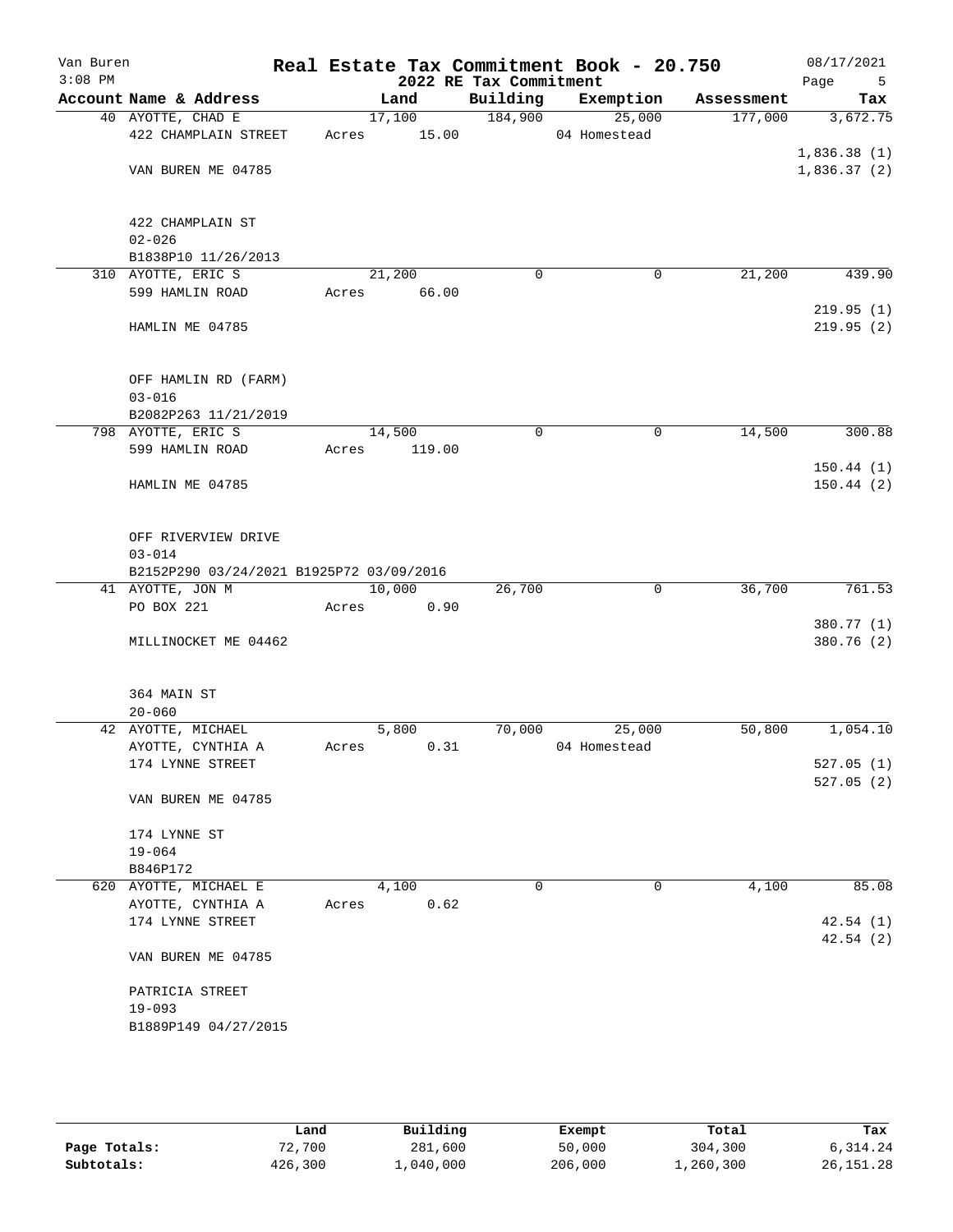Van Buren
3:08 PM

# Real Estate Tax Commitment Book - 20.750

## 2022 RE Tax Commitment

08/17/2021

| Account Name & Address | Land | Building | Exemption | Assessment | Tax |
|---|---|---|---|---|---|
| 40 AYOTTE, CHAD E | 17,100 | 184,900 | 25,000 | 177,000 | 3,672.75 |
| 422 CHAMPLAIN STREET | Acres 15.00 | | 04 Homestead | | |
| | | | | | 1,836.38 (1) |
| VAN BUREN ME 04785 | | | | | 1,836.37 (2) |
| 422 CHAMPLAIN ST | | | | | |
| 02-026 | | | | | |
| B1838P10 11/26/2013 | | | | | |
| 310 AYOTTE, ERIC S | 21,200 | 0 | 0 | 21,200 | 439.90 |
| 599 HAMLIN ROAD | Acres 66.00 | | | | |
| | | | | | 219.95 (1) |
| HAMLIN ME 04785 | | | | | 219.95 (2) |
| OFF HAMLIN RD (FARM) | | | | | |
| 03-016 | | | | | |
| B2082P263 11/21/2019 | | | | | |
| 798 AYOTTE, ERIC S | 14,500 | 0 | 0 | 14,500 | 300.88 |
| 599 HAMLIN ROAD | Acres 119.00 | | | | |
| | | | | | 150.44 (1) |
| HAMLIN ME 04785 | | | | | 150.44 (2) |
| OFF RIVERVIEW DRIVE | | | | | |
| 03-014 | | | | | |
| B2152P290 03/24/2021 B1925P72 03/09/2016 | | | | | |
| 41 AYOTTE, JON M | 10,000 | 26,700 | 0 | 36,700 | 761.53 |
| PO BOX 221 | Acres 0.90 | | | | |
| | | | | | 380.77 (1) |
| MILLINOCKET ME 04462 | | | | | 380.76 (2) |
| 364 MAIN ST | | | | | |
| 20-060 | | | | | |
| 42 AYOTTE, MICHAEL | 5,800 | 70,000 | 25,000 | 50,800 | 1,054.10 |
| AYOTTE, CYNTHIA A | Acres 0.31 | | 04 Homestead | | |
| 174 LYNNE STREET | | | | | 527.05 (1) |
| | | | | | 527.05 (2) |
| VAN BUREN ME 04785 | | | | | |
| 174 LYNNE ST | | | | | |
| 19-064 | | | | | |
| B846P172 | | | | | |
| 620 AYOTTE, MICHAEL E | 4,100 | 0 | 0 | 4,100 | 85.08 |
| AYOTTE, CYNTHIA A | Acres 0.62 | | | | |
| 174 LYNNE STREET | | | | | 42.54 (1) |
| | | | | | 42.54 (2) |
| VAN BUREN ME 04785 | | | | | |
| PATRICIA STREET | | | | | |
| 19-093 | | | | | |
| B1889P149 04/27/2015 | | | | | |

| | Land | Building | Exempt | Total | Tax |
|---|---|---|---|---|---|
| Page Totals: | 72,700 | 281,600 | 50,000 | 304,300 | 6,314.24 |
| Subtotals: | 426,300 | 1,040,000 | 206,000 | 1,260,300 | 26,151.28 |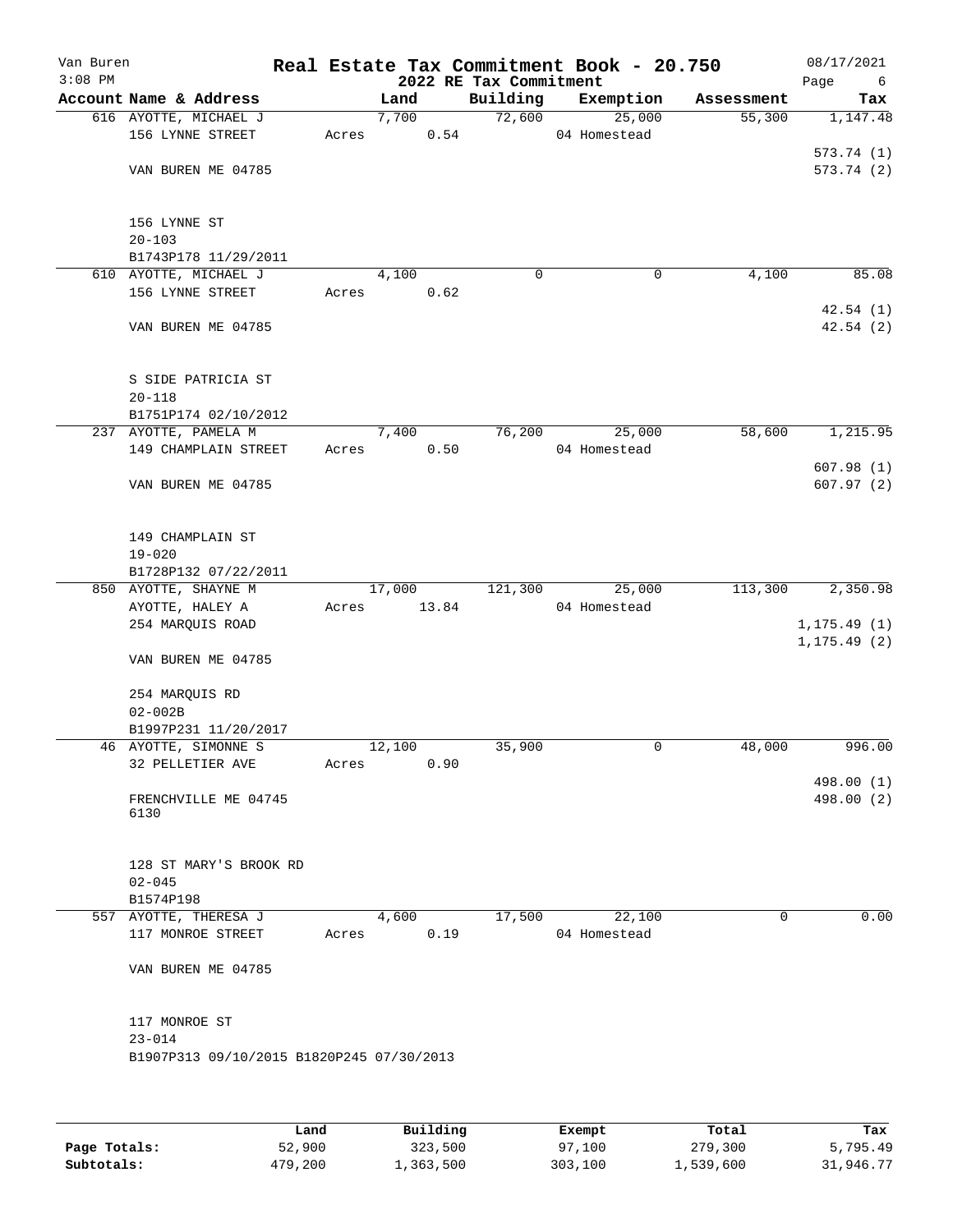Van Buren
3:08 PM

# Real Estate Tax Commitment Book - 20.750
## 2022 RE Tax Commitment

08/17/2021

| Account Name & Address | Land | Building | Exemption | Assessment | Tax |
|---|---|---|---|---|---|
| 616 AYOTTE, MICHAEL J | 7,700 | 72,600 | 25,000 | 55,300 | 1,147.48 |
| 156 LYNNE STREET | Acres 0.54 | | 04 Homestead | | |
| | | | | | 573.74 (1) |
| VAN BUREN ME 04785 | | | | | 573.74 (2) |
| 156 LYNNE ST | | | | | |
| 20-103 | | | | | |
| B1743P178 11/29/2011 | | | | | |
| 610 AYOTTE, MICHAEL J | 4,100 | 0 | 0 | 4,100 | 85.08 |
| 156 LYNNE STREET | Acres 0.62 | | | | |
| | | | | | 42.54 (1) |
| VAN BUREN ME 04785 | | | | | 42.54 (2) |
| S SIDE PATRICIA ST | | | | | |
| 20-118 | | | | | |
| B1751P174 02/10/2012 | | | | | |
| 237 AYOTTE, PAMELA M | 7,400 | 76,200 | 25,000 | 58,600 | 1,215.95 |
| 149 CHAMPLAIN STREET | Acres 0.50 | | 04 Homestead | | |
| | | | | | 607.98 (1) |
| VAN BUREN ME 04785 | | | | | 607.97 (2) |
| 149 CHAMPLAIN ST | | | | | |
| 19-020 | | | | | |
| B1728P132 07/22/2011 | | | | | |
| 850 AYOTTE, SHAYNE M | 17,000 | 121,300 | 25,000 | 113,300 | 2,350.98 |
| AYOTTE, HALEY A | Acres 13.84 | | 04 Homestead | | |
| 254 MARQUIS ROAD | | | | | 1,175.49 (1) |
| | | | | | 1,175.49 (2) |
| VAN BUREN ME 04785 | | | | | |
| 254 MARQUIS RD | | | | | |
| 02-002B | | | | | |
| B1997P231 11/20/2017 | | | | | |
| 46 AYOTTE, SIMONNE S | 12,100 | 35,900 | 0 | 48,000 | 996.00 |
| 32 PELLETIER AVE | Acres 0.90 | | | | |
| | | | | | 498.00 (1) |
| FRENCHVILLE ME 04745 6130 | | | | | 498.00 (2) |
| 128 ST MARY'S BROOK RD | | | | | |
| 02-045 | | | | | |
| B1574P198 | | | | | |
| 557 AYOTTE, THERESA J | 4,600 | 17,500 | 22,100 | 0 | 0.00 |
| 117 MONROE STREET | Acres 0.19 | | 04 Homestead | | |
| VAN BUREN ME 04785 | | | | | |
| 117 MONROE ST | | | | | |
| 23-014 | | | | | |
| B1907P313 09/10/2015 B1820P245 07/30/2013 | | | | | |

| | Land | Building | Exempt | Total | Tax |
|---|---|---|---|---|---|
| Page Totals: | 52,900 | 323,500 | 97,100 | 279,300 | 5,795.49 |
| Subtotals: | 479,200 | 1,363,500 | 303,100 | 1,539,600 | 31,946.77 |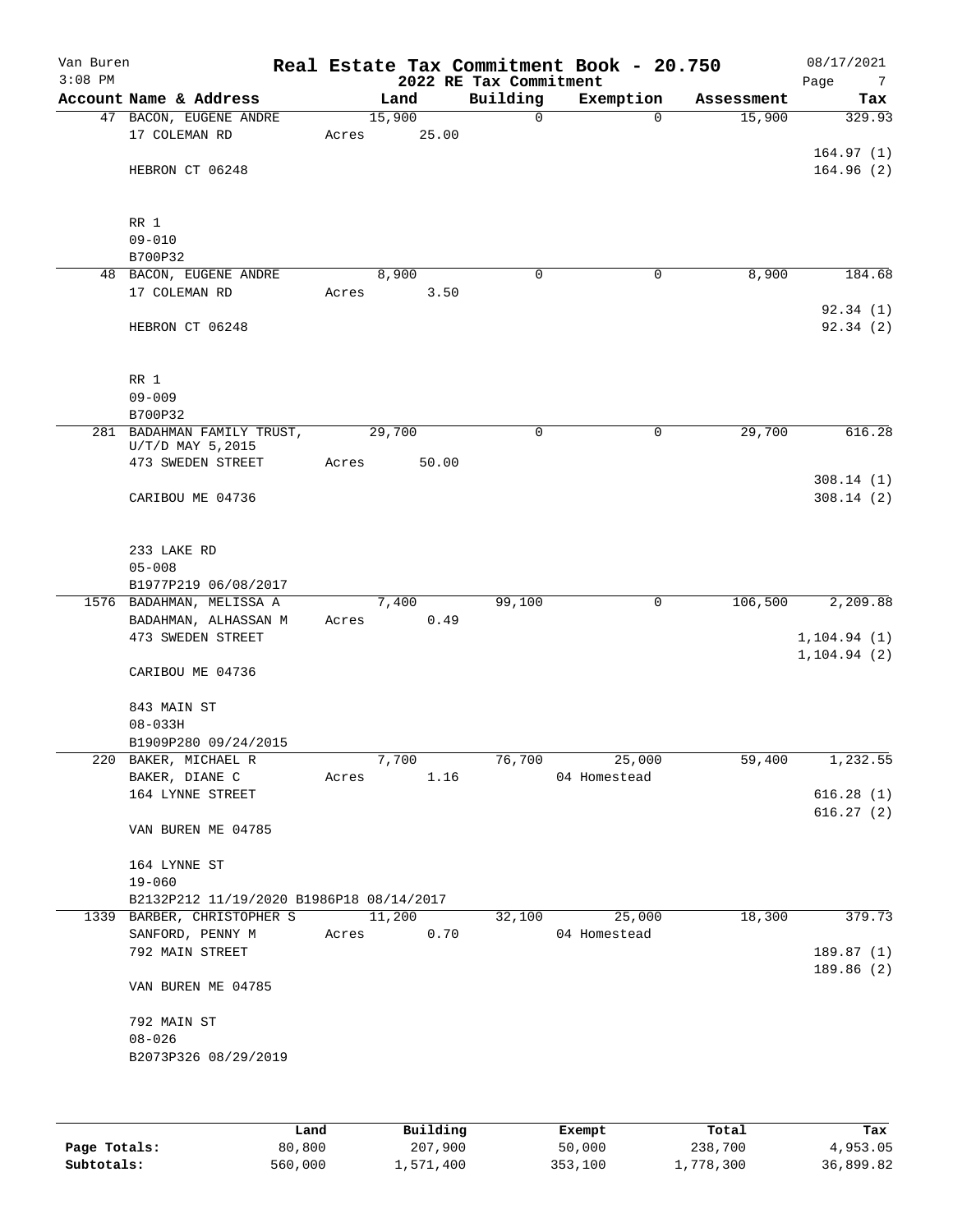# Real Estate Tax Commitment Book - 20.750

## 2022 RE Tax Commitment

Van Buren
3:08 PM
08/17/2021

| Account | Name & Address | Land | Building | Exemption | Assessment | Tax |
|---|---|---|---|---|---|---|
| 47 | BACON, EUGENE ANDRE<br>17 COLEMAN RD<br><br>HEBRON CT 06248<br><br>RR 1<br>09-010<br>B700P32 | 15,900<br>Acres 25.00 | 0 | 0 | 15,900 | 329.93<br><br>164.97 (1)<br>164.96 (2) |
| 48 | BACON, EUGENE ANDRE<br>17 COLEMAN RD<br><br>HEBRON CT 06248<br><br>RR 1<br>09-009<br>B700P32 | 8,900<br>Acres 3.50 | 0 | 0 | 8,900 | 184.68<br><br>92.34 (1)<br>92.34 (2) |
| 281 | BADAHMAN FAMILY TRUST,<br>U/T/D MAY 5,2015<br>473 SWEDEN STREET<br><br>CARIBOU ME 04736<br><br>233 LAKE RD<br>05-008<br>B1977P219 06/08/2017 | 29,700<br>Acres 50.00 | 0 | 0 | 29,700 | 616.28<br><br>308.14 (1)<br>308.14 (2) |
| 1576 | BADAHMAN, MELISSA A<br>BADAHMAN, ALHASSAN M<br>473 SWEDEN STREET<br><br>CARIBOU ME 04736<br><br>843 MAIN ST<br>08-033H<br>B1909P280 09/24/2015 | 7,400<br>Acres 0.49 | 99,100 | 0 | 106,500 | 2,209.88<br><br>1,104.94 (1)<br>1,104.94 (2) |
| 220 | BAKER, MICHAEL R<br>BAKER, DIANE C<br>164 LYNNE STREET<br><br>VAN BUREN ME 04785<br><br>164 LYNNE ST<br>19-060<br>B2132P212 11/19/2020 B1986P18 08/14/2017 | 7,700<br>Acres 1.16 | 76,700 | 25,000<br>04 Homestead | 59,400 | 1,232.55<br><br>616.28 (1)<br>616.27 (2) |
| 1339 | BARBER, CHRISTOPHER S<br>SANFORD, PENNY M<br>792 MAIN STREET<br><br>VAN BUREN ME 04785<br><br>792 MAIN ST<br>08-026<br>B2073P326 08/29/2019 | 11,200<br>Acres 0.70 | 32,100 | 25,000<br>04 Homestead | 18,300 | 379.73<br><br>189.87 (1)<br>189.86 (2) |

| | Land | Building | Exempt | Total | Tax |
|---|---|---|---|---|---|
| Page Totals: | 80,800 | 207,900 | 50,000 | 238,700 | 4,953.05 |
| Subtotals: | 560,000 | 1,571,400 | 353,100 | 1,778,300 | 36,899.82 |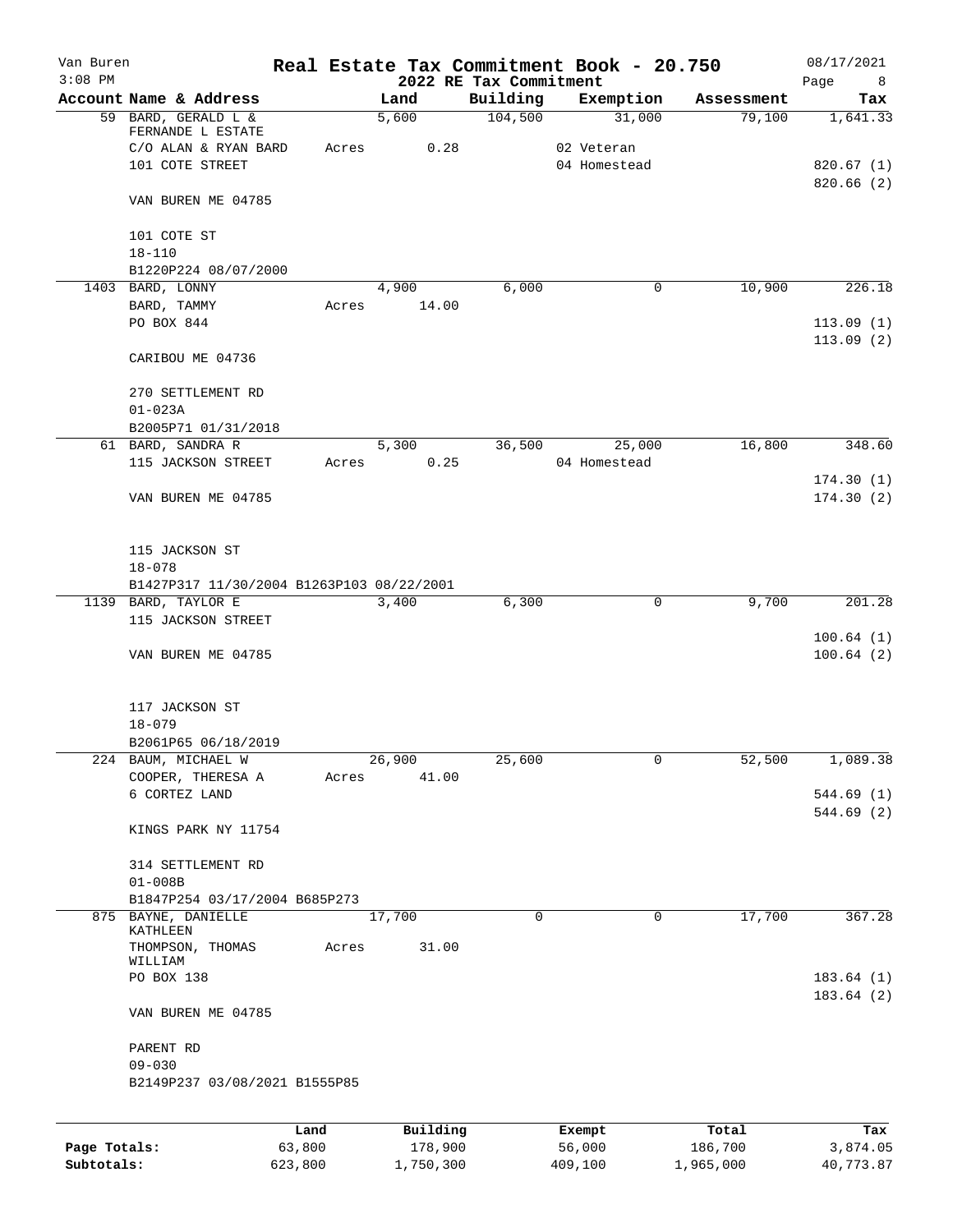Van Buren
3:08 PM

# Real Estate Tax Commitment Book - 20.750
## 2022 RE Tax Commitment

08/17/2021
Page 8

| Account Name & Address | Land | Building | Exemption | Assessment | Tax |
|---|---|---|---|---|---|
| 59 BARD, GERALD L & FERNANDE L ESTATE | 5,600 | 104,500 | 31,000 | 79,100 | 1,641.33 |
| C/O ALAN & RYAN BARD | Acres 0.28 | | 02 Veteran | | |
| 101 COTE STREET | | | 04 Homestead | | 820.67 (1) |
| | | | | | 820.66 (2) |
| VAN BUREN ME 04785 | | | | | |
| 101 COTE ST | | | | | |
| 18-110 | | | | | |
| B1220P224 08/07/2000 | | | | | |
| 1403 BARD, LONNY | 4,900 | 6,000 | 0 | 10,900 | 226.18 |
| BARD, TAMMY | Acres 14.00 | | | | |
| PO BOX 844 | | | | | 113.09 (1) |
| | | | | | 113.09 (2) |
| CARIBOU ME 04736 | | | | | |
| 270 SETTLEMENT RD | | | | | |
| 01-023A | | | | | |
| B2005P71 01/31/2018 | | | | | |
| 61 BARD, SANDRA R | 5,300 | 36,500 | 25,000 | 16,800 | 348.60 |
| 115 JACKSON STREET | Acres 0.25 | | 04 Homestead | | |
| | | | | | 174.30 (1) |
| VAN BUREN ME 04785 | | | | | 174.30 (2) |
| 115 JACKSON ST | | | | | |
| 18-078 | | | | | |
| B1427P317 11/30/2004 B1263P103 08/22/2001 | | | | | |
| 1139 BARD, TAYLOR E | 3,400 | 6,300 | 0 | 9,700 | 201.28 |
| 115 JACKSON STREET | | | | | |
| | | | | | 100.64 (1) |
| VAN BUREN ME 04785 | | | | | 100.64 (2) |
| 117 JACKSON ST | | | | | |
| 18-079 | | | | | |
| B2061P65 06/18/2019 | | | | | |
| 224 BAUM, MICHAEL W | 26,900 | 25,600 | 0 | 52,500 | 1,089.38 |
| COOPER, THERESA A | Acres 41.00 | | | | |
| 6 CORTEZ LAND | | | | | 544.69 (1) |
| | | | | | 544.69 (2) |
| KINGS PARK NY 11754 | | | | | |
| 314 SETTLEMENT RD | | | | | |
| 01-008B | | | | | |
| B1847P254 03/17/2004 B685P273 | | | | | |
| 875 BAYNE, DANIELLE KATHLEEN | 17,700 | 0 | 0 | 17,700 | 367.28 |
| THOMPSON, THOMAS WILLIAM | Acres 31.00 | | | | |
| PO BOX 138 | | | | | 183.64 (1) |
| | | | | | 183.64 (2) |
| VAN BUREN ME 04785 | | | | | |
| PARENT RD | | | | | |
| 09-030 | | | | | |
| B2149P237 03/08/2021 B1555P85 | | | | | |

| | Land | Building | Exempt | Total | Tax |
|---|---|---|---|---|---|
| Page Totals: | 63,800 | 178,900 | 56,000 | 186,700 | 3,874.05 |
| Subtotals: | 623,800 | 1,750,300 | 409,100 | 1,965,000 | 40,773.87 |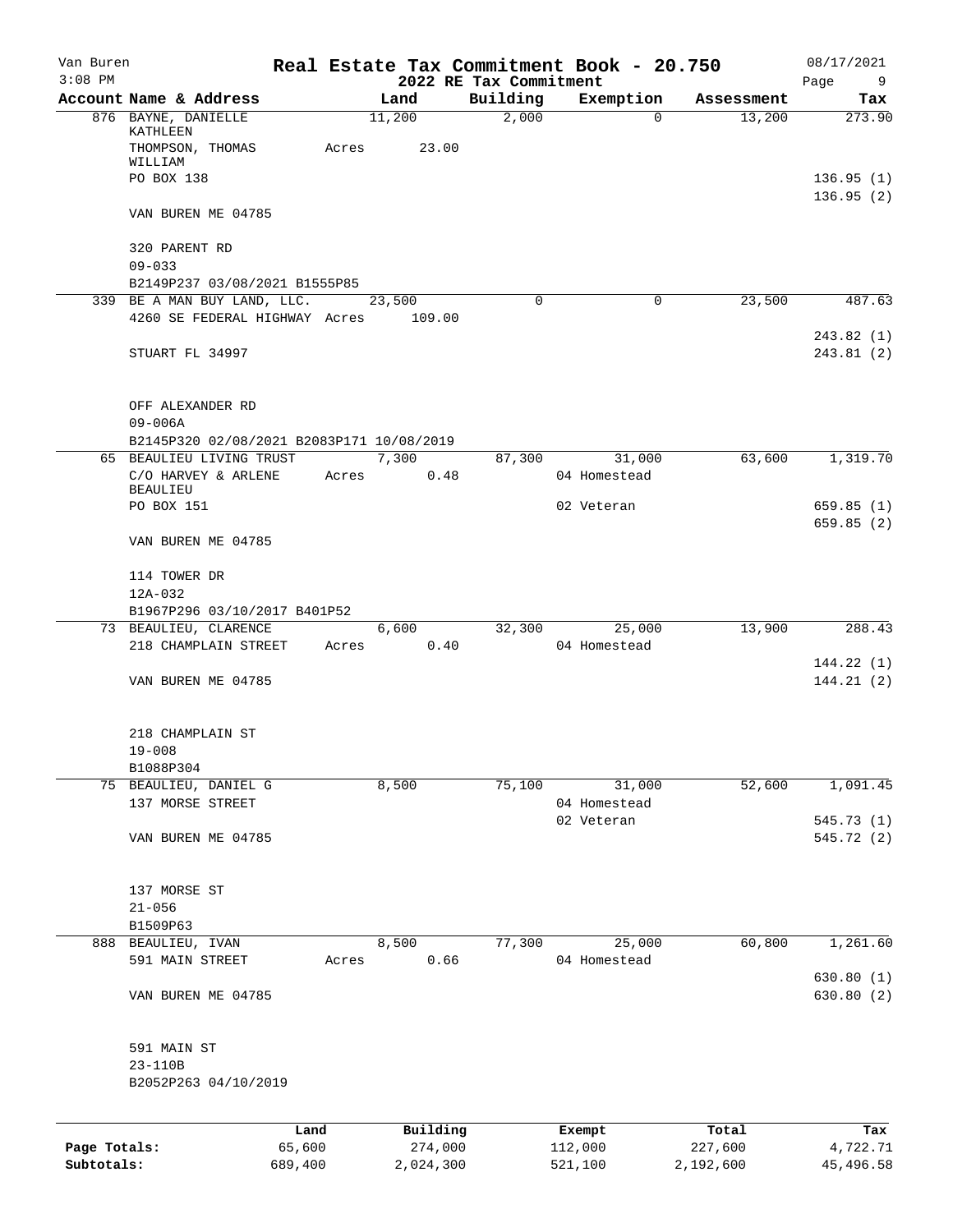Van Buren 3:08 PM

# Real Estate Tax Commitment Book - 20.750

## 2022 RE Tax Commitment

08/17/2021

| Account | Name & Address | Land | Building | Exemption | Assessment | Tax |
|---|---|---|---|---|---|---|
| 876 | BAYNE, DANIELLE KATHLEEN<br>THOMPSON, THOMAS WILLIAM<br>PO BOX 138<br>VAN BUREN ME 04785<br><br>320 PARENT RD<br>09-033<br>B2149P237 03/08/2021 B1555P85 | 11,200<br>Acres 23.00 | 2,000 | 0 | 13,200 | 273.90<br><br>136.95 (1)<br>136.95 (2) |
| 339 | BE A MAN BUY LAND, LLC.<br>4260 SE FEDERAL HIGHWAY<br>STUART FL 34997<br><br>OFF ALEXANDER RD<br>09-006A<br>B2145P320 02/08/2021 B2083P171 10/08/2019 | 23,500<br>Acres 109.00 | 0 | 0 | 23,500 | 487.63<br><br>243.82 (1)<br>243.81 (2) |
| 65 | BEAULIEU LIVING TRUST<br>C/O HARVEY & ARLENE BEAULIEU<br>PO BOX 151<br>VAN BUREN ME 04785<br><br>114 TOWER DR<br>12A-032<br>B1967P296 03/10/2017 B401P52 | 7,300<br>Acres 0.48 | 87,300 | 31,000<br>04 Homestead<br>02 Veteran | 63,600 | 1,319.70<br><br>659.85 (1)<br>659.85 (2) |
| 73 | BEAULIEU, CLARENCE<br>218 CHAMPLAIN STREET<br>VAN BUREN ME 04785<br><br>218 CHAMPLAIN ST<br>19-008<br>B1088P304 | 6,600<br>Acres 0.40 | 32,300 | 25,000<br>04 Homestead | 13,900 | 288.43<br><br>144.22 (1)<br>144.21 (2) |
| 75 | BEAULIEU, DANIEL G<br>137 MORSE STREET<br>VAN BUREN ME 04785<br><br>137 MORSE ST<br>21-056<br>B1509P63 | 8,500 | 75,100 | 31,000<br>04 Homestead<br>02 Veteran | 52,600 | 1,091.45<br><br>545.73 (1)<br>545.72 (2) |
| 888 | BEAULIEU, IVAN<br>591 MAIN STREET<br>VAN BUREN ME 04785<br><br>591 MAIN ST<br>23-110B<br>B2052P263 04/10/2019 | 8,500<br>Acres 0.66 | 77,300 | 25,000<br>04 Homestead | 60,800 | 1,261.60<br><br>630.80 (1)<br>630.80 (2) |

| | Land | Building | Exempt | Total | Tax |
|---|---|---|---|---|---|
| Page Totals: | 65,600 | 274,000 | 112,000 | 227,600 | 4,722.71 |
| Subtotals: | 689,400 | 2,024,300 | 521,100 | 2,192,600 | 45,496.58 |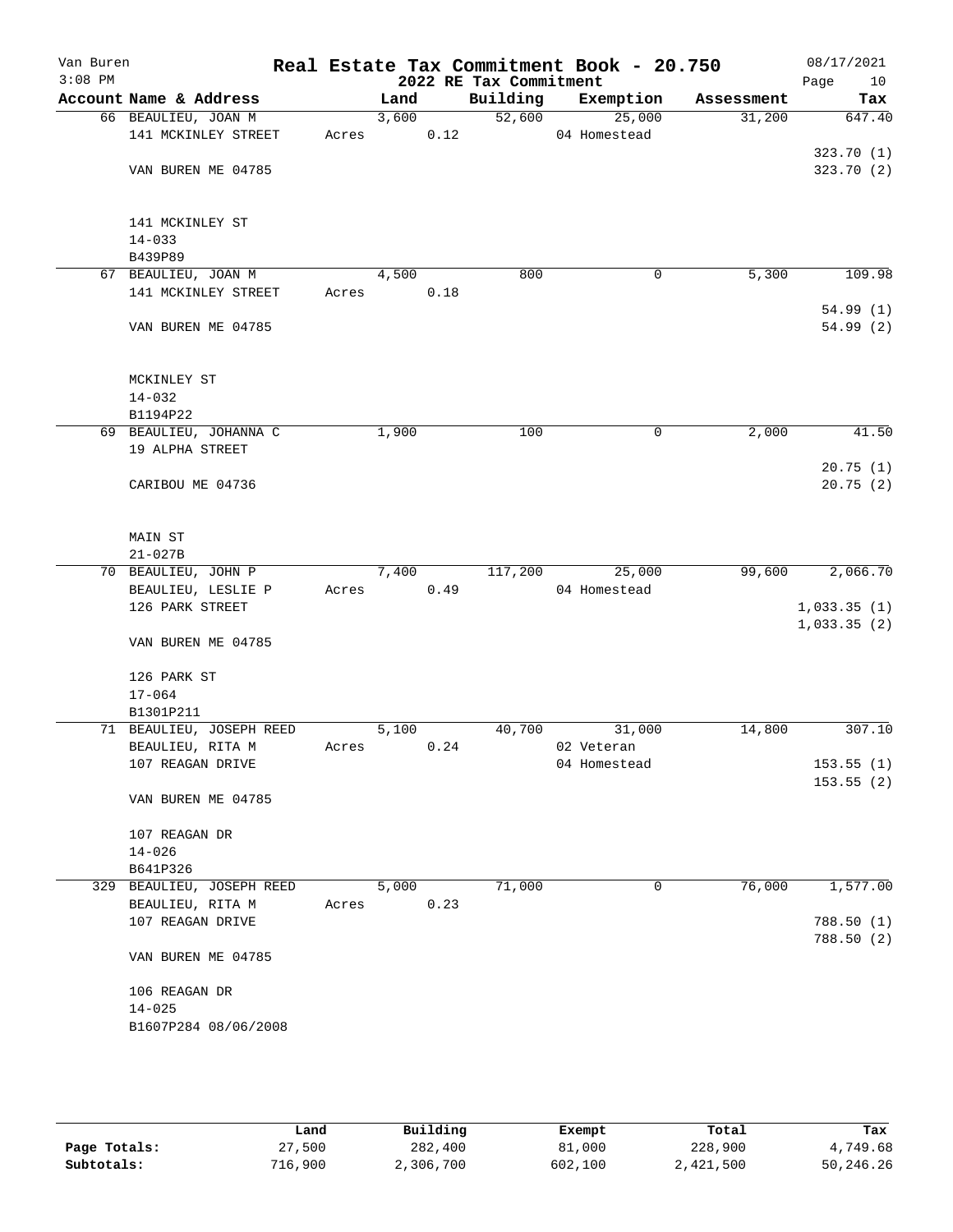# Van Buren — Real Estate Tax Commitment Book - 20.750

2022 RE Tax Commitment

3:08 PM — 08/17/2021

| Account | Name & Address | Land | Building | Exemption | Assessment | Tax |
|---|---|---|---|---|---|---|
| 66 | BEAULIEU, JOAN M<br>141 MCKINLEY STREET<br><br>VAN BUREN ME 04785<br><br>141 MCKINLEY ST<br>14-033<br>B439P89 | 3,600<br>Acres 0.12 | 52,600 | 25,000<br>04 Homestead | 31,200 | 647.40<br>323.70 (1)<br>323.70 (2) |
| 67 | BEAULIEU, JOAN M<br>141 MCKINLEY STREET<br><br>VAN BUREN ME 04785<br><br>MCKINLEY ST<br>14-032<br>B1194P22 | 4,500<br>Acres 0.18 | 800 | 0 | 5,300 | 109.98<br>54.99 (1)<br>54.99 (2) |
| 69 | BEAULIEU, JOHANNA C<br>19 ALPHA STREET<br><br>CARIBOU ME 04736<br><br>MAIN ST<br>21-027B | 1,900 | 100 | 0 | 2,000 | 41.50<br>20.75 (1)<br>20.75 (2) |
| 70 | BEAULIEU, JOHN P<br>BEAULIEU, LESLIE P<br>126 PARK STREET<br><br>VAN BUREN ME 04785<br><br>126 PARK ST<br>17-064<br>B1301P211 | 7,400<br>Acres 0.49 | 117,200 | 25,000<br>04 Homestead | 99,600 | 2,066.70<br>1,033.35 (1)<br>1,033.35 (2) |
| 71 | BEAULIEU, JOSEPH REED<br>BEAULIEU, RITA M<br>107 REAGAN DRIVE<br><br>VAN BUREN ME 04785<br><br>107 REAGAN DR<br>14-026<br>B641P326 | 5,100<br>Acres 0.24 | 40,700 | 31,000<br>02 Veteran<br>04 Homestead | 14,800 | 307.10<br>153.55 (1)<br>153.55 (2) |
| 329 | BEAULIEU, JOSEPH REED<br>BEAULIEU, RITA M<br>107 REAGAN DRIVE<br><br>VAN BUREN ME 04785<br><br>106 REAGAN DR<br>14-025<br>B1607P284 08/06/2008 | 5,000<br>Acres 0.23 | 71,000 | 0 | 76,000 | 1,577.00<br>788.50 (1)<br>788.50 (2) |

| | Land | Building | Exempt | Total | Tax |
|---|---|---|---|---|---|
| Page Totals: | 27,500 | 282,400 | 81,000 | 228,900 | 4,749.68 |
| Subtotals: | 716,900 | 2,306,700 | 602,100 | 2,421,500 | 50,246.26 |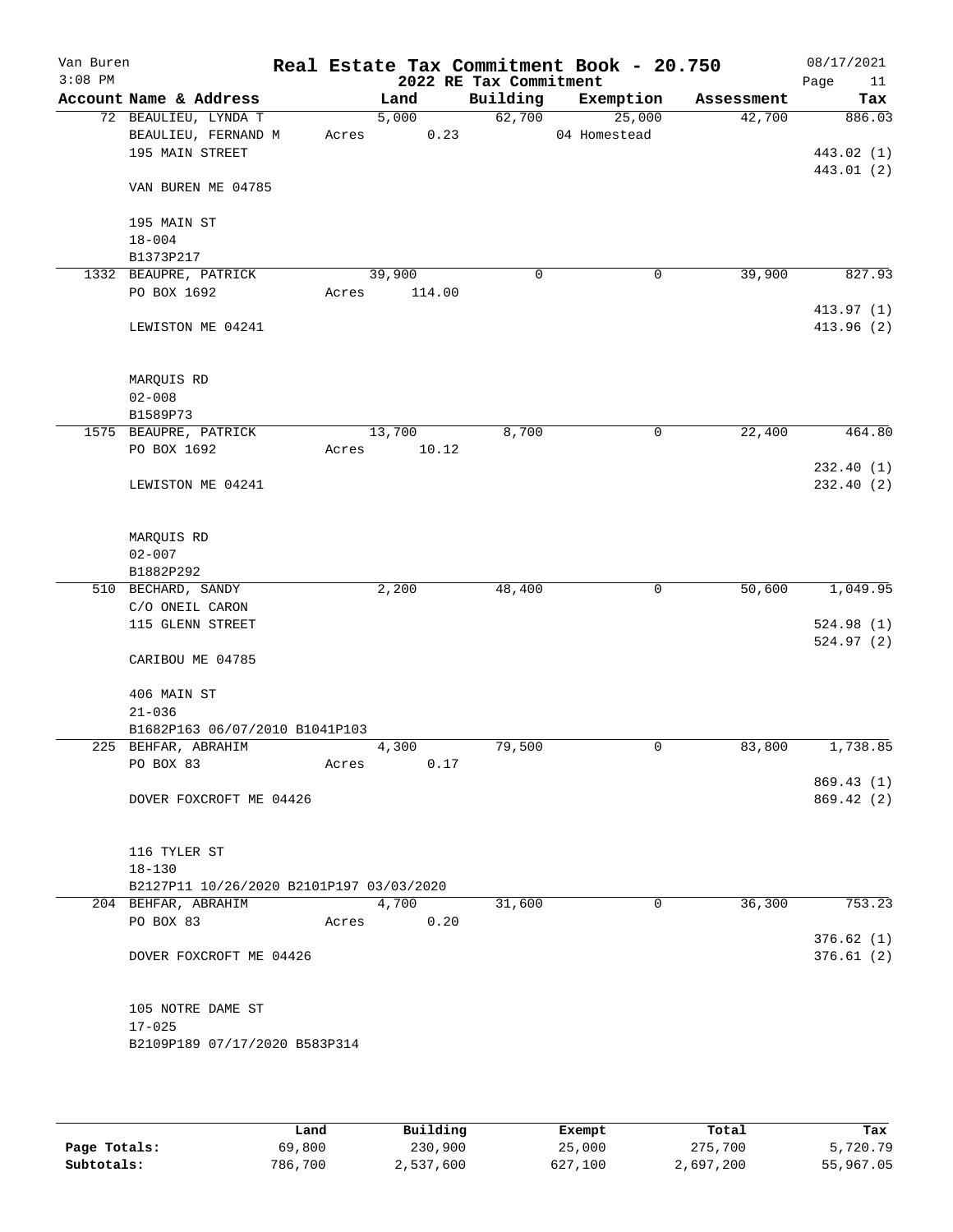Van Buren
3:08 PM

# Real Estate Tax Commitment Book - 20.750
## 2022 RE Tax Commitment

08/17/2021

| Account Name & Address | Land | Building | Exemption | Assessment | Tax |
|---|---|---|---|---|---|
| 72 BEAULIEU, LYNDA T | 5,000 | 62,700 | 25,000 | 42,700 | 886.03 |
| BEAULIEU, FERNAND M | Acres 0.23 | | 04 Homestead | | |
| 195 MAIN STREET | | | | | 443.02 (1) |
| | | | | | 443.01 (2) |
| VAN BUREN ME 04785 | | | | | |
| 195 MAIN ST | | | | | |
| 18-004 | | | | | |
| B1373P217 | | | | | |
| 1332 BEAUPRE, PATRICK | 39,900 | 0 | 0 | 39,900 | 827.93 |
| PO BOX 1692 | Acres 114.00 | | | | |
| | | | | | 413.97 (1) |
| LEWISTON ME 04241 | | | | | 413.96 (2) |
| MARQUIS RD | | | | | |
| 02-008 | | | | | |
| B1589P73 | | | | | |
| 1575 BEAUPRE, PATRICK | 13,700 | 8,700 | 0 | 22,400 | 464.80 |
| PO BOX 1692 | Acres 10.12 | | | | |
| | | | | | 232.40 (1) |
| LEWISTON ME 04241 | | | | | 232.40 (2) |
| MARQUIS RD | | | | | |
| 02-007 | | | | | |
| B1882P292 | | | | | |
| 510 BECHARD, SANDY | 2,200 | 48,400 | 0 | 50,600 | 1,049.95 |
| C/O ONEIL CARON | | | | | |
| 115 GLENN STREET | | | | | 524.98 (1) |
| | | | | | 524.97 (2) |
| CARIBOU ME 04785 | | | | | |
| 406 MAIN ST | | | | | |
| 21-036 | | | | | |
| B1682P163 06/07/2010 B1041P103 | | | | | |
| 225 BEHFAR, ABRAHIM | 4,300 | 79,500 | 0 | 83,800 | 1,738.85 |
| PO BOX 83 | Acres 0.17 | | | | |
| | | | | | 869.43 (1) |
| DOVER FOXCROFT ME 04426 | | | | | 869.42 (2) |
| 116 TYLER ST | | | | | |
| 18-130 | | | | | |
| B2127P11 10/26/2020 B2101P197 03/03/2020 | | | | | |
| 204 BEHFAR, ABRAHIM | 4,700 | 31,600 | 0 | 36,300 | 753.23 |
| PO BOX 83 | Acres 0.20 | | | | |
| | | | | | 376.62 (1) |
| DOVER FOXCROFT ME 04426 | | | | | 376.61 (2) |
| 105 NOTRE DAME ST | | | | | |
| 17-025 | | | | | |
| B2109P189 07/17/2020 B583P314 | | | | | |

| | Land | Building | Exempt | Total | Tax |
|---|---|---|---|---|---|
| Page Totals: | 69,800 | 230,900 | 25,000 | 275,700 | 5,720.79 |
| Subtotals: | 786,700 | 2,537,600 | 627,100 | 2,697,200 | 55,967.05 |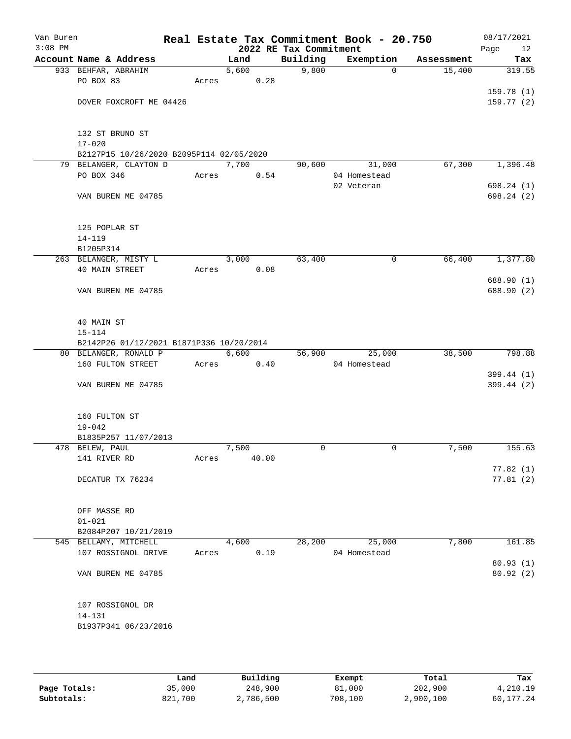Van Buren
3:08 PM

# Real Estate Tax Commitment Book - 20.750
## 2022 RE Tax Commitment

08/17/2021

| Account Name & Address | Land | Building | Exemption | Assessment | Tax |
|---|---|---|---|---|---|
| 933 BEHFAR, ABRAHIM | 5,600 | 9,800 | 0 | 15,400 | 319.55 |
| PO BOX 83 | Acres 0.28 | | | | |
| | | | | | 159.78 (1) |
| DOVER FOXCROFT ME 04426 | | | | | 159.77 (2) |
| 132 ST BRUNO ST | | | | | |
| 17-020 | | | | | |
| B2127P15 10/26/2020 B2095P114 02/05/2020 | | | | | |
| 79 BELANGER, CLAYTON D | 7,700 | 90,600 | 31,000 | 67,300 | 1,396.48 |
| PO BOX 346 | Acres 0.54 | | 04 Homestead | | |
| | | | 02 Veteran | | 698.24 (1) |
| VAN BUREN ME 04785 | | | | | 698.24 (2) |
| 125 POPLAR ST | | | | | |
| 14-119 | | | | | |
| B1205P314 | | | | | |
| 263 BELANGER, MISTY L | 3,000 | 63,400 | 0 | 66,400 | 1,377.80 |
| 40 MAIN STREET | Acres 0.08 | | | | |
| | | | | | 688.90 (1) |
| VAN BUREN ME 04785 | | | | | 688.90 (2) |
| 40 MAIN ST | | | | | |
| 15-114 | | | | | |
| B2142P26 01/12/2021 B1871P336 10/20/2014 | | | | | |
| 80 BELANGER, RONALD P | 6,600 | 56,900 | 25,000 | 38,500 | 798.88 |
| 160 FULTON STREET | Acres 0.40 | | 04 Homestead | | |
| | | | | | 399.44 (1) |
| VAN BUREN ME 04785 | | | | | 399.44 (2) |
| 160 FULTON ST | | | | | |
| 19-042 | | | | | |
| B1835P257 11/07/2013 | | | | | |
| 478 BELEW, PAUL | 7,500 | 0 | 0 | 7,500 | 155.63 |
| 141 RIVER RD | Acres 40.00 | | | | |
| | | | | | 77.82 (1) |
| DECATUR TX 76234 | | | | | 77.81 (2) |
| OFF MASSE RD | | | | | |
| 01-021 | | | | | |
| B2084P207 10/21/2019 | | | | | |
| 545 BELLAMY, MITCHELL | 4,600 | 28,200 | 25,000 | 7,800 | 161.85 |
| 107 ROSSIGNOL DRIVE | Acres 0.19 | | 04 Homestead | | |
| | | | | | 80.93 (1) |
| VAN BUREN ME 04785 | | | | | 80.92 (2) |
| 107 ROSSIGNOL DR | | | | | |
| 14-131 | | | | | |
| B1937P341 06/23/2016 | | | | | |

| | Land | Building | Exempt | Total | Tax |
|---|---|---|---|---|---|
| Page Totals: | 35,000 | 248,900 | 81,000 | 202,900 | 4,210.19 |
| Subtotals: | 821,700 | 2,786,500 | 708,100 | 2,900,100 | 60,177.24 |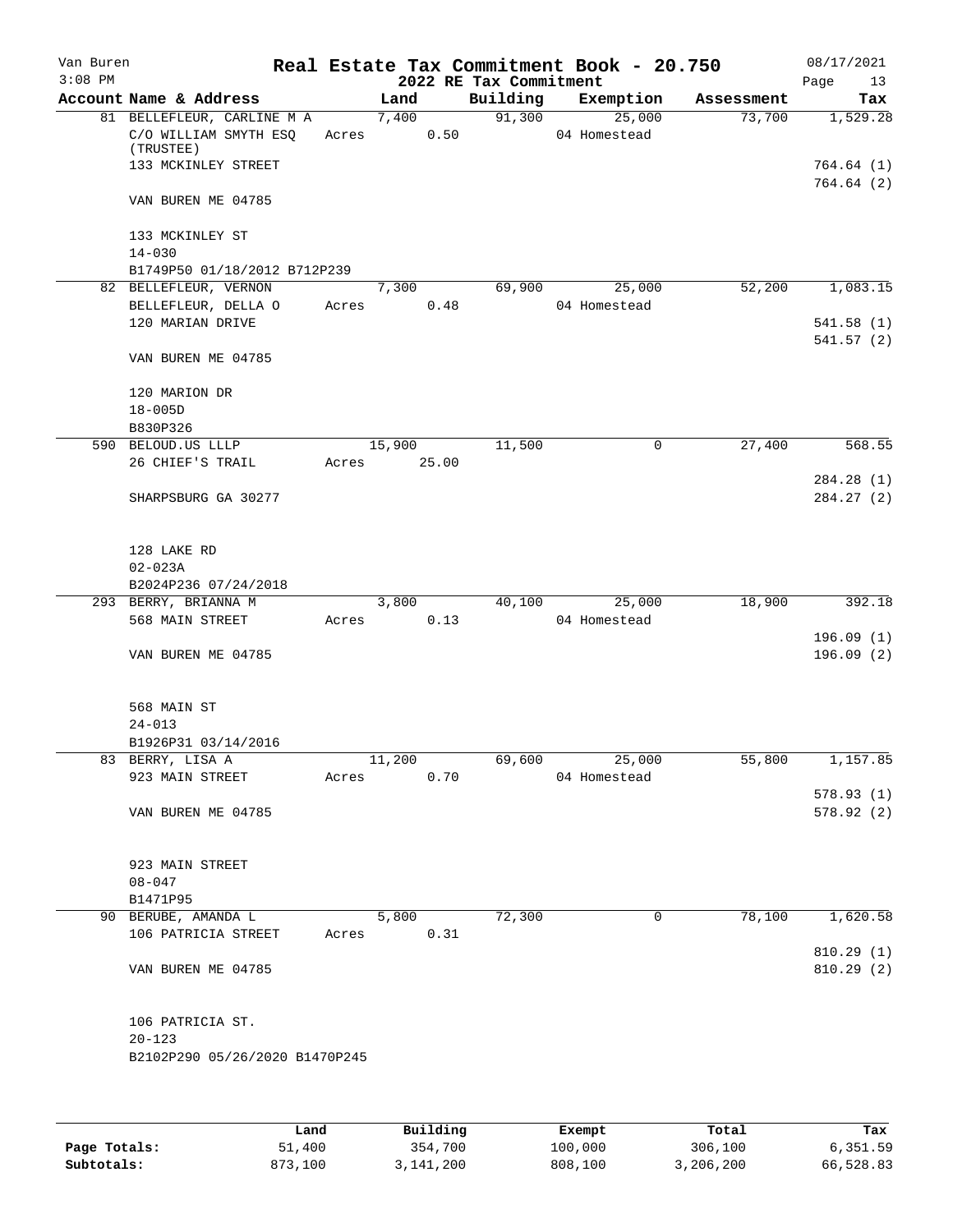Van Buren
3:08 PM

# Real Estate Tax Commitment Book - 20.750

## 2022 RE Tax Commitment

08/17/2021

| Account Name & Address | Land | Building | Exemption | Assessment | Tax |
|---|---|---|---|---|---|
| 81 BELLEFLEUR, CARLINE M A | 7,400 | 91,300 | 25,000 | 73,700 | 1,529.28 |
| C/O WILLIAM SMYTH ESQ (TRUSTEE) | Acres 0.50 | | 04 Homestead | | |
| 133 MCKINLEY STREET | | | | | 764.64 (1) |
| | | | | | 764.64 (2) |
| VAN BUREN ME 04785 | | | | | |
| 133 MCKINLEY ST | | | | | |
| 14-030 | | | | | |
| B1749P50 01/18/2012 B712P239 | | | | | |
| 82 BELLEFLEUR, VERNON | 7,300 | 69,900 | 25,000 | 52,200 | 1,083.15 |
| BELLEFLEUR, DELLA O | Acres 0.48 | | 04 Homestead | | |
| 120 MARIAN DRIVE | | | | | 541.58 (1) |
| | | | | | 541.57 (2) |
| VAN BUREN ME 04785 | | | | | |
| 120 MARION DR | | | | | |
| 18-005D | | | | | |
| B830P326 | | | | | |
| 590 BELOUD.US LLLP | 15,900 | 11,500 | 0 | 27,400 | 568.55 |
| 26 CHIEF'S TRAIL | Acres 25.00 | | | | |
| | | | | | 284.28 (1) |
| SHARPSBURG GA 30277 | | | | | 284.27 (2) |
| 128 LAKE RD | | | | | |
| 02-023A | | | | | |
| B2024P236 07/24/2018 | | | | | |
| 293 BERRY, BRIANNA M | 3,800 | 40,100 | 25,000 | 18,900 | 392.18 |
| 568 MAIN STREET | Acres 0.13 | | 04 Homestead | | |
| | | | | | 196.09 (1) |
| VAN BUREN ME 04785 | | | | | 196.09 (2) |
| 568 MAIN ST | | | | | |
| 24-013 | | | | | |
| B1926P31 03/14/2016 | | | | | |
| 83 BERRY, LISA A | 11,200 | 69,600 | 25,000 | 55,800 | 1,157.85 |
| 923 MAIN STREET | Acres 0.70 | | 04 Homestead | | |
| | | | | | 578.93 (1) |
| VAN BUREN ME 04785 | | | | | 578.92 (2) |
| 923 MAIN STREET | | | | | |
| 08-047 | | | | | |
| B1471P95 | | | | | |
| 90 BERUBE, AMANDA L | 5,800 | 72,300 | 0 | 78,100 | 1,620.58 |
| 106 PATRICIA STREET | Acres 0.31 | | | | |
| | | | | | 810.29 (1) |
| VAN BUREN ME 04785 | | | | | 810.29 (2) |
| 106 PATRICIA ST. | | | | | |
| 20-123 | | | | | |
| B2102P290 05/26/2020 B1470P245 | | | | | |

| | Land | Building | Exempt | Total | Tax |
|---|---|---|---|---|---|
| **Page Totals:** | 51,400 | 354,700 | 100,000 | 306,100 | 6,351.59 |
| **Subtotals:** | 873,100 | 3,141,200 | 808,100 | 3,206,200 | 66,528.83 |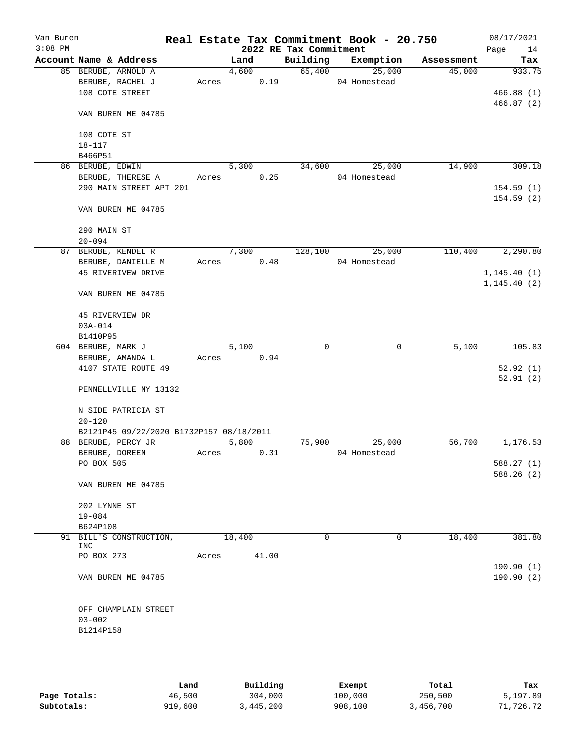# Real Estate Tax Commitment Book - 20.750

## 2022 RE Tax Commitment

Van Buren
3:08 PM

08/17/2021

| Account Name & Address | Land | Building | Exemption | Assessment | Tax |
|---|---|---|---|---|---|
| 85 BERUBE, ARNOLD A | 4,600 | 65,400 | 25,000 | 45,000 | 933.75 |
| BERUBE, RACHEL J | Acres 0.19 | | 04 Homestead | | |
| 108 COTE STREET | | | | | 466.88 (1) |
| | | | | | 466.87 (2) |
| VAN BUREN ME 04785 | | | | | |
| 108 COTE ST | | | | | |
| 18-117 | | | | | |
| B466P51 | | | | | |
| 86 BERUBE, EDWIN | 5,300 | 34,600 | 25,000 | 14,900 | 309.18 |
| BERUBE, THERESE A | Acres 0.25 | | 04 Homestead | | |
| 290 MAIN STREET APT 201 | | | | | 154.59 (1) |
| | | | | | 154.59 (2) |
| VAN BUREN ME 04785 | | | | | |
| 290 MAIN ST | | | | | |
| 20-094 | | | | | |
| 87 BERUBE, KENDEL R | 7,300 | 128,100 | 25,000 | 110,400 | 2,290.80 |
| BERUBE, DANIELLE M | Acres 0.48 | | 04 Homestead | | |
| 45 RIVERIVEW DRIVE | | | | | 1,145.40 (1) |
| | | | | | 1,145.40 (2) |
| VAN BUREN ME 04785 | | | | | |
| 45 RIVERVIEW DR | | | | | |
| 03A-014 | | | | | |
| B1410P95 | | | | | |
| 604 BERUBE, MARK J | 5,100 | 0 | 0 | 5,100 | 105.83 |
| BERUBE, AMANDA L | Acres 0.94 | | | | |
| 4107 STATE ROUTE 49 | | | | | 52.92 (1) |
| | | | | | 52.91 (2) |
| PENNELLVILLE NY 13132 | | | | | |
| N SIDE PATRICIA ST | | | | | |
| 20-120 | | | | | |
| B2121P45 09/22/2020 B1732P157 08/18/2011 | | | | | |
| 88 BERUBE, PERCY JR | 5,800 | 75,900 | 25,000 | 56,700 | 1,176.53 |
| BERUBE, DOREEN | Acres 0.31 | | 04 Homestead | | |
| PO BOX 505 | | | | | 588.27 (1) |
| | | | | | 588.26 (2) |
| VAN BUREN ME 04785 | | | | | |
| 202 LYNNE ST | | | | | |
| 19-084 | | | | | |
| B624P108 | | | | | |
| 91 BILL'S CONSTRUCTION, INC | 18,400 | 0 | 0 | 18,400 | 381.80 |
| PO BOX 273 | Acres 41.00 | | | | |
| | | | | | 190.90 (1) |
| VAN BUREN ME 04785 | | | | | 190.90 (2) |
| OFF CHAMPLAIN STREET | | | | | |
| 03-002 | | | | | |
| B1214P158 | | | | | |

| | Land | Building | Exempt | Total | Tax |
|---|---|---|---|---|---|
| Page Totals: | 46,500 | 304,000 | 100,000 | 250,500 | 5,197.89 |
| Subtotals: | 919,600 | 3,445,200 | 908,100 | 3,456,700 | 71,726.72 |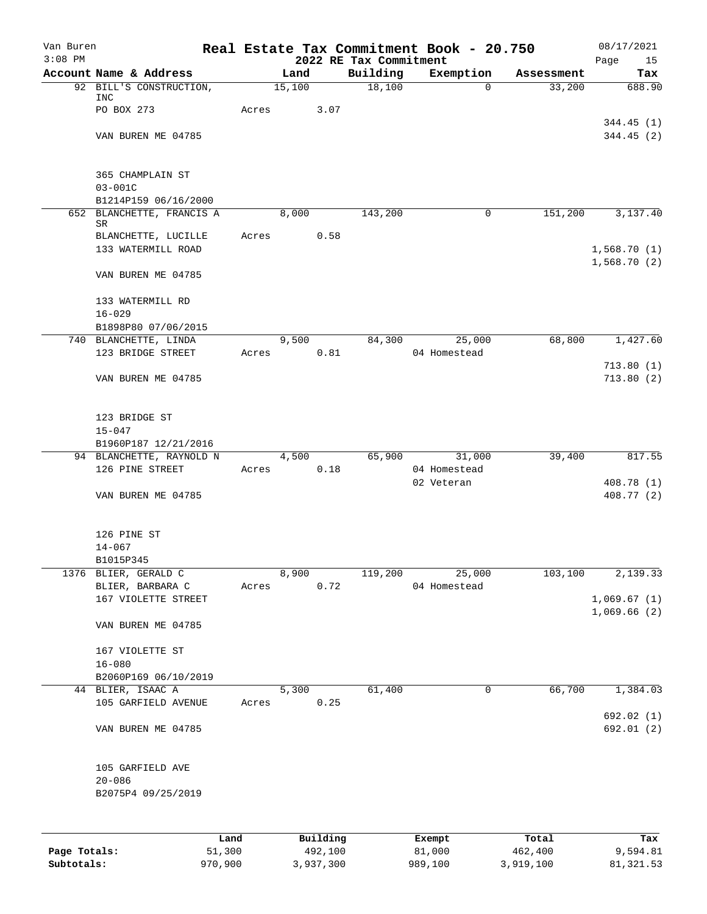# Real Estate Tax Commitment Book - 20.750

Van Buren
3:08 PM

2022 RE Tax Commitment

08/17/2021

| Account | Name & Address | Land | Building | Exemption | Assessment | Tax |
|---|---|---|---|---|---|---|
| 92 | BILL'S CONSTRUCTION, INC | 15,100 | 18,100 | 0 | 33,200 | 688.90 |
| | PO BOX 273 | Acres 3.07 | | | | |
| | | | | | | 344.45 (1) |
| | VAN BUREN ME 04785 | | | | | 344.45 (2) |
| | 365 CHAMPLAIN ST | | | | | |
| | 03-001C | | | | | |
| | B1214P159 06/16/2000 | | | | | |
| 652 | BLANCHETTE, FRANCIS A SR | 8,000 | 143,200 | 0 | 151,200 | 3,137.40 |
| | BLANCHETTE, LUCILLE | Acres 0.58 | | | | |
| | 133 WATERMILL ROAD | | | | | 1,568.70 (1) |
| | | | | | | 1,568.70 (2) |
| | VAN BUREN ME 04785 | | | | | |
| | 133 WATERMILL RD | | | | | |
| | 16-029 | | | | | |
| | B1898P80 07/06/2015 | | | | | |
| 740 | BLANCHETTE, LINDA | 9,500 | 84,300 | 25,000 | 68,800 | 1,427.60 |
| | 123 BRIDGE STREET | Acres 0.81 | | 04 Homestead | | |
| | | | | | | 713.80 (1) |
| | VAN BUREN ME 04785 | | | | | 713.80 (2) |
| | 123 BRIDGE ST | | | | | |
| | 15-047 | | | | | |
| | B1960P187 12/21/2016 | | | | | |
| 94 | BLANCHETTE, RAYNOLD N | 4,500 | 65,900 | 31,000 | 39,400 | 817.55 |
| | 126 PINE STREET | Acres 0.18 | | 04 Homestead | | |
| | | | | 02 Veteran | | 408.78 (1) |
| | VAN BUREN ME 04785 | | | | | 408.77 (2) |
| | 126 PINE ST | | | | | |
| | 14-067 | | | | | |
| | B1015P345 | | | | | |
| 1376 | BLIER, GERALD C | 8,900 | 119,200 | 25,000 | 103,100 | 2,139.33 |
| | BLIER, BARBARA C | Acres 0.72 | | 04 Homestead | | |
| | 167 VIOLETTE STREET | | | | | 1,069.67 (1) |
| | | | | | | 1,069.66 (2) |
| | VAN BUREN ME 04785 | | | | | |
| | 167 VIOLETTE ST | | | | | |
| | 16-080 | | | | | |
| | B2060P169 06/10/2019 | | | | | |
| 44 | BLIER, ISAAC A | 5,300 | 61,400 | 0 | 66,700 | 1,384.03 |
| | 105 GARFIELD AVENUE | Acres 0.25 | | | | |
| | | | | | | 692.02 (1) |
| | VAN BUREN ME 04785 | | | | | 692.01 (2) |
| | 105 GARFIELD AVE | | | | | |
| | 20-086 | | | | | |
| | B2075P4 09/25/2019 | | | | | |

| | Land | Building | Exempt | Total | Tax |
|---|---|---|---|---|---|
| Page Totals: | 51,300 | 492,100 | 81,000 | 462,400 | 9,594.81 |
| Subtotals: | 970,900 | 3,937,300 | 989,100 | 3,919,100 | 81,321.53 |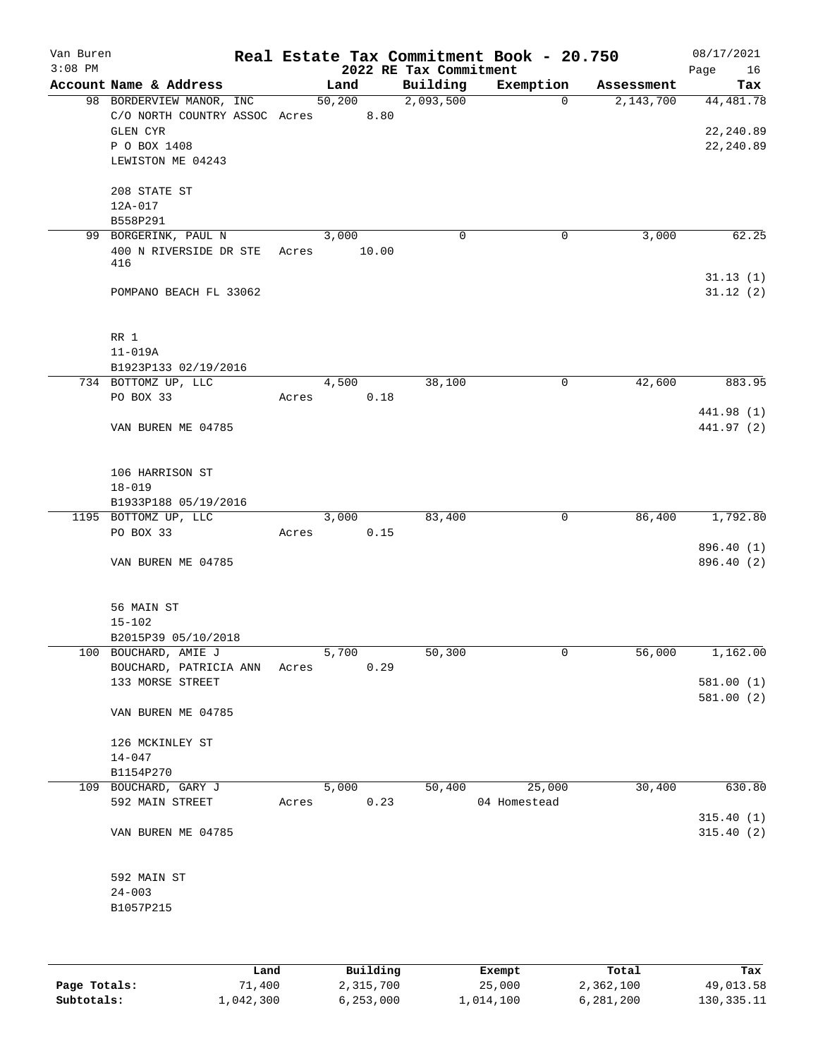# Real Estate Tax Commitment Book - 20.750

Van Buren
3:08 PM

2022 RE Tax Commitment

08/17/2021

| Account Name & Address | Land | Building | Exemption | Assessment | Tax |
|---|---|---|---|---|---|
| 98 BORDERVIEW MANOR, INC | 50,200 | 2,093,500 | 0 | 2,143,700 | 44,481.78 |
| C/O NORTH COUNTRY ASSOC Acres | 8.80 | | | | |
| GLEN CYR | | | | | 22,240.89 |
| P O BOX 1408 | | | | | 22,240.89 |
| LEWISTON ME 04243 | | | | | |
| 208 STATE ST | | | | | |
| 12A-017 | | | | | |
| B558P291 | | | | | |
| 99 BORGERINK, PAUL N | 3,000 | 0 | 0 | 3,000 | 62.25 |
| 400 N RIVERSIDE DR STE 416 Acres | 10.00 | | | | |
| | | | | | 31.13 (1) |
| POMPANO BEACH FL 33062 | | | | | 31.12 (2) |
| RR 1 | | | | | |
| 11-019A | | | | | |
| B1923P133 02/19/2016 | | | | | |
| 734 BOTTOMZ UP, LLC | 4,500 | 38,100 | 0 | 42,600 | 883.95 |
| PO BOX 33 Acres | 0.18 | | | | |
| | | | | | 441.98 (1) |
| VAN BUREN ME 04785 | | | | | 441.97 (2) |
| 106 HARRISON ST | | | | | |
| 18-019 | | | | | |
| B1933P188 05/19/2016 | | | | | |
| 1195 BOTTOMZ UP, LLC | 3,000 | 83,400 | 0 | 86,400 | 1,792.80 |
| PO BOX 33 Acres | 0.15 | | | | |
| | | | | | 896.40 (1) |
| VAN BUREN ME 04785 | | | | | 896.40 (2) |
| 56 MAIN ST | | | | | |
| 15-102 | | | | | |
| B2015P39 05/10/2018 | | | | | |
| 100 BOUCHARD, AMIE J | 5,700 | 50,300 | 0 | 56,000 | 1,162.00 |
| BOUCHARD, PATRICIA ANN Acres | 0.29 | | | | |
| 133 MORSE STREET | | | | | 581.00 (1) |
| | | | | | 581.00 (2) |
| VAN BUREN ME 04785 | | | | | |
| 126 MCKINLEY ST | | | | | |
| 14-047 | | | | | |
| B1154P270 | | | | | |
| 109 BOUCHARD, GARY J | 5,000 | 50,400 | 25,000 | 30,400 | 630.80 |
| 592 MAIN STREET Acres | 0.23 | | 04 Homestead | | |
| | | | | | 315.40 (1) |
| VAN BUREN ME 04785 | | | | | 315.40 (2) |
| 592 MAIN ST | | | | | |
| 24-003 | | | | | |
| B1057P215 | | | | | |

| | Land | Building | Exempt | Total | Tax |
|---|---|---|---|---|---|
| Page Totals: | 71,400 | 2,315,700 | 25,000 | 2,362,100 | 49,013.58 |
| Subtotals: | 1,042,300 | 6,253,000 | 1,014,100 | 6,281,200 | 130,335.11 |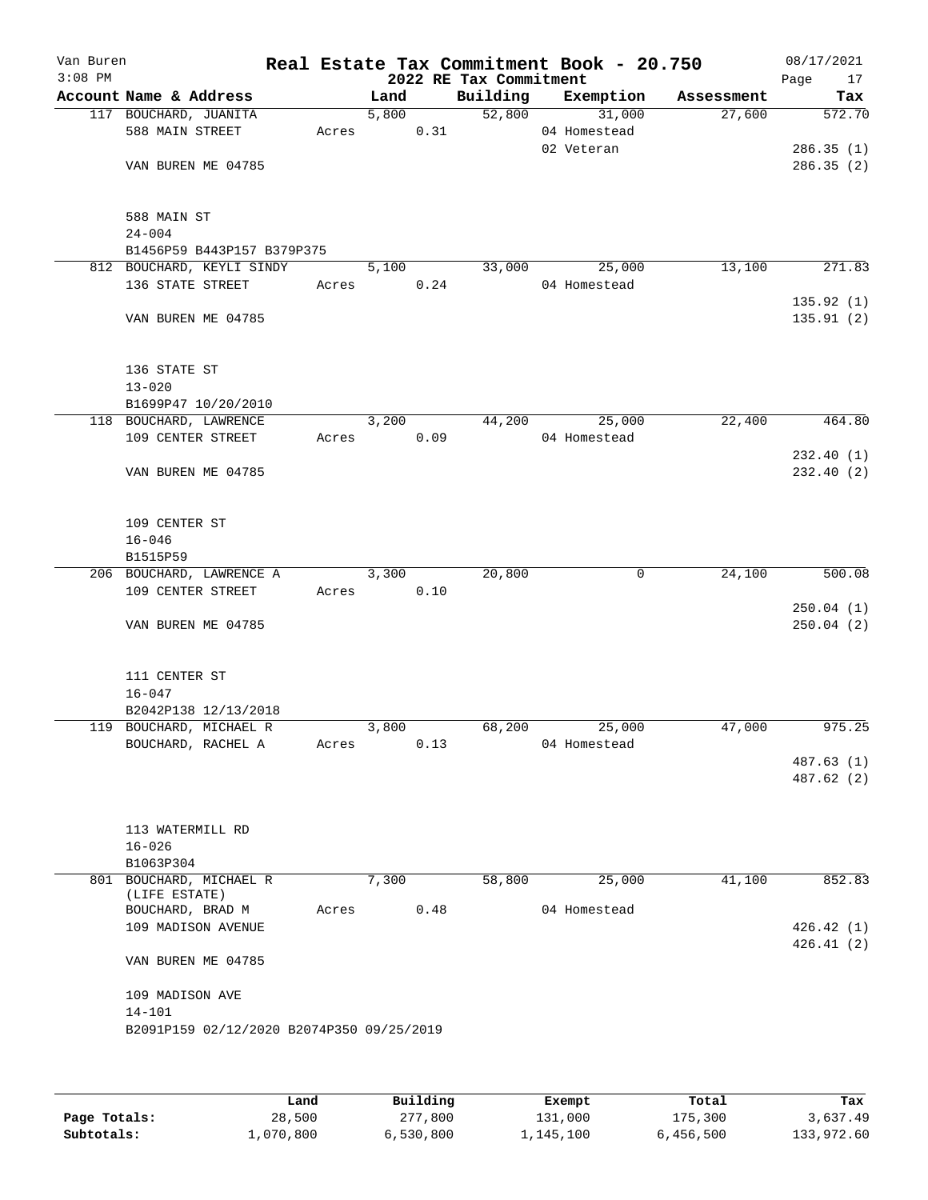# Real Estate Tax Commitment Book - 20.750

Van Buren
3:08 PM

2022 RE Tax Commitment

08/17/2021

| Account Name & Address | | Land | Building | Exemption | Assessment | Tax |
|---|---|---|---|---|---|---|
| 117 BOUCHARD, JUANITA | | 5,800 | 52,800 | 31,000 | 27,600 | 572.70 |
| 588 MAIN STREET | Acres | 0.31 | | 04 Homestead | | |
| | | | | 02 Veteran | | 286.35 (1) |
| VAN BUREN ME 04785 | | | | | | 286.35 (2) |
| 588 MAIN ST | | | | | | |
| 24-004 | | | | | | |
| B1456P59 B443P157 B379P375 | | | | | | |
| 812 BOUCHARD, KEYLI SINDY | | 5,100 | 33,000 | 25,000 | 13,100 | 271.83 |
| 136 STATE STREET | Acres | 0.24 | | 04 Homestead | | |
| | | | | | | 135.92 (1) |
| VAN BUREN ME 04785 | | | | | | 135.91 (2) |
| 136 STATE ST | | | | | | |
| 13-020 | | | | | | |
| B1699P47 10/20/2010 | | | | | | |
| 118 BOUCHARD, LAWRENCE | | 3,200 | 44,200 | 25,000 | 22,400 | 464.80 |
| 109 CENTER STREET | Acres | 0.09 | | 04 Homestead | | |
| | | | | | | 232.40 (1) |
| VAN BUREN ME 04785 | | | | | | 232.40 (2) |
| 109 CENTER ST | | | | | | |
| 16-046 | | | | | | |
| B1515P59 | | | | | | |
| 206 BOUCHARD, LAWRENCE A | | 3,300 | 20,800 | 0 | 24,100 | 500.08 |
| 109 CENTER STREET | Acres | 0.10 | | | | |
| | | | | | | 250.04 (1) |
| VAN BUREN ME 04785 | | | | | | 250.04 (2) |
| 111 CENTER ST | | | | | | |
| 16-047 | | | | | | |
| B2042P138 12/13/2018 | | | | | | |
| 119 BOUCHARD, MICHAEL R | | 3,800 | 68,200 | 25,000 | 47,000 | 975.25 |
| BOUCHARD, RACHEL A | Acres | 0.13 | | 04 Homestead | | |
| | | | | | | 487.63 (1) |
| | | | | | | 487.62 (2) |
| 113 WATERMILL RD | | | | | | |
| 16-026 | | | | | | |
| B1063P304 | | | | | | |
| 801 BOUCHARD, MICHAEL R (LIFE ESTATE) | | 7,300 | 58,800 | 25,000 | 41,100 | 852.83 |
| BOUCHARD, BRAD M | Acres | 0.48 | | 04 Homestead | | |
| 109 MADISON AVENUE | | | | | | 426.42 (1) |
| | | | | | | 426.41 (2) |
| VAN BUREN ME 04785 | | | | | | |
| 109 MADISON AVE | | | | | | |
| 14-101 | | | | | | |
| B2091P159 02/12/2020 B2074P350 09/25/2019 | | | | | | |

| | Land | Building | Exempt | Total | Tax |
|---|---|---|---|---|---|
| Page Totals: | 28,500 | 277,800 | 131,000 | 175,300 | 3,637.49 |
| Subtotals: | 1,070,800 | 6,530,800 | 1,145,100 | 6,456,500 | 133,972.60 |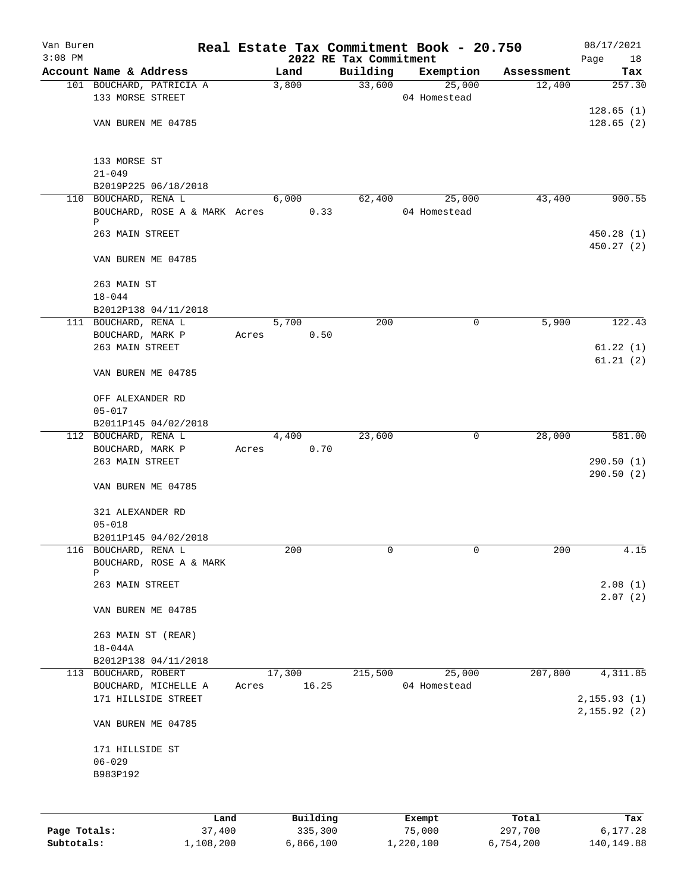# Real Estate Tax Commitment Book - 20.750

Van Buren
3:08 PM

2022 RE Tax Commitment

08/17/2021

| Account Name & Address | Land | Building | Exemption | Assessment | Tax |
|---|---|---|---|---|---|
| 101 BOUCHARD, PATRICIA A<br>133 MORSE STREET<br><br>VAN BUREN ME 04785<br><br>133 MORSE ST<br>21-049<br>B2019P225 06/18/2018 | 3,800 | 33,600 | 25,000<br>04 Homestead | 12,400 | 257.30<br><br>128.65 (1)<br>128.65 (2) |
| 110 BOUCHARD, RENA L<br>BOUCHARD, ROSE A & MARK P<br>263 MAIN STREET<br><br>VAN BUREN ME 04785<br><br>263 MAIN ST<br>18-044<br>B2012P138 04/11/2018 | 6,000<br>Acres 0.33 | 62,400 | 25,000<br>04 Homestead | 43,400 | 900.55<br><br>450.28 (1)<br>450.27 (2) |
| 111 BOUCHARD, RENA L<br>BOUCHARD, MARK P<br>263 MAIN STREET<br><br>VAN BUREN ME 04785<br><br>OFF ALEXANDER RD<br>05-017<br>B2011P145 04/02/2018 | 5,700<br>Acres 0.50 | 200 | 0 | 5,900 | 122.43<br><br>61.22 (1)<br>61.21 (2) |
| 112 BOUCHARD, RENA L<br>BOUCHARD, MARK P<br>263 MAIN STREET<br><br>VAN BUREN ME 04785<br><br>321 ALEXANDER RD<br>05-018<br>B2011P145 04/02/2018 | 4,400<br>Acres 0.70 | 23,600 | 0 | 28,000 | 581.00<br><br>290.50 (1)<br>290.50 (2) |
| 116 BOUCHARD, RENA L<br>BOUCHARD, ROSE A & MARK P<br>263 MAIN STREET<br><br>VAN BUREN ME 04785<br><br>263 MAIN ST (REAR)<br>18-044A<br>B2012P138 04/11/2018 | 200 | 0 | 0 | 200 | 4.15<br><br>2.08 (1)<br>2.07 (2) |
| 113 BOUCHARD, ROBERT<br>BOUCHARD, MICHELLE A<br>171 HILLSIDE STREET<br><br>VAN BUREN ME 04785<br><br>171 HILLSIDE ST<br>06-029<br>B983P192 | 17,300<br>Acres 16.25 | 215,500 | 25,000<br>04 Homestead | 207,800 | 4,311.85<br><br>2,155.93 (1)<br>2,155.92 (2) |

| | Land | Building | Exempt | Total | Tax |
|---|---|---|---|---|---|
| Page Totals: | 37,400 | 335,300 | 75,000 | 297,700 | 6,177.28 |
| Subtotals: | 1,108,200 | 6,866,100 | 1,220,100 | 6,754,200 | 140,149.88 |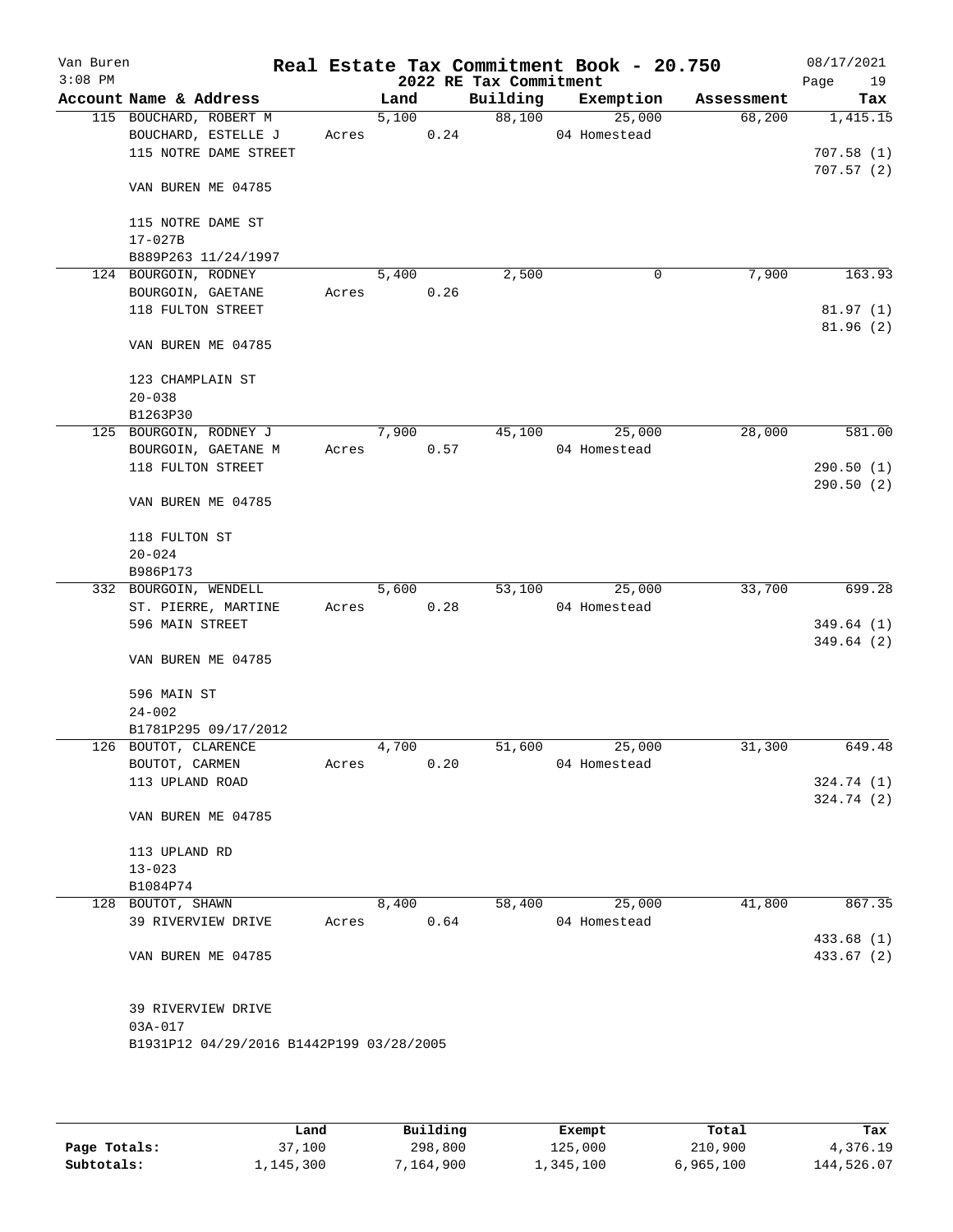Van Buren
3:08 PM

# Real Estate Tax Commitment Book - 20.750

## 2022 RE Tax Commitment

08/17/2021

| Account Name & Address | Land | Building | Exemption | Assessment | Tax |
|---|---|---|---|---|---|
| 115 BOUCHARD, ROBERT M<br>BOUCHARD, ESTELLE J<br>115 NOTRE DAME STREET<br><br>VAN BUREN ME 04785<br><br>115 NOTRE DAME ST<br>17-027B<br>B889P263 11/24/1997 | 5,100<br>Acres 0.24 | 88,100 | 25,000<br>04 Homestead | 68,200 | 1,415.15<br><br>707.58 (1)<br>707.57 (2) |
| 124 BOURGOIN, RODNEY<br>BOURGOIN, GAETANE<br>118 FULTON STREET<br><br>VAN BUREN ME 04785<br><br>123 CHAMPLAIN ST<br>20-038<br>B1263P30 | 5,400<br>Acres 0.26 | 2,500 | 0 | 7,900 | 163.93<br><br>81.97 (1)<br>81.96 (2) |
| 125 BOURGOIN, RODNEY J<br>BOURGOIN, GAETANE M<br>118 FULTON STREET<br><br>VAN BUREN ME 04785<br><br>118 FULTON ST<br>20-024<br>B986P173 | 7,900<br>Acres 0.57 | 45,100 | 25,000<br>04 Homestead | 28,000 | 581.00<br><br>290.50 (1)<br>290.50 (2) |
| 332 BOURGOIN, WENDELL<br>ST. PIERRE, MARTINE<br>596 MAIN STREET<br><br>VAN BUREN ME 04785<br><br>596 MAIN ST<br>24-002<br>B1781P295 09/17/2012 | 5,600<br>Acres 0.28 | 53,100 | 25,000<br>04 Homestead | 33,700 | 699.28<br><br>349.64 (1)<br>349.64 (2) |
| 126 BOUTOT, CLARENCE<br>BOUTOT, CARMEN<br>113 UPLAND ROAD<br><br>VAN BUREN ME 04785<br><br>113 UPLAND RD<br>13-023<br>B1084P74 | 4,700<br>Acres 0.20 | 51,600 | 25,000<br>04 Homestead | 31,300 | 649.48<br><br>324.74 (1)<br>324.74 (2) |
| 128 BOUTOT, SHAWN<br>39 RIVERVIEW DRIVE<br><br>VAN BUREN ME 04785<br><br>39 RIVERVIEW DRIVE<br>03A-017<br>B1931P12 04/29/2016 B1442P199 03/28/2005 | 8,400<br>Acres 0.64 | 58,400 | 25,000<br>04 Homestead | 41,800 | 867.35<br><br>433.68 (1)<br>433.67 (2) |

| | Land | Building | Exempt | Total | Tax |
|---|---|---|---|---|---|
| Page Totals: | 37,100 | 298,800 | 125,000 | 210,900 | 4,376.19 |
| Subtotals: | 1,145,300 | 7,164,900 | 1,345,100 | 6,965,100 | 144,526.07 |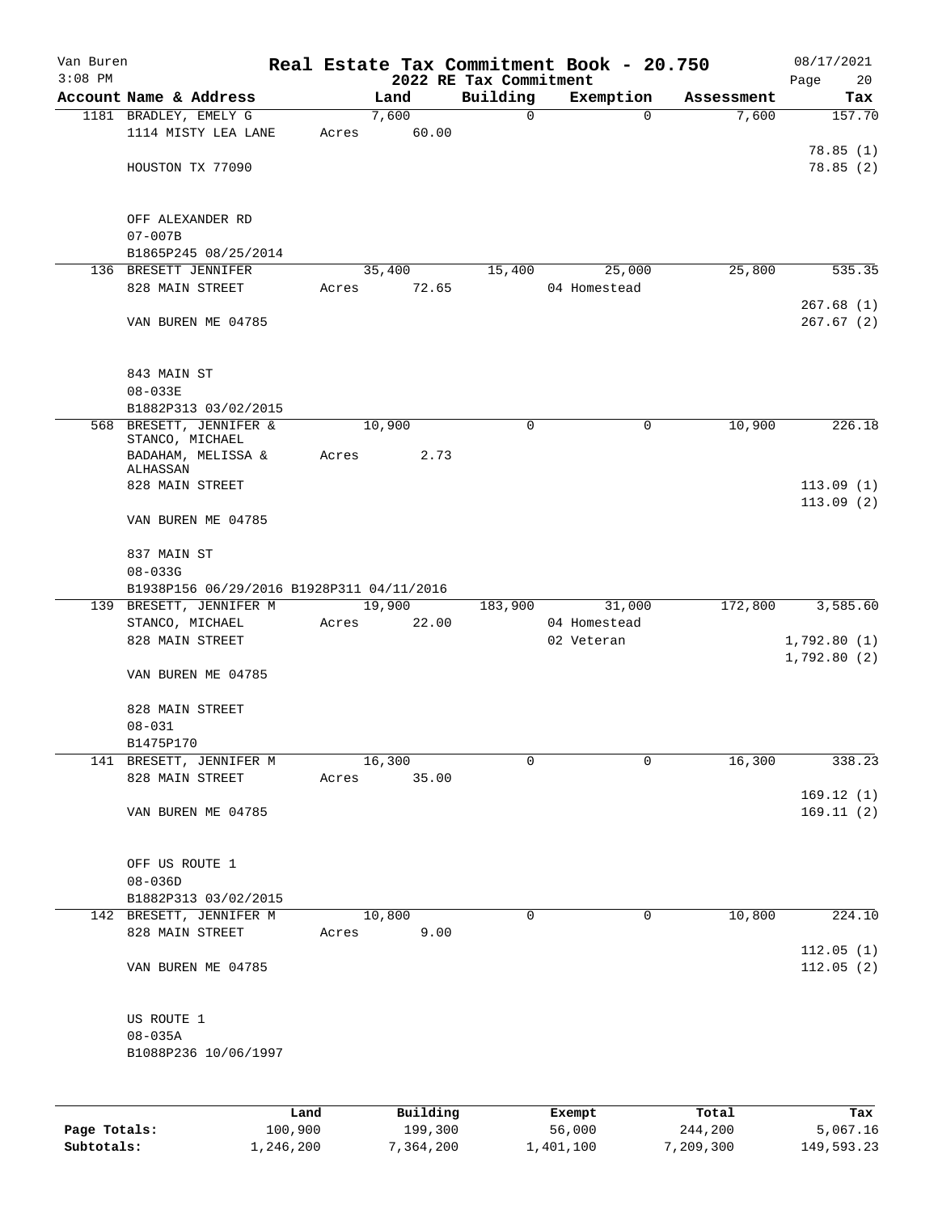Van Buren
3:08 PM

# Real Estate Tax Commitment Book - 20.750

## 2022 RE Tax Commitment

08/17/2021

| Account Name & Address | Land | Building | Exemption | Assessment | Tax |
|---|---|---|---|---|---|
| 1181 BRADLEY, EMELY G | 7,600 | 0 | 0 | 7,600 | 157.70 |
| 1114 MISTY LEA LANE | Acres 60.00 | | | | |
| | | | | | 78.85 (1) |
| HOUSTON TX 77090 | | | | | 78.85 (2) |
| OFF ALEXANDER RD | | | | | |
| 07-007B | | | | | |
| B1865P245 08/25/2014 | | | | | |
| 136 BRESETT JENNIFER | 35,400 | 15,400 | 25,000 | 25,800 | 535.35 |
| 828 MAIN STREET | Acres 72.65 | | 04 Homestead | | |
| | | | | | 267.68 (1) |
| VAN BUREN ME 04785 | | | | | 267.67 (2) |
| 843 MAIN ST | | | | | |
| 08-033E | | | | | |
| B1882P313 03/02/2015 | | | | | |
| 568 BRESETT, JENNIFER & STANCO, MICHAEL | 10,900 | 0 | 0 | 10,900 | 226.18 |
| BADAHAM, MELISSA & ALHASSAN | Acres 2.73 | | | | |
| 828 MAIN STREET | | | | | 113.09 (1) |
| | | | | | 113.09 (2) |
| VAN BUREN ME 04785 | | | | | |
| 837 MAIN ST | | | | | |
| 08-033G | | | | | |
| B1938P156 06/29/2016 B1928P311 04/11/2016 | | | | | |
| 139 BRESETT, JENNIFER M | 19,900 | 183,900 | 31,000 | 172,800 | 3,585.60 |
| STANCO, MICHAEL | Acres 22.00 | | 04 Homestead | | |
| 828 MAIN STREET | | | 02 Veteran | | 1,792.80 (1) |
| | | | | | 1,792.80 (2) |
| VAN BUREN ME 04785 | | | | | |
| 828 MAIN STREET | | | | | |
| 08-031 | | | | | |
| B1475P170 | | | | | |
| 141 BRESETT, JENNIFER M | 16,300 | 0 | 0 | 16,300 | 338.23 |
| 828 MAIN STREET | Acres 35.00 | | | | |
| | | | | | 169.12 (1) |
| VAN BUREN ME 04785 | | | | | 169.11 (2) |
| OFF US ROUTE 1 | | | | | |
| 08-036D | | | | | |
| B1882P313 03/02/2015 | | | | | |
| 142 BRESETT, JENNIFER M | 10,800 | 0 | 0 | 10,800 | 224.10 |
| 828 MAIN STREET | Acres 9.00 | | | | |
| | | | | | 112.05 (1) |
| VAN BUREN ME 04785 | | | | | 112.05 (2) |
| US ROUTE 1 | | | | | |
| 08-035A | | | | | |
| B1088P236 10/06/1997 | | | | | |

| | Land | Building | Exempt | Total | Tax |
|---|---|---|---|---|---|
| Page Totals: | 100,900 | 199,300 | 56,000 | 244,200 | 5,067.16 |
| Subtotals: | 1,246,200 | 7,364,200 | 1,401,100 | 7,209,300 | 149,593.23 |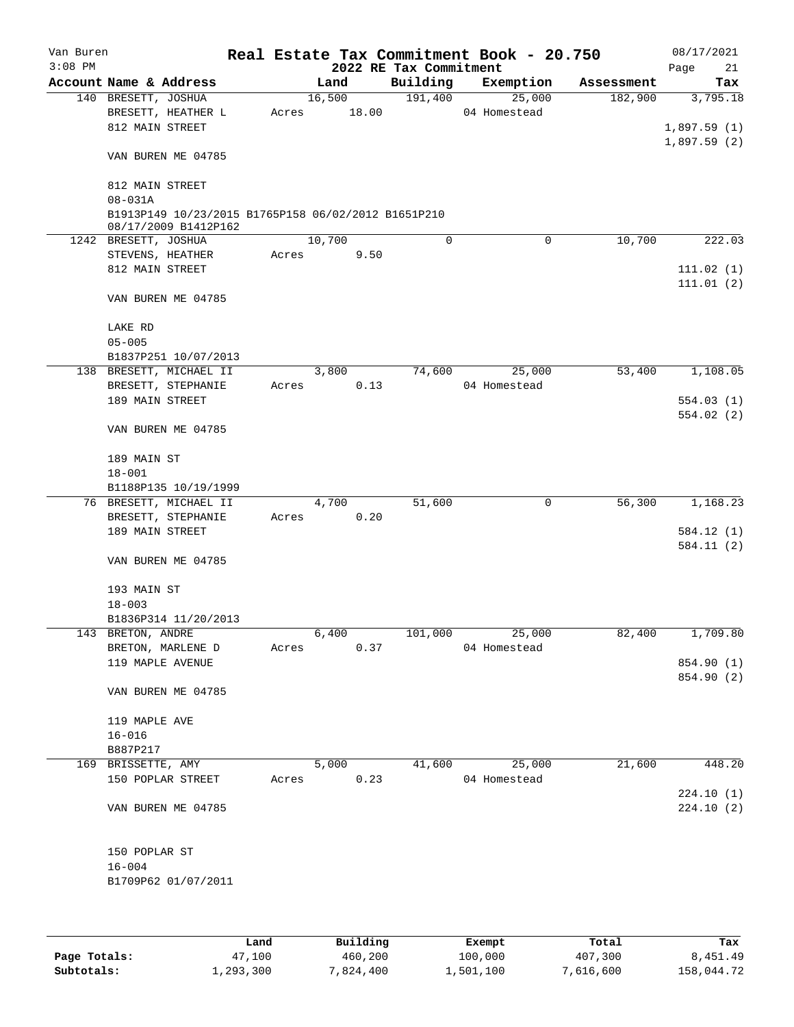Van Buren 3:08 PM

# Real Estate Tax Commitment Book - 20.750

## 2022 RE Tax Commitment

08/17/2021 Page 21

| Account Name & Address | Land | Building | Exemption | Assessment | Tax |
|---|---|---|---|---|---|
| 140 BRESETT, JOSHUA | 16,500 | 191,400 | 25,000 | 182,900 | 3,795.18 |
| BRESETT, HEATHER L | Acres 18.00 | | 04 Homestead | | |
| 812 MAIN STREET | | | | | 1,897.59 (1) |
| | | | | | 1,897.59 (2) |
| VAN BUREN ME 04785 | | | | | |
| 812 MAIN STREET | | | | | |
| 08-031A | | | | | |
| B1913P149 10/23/2015 B1765P158 06/02/2012 B1651P210 08/17/2009 B1412P162 | | | | | |
| 1242 BRESETT, JOSHUA | 10,700 | 0 | 0 | 10,700 | 222.03 |
| STEVENS, HEATHER | Acres 9.50 | | | | |
| 812 MAIN STREET | | | | | 111.02 (1) |
| | | | | | 111.01 (2) |
| VAN BUREN ME 04785 | | | | | |
| LAKE RD | | | | | |
| 05-005 | | | | | |
| B1837P251 10/07/2013 | | | | | |
| 138 BRESETT, MICHAEL II | 3,800 | 74,600 | 25,000 | 53,400 | 1,108.05 |
| BRESETT, STEPHANIE | Acres 0.13 | | 04 Homestead | | |
| 189 MAIN STREET | | | | | 554.03 (1) |
| | | | | | 554.02 (2) |
| VAN BUREN ME 04785 | | | | | |
| 189 MAIN ST | | | | | |
| 18-001 | | | | | |
| B1188P135 10/19/1999 | | | | | |
| 76 BRESETT, MICHAEL II | 4,700 | 51,600 | 0 | 56,300 | 1,168.23 |
| BRESETT, STEPHANIE | Acres 0.20 | | | | |
| 189 MAIN STREET | | | | | 584.12 (1) |
| | | | | | 584.11 (2) |
| VAN BUREN ME 04785 | | | | | |
| 193 MAIN ST | | | | | |
| 18-003 | | | | | |
| B1836P314 11/20/2013 | | | | | |
| 143 BRETON, ANDRE | 6,400 | 101,000 | 25,000 | 82,400 | 1,709.80 |
| BRETON, MARLENE D | Acres 0.37 | | 04 Homestead | | |
| 119 MAPLE AVENUE | | | | | 854.90 (1) |
| | | | | | 854.90 (2) |
| VAN BUREN ME 04785 | | | | | |
| 119 MAPLE AVE | | | | | |
| 16-016 | | | | | |
| B887P217 | | | | | |
| 169 BRISSETTE, AMY | 5,000 | 41,600 | 25,000 | 21,600 | 448.20 |
| 150 POPLAR STREET | Acres 0.23 | | 04 Homestead | | |
| | | | | | 224.10 (1) |
| VAN BUREN ME 04785 | | | | | 224.10 (2) |
| 150 POPLAR ST | | | | | |
| 16-004 | | | | | |
| B1709P62 01/07/2011 | | | | | |

| | Land | Building | Exempt | Total | Tax |
|---|---|---|---|---|---|
| Page Totals: | 47,100 | 460,200 | 100,000 | 407,300 | 8,451.49 |
| Subtotals: | 1,293,300 | 7,824,400 | 1,501,100 | 7,616,600 | 158,044.72 |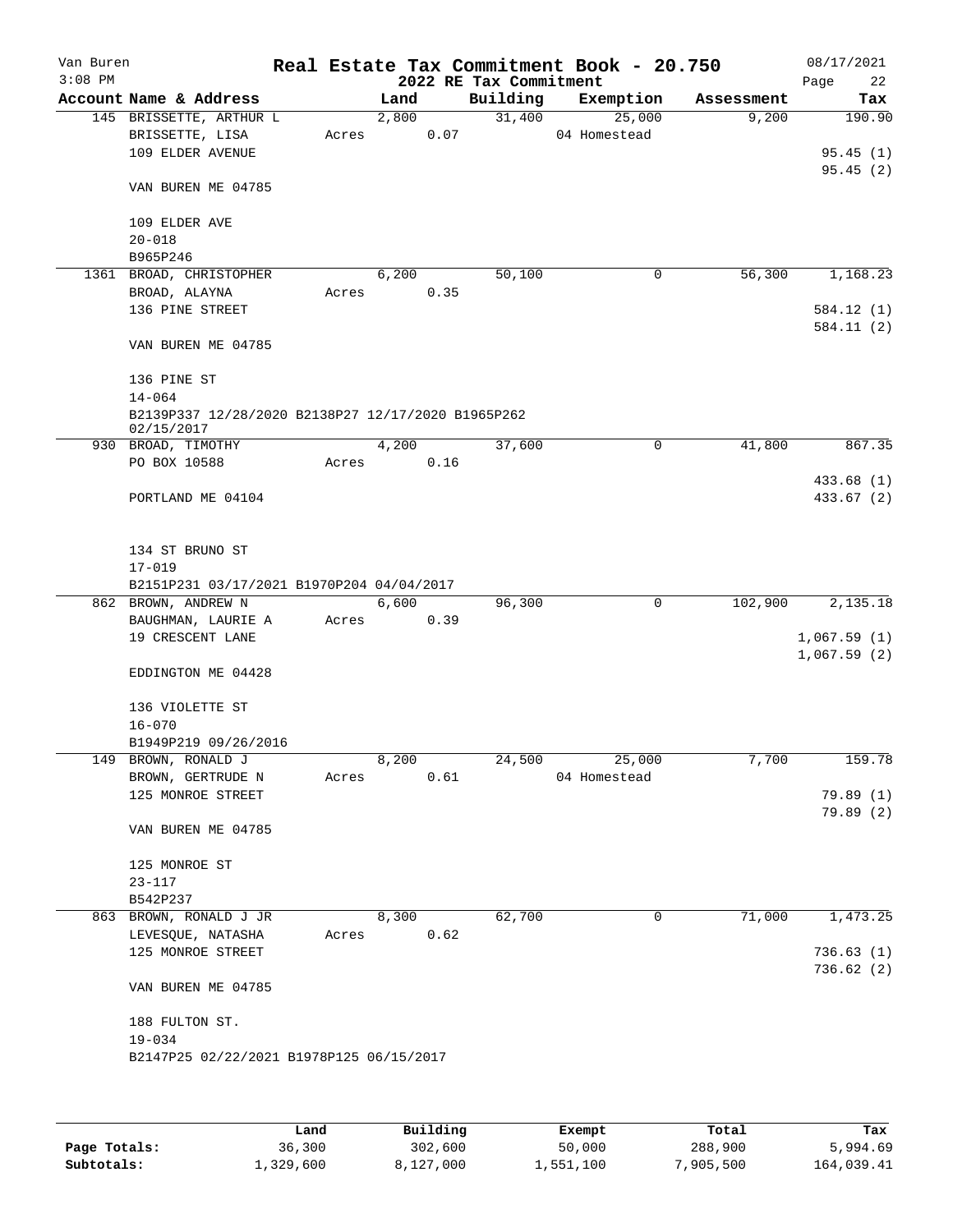Van Buren
3:08 PM

# Real Estate Tax Commitment Book - 20.750
## 2022 RE Tax Commitment

08/17/2021

| Account Name & Address | Land | Building | Exemption | Assessment | Tax |
|---|---|---|---|---|---|
| 145 BRISSETTE, ARTHUR L | 2,800 | 31,400 | 25,000 | 9,200 | 190.90 |
| BRISSETTE, LISA | Acres 0.07 | | 04 Homestead | | |
| 109 ELDER AVENUE | | | | | 95.45 (1) |
| | | | | | 95.45 (2) |
| VAN BUREN ME 04785 | | | | | |
| 109 ELDER AVE | | | | | |
| 20-018 | | | | | |
| B965P246 | | | | | |
| 1361 BROAD, CHRISTOPHER | 6,200 | 50,100 | 0 | 56,300 | 1,168.23 |
| BROAD, ALAYNA | Acres 0.35 | | | | |
| 136 PINE STREET | | | | | 584.12 (1) |
| | | | | | 584.11 (2) |
| VAN BUREN ME 04785 | | | | | |
| 136 PINE ST | | | | | |
| 14-064 | | | | | |
| B2139P337 12/28/2020 B2138P27 12/17/2020 B1965P262 02/15/2017 | | | | | |
| 930 BROAD, TIMOTHY | 4,200 | 37,600 | 0 | 41,800 | 867.35 |
| PO BOX 10588 | Acres 0.16 | | | | |
| | | | | | 433.68 (1) |
| PORTLAND ME 04104 | | | | | 433.67 (2) |
| 134 ST BRUNO ST | | | | | |
| 17-019 | | | | | |
| B2151P231 03/17/2021 B1970P204 04/04/2017 | | | | | |
| 862 BROWN, ANDREW N | 6,600 | 96,300 | 0 | 102,900 | 2,135.18 |
| BAUGHMAN, LAURIE A | Acres 0.39 | | | | |
| 19 CRESCENT LANE | | | | | 1,067.59 (1) |
| | | | | | 1,067.59 (2) |
| EDDINGTON ME 04428 | | | | | |
| 136 VIOLETTE ST | | | | | |
| 16-070 | | | | | |
| B1949P219 09/26/2016 | | | | | |
| 149 BROWN, RONALD J | 8,200 | 24,500 | 25,000 | 7,700 | 159.78 |
| BROWN, GERTRUDE N | Acres 0.61 | | 04 Homestead | | |
| 125 MONROE STREET | | | | | 79.89 (1) |
| | | | | | 79.89 (2) |
| VAN BUREN ME 04785 | | | | | |
| 125 MONROE ST | | | | | |
| 23-117 | | | | | |
| B542P237 | | | | | |
| 863 BROWN, RONALD J JR | 8,300 | 62,700 | 0 | 71,000 | 1,473.25 |
| LEVESQUE, NATASHA | Acres 0.62 | | | | |
| 125 MONROE STREET | | | | | 736.63 (1) |
| | | | | | 736.62 (2) |
| VAN BUREN ME 04785 | | | | | |
| 188 FULTON ST. | | | | | |
| 19-034 | | | | | |
| B2147P25 02/22/2021 B1978P125 06/15/2017 | | | | | |

| | Land | Building | Exempt | Total | Tax |
|---|---|---|---|---|---|
| Page Totals: | 36,300 | 302,600 | 50,000 | 288,900 | 5,994.69 |
| Subtotals: | 1,329,600 | 8,127,000 | 1,551,100 | 7,905,500 | 164,039.41 |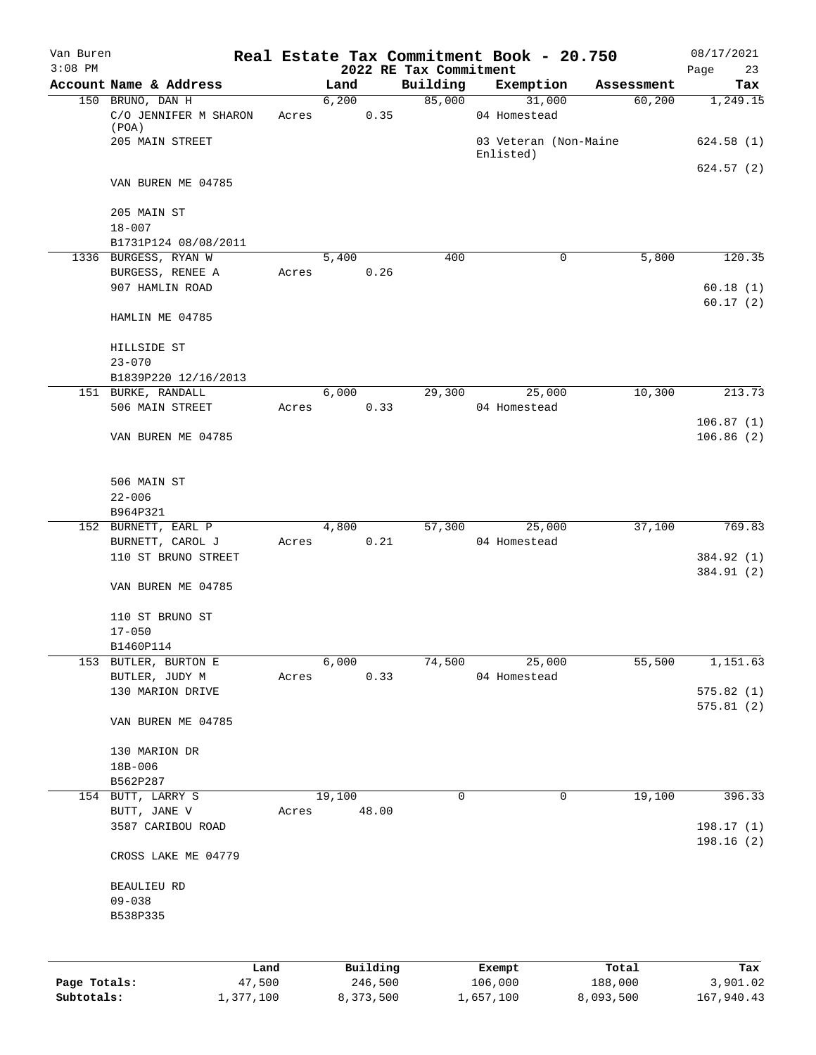# Van Buren — Real Estate Tax Commitment Book - 20.750

2022 RE Tax Commitment

08/17/2021 3:08 PM

| Account Name & Address | Land | Building | Exemption | Assessment | Tax |
|---|---|---|---|---|---|
| 150 BRUNO, DAN H | 6,200 | 85,000 | 31,000 | 60,200 | 1,249.15 |
| C/O JENNIFER M SHARON (POA) | Acres 0.35 | | 04 Homestead | | |
| 205 MAIN STREET | | | 03 Veteran (Non-Maine Enlisted) | | 624.58 (1) |
| | | | | | 624.57 (2) |
| VAN BUREN ME 04785 | | | | | |
| 205 MAIN ST | | | | | |
| 18-007 | | | | | |
| B1731P124 08/08/2011 | | | | | |
| 1336 BURGESS, RYAN W | 5,400 | 400 | 0 | 5,800 | 120.35 |
| BURGESS, RENEE A | Acres 0.26 | | | | |
| 907 HAMLIN ROAD | | | | | 60.18 (1) |
| | | | | | 60.17 (2) |
| HAMLIN ME 04785 | | | | | |
| HILLSIDE ST | | | | | |
| 23-070 | | | | | |
| B1839P220 12/16/2013 | | | | | |
| 151 BURKE, RANDALL | 6,000 | 29,300 | 25,000 | 10,300 | 213.73 |
| 506 MAIN STREET | Acres 0.33 | | 04 Homestead | | |
| | | | | | 106.87 (1) |
| VAN BUREN ME 04785 | | | | | 106.86 (2) |
| 506 MAIN ST | | | | | |
| 22-006 | | | | | |
| B964P321 | | | | | |
| 152 BURNETT, EARL P | 4,800 | 57,300 | 25,000 | 37,100 | 769.83 |
| BURNETT, CAROL J | Acres 0.21 | | 04 Homestead | | |
| 110 ST BRUNO STREET | | | | | 384.92 (1) |
| | | | | | 384.91 (2) |
| VAN BUREN ME 04785 | | | | | |
| 110 ST BRUNO ST | | | | | |
| 17-050 | | | | | |
| B1460P114 | | | | | |
| 153 BUTLER, BURTON E | 6,000 | 74,500 | 25,000 | 55,500 | 1,151.63 |
| BUTLER, JUDY M | Acres 0.33 | | 04 Homestead | | |
| 130 MARION DRIVE | | | | | 575.82 (1) |
| | | | | | 575.81 (2) |
| VAN BUREN ME 04785 | | | | | |
| 130 MARION DR | | | | | |
| 18B-006 | | | | | |
| B562P287 | | | | | |
| 154 BUTT, LARRY S | 19,100 | 0 | 0 | 19,100 | 396.33 |
| BUTT, JANE V | Acres 48.00 | | | | |
| 3587 CARIBOU ROAD | | | | | 198.17 (1) |
| | | | | | 198.16 (2) |
| CROSS LAKE ME 04779 | | | | | |
| BEAULIEU RD | | | | | |
| 09-038 | | | | | |
| B538P335 | | | | | |

| | Land | Building | Exempt | Total | Tax |
|---|---|---|---|---|---|
| Page Totals: | 47,500 | 246,500 | 106,000 | 188,000 | 3,901.02 |
| Subtotals: | 1,377,100 | 8,373,500 | 1,657,100 | 8,093,500 | 167,940.43 |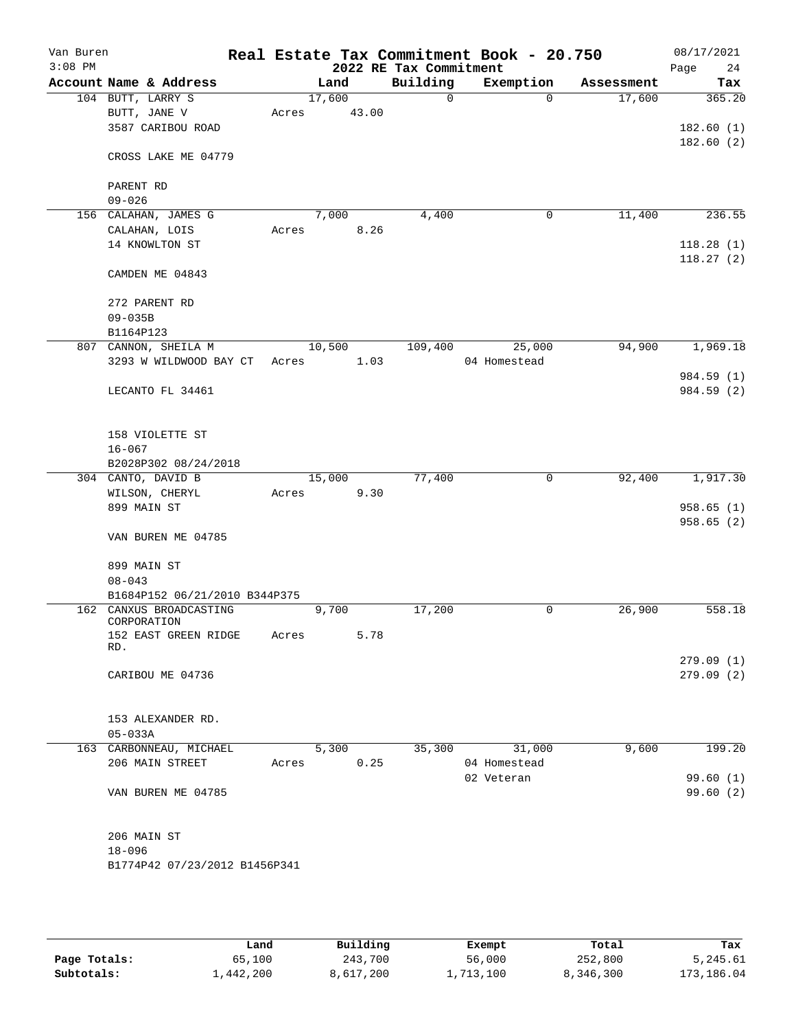Van Buren 3:08 PM

# Real Estate Tax Commitment Book - 20.750

## 2022 RE Tax Commitment

08/17/2021

| Account Name & Address | Land | Building | Exemption | Assessment | Tax |
|---|---|---|---|---|---|
| 104 BUTT, LARRY S | 17,600 | 0 | 0 | 17,600 | 365.20 |
| BUTT, JANE V | Acres 43.00 | | | | |
| 3587 CARIBOU ROAD | | | | | 182.60 (1) |
| | | | | | 182.60 (2) |
| CROSS LAKE ME 04779 | | | | | |
| PARENT RD | | | | | |
| 09-026 | | | | | |
| 156 CALAHAN, JAMES G | 7,000 | 4,400 | 0 | 11,400 | 236.55 |
| CALAHAN, LOIS | Acres 8.26 | | | | |
| 14 KNOWLTON ST | | | | | 118.28 (1) |
| | | | | | 118.27 (2) |
| CAMDEN ME 04843 | | | | | |
| 272 PARENT RD | | | | | |
| 09-035B | | | | | |
| B1164P123 | | | | | |
| 807 CANNON, SHEILA M | 10,500 | 109,400 | 25,000 | 94,900 | 1,969.18 |
| 3293 W WILDWOOD BAY CT | Acres 1.03 | | 04 Homestead | | |
| | | | | | 984.59 (1) |
| LECANTO FL 34461 | | | | | 984.59 (2) |
| 158 VIOLETTE ST | | | | | |
| 16-067 | | | | | |
| B2028P302 08/24/2018 | | | | | |
| 304 CANTO, DAVID B | 15,000 | 77,400 | 0 | 92,400 | 1,917.30 |
| WILSON, CHERYL | Acres 9.30 | | | | |
| 899 MAIN ST | | | | | 958.65 (1) |
| | | | | | 958.65 (2) |
| VAN BUREN ME 04785 | | | | | |
| 899 MAIN ST | | | | | |
| 08-043 | | | | | |
| B1684P152 06/21/2010 B344P375 | | | | | |
| 162 CANXUS BROADCASTING CORPORATION | 9,700 | 17,200 | 0 | 26,900 | 558.18 |
| 152 EAST GREEN RIDGE RD. | Acres 5.78 | | | | |
| | | | | | 279.09 (1) |
| CARIBOU ME 04736 | | | | | 279.09 (2) |
| 153 ALEXANDER RD. | | | | | |
| 05-033A | | | | | |
| 163 CARBONNEAU, MICHAEL | 5,300 | 35,300 | 31,000 | 9,600 | 199.20 |
| 206 MAIN STREET | Acres 0.25 | | 04 Homestead | | |
| | | | 02 Veteran | | 99.60 (1) |
| VAN BUREN ME 04785 | | | | | 99.60 (2) |
| 206 MAIN ST | | | | | |
| 18-096 | | | | | |
| B1774P42 07/23/2012 B1456P341 | | | | | |

| | Land | Building | Exempt | Total | Tax |
|---|---|---|---|---|---|
| Page Totals: | 65,100 | 243,700 | 56,000 | 252,800 | 5,245.61 |
| Subtotals: | 1,442,200 | 8,617,200 | 1,713,100 | 8,346,300 | 173,186.04 |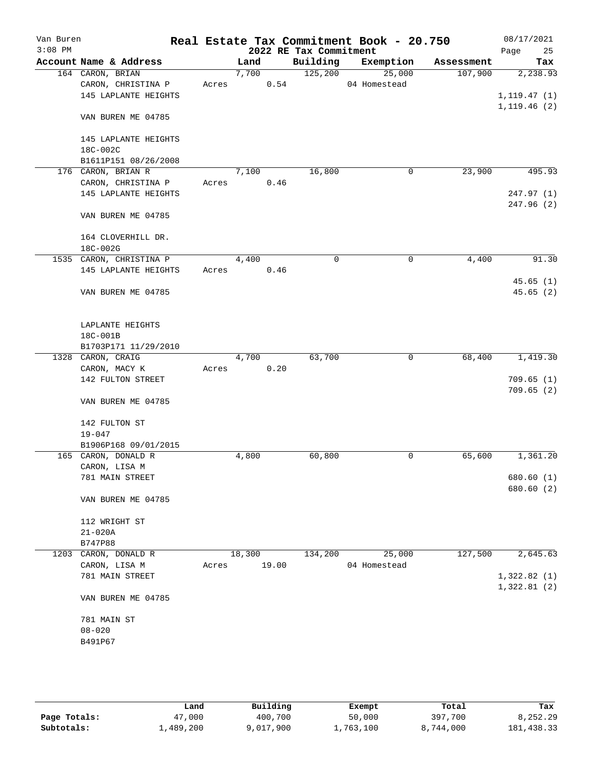Van Buren
3:08 PM

# Real Estate Tax Commitment Book - 20.750
## 2022 RE Tax Commitment

08/17/2021

| Account Name & Address | Land | Building | Exemption | Assessment | Tax |
|---|---|---|---|---|---|
| 164 CARON, BRIAN | 7,700 | 125,200 | 25,000 | 107,900 | 2,238.93 |
| CARON, CHRISTINA P | Acres 0.54 | | 04 Homestead | | |
| 145 LAPLANTE HEIGHTS | | | | | 1,119.47 (1) |
| | | | | | 1,119.46 (2) |
| VAN BUREN ME 04785 | | | | | |
| 145 LAPLANTE HEIGHTS | | | | | |
| 18C-002C | | | | | |
| B1611P151 08/26/2008 | | | | | |
| 176 CARON, BRIAN R | 7,100 | 16,800 | 0 | 23,900 | 495.93 |
| CARON, CHRISTINA P | Acres 0.46 | | | | |
| 145 LAPLANTE HEIGHTS | | | | | 247.97 (1) |
| | | | | | 247.96 (2) |
| VAN BUREN ME 04785 | | | | | |
| 164 CLOVERHILL DR. | | | | | |
| 18C-002G | | | | | |
| 1535 CARON, CHRISTINA P | 4,400 | 0 | 0 | 4,400 | 91.30 |
| 145 LAPLANTE HEIGHTS | Acres 0.46 | | | | |
| | | | | | 45.65 (1) |
| VAN BUREN ME 04785 | | | | | 45.65 (2) |
| LAPLANTE HEIGHTS | | | | | |
| 18C-001B | | | | | |
| B1703P171 11/29/2010 | | | | | |
| 1328 CARON, CRAIG | 4,700 | 63,700 | 0 | 68,400 | 1,419.30 |
| CARON, MACY K | Acres 0.20 | | | | |
| 142 FULTON STREET | | | | | 709.65 (1) |
| | | | | | 709.65 (2) |
| VAN BUREN ME 04785 | | | | | |
| 142 FULTON ST | | | | | |
| 19-047 | | | | | |
| B1906P168 09/01/2015 | | | | | |
| 165 CARON, DONALD R | 4,800 | 60,800 | 0 | 65,600 | 1,361.20 |
| CARON, LISA M | | | | | |
| 781 MAIN STREET | | | | | 680.60 (1) |
| | | | | | 680.60 (2) |
| VAN BUREN ME 04785 | | | | | |
| 112 WRIGHT ST | | | | | |
| 21-020A | | | | | |
| B747P88 | | | | | |
| 1203 CARON, DONALD R | 18,300 | 134,200 | 25,000 | 127,500 | 2,645.63 |
| CARON, LISA M | Acres 19.00 | | 04 Homestead | | |
| 781 MAIN STREET | | | | | 1,322.82 (1) |
| | | | | | 1,322.81 (2) |
| VAN BUREN ME 04785 | | | | | |
| 781 MAIN ST | | | | | |
| 08-020 | | | | | |
| B491P67 | | | | | |

| | Land | Building | Exempt | Total | Tax |
|---|---|---|---|---|---|
| Page Totals: | 47,000 | 400,700 | 50,000 | 397,700 | 8,252.29 |
| Subtotals: | 1,489,200 | 9,017,900 | 1,763,100 | 8,744,000 | 181,438.33 |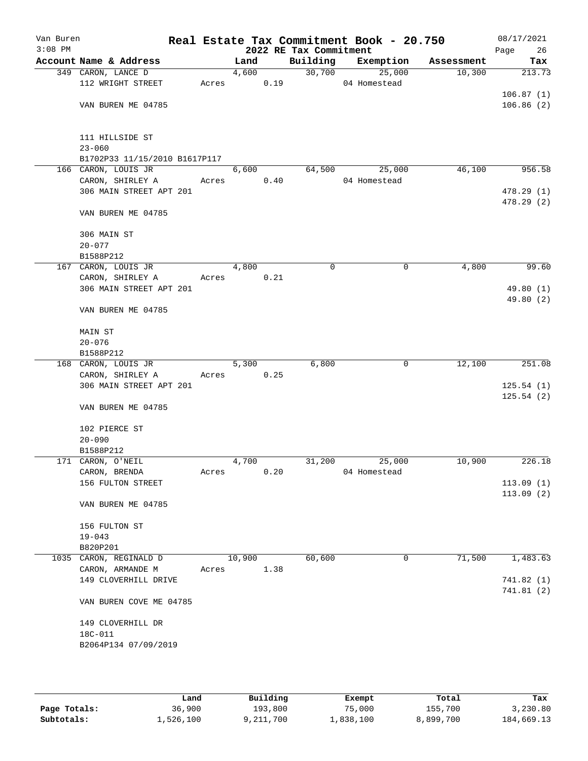Van Buren
3:08 PM

# Real Estate Tax Commitment Book - 20.750
## 2022 RE Tax Commitment

08/17/2021
Page 26

| Account Name & Address | Land | Building | Exemption | Assessment | Tax |
|---|---|---|---|---|---|
| 349 CARON, LANCE D | 4,600 | 30,700 | 25,000 | 10,300 | 213.73 |
| 112 WRIGHT STREET | Acres 0.19 | | 04 Homestead | | |
| | | | | | 106.87 (1) |
| VAN BUREN ME 04785 | | | | | 106.86 (2) |
| 111 HILLSIDE ST | | | | | |
| 23-060 | | | | | |
| B1702P33 11/15/2010 B1617P117 | | | | | |
| 166 CARON, LOUIS JR | 6,600 | 64,500 | 25,000 | 46,100 | 956.58 |
| CARON, SHIRLEY A | Acres 0.40 | | 04 Homestead | | |
| 306 MAIN STREET APT 201 | | | | | 478.29 (1) |
| | | | | | 478.29 (2) |
| VAN BUREN ME 04785 | | | | | |
| 306 MAIN ST | | | | | |
| 20-077 | | | | | |
| B1588P212 | | | | | |
| 167 CARON, LOUIS JR | 4,800 | 0 | 0 | 4,800 | 99.60 |
| CARON, SHIRLEY A | Acres 0.21 | | | | |
| 306 MAIN STREET APT 201 | | | | | 49.80 (1) |
| | | | | | 49.80 (2) |
| VAN BUREN ME 04785 | | | | | |
| MAIN ST | | | | | |
| 20-076 | | | | | |
| B1588P212 | | | | | |
| 168 CARON, LOUIS JR | 5,300 | 6,800 | 0 | 12,100 | 251.08 |
| CARON, SHIRLEY A | Acres 0.25 | | | | |
| 306 MAIN STREET APT 201 | | | | | 125.54 (1) |
| | | | | | 125.54 (2) |
| VAN BUREN ME 04785 | | | | | |
| 102 PIERCE ST | | | | | |
| 20-090 | | | | | |
| B1588P212 | | | | | |
| 171 CARON, O'NEIL | 4,700 | 31,200 | 25,000 | 10,900 | 226.18 |
| CARON, BRENDA | Acres 0.20 | | 04 Homestead | | |
| 156 FULTON STREET | | | | | 113.09 (1) |
| | | | | | 113.09 (2) |
| VAN BUREN ME 04785 | | | | | |
| 156 FULTON ST | | | | | |
| 19-043 | | | | | |
| B820P201 | | | | | |
| 1035 CARON, REGINALD D | 10,900 | 60,600 | 0 | 71,500 | 1,483.63 |
| CARON, ARMANDE M | Acres 1.38 | | | | |
| 149 CLOVERHILL DRIVE | | | | | 741.82 (1) |
| | | | | | 741.81 (2) |
| VAN BUREN COVE ME 04785 | | | | | |
| 149 CLOVERHILL DR | | | | | |
| 18C-011 | | | | | |
| B2064P134 07/09/2019 | | | | | |

| | Land | Building | Exempt | Total | Tax |
|---|---|---|---|---|---|
| Page Totals: | 36,900 | 193,800 | 75,000 | 155,700 | 3,230.80 |
| Subtotals: | 1,526,100 | 9,211,700 | 1,838,100 | 8,899,700 | 184,669.13 |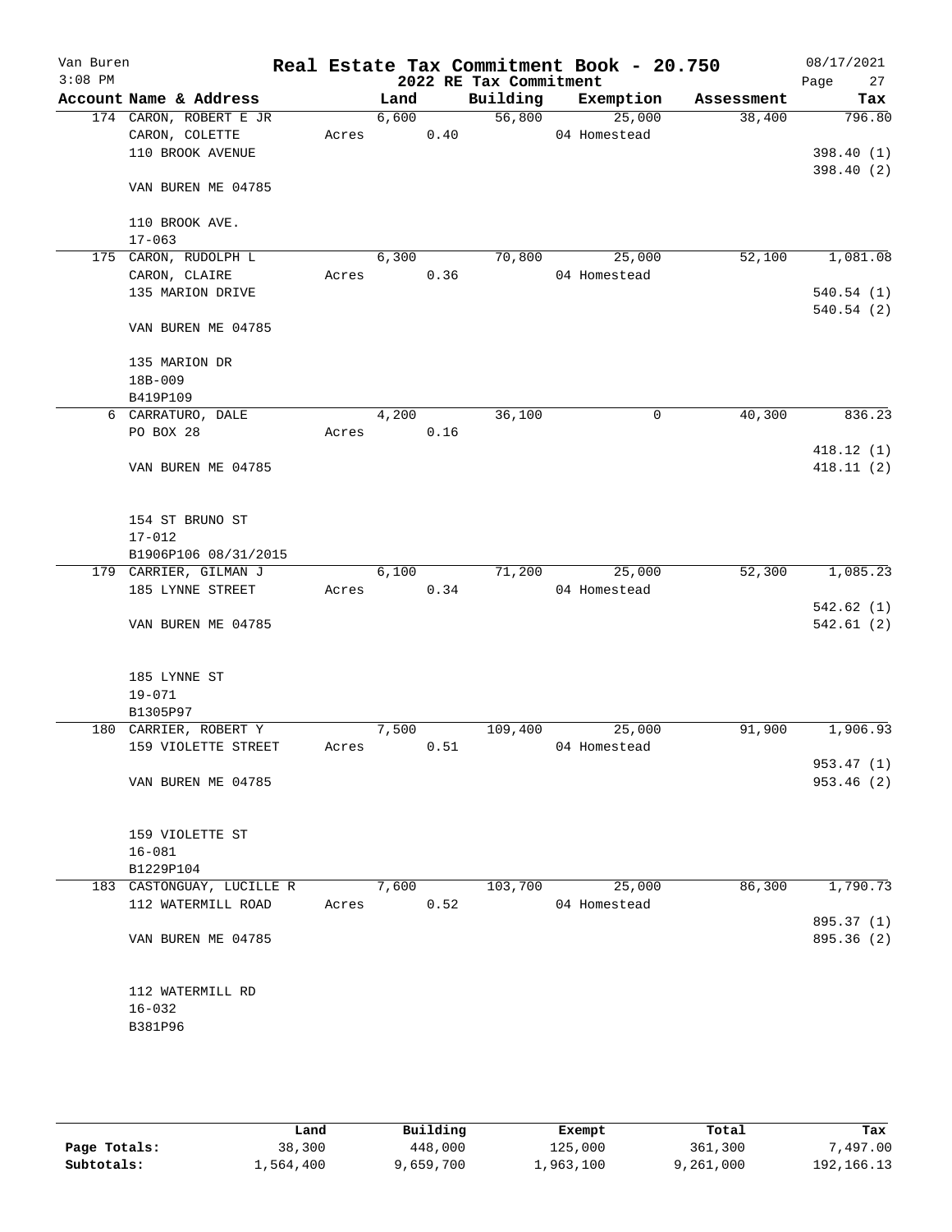# Real Estate Tax Commitment Book - 20.750

Van Buren
3:08 PM

## 2022 RE Tax Commitment

08/17/2021

| Account | Name & Address | Land | Building | Exemption | Assessment | Tax |
|---|---|---|---|---|---|---|
| 174 | CARON, ROBERT E JR<br>CARON, COLETTE<br>110 BROOK AVENUE<br><br>VAN BUREN ME 04785<br><br>110 BROOK AVE.<br>17-063 | 6,600<br>Acres 0.40 | 56,800 | 25,000<br>04 Homestead | 38,400 | 796.80<br><br>398.40 (1)<br>398.40 (2) |
| 175 | CARON, RUDOLPH L<br>CARON, CLAIRE<br>135 MARION DRIVE<br><br>VAN BUREN ME 04785<br><br>135 MARION DR<br>18B-009<br>B419P109 | 6,300<br>Acres 0.36 | 70,800 | 25,000<br>04 Homestead | 52,100 | 1,081.08<br><br>540.54 (1)<br>540.54 (2) |
| 6 | CARRATURO, DALE<br>PO BOX 28<br><br>VAN BUREN ME 04785<br><br>154 ST BRUNO ST<br>17-012<br>B1906P106 08/31/2015 | 4,200<br>Acres 0.16 | 36,100 | 0 | 40,300 | 836.23<br><br>418.12 (1)<br>418.11 (2) |
| 179 | CARRIER, GILMAN J<br>185 LYNNE STREET<br><br>VAN BUREN ME 04785<br><br>185 LYNNE ST<br>19-071<br>B1305P97 | 6,100<br>Acres 0.34 | 71,200 | 25,000<br>04 Homestead | 52,300 | 1,085.23<br><br>542.62 (1)<br>542.61 (2) |
| 180 | CARRIER, ROBERT Y<br>159 VIOLETTE STREET<br><br>VAN BUREN ME 04785<br><br>159 VIOLETTE ST<br>16-081<br>B1229P104 | 7,500<br>Acres 0.51 | 109,400 | 25,000<br>04 Homestead | 91,900 | 1,906.93<br><br>953.47 (1)<br>953.46 (2) |
| 183 | CASTONGUAY, LUCILLE R<br>112 WATERMILL ROAD<br><br>VAN BUREN ME 04785<br><br>112 WATERMILL RD<br>16-032<br>B381P96 | 7,600<br>Acres 0.52 | 103,700 | 25,000<br>04 Homestead | 86,300 | 1,790.73<br><br>895.37 (1)<br>895.36 (2) |

| | Land | Building | Exempt | Total | Tax |
|---|---|---|---|---|---|
| **Page Totals:** | 38,300 | 448,000 | 125,000 | 361,300 | 7,497.00 |
| **Subtotals:** | 1,564,400 | 9,659,700 | 1,963,100 | 9,261,000 | 192,166.13 |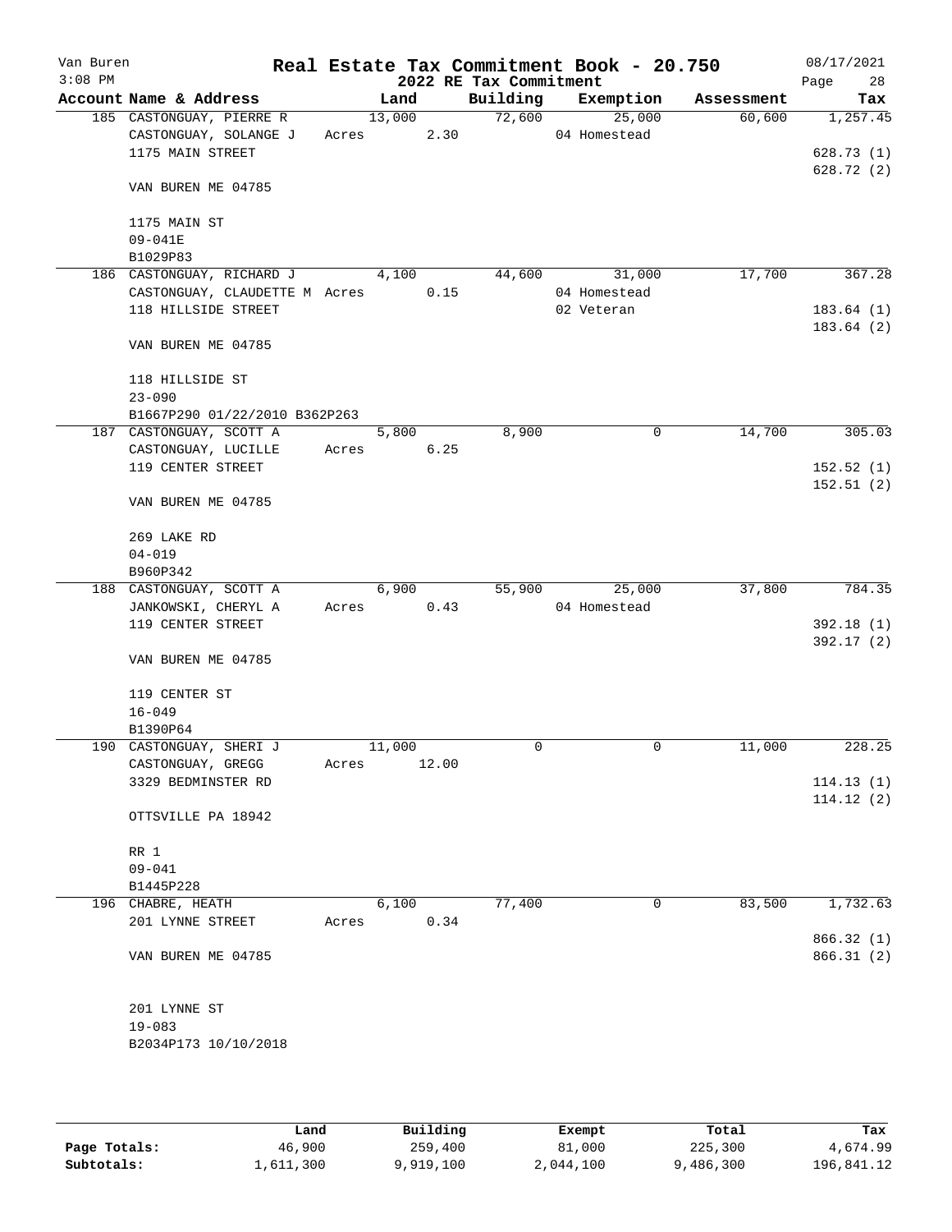Van Buren
3:08 PM

# Real Estate Tax Commitment Book - 20.750

## 2022 RE Tax Commitment

08/17/2021
Page 28

| Account Name & Address | Land | Building | Exemption | Assessment | Tax |
|---|---|---|---|---|---|
| 185 CASTONGUAY, PIERRE R | 13,000 | 72,600 | 25,000 | 60,600 | 1,257.45 |
| CASTONGUAY, SOLANGE J | Acres 2.30 | | 04 Homestead | | |
| 1175 MAIN STREET | | | | | 628.73 (1) |
| | | | | | 628.72 (2) |
| VAN BUREN ME 04785 | | | | | |
| 1175 MAIN ST | | | | | |
| 09-041E | | | | | |
| B1029P83 | | | | | |
| 186 CASTONGUAY, RICHARD J | 4,100 | 44,600 | 31,000 | 17,700 | 367.28 |
| CASTONGUAY, CLAUDETTE M | Acres 0.15 | | 04 Homestead | | |
| 118 HILLSIDE STREET | | | 02 Veteran | | 183.64 (1) |
| | | | | | 183.64 (2) |
| VAN BUREN ME 04785 | | | | | |
| 118 HILLSIDE ST | | | | | |
| 23-090 | | | | | |
| B1667P290 01/22/2010 B362P263 | | | | | |
| 187 CASTONGUAY, SCOTT A | 5,800 | 8,900 | 0 | 14,700 | 305.03 |
| CASTONGUAY, LUCILLE | Acres 6.25 | | | | |
| 119 CENTER STREET | | | | | 152.52 (1) |
| | | | | | 152.51 (2) |
| VAN BUREN ME 04785 | | | | | |
| 269 LAKE RD | | | | | |
| 04-019 | | | | | |
| B960P342 | | | | | |
| 188 CASTONGUAY, SCOTT A | 6,900 | 55,900 | 25,000 | 37,800 | 784.35 |
| JANKOWSKI, CHERYL A | Acres 0.43 | | 04 Homestead | | |
| 119 CENTER STREET | | | | | 392.18 (1) |
| | | | | | 392.17 (2) |
| VAN BUREN ME 04785 | | | | | |
| 119 CENTER ST | | | | | |
| 16-049 | | | | | |
| B1390P64 | | | | | |
| 190 CASTONGUAY, SHERI J | 11,000 | 0 | 0 | 11,000 | 228.25 |
| CASTONGUAY, GREGG | Acres 12.00 | | | | |
| 3329 BEDMINSTER RD | | | | | 114.13 (1) |
| | | | | | 114.12 (2) |
| OTTSVILLE PA 18942 | | | | | |
| RR 1 | | | | | |
| 09-041 | | | | | |
| B1445P228 | | | | | |
| 196 CHABRE, HEATH | 6,100 | 77,400 | 0 | 83,500 | 1,732.63 |
| 201 LYNNE STREET | Acres 0.34 | | | | |
| | | | | | 866.32 (1) |
| VAN BUREN ME 04785 | | | | | 866.31 (2) |
| 201 LYNNE ST | | | | | |
| 19-083 | | | | | |
| B2034P173 10/10/2018 | | | | | |

| | Land | Building | Exempt | Total | Tax |
|---|---|---|---|---|---|
| Page Totals: | 46,900 | 259,400 | 81,000 | 225,300 | 4,674.99 |
| Subtotals: | 1,611,300 | 9,919,100 | 2,044,100 | 9,486,300 | 196,841.12 |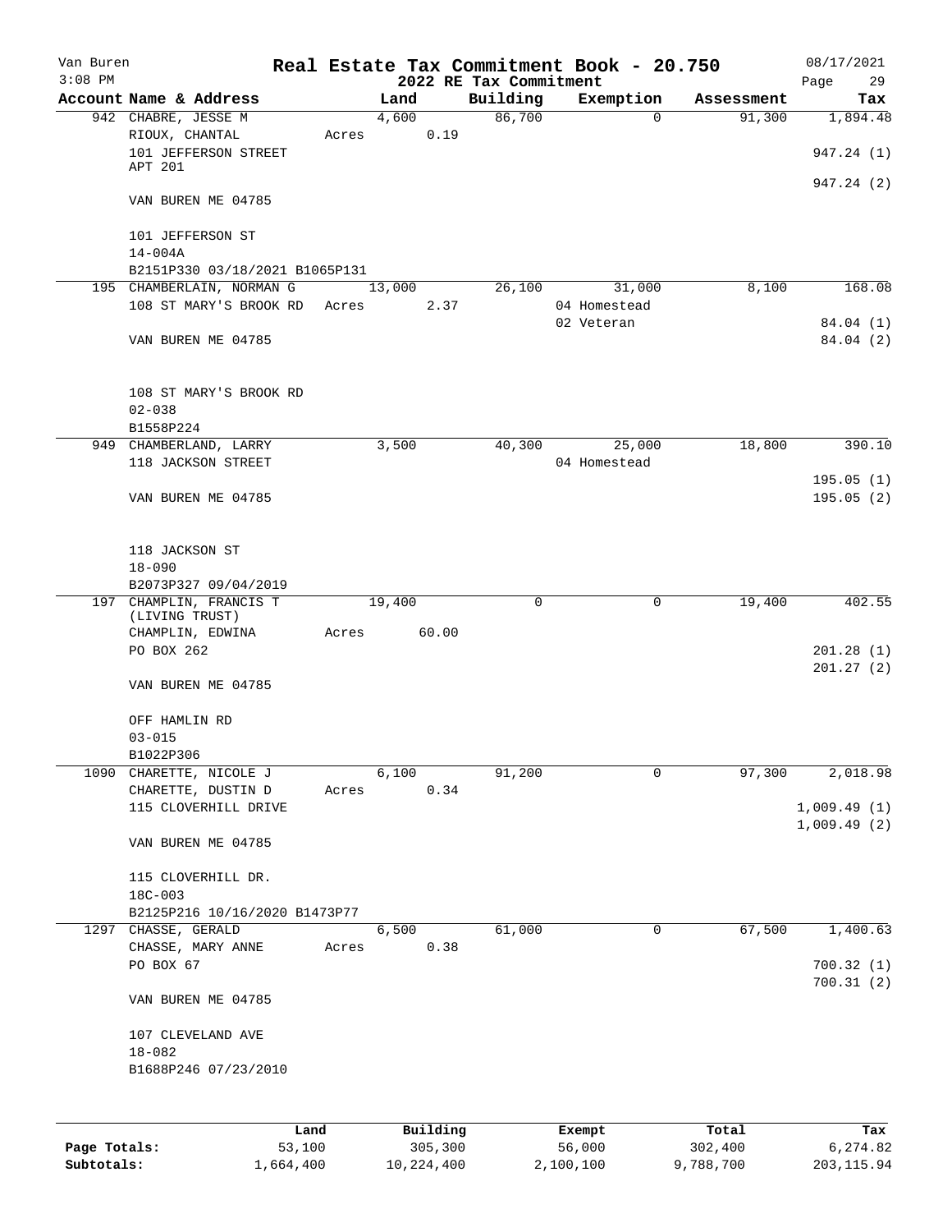# Real Estate Tax Commitment Book - 20.750

Van Buren, 3:08 PM — 2022 RE Tax Commitment — 08/17/2021

| Account Name & Address | Land | Building | Exemption | Assessment | Tax |
|---|---|---|---|---|---|
| 942 CHABRE, JESSE M<br>RIOUX, CHANTAL<br>101 JEFFERSON STREET<br>APT 201<br>VAN BUREN ME 04785<br><br>101 JEFFERSON ST<br>14-004A<br>B2151P330 03/18/2021 B1065P131 | 4,600<br>Acres 0.19 | 86,700 | 0 | 91,300 | 1,894.48<br><br>947.24 (1)<br>947.24 (2) |
| 195 CHAMBERLAIN, NORMAN G<br>108 ST MARY'S BROOK RD<br>VAN BUREN ME 04785<br><br>108 ST MARY'S BROOK RD<br>02-038<br>B1558P224 | 13,000<br>Acres 2.37 | 26,100 | 31,000<br>04 Homestead<br>02 Veteran | 8,100 | 168.08<br><br>84.04 (1)<br>84.04 (2) |
| 949 CHAMBERLAND, LARRY<br>118 JACKSON STREET<br>VAN BUREN ME 04785<br><br>118 JACKSON ST<br>18-090<br>B2073P327 09/04/2019 | 3,500 | 40,300 | 25,000<br>04 Homestead | 18,800 | 390.10<br><br>195.05 (1)<br>195.05 (2) |
| 197 CHAMPLIN, FRANCIS T<br>(LIVING TRUST)<br>CHAMPLIN, EDWINA<br>PO BOX 262<br>VAN BUREN ME 04785<br><br>OFF HAMLIN RD<br>03-015<br>B1022P306 | 19,400<br>Acres 60.00 | 0 | 0 | 19,400 | 402.55<br><br>201.28 (1)<br>201.27 (2) |
| 1090 CHARETTE, NICOLE J<br>CHARETTE, DUSTIN D<br>115 CLOVERHILL DRIVE<br>VAN BUREN ME 04785<br><br>115 CLOVERHILL DR.<br>18C-003<br>B2125P216 10/16/2020 B1473P77 | 6,100<br>Acres 0.34 | 91,200 | 0 | 97,300 | 2,018.98<br><br>1,009.49 (1)<br>1,009.49 (2) |
| 1297 CHASSE, GERALD<br>CHASSE, MARY ANNE<br>PO BOX 67<br>VAN BUREN ME 04785<br><br>107 CLEVELAND AVE<br>18-082<br>B1688P246 07/23/2010 | 6,500<br>Acres 0.38 | 61,000 | 0 | 67,500 | 1,400.63<br><br>700.32 (1)<br>700.31 (2) |

| | Land | Building | Exempt | Total | Tax |
|---|---|---|---|---|---|
| Page Totals: | 53,100 | 305,300 | 56,000 | 302,400 | 6,274.82 |
| Subtotals: | 1,664,400 | 10,224,400 | 2,100,100 | 9,788,700 | 203,115.94 |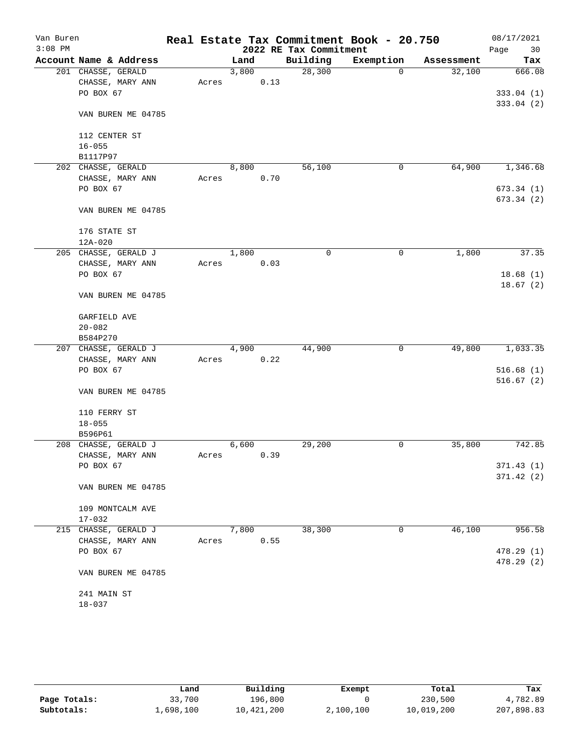# Real Estate Tax Commitment Book - 20.750

## 2022 RE Tax Commitment

Van Buren
3:08 PM

08/17/2021

| Account | Name & Address | Land | Building | Exemption | Assessment | Tax |
|---|---|---|---|---|---|---|
| 201 | CHASSE, GERALD<br>CHASSE, MARY ANN<br>PO BOX 67<br><br>VAN BUREN ME 04785<br><br>112 CENTER ST<br>16-055<br>B1117P97 | 3,800<br>Acres 0.13 | 28,300 | 0 | 32,100 | 666.08<br><br>333.04 (1)<br>333.04 (2) |
| 202 | CHASSE, GERALD<br>CHASSE, MARY ANN<br>PO BOX 67<br><br>VAN BUREN ME 04785<br><br>176 STATE ST<br>12A-020 | 8,800<br>Acres 0.70 | 56,100 | 0 | 64,900 | 1,346.68<br><br>673.34 (1)<br>673.34 (2) |
| 205 | CHASSE, GERALD J<br>CHASSE, MARY ANN<br>PO BOX 67<br><br>VAN BUREN ME 04785<br><br>GARFIELD AVE<br>20-082<br>B584P270 | 1,800<br>Acres 0.03 | 0 | 0 | 1,800 | 37.35<br><br>18.68 (1)<br>18.67 (2) |
| 207 | CHASSE, GERALD J<br>CHASSE, MARY ANN<br>PO BOX 67<br><br>VAN BUREN ME 04785<br><br>110 FERRY ST<br>18-055<br>B596P61 | 4,900<br>Acres 0.22 | 44,900 | 0 | 49,800 | 1,033.35<br><br>516.68 (1)<br>516.67 (2) |
| 208 | CHASSE, GERALD J<br>CHASSE, MARY ANN<br>PO BOX 67<br><br>VAN BUREN ME 04785<br><br>109 MONTCALM AVE<br>17-032 | 6,600<br>Acres 0.39 | 29,200 | 0 | 35,800 | 742.85<br><br>371.43 (1)<br>371.42 (2) |
| 215 | CHASSE, GERALD J<br>CHASSE, MARY ANN<br>PO BOX 67<br><br>VAN BUREN ME 04785<br><br>241 MAIN ST<br>18-037 | 7,800<br>Acres 0.55 | 38,300 | 0 | 46,100 | 956.58<br><br>478.29 (1)<br>478.29 (2) |

| | Land | Building | Exempt | Total | Tax |
|---|---|---|---|---|---|
| Page Totals: | 33,700 | 196,800 | 0 | 230,500 | 4,782.89 |
| Subtotals: | 1,698,100 | 10,421,200 | 2,100,100 | 10,019,200 | 207,898.83 |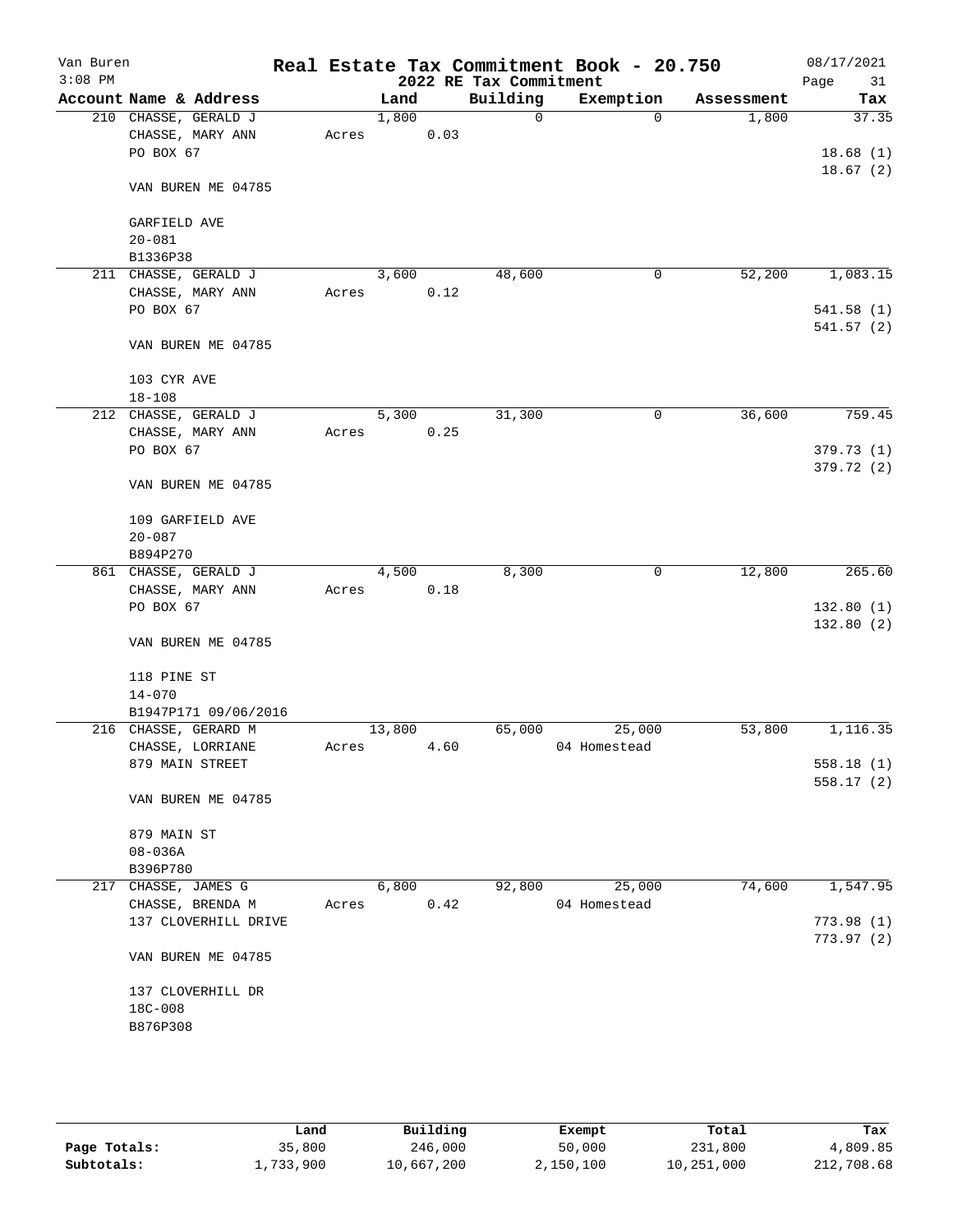Van Buren
3:08 PM

# Real Estate Tax Commitment Book - 20.750
## 2022 RE Tax Commitment

08/17/2021

| Account Name & Address | Land | Building | Exemption | Assessment | Tax |
|---|---|---|---|---|---|
| 210 CHASSE, GERALD J | 1,800 | 0 | 0 | 1,800 | 37.35 |
| CHASSE, MARY ANN | Acres 0.03 | | | | |
| PO BOX 67 | | | | | 18.68 (1) |
| | | | | | 18.67 (2) |
| VAN BUREN ME 04785 | | | | | |
| GARFIELD AVE | | | | | |
| 20-081 | | | | | |
| B1336P38 | | | | | |
| 211 CHASSE, GERALD J | 3,600 | 48,600 | 0 | 52,200 | 1,083.15 |
| CHASSE, MARY ANN | Acres 0.12 | | | | |
| PO BOX 67 | | | | | 541.58 (1) |
| | | | | | 541.57 (2) |
| VAN BUREN ME 04785 | | | | | |
| 103 CYR AVE | | | | | |
| 18-108 | | | | | |
| 212 CHASSE, GERALD J | 5,300 | 31,300 | 0 | 36,600 | 759.45 |
| CHASSE, MARY ANN | Acres 0.25 | | | | |
| PO BOX 67 | | | | | 379.73 (1) |
| | | | | | 379.72 (2) |
| VAN BUREN ME 04785 | | | | | |
| 109 GARFIELD AVE | | | | | |
| 20-087 | | | | | |
| B894P270 | | | | | |
| 861 CHASSE, GERALD J | 4,500 | 8,300 | 0 | 12,800 | 265.60 |
| CHASSE, MARY ANN | Acres 0.18 | | | | |
| PO BOX 67 | | | | | 132.80 (1) |
| | | | | | 132.80 (2) |
| VAN BUREN ME 04785 | | | | | |
| 118 PINE ST | | | | | |
| 14-070 | | | | | |
| B1947P171 09/06/2016 | | | | | |
| 216 CHASSE, GERARD M | 13,800 | 65,000 | 25,000 | 53,800 | 1,116.35 |
| CHASSE, LORRIANE | Acres 4.60 | | 04 Homestead | | |
| 879 MAIN STREET | | | | | 558.18 (1) |
| | | | | | 558.17 (2) |
| VAN BUREN ME 04785 | | | | | |
| 879 MAIN ST | | | | | |
| 08-036A | | | | | |
| B396P780 | | | | | |
| 217 CHASSE, JAMES G | 6,800 | 92,800 | 25,000 | 74,600 | 1,547.95 |
| CHASSE, BRENDA M | Acres 0.42 | | 04 Homestead | | |
| 137 CLOVERHILL DRIVE | | | | | 773.98 (1) |
| | | | | | 773.97 (2) |
| VAN BUREN ME 04785 | | | | | |
| 137 CLOVERHILL DR | | | | | |
| 18C-008 | | | | | |
| B876P308 | | | | | |

| | Land | Building | Exempt | Total | Tax |
|---|---|---|---|---|---|
| Page Totals: | 35,800 | 246,000 | 50,000 | 231,800 | 4,809.85 |
| Subtotals: | 1,733,900 | 10,667,200 | 2,150,100 | 10,251,000 | 212,708.68 |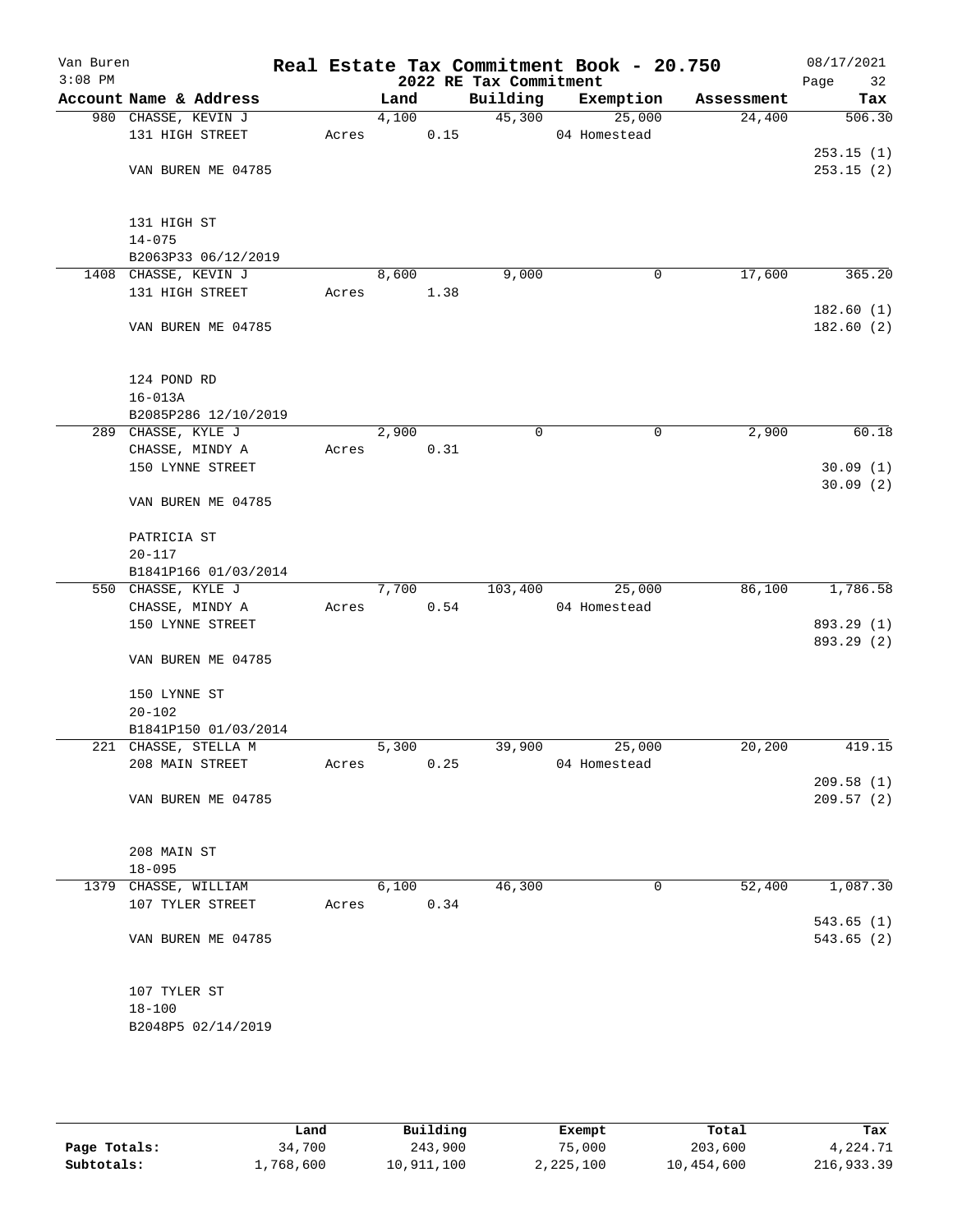Van Buren
3:08 PM

# Real Estate Tax Commitment Book - 20.750
## 2022 RE Tax Commitment

08/17/2021

| Account | Name & Address | Land | Building | Exemption | Assessment | Tax |
|---|---|---|---|---|---|---|
| 980 | CHASSE, KEVIN J<br>131 HIGH STREET<br><br>VAN BUREN ME 04785<br><br>131 HIGH ST<br>14-075<br>B2063P33 06/12/2019 | 4,100<br>Acres 0.15 | 45,300 | 25,000<br>04 Homestead | 24,400 | 506.30<br>253.15 (1)<br>253.15 (2) |
| 1408 | CHASSE, KEVIN J<br>131 HIGH STREET<br><br>VAN BUREN ME 04785<br><br>124 POND RD<br>16-013A<br>B2085P286 12/10/2019 | 8,600<br>Acres 1.38 | 9,000 | 0 | 17,600 | 365.20<br>182.60 (1)<br>182.60 (2) |
| 289 | CHASSE, KYLE J<br>CHASSE, MINDY A<br>150 LYNNE STREET<br><br>VAN BUREN ME 04785<br><br>PATRICIA ST<br>20-117<br>B1841P166 01/03/2014 | 2,900<br>Acres 0.31 | 0 | 0 | 2,900 | 60.18<br>30.09 (1)<br>30.09 (2) |
| 550 | CHASSE, KYLE J<br>CHASSE, MINDY A<br>150 LYNNE STREET<br><br>VAN BUREN ME 04785<br><br>150 LYNNE ST<br>20-102<br>B1841P150 01/03/2014 | 7,700<br>Acres 0.54 | 103,400 | 25,000<br>04 Homestead | 86,100 | 1,786.58<br>893.29 (1)<br>893.29 (2) |
| 221 | CHASSE, STELLA M<br>208 MAIN STREET<br><br>VAN BUREN ME 04785<br><br>208 MAIN ST<br>18-095 | 5,300<br>Acres 0.25 | 39,900 | 25,000<br>04 Homestead | 20,200 | 419.15<br>209.58 (1)<br>209.57 (2) |
| 1379 | CHASSE, WILLIAM<br>107 TYLER STREET<br><br>VAN BUREN ME 04785<br><br>107 TYLER ST<br>18-100<br>B2048P5 02/14/2019 | 6,100<br>Acres 0.34 | 46,300 | 0 | 52,400 | 1,087.30<br>543.65 (1)<br>543.65 (2) |

| | Land | Building | Exempt | Total | Tax |
|---|---|---|---|---|---|
| Page Totals: | 34,700 | 243,900 | 75,000 | 203,600 | 4,224.71 |
| Subtotals: | 1,768,600 | 10,911,100 | 2,225,100 | 10,454,600 | 216,933.39 |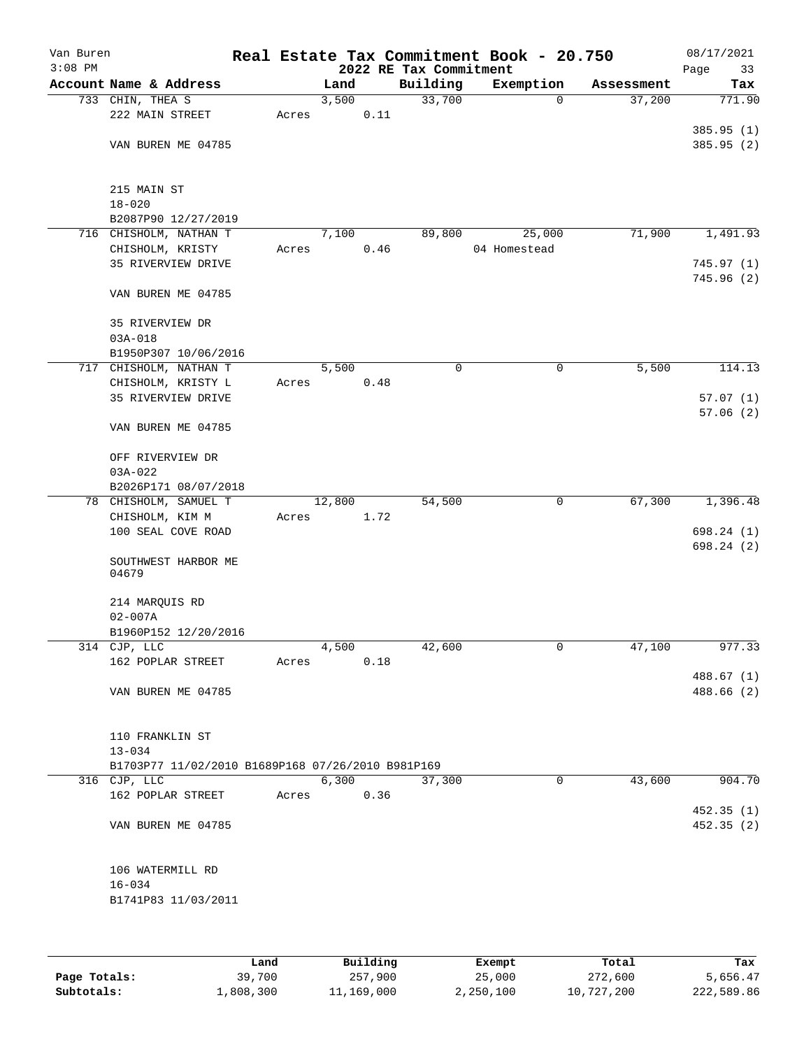Van Buren
3:08 PM

# Real Estate Tax Commitment Book - 20.750
## 2022 RE Tax Commitment

08/17/2021

| Account Name & Address | Land | Building | Exemption | Assessment | Tax |
|---|---|---|---|---|---|
| 733 CHIN, THEA S | 3,500 | 33,700 | 0 | 37,200 | 771.90 |
| 222 MAIN STREET | Acres 0.11 | | | | |
| | | | | | 385.95 (1) |
| VAN BUREN ME 04785 | | | | | 385.95 (2) |
| 215 MAIN ST | | | | | |
| 18-020 | | | | | |
| B2087P90 12/27/2019 | | | | | |
| 716 CHISHOLM, NATHAN T | 7,100 | 89,800 | 25,000 | 71,900 | 1,491.93 |
| CHISHOLM, KRISTY | Acres 0.46 | | 04 Homestead | | |
| 35 RIVERVIEW DRIVE | | | | | 745.97 (1) |
| | | | | | 745.96 (2) |
| VAN BUREN ME 04785 | | | | | |
| 35 RIVERVIEW DR | | | | | |
| 03A-018 | | | | | |
| B1950P307 10/06/2016 | | | | | |
| 717 CHISHOLM, NATHAN T | 5,500 | 0 | 0 | 5,500 | 114.13 |
| CHISHOLM, KRISTY L | Acres 0.48 | | | | |
| 35 RIVERVIEW DRIVE | | | | | 57.07 (1) |
| | | | | | 57.06 (2) |
| VAN BUREN ME 04785 | | | | | |
| OFF RIVERVIEW DR | | | | | |
| 03A-022 | | | | | |
| B2026P171 08/07/2018 | | | | | |
| 78 CHISHOLM, SAMUEL T | 12,800 | 54,500 | 0 | 67,300 | 1,396.48 |
| CHISHOLM, KIM M | Acres 1.72 | | | | |
| 100 SEAL COVE ROAD | | | | | 698.24 (1) |
| | | | | | 698.24 (2) |
| SOUTHWEST HARBOR ME 04679 | | | | | |
| 214 MARQUIS RD | | | | | |
| 02-007A | | | | | |
| B1960P152 12/20/2016 | | | | | |
| 314 CJP, LLC | 4,500 | 42,600 | 0 | 47,100 | 977.33 |
| 162 POPLAR STREET | Acres 0.18 | | | | |
| | | | | | 488.67 (1) |
| VAN BUREN ME 04785 | | | | | 488.66 (2) |
| 110 FRANKLIN ST | | | | | |
| 13-034 | | | | | |
| B1703P77 11/02/2010 B1689P168 07/26/2010 B981P169 | | | | | |
| 316 CJP, LLC | 6,300 | 37,300 | 0 | 43,600 | 904.70 |
| 162 POPLAR STREET | Acres 0.36 | | | | |
| | | | | | 452.35 (1) |
| VAN BUREN ME 04785 | | | | | 452.35 (2) |
| 106 WATERMILL RD | | | | | |
| 16-034 | | | | | |
| B1741P83 11/03/2011 | | | | | |

| | Land | Building | Exempt | Total | Tax |
|---|---|---|---|---|---|
| Page Totals: | 39,700 | 257,900 | 25,000 | 272,600 | 5,656.47 |
| Subtotals: | 1,808,300 | 11,169,000 | 2,250,100 | 10,727,200 | 222,589.86 |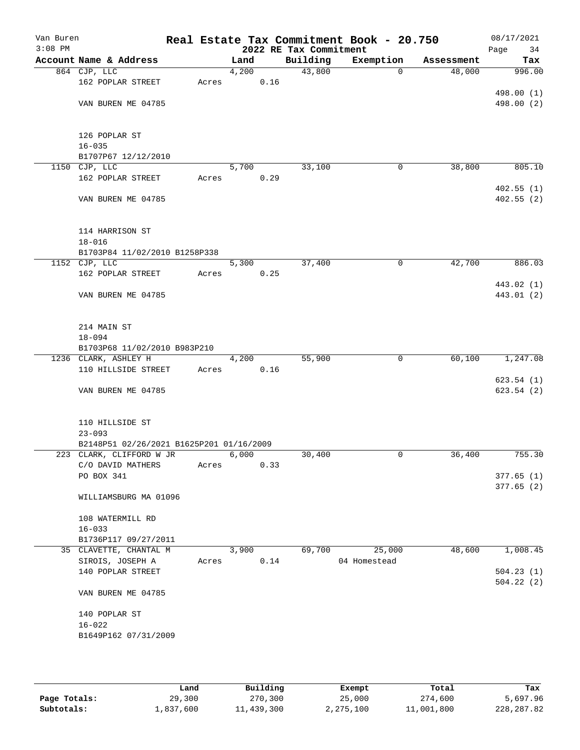# Real Estate Tax Commitment Book - 20.750

Van Buren
3:08 PM

2022 RE Tax Commitment

08/17/2021

| Account | Name & Address | Land | Building | Exemption | Assessment | Tax |
|---|---|---|---|---|---|---|
| 864 | CJP, LLC<br>162 POPLAR STREET<br><br>VAN BUREN ME 04785<br><br>126 POPLAR ST<br>16-035<br>B1707P67 12/12/2010 | 4,200<br>Acres 0.16 | 43,800 | 0 | 48,000 | 996.00<br><br>498.00 (1)<br>498.00 (2) |
| 1150 | CJP, LLC<br>162 POPLAR STREET<br><br>VAN BUREN ME 04785<br><br>114 HARRISON ST<br>18-016<br>B1703P84 11/02/2010 B1258P338 | 5,700<br>Acres 0.29 | 33,100 | 0 | 38,800 | 805.10<br><br>402.55 (1)<br>402.55 (2) |
| 1152 | CJP, LLC<br>162 POPLAR STREET<br><br>VAN BUREN ME 04785<br><br>214 MAIN ST<br>18-094<br>B1703P68 11/02/2010 B983P210 | 5,300<br>Acres 0.25 | 37,400 | 0 | 42,700 | 886.03<br><br>443.02 (1)<br>443.01 (2) |
| 1236 | CLARK, ASHLEY H<br>110 HILLSIDE STREET<br><br>VAN BUREN ME 04785<br><br>110 HILLSIDE ST<br>23-093<br>B2148P51 02/26/2021 B1625P201 01/16/2009 | 4,200<br>Acres 0.16 | 55,900 | 0 | 60,100 | 1,247.08<br><br>623.54 (1)<br>623.54 (2) |
| 223 | CLARK, CLIFFORD W JR<br>C/O DAVID MATHERS<br>PO BOX 341<br><br>WILLIAMSBURG MA 01096<br><br>108 WATERMILL RD<br>16-033<br>B1736P117 09/27/2011 | 6,000<br>Acres 0.33 | 30,400 | 0 | 36,400 | 755.30<br><br>377.65 (1)<br>377.65 (2) |
| 35 | CLAVETTE, CHANTAL M<br>SIROIS, JOSEPH A<br>140 POPLAR STREET<br><br>VAN BUREN ME 04785<br><br>140 POPLAR ST<br>16-022<br>B1649P162 07/31/2009 | 3,900<br>Acres 0.14 | 69,700 | 25,000<br>04 Homestead | 48,600 | 1,008.45<br><br>504.23 (1)<br>504.22 (2) |

| | Land | Building | Exempt | Total | Tax |
|---|---|---|---|---|---|
| Page Totals: | 29,300 | 270,300 | 25,000 | 274,600 | 5,697.96 |
| Subtotals: | 1,837,600 | 11,439,300 | 2,275,100 | 11,001,800 | 228,287.82 |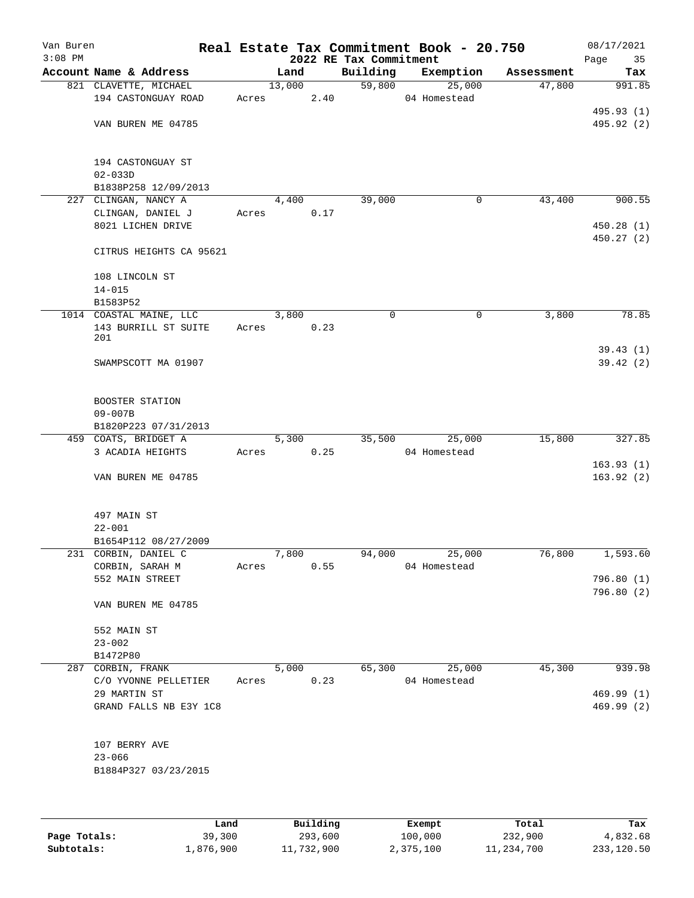# Real Estate Tax Commitment Book - 20.750

Van Buren
3:08 PM

## 2022 RE Tax Commitment

08/17/2021

| Account Name & Address | Land | Building | Exemption | Assessment | Tax |
|---|---|---|---|---|---|
| 821 CLAVETTE, MICHAEL | 13,000 | 59,800 | 25,000 | 47,800 | 991.85 |
| 194 CASTONGUAY ROAD | Acres 2.40 | | 04 Homestead | | |
| | | | | | 495.93 (1) |
| VAN BUREN ME 04785 | | | | | 495.92 (2) |
| 194 CASTONGUAY ST | | | | | |
| 02-033D | | | | | |
| B1838P258 12/09/2013 | | | | | |
| 227 CLINGAN, NANCY A | 4,400 | 39,000 | 0 | 43,400 | 900.55 |
| CLINGAN, DANIEL J | Acres 0.17 | | | | |
| 8021 LICHEN DRIVE | | | | | 450.28 (1) |
| | | | | | 450.27 (2) |
| CITRUS HEIGHTS CA 95621 | | | | | |
| 108 LINCOLN ST | | | | | |
| 14-015 | | | | | |
| B1583P52 | | | | | |
| 1014 COASTAL MAINE, LLC | 3,800 | 0 | 0 | 3,800 | 78.85 |
| 143 BURRILL ST SUITE 201 | Acres 0.23 | | | | |
| | | | | | 39.43 (1) |
| SWAMPSCOTT MA 01907 | | | | | 39.42 (2) |
| BOOSTER STATION | | | | | |
| 09-007B | | | | | |
| B1820P223 07/31/2013 | | | | | |
| 459 COATS, BRIDGET A | 5,300 | 35,500 | 25,000 | 15,800 | 327.85 |
| 3 ACADIA HEIGHTS | Acres 0.25 | | 04 Homestead | | |
| | | | | | 163.93 (1) |
| VAN BUREN ME 04785 | | | | | 163.92 (2) |
| 497 MAIN ST | | | | | |
| 22-001 | | | | | |
| B1654P112 08/27/2009 | | | | | |
| 231 CORBIN, DANIEL C | 7,800 | 94,000 | 25,000 | 76,800 | 1,593.60 |
| CORBIN, SARAH M | Acres 0.55 | | 04 Homestead | | |
| 552 MAIN STREET | | | | | 796.80 (1) |
| | | | | | 796.80 (2) |
| VAN BUREN ME 04785 | | | | | |
| 552 MAIN ST | | | | | |
| 23-002 | | | | | |
| B1472P80 | | | | | |
| 287 CORBIN, FRANK | 5,000 | 65,300 | 25,000 | 45,300 | 939.98 |
| C/O YVONNE PELLETIER | Acres 0.23 | | 04 Homestead | | |
| 29 MARTIN ST | | | | | 469.99 (1) |
| GRAND FALLS NB E3Y 1C8 | | | | | 469.99 (2) |
| 107 BERRY AVE | | | | | |
| 23-066 | | | | | |
| B1884P327 03/23/2015 | | | | | |

| | Land | Building | Exempt | Total | Tax |
|---|---|---|---|---|---|
| Page Totals: | 39,300 | 293,600 | 100,000 | 232,900 | 4,832.68 |
| Subtotals: | 1,876,900 | 11,732,900 | 2,375,100 | 11,234,700 | 233,120.50 |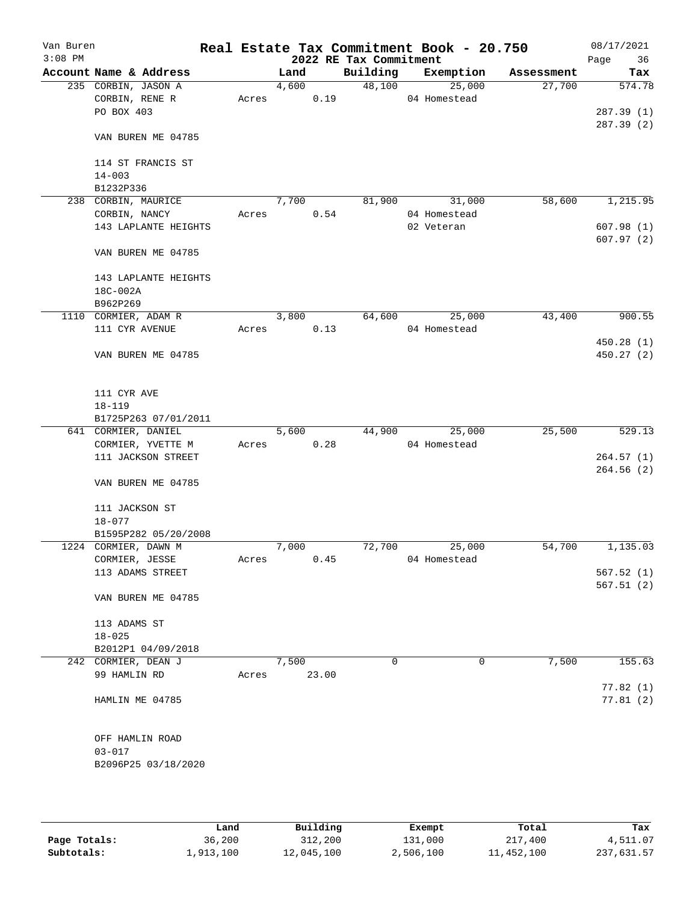# Real Estate Tax Commitment Book - 20.750

Van Buren
3:08 PM

2022 RE Tax Commitment

08/17/2021

| Account Name & Address | Land | Building | Exemption | Assessment | Tax |
|---|---|---|---|---|---|
| 235 CORBIN, JASON A | 4,600 | 48,100 | 25,000 | 27,700 | 574.78 |
| CORBIN, RENE R | Acres 0.19 | | 04 Homestead | | |
| PO BOX 403 | | | | | 287.39 (1) |
| | | | | | 287.39 (2) |
| VAN BUREN ME 04785 | | | | | |
| 114 ST FRANCIS ST | | | | | |
| 14-003 | | | | | |
| B1232P336 | | | | | |
| 238 CORBIN, MAURICE | 7,700 | 81,900 | 31,000 | 58,600 | 1,215.95 |
| CORBIN, NANCY | Acres 0.54 | | 04 Homestead | | |
| 143 LAPLANTE HEIGHTS | | | 02 Veteran | | 607.98 (1) |
| | | | | | 607.97 (2) |
| VAN BUREN ME 04785 | | | | | |
| 143 LAPLANTE HEIGHTS | | | | | |
| 18C-002A | | | | | |
| B962P269 | | | | | |
| 1110 CORMIER, ADAM R | 3,800 | 64,600 | 25,000 | 43,400 | 900.55 |
| 111 CYR AVENUE | Acres 0.13 | | 04 Homestead | | |
| | | | | | 450.28 (1) |
| VAN BUREN ME 04785 | | | | | 450.27 (2) |
| 111 CYR AVE | | | | | |
| 18-119 | | | | | |
| B1725P263 07/01/2011 | | | | | |
| 641 CORMIER, DANIEL | 5,600 | 44,900 | 25,000 | 25,500 | 529.13 |
| CORMIER, YVETTE M | Acres 0.28 | | 04 Homestead | | |
| 111 JACKSON STREET | | | | | 264.57 (1) |
| | | | | | 264.56 (2) |
| VAN BUREN ME 04785 | | | | | |
| 111 JACKSON ST | | | | | |
| 18-077 | | | | | |
| B1595P282 05/20/2008 | | | | | |
| 1224 CORMIER, DAWN M | 7,000 | 72,700 | 25,000 | 54,700 | 1,135.03 |
| CORMIER, JESSE | Acres 0.45 | | 04 Homestead | | |
| 113 ADAMS STREET | | | | | 567.52 (1) |
| | | | | | 567.51 (2) |
| VAN BUREN ME 04785 | | | | | |
| 113 ADAMS ST | | | | | |
| 18-025 | | | | | |
| B2012P1 04/09/2018 | | | | | |
| 242 CORMIER, DEAN J | 7,500 | 0 | 0 | 7,500 | 155.63 |
| 99 HAMLIN RD | Acres 23.00 | | | | |
| | | | | | 77.82 (1) |
| HAMLIN ME 04785 | | | | | 77.81 (2) |
| OFF HAMLIN ROAD | | | | | |
| 03-017 | | | | | |
| B2096P25 03/18/2020 | | | | | |

| | Land | Building | Exempt | Total | Tax |
|---|---|---|---|---|---|
| Page Totals: | 36,200 | 312,200 | 131,000 | 217,400 | 4,511.07 |
| Subtotals: | 1,913,100 | 12,045,100 | 2,506,100 | 11,452,100 | 237,631.57 |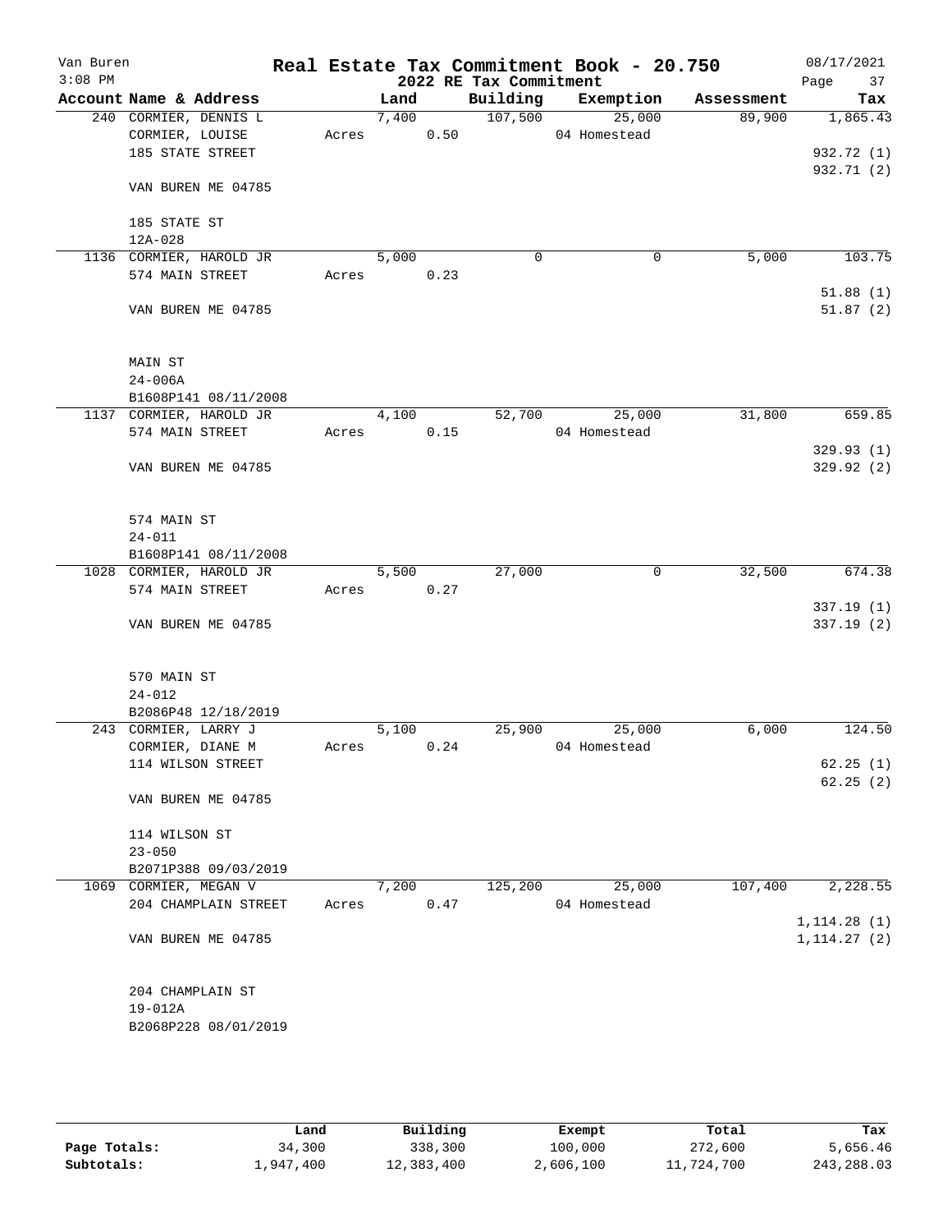Van Buren
3:08 PM

# Real Estate Tax Commitment Book - 20.750

## 2022 RE Tax Commitment

08/17/2021

| Account | Name & Address | Land | Building | Exemption | Assessment | Tax |
|---|---|---|---|---|---|---|
| 240 | CORMIER, DENNIS L<br>CORMIER, LOUISE<br>185 STATE STREET<br><br>VAN BUREN ME 04785<br><br>185 STATE ST<br>12A-028 | 7,400<br>Acres 0.50 | 107,500 | 25,000<br>04 Homestead | 89,900 | 1,865.43<br><br>932.72 (1)<br>932.71 (2) |
| 1136 | CORMIER, HAROLD JR<br>574 MAIN STREET<br><br>VAN BUREN ME 04785<br><br>MAIN ST<br>24-006A<br>B1608P141 08/11/2008 | 5,000<br>Acres 0.23 | 0 | 0 | 5,000 | 103.75<br><br>51.88 (1)<br>51.87 (2) |
| 1137 | CORMIER, HAROLD JR<br>574 MAIN STREET<br><br>VAN BUREN ME 04785<br><br>574 MAIN ST<br>24-011<br>B1608P141 08/11/2008 | 4,100<br>Acres 0.15 | 52,700 | 25,000<br>04 Homestead | 31,800 | 659.85<br><br>329.93 (1)<br>329.92 (2) |
| 1028 | CORMIER, HAROLD JR<br>574 MAIN STREET<br><br>VAN BUREN ME 04785<br><br>570 MAIN ST<br>24-012<br>B2086P48 12/18/2019 | 5,500<br>Acres 0.27 | 27,000 | 0 | 32,500 | 674.38<br><br>337.19 (1)<br>337.19 (2) |
| 243 | CORMIER, LARRY J<br>CORMIER, DIANE M<br>114 WILSON STREET<br><br>VAN BUREN ME 04785<br><br>114 WILSON ST<br>23-050<br>B2071P388 09/03/2019 | 5,100<br>Acres 0.24 | 25,900 | 25,000<br>04 Homestead | 6,000 | 124.50<br><br>62.25 (1)<br>62.25 (2) |
| 1069 | CORMIER, MEGAN V<br>204 CHAMPLAIN STREET<br><br>VAN BUREN ME 04785<br><br>204 CHAMPLAIN ST<br>19-012A<br>B2068P228 08/01/2019 | 7,200<br>Acres 0.47 | 125,200 | 25,000<br>04 Homestead | 107,400 | 2,228.55<br><br>1,114.28 (1)<br>1,114.27 (2) |

|  | Land | Building | Exempt | Total | Tax |
|---|---|---|---|---|---|
| Page Totals: | 34,300 | 338,300 | 100,000 | 272,600 | 5,656.46 |
| Subtotals: | 1,947,400 | 12,383,400 | 2,606,100 | 11,724,700 | 243,288.03 |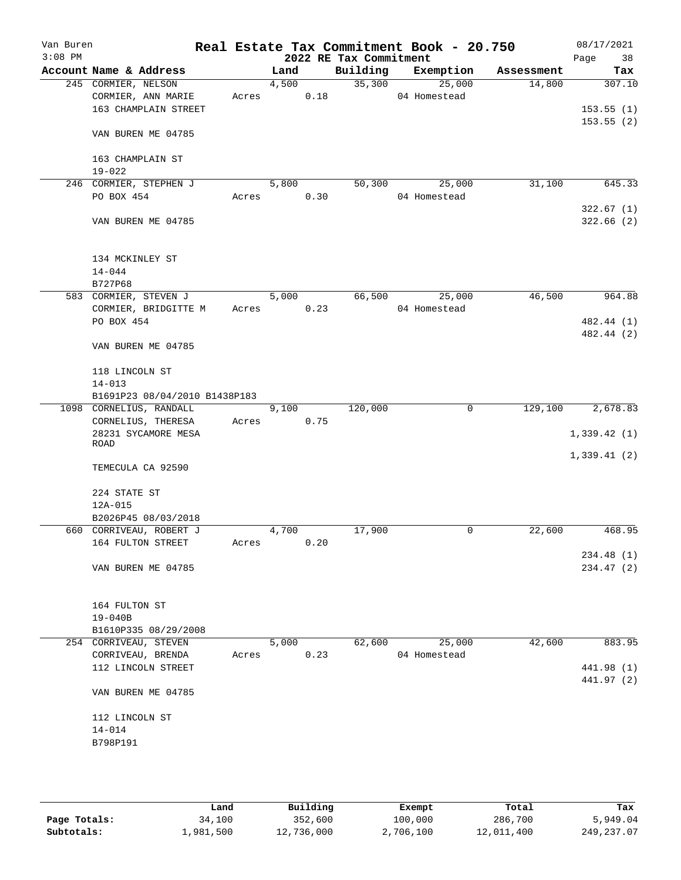# Real Estate Tax Commitment Book - 20.750

Van Buren
3:08 PM
2022 RE Tax Commitment
08/17/2021

| Account Name & Address | | Land | Building | Exemption | Assessment | Tax |
|---|---|---|---|---|---|---|
| 245 CORMIER, NELSON | | 4,500 | 35,300 | 25,000 | 14,800 | 307.10 |
| CORMIER, ANN MARIE | Acres | 0.18 | | 04 Homestead | | |
| 163 CHAMPLAIN STREET | | | | | | 153.55 (1) |
| | | | | | | 153.55 (2) |
| VAN BUREN ME 04785 | | | | | | |
| 163 CHAMPLAIN ST | | | | | | |
| 19-022 | | | | | | |
| 246 CORMIER, STEPHEN J | | 5,800 | 50,300 | 25,000 | 31,100 | 645.33 |
| PO BOX 454 | Acres | 0.30 | | 04 Homestead | | |
| | | | | | | 322.67 (1) |
| VAN BUREN ME 04785 | | | | | | 322.66 (2) |
| 134 MCKINLEY ST | | | | | | |
| 14-044 | | | | | | |
| B727P68 | | | | | | |
| 583 CORMIER, STEVEN J | | 5,000 | 66,500 | 25,000 | 46,500 | 964.88 |
| CORMIER, BRIDGITTE M | Acres | 0.23 | | 04 Homestead | | |
| PO BOX 454 | | | | | | 482.44 (1) |
| | | | | | | 482.44 (2) |
| VAN BUREN ME 04785 | | | | | | |
| 118 LINCOLN ST | | | | | | |
| 14-013 | | | | | | |
| B1691P23 08/04/2010 B1438P183 | | | | | | |
| 1098 CORNELIUS, RANDALL | | 9,100 | 120,000 | 0 | 129,100 | 2,678.83 |
| CORNELIUS, THERESA | Acres | 0.75 | | | | |
| 28231 SYCAMORE MESA ROAD | | | | | | 1,339.42 (1) |
| | | | | | | 1,339.41 (2) |
| TEMECULA CA 92590 | | | | | | |
| 224 STATE ST | | | | | | |
| 12A-015 | | | | | | |
| B2026P45 08/03/2018 | | | | | | |
| 660 CORRIVEAU, ROBERT J | | 4,700 | 17,900 | 0 | 22,600 | 468.95 |
| 164 FULTON STREET | Acres | 0.20 | | | | |
| | | | | | | 234.48 (1) |
| VAN BUREN ME 04785 | | | | | | 234.47 (2) |
| 164 FULTON ST | | | | | | |
| 19-040B | | | | | | |
| B1610P335 08/29/2008 | | | | | | |
| 254 CORRIVEAU, STEVEN | | 5,000 | 62,600 | 25,000 | 42,600 | 883.95 |
| CORRIVEAU, BRENDA | Acres | 0.23 | | 04 Homestead | | |
| 112 LINCOLN STREET | | | | | | 441.98 (1) |
| | | | | | | 441.97 (2) |
| VAN BUREN ME 04785 | | | | | | |
| 112 LINCOLN ST | | | | | | |
| 14-014 | | | | | | |
| B798P191 | | | | | | |

| | Land | Building | Exempt | Total | Tax |
|---|---|---|---|---|---|
| Page Totals: | 34,100 | 352,600 | 100,000 | 286,700 | 5,949.04 |
| Subtotals: | 1,981,500 | 12,736,000 | 2,706,100 | 12,011,400 | 249,237.07 |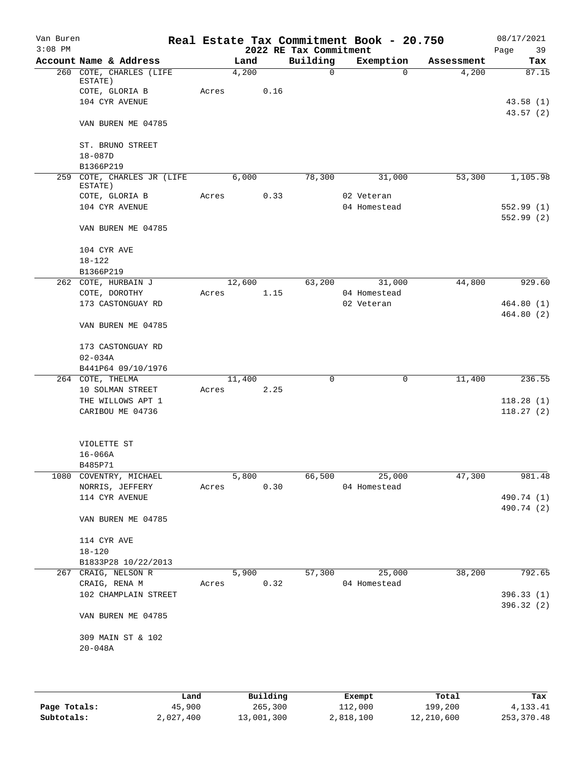Van Buren
3:08 PM

# Real Estate Tax Commitment Book - 20.750

## 2022 RE Tax Commitment

08/17/2021

| Account Name & Address | Land | Building | Exemption | Assessment | Tax |
|---|---|---|---|---|---|
| 260 COTE, CHARLES (LIFE ESTATE) | 4,200 | 0 | 0 | 4,200 | 87.15 |
| COTE, GLORIA B | Acres 0.16 | | | | |
| 104 CYR AVENUE | | | | | 43.58 (1) |
| | | | | | 43.57 (2) |
| VAN BUREN ME 04785 | | | | | |
| ST. BRUNO STREET | | | | | |
| 18-087D | | | | | |
| B1366P219 | | | | | |
| 259 COTE, CHARLES JR (LIFE ESTATE) | 6,000 | 78,300 | 31,000 | 53,300 | 1,105.98 |
| COTE, GLORIA B | Acres 0.33 | | 02 Veteran | | |
| 104 CYR AVENUE | | | 04 Homestead | | 552.99 (1) |
| | | | | | 552.99 (2) |
| VAN BUREN ME 04785 | | | | | |
| 104 CYR AVE | | | | | |
| 18-122 | | | | | |
| B1366P219 | | | | | |
| 262 COTE, HURBAIN J | 12,600 | 63,200 | 31,000 | 44,800 | 929.60 |
| COTE, DOROTHY | Acres 1.15 | | 04 Homestead | | |
| 173 CASTONGUAY RD | | | 02 Veteran | | 464.80 (1) |
| | | | | | 464.80 (2) |
| VAN BUREN ME 04785 | | | | | |
| 173 CASTONGUAY RD | | | | | |
| 02-034A | | | | | |
| B441P64 09/10/1976 | | | | | |
| 264 COTE, THELMA | 11,400 | 0 | 0 | 11,400 | 236.55 |
| 10 SOLMAN STREET | Acres 2.25 | | | | |
| THE WILLOWS APT 1 | | | | | 118.28 (1) |
| CARIBOU ME 04736 | | | | | 118.27 (2) |
| VIOLETTE ST | | | | | |
| 16-066A | | | | | |
| B485P71 | | | | | |
| 1080 COVENTRY, MICHAEL | 5,800 | 66,500 | 25,000 | 47,300 | 981.48 |
| NORRIS, JEFFERY | Acres 0.30 | | 04 Homestead | | |
| 114 CYR AVENUE | | | | | 490.74 (1) |
| | | | | | 490.74 (2) |
| VAN BUREN ME 04785 | | | | | |
| 114 CYR AVE | | | | | |
| 18-120 | | | | | |
| B1833P28 10/22/2013 | | | | | |
| 267 CRAIG, NELSON R | 5,900 | 57,300 | 25,000 | 38,200 | 792.65 |
| CRAIG, RENA M | Acres 0.32 | | 04 Homestead | | |
| 102 CHAMPLAIN STREET | | | | | 396.33 (1) |
| | | | | | 396.32 (2) |
| VAN BUREN ME 04785 | | | | | |
| 309 MAIN ST & 102 | | | | | |
| 20-048A | | | | | |

| | Land | Building | Exempt | Total | Tax |
|---|---|---|---|---|---|
| Page Totals: | 45,900 | 265,300 | 112,000 | 199,200 | 4,133.41 |
| Subtotals: | 2,027,400 | 13,001,300 | 2,818,100 | 12,210,600 | 253,370.48 |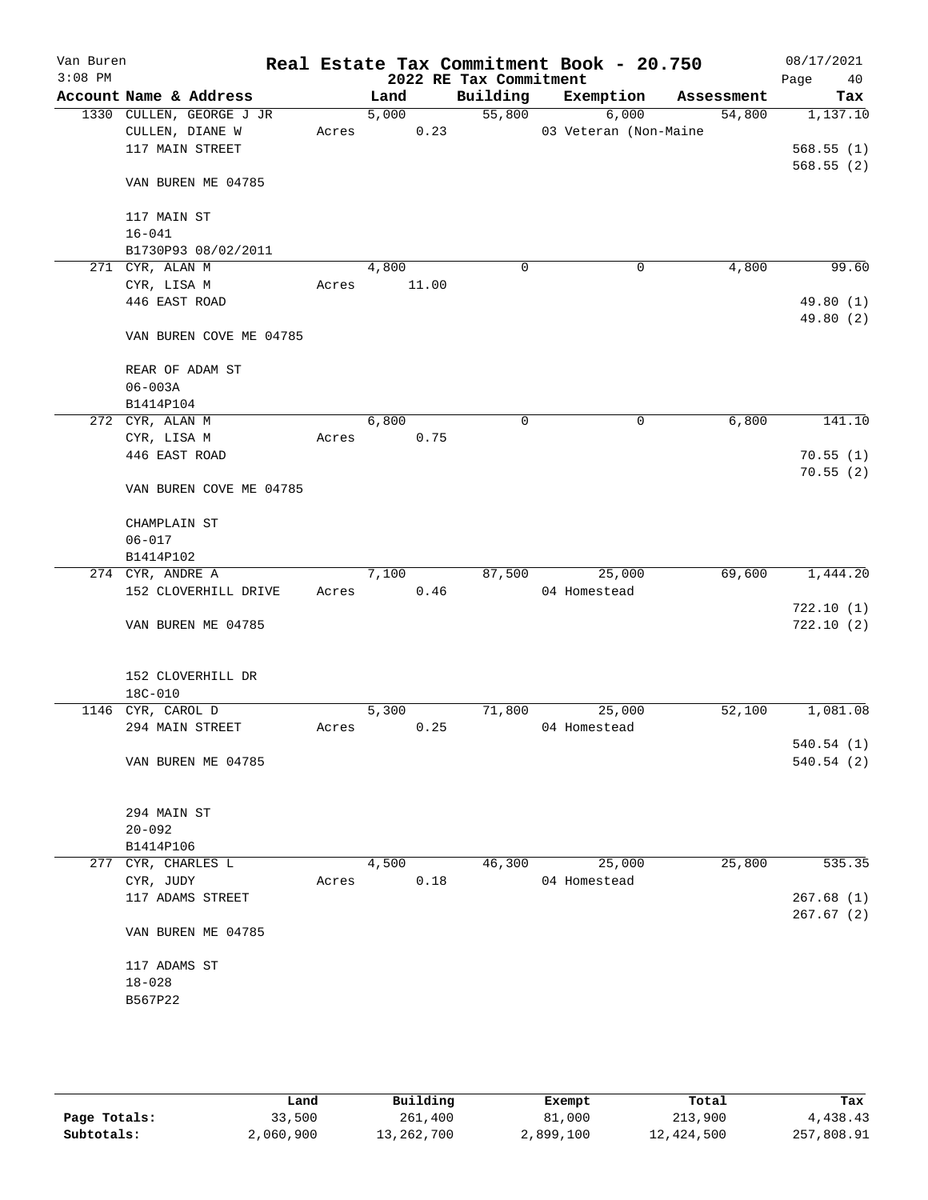Van Buren
3:08 PM

# Real Estate Tax Commitment Book - 20.750
## 2022 RE Tax Commitment

08/17/2021
Page 40

| Account Name & Address | Land | Building | Exemption | Assessment | Tax |
|---|---|---|---|---|---|
| 1330 CULLEN, GEORGE J JR | 5,000 | 55,800 | 6,000 | 54,800 | 1,137.10 |
| CULLEN, DIANE W | Acres 0.23 | | 03 Veteran (Non-Maine | | |
| 117 MAIN STREET | | | | | 568.55 (1) |
| | | | | | 568.55 (2) |
| VAN BUREN ME 04785 | | | | | |
| 117 MAIN ST | | | | | |
| 16-041 | | | | | |
| B1730P93 08/02/2011 | | | | | |
| 271 CYR, ALAN M | 4,800 | 0 | 0 | 4,800 | 99.60 |
| CYR, LISA M | Acres 11.00 | | | | |
| 446 EAST ROAD | | | | | 49.80 (1) |
| | | | | | 49.80 (2) |
| VAN BUREN COVE ME 04785 | | | | | |
| REAR OF ADAM ST | | | | | |
| 06-003A | | | | | |
| B1414P104 | | | | | |
| 272 CYR, ALAN M | 6,800 | 0 | 0 | 6,800 | 141.10 |
| CYR, LISA M | Acres 0.75 | | | | |
| 446 EAST ROAD | | | | | 70.55 (1) |
| | | | | | 70.55 (2) |
| VAN BUREN COVE ME 04785 | | | | | |
| CHAMPLAIN ST | | | | | |
| 06-017 | | | | | |
| B1414P102 | | | | | |
| 274 CYR, ANDRE A | 7,100 | 87,500 | 25,000 | 69,600 | 1,444.20 |
| 152 CLOVERHILL DRIVE | Acres 0.46 | | 04 Homestead | | |
| | | | | | 722.10 (1) |
| VAN BUREN ME 04785 | | | | | 722.10 (2) |
| 152 CLOVERHILL DR | | | | | |
| 18C-010 | | | | | |
| 1146 CYR, CAROL D | 5,300 | 71,800 | 25,000 | 52,100 | 1,081.08 |
| 294 MAIN STREET | Acres 0.25 | | 04 Homestead | | |
| | | | | | 540.54 (1) |
| VAN BUREN ME 04785 | | | | | 540.54 (2) |
| 294 MAIN ST | | | | | |
| 20-092 | | | | | |
| B1414P106 | | | | | |
| 277 CYR, CHARLES L | 4,500 | 46,300 | 25,000 | 25,800 | 535.35 |
| CYR, JUDY | Acres 0.18 | | 04 Homestead | | |
| 117 ADAMS STREET | | | | | 267.68 (1) |
| | | | | | 267.67 (2) |
| VAN BUREN ME 04785 | | | | | |
| 117 ADAMS ST | | | | | |
| 18-028 | | | | | |
| B567P22 | | | | | |

| | Land | Building | Exempt | Total | Tax |
|---|---|---|---|---|---|
| Page Totals: | 33,500 | 261,400 | 81,000 | 213,900 | 4,438.43 |
| Subtotals: | 2,060,900 | 13,262,700 | 2,899,100 | 12,424,500 | 257,808.91 |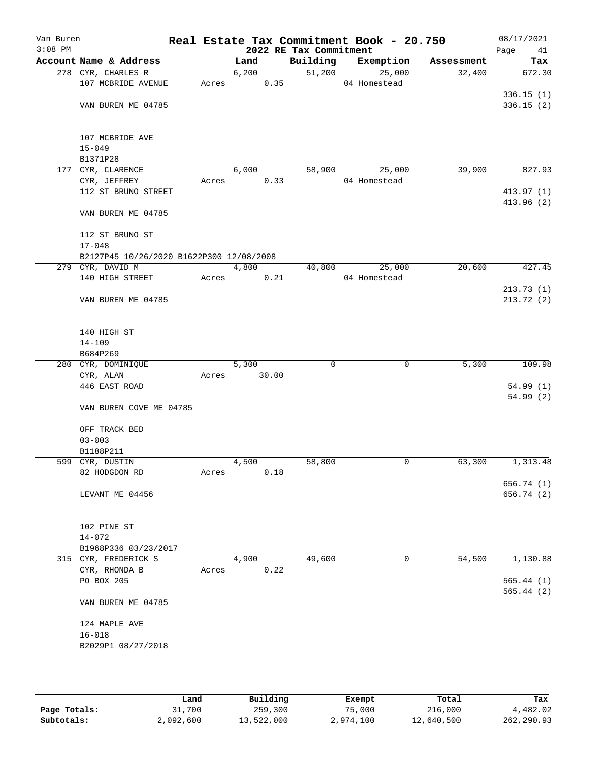Van Buren
3:08 PM

# Real Estate Tax Commitment Book - 20.750

## 2022 RE Tax Commitment

08/17/2021

| Account Name & Address | Land | Building | Exemption | Assessment | Tax |
|---|---|---|---|---|---|
| 278 CYR, CHARLES R | 6,200 | 51,200 | 25,000 | 32,400 | 672.30 |
| 107 MCBRIDE AVENUE | Acres 0.35 | | 04 Homestead | | |
| | | | | | 336.15 (1) |
| VAN BUREN ME 04785 | | | | | 336.15 (2) |
| 107 MCBRIDE AVE | | | | | |
| 15-049 | | | | | |
| B1371P28 | | | | | |
| 177 CYR, CLARENCE | 6,000 | 58,900 | 25,000 | 39,900 | 827.93 |
| CYR, JEFFREY | Acres 0.33 | | 04 Homestead | | |
| 112 ST BRUNO STREET | | | | | 413.97 (1) |
| | | | | | 413.96 (2) |
| VAN BUREN ME 04785 | | | | | |
| 112 ST BRUNO ST | | | | | |
| 17-048 | | | | | |
| B2127P45 10/26/2020 B1622P300 12/08/2008 | | | | | |
| 279 CYR, DAVID M | 4,800 | 40,800 | 25,000 | 20,600 | 427.45 |
| 140 HIGH STREET | Acres 0.21 | | 04 Homestead | | |
| | | | | | 213.73 (1) |
| VAN BUREN ME 04785 | | | | | 213.72 (2) |
| 140 HIGH ST | | | | | |
| 14-109 | | | | | |
| B684P269 | | | | | |
| 280 CYR, DOMINIQUE | 5,300 | 0 | 0 | 5,300 | 109.98 |
| CYR, ALAN | Acres 30.00 | | | | |
| 446 EAST ROAD | | | | | 54.99 (1) |
| | | | | | 54.99 (2) |
| VAN BUREN COVE ME 04785 | | | | | |
| OFF TRACK BED | | | | | |
| 03-003 | | | | | |
| B1188P211 | | | | | |
| 599 CYR, DUSTIN | 4,500 | 58,800 | 0 | 63,300 | 1,313.48 |
| 82 HODGDON RD | Acres 0.18 | | | | |
| | | | | | 656.74 (1) |
| LEVANT ME 04456 | | | | | 656.74 (2) |
| 102 PINE ST | | | | | |
| 14-072 | | | | | |
| B1968P336 03/23/2017 | | | | | |
| 315 CYR, FREDERICK S | 4,900 | 49,600 | 0 | 54,500 | 1,130.88 |
| CYR, RHONDA B | Acres 0.22 | | | | |
| PO BOX 205 | | | | | 565.44 (1) |
| | | | | | 565.44 (2) |
| VAN BUREN ME 04785 | | | | | |
| 124 MAPLE AVE | | | | | |
| 16-018 | | | | | |
| B2029P1 08/27/2018 | | | | | |

| | Land | Building | Exempt | Total | Tax |
|---|---|---|---|---|---|
| Page Totals: | 31,700 | 259,300 | 75,000 | 216,000 | 4,482.02 |
| Subtotals: | 2,092,600 | 13,522,000 | 2,974,100 | 12,640,500 | 262,290.93 |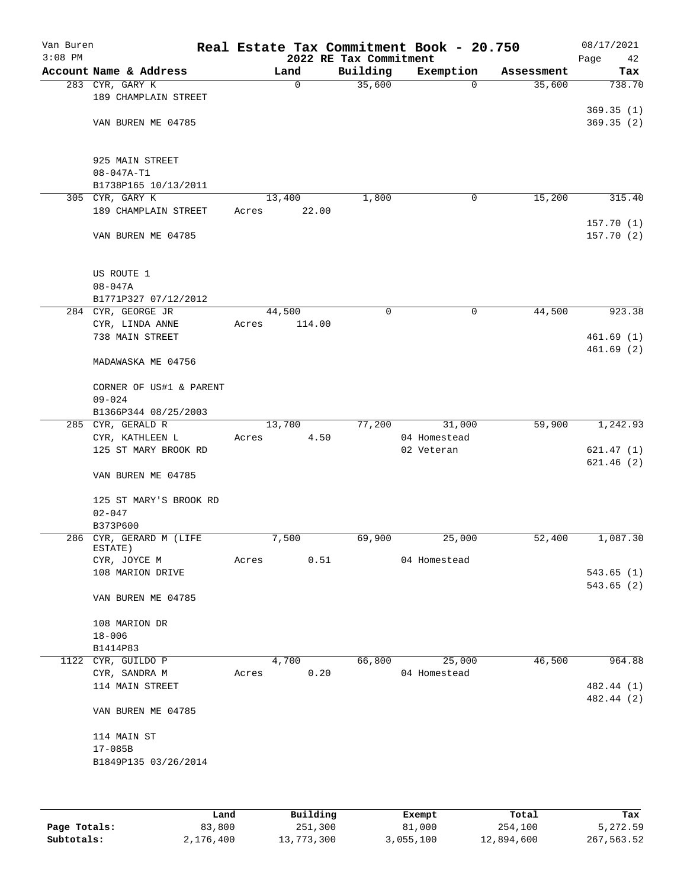Van Buren
3:08 PM

# Real Estate Tax Commitment Book - 20.750

## 2022 RE Tax Commitment

08/17/2021

| Account Name & Address | Land | Building | Exemption | Assessment | Tax |
|---|---|---|---|---|---|
| 283 CYR, GARY K | 0 | 35,600 | 0 | 35,600 | 738.70 |
| 189 CHAMPLAIN STREET | | | | | |
| | | | | | 369.35 (1) |
| VAN BUREN ME 04785 | | | | | 369.35 (2) |
| 925 MAIN STREET | | | | | |
| 08-047A-T1 | | | | | |
| B1738P165 10/13/2011 | | | | | |
| 305 CYR, GARY K | 13,400 | 1,800 | 0 | 15,200 | 315.40 |
| 189 CHAMPLAIN STREET | Acres 22.00 | | | | |
| | | | | | 157.70 (1) |
| VAN BUREN ME 04785 | | | | | 157.70 (2) |
| US ROUTE 1 | | | | | |
| 08-047A | | | | | |
| B1771P327 07/12/2012 | | | | | |
| 284 CYR, GEORGE JR | 44,500 | 0 | 0 | 44,500 | 923.38 |
| CYR, LINDA ANNE | Acres 114.00 | | | | |
| 738 MAIN STREET | | | | | 461.69 (1) |
| | | | | | 461.69 (2) |
| MADAWASKA ME 04756 | | | | | |
| CORNER OF US#1 & PARENT | | | | | |
| 09-024 | | | | | |
| B1366P344 08/25/2003 | | | | | |
| 285 CYR, GERALD R | 13,700 | 77,200 | 31,000 | 59,900 | 1,242.93 |
| CYR, KATHLEEN L | Acres 4.50 | | 04 Homestead | | |
| 125 ST MARY BROOK RD | | | 02 Veteran | | 621.47 (1) |
| | | | | | 621.46 (2) |
| VAN BUREN ME 04785 | | | | | |
| 125 ST MARY'S BROOK RD | | | | | |
| 02-047 | | | | | |
| B373P600 | | | | | |
| 286 CYR, GERARD M (LIFE ESTATE) | 7,500 | 69,900 | 25,000 | 52,400 | 1,087.30 |
| CYR, JOYCE M | Acres 0.51 | | 04 Homestead | | |
| 108 MARION DRIVE | | | | | 543.65 (1) |
| | | | | | 543.65 (2) |
| VAN BUREN ME 04785 | | | | | |
| 108 MARION DR | | | | | |
| 18-006 | | | | | |
| B1414P83 | | | | | |
| 1122 CYR, GUILDO P | 4,700 | 66,800 | 25,000 | 46,500 | 964.88 |
| CYR, SANDRA M | Acres 0.20 | | 04 Homestead | | |
| 114 MAIN STREET | | | | | 482.44 (1) |
| | | | | | 482.44 (2) |
| VAN BUREN ME 04785 | | | | | |
| 114 MAIN ST | | | | | |
| 17-085B | | | | | |
| B1849P135 03/26/2014 | | | | | |

| | Land | Building | Exempt | Total | Tax |
|---|---|---|---|---|---|
| Page Totals: | 83,800 | 251,300 | 81,000 | 254,100 | 5,272.59 |
| Subtotals: | 2,176,400 | 13,773,300 | 3,055,100 | 12,894,600 | 267,563.52 |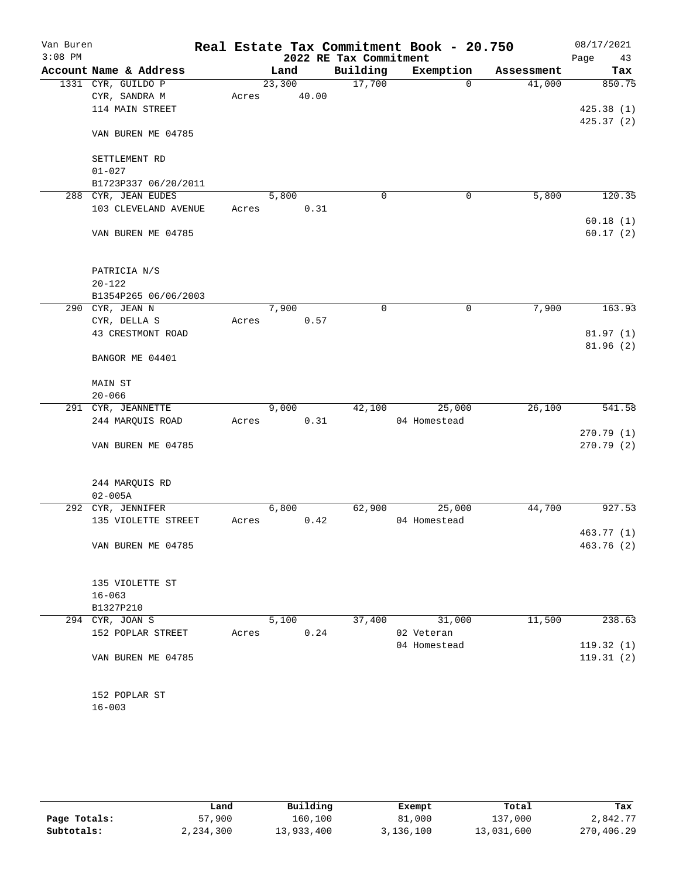# Real Estate Tax Commitment Book - 20.750

Van Buren
3:08 PM

2022 RE Tax Commitment

08/17/2021

| Account | Name & Address | Land | Building | Exemption | Assessment | Tax |
|---|---|---|---|---|---|---|
| 1331 | CYR, GUILDO P<br>CYR, SANDRA M<br>114 MAIN STREET<br><br>VAN BUREN ME 04785<br><br>SETTLEMENT RD<br>01-027<br>B1723P337 06/20/2011 | 23,300<br>Acres 40.00 | 17,700 | 0 | 41,000 | 850.75<br><br>425.38 (1)<br>425.37 (2) |
| 288 | CYR, JEAN EUDES<br>103 CLEVELAND AVENUE<br><br>VAN BUREN ME 04785<br><br>PATRICIA N/S<br>20-122<br>B1354P265 06/06/2003 | 5,800<br>Acres 0.31 | 0 | 0 | 5,800 | 120.35<br><br>60.18 (1)<br>60.17 (2) |
| 290 | CYR, JEAN N<br>CYR, DELLA S<br>43 CRESTMONT ROAD<br><br>BANGOR ME 04401<br><br>MAIN ST<br>20-066 | 7,900<br>Acres 0.57 | 0 | 0 | 7,900 | 163.93<br><br>81.97 (1)<br>81.96 (2) |
| 291 | CYR, JEANNETTE<br>244 MARQUIS ROAD<br><br>VAN BUREN ME 04785<br><br>244 MARQUIS RD<br>02-005A | 9,000<br>Acres 0.31 | 42,100 | 25,000<br>04 Homestead | 26,100 | 541.58<br><br>270.79 (1)<br>270.79 (2) |
| 292 | CYR, JENNIFER<br>135 VIOLETTE STREET<br><br>VAN BUREN ME 04785<br><br>135 VIOLETTE ST<br>16-063<br>B1327P210 | 6,800<br>Acres 0.42 | 62,900 | 25,000<br>04 Homestead | 44,700 | 927.53<br><br>463.77 (1)<br>463.76 (2) |
| 294 | CYR, JOAN S<br>152 POPLAR STREET<br><br>VAN BUREN ME 04785<br><br>152 POPLAR ST<br>16-003 | 5,100<br>Acres 0.24 | 37,400 | 31,000<br>02 Veteran<br>04 Homestead | 11,500 | 238.63<br><br>119.32 (1)<br>119.31 (2) |

| | Land | Building | Exempt | Total | Tax |
|---|---|---|---|---|---|
| Page Totals: | 57,900 | 160,100 | 81,000 | 137,000 | 2,842.77 |
| Subtotals: | 2,234,300 | 13,933,400 | 3,136,100 | 13,031,600 | 270,406.29 |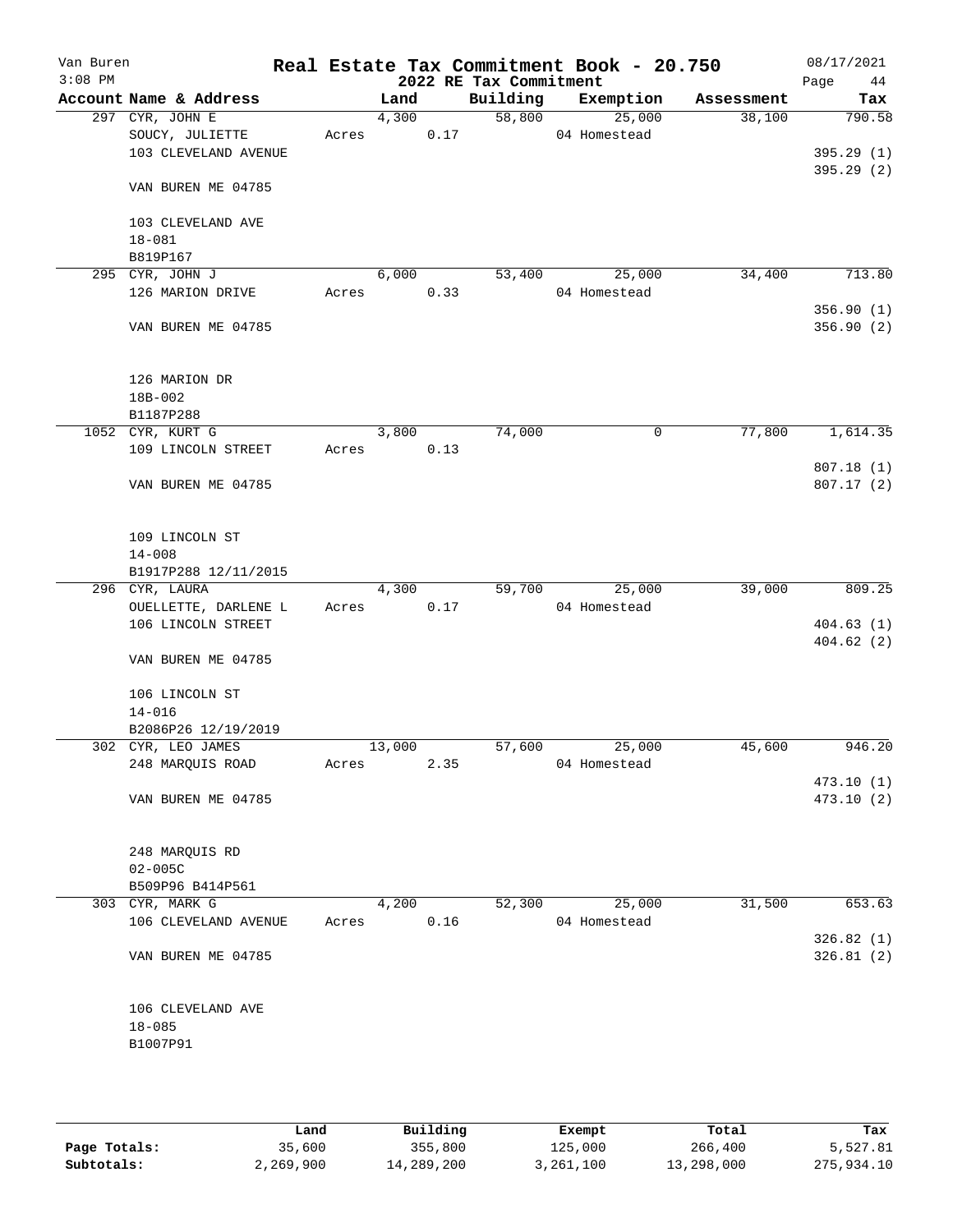Van Buren
3:08 PM

# Real Estate Tax Commitment Book - 20.750

## 2022 RE Tax Commitment

08/17/2021

| Account Name & Address | Land | Building | Exemption | Assessment | Tax |
|---|---|---|---|---|---|
| 297 CYR, JOHN E | 4,300 | 58,800 | 25,000 | 38,100 | 790.58 |
| SOUCY, JULIETTE | Acres 0.17 | | 04 Homestead | | |
| 103 CLEVELAND AVENUE | | | | | 395.29 (1) |
| | | | | | 395.29 (2) |
| VAN BUREN ME 04785 | | | | | |
| 103 CLEVELAND AVE | | | | | |
| 18-081 | | | | | |
| B819P167 | | | | | |
| 295 CYR, JOHN J | 6,000 | 53,400 | 25,000 | 34,400 | 713.80 |
| 126 MARION DRIVE | Acres 0.33 | | 04 Homestead | | |
| | | | | | 356.90 (1) |
| VAN BUREN ME 04785 | | | | | 356.90 (2) |
| 126 MARION DR | | | | | |
| 18B-002 | | | | | |
| B1187P288 | | | | | |
| 1052 CYR, KURT G | 3,800 | 74,000 | 0 | 77,800 | 1,614.35 |
| 109 LINCOLN STREET | Acres 0.13 | | | | |
| | | | | | 807.18 (1) |
| VAN BUREN ME 04785 | | | | | 807.17 (2) |
| 109 LINCOLN ST | | | | | |
| 14-008 | | | | | |
| B1917P288 12/11/2015 | | | | | |
| 296 CYR, LAURA | 4,300 | 59,700 | 25,000 | 39,000 | 809.25 |
| OUELLETTE, DARLENE L | Acres 0.17 | | 04 Homestead | | |
| 106 LINCOLN STREET | | | | | 404.63 (1) |
| | | | | | 404.62 (2) |
| VAN BUREN ME 04785 | | | | | |
| 106 LINCOLN ST | | | | | |
| 14-016 | | | | | |
| B2086P26 12/19/2019 | | | | | |
| 302 CYR, LEO JAMES | 13,000 | 57,600 | 25,000 | 45,600 | 946.20 |
| 248 MARQUIS ROAD | Acres 2.35 | | 04 Homestead | | |
| | | | | | 473.10 (1) |
| VAN BUREN ME 04785 | | | | | 473.10 (2) |
| 248 MARQUIS RD | | | | | |
| 02-005C | | | | | |
| B509P96 B414P561 | | | | | |
| 303 CYR, MARK G | 4,200 | 52,300 | 25,000 | 31,500 | 653.63 |
| 106 CLEVELAND AVENUE | Acres 0.16 | | 04 Homestead | | |
| | | | | | 326.82 (1) |
| VAN BUREN ME 04785 | | | | | 326.81 (2) |
| 106 CLEVELAND AVE | | | | | |
| 18-085 | | | | | |
| B1007P91 | | | | | |

| | Land | Building | Exempt | Total | Tax |
|---|---|---|---|---|---|
| Page Totals: | 35,600 | 355,800 | 125,000 | 266,400 | 5,527.81 |
| Subtotals: | 2,269,900 | 14,289,200 | 3,261,100 | 13,298,000 | 275,934.10 |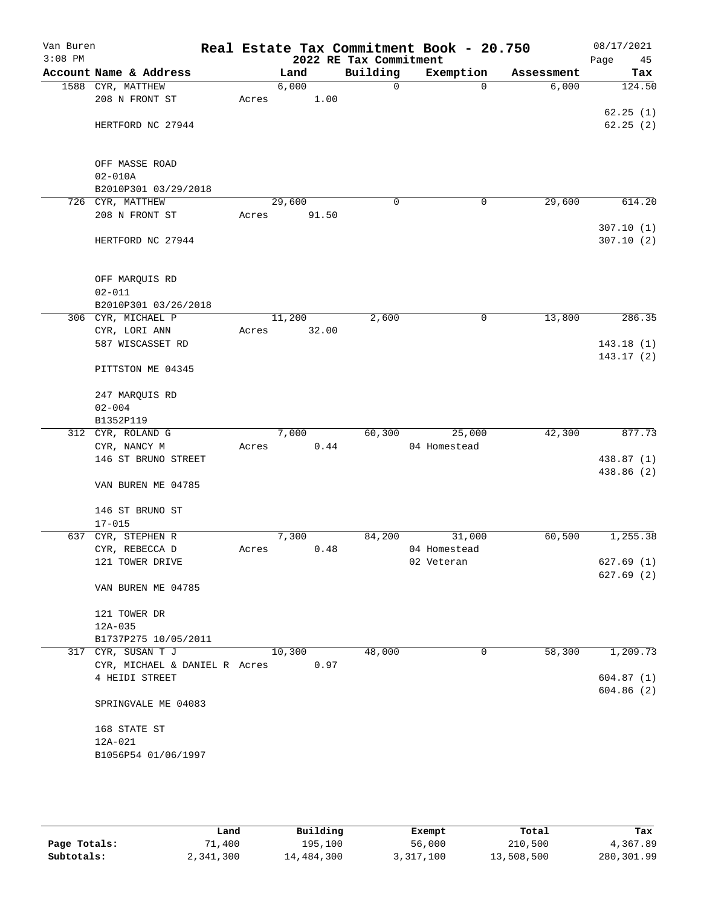# Real Estate Tax Commitment Book - 20.750

Van Buren
3:08 PM

2022 RE Tax Commitment

08/17/2021

| Account Name & Address | Land | Building | Exemption | Assessment | Tax |
|---|---|---|---|---|---|
| 1588 CYR, MATTHEW<br>208 N FRONT ST<br><br>HERTFORD NC 27944<br><br>OFF MASSE ROAD<br>02-010A<br>B2010P301 03/29/2018 | 6,000<br>Acres 1.00 | 0 | 0 | 6,000 | 124.50<br><br>62.25 (1)<br>62.25 (2) |
| 726 CYR, MATTHEW<br>208 N FRONT ST<br><br>HERTFORD NC 27944<br><br>OFF MARQUIS RD<br>02-011<br>B2010P301 03/26/2018 | 29,600<br>Acres 91.50 | 0 | 0 | 29,600 | 614.20<br><br>307.10 (1)<br>307.10 (2) |
| 306 CYR, MICHAEL P<br>CYR, LORI ANN<br>587 WISCASSET RD<br><br>PITTSTON ME 04345<br><br>247 MARQUIS RD<br>02-004<br>B1352P119 | 11,200<br>Acres 32.00 | 2,600 | 0 | 13,800 | 286.35<br><br>143.18 (1)<br>143.17 (2) |
| 312 CYR, ROLAND G<br>CYR, NANCY M<br>146 ST BRUNO STREET<br><br>VAN BUREN ME 04785<br><br>146 ST BRUNO ST<br>17-015 | 7,000<br>Acres 0.44 | 60,300 | 25,000<br>04 Homestead | 42,300 | 877.73<br><br>438.87 (1)<br>438.86 (2) |
| 637 CYR, STEPHEN R<br>CYR, REBECCA D<br>121 TOWER DRIVE<br><br>VAN BUREN ME 04785<br><br>121 TOWER DR<br>12A-035<br>B1737P275 10/05/2011 | 7,300<br>Acres 0.48 | 84,200 | 31,000<br>04 Homestead<br>02 Veteran | 60,500 | 1,255.38<br><br>627.69 (1)<br>627.69 (2) |
| 317 CYR, SUSAN T J<br>CYR, MICHAEL & DANIEL R<br>4 HEIDI STREET<br><br>SPRINGVALE ME 04083<br><br>168 STATE ST<br>12A-021<br>B1056P54 01/06/1997 | 10,300<br>Acres 0.97 | 48,000 | 0 | 58,300 | 1,209.73<br><br>604.87 (1)<br>604.86 (2) |

| | Land | Building | Exempt | Total | Tax |
|---|---|---|---|---|---|
| Page Totals: | 71,400 | 195,100 | 56,000 | 210,500 | 4,367.89 |
| Subtotals: | 2,341,300 | 14,484,300 | 3,317,100 | 13,508,500 | 280,301.99 |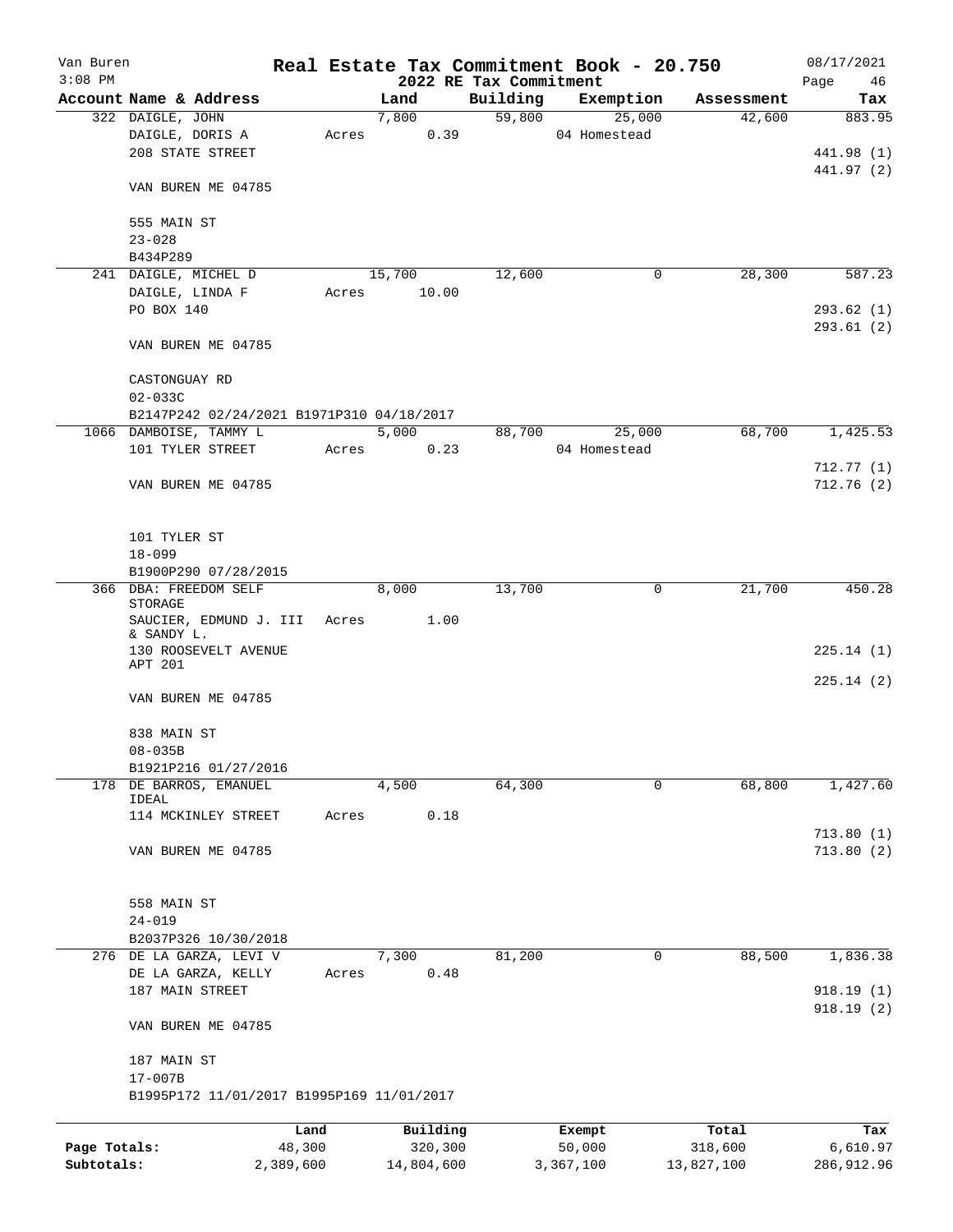Van Buren
3:08 PM

# Real Estate Tax Commitment Book - 20.750

## 2022 RE Tax Commitment

08/17/2021

| Account Name & Address | Land | Building | Exemption | Assessment | Tax |
|---|---|---|---|---|---|
| 322 DAIGLE, JOHN | 7,800 | 59,800 | 25,000 | 42,600 | 883.95 |
| DAIGLE, DORIS A | Acres 0.39 | | 04 Homestead | | |
| 208 STATE STREET | | | | | 441.98 (1) |
| | | | | | 441.97 (2) |
| VAN BUREN ME 04785 | | | | | |
| 555 MAIN ST | | | | | |
| 23-028 | | | | | |
| B434P289 | | | | | |
| 241 DAIGLE, MICHEL D | 15,700 | 12,600 | 0 | 28,300 | 587.23 |
| DAIGLE, LINDA F | Acres 10.00 | | | | |
| PO BOX 140 | | | | | 293.62 (1) |
| | | | | | 293.61 (2) |
| VAN BUREN ME 04785 | | | | | |
| CASTONGUAY RD | | | | | |
| 02-033C | | | | | |
| B2147P242 02/24/2021 B1971P310 04/18/2017 | | | | | |
| 1066 DAMBOISE, TAMMY L | 5,000 | 88,700 | 25,000 | 68,700 | 1,425.53 |
| 101 TYLER STREET | Acres 0.23 | | 04 Homestead | | |
| | | | | | 712.77 (1) |
| VAN BUREN ME 04785 | | | | | 712.76 (2) |
| 101 TYLER ST | | | | | |
| 18-099 | | | | | |
| B1900P290 07/28/2015 | | | | | |
| 366 DBA: FREEDOM SELF STORAGE | 8,000 | 13,700 | 0 | 21,700 | 450.28 |
| SAUCIER, EDMUND J. III & SANDY L. | Acres 1.00 | | | | |
| 130 ROOSEVELT AVENUE APT 201 | | | | | 225.14 (1) |
| | | | | | 225.14 (2) |
| VAN BUREN ME 04785 | | | | | |
| 838 MAIN ST | | | | | |
| 08-035B | | | | | |
| B1921P216 01/27/2016 | | | | | |
| 178 DE BARROS, EMANUEL IDEAL | 4,500 | 64,300 | 0 | 68,800 | 1,427.60 |
| 114 MCKINLEY STREET | Acres 0.18 | | | | |
| | | | | | 713.80 (1) |
| VAN BUREN ME 04785 | | | | | 713.80 (2) |
| 558 MAIN ST | | | | | |
| 24-019 | | | | | |
| B2037P326 10/30/2018 | | | | | |
| 276 DE LA GARZA, LEVI V | 7,300 | 81,200 | 0 | 88,500 | 1,836.38 |
| DE LA GARZA, KELLY | Acres 0.48 | | | | |
| 187 MAIN STREET | | | | | 918.19 (1) |
| | | | | | 918.19 (2) |
| VAN BUREN ME 04785 | | | | | |
| 187 MAIN ST | | | | | |
| 17-007B | | | | | |
| B1995P172 11/01/2017 B1995P169 11/01/2017 | | | | | |

| | Land | Building | Exempt | Total | Tax |
|---|---|---|---|---|---|
| Page Totals: | 48,300 | 320,300 | 50,000 | 318,600 | 6,610.97 |
| Subtotals: | 2,389,600 | 14,804,600 | 3,367,100 | 13,827,100 | 286,912.96 |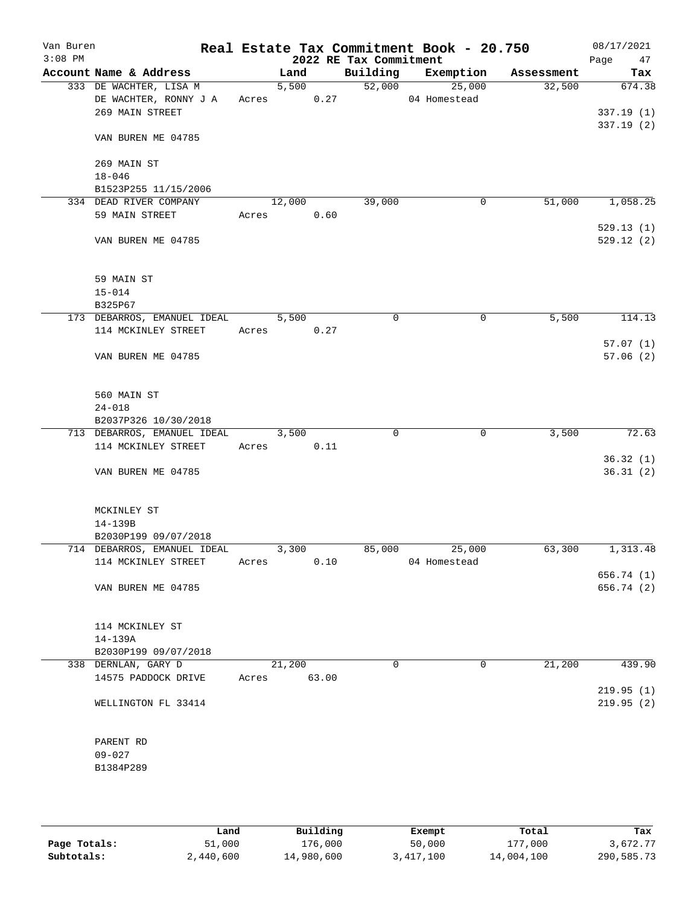Van Buren
3:08 PM

# Real Estate Tax Commitment Book - 20.750

## 2022 RE Tax Commitment

08/17/2021

| Account Name & Address | Land | Building | Exemption | Assessment | Tax |
|---|---|---|---|---|---|
| 333 DE WACHTER, LISA M | 5,500 | 52,000 | 25,000 | 32,500 | 674.38 |
| DE WACHTER, RONNY J A | Acres 0.27 | | 04 Homestead | | |
| 269 MAIN STREET | | | | | 337.19 (1) |
| | | | | | 337.19 (2) |
| VAN BUREN ME 04785 | | | | | |
| 269 MAIN ST | | | | | |
| 18-046 | | | | | |
| B1523P255 11/15/2006 | | | | | |
| 334 DEAD RIVER COMPANY | 12,000 | 39,000 | 0 | 51,000 | 1,058.25 |
| 59 MAIN STREET | Acres 0.60 | | | | |
| | | | | | 529.13 (1) |
| VAN BUREN ME 04785 | | | | | 529.12 (2) |
| 59 MAIN ST | | | | | |
| 15-014 | | | | | |
| B325P67 | | | | | |
| 173 DEBARROS, EMANUEL IDEAL | 5,500 | 0 | 0 | 5,500 | 114.13 |
| 114 MCKINLEY STREET | Acres 0.27 | | | | |
| | | | | | 57.07 (1) |
| VAN BUREN ME 04785 | | | | | 57.06 (2) |
| 560 MAIN ST | | | | | |
| 24-018 | | | | | |
| B2037P326 10/30/2018 | | | | | |
| 713 DEBARROS, EMANUEL IDEAL | 3,500 | 0 | 0 | 3,500 | 72.63 |
| 114 MCKINLEY STREET | Acres 0.11 | | | | |
| | | | | | 36.32 (1) |
| VAN BUREN ME 04785 | | | | | 36.31 (2) |
| MCKINLEY ST | | | | | |
| 14-139B | | | | | |
| B2030P199 09/07/2018 | | | | | |
| 714 DEBARROS, EMANUEL IDEAL | 3,300 | 85,000 | 25,000 | 63,300 | 1,313.48 |
| 114 MCKINLEY STREET | Acres 0.10 | | 04 Homestead | | |
| | | | | | 656.74 (1) |
| VAN BUREN ME 04785 | | | | | 656.74 (2) |
| 114 MCKINLEY ST | | | | | |
| 14-139A | | | | | |
| B2030P199 09/07/2018 | | | | | |
| 338 DERNLAN, GARY D | 21,200 | 0 | 0 | 21,200 | 439.90 |
| 14575 PADDOCK DRIVE | Acres 63.00 | | | | |
| | | | | | 219.95 (1) |
| WELLINGTON FL 33414 | | | | | 219.95 (2) |
| PARENT RD | | | | | |
| 09-027 | | | | | |
| B1384P289 | | | | | |

| | Land | Building | Exempt | Total | Tax |
|---|---|---|---|---|---|
| Page Totals: | 51,000 | 176,000 | 50,000 | 177,000 | 3,672.77 |
| Subtotals: | 2,440,600 | 14,980,600 | 3,417,100 | 14,004,100 | 290,585.73 |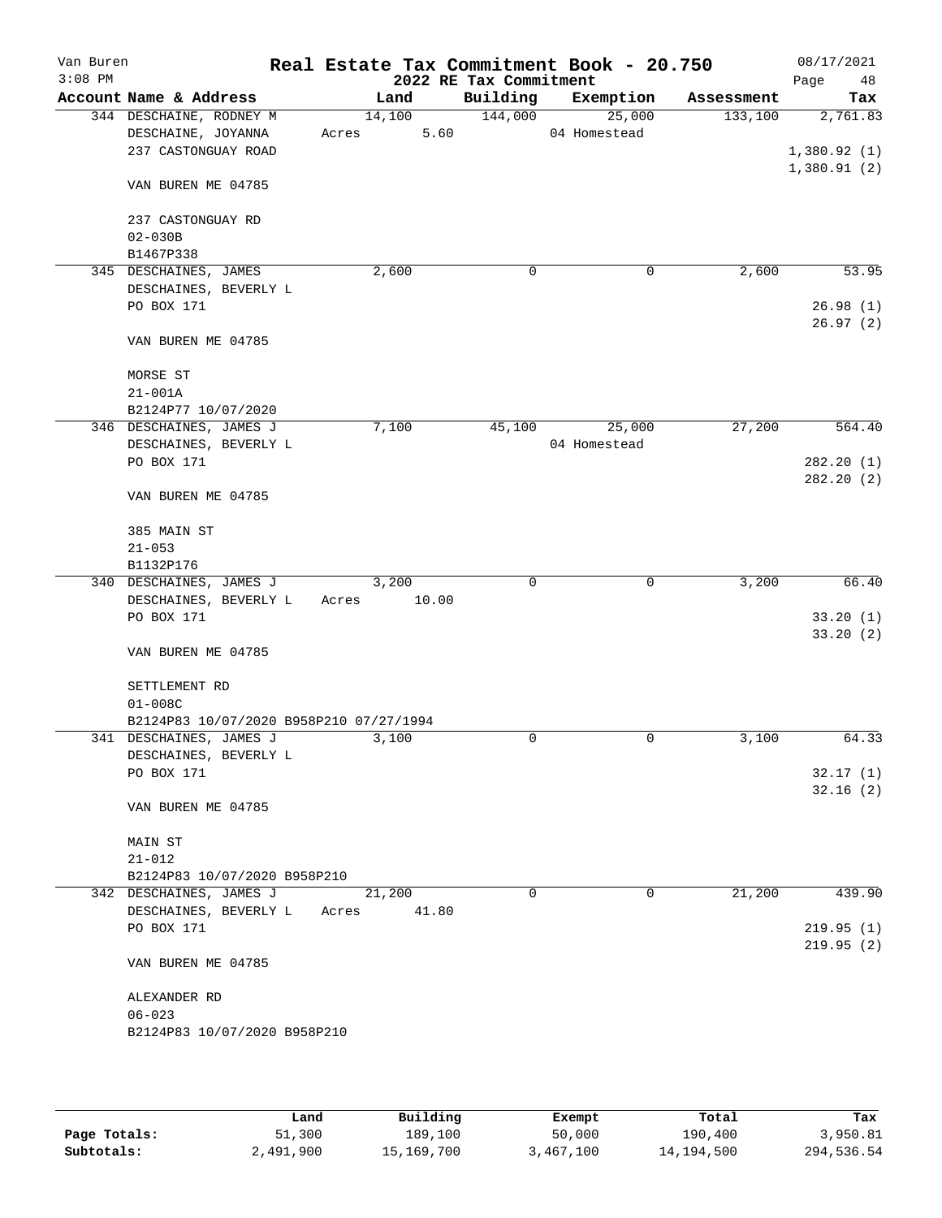Van Buren
3:08 PM

# Real Estate Tax Commitment Book - 20.750
## 2022 RE Tax Commitment

08/17/2021

| Account Name & Address | Land | Building | Exemption | Assessment | Tax |
|---|---|---|---|---|---|
| 344 DESCHAINE, RODNEY M | 14,100 | 144,000 | 25,000 | 133,100 | 2,761.83 |
| DESCHAINE, JOYANNA | Acres 5.60 | | 04 Homestead | | |
| 237 CASTONGUAY ROAD | | | | | 1,380.92 (1) |
| | | | | | 1,380.91 (2) |
| VAN BUREN ME 04785 | | | | | |
| 237 CASTONGUAY RD | | | | | |
| 02-030B | | | | | |
| B1467P338 | | | | | |
| 345 DESCHAINES, JAMES | 2,600 | 0 | 0 | 2,600 | 53.95 |
| DESCHAINES, BEVERLY L | | | | | |
| PO BOX 171 | | | | | 26.98 (1) |
| | | | | | 26.97 (2) |
| VAN BUREN ME 04785 | | | | | |
| MORSE ST | | | | | |
| 21-001A | | | | | |
| B2124P77 10/07/2020 | | | | | |
| 346 DESCHAINES, JAMES J | 7,100 | 45,100 | 25,000 | 27,200 | 564.40 |
| DESCHAINES, BEVERLY L | | | 04 Homestead | | |
| PO BOX 171 | | | | | 282.20 (1) |
| | | | | | 282.20 (2) |
| VAN BUREN ME 04785 | | | | | |
| 385 MAIN ST | | | | | |
| 21-053 | | | | | |
| B1132P176 | | | | | |
| 340 DESCHAINES, JAMES J | 3,200 | 0 | 0 | 3,200 | 66.40 |
| DESCHAINES, BEVERLY L | Acres 10.00 | | | | |
| PO BOX 171 | | | | | 33.20 (1) |
| | | | | | 33.20 (2) |
| VAN BUREN ME 04785 | | | | | |
| SETTLEMENT RD | | | | | |
| 01-008C | | | | | |
| B2124P83 10/07/2020 B958P210 07/27/1994 | | | | | |
| 341 DESCHAINES, JAMES J | 3,100 | 0 | 0 | 3,100 | 64.33 |
| DESCHAINES, BEVERLY L | | | | | |
| PO BOX 171 | | | | | 32.17 (1) |
| | | | | | 32.16 (2) |
| VAN BUREN ME 04785 | | | | | |
| MAIN ST | | | | | |
| 21-012 | | | | | |
| B2124P83 10/07/2020 B958P210 | | | | | |
| 342 DESCHAINES, JAMES J | 21,200 | 0 | 0 | 21,200 | 439.90 |
| DESCHAINES, BEVERLY L | Acres 41.80 | | | | |
| PO BOX 171 | | | | | 219.95 (1) |
| | | | | | 219.95 (2) |
| VAN BUREN ME 04785 | | | | | |
| ALEXANDER RD | | | | | |
| 06-023 | | | | | |
| B2124P83 10/07/2020 B958P210 | | | | | |

| | Land | Building | Exempt | Total | Tax |
|---|---|---|---|---|---|
| Page Totals: | 51,300 | 189,100 | 50,000 | 190,400 | 3,950.81 |
| Subtotals: | 2,491,900 | 15,169,700 | 3,467,100 | 14,194,500 | 294,536.54 |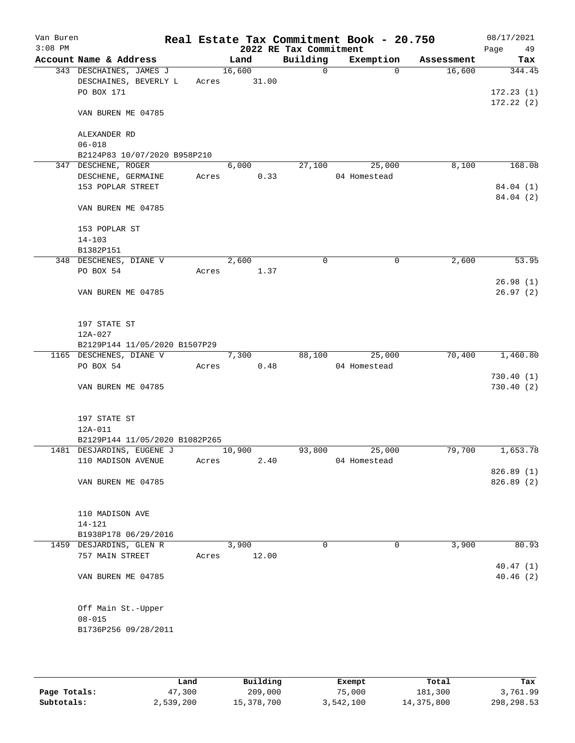Van Buren 3:08 PM

# Real Estate Tax Commitment Book - 20.750

## 2022 RE Tax Commitment

08/17/2021 Page 49

| Account Name & Address | Land | Building | Exemption | Assessment | Tax |
|---|---|---|---|---|---|
| 343 DESCHAINES, JAMES J | 16,600 | 0 | 0 | 16,600 | 344.45 |
| DESCHAINES, BEVERLY L | Acres 31.00 | | | | |
| PO BOX 171 | | | | | 172.23 (1) |
| | | | | | 172.22 (2) |
| VAN BUREN ME 04785 | | | | | |
| ALEXANDER RD | | | | | |
| 06-018 | | | | | |
| B2124P83 10/07/2020 B958P210 | | | | | |
| 347 DESCHENE, ROGER | 6,000 | 27,100 | 25,000 | 8,100 | 168.08 |
| DESCHENE, GERMAINE | Acres 0.33 | | 04 Homestead | | |
| 153 POPLAR STREET | | | | | 84.04 (1) |
| | | | | | 84.04 (2) |
| VAN BUREN ME 04785 | | | | | |
| 153 POPLAR ST | | | | | |
| 14-103 | | | | | |
| B1382P151 | | | | | |
| 348 DESCHENES, DIANE V | 2,600 | 0 | 0 | 2,600 | 53.95 |
| PO BOX 54 | Acres 1.37 | | | | |
| | | | | | 26.98 (1) |
| VAN BUREN ME 04785 | | | | | 26.97 (2) |
| 197 STATE ST | | | | | |
| 12A-027 | | | | | |
| B2129P144 11/05/2020 B1507P29 | | | | | |
| 1165 DESCHENES, DIANE V | 7,300 | 88,100 | 25,000 | 70,400 | 1,460.80 |
| PO BOX 54 | Acres 0.48 | | 04 Homestead | | |
| | | | | | 730.40 (1) |
| VAN BUREN ME 04785 | | | | | 730.40 (2) |
| 197 STATE ST | | | | | |
| 12A-011 | | | | | |
| B2129P144 11/05/2020 B1082P265 | | | | | |
| 1481 DESJARDINS, EUGENE J | 10,900 | 93,800 | 25,000 | 79,700 | 1,653.78 |
| 110 MADISON AVENUE | Acres 2.40 | | 04 Homestead | | |
| | | | | | 826.89 (1) |
| VAN BUREN ME 04785 | | | | | 826.89 (2) |
| 110 MADISON AVE | | | | | |
| 14-121 | | | | | |
| B1938P178 06/29/2016 | | | | | |
| 1459 DESJARDINS, GLEN R | 3,900 | 0 | 0 | 3,900 | 80.93 |
| 757 MAIN STREET | Acres 12.00 | | | | |
| | | | | | 40.47 (1) |
| VAN BUREN ME 04785 | | | | | 40.46 (2) |
| Off Main St.-Upper | | | | | |
| 08-015 | | | | | |
| B1736P256 09/28/2011 | | | | | |

| | Land | Building | Exempt | Total | Tax |
|---|---|---|---|---|---|
| Page Totals: | 47,300 | 209,000 | 75,000 | 181,300 | 3,761.99 |
| Subtotals: | 2,539,200 | 15,378,700 | 3,542,100 | 14,375,800 | 298,298.53 |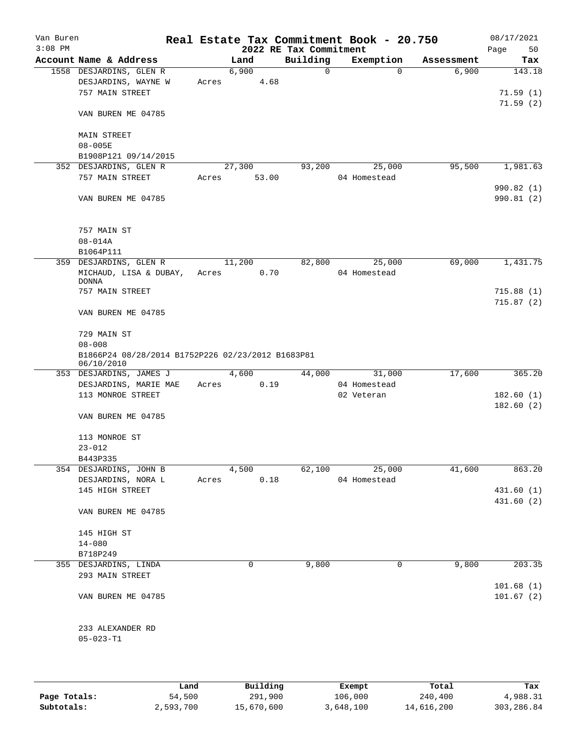# Real Estate Tax Commitment Book - 20.750

Van Buren
3:08 PM

2022 RE Tax Commitment

08/17/2021

| Account Name & Address | Land | Building | Exemption | Assessment | Tax |
|---|---|---|---|---|---|
| 1558 DESJARDINS, GLEN R | 6,900 | 0 | 0 | 6,900 | 143.18 |
| DESJARDINS, WAYNE W | Acres 4.68 | | | | |
| 757 MAIN STREET | | | | | 71.59 (1) |
| | | | | | 71.59 (2) |
| VAN BUREN ME 04785 | | | | | |
| MAIN STREET | | | | | |
| 08-005E | | | | | |
| B1908P121 09/14/2015 | | | | | |
| 352 DESJARDINS, GLEN R | 27,300 | 93,200 | 25,000 | 95,500 | 1,981.63 |
| 757 MAIN STREET | Acres 53.00 | | 04 Homestead | | |
| | | | | | 990.82 (1) |
| VAN BUREN ME 04785 | | | | | 990.81 (2) |
| 757 MAIN ST | | | | | |
| 08-014A | | | | | |
| B1064P111 | | | | | |
| 359 DESJARDINS, GLEN R | 11,200 | 82,800 | 25,000 | 69,000 | 1,431.75 |
| MICHAUD, LISA & DUBAY, DONNA | Acres 0.70 | | 04 Homestead | | |
| 757 MAIN STREET | | | | | 715.88 (1) |
| | | | | | 715.87 (2) |
| VAN BUREN ME 04785 | | | | | |
| 729 MAIN ST | | | | | |
| 08-008 | | | | | |
| B1866P24 08/28/2014 B1752P226 02/23/2012 B1683P81 06/10/2010 | | | | | |
| 353 DESJARDINS, JAMES J | 4,600 | 44,000 | 31,000 | 17,600 | 365.20 |
| DESJARDINS, MARIE MAE | Acres 0.19 | | 04 Homestead | | |
| 113 MONROE STREET | | | 02 Veteran | | 182.60 (1) |
| | | | | | 182.60 (2) |
| VAN BUREN ME 04785 | | | | | |
| 113 MONROE ST | | | | | |
| 23-012 | | | | | |
| B443P335 | | | | | |
| 354 DESJARDINS, JOHN B | 4,500 | 62,100 | 25,000 | 41,600 | 863.20 |
| DESJARDINS, NORA L | Acres 0.18 | | 04 Homestead | | |
| 145 HIGH STREET | | | | | 431.60 (1) |
| | | | | | 431.60 (2) |
| VAN BUREN ME 04785 | | | | | |
| 145 HIGH ST | | | | | |
| 14-080 | | | | | |
| B718P249 | | | | | |
| 355 DESJARDINS, LINDA | 0 | 9,800 | 0 | 9,800 | 203.35 |
| 293 MAIN STREET | | | | | |
| | | | | | 101.68 (1) |
| VAN BUREN ME 04785 | | | | | 101.67 (2) |
| 233 ALEXANDER RD | | | | | |
| 05-023-T1 | | | | | |

| | Land | Building | Exempt | Total | Tax |
|---|---|---|---|---|---|
| Page Totals: | 54,500 | 291,900 | 106,000 | 240,400 | 4,988.31 |
| Subtotals: | 2,593,700 | 15,670,600 | 3,648,100 | 14,616,200 | 303,286.84 |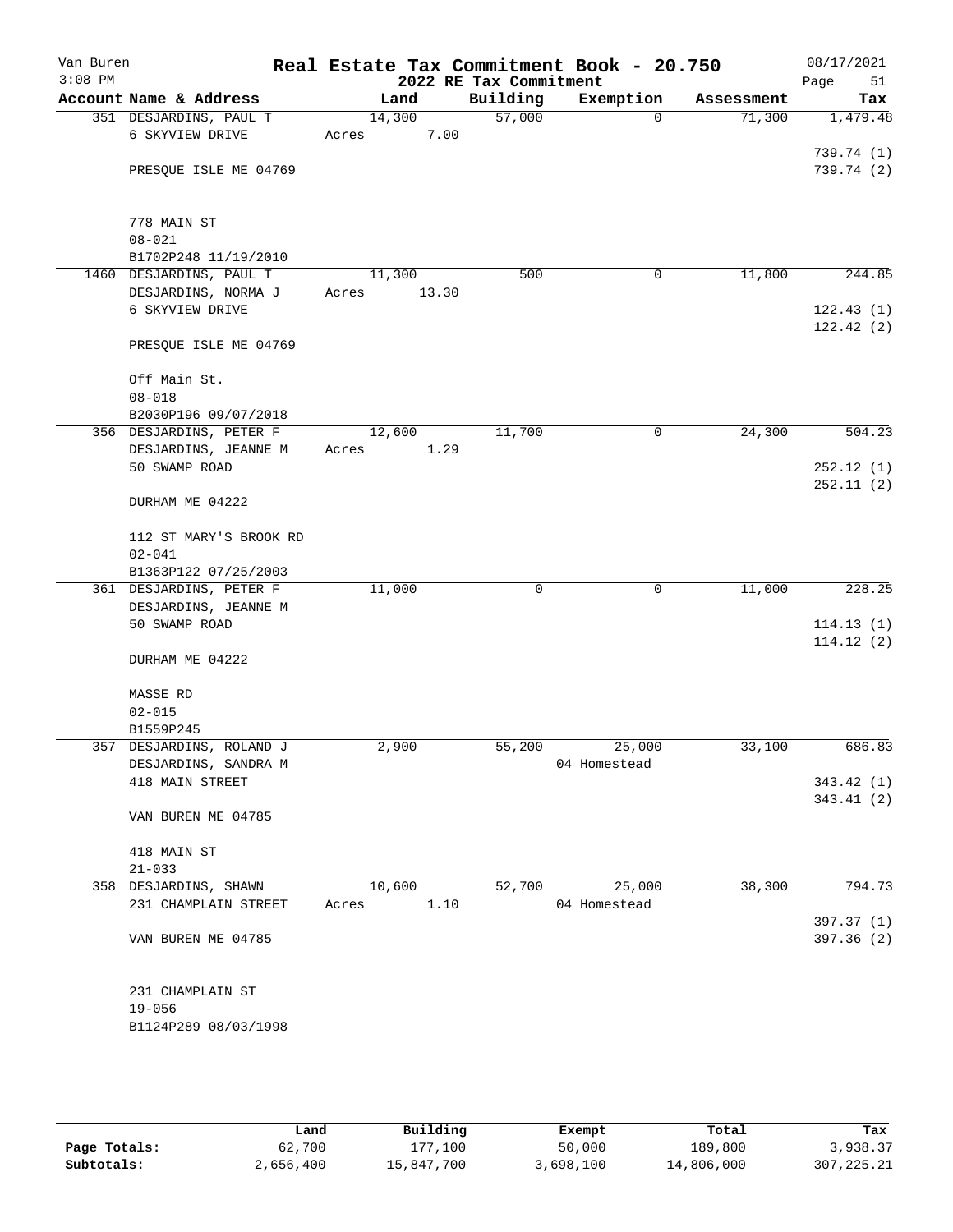Van Buren
3:08 PM

# Real Estate Tax Commitment Book - 20.750

## 2022 RE Tax Commitment

08/17/2021

| Account | Name & Address | Land | Building | Exemption | Assessment | Tax |
|---|---|---|---|---|---|---|
| 351 | DESJARDINS, PAUL T<br>6 SKYVIEW DRIVE<br><br>PRESQUE ISLE ME 04769<br><br>778 MAIN ST<br>08-021<br>B1702P248 11/19/2010 | 14,300<br>Acres 7.00 | 57,000 | 0 | 71,300 | 1,479.48<br><br>739.74 (1)<br>739.74 (2) |
| 1460 | DESJARDINS, PAUL T<br>DESJARDINS, NORMA J<br>6 SKYVIEW DRIVE<br><br>PRESQUE ISLE ME 04769<br><br>Off Main St.<br>08-018<br>B2030P196 09/07/2018 | 11,300<br>Acres 13.30 | 500 | 0 | 11,800 | 244.85<br><br>122.43 (1)<br>122.42 (2) |
| 356 | DESJARDINS, PETER F<br>DESJARDINS, JEANNE M<br>50 SWAMP ROAD<br><br>DURHAM ME 04222<br><br>112 ST MARY'S BROOK RD<br>02-041<br>B1363P122 07/25/2003 | 12,600<br>Acres 1.29 | 11,700 | 0 | 24,300 | 504.23<br><br>252.12 (1)<br>252.11 (2) |
| 361 | DESJARDINS, PETER F<br>DESJARDINS, JEANNE M<br>50 SWAMP ROAD<br><br>DURHAM ME 04222<br><br>MASSE RD<br>02-015<br>B1559P245 | 11,000 | 0 | 0 | 11,000 | 228.25<br><br>114.13 (1)<br>114.12 (2) |
| 357 | DESJARDINS, ROLAND J<br>DESJARDINS, SANDRA M<br>418 MAIN STREET<br><br>VAN BUREN ME 04785<br><br>418 MAIN ST<br>21-033 | 2,900 | 55,200 | 25,000<br>04 Homestead | 33,100 | 686.83<br><br>343.42 (1)<br>343.41 (2) |
| 358 | DESJARDINS, SHAWN<br>231 CHAMPLAIN STREET<br><br>VAN BUREN ME 04785<br><br>231 CHAMPLAIN ST<br>19-056<br>B1124P289 08/03/1998 | 10,600<br>Acres 1.10 | 52,700 | 25,000<br>04 Homestead | 38,300 | 794.73<br><br>397.37 (1)<br>397.36 (2) |

| | Land | Building | Exempt | Total | Tax |
|---|---|---|---|---|---|
| Page Totals: | 62,700 | 177,100 | 50,000 | 189,800 | 3,938.37 |
| Subtotals: | 2,656,400 | 15,847,700 | 3,698,100 | 14,806,000 | 307,225.21 |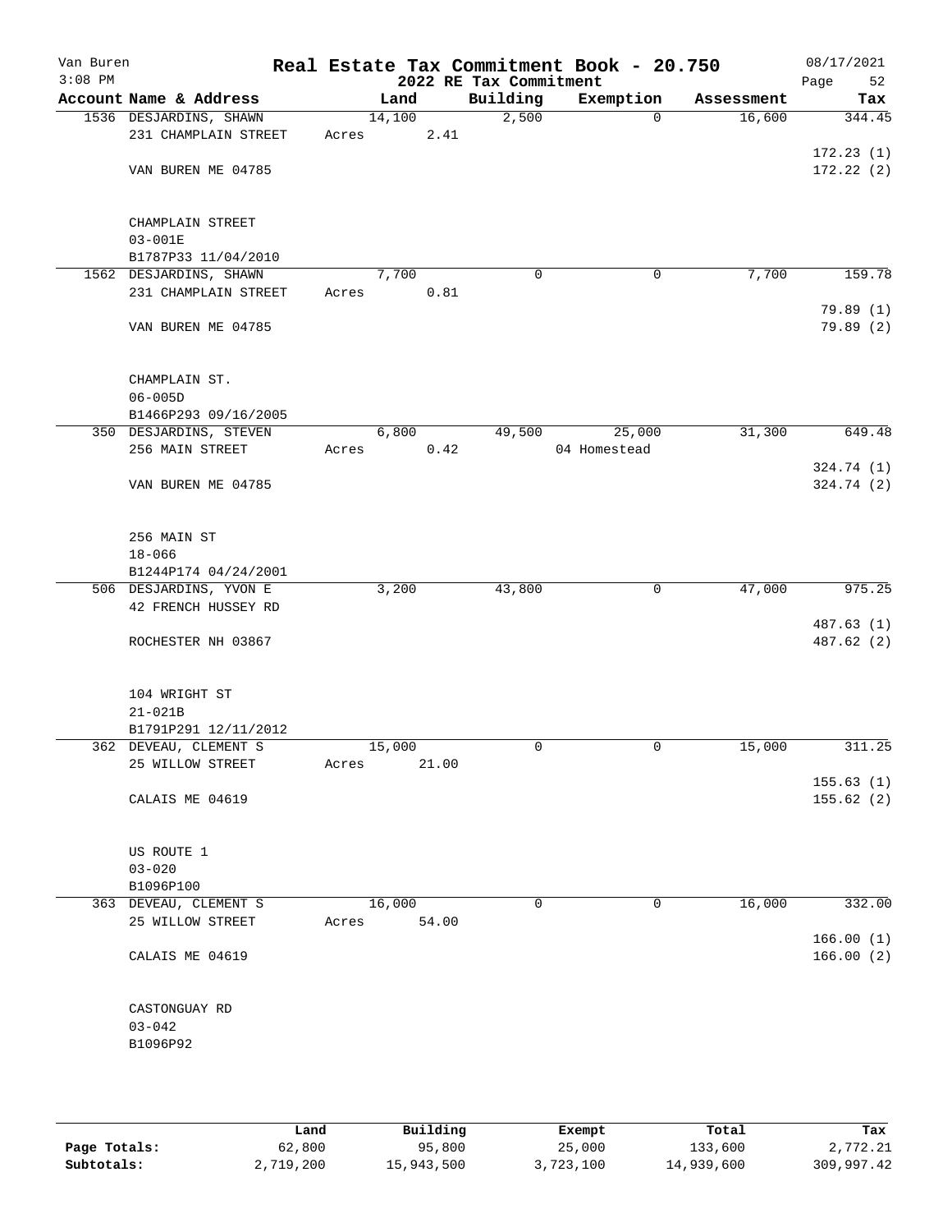Van Buren
3:08 PM

# Real Estate Tax Commitment Book - 20.750
## 2022 RE Tax Commitment

08/17/2021

| Account Name & Address | Land | Building | Exemption | Assessment | Tax |
|---|---|---|---|---|---|
| 1536 DESJARDINS, SHAWN | 14,100 | 2,500 | 0 | 16,600 | 344.45 |
| 231 CHAMPLAIN STREET | Acres 2.41 | | | | |
| | | | | | 172.23 (1) |
| VAN BUREN ME 04785 | | | | | 172.22 (2) |
| CHAMPLAIN STREET | | | | | |
| 03-001E | | | | | |
| B1787P33 11/04/2010 | | | | | |
| 1562 DESJARDINS, SHAWN | 7,700 | 0 | 0 | 7,700 | 159.78 |
| 231 CHAMPLAIN STREET | Acres 0.81 | | | | |
| | | | | | 79.89 (1) |
| VAN BUREN ME 04785 | | | | | 79.89 (2) |
| CHAMPLAIN ST. | | | | | |
| 06-005D | | | | | |
| B1466P293 09/16/2005 | | | | | |
| 350 DESJARDINS, STEVEN | 6,800 | 49,500 | 25,000 | 31,300 | 649.48 |
| 256 MAIN STREET | Acres 0.42 | | 04 Homestead | | |
| | | | | | 324.74 (1) |
| VAN BUREN ME 04785 | | | | | 324.74 (2) |
| 256 MAIN ST | | | | | |
| 18-066 | | | | | |
| B1244P174 04/24/2001 | | | | | |
| 506 DESJARDINS, YVON E | 3,200 | 43,800 | 0 | 47,000 | 975.25 |
| 42 FRENCH HUSSEY RD | | | | | |
| | | | | | 487.63 (1) |
| ROCHESTER NH 03867 | | | | | 487.62 (2) |
| 104 WRIGHT ST | | | | | |
| 21-021B | | | | | |
| B1791P291 12/11/2012 | | | | | |
| 362 DEVEAU, CLEMENT S | 15,000 | 0 | 0 | 15,000 | 311.25 |
| 25 WILLOW STREET | Acres 21.00 | | | | |
| | | | | | 155.63 (1) |
| CALAIS ME 04619 | | | | | 155.62 (2) |
| US ROUTE 1 | | | | | |
| 03-020 | | | | | |
| B1096P100 | | | | | |
| 363 DEVEAU, CLEMENT S | 16,000 | 0 | 0 | 16,000 | 332.00 |
| 25 WILLOW STREET | Acres 54.00 | | | | |
| | | | | | 166.00 (1) |
| CALAIS ME 04619 | | | | | 166.00 (2) |
| CASTONGUAY RD | | | | | |
| 03-042 | | | | | |
| B1096P92 | | | | | |

| | Land | Building | Exempt | Total | Tax |
|---|---|---|---|---|---|
| Page Totals: | 62,800 | 95,800 | 25,000 | 133,600 | 2,772.21 |
| Subtotals: | 2,719,200 | 15,943,500 | 3,723,100 | 14,939,600 | 309,997.42 |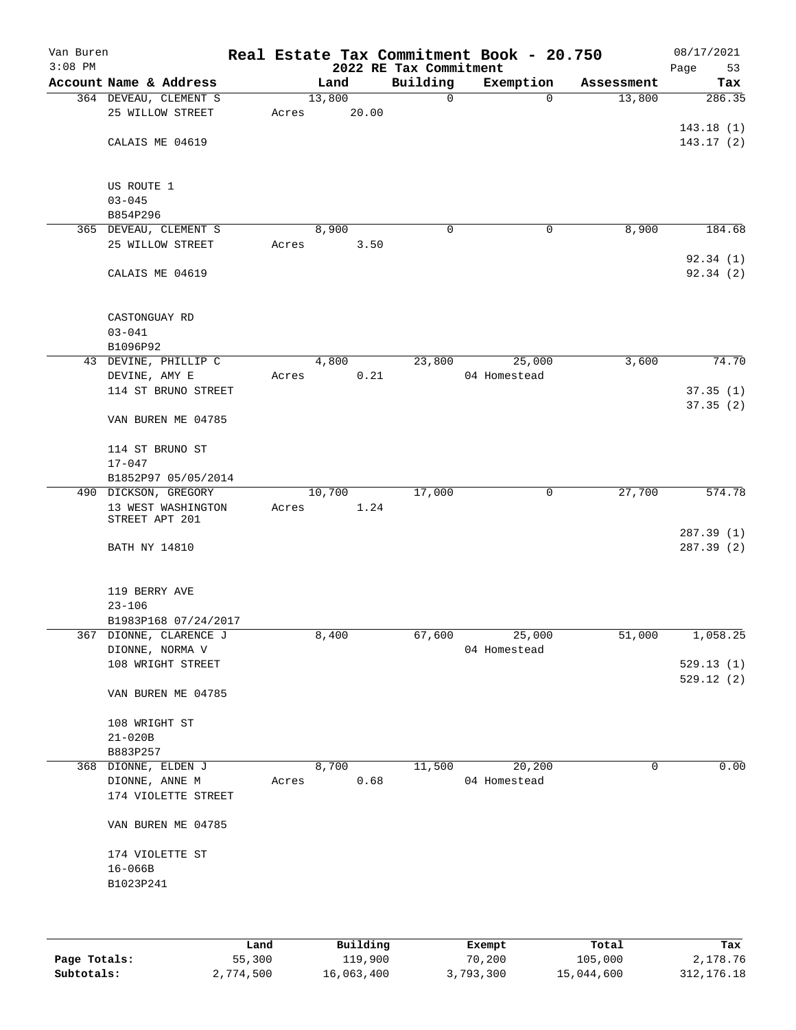Van Buren
3:08 PM

# Real Estate Tax Commitment Book - 20.750
## 2022 RE Tax Commitment

08/17/2021

| Account Name & Address | Land | Building | Exemption | Assessment | Tax |
|---|---|---|---|---|---|
| 364 DEVEAU, CLEMENT S | 13,800 | 0 | 0 | 13,800 | 286.35 |
| 25 WILLOW STREET | Acres 20.00 | | | | |
| | | | | | 143.18 (1) |
| CALAIS ME 04619 | | | | | 143.17 (2) |
| US ROUTE 1 | | | | | |
| 03-045 | | | | | |
| B854P296 | | | | | |
| 365 DEVEAU, CLEMENT S | 8,900 | 0 | 0 | 8,900 | 184.68 |
| 25 WILLOW STREET | Acres 3.50 | | | | |
| | | | | | 92.34 (1) |
| CALAIS ME 04619 | | | | | 92.34 (2) |
| CASTONGUAY RD | | | | | |
| 03-041 | | | | | |
| B1096P92 | | | | | |
| 43 DEVINE, PHILLIP C | 4,800 | 23,800 | 25,000 | 3,600 | 74.70 |
| DEVINE, AMY E | Acres 0.21 | | 04 Homestead | | |
| 114 ST BRUNO STREET | | | | | 37.35 (1) |
| | | | | | 37.35 (2) |
| VAN BUREN ME 04785 | | | | | |
| 114 ST BRUNO ST | | | | | |
| 17-047 | | | | | |
| B1852P97 05/05/2014 | | | | | |
| 490 DICKSON, GREGORY | 10,700 | 17,000 | 0 | 27,700 | 574.78 |
| 13 WEST WASHINGTON STREET APT 201 | Acres 1.24 | | | | |
| | | | | | 287.39 (1) |
| BATH NY 14810 | | | | | 287.39 (2) |
| 119 BERRY AVE | | | | | |
| 23-106 | | | | | |
| B1983P168 07/24/2017 | | | | | |
| 367 DIONNE, CLARENCE J | 8,400 | 67,600 | 25,000 | 51,000 | 1,058.25 |
| DIONNE, NORMA V | | | 04 Homestead | | |
| 108 WRIGHT STREET | | | | | 529.13 (1) |
| | | | | | 529.12 (2) |
| VAN BUREN ME 04785 | | | | | |
| 108 WRIGHT ST | | | | | |
| 21-020B | | | | | |
| B883P257 | | | | | |
| 368 DIONNE, ELDEN J | 8,700 | 11,500 | 20,200 | 0 | 0.00 |
| DIONNE, ANNE M | Acres 0.68 | | 04 Homestead | | |
| 174 VIOLETTE STREET | | | | | |
| VAN BUREN ME 04785 | | | | | |
| 174 VIOLETTE ST | | | | | |
| 16-066B | | | | | |
| B1023P241 | | | | | |

| | Land | Building | Exempt | Total | Tax |
|---|---|---|---|---|---|
| Page Totals: | 55,300 | 119,900 | 70,200 | 105,000 | 2,178.76 |
| Subtotals: | 2,774,500 | 16,063,400 | 3,793,300 | 15,044,600 | 312,176.18 |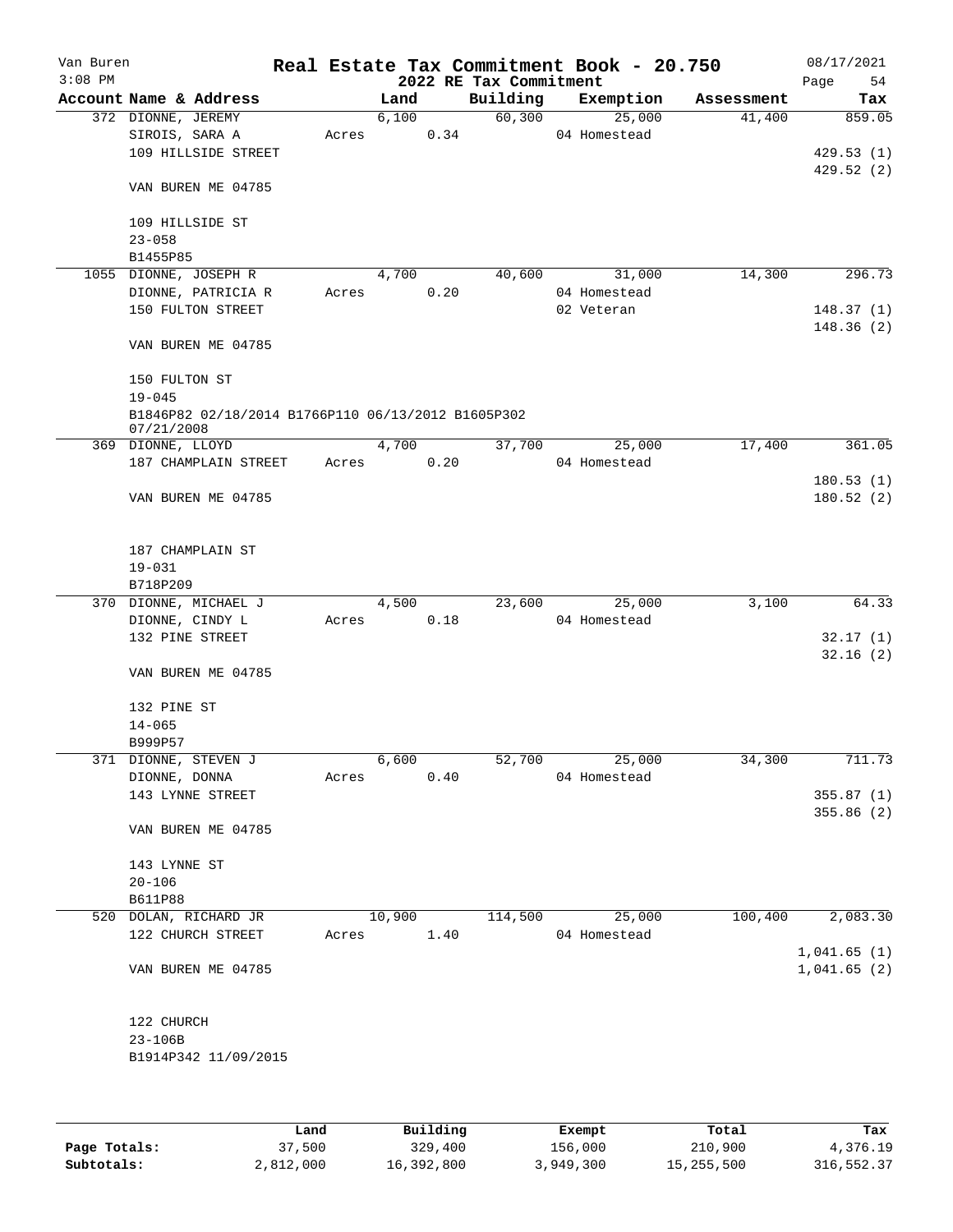Van Buren
3:08 PM

# Real Estate Tax Commitment Book - 20.750

## 2022 RE Tax Commitment

08/17/2021

| Account | Name & Address | Land | Building | Exemption | Assessment | Tax |
|---|---|---|---|---|---|---|
| 372 | DIONNE, JEREMY<br>SIROIS, SARA A<br>109 HILLSIDE STREET<br><br>VAN BUREN ME 04785<br><br>109 HILLSIDE ST<br>23-058<br>B1455P85 | 6,100<br>Acres 0.34 | 60,300 | 25,000<br>04 Homestead | 41,400 | 859.05<br><br>429.53 (1)<br>429.52 (2) |
| 1055 | DIONNE, JOSEPH R<br>DIONNE, PATRICIA R<br>150 FULTON STREET<br><br>VAN BUREN ME 04785<br><br>150 FULTON ST<br>19-045<br>B1846P82 02/18/2014 B1766P110 06/13/2012 B1605P302 07/21/2008 | 4,700<br>Acres 0.20 | 40,600 | 31,000<br>04 Homestead<br>02 Veteran | 14,300 | 296.73<br><br>148.37 (1)<br>148.36 (2) |
| 369 | DIONNE, LLOYD<br>187 CHAMPLAIN STREET<br><br>VAN BUREN ME 04785<br><br>187 CHAMPLAIN ST<br>19-031<br>B718P209 | 4,700<br>Acres 0.20 | 37,700 | 25,000<br>04 Homestead | 17,400 | 361.05<br><br>180.53 (1)<br>180.52 (2) |
| 370 | DIONNE, MICHAEL J<br>DIONNE, CINDY L<br>132 PINE STREET<br><br>VAN BUREN ME 04785<br><br>132 PINE ST<br>14-065<br>B999P57 | 4,500<br>Acres 0.18 | 23,600 | 25,000<br>04 Homestead | 3,100 | 64.33<br><br>32.17 (1)<br>32.16 (2) |
| 371 | DIONNE, STEVEN J<br>DIONNE, DONNA<br>143 LYNNE STREET<br><br>VAN BUREN ME 04785<br><br>143 LYNNE ST<br>20-106<br>B611P88 | 6,600<br>Acres 0.40 | 52,700 | 25,000<br>04 Homestead | 34,300 | 711.73<br><br>355.87 (1)<br>355.86 (2) |
| 520 | DOLAN, RICHARD JR<br>122 CHURCH STREET<br><br>VAN BUREN ME 04785<br><br>122 CHURCH<br>23-106B<br>B1914P342 11/09/2015 | 10,900<br>Acres 1.40 | 114,500 | 25,000<br>04 Homestead | 100,400 | 2,083.30<br><br>1,041.65 (1)<br>1,041.65 (2) |

| | Land | Building | Exempt | Total | Tax |
|---|---|---|---|---|---|
| Page Totals: | 37,500 | 329,400 | 156,000 | 210,900 | 4,376.19 |
| Subtotals: | 2,812,000 | 16,392,800 | 3,949,300 | 15,255,500 | 316,552.37 |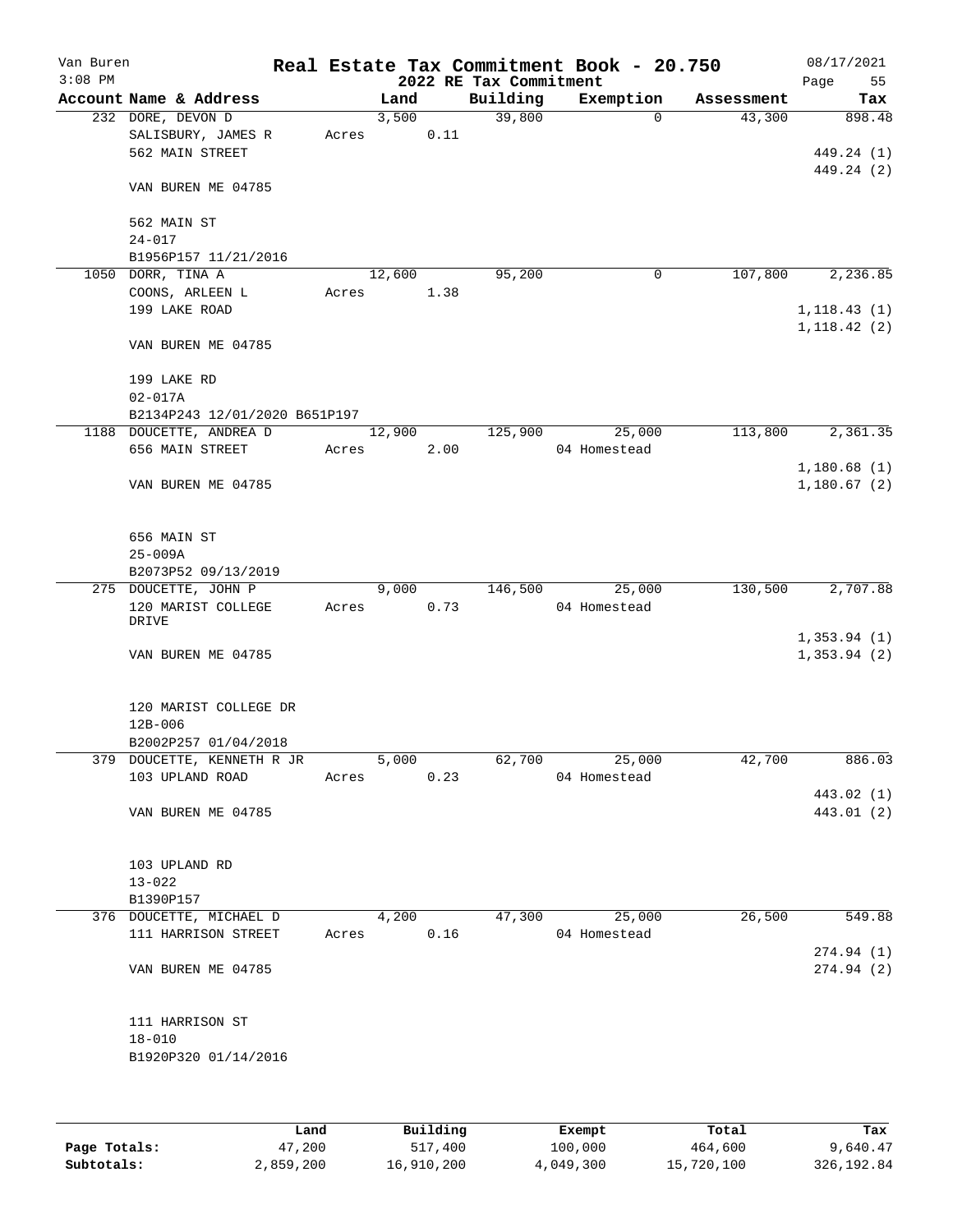Van Buren
3:08 PM

# Real Estate Tax Commitment Book - 20.750

## 2022 RE Tax Commitment

08/17/2021
Page 55

| Account Name & Address | Land | Building | Exemption | Assessment | Tax |
|---|---|---|---|---|---|
| 232 DORE, DEVON D | 3,500 | 39,800 | 0 | 43,300 | 898.48 |
| SALISBURY, JAMES R | Acres 0.11 | | | | |
| 562 MAIN STREET | | | | | 449.24 (1) |
| | | | | | 449.24 (2) |
| VAN BUREN ME 04785 | | | | | |
| 562 MAIN ST | | | | | |
| 24-017 | | | | | |
| B1956P157 11/21/2016 | | | | | |
| 1050 DORR, TINA A | 12,600 | 95,200 | 0 | 107,800 | 2,236.85 |
| COONS, ARLEEN L | Acres 1.38 | | | | |
| 199 LAKE ROAD | | | | | 1,118.43 (1) |
| | | | | | 1,118.42 (2) |
| VAN BUREN ME 04785 | | | | | |
| 199 LAKE RD | | | | | |
| 02-017A | | | | | |
| B2134P243 12/01/2020 B651P197 | | | | | |
| 1188 DOUCETTE, ANDREA D | 12,900 | 125,900 | 25,000 | 113,800 | 2,361.35 |
| 656 MAIN STREET | Acres 2.00 | | 04 Homestead | | |
| | | | | | 1,180.68 (1) |
| VAN BUREN ME 04785 | | | | | 1,180.67 (2) |
| 656 MAIN ST | | | | | |
| 25-009A | | | | | |
| B2073P52 09/13/2019 | | | | | |
| 275 DOUCETTE, JOHN P | 9,000 | 146,500 | 25,000 | 130,500 | 2,707.88 |
| 120 MARIST COLLEGE DRIVE | Acres 0.73 | | 04 Homestead | | |
| | | | | | 1,353.94 (1) |
| VAN BUREN ME 04785 | | | | | 1,353.94 (2) |
| 120 MARIST COLLEGE DR | | | | | |
| 12B-006 | | | | | |
| B2002P257 01/04/2018 | | | | | |
| 379 DOUCETTE, KENNETH R JR | 5,000 | 62,700 | 25,000 | 42,700 | 886.03 |
| 103 UPLAND ROAD | Acres 0.23 | | 04 Homestead | | |
| | | | | | 443.02 (1) |
| VAN BUREN ME 04785 | | | | | 443.01 (2) |
| 103 UPLAND RD | | | | | |
| 13-022 | | | | | |
| B1390P157 | | | | | |
| 376 DOUCETTE, MICHAEL D | 4,200 | 47,300 | 25,000 | 26,500 | 549.88 |
| 111 HARRISON STREET | Acres 0.16 | | 04 Homestead | | |
| | | | | | 274.94 (1) |
| VAN BUREN ME 04785 | | | | | 274.94 (2) |
| 111 HARRISON ST | | | | | |
| 18-010 | | | | | |
| B1920P320 01/14/2016 | | | | | |

| | Land | Building | Exempt | Total | Tax |
|---|---|---|---|---|---|
| Page Totals: | 47,200 | 517,400 | 100,000 | 464,600 | 9,640.47 |
| Subtotals: | 2,859,200 | 16,910,200 | 4,049,300 | 15,720,100 | 326,192.84 |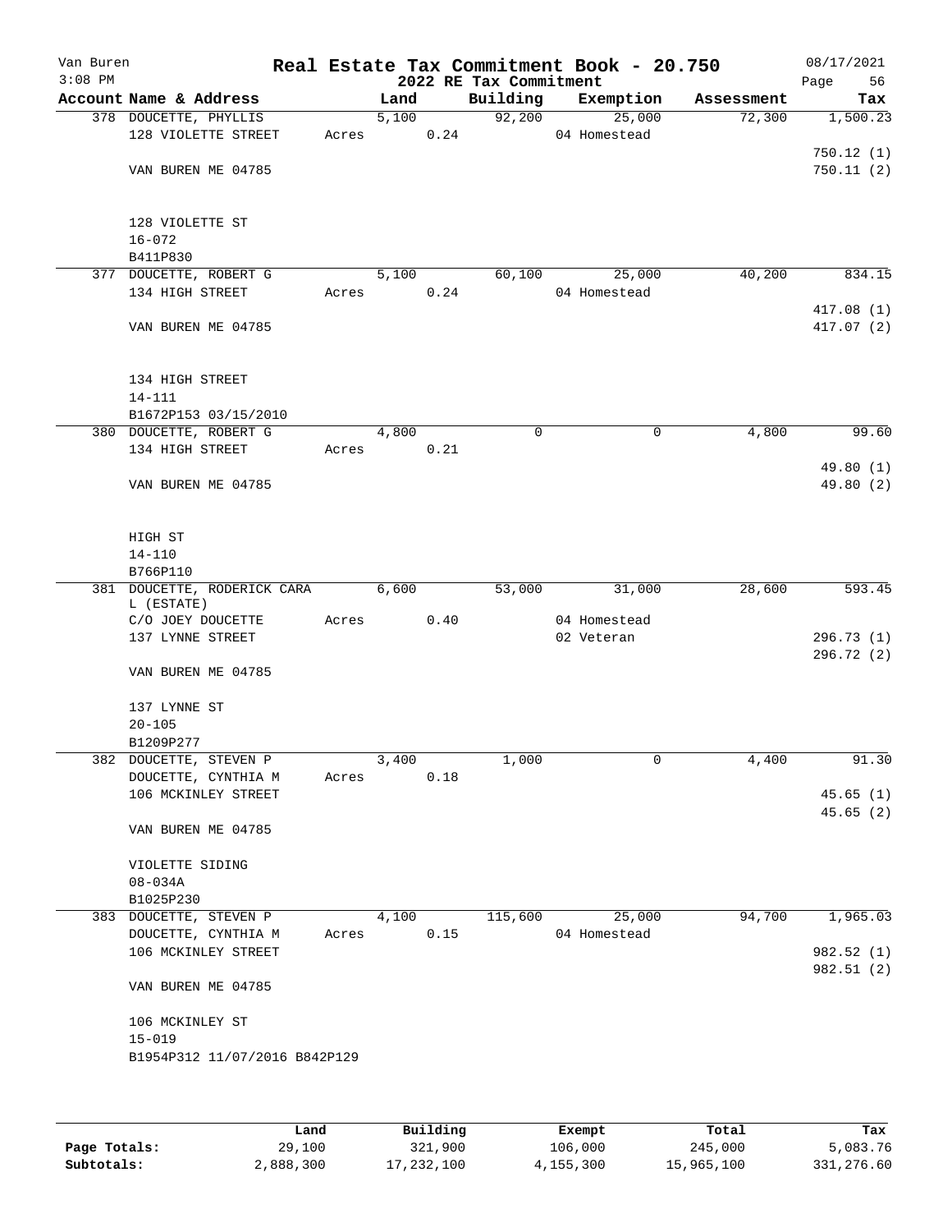Van Buren | Real Estate Tax Commitment Book - 20.750 | 08/17/2021
3:08 PM | 2022 RE Tax Commitment | Page 56

| Account Name & Address | Land | Building | Exemption | Assessment | Tax |
|---|---|---|---|---|---|
| 378 DOUCETTE, PHYLLIS<br>128 VIOLETTE STREET<br><br>VAN BUREN ME 04785<br><br>128 VIOLETTE ST<br>16-072<br>B411P830 | 5,100<br>Acres 0.24 | 92,200 | 25,000<br>04 Homestead | 72,300 | 1,500.23<br><br>750.12 (1)<br>750.11 (2) |
| 377 DOUCETTE, ROBERT G<br>134 HIGH STREET<br><br>VAN BUREN ME 04785<br><br>134 HIGH STREET<br>14-111<br>B1672P153 03/15/2010 | 5,100<br>Acres 0.24 | 60,100 | 25,000<br>04 Homestead | 40,200 | 834.15<br><br>417.08 (1)<br>417.07 (2) |
| 380 DOUCETTE, ROBERT G<br>134 HIGH STREET<br><br>VAN BUREN ME 04785<br><br>HIGH ST<br>14-110<br>B766P110 | 4,800<br>Acres 0.21 | 0 | 0 | 4,800 | 99.60<br><br>49.80 (1)<br>49.80 (2) |
| 381 DOUCETTE, RODERICK CARA L (ESTATE)<br>C/O JOEY DOUCETTE<br>137 LYNNE STREET<br><br>VAN BUREN ME 04785<br><br>137 LYNNE ST<br>20-105<br>B1209P277 | 6,600<br>Acres 0.40 | 53,000 | 31,000<br>04 Homestead<br>02 Veteran | 28,600 | 593.45<br><br>296.73 (1)<br>296.72 (2) |
| 382 DOUCETTE, STEVEN P<br>DOUCETTE, CYNTHIA M<br>106 MCKINLEY STREET<br><br>VAN BUREN ME 04785<br><br>VIOLETTE SIDING<br>08-034A<br>B1025P230 | 3,400<br>Acres 0.18 | 1,000 | 0 | 4,400 | 91.30<br><br>45.65 (1)<br>45.65 (2) |
| 383 DOUCETTE, STEVEN P<br>DOUCETTE, CYNTHIA M<br>106 MCKINLEY STREET<br><br>VAN BUREN ME 04785<br><br>106 MCKINLEY ST<br>15-019<br>B1954P312 11/07/2016 B842P129 | 4,100<br>Acres 0.15 | 115,600 | 25,000<br>04 Homestead | 94,700 | 1,965.03<br><br>982.52 (1)<br>982.51 (2) |

| | Land | Building | Exempt | Total | Tax |
|---|---|---|---|---|---|
| Page Totals: | 29,100 | 321,900 | 106,000 | 245,000 | 5,083.76 |
| Subtotals: | 2,888,300 | 17,232,100 | 4,155,300 | 15,965,100 | 331,276.60 |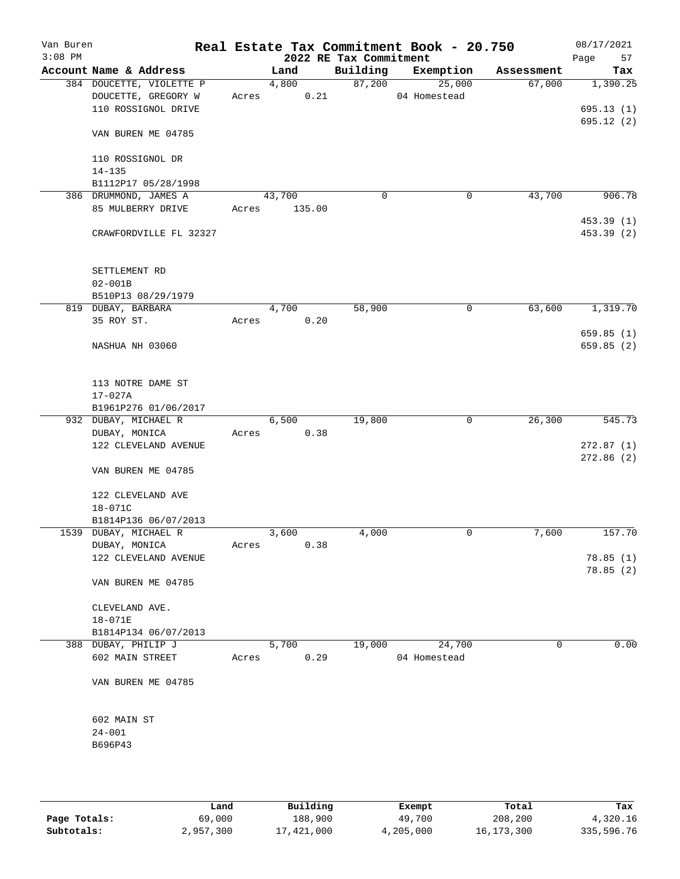Van Buren
3:08 PM

# Real Estate Tax Commitment Book - 20.750

## 2022 RE Tax Commitment

08/17/2021

| Account Name & Address | Land | Building | Exemption | Assessment | Tax |
|---|---|---|---|---|---|
| 384 DOUCETTE, VIOLETTE P<br>DOUCETTE, GREGORY W<br>110 ROSSIGNOL DRIVE<br><br>VAN BUREN ME 04785<br><br>110 ROSSIGNOL DR<br>14-135<br>B1112P17 05/28/1998 | 4,800<br>Acres 0.21 | 87,200 | 25,000<br>04 Homestead | 67,000 | 1,390.25<br><br>695.13 (1)<br>695.12 (2) |
| 386 DRUMMOND, JAMES A<br>85 MULBERRY DRIVE<br><br>CRAWFORDVILLE FL 32327<br><br>SETTLEMENT RD<br>02-001B<br>B510P13 08/29/1979 | 43,700<br>Acres 135.00 | 0 | 0 | 43,700 | 906.78<br><br>453.39 (1)<br>453.39 (2) |
| 819 DUBAY, BARBARA<br>35 ROY ST.<br><br>NASHUA NH 03060<br><br>113 NOTRE DAME ST<br>17-027A<br>B1961P276 01/06/2017 | 4,700<br>Acres 0.20 | 58,900 | 0 | 63,600 | 1,319.70<br><br>659.85 (1)<br>659.85 (2) |
| 932 DUBAY, MICHAEL R<br>DUBAY, MONICA<br>122 CLEVELAND AVENUE<br><br>VAN BUREN ME 04785<br><br>122 CLEVELAND AVE<br>18-071C<br>B1814P136 06/07/2013 | 6,500<br>Acres 0.38 | 19,800 | 0 | 26,300 | 545.73<br><br>272.87 (1)<br>272.86 (2) |
| 1539 DUBAY, MICHAEL R<br>DUBAY, MONICA<br>122 CLEVELAND AVENUE<br><br>VAN BUREN ME 04785<br><br>CLEVELAND AVE.<br>18-071E<br>B1814P134 06/07/2013 | 3,600<br>Acres 0.38 | 4,000 | 0 | 7,600 | 157.70<br><br>78.85 (1)<br>78.85 (2) |
| 388 DUBAY, PHILIP J<br>602 MAIN STREET<br><br>VAN BUREN ME 04785<br><br>602 MAIN ST<br>24-001<br>B696P43 | 5,700<br>Acres 0.29 | 19,000 | 24,700<br>04 Homestead | 0 | 0.00 |

| | Land | Building | Exempt | Total | Tax |
|---|---|---|---|---|---|
| Page Totals: | 69,000 | 188,900 | 49,700 | 208,200 | 4,320.16 |
| Subtotals: | 2,957,300 | 17,421,000 | 4,205,000 | 16,173,300 | 335,596.76 |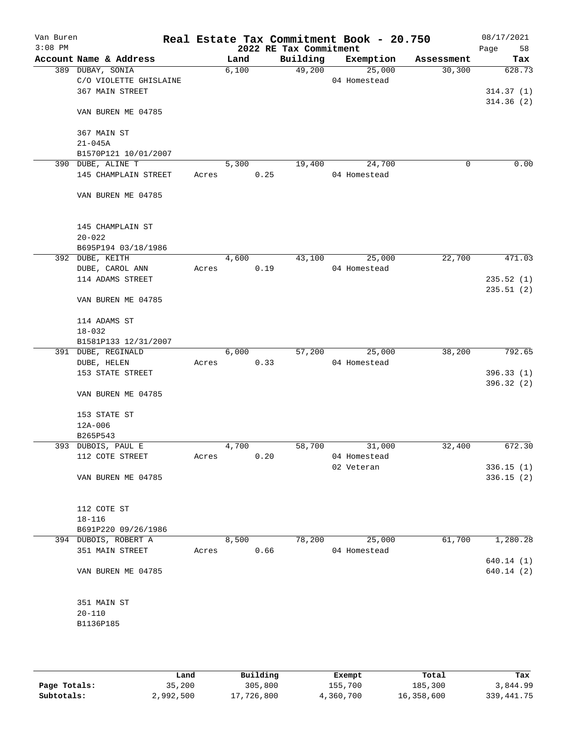Van Buren
3:08 PM

# Real Estate Tax Commitment Book - 20.750
## 2022 RE Tax Commitment

08/17/2021

| Account Name & Address | Land | Building | Exemption | Assessment | Tax |
|---|---|---|---|---|---|
| 389 DUBAY, SONIA | 6,100 | 49,200 | 25,000 | 30,300 | 628.73 |
| C/O VIOLETTE GHISLAINE | | | 04 Homestead | | |
| 367 MAIN STREET | | | | | 314.37 (1) |
| | | | | | 314.36 (2) |
| VAN BUREN ME 04785 | | | | | |
| 367 MAIN ST | | | | | |
| 21-045A | | | | | |
| B1570P121 10/01/2007 | | | | | |
| 390 DUBE, ALINE T | 5,300 | 19,400 | 24,700 | 0 | 0.00 |
| 145 CHAMPLAIN STREET | Acres 0.25 | | 04 Homestead | | |
| VAN BUREN ME 04785 | | | | | |
| 145 CHAMPLAIN ST | | | | | |
| 20-022 | | | | | |
| B695P194 03/18/1986 | | | | | |
| 392 DUBE, KEITH | 4,600 | 43,100 | 25,000 | 22,700 | 471.03 |
| DUBE, CAROL ANN | Acres 0.19 | | 04 Homestead | | |
| 114 ADAMS STREET | | | | | 235.52 (1) |
| | | | | | 235.51 (2) |
| VAN BUREN ME 04785 | | | | | |
| 114 ADAMS ST | | | | | |
| 18-032 | | | | | |
| B1581P133 12/31/2007 | | | | | |
| 391 DUBE, REGINALD | 6,000 | 57,200 | 25,000 | 38,200 | 792.65 |
| DUBE, HELEN | Acres 0.33 | | 04 Homestead | | |
| 153 STATE STREET | | | | | 396.33 (1) |
| | | | | | 396.32 (2) |
| VAN BUREN ME 04785 | | | | | |
| 153 STATE ST | | | | | |
| 12A-006 | | | | | |
| B265P543 | | | | | |
| 393 DUBOIS, PAUL E | 4,700 | 58,700 | 31,000 | 32,400 | 672.30 |
| 112 COTE STREET | Acres 0.20 | | 04 Homestead | | |
| | | | 02 Veteran | | 336.15 (1) |
| VAN BUREN ME 04785 | | | | | 336.15 (2) |
| 112 COTE ST | | | | | |
| 18-116 | | | | | |
| B691P220 09/26/1986 | | | | | |
| 394 DUBOIS, ROBERT A | 8,500 | 78,200 | 25,000 | 61,700 | 1,280.28 |
| 351 MAIN STREET | Acres 0.66 | | 04 Homestead | | |
| | | | | | 640.14 (1) |
| VAN BUREN ME 04785 | | | | | 640.14 (2) |
| 351 MAIN ST | | | | | |
| 20-110 | | | | | |
| B1136P185 | | | | | |

| | Land | Building | Exempt | Total | Tax |
|---|---|---|---|---|---|
| Page Totals: | 35,200 | 305,800 | 155,700 | 185,300 | 3,844.99 |
| Subtotals: | 2,992,500 | 17,726,800 | 4,360,700 | 16,358,600 | 339,441.75 |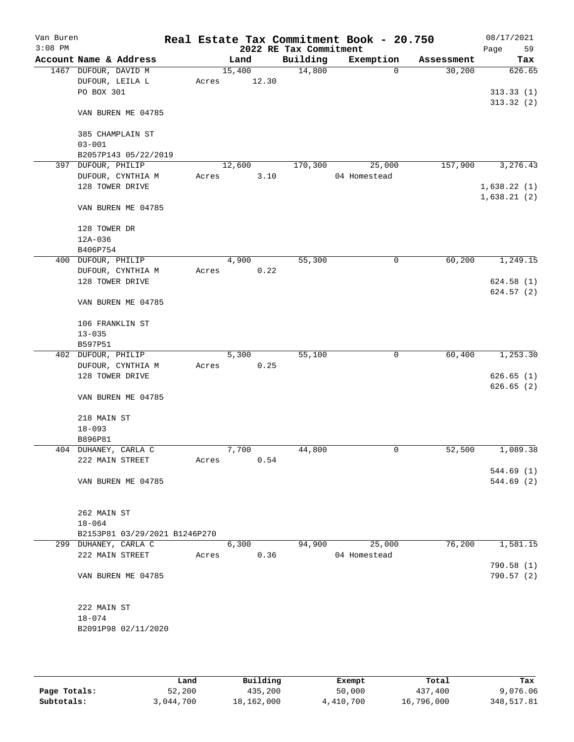Van Buren 3:08 PM

# Real Estate Tax Commitment Book - 20.750

## 2022 RE Tax Commitment

08/17/2021

| Account | Name & Address | Land | Building | Exemption | Assessment | Tax |
|---|---|---|---|---|---|---|
| 1467 | DUFOUR, DAVID M<br>DUFOUR, LEILA L<br>PO BOX 301<br><br>VAN BUREN ME 04785<br><br>385 CHAMPLAIN ST<br>03-001<br>B2057P143 05/22/2019 | 15,400<br>Acres 12.30 | 14,800 | 0 | 30,200 | 626.65<br><br>313.33 (1)<br>313.32 (2) |
| 397 | DUFOUR, PHILIP<br>DUFOUR, CYNTHIA M<br>128 TOWER DRIVE<br><br>VAN BUREN ME 04785<br><br>128 TOWER DR<br>12A-036<br>B406P754 | 12,600<br>Acres 3.10 | 170,300 | 25,000<br>04 Homestead | 157,900 | 3,276.43<br><br>1,638.22 (1)<br>1,638.21 (2) |
| 400 | DUFOUR, PHILIP<br>DUFOUR, CYNTHIA M<br>128 TOWER DRIVE<br><br>VAN BUREN ME 04785<br><br>106 FRANKLIN ST<br>13-035<br>B597P51 | 4,900<br>Acres 0.22 | 55,300 | 0 | 60,200 | 1,249.15<br><br>624.58 (1)<br>624.57 (2) |
| 402 | DUFOUR, PHILIP<br>DUFOUR, CYNTHIA M<br>128 TOWER DRIVE<br><br>VAN BUREN ME 04785<br><br>218 MAIN ST<br>18-093<br>B896P81 | 5,300<br>Acres 0.25 | 55,100 | 0 | 60,400 | 1,253.30<br><br>626.65 (1)<br>626.65 (2) |
| 404 | DUHANEY, CARLA C<br>222 MAIN STREET<br><br>VAN BUREN ME 04785<br><br>262 MAIN ST<br>18-064<br>B2153P81 03/29/2021 B1246P270 | 7,700<br>Acres 0.54 | 44,800 | 0 | 52,500 | 1,089.38<br><br>544.69 (1)<br>544.69 (2) |
| 299 | DUHANEY, CARLA C<br>222 MAIN STREET<br><br>VAN BUREN ME 04785<br><br>222 MAIN ST<br>18-074<br>B2091P98 02/11/2020 | 6,300<br>Acres 0.36 | 94,900 | 25,000<br>04 Homestead | 76,200 | 1,581.15<br><br>790.58 (1)<br>790.57 (2) |

| | Land | Building | Exempt | Total | Tax |
|---|---|---|---|---|---|
| Page Totals: | 52,200 | 435,200 | 50,000 | 437,400 | 9,076.06 |
| Subtotals: | 3,044,700 | 18,162,000 | 4,410,700 | 16,796,000 | 348,517.81 |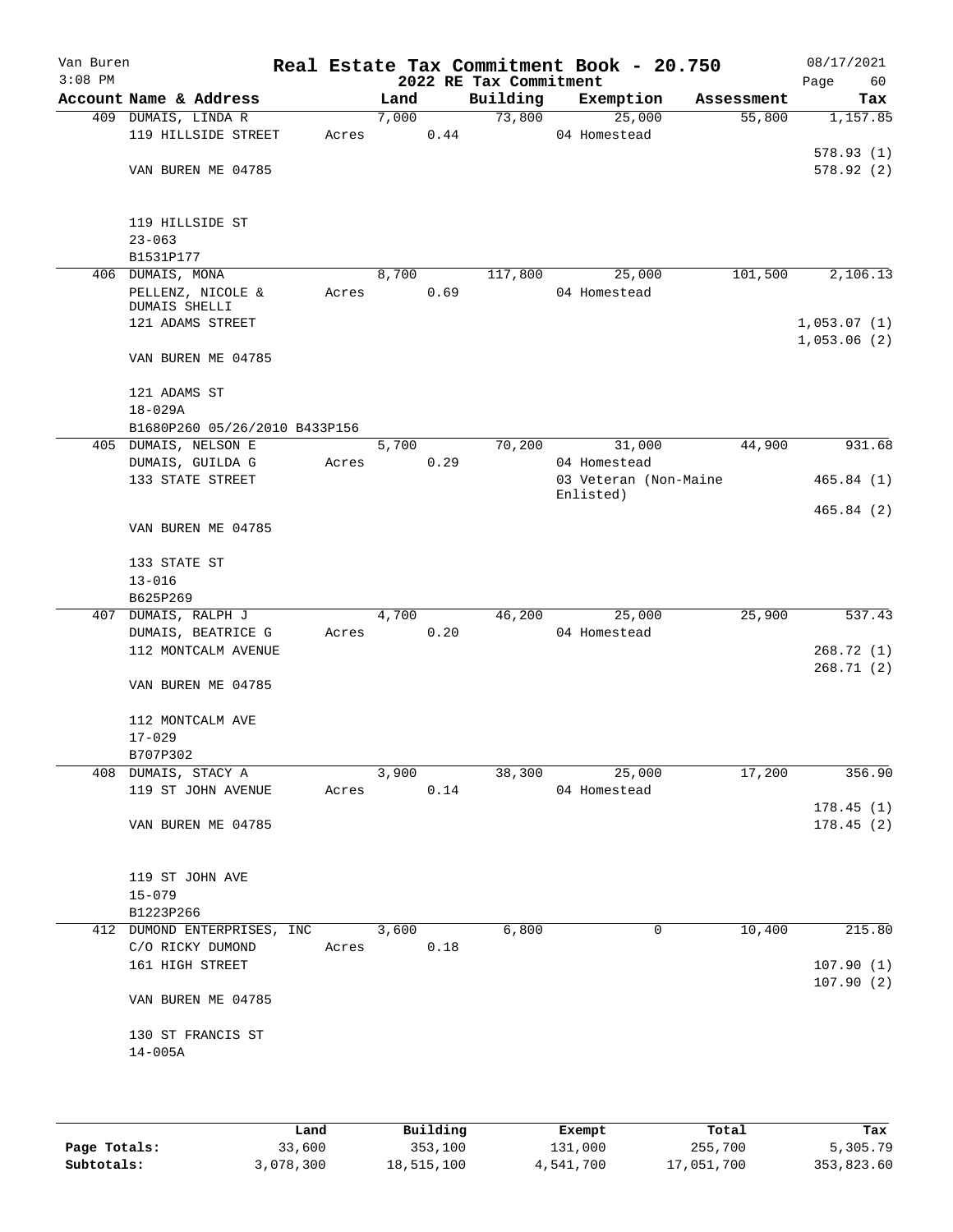Van Buren
3:08 PM

# Real Estate Tax Commitment Book - 20.750

## 2022 RE Tax Commitment

08/17/2021

| Account Name & Address | Land | Building | Exemption | Assessment | Tax |
|---|---|---|---|---|---|
| 409 DUMAIS, LINDA R | 7,000 | 73,800 | 25,000 | 55,800 | 1,157.85 |
| 119 HILLSIDE STREET | Acres 0.44 | | 04 Homestead | | |
| | | | | | 578.93 (1) |
| VAN BUREN ME 04785 | | | | | 578.92 (2) |
| 119 HILLSIDE ST | | | | | |
| 23-063 | | | | | |
| B1531P177 | | | | | |
| 406 DUMAIS, MONA | 8,700 | 117,800 | 25,000 | 101,500 | 2,106.13 |
| PELLENZ, NICOLE & DUMAIS SHELLI | Acres 0.69 | | 04 Homestead | | |
| 121 ADAMS STREET | | | | | 1,053.07 (1) |
| | | | | | 1,053.06 (2) |
| VAN BUREN ME 04785 | | | | | |
| 121 ADAMS ST | | | | | |
| 18-029A | | | | | |
| B1680P260 05/26/2010 B433P156 | | | | | |
| 405 DUMAIS, NELSON E | 5,700 | 70,200 | 31,000 | 44,900 | 931.68 |
| DUMAIS, GUILDA G | Acres 0.29 | | 04 Homestead | | |
| 133 STATE STREET | | | 03 Veteran (Non-Maine Enlisted) | | 465.84 (1) |
| | | | | | 465.84 (2) |
| VAN BUREN ME 04785 | | | | | |
| 133 STATE ST | | | | | |
| 13-016 | | | | | |
| B625P269 | | | | | |
| 407 DUMAIS, RALPH J | 4,700 | 46,200 | 25,000 | 25,900 | 537.43 |
| DUMAIS, BEATRICE G | Acres 0.20 | | 04 Homestead | | |
| 112 MONTCALM AVENUE | | | | | 268.72 (1) |
| | | | | | 268.71 (2) |
| VAN BUREN ME 04785 | | | | | |
| 112 MONTCALM AVE | | | | | |
| 17-029 | | | | | |
| B707P302 | | | | | |
| 408 DUMAIS, STACY A | 3,900 | 38,300 | 25,000 | 17,200 | 356.90 |
| 119 ST JOHN AVENUE | Acres 0.14 | | 04 Homestead | | |
| | | | | | 178.45 (1) |
| VAN BUREN ME 04785 | | | | | 178.45 (2) |
| 119 ST JOHN AVE | | | | | |
| 15-079 | | | | | |
| B1223P266 | | | | | |
| 412 DUMOND ENTERPRISES, INC | 3,600 | 6,800 | 0 | 10,400 | 215.80 |
| C/O RICKY DUMOND | Acres 0.18 | | | | |
| 161 HIGH STREET | | | | | 107.90 (1) |
| | | | | | 107.90 (2) |
| VAN BUREN ME 04785 | | | | | |
| 130 ST FRANCIS ST | | | | | |
| 14-005A | | | | | |

| | Land | Building | Exempt | Total | Tax |
|---|---|---|---|---|---|
| Page Totals: | 33,600 | 353,100 | 131,000 | 255,700 | 5,305.79 |
| Subtotals: | 3,078,300 | 18,515,100 | 4,541,700 | 17,051,700 | 353,823.60 |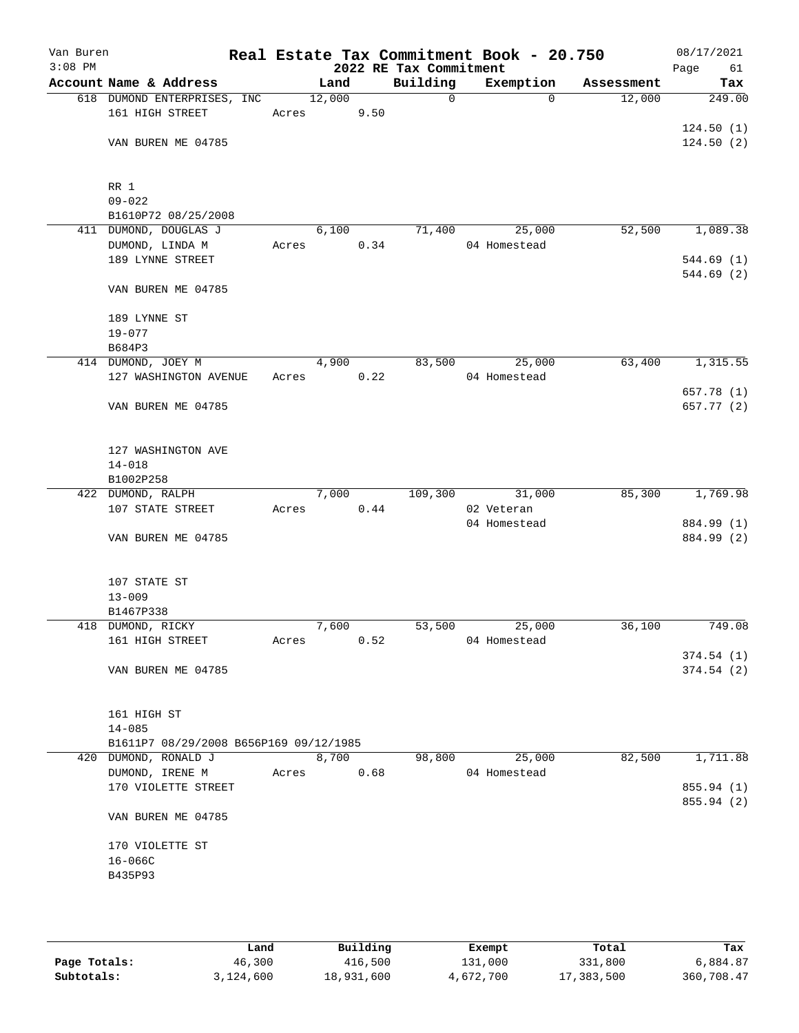Van Buren
3:08 PM

# Real Estate Tax Commitment Book - 20.750
## 2022 RE Tax Commitment

08/17/2021

| Account Name & Address | Land | Building | Exemption | Assessment | Tax |
|---|---|---|---|---|---|
| 618 DUMOND ENTERPRISES, INC | 12,000 | 0 | 0 | 12,000 | 249.00 |
| 161 HIGH STREET | Acres 9.50 | | | | |
| | | | | | 124.50 (1) |
| VAN BUREN ME 04785 | | | | | 124.50 (2) |
| RR 1 | | | | | |
| 09-022 | | | | | |
| B1610P72 08/25/2008 | | | | | |
| 411 DUMOND, DOUGLAS J | 6,100 | 71,400 | 25,000 | 52,500 | 1,089.38 |
| DUMOND, LINDA M | Acres 0.34 | | 04 Homestead | | |
| 189 LYNNE STREET | | | | | 544.69 (1) |
| | | | | | 544.69 (2) |
| VAN BUREN ME 04785 | | | | | |
| 189 LYNNE ST | | | | | |
| 19-077 | | | | | |
| B684P3 | | | | | |
| 414 DUMOND, JOEY M | 4,900 | 83,500 | 25,000 | 63,400 | 1,315.55 |
| 127 WASHINGTON AVENUE | Acres 0.22 | | 04 Homestead | | |
| | | | | | 657.78 (1) |
| VAN BUREN ME 04785 | | | | | 657.77 (2) |
| 127 WASHINGTON AVE | | | | | |
| 14-018 | | | | | |
| B1002P258 | | | | | |
| 422 DUMOND, RALPH | 7,000 | 109,300 | 31,000 | 85,300 | 1,769.98 |
| 107 STATE STREET | Acres 0.44 | | 02 Veteran | | |
| | | | 04 Homestead | | 884.99 (1) |
| VAN BUREN ME 04785 | | | | | 884.99 (2) |
| 107 STATE ST | | | | | |
| 13-009 | | | | | |
| B1467P338 | | | | | |
| 418 DUMOND, RICKY | 7,600 | 53,500 | 25,000 | 36,100 | 749.08 |
| 161 HIGH STREET | Acres 0.52 | | 04 Homestead | | |
| | | | | | 374.54 (1) |
| VAN BUREN ME 04785 | | | | | 374.54 (2) |
| 161 HIGH ST | | | | | |
| 14-085 | | | | | |
| B1611P7 08/29/2008 B656P169 09/12/1985 | | | | | |
| 420 DUMOND, RONALD J | 8,700 | 98,800 | 25,000 | 82,500 | 1,711.88 |
| DUMOND, IRENE M | Acres 0.68 | | 04 Homestead | | |
| 170 VIOLETTE STREET | | | | | 855.94 (1) |
| | | | | | 855.94 (2) |
| VAN BUREN ME 04785 | | | | | |
| 170 VIOLETTE ST | | | | | |
| 16-066C | | | | | |
| B435P93 | | | | | |

| | Land | Building | Exempt | Total | Tax |
|---|---|---|---|---|---|
| Page Totals: | 46,300 | 416,500 | 131,000 | 331,800 | 6,884.87 |
| Subtotals: | 3,124,600 | 18,931,600 | 4,672,700 | 17,383,500 | 360,708.47 |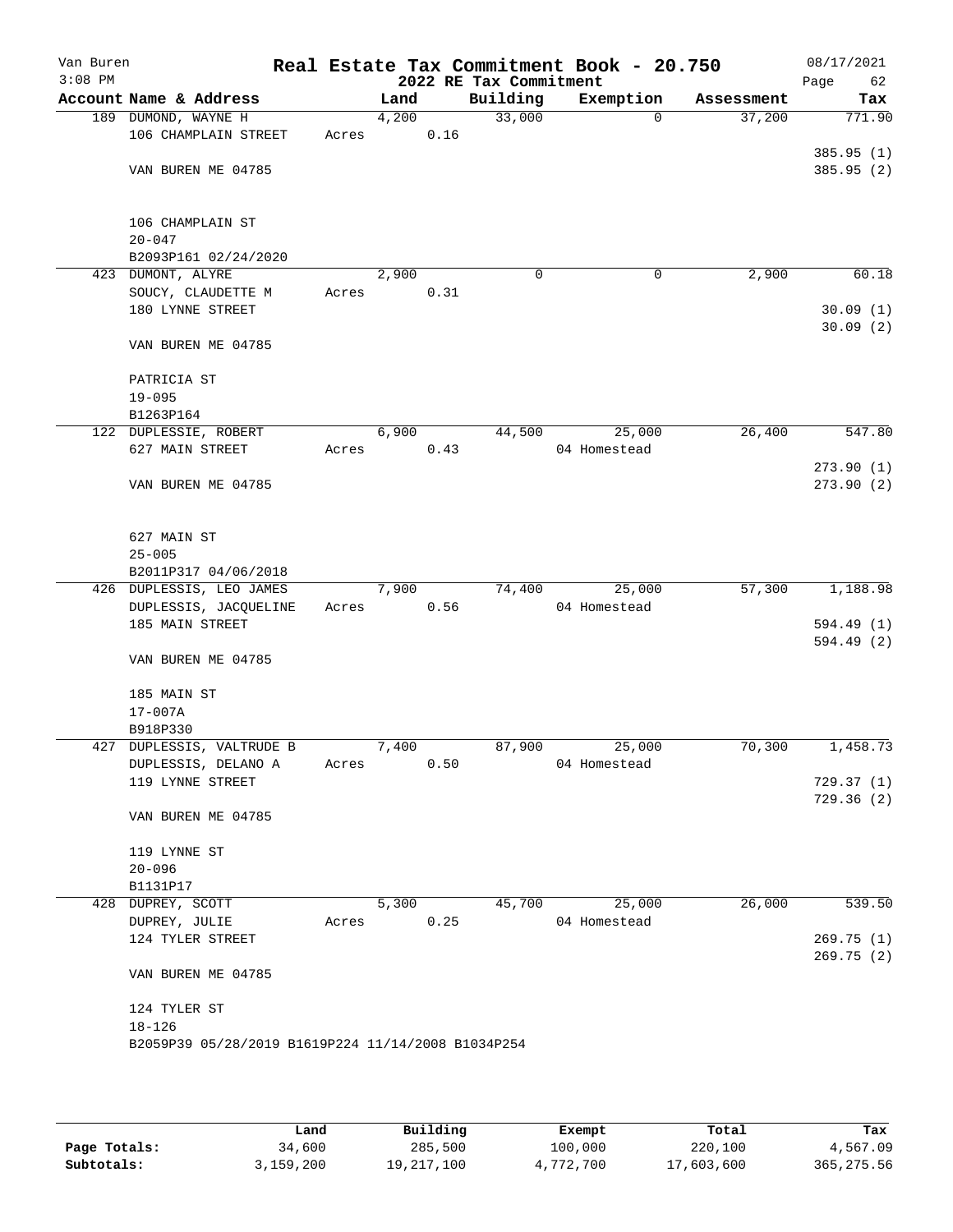Van Buren
3:08 PM

# Real Estate Tax Commitment Book - 20.750
## 2022 RE Tax Commitment

08/17/2021

| Account Name & Address | Land | Building | Exemption | Assessment | Tax |
|---|---|---|---|---|---|
| 189 DUMOND, WAYNE H<br>106 CHAMPLAIN STREET<br><br>VAN BUREN ME 04785<br><br>106 CHAMPLAIN ST<br>20-047<br>B2093P161 02/24/2020 | 4,200<br>Acres 0.16 | 33,000 | 0 | 37,200 | 771.90<br><br>385.95 (1)<br>385.95 (2) |
| 423 DUMONT, ALYRE<br>SOUCY, CLAUDETTE M<br>180 LYNNE STREET<br><br>VAN BUREN ME 04785<br><br>PATRICIA ST<br>19-095<br>B1263P164 | 2,900<br>Acres 0.31 | 0 | 0 | 2,900 | 60.18<br><br>30.09 (1)<br>30.09 (2) |
| 122 DUPLESSIE, ROBERT<br>627 MAIN STREET<br><br>VAN BUREN ME 04785<br><br>627 MAIN ST<br>25-005<br>B2011P317 04/06/2018 | 6,900<br>Acres 0.43 | 44,500 | 25,000<br>04 Homestead | 26,400 | 547.80<br><br>273.90 (1)<br>273.90 (2) |
| 426 DUPLESSIS, LEO JAMES<br>DUPLESSIS, JACQUELINE<br>185 MAIN STREET<br><br>VAN BUREN ME 04785<br><br>185 MAIN ST<br>17-007A<br>B918P330 | 7,900<br>Acres 0.56 | 74,400 | 25,000<br>04 Homestead | 57,300 | 1,188.98<br><br>594.49 (1)<br>594.49 (2) |
| 427 DUPLESSIS, VALTRUDE B<br>DUPLESSIS, DELANO A<br>119 LYNNE STREET<br><br>VAN BUREN ME 04785<br><br>119 LYNNE ST<br>20-096<br>B1131P17 | 7,400<br>Acres 0.50 | 87,900 | 25,000<br>04 Homestead | 70,300 | 1,458.73<br><br>729.37 (1)<br>729.36 (2) |
| 428 DUPREY, SCOTT<br>DUPREY, JULIE<br>124 TYLER STREET<br><br>VAN BUREN ME 04785<br><br>124 TYLER ST<br>18-126<br>B2059P39 05/28/2019 B1619P224 11/14/2008 B1034P254 | 5,300<br>Acres 0.25 | 45,700 | 25,000<br>04 Homestead | 26,000 | 539.50<br><br>269.75 (1)<br>269.75 (2) |

| | Land | Building | Exempt | Total | Tax |
|---|---|---|---|---|---|
| Page Totals: | 34,600 | 285,500 | 100,000 | 220,100 | 4,567.09 |
| Subtotals: | 3,159,200 | 19,217,100 | 4,772,700 | 17,603,600 | 365,275.56 |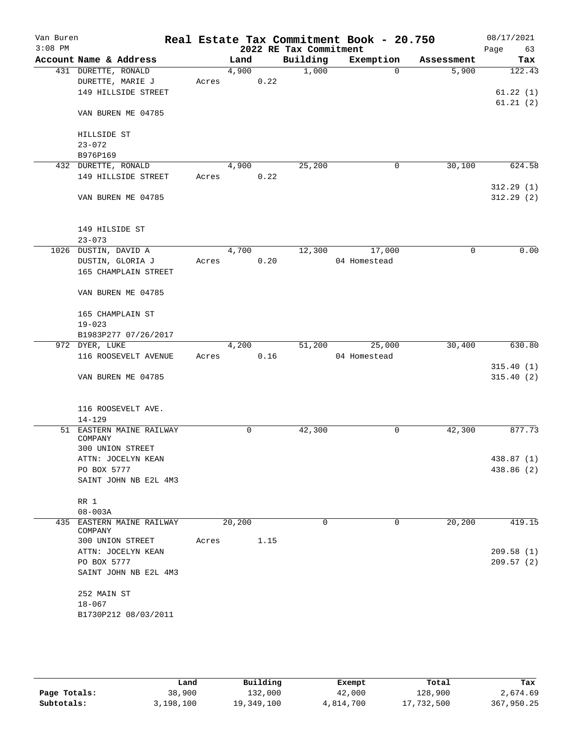# Van Buren — Real Estate Tax Commitment Book - 20.750

**2022 RE Tax Commitment**

08/17/2021 3:08 PM

| Account | Name & Address | Land | Building | Exemption | Assessment | Tax |
|---|---|---|---|---|---|---|
| 431 | DURETTE, RONALD<br>DURETTE, MARIE J<br>149 HILLSIDE STREET<br><br>VAN BUREN ME 04785<br><br>HILLSIDE ST<br>23-072<br>B976P169 | 4,900<br>Acres 0.22 | 1,000 | 0 | 5,900 | 122.43<br><br>61.22 (1)<br>61.21 (2) |
| 432 | DURETTE, RONALD<br>149 HILLSIDE STREET<br><br>VAN BUREN ME 04785<br><br>149 HILSIDE ST<br>23-073 | 4,900<br>Acres 0.22 | 25,200 | 0 | 30,100 | 624.58<br><br>312.29 (1)<br>312.29 (2) |
| 1026 | DUSTIN, DAVID A<br>DUSTIN, GLORIA J<br>165 CHAMPLAIN STREET<br><br>VAN BUREN ME 04785<br><br>165 CHAMPLAIN ST<br>19-023<br>B1983P277 07/26/2017 | 4,700<br>Acres 0.20 | 12,300 | 17,000<br>04 Homestead | 0 | 0.00 |
| 972 | DYER, LUKE<br>116 ROOSEVELT AVENUE<br><br>VAN BUREN ME 04785<br><br>116 ROOSEVELT AVE.<br>14-129 | 4,200<br>Acres 0.16 | 51,200 | 25,000<br>04 Homestead | 30,400 | 630.80<br><br>315.40 (1)<br>315.40 (2) |
| 51 | EASTERN MAINE RAILWAY COMPANY<br>300 UNION STREET<br>ATTN: JOCELYN KEAN<br>PO BOX 5777<br>SAINT JOHN NB E2L 4M3<br><br>RR 1<br>08-003A | 0 | 42,300 | 0 | 42,300 | 877.73<br><br>438.87 (1)<br>438.86 (2) |
| 435 | EASTERN MAINE RAILWAY COMPANY<br>300 UNION STREET<br>ATTN: JOCELYN KEAN<br>PO BOX 5777<br>SAINT JOHN NB E2L 4M3<br><br>252 MAIN ST<br>18-067<br>B1730P212 08/03/2011 | 20,200<br>Acres 1.15 | 0 | 0 | 20,200 | 419.15<br><br>209.58 (1)<br>209.57 (2) |

| | Land | Building | Exempt | Total | Tax |
|---|---|---|---|---|---|
| **Page Totals:** | 38,900 | 132,000 | 42,000 | 128,900 | 2,674.69 |
| **Subtotals:** | 3,198,100 | 19,349,100 | 4,814,700 | 17,732,500 | 367,950.25 |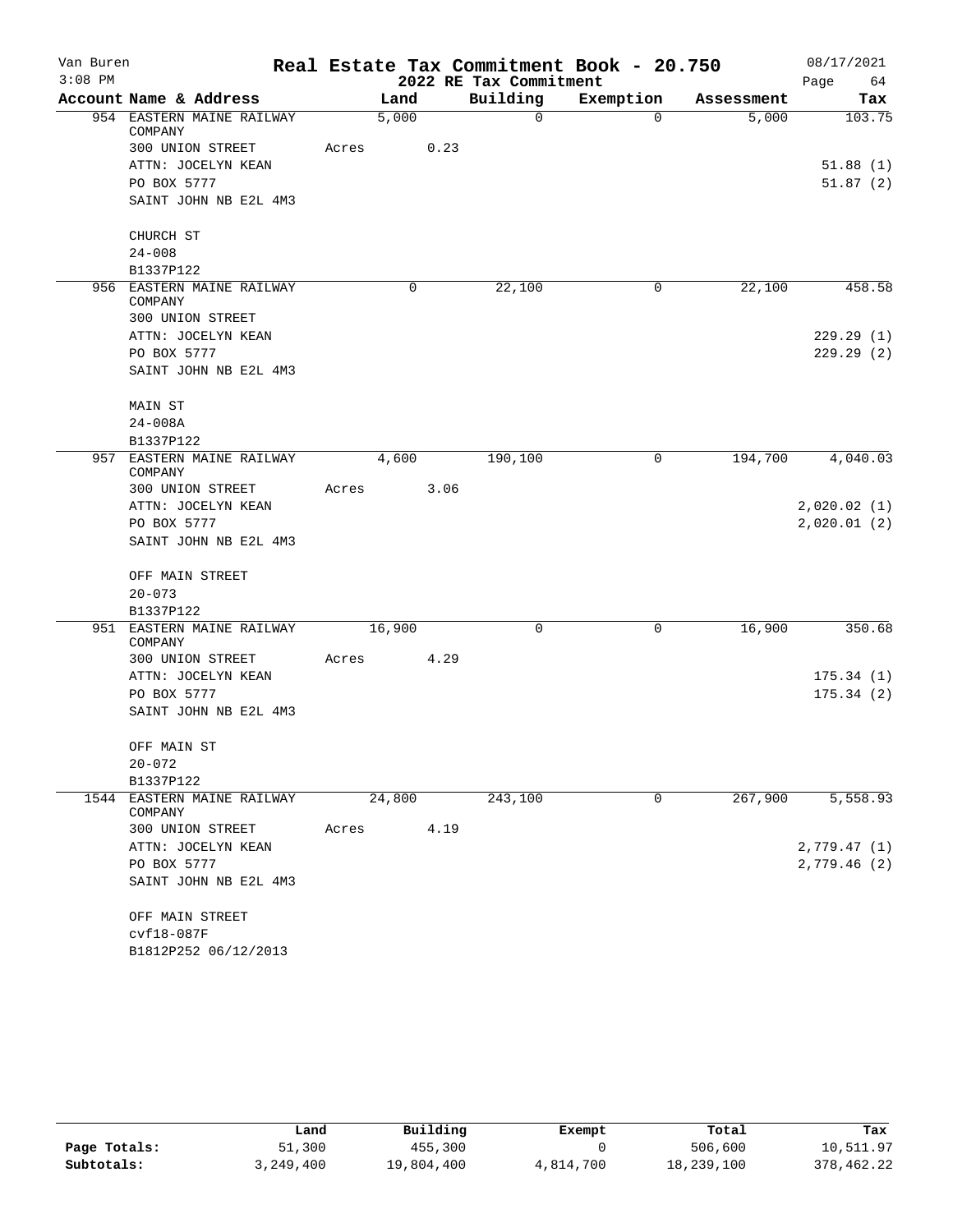Van Buren · Real Estate Tax Commitment Book - 20.750 · 08/17/2021

3:08 PM · 2022 RE Tax Commitment · Page 64

| Account Name & Address | Land | Building | Exemption | Assessment | Tax |
|---|---|---|---|---|---|
| 954 EASTERN MAINE RAILWAY COMPANY | 5,000 | 0 | 0 | 5,000 | 103.75 |
| 300 UNION STREET | Acres 0.23 | | | | |
| ATTN: JOCELYN KEAN | | | | | 51.88 (1) |
| PO BOX 5777 | | | | | 51.87 (2) |
| SAINT JOHN NB E2L 4M3 | | | | | |
| CHURCH ST | | | | | |
| 24-008 | | | | | |
| B1337P122 | | | | | |
| 956 EASTERN MAINE RAILWAY COMPANY | 0 | 22,100 | 0 | 22,100 | 458.58 |
| 300 UNION STREET | | | | | |
| ATTN: JOCELYN KEAN | | | | | 229.29 (1) |
| PO BOX 5777 | | | | | 229.29 (2) |
| SAINT JOHN NB E2L 4M3 | | | | | |
| MAIN ST | | | | | |
| 24-008A | | | | | |
| B1337P122 | | | | | |
| 957 EASTERN MAINE RAILWAY COMPANY | 4,600 | 190,100 | 0 | 194,700 | 4,040.03 |
| 300 UNION STREET | Acres 3.06 | | | | |
| ATTN: JOCELYN KEAN | | | | | 2,020.02 (1) |
| PO BOX 5777 | | | | | 2,020.01 (2) |
| SAINT JOHN NB E2L 4M3 | | | | | |
| OFF MAIN STREET | | | | | |
| 20-073 | | | | | |
| B1337P122 | | | | | |
| 951 EASTERN MAINE RAILWAY COMPANY | 16,900 | 0 | 0 | 16,900 | 350.68 |
| 300 UNION STREET | Acres 4.29 | | | | |
| ATTN: JOCELYN KEAN | | | | | 175.34 (1) |
| PO BOX 5777 | | | | | 175.34 (2) |
| SAINT JOHN NB E2L 4M3 | | | | | |
| OFF MAIN ST | | | | | |
| 20-072 | | | | | |
| B1337P122 | | | | | |
| 1544 EASTERN MAINE RAILWAY COMPANY | 24,800 | 243,100 | 0 | 267,900 | 5,558.93 |
| 300 UNION STREET | Acres 4.19 | | | | |
| ATTN: JOCELYN KEAN | | | | | 2,779.47 (1) |
| PO BOX 5777 | | | | | 2,779.46 (2) |
| SAINT JOHN NB E2L 4M3 | | | | | |
| OFF MAIN STREET | | | | | |
| cvf18-087F | | | | | |
| B1812P252 06/12/2013 | | | | | |

| | Land | Building | Exempt | Total | Tax |
|---|---|---|---|---|---|
| Page Totals: | 51,300 | 455,300 | 0 | 506,600 | 10,511.97 |
| Subtotals: | 3,249,400 | 19,804,400 | 4,814,700 | 18,239,100 | 378,462.22 |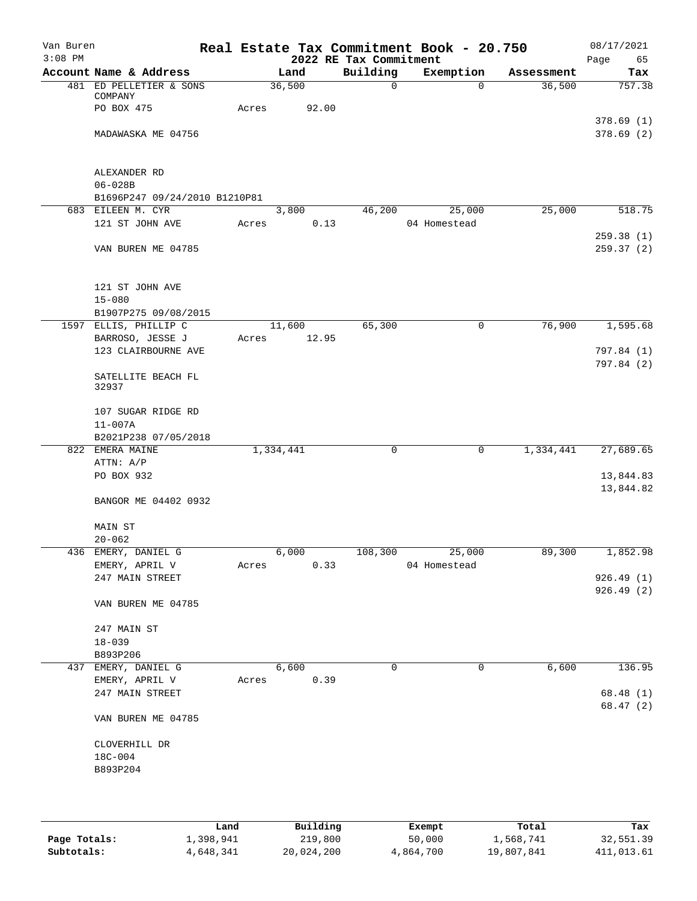Van Buren
3:08 PM

# Real Estate Tax Commitment Book - 20.750
## 2022 RE Tax Commitment

08/17/2021
Page 65

| Account | Name & Address | Land | Building | Exemption | Assessment | Tax |
|---|---|---|---|---|---|---|
| 481 | ED PELLETIER & SONS COMPANY | 36,500 | 0 | 0 | 36,500 | 757.38 |
| | PO BOX 475 | Acres 92.00 | | | | |
| | | | | | | 378.69 (1) |
| | MADAWASKA ME 04756 | | | | | 378.69 (2) |
| | ALEXANDER RD | | | | | |
| | 06-028B | | | | | |
| | B1696P247 09/24/2010 B1210P81 | | | | | |
| 683 | EILEEN M. CYR | 3,800 | 46,200 | 25,000 | 25,000 | 518.75 |
| | 121 ST JOHN AVE | Acres 0.13 | | 04 Homestead | | |
| | | | | | | 259.38 (1) |
| | VAN BUREN ME 04785 | | | | | 259.37 (2) |
| | 121 ST JOHN AVE | | | | | |
| | 15-080 | | | | | |
| | B1907P275 09/08/2015 | | | | | |
| 1597 | ELLIS, PHILLIP C | 11,600 | 65,300 | 0 | 76,900 | 1,595.68 |
| | BARROSO, JESSE J | Acres 12.95 | | | | |
| | 123 CLAIRBOURNE AVE | | | | | 797.84 (1) |
| | | | | | | 797.84 (2) |
| | SATELLITE BEACH FL 32937 | | | | | |
| | 107 SUGAR RIDGE RD | | | | | |
| | 11-007A | | | | | |
| | B2021P238 07/05/2018 | | | | | |
| 822 | EMERA MAINE | 1,334,441 | 0 | 0 | 1,334,441 | 27,689.65 |
| | ATTN: A/P | | | | | |
| | PO BOX 932 | | | | | 13,844.83 |
| | | | | | | 13,844.82 |
| | BANGOR ME 04402 0932 | | | | | |
| | MAIN ST | | | | | |
| | 20-062 | | | | | |
| 436 | EMERY, DANIEL G | 6,000 | 108,300 | 25,000 | 89,300 | 1,852.98 |
| | EMERY, APRIL V | Acres 0.33 | | 04 Homestead | | |
| | 247 MAIN STREET | | | | | 926.49 (1) |
| | | | | | | 926.49 (2) |
| | VAN BUREN ME 04785 | | | | | |
| | 247 MAIN ST | | | | | |
| | 18-039 | | | | | |
| | B893P206 | | | | | |
| 437 | EMERY, DANIEL G | 6,600 | 0 | 0 | 6,600 | 136.95 |
| | EMERY, APRIL V | Acres 0.39 | | | | |
| | 247 MAIN STREET | | | | | 68.48 (1) |
| | | | | | | 68.47 (2) |
| | VAN BUREN ME 04785 | | | | | |
| | CLOVERHILL DR | | | | | |
| | 18C-004 | | | | | |
| | B893P204 | | | | | |

| | Land | Building | Exempt | Total | Tax |
|---|---|---|---|---|---|
| Page Totals: | 1,398,941 | 219,800 | 50,000 | 1,568,741 | 32,551.39 |
| Subtotals: | 4,648,341 | 20,024,200 | 4,864,700 | 19,807,841 | 411,013.61 |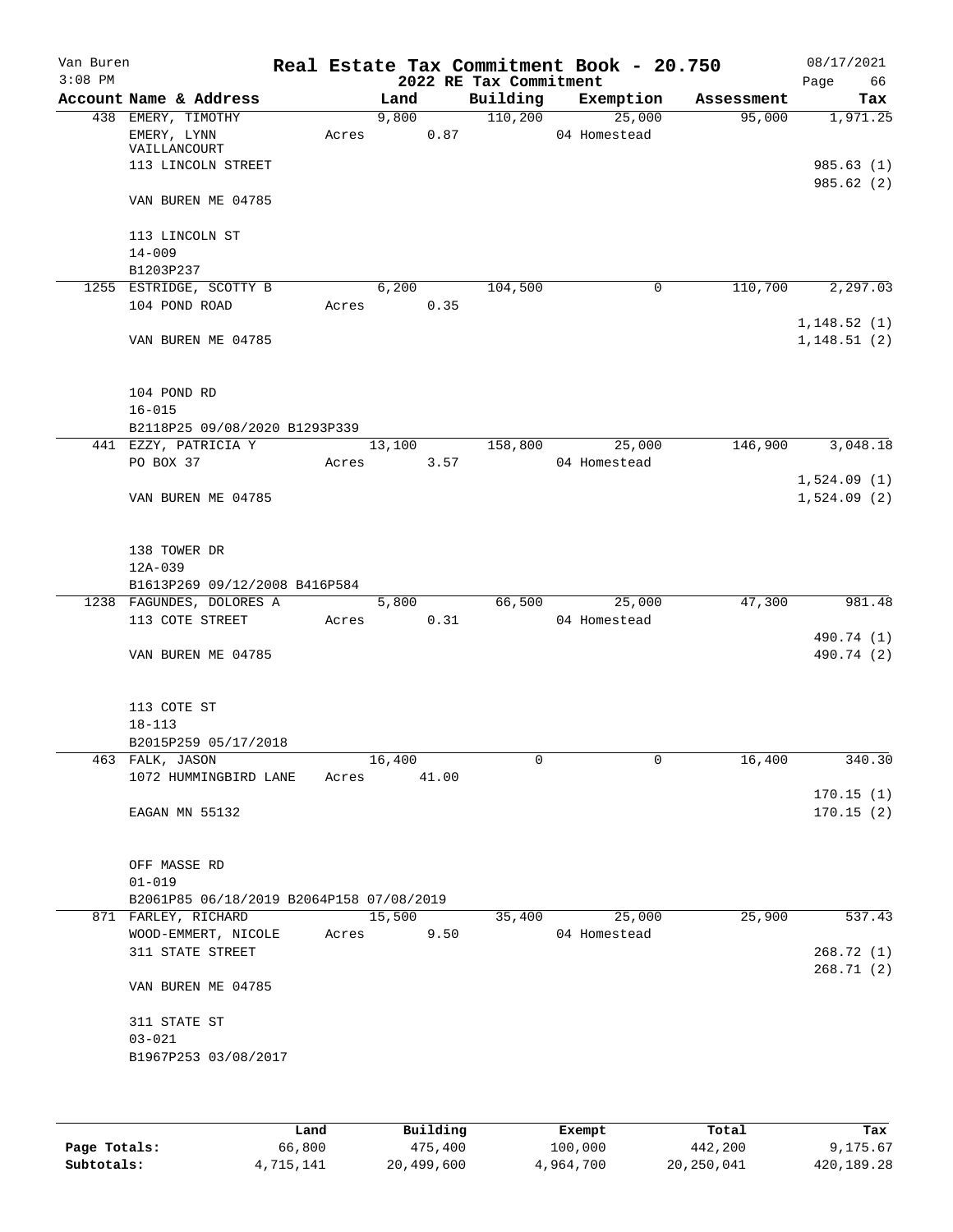# Real Estate Tax Commitment Book - 20.750

Van Buren
3:08 PM

## 2022 RE Tax Commitment

08/17/2021

| Account Name & Address | Land | Building | Exemption | Assessment | Tax |
|---|---|---|---|---|---|
| 438 EMERY, TIMOTHY | 9,800 | 110,200 | 25,000 | 95,000 | 1,971.25 |
| EMERY, LYNN VAILLANCOURT | Acres 0.87 | | 04 Homestead | | |
| 113 LINCOLN STREET | | | | | 985.63 (1) |
| | | | | | 985.62 (2) |
| VAN BUREN ME 04785 | | | | | |
| 113 LINCOLN ST | | | | | |
| 14-009 | | | | | |
| B1203P237 | | | | | |
| 1255 ESTRIDGE, SCOTTY B | 6,200 | 104,500 | 0 | 110,700 | 2,297.03 |
| 104 POND ROAD | Acres 0.35 | | | | |
| | | | | | 1,148.52 (1) |
| VAN BUREN ME 04785 | | | | | 1,148.51 (2) |
| 104 POND RD | | | | | |
| 16-015 | | | | | |
| B2118P25 09/08/2020 B1293P339 | | | | | |
| 441 EZZY, PATRICIA Y | 13,100 | 158,800 | 25,000 | 146,900 | 3,048.18 |
| PO BOX 37 | Acres 3.57 | | 04 Homestead | | |
| | | | | | 1,524.09 (1) |
| VAN BUREN ME 04785 | | | | | 1,524.09 (2) |
| 138 TOWER DR | | | | | |
| 12A-039 | | | | | |
| B1613P269 09/12/2008 B416P584 | | | | | |
| 1238 FAGUNDES, DOLORES A | 5,800 | 66,500 | 25,000 | 47,300 | 981.48 |
| 113 COTE STREET | Acres 0.31 | | 04 Homestead | | |
| | | | | | 490.74 (1) |
| VAN BUREN ME 04785 | | | | | 490.74 (2) |
| 113 COTE ST | | | | | |
| 18-113 | | | | | |
| B2015P259 05/17/2018 | | | | | |
| 463 FALK, JASON | 16,400 | 0 | 0 | 16,400 | 340.30 |
| 1072 HUMMINGBIRD LANE | Acres 41.00 | | | | |
| | | | | | 170.15 (1) |
| EAGAN MN 55132 | | | | | 170.15 (2) |
| OFF MASSE RD | | | | | |
| 01-019 | | | | | |
| B2061P85 06/18/2019 B2064P158 07/08/2019 | | | | | |
| 871 FARLEY, RICHARD | 15,500 | 35,400 | 25,000 | 25,900 | 537.43 |
| WOOD-EMMERT, NICOLE | Acres 9.50 | | 04 Homestead | | |
| 311 STATE STREET | | | | | 268.72 (1) |
| | | | | | 268.71 (2) |
| VAN BUREN ME 04785 | | | | | |
| 311 STATE ST | | | | | |
| 03-021 | | | | | |
| B1967P253 03/08/2017 | | | | | |

| | Land | Building | Exempt | Total | Tax |
|---|---|---|---|---|---|
| Page Totals: | 66,800 | 475,400 | 100,000 | 442,200 | 9,175.67 |
| Subtotals: | 4,715,141 | 20,499,600 | 4,964,700 | 20,250,041 | 420,189.28 |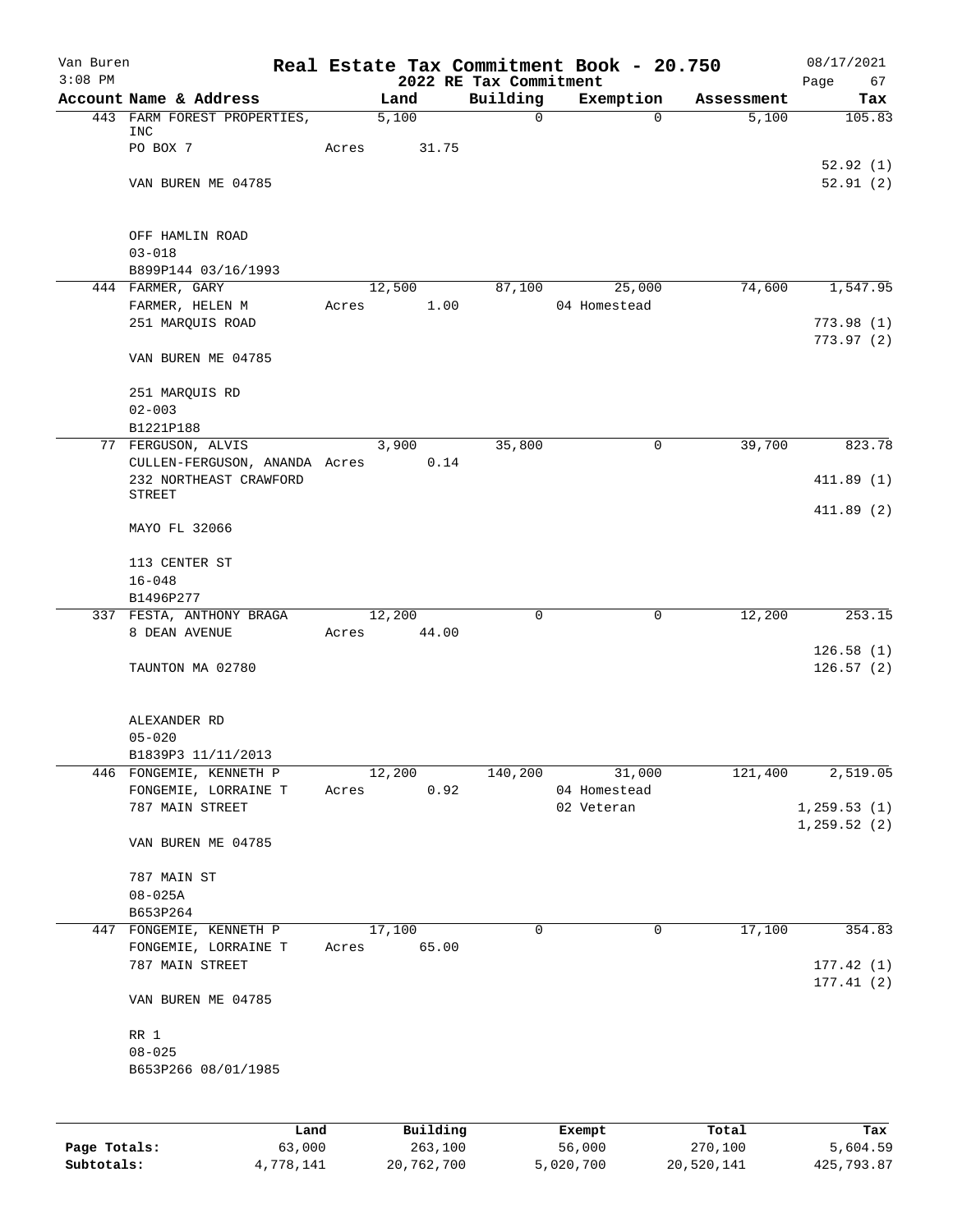# Real Estate Tax Commitment Book - 20.750

## 2022 RE Tax Commitment

Van Buren
3:08 PM

08/17/2021

| Account Name & Address | Land | Building | Exemption | Assessment | Tax |
|---|---|---|---|---|---|
| 443 FARM FOREST PROPERTIES, INC | 5,100 | 0 | 0 | 5,100 | 105.83 |
| PO BOX 7 | Acres 31.75 | | | | |
| | | | | | 52.92 (1) |
| VAN BUREN ME 04785 | | | | | 52.91 (2) |
| OFF HAMLIN ROAD | | | | | |
| 03-018 | | | | | |
| B899P144 03/16/1993 | | | | | |
| 444 FARMER, GARY | 12,500 | 87,100 | 25,000 | 74,600 | 1,547.95 |
| FARMER, HELEN M | Acres 1.00 | | 04 Homestead | | |
| 251 MARQUIS ROAD | | | | | 773.98 (1) |
| | | | | | 773.97 (2) |
| VAN BUREN ME 04785 | | | | | |
| 251 MARQUIS RD | | | | | |
| 02-003 | | | | | |
| B1221P188 | | | | | |
| 77 FERGUSON, ALVIS | 3,900 | 35,800 | 0 | 39,700 | 823.78 |
| CULLEN-FERGUSON, ANANDA | Acres 0.14 | | | | |
| 232 NORTHEAST CRAWFORD STREET | | | | | 411.89 (1) |
| | | | | | 411.89 (2) |
| MAYO FL 32066 | | | | | |
| 113 CENTER ST | | | | | |
| 16-048 | | | | | |
| B1496P277 | | | | | |
| 337 FESTA, ANTHONY BRAGA | 12,200 | 0 | 0 | 12,200 | 253.15 |
| 8 DEAN AVENUE | Acres 44.00 | | | | |
| | | | | | 126.58 (1) |
| TAUNTON MA 02780 | | | | | 126.57 (2) |
| ALEXANDER RD | | | | | |
| 05-020 | | | | | |
| B1839P3 11/11/2013 | | | | | |
| 446 FONGEMIE, KENNETH P | 12,200 | 140,200 | 31,000 | 121,400 | 2,519.05 |
| FONGEMIE, LORRAINE T | Acres 0.92 | | 04 Homestead | | |
| 787 MAIN STREET | | | 02 Veteran | | 1,259.53 (1) |
| | | | | | 1,259.52 (2) |
| VAN BUREN ME 04785 | | | | | |
| 787 MAIN ST | | | | | |
| 08-025A | | | | | |
| B653P264 | | | | | |
| 447 FONGEMIE, KENNETH P | 17,100 | 0 | 0 | 17,100 | 354.83 |
| FONGEMIE, LORRAINE T | Acres 65.00 | | | | |
| 787 MAIN STREET | | | | | 177.42 (1) |
| | | | | | 177.41 (2) |
| VAN BUREN ME 04785 | | | | | |
| RR 1 | | | | | |
| 08-025 | | | | | |
| B653P266 08/01/1985 | | | | | |

| | Land | Building | Exempt | Total | Tax |
|---|---|---|---|---|---|
| Page Totals: | 63,000 | 263,100 | 56,000 | 270,100 | 5,604.59 |
| Subtotals: | 4,778,141 | 20,762,700 | 5,020,700 | 20,520,141 | 425,793.87 |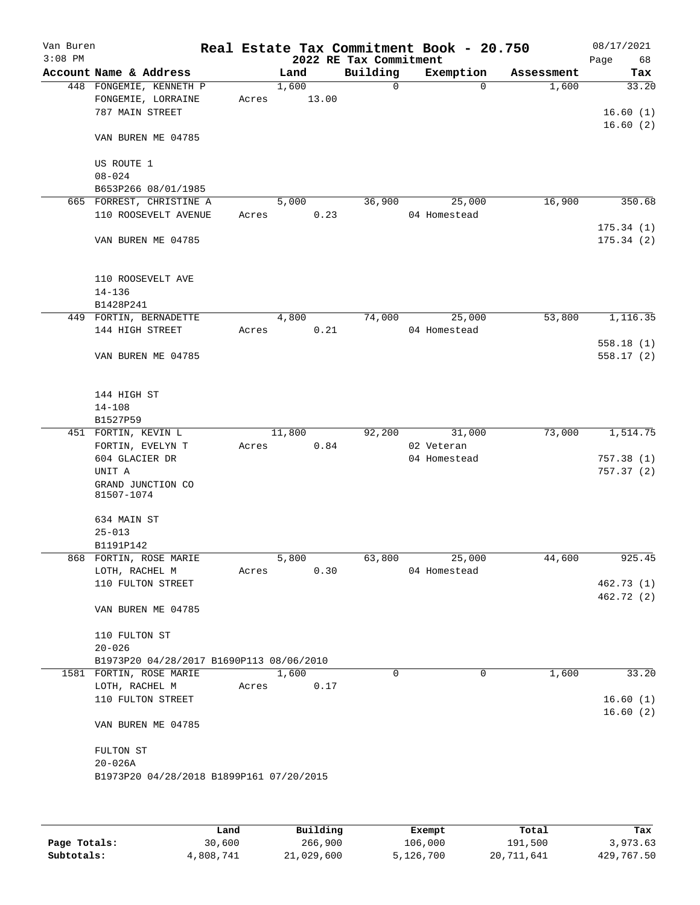# Real Estate Tax Commitment Book - 20.750

Van Buren
3:08 PM

2022 RE Tax Commitment

08/17/2021

| Account Name & Address | Land | Building | Exemption | Assessment | Tax |
|---|---|---|---|---|---|
| 448 FONGEMIE, KENNETH P | 1,600 | 0 | 0 | 1,600 | 33.20 |
| FONGEMIE, LORRAINE | Acres 13.00 | | | | |
| 787 MAIN STREET | | | | | 16.60 (1) |
| | | | | | 16.60 (2) |
| VAN BUREN ME 04785 | | | | | |
| US ROUTE 1 | | | | | |
| 08-024 | | | | | |
| B653P266 08/01/1985 | | | | | |
| 665 FORREST, CHRISTINE A | 5,000 | 36,900 | 25,000 | 16,900 | 350.68 |
| 110 ROOSEVELT AVENUE | Acres 0.23 | | 04 Homestead | | |
| | | | | | 175.34 (1) |
| VAN BUREN ME 04785 | | | | | 175.34 (2) |
| 110 ROOSEVELT AVE | | | | | |
| 14-136 | | | | | |
| B1428P241 | | | | | |
| 449 FORTIN, BERNADETTE | 4,800 | 74,000 | 25,000 | 53,800 | 1,116.35 |
| 144 HIGH STREET | Acres 0.21 | | 04 Homestead | | |
| | | | | | 558.18 (1) |
| VAN BUREN ME 04785 | | | | | 558.17 (2) |
| 144 HIGH ST | | | | | |
| 14-108 | | | | | |
| B1527P59 | | | | | |
| 451 FORTIN, KEVIN L | 11,800 | 92,200 | 31,000 | 73,000 | 1,514.75 |
| FORTIN, EVELYN T | Acres 0.84 | | 02 Veteran | | |
| 604 GLACIER DR | | | 04 Homestead | | 757.38 (1) |
| UNIT A | | | | | 757.37 (2) |
| GRAND JUNCTION CO 81507-1074 | | | | | |
| 634 MAIN ST | | | | | |
| 25-013 | | | | | |
| B1191P142 | | | | | |
| 868 FORTIN, ROSE MARIE | 5,800 | 63,800 | 25,000 | 44,600 | 925.45 |
| LOTH, RACHEL M | Acres 0.30 | | 04 Homestead | | |
| 110 FULTON STREET | | | | | 462.73 (1) |
| | | | | | 462.72 (2) |
| VAN BUREN ME 04785 | | | | | |
| 110 FULTON ST | | | | | |
| 20-026 | | | | | |
| B1973P20 04/28/2017 B1690P113 08/06/2010 | | | | | |
| 1581 FORTIN, ROSE MARIE | 1,600 | 0 | 0 | 1,600 | 33.20 |
| LOTH, RACHEL M | Acres 0.17 | | | | |
| 110 FULTON STREET | | | | | 16.60 (1) |
| | | | | | 16.60 (2) |
| VAN BUREN ME 04785 | | | | | |
| FULTON ST | | | | | |
| 20-026A | | | | | |
| B1973P20 04/28/2018 B1899P161 07/20/2015 | | | | | |

| | Land | Building | Exempt | Total | Tax |
|---|---|---|---|---|---|
| Page Totals: | 30,600 | 266,900 | 106,000 | 191,500 | 3,973.63 |
| Subtotals: | 4,808,741 | 21,029,600 | 5,126,700 | 20,711,641 | 429,767.50 |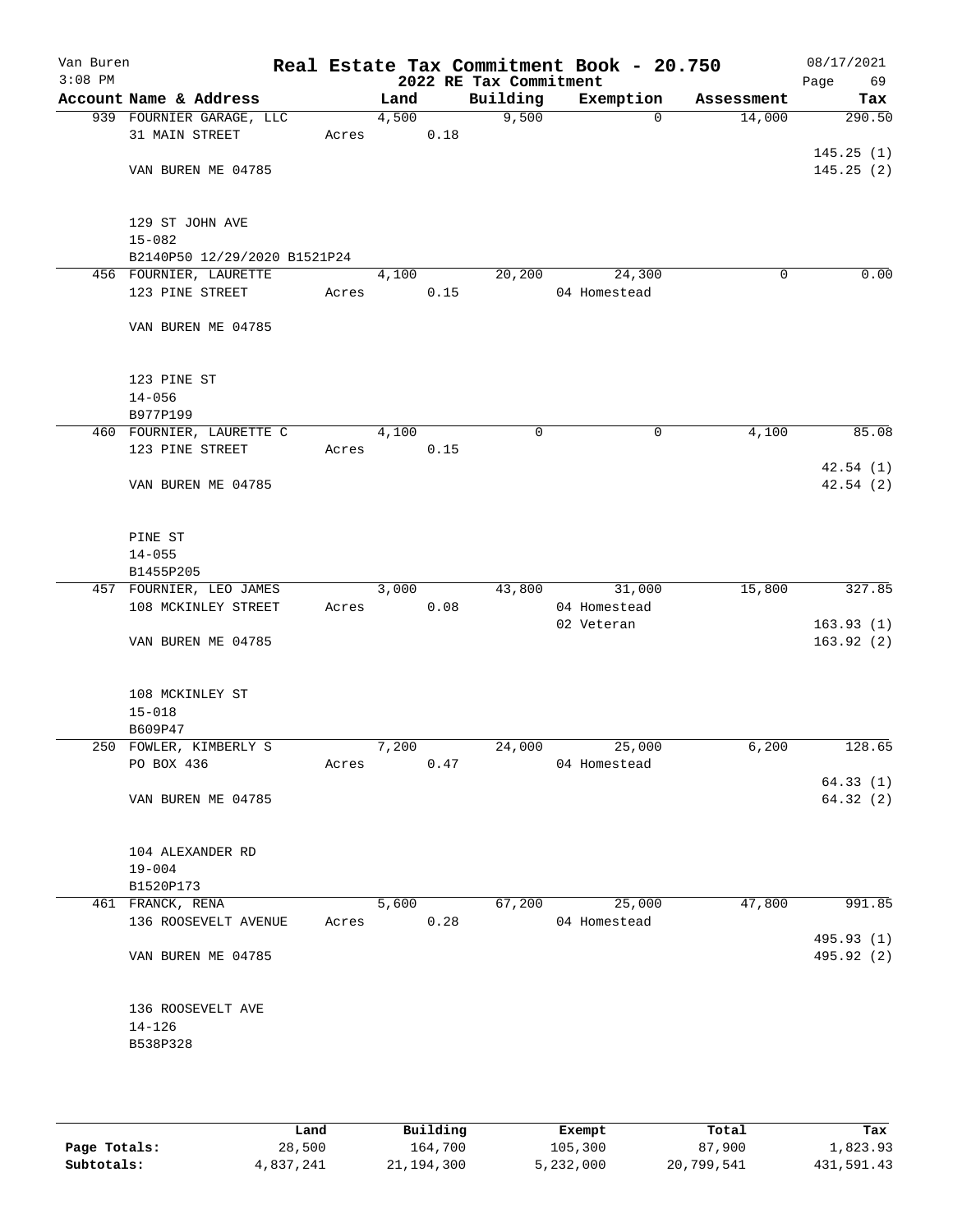Van Buren
3:08 PM

# Real Estate Tax Commitment Book - 20.750

## 2022 RE Tax Commitment

08/17/2021

| Account | Name & Address | Land | Building | Exemption | Assessment | Tax |
|---|---|---|---|---|---|---|
| 939 | FOURNIER GARAGE, LLC<br>31 MAIN STREET<br><br>VAN BUREN ME 04785<br><br>129 ST JOHN AVE<br>15-082<br>B2140P50 12/29/2020 B1521P24 | 4,500<br>Acres 0.18 | 9,500 | 0 | 14,000 | 290.50<br><br>145.25 (1)<br>145.25 (2) |
| 456 | FOURNIER, LAURETTE<br>123 PINE STREET<br><br>VAN BUREN ME 04785<br><br>123 PINE ST<br>14-056<br>B977P199 | 4,100<br>Acres 0.15 | 20,200 | 24,300<br>04 Homestead | 0 | 0.00 |
| 460 | FOURNIER, LAURETTE C<br>123 PINE STREET<br><br>VAN BUREN ME 04785<br><br>PINE ST<br>14-055<br>B1455P205 | 4,100<br>Acres 0.15 | 0 | 0 | 4,100 | 85.08<br><br>42.54 (1)<br>42.54 (2) |
| 457 | FOURNIER, LEO JAMES<br>108 MCKINLEY STREET<br><br>VAN BUREN ME 04785<br><br>108 MCKINLEY ST<br>15-018<br>B609P47 | 3,000<br>Acres 0.08 | 43,800 | 31,000<br>04 Homestead<br>02 Veteran | 15,800 | 327.85<br><br>163.93 (1)<br>163.92 (2) |
| 250 | FOWLER, KIMBERLY S<br>PO BOX 436<br><br>VAN BUREN ME 04785<br><br>104 ALEXANDER RD<br>19-004<br>B1520P173 | 7,200<br>Acres 0.47 | 24,000 | 25,000<br>04 Homestead | 6,200 | 128.65<br><br>64.33 (1)<br>64.32 (2) |
| 461 | FRANCK, RENA<br>136 ROOSEVELT AVENUE<br><br>VAN BUREN ME 04785<br><br>136 ROOSEVELT AVE<br>14-126<br>B538P328 | 5,600<br>Acres 0.28 | 67,200 | 25,000<br>04 Homestead | 47,800 | 991.85<br><br>495.93 (1)<br>495.92 (2) |

| | Land | Building | Exempt | Total | Tax |
|---|---|---|---|---|---|
| Page Totals: | 28,500 | 164,700 | 105,300 | 87,900 | 1,823.93 |
| Subtotals: | 4,837,241 | 21,194,300 | 5,232,000 | 20,799,541 | 431,591.43 |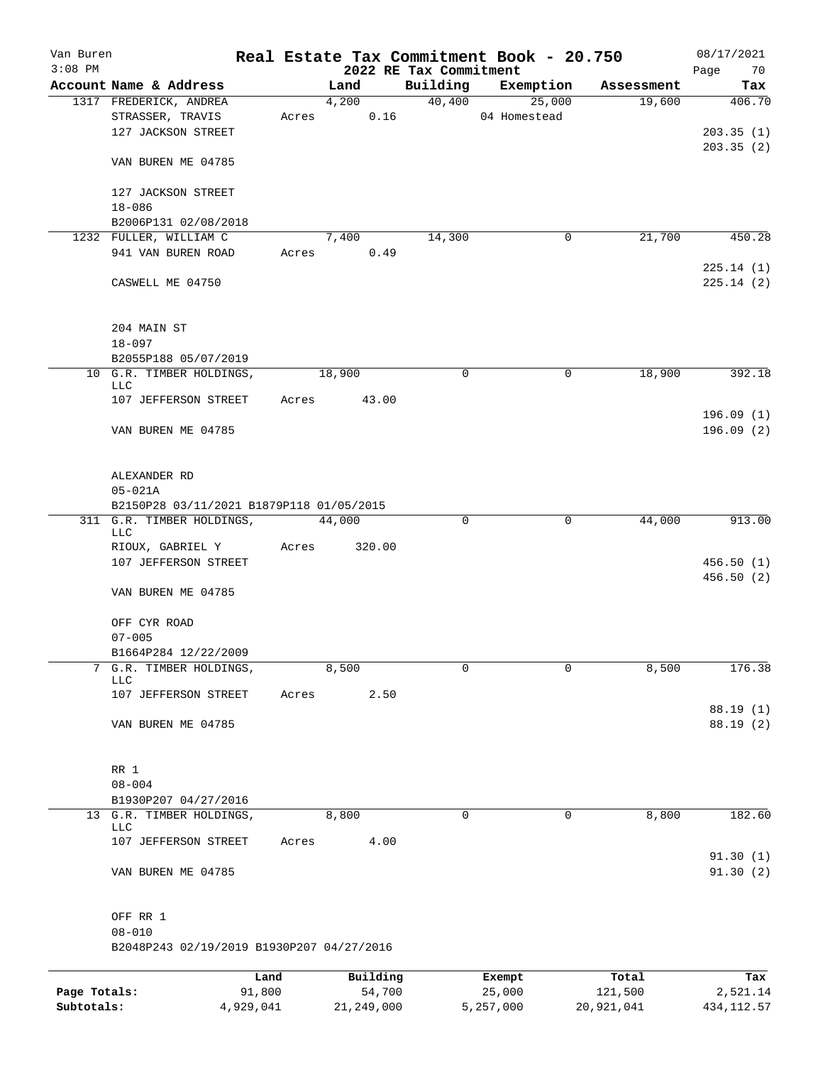# Real Estate Tax Commitment Book - 20.750

Van Buren
3:08 PM

08/17/2021

## 2022 RE Tax Commitment

| Account Name & Address | Land | Building | Exemption | Assessment | Tax |
|---|---|---|---|---|---|
| 1317 FREDERICK, ANDREA | 4,200 | 40,400 | 25,000 | 19,600 | 406.70 |
| STRASSER, TRAVIS | Acres 0.16 | | 04 Homestead | | |
| 127 JACKSON STREET | | | | | 203.35 (1) |
| | | | | | 203.35 (2) |
| VAN BUREN ME 04785 | | | | | |
| 127 JACKSON STREET | | | | | |
| 18-086 | | | | | |
| B2006P131 02/08/2018 | | | | | |
| 1232 FULLER, WILLIAM C | 7,400 | 14,300 | 0 | 21,700 | 450.28 |
| 941 VAN BUREN ROAD | Acres 0.49 | | | | |
| | | | | | 225.14 (1) |
| CASWELL ME 04750 | | | | | 225.14 (2) |
| 204 MAIN ST | | | | | |
| 18-097 | | | | | |
| B2055P188 05/07/2019 | | | | | |
| 10 G.R. TIMBER HOLDINGS, LLC | 18,900 | 0 | 0 | 18,900 | 392.18 |
| 107 JEFFERSON STREET | Acres 43.00 | | | | |
| | | | | | 196.09 (1) |
| VAN BUREN ME 04785 | | | | | 196.09 (2) |
| ALEXANDER RD | | | | | |
| 05-021A | | | | | |
| B2150P28 03/11/2021 B1879P118 01/05/2015 | | | | | |
| 311 G.R. TIMBER HOLDINGS, LLC | 44,000 | 0 | 0 | 44,000 | 913.00 |
| RIOUX, GABRIEL Y | Acres 320.00 | | | | |
| 107 JEFFERSON STREET | | | | | 456.50 (1) |
| | | | | | 456.50 (2) |
| VAN BUREN ME 04785 | | | | | |
| OFF CYR ROAD | | | | | |
| 07-005 | | | | | |
| B1664P284 12/22/2009 | | | | | |
| 7 G.R. TIMBER HOLDINGS, LLC | 8,500 | 0 | 0 | 8,500 | 176.38 |
| 107 JEFFERSON STREET | Acres 2.50 | | | | |
| | | | | | 88.19 (1) |
| VAN BUREN ME 04785 | | | | | 88.19 (2) |
| RR 1 | | | | | |
| 08-004 | | | | | |
| B1930P207 04/27/2016 | | | | | |
| 13 G.R. TIMBER HOLDINGS, LLC | 8,800 | 0 | 0 | 8,800 | 182.60 |
| 107 JEFFERSON STREET | Acres 4.00 | | | | |
| | | | | | 91.30 (1) |
| VAN BUREN ME 04785 | | | | | 91.30 (2) |
| OFF RR 1 | | | | | |
| 08-010 | | | | | |
| B2048P243 02/19/2019 B1930P207 04/27/2016 | | | | | |

| | Land | Building | Exempt | Total | Tax |
|---|---|---|---|---|---|
| Page Totals: | 91,800 | 54,700 | 25,000 | 121,500 | 2,521.14 |
| Subtotals: | 4,929,041 | 21,249,000 | 5,257,000 | 20,921,041 | 434,112.57 |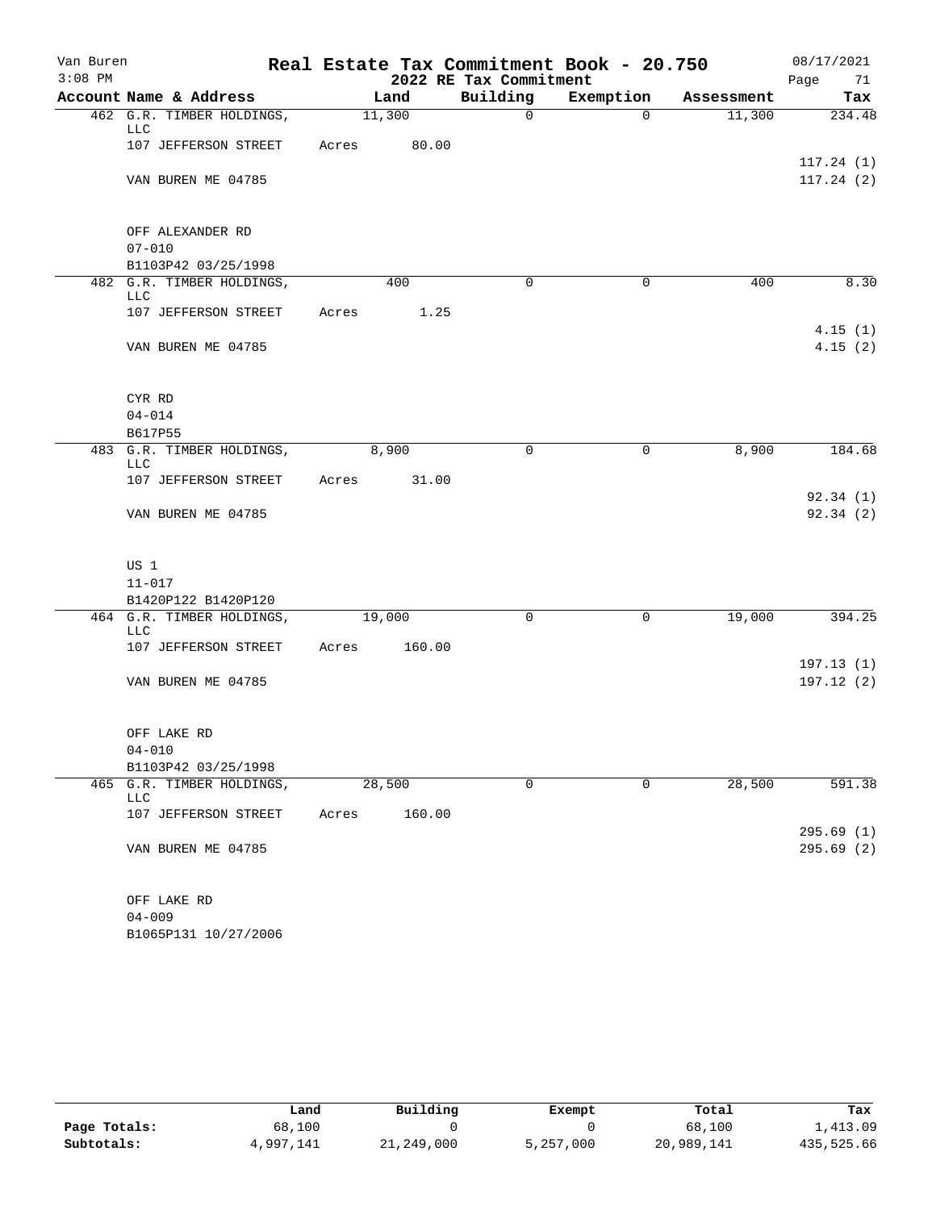Van Buren
3:08 PM

# Real Estate Tax Commitment Book - 20.750

## 2022 RE Tax Commitment

08/17/2021

| Account Name & Address | Land | Building | Exemption | Assessment | Tax |
|---|---|---|---|---|---|
| 462 G.R. TIMBER HOLDINGS, LLC | 11,300 | 0 | 0 | 11,300 | 234.48 |
| 107 JEFFERSON STREET | Acres 80.00 | | | | |
| | | | | | 117.24 (1) |
| VAN BUREN ME 04785 | | | | | 117.24 (2) |
| OFF ALEXANDER RD | | | | | |
| 07-010 | | | | | |
| B1103P42 03/25/1998 | | | | | |
| 482 G.R. TIMBER HOLDINGS, LLC | 400 | 0 | 0 | 400 | 8.30 |
| 107 JEFFERSON STREET | Acres 1.25 | | | | |
| | | | | | 4.15 (1) |
| VAN BUREN ME 04785 | | | | | 4.15 (2) |
| CYR RD | | | | | |
| 04-014 | | | | | |
| B617P55 | | | | | |
| 483 G.R. TIMBER HOLDINGS, LLC | 8,900 | 0 | 0 | 8,900 | 184.68 |
| 107 JEFFERSON STREET | Acres 31.00 | | | | |
| | | | | | 92.34 (1) |
| VAN BUREN ME 04785 | | | | | 92.34 (2) |
| US 1 | | | | | |
| 11-017 | | | | | |
| B1420P122 B1420P120 | | | | | |
| 464 G.R. TIMBER HOLDINGS, LLC | 19,000 | 0 | 0 | 19,000 | 394.25 |
| 107 JEFFERSON STREET | Acres 160.00 | | | | |
| | | | | | 197.13 (1) |
| VAN BUREN ME 04785 | | | | | 197.12 (2) |
| OFF LAKE RD | | | | | |
| 04-010 | | | | | |
| B1103P42 03/25/1998 | | | | | |
| 465 G.R. TIMBER HOLDINGS, LLC | 28,500 | 0 | 0 | 28,500 | 591.38 |
| 107 JEFFERSON STREET | Acres 160.00 | | | | |
| | | | | | 295.69 (1) |
| VAN BUREN ME 04785 | | | | | 295.69 (2) |
| OFF LAKE RD | | | | | |
| 04-009 | | | | | |
| B1065P131 10/27/2006 | | | | | |

| | Land | Building | Exempt | Total | Tax |
|---|---|---|---|---|---|
| Page Totals: | 68,100 | 0 | 0 | 68,100 | 1,413.09 |
| Subtotals: | 4,997,141 | 21,249,000 | 5,257,000 | 20,989,141 | 435,525.66 |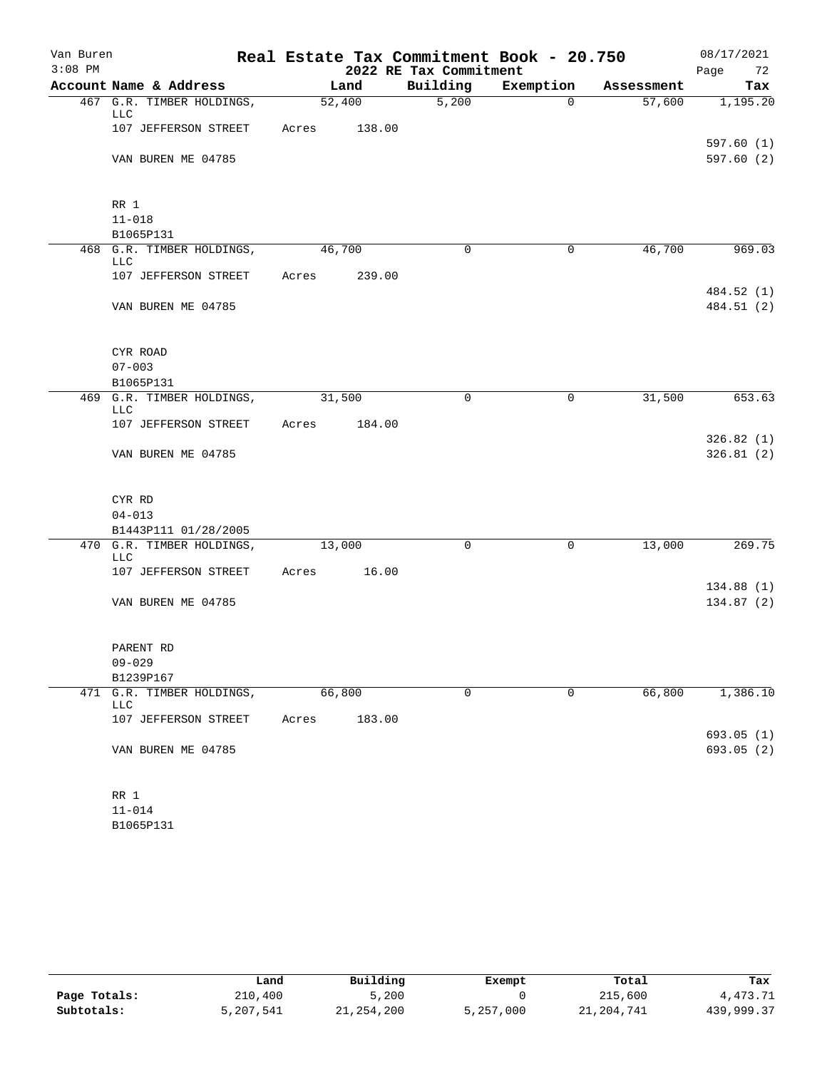Van Buren
3:08 PM

# Real Estate Tax Commitment Book - 20.750

## 2022 RE Tax Commitment

08/17/2021

| Account Name & Address | Land | Building | Exemption | Assessment | Tax |
|---|---|---|---|---|---|
| 467 G.R. TIMBER HOLDINGS, LLC | 52,400 | 5,200 | 0 | 57,600 | 1,195.20 |
| 107 JEFFERSON STREET | Acres 138.00 | | | | |
| | | | | | 597.60 (1) |
| VAN BUREN ME 04785 | | | | | 597.60 (2) |
| RR 1 | | | | | |
| 11-018 | | | | | |
| B1065P131 | | | | | |
| 468 G.R. TIMBER HOLDINGS, LLC | 46,700 | 0 | 0 | 46,700 | 969.03 |
| 107 JEFFERSON STREET | Acres 239.00 | | | | |
| | | | | | 484.52 (1) |
| VAN BUREN ME 04785 | | | | | 484.51 (2) |
| CYR ROAD | | | | | |
| 07-003 | | | | | |
| B1065P131 | | | | | |
| 469 G.R. TIMBER HOLDINGS, LLC | 31,500 | 0 | 0 | 31,500 | 653.63 |
| 107 JEFFERSON STREET | Acres 184.00 | | | | |
| | | | | | 326.82 (1) |
| VAN BUREN ME 04785 | | | | | 326.81 (2) |
| CYR RD | | | | | |
| 04-013 | | | | | |
| B1443P111 01/28/2005 | | | | | |
| 470 G.R. TIMBER HOLDINGS, LLC | 13,000 | 0 | 0 | 13,000 | 269.75 |
| 107 JEFFERSON STREET | Acres 16.00 | | | | |
| | | | | | 134.88 (1) |
| VAN BUREN ME 04785 | | | | | 134.87 (2) |
| PARENT RD | | | | | |
| 09-029 | | | | | |
| B1239P167 | | | | | |
| 471 G.R. TIMBER HOLDINGS, LLC | 66,800 | 0 | 0 | 66,800 | 1,386.10 |
| 107 JEFFERSON STREET | Acres 183.00 | | | | |
| | | | | | 693.05 (1) |
| VAN BUREN ME 04785 | | | | | 693.05 (2) |
| RR 1 | | | | | |
| 11-014 | | | | | |
| B1065P131 | | | | | |

| | Land | Building | Exempt | Total | Tax |
|---|---|---|---|---|---|
| Page Totals: | 210,400 | 5,200 | 0 | 215,600 | 4,473.71 |
| Subtotals: | 5,207,541 | 21,254,200 | 5,257,000 | 21,204,741 | 439,999.37 |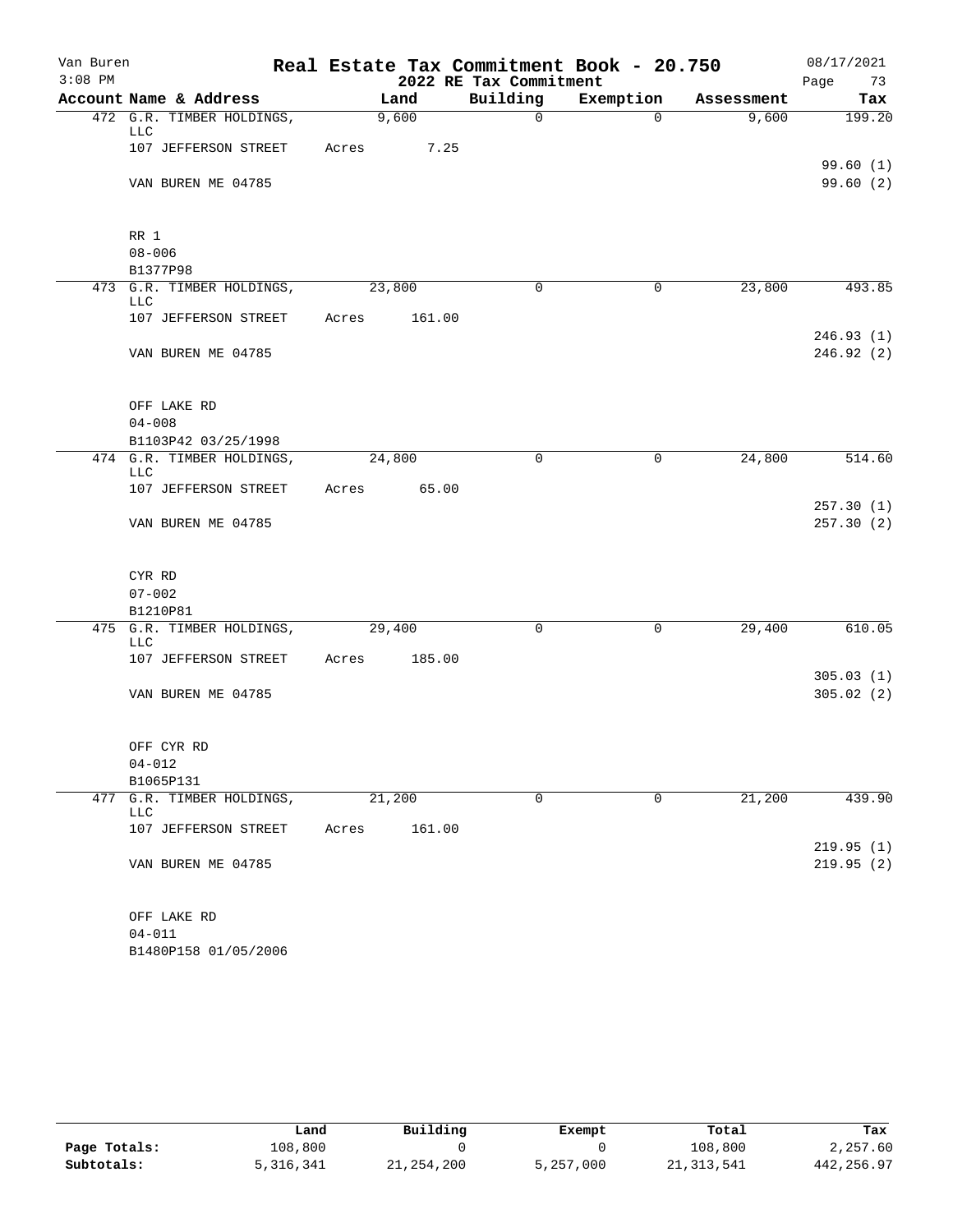Van Buren
3:08 PM

# Real Estate Tax Commitment Book - 20.750

## 2022 RE Tax Commitment

08/17/2021

| Account Name & Address | Land | Building | Exemption | Assessment | Tax |
|---|---|---|---|---|---|
| 472 G.R. TIMBER HOLDINGS, LLC | 9,600 | 0 | 0 | 9,600 | 199.20 |
| 107 JEFFERSON STREET | Acres 7.25 | | | | |
| | | | | | 99.60 (1) |
| VAN BUREN ME 04785 | | | | | 99.60 (2) |
| RR 1 | | | | | |
| 08-006 | | | | | |
| B1377P98 | | | | | |
| 473 G.R. TIMBER HOLDINGS, LLC | 23,800 | 0 | 0 | 23,800 | 493.85 |
| 107 JEFFERSON STREET | Acres 161.00 | | | | |
| | | | | | 246.93 (1) |
| VAN BUREN ME 04785 | | | | | 246.92 (2) |
| OFF LAKE RD | | | | | |
| 04-008 | | | | | |
| B1103P42 03/25/1998 | | | | | |
| 474 G.R. TIMBER HOLDINGS, LLC | 24,800 | 0 | 0 | 24,800 | 514.60 |
| 107 JEFFERSON STREET | Acres 65.00 | | | | |
| | | | | | 257.30 (1) |
| VAN BUREN ME 04785 | | | | | 257.30 (2) |
| CYR RD | | | | | |
| 07-002 | | | | | |
| B1210P81 | | | | | |
| 475 G.R. TIMBER HOLDINGS, LLC | 29,400 | 0 | 0 | 29,400 | 610.05 |
| 107 JEFFERSON STREET | Acres 185.00 | | | | |
| | | | | | 305.03 (1) |
| VAN BUREN ME 04785 | | | | | 305.02 (2) |
| OFF CYR RD | | | | | |
| 04-012 | | | | | |
| B1065P131 | | | | | |
| 477 G.R. TIMBER HOLDINGS, LLC | 21,200 | 0 | 0 | 21,200 | 439.90 |
| 107 JEFFERSON STREET | Acres 161.00 | | | | |
| | | | | | 219.95 (1) |
| VAN BUREN ME 04785 | | | | | 219.95 (2) |
| OFF LAKE RD | | | | | |
| 04-011 | | | | | |
| B1480P158 01/05/2006 | | | | | |

| | Land | Building | Exempt | Total | Tax |
|---|---|---|---|---|---|
| Page Totals: | 108,800 | 0 | 0 | 108,800 | 2,257.60 |
| Subtotals: | 5,316,341 | 21,254,200 | 5,257,000 | 21,313,541 | 442,256.97 |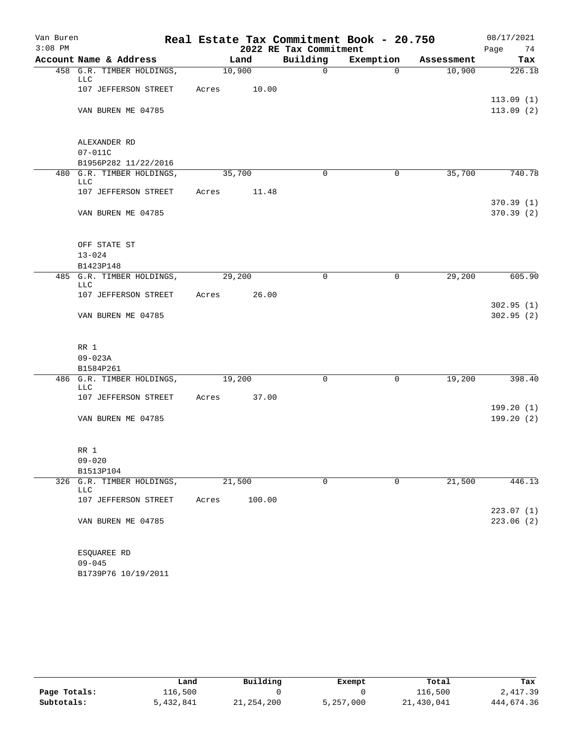Van Buren 3:08 PM

# Real Estate Tax Commitment Book - 20.750

## 2022 RE Tax Commitment

08/17/2021 Page 74

| Account Name & Address | Land | Building | Exemption | Assessment | Tax |
|---|---|---|---|---|---|
| 458 G.R. TIMBER HOLDINGS, LLC | 10,900 | 0 | 0 | 10,900 | 226.18 |
| 107 JEFFERSON STREET | Acres 10.00 | | | | |
| | | | | | 113.09 (1) |
| VAN BUREN ME 04785 | | | | | 113.09 (2) |
| ALEXANDER RD | | | | | |
| 07-011C | | | | | |
| B1956P282 11/22/2016 | | | | | |
| 480 G.R. TIMBER HOLDINGS, LLC | 35,700 | 0 | 0 | 35,700 | 740.78 |
| 107 JEFFERSON STREET | Acres 11.48 | | | | |
| | | | | | 370.39 (1) |
| VAN BUREN ME 04785 | | | | | 370.39 (2) |
| OFF STATE ST | | | | | |
| 13-024 | | | | | |
| B1423P148 | | | | | |
| 485 G.R. TIMBER HOLDINGS, LLC | 29,200 | 0 | 0 | 29,200 | 605.90 |
| 107 JEFFERSON STREET | Acres 26.00 | | | | |
| | | | | | 302.95 (1) |
| VAN BUREN ME 04785 | | | | | 302.95 (2) |
| RR 1 | | | | | |
| 09-023A | | | | | |
| B1584P261 | | | | | |
| 486 G.R. TIMBER HOLDINGS, LLC | 19,200 | 0 | 0 | 19,200 | 398.40 |
| 107 JEFFERSON STREET | Acres 37.00 | | | | |
| | | | | | 199.20 (1) |
| VAN BUREN ME 04785 | | | | | 199.20 (2) |
| RR 1 | | | | | |
| 09-020 | | | | | |
| B1513P104 | | | | | |
| 326 G.R. TIMBER HOLDINGS, LLC | 21,500 | 0 | 0 | 21,500 | 446.13 |
| 107 JEFFERSON STREET | Acres 100.00 | | | | |
| | | | | | 223.07 (1) |
| VAN BUREN ME 04785 | | | | | 223.06 (2) |
| ESQUAREE RD | | | | | |
| 09-045 | | | | | |
| B1739P76 10/19/2011 | | | | | |

| | Land | Building | Exempt | Total | Tax |
|---|---|---|---|---|---|
| Page Totals: | 116,500 | 0 | 0 | 116,500 | 2,417.39 |
| Subtotals: | 5,432,841 | 21,254,200 | 5,257,000 | 21,430,041 | 444,674.36 |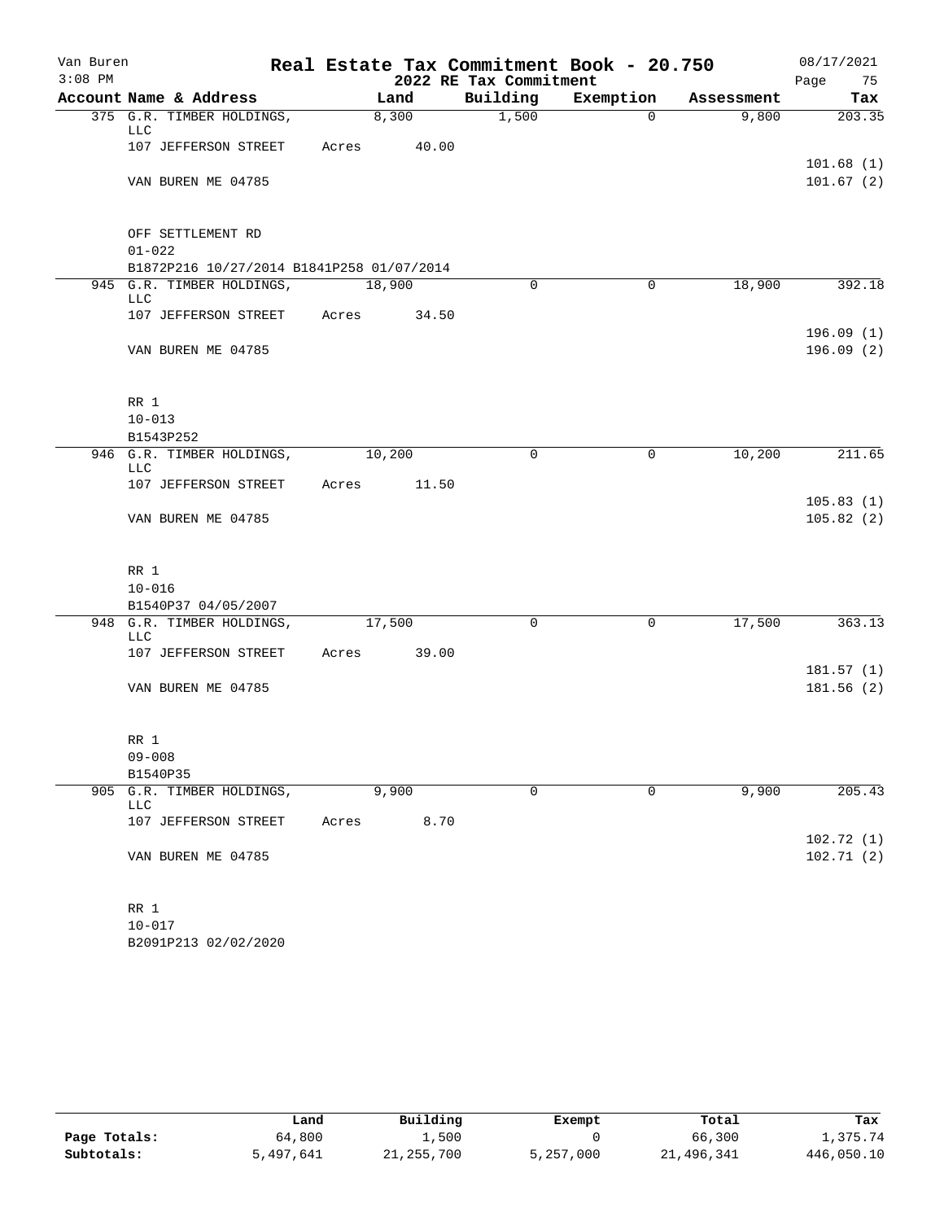# Van Buren — Real Estate Tax Commitment Book - 20.750

2022 RE Tax Commitment

08/17/2021 3:08 PM

| Account Name & Address | Land | Building | Exemption | Assessment | Tax |
|---|---|---|---|---|---|
| 375 G.R. TIMBER HOLDINGS, LLC | 8,300 | 1,500 | 0 | 9,800 | 203.35 |
| 107 JEFFERSON STREET | Acres 40.00 | | | | |
| | | | | | 101.68 (1) |
| VAN BUREN ME 04785 | | | | | 101.67 (2) |
| OFF SETTLEMENT RD | | | | | |
| 01-022 | | | | | |
| B1872P216 10/27/2014 B1841P258 01/07/2014 | | | | | |
| 945 G.R. TIMBER HOLDINGS, LLC | 18,900 | 0 | 0 | 18,900 | 392.18 |
| 107 JEFFERSON STREET | Acres 34.50 | | | | |
| | | | | | 196.09 (1) |
| VAN BUREN ME 04785 | | | | | 196.09 (2) |
| RR 1 | | | | | |
| 10-013 | | | | | |
| B1543P252 | | | | | |
| 946 G.R. TIMBER HOLDINGS, LLC | 10,200 | 0 | 0 | 10,200 | 211.65 |
| 107 JEFFERSON STREET | Acres 11.50 | | | | |
| | | | | | 105.83 (1) |
| VAN BUREN ME 04785 | | | | | 105.82 (2) |
| RR 1 | | | | | |
| 10-016 | | | | | |
| B1540P37 04/05/2007 | | | | | |
| 948 G.R. TIMBER HOLDINGS, LLC | 17,500 | 0 | 0 | 17,500 | 363.13 |
| 107 JEFFERSON STREET | Acres 39.00 | | | | |
| | | | | | 181.57 (1) |
| VAN BUREN ME 04785 | | | | | 181.56 (2) |
| RR 1 | | | | | |
| 09-008 | | | | | |
| B1540P35 | | | | | |
| 905 G.R. TIMBER HOLDINGS, LLC | 9,900 | 0 | 0 | 9,900 | 205.43 |
| 107 JEFFERSON STREET | Acres 8.70 | | | | |
| | | | | | 102.72 (1) |
| VAN BUREN ME 04785 | | | | | 102.71 (2) |
| RR 1 | | | | | |
| 10-017 | | | | | |
| B2091P213 02/02/2020 | | | | | |

| | Land | Building | Exempt | Total | Tax |
|---|---|---|---|---|---|
| Page Totals: | 64,800 | 1,500 | 0 | 66,300 | 1,375.74 |
| Subtotals: | 5,497,641 | 21,255,700 | 5,257,000 | 21,496,341 | 446,050.10 |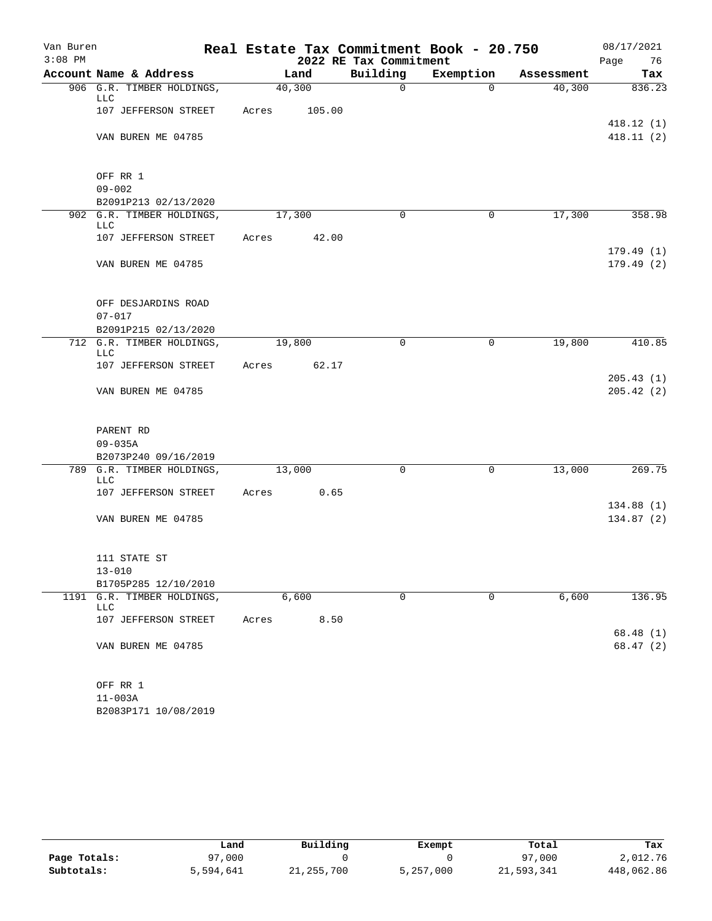Van Buren
3:08 PM

# Real Estate Tax Commitment Book - 20.750

## 2022 RE Tax Commitment

08/17/2021

| Account | Name & Address | Land | Building | Exemption | Assessment | Tax |
|---|---|---|---|---|---|---|
| 906 | G.R. TIMBER HOLDINGS, LLC | 40,300 | 0 | 0 | 40,300 | 836.23 |
| | 107 JEFFERSON STREET | Acres 105.00 | | | | |
| | | | | | | 418.12 (1) |
| | VAN BUREN ME 04785 | | | | | 418.11 (2) |
| | OFF RR 1 | | | | | |
| | 09-002 | | | | | |
| | B2091P213 02/13/2020 | | | | | |
| 902 | G.R. TIMBER HOLDINGS, LLC | 17,300 | 0 | 0 | 17,300 | 358.98 |
| | 107 JEFFERSON STREET | Acres 42.00 | | | | |
| | | | | | | 179.49 (1) |
| | VAN BUREN ME 04785 | | | | | 179.49 (2) |
| | OFF DESJARDINS ROAD | | | | | |
| | 07-017 | | | | | |
| | B2091P215 02/13/2020 | | | | | |
| 712 | G.R. TIMBER HOLDINGS, LLC | 19,800 | 0 | 0 | 19,800 | 410.85 |
| | 107 JEFFERSON STREET | Acres 62.17 | | | | |
| | | | | | | 205.43 (1) |
| | VAN BUREN ME 04785 | | | | | 205.42 (2) |
| | PARENT RD | | | | | |
| | 09-035A | | | | | |
| | B2073P240 09/16/2019 | | | | | |
| 789 | G.R. TIMBER HOLDINGS, LLC | 13,000 | 0 | 0 | 13,000 | 269.75 |
| | 107 JEFFERSON STREET | Acres 0.65 | | | | |
| | | | | | | 134.88 (1) |
| | VAN BUREN ME 04785 | | | | | 134.87 (2) |
| | 111 STATE ST | | | | | |
| | 13-010 | | | | | |
| | B1705P285 12/10/2010 | | | | | |
| 1191 | G.R. TIMBER HOLDINGS, LLC | 6,600 | 0 | 0 | 6,600 | 136.95 |
| | 107 JEFFERSON STREET | Acres 8.50 | | | | |
| | | | | | | 68.48 (1) |
| | VAN BUREN ME 04785 | | | | | 68.47 (2) |
| | OFF RR 1 | | | | | |
| | 11-003A | | | | | |
| | B2083P171 10/08/2019 | | | | | |

| | Land | Building | Exempt | Total | Tax |
|---|---|---|---|---|---|
| Page Totals: | 97,000 | 0 | 0 | 97,000 | 2,012.76 |
| Subtotals: | 5,594,641 | 21,255,700 | 5,257,000 | 21,593,341 | 448,062.86 |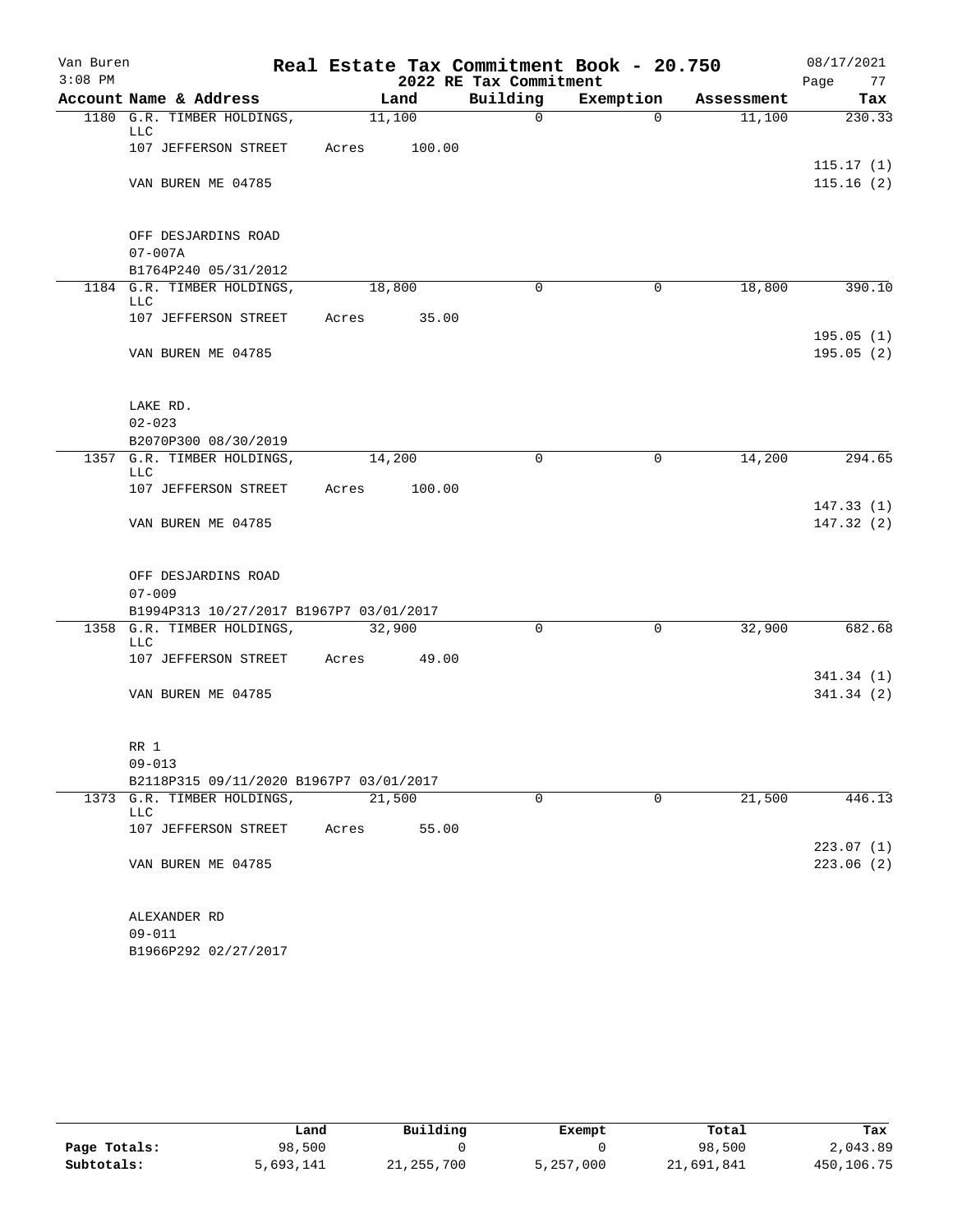Van Buren
3:08 PM

# Real Estate Tax Commitment Book - 20.750

## 2022 RE Tax Commitment

08/17/2021

| Account Name & Address | Land | Building | Exemption | Assessment | Tax |
|---|---|---|---|---|---|
| 1180 G.R. TIMBER HOLDINGS, LLC | 11,100 | 0 | 0 | 11,100 | 230.33 |
| 107 JEFFERSON STREET | Acres 100.00 | | | | |
| | | | | | 115.17 (1) |
| VAN BUREN ME 04785 | | | | | 115.16 (2) |
| OFF DESJARDINS ROAD | | | | | |
| 07-007A | | | | | |
| B1764P240 05/31/2012 | | | | | |
| 1184 G.R. TIMBER HOLDINGS, LLC | 18,800 | 0 | 0 | 18,800 | 390.10 |
| 107 JEFFERSON STREET | Acres 35.00 | | | | |
| | | | | | 195.05 (1) |
| VAN BUREN ME 04785 | | | | | 195.05 (2) |
| LAKE RD. | | | | | |
| 02-023 | | | | | |
| B2070P300 08/30/2019 | | | | | |
| 1357 G.R. TIMBER HOLDINGS, LLC | 14,200 | 0 | 0 | 14,200 | 294.65 |
| 107 JEFFERSON STREET | Acres 100.00 | | | | |
| | | | | | 147.33 (1) |
| VAN BUREN ME 04785 | | | | | 147.32 (2) |
| OFF DESJARDINS ROAD | | | | | |
| 07-009 | | | | | |
| B1994P313 10/27/2017 B1967P7 03/01/2017 | | | | | |
| 1358 G.R. TIMBER HOLDINGS, LLC | 32,900 | 0 | 0 | 32,900 | 682.68 |
| 107 JEFFERSON STREET | Acres 49.00 | | | | |
| | | | | | 341.34 (1) |
| VAN BUREN ME 04785 | | | | | 341.34 (2) |
| RR 1 | | | | | |
| 09-013 | | | | | |
| B2118P315 09/11/2020 B1967P7 03/01/2017 | | | | | |
| 1373 G.R. TIMBER HOLDINGS, LLC | 21,500 | 0 | 0 | 21,500 | 446.13 |
| 107 JEFFERSON STREET | Acres 55.00 | | | | |
| | | | | | 223.07 (1) |
| VAN BUREN ME 04785 | | | | | 223.06 (2) |
| ALEXANDER RD | | | | | |
| 09-011 | | | | | |
| B1966P292 02/27/2017 | | | | | |

| | Land | Building | Exempt | Total | Tax |
|---|---|---|---|---|---|
| **Page Totals:** | 98,500 | 0 | 0 | 98,500 | 2,043.89 |
| **Subtotals:** | 5,693,141 | 21,255,700 | 5,257,000 | 21,691,841 | 450,106.75 |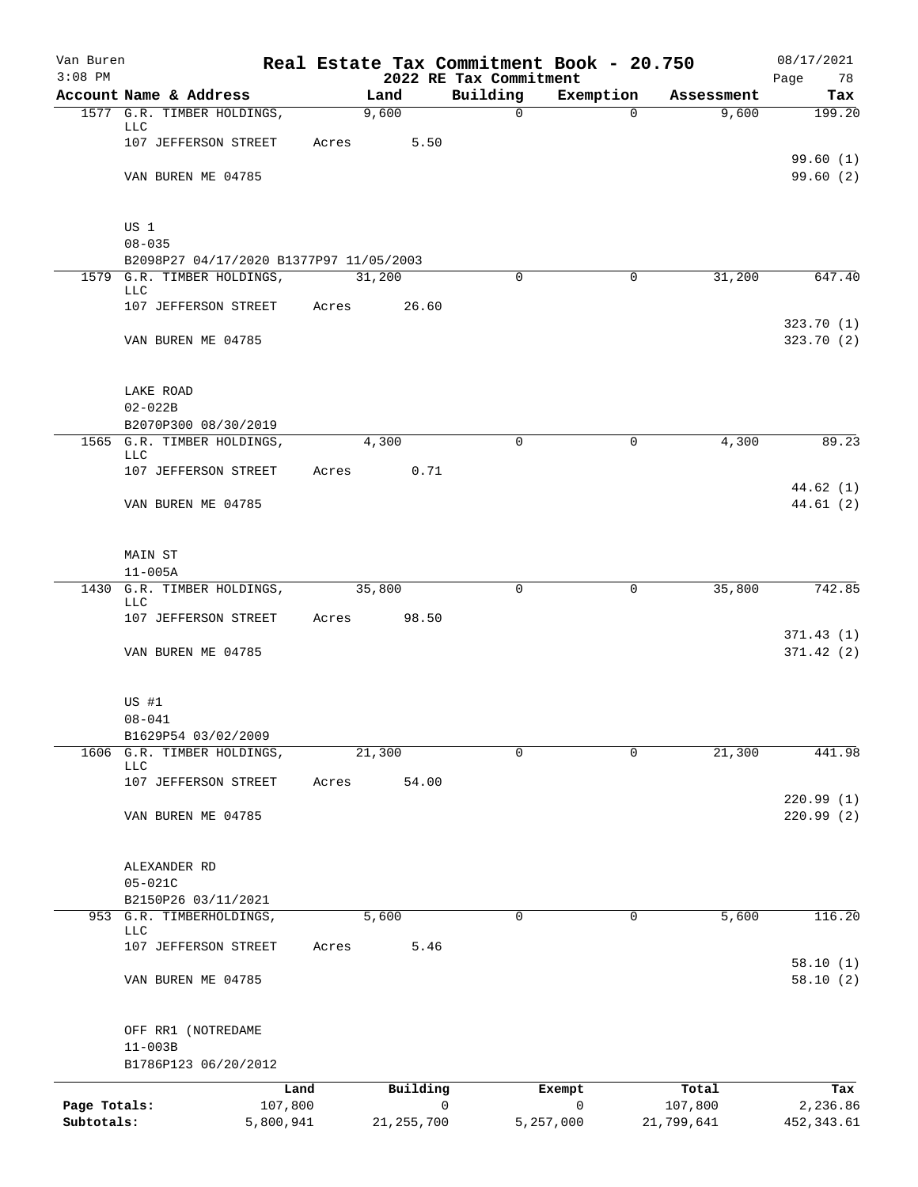Van Buren
3:08 PM

# Real Estate Tax Commitment Book - 20.750

## 2022 RE Tax Commitment

08/17/2021

| Account | Name & Address | Land | Building | Exemption | Assessment | Tax |
|---|---|---|---|---|---|---|
| 1577 | G.R. TIMBER HOLDINGS, LLC | 9,600 | 0 | 0 | 9,600 | 199.20 |
| | 107 JEFFERSON STREET | Acres 5.50 | | | | |
| | | | | | | 99.60 (1) |
| | VAN BUREN ME 04785 | | | | | 99.60 (2) |
| | US 1 | | | | | |
| | 08-035 | | | | | |
| | B2098P27 04/17/2020 B1377P97 11/05/2003 | | | | | |
| 1579 | G.R. TIMBER HOLDINGS, LLC | 31,200 | 0 | 0 | 31,200 | 647.40 |
| | 107 JEFFERSON STREET | Acres 26.60 | | | | |
| | | | | | | 323.70 (1) |
| | VAN BUREN ME 04785 | | | | | 323.70 (2) |
| | LAKE ROAD | | | | | |
| | 02-022B | | | | | |
| | B2070P300 08/30/2019 | | | | | |
| 1565 | G.R. TIMBER HOLDINGS, LLC | 4,300 | 0 | 0 | 4,300 | 89.23 |
| | 107 JEFFERSON STREET | Acres 0.71 | | | | |
| | | | | | | 44.62 (1) |
| | VAN BUREN ME 04785 | | | | | 44.61 (2) |
| | MAIN ST | | | | | |
| | 11-005A | | | | | |
| 1430 | G.R. TIMBER HOLDINGS, LLC | 35,800 | 0 | 0 | 35,800 | 742.85 |
| | 107 JEFFERSON STREET | Acres 98.50 | | | | |
| | | | | | | 371.43 (1) |
| | VAN BUREN ME 04785 | | | | | 371.42 (2) |
| | US #1 | | | | | |
| | 08-041 | | | | | |
| | B1629P54 03/02/2009 | | | | | |
| 1606 | G.R. TIMBER HOLDINGS, LLC | 21,300 | 0 | 0 | 21,300 | 441.98 |
| | 107 JEFFERSON STREET | Acres 54.00 | | | | |
| | | | | | | 220.99 (1) |
| | VAN BUREN ME 04785 | | | | | 220.99 (2) |
| | ALEXANDER RD | | | | | |
| | 05-021C | | | | | |
| | B2150P26 03/11/2021 | | | | | |
| 953 | G.R. TIMBERHOLDINGS, LLC | 5,600 | 0 | 0 | 5,600 | 116.20 |
| | 107 JEFFERSON STREET | Acres 5.46 | | | | |
| | | | | | | 58.10 (1) |
| | VAN BUREN ME 04785 | | | | | 58.10 (2) |
| | OFF RR1 (NOTREDAME | | | | | |
| | 11-003B | | | | | |
| | B1786P123 06/20/2012 | | | | | |

| | Land | Building | Exempt | Total | Tax |
|---|---|---|---|---|---|
| Page Totals: | 107,800 | 0 | 0 | 107,800 | 2,236.86 |
| Subtotals: | 5,800,941 | 21,255,700 | 5,257,000 | 21,799,641 | 452,343.61 |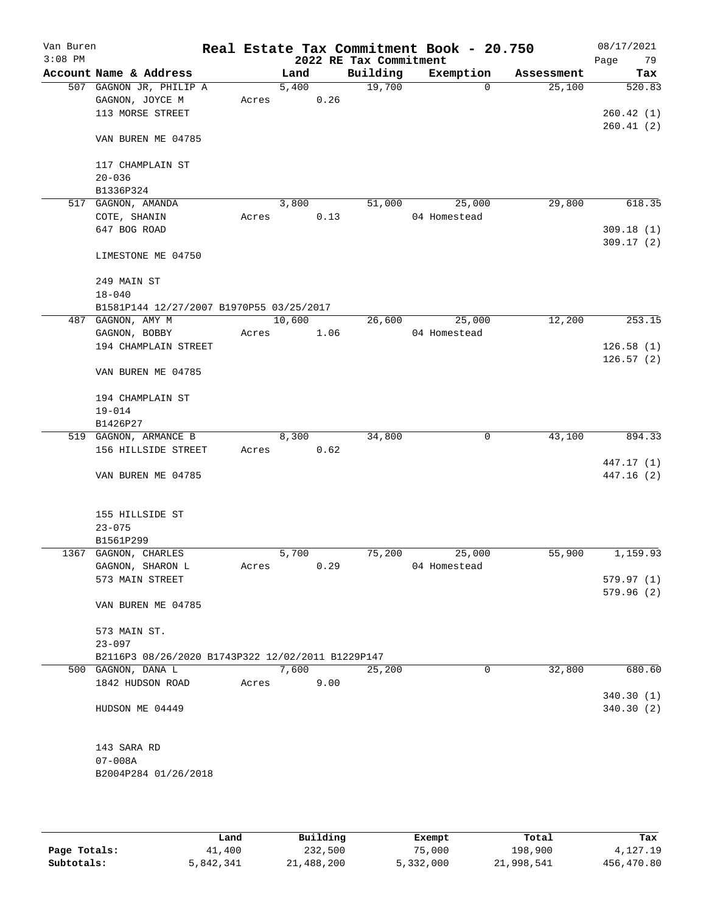Van Buren 3:08 PM

# Real Estate Tax Commitment Book - 20.750

## 2022 RE Tax Commitment

08/17/2021 Page 79

| Account Name & Address | Land | Building | Exemption | Assessment | Tax |
|---|---|---|---|---|---|
| 507 GAGNON JR, PHILIP A | 5,400 | 19,700 | 0 | 25,100 | 520.83 |
| GAGNON, JOYCE M | Acres 0.26 | | | | |
| 113 MORSE STREET | | | | | 260.42 (1) |
| | | | | | 260.41 (2) |
| VAN BUREN ME 04785 | | | | | |
| 117 CHAMPLAIN ST | | | | | |
| 20-036 | | | | | |
| B1336P324 | | | | | |
| 517 GAGNON, AMANDA | 3,800 | 51,000 | 25,000 | 29,800 | 618.35 |
| COTE, SHANIN | Acres 0.13 | | 04 Homestead | | |
| 647 BOG ROAD | | | | | 309.18 (1) |
| | | | | | 309.17 (2) |
| LIMESTONE ME 04750 | | | | | |
| 249 MAIN ST | | | | | |
| 18-040 | | | | | |
| B1581P144 12/27/2007 B1970P55 03/25/2017 | | | | | |
| 487 GAGNON, AMY M | 10,600 | 26,600 | 25,000 | 12,200 | 253.15 |
| GAGNON, BOBBY | Acres 1.06 | | 04 Homestead | | |
| 194 CHAMPLAIN STREET | | | | | 126.58 (1) |
| | | | | | 126.57 (2) |
| VAN BUREN ME 04785 | | | | | |
| 194 CHAMPLAIN ST | | | | | |
| 19-014 | | | | | |
| B1426P27 | | | | | |
| 519 GAGNON, ARMANCE B | 8,300 | 34,800 | 0 | 43,100 | 894.33 |
| 156 HILLSIDE STREET | Acres 0.62 | | | | |
| | | | | | 447.17 (1) |
| VAN BUREN ME 04785 | | | | | 447.16 (2) |
| 155 HILLSIDE ST | | | | | |
| 23-075 | | | | | |
| B1561P299 | | | | | |
| 1367 GAGNON, CHARLES | 5,700 | 75,200 | 25,000 | 55,900 | 1,159.93 |
| GAGNON, SHARON L | Acres 0.29 | | 04 Homestead | | |
| 573 MAIN STREET | | | | | 579.97 (1) |
| | | | | | 579.96 (2) |
| VAN BUREN ME 04785 | | | | | |
| 573 MAIN ST. | | | | | |
| 23-097 | | | | | |
| B2116P3 08/26/2020 B1743P322 12/02/2011 B1229P147 | | | | | |
| 500 GAGNON, DANA L | 7,600 | 25,200 | 0 | 32,800 | 680.60 |
| 1842 HUDSON ROAD | Acres 9.00 | | | | |
| | | | | | 340.30 (1) |
| HUDSON ME 04449 | | | | | 340.30 (2) |
| 143 SARA RD | | | | | |
| 07-008A | | | | | |
| B2004P284 01/26/2018 | | | | | |

| | Land | Building | Exempt | Total | Tax |
|---|---|---|---|---|---|
| Page Totals: | 41,400 | 232,500 | 75,000 | 198,900 | 4,127.19 |
| Subtotals: | 5,842,341 | 21,488,200 | 5,332,000 | 21,998,541 | 456,470.80 |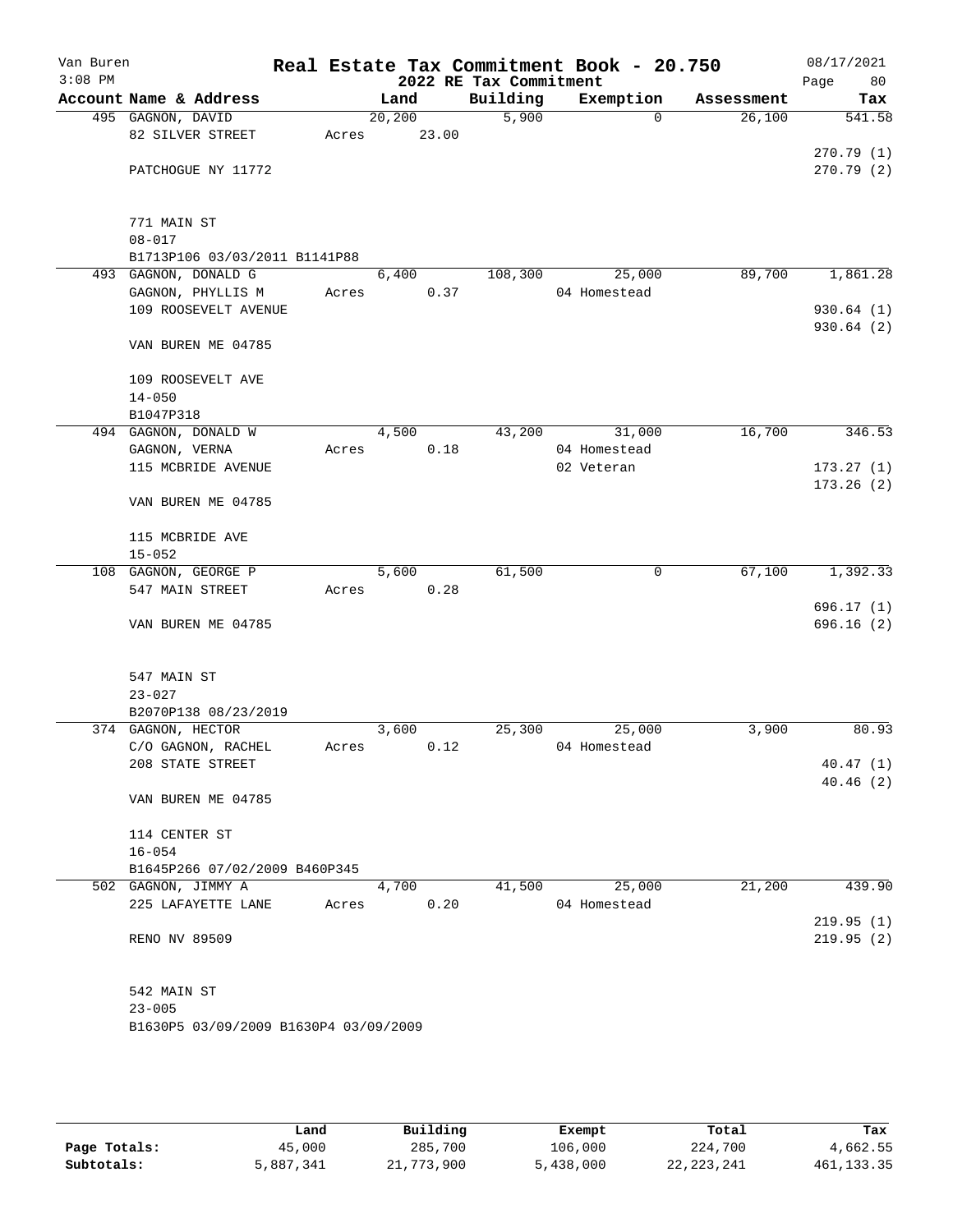# Real Estate Tax Commitment Book - 20.750

Van Buren
3:08 PM

2022 RE Tax Commitment

08/17/2021

| Account Name & Address | Land | Building | Exemption | Assessment | Tax |
|---|---|---|---|---|---|
| 495 GAGNON, DAVID | 20,200 | 5,900 | 0 | 26,100 | 541.58 |
| 82 SILVER STREET | Acres 23.00 | | | | |
| | | | | | 270.79 (1) |
| PATCHOGUE NY 11772 | | | | | 270.79 (2) |
| 771 MAIN ST | | | | | |
| 08-017 | | | | | |
| B1713P106 03/03/2011 B1141P88 | | | | | |
| 493 GAGNON, DONALD G | 6,400 | 108,300 | 25,000 | 89,700 | 1,861.28 |
| GAGNON, PHYLLIS M | Acres 0.37 | | 04 Homestead | | |
| 109 ROOSEVELT AVENUE | | | | | 930.64 (1) |
| | | | | | 930.64 (2) |
| VAN BUREN ME 04785 | | | | | |
| 109 ROOSEVELT AVE | | | | | |
| 14-050 | | | | | |
| B1047P318 | | | | | |
| 494 GAGNON, DONALD W | 4,500 | 43,200 | 31,000 | 16,700 | 346.53 |
| GAGNON, VERNA | Acres 0.18 | | 04 Homestead | | |
| 115 MCBRIDE AVENUE | | | 02 Veteran | | 173.27 (1) |
| | | | | | 173.26 (2) |
| VAN BUREN ME 04785 | | | | | |
| 115 MCBRIDE AVE | | | | | |
| 15-052 | | | | | |
| 108 GAGNON, GEORGE P | 5,600 | 61,500 | 0 | 67,100 | 1,392.33 |
| 547 MAIN STREET | Acres 0.28 | | | | |
| | | | | | 696.17 (1) |
| VAN BUREN ME 04785 | | | | | 696.16 (2) |
| 547 MAIN ST | | | | | |
| 23-027 | | | | | |
| B2070P138 08/23/2019 | | | | | |
| 374 GAGNON, HECTOR | 3,600 | 25,300 | 25,000 | 3,900 | 80.93 |
| C/O GAGNON, RACHEL | Acres 0.12 | | 04 Homestead | | |
| 208 STATE STREET | | | | | 40.47 (1) |
| | | | | | 40.46 (2) |
| VAN BUREN ME 04785 | | | | | |
| 114 CENTER ST | | | | | |
| 16-054 | | | | | |
| B1645P266 07/02/2009 B460P345 | | | | | |
| 502 GAGNON, JIMMY A | 4,700 | 41,500 | 25,000 | 21,200 | 439.90 |
| 225 LAFAYETTE LANE | Acres 0.20 | | 04 Homestead | | |
| | | | | | 219.95 (1) |
| RENO NV 89509 | | | | | 219.95 (2) |
| 542 MAIN ST | | | | | |
| 23-005 | | | | | |
| B1630P5 03/09/2009 B1630P4 03/09/2009 | | | | | |

| | Land | Building | Exempt | Total | Tax |
|---|---|---|---|---|---|
| Page Totals: | 45,000 | 285,700 | 106,000 | 224,700 | 4,662.55 |
| Subtotals: | 5,887,341 | 21,773,900 | 5,438,000 | 22,223,241 | 461,133.35 |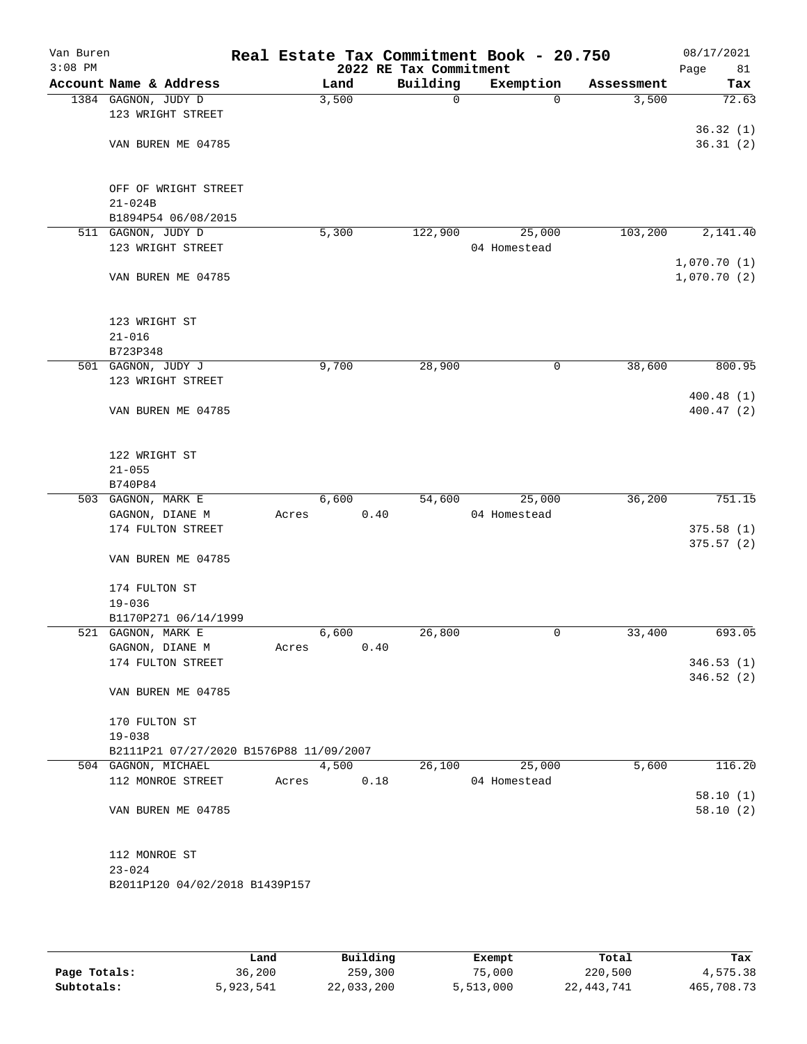# Real Estate Tax Commitment Book - 20.750

Van Buren
3:08 PM

2022 RE Tax Commitment

08/17/2021
Page 81

| Account | Name & Address | Land | Building | Exemption | Assessment | Tax |
|---|---|---|---|---|---|---|
| 1384 | GAGNON, JUDY D<br>123 WRIGHT STREET<br><br>VAN BUREN ME 04785<br><br>OFF OF WRIGHT STREET<br>21-024B<br>B1894P54 06/08/2015 | 3,500 | 0 | 0 | 3,500 | 72.63<br>36.32 (1)<br>36.31 (2) |
| 511 | GAGNON, JUDY D<br>123 WRIGHT STREET<br><br>VAN BUREN ME 04785<br><br>123 WRIGHT ST<br>21-016<br>B723P348 | 5,300 | 122,900 | 25,000<br>04 Homestead | 103,200 | 2,141.40<br>1,070.70 (1)<br>1,070.70 (2) |
| 501 | GAGNON, JUDY J<br>123 WRIGHT STREET<br><br>VAN BUREN ME 04785<br><br>122 WRIGHT ST<br>21-055<br>B740P84 | 9,700 | 28,900 | 0 | 38,600 | 800.95<br>400.48 (1)<br>400.47 (2) |
| 503 | GAGNON, MARK E<br>GAGNON, DIANE M<br>174 FULTON STREET<br><br>VAN BUREN ME 04785<br><br>174 FULTON ST<br>19-036<br>B1170P271 06/14/1999 | 6,600<br>Acres 0.40 | 54,600 | 25,000<br>04 Homestead | 36,200 | 751.15<br>375.58 (1)<br>375.57 (2) |
| 521 | GAGNON, MARK E<br>GAGNON, DIANE M<br>174 FULTON STREET<br><br>VAN BUREN ME 04785<br><br>170 FULTON ST<br>19-038<br>B2111P21 07/27/2020 B1576P88 11/09/2007 | 6,600<br>Acres 0.40 | 26,800 | 0 | 33,400 | 693.05<br>346.53 (1)<br>346.52 (2) |
| 504 | GAGNON, MICHAEL<br>112 MONROE STREET<br><br>VAN BUREN ME 04785<br><br>112 MONROE ST<br>23-024<br>B2011P120 04/02/2018 B1439P157 | 4,500<br>Acres 0.18 | 26,100 | 25,000<br>04 Homestead | 5,600 | 116.20<br>58.10 (1)<br>58.10 (2) |

| | Land | Building | Exempt | Total | Tax |
|---|---|---|---|---|---|
| Page Totals: | 36,200 | 259,300 | 75,000 | 220,500 | 4,575.38 |
| Subtotals: | 5,923,541 | 22,033,200 | 5,513,000 | 22,443,741 | 465,708.73 |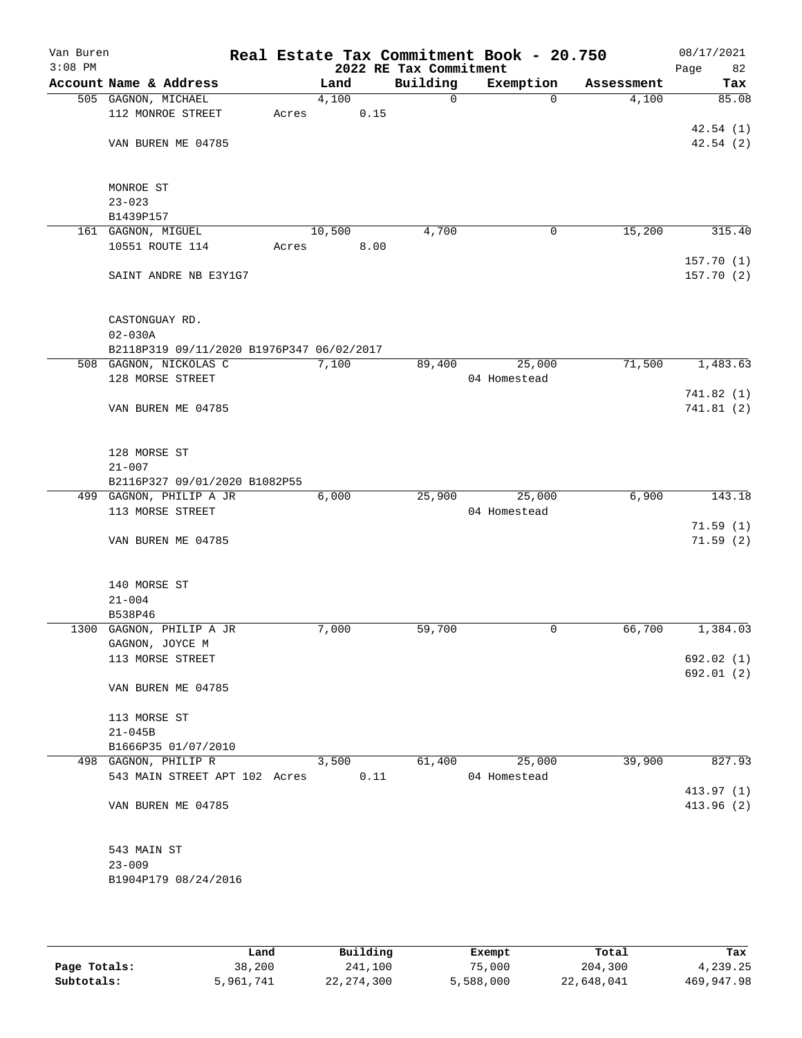Van Buren
3:08 PM

# Real Estate Tax Commitment Book - 20.750
## 2022 RE Tax Commitment

08/17/2021
Page 82

| Account Name & Address | Land | Building | Exemption | Assessment | Tax |
|---|---|---|---|---|---|
| 505 GAGNON, MICHAEL | 4,100 | 0 | 0 | 4,100 | 85.08 |
| 112 MONROE STREET | Acres 0.15 | | | | |
| | | | | | 42.54 (1) |
| VAN BUREN ME 04785 | | | | | 42.54 (2) |
| MONROE ST | | | | | |
| 23-023 | | | | | |
| B1439P157 | | | | | |
| 161 GAGNON, MIGUEL | 10,500 | 4,700 | 0 | 15,200 | 315.40 |
| 10551 ROUTE 114 | Acres 8.00 | | | | |
| | | | | | 157.70 (1) |
| SAINT ANDRE NB E3Y1G7 | | | | | 157.70 (2) |
| CASTONGUAY RD. | | | | | |
| 02-030A | | | | | |
| B2118P319 09/11/2020 B1976P347 06/02/2017 | | | | | |
| 508 GAGNON, NICKOLAS C | 7,100 | 89,400 | 25,000 | 71,500 | 1,483.63 |
| 128 MORSE STREET | | | 04 Homestead | | |
| | | | | | 741.82 (1) |
| VAN BUREN ME 04785 | | | | | 741.81 (2) |
| 128 MORSE ST | | | | | |
| 21-007 | | | | | |
| B2116P327 09/01/2020 B1082P55 | | | | | |
| 499 GAGNON, PHILIP A JR | 6,000 | 25,900 | 25,000 | 6,900 | 143.18 |
| 113 MORSE STREET | | | 04 Homestead | | |
| | | | | | 71.59 (1) |
| VAN BUREN ME 04785 | | | | | 71.59 (2) |
| 140 MORSE ST | | | | | |
| 21-004 | | | | | |
| B538P46 | | | | | |
| 1300 GAGNON, PHILIP A JR | 7,000 | 59,700 | 0 | 66,700 | 1,384.03 |
| GAGNON, JOYCE M | | | | | |
| 113 MORSE STREET | | | | | 692.02 (1) |
| | | | | | 692.01 (2) |
| VAN BUREN ME 04785 | | | | | |
| 113 MORSE ST | | | | | |
| 21-045B | | | | | |
| B1666P35 01/07/2010 | | | | | |
| 498 GAGNON, PHILIP R | 3,500 | 61,400 | 25,000 | 39,900 | 827.93 |
| 543 MAIN STREET APT 102 | Acres 0.11 | | 04 Homestead | | |
| | | | | | 413.97 (1) |
| VAN BUREN ME 04785 | | | | | 413.96 (2) |
| 543 MAIN ST | | | | | |
| 23-009 | | | | | |
| B1904P179 08/24/2016 | | | | | |

| | Land | Building | Exempt | Total | Tax |
|---|---|---|---|---|---|
| Page Totals: | 38,200 | 241,100 | 75,000 | 204,300 | 4,239.25 |
| Subtotals: | 5,961,741 | 22,274,300 | 5,588,000 | 22,648,041 | 469,947.98 |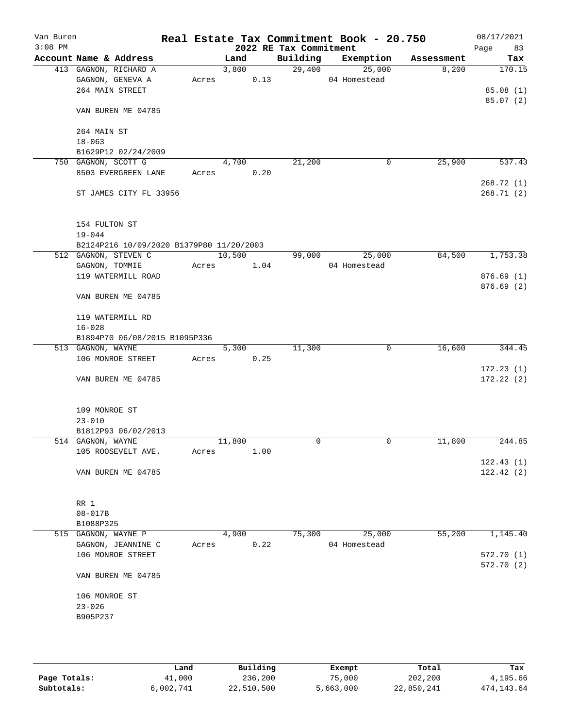# Real Estate Tax Commitment Book - 20.750

## 2022 RE Tax Commitment

Van Buren
3:08 PM

08/17/2021
Page 83

| Account | Name & Address | Land | Building | Exemption | Assessment | Tax |
|---|---|---|---|---|---|---|
| 413 | GAGNON, RICHARD A<br>GAGNON, GENEVA A<br>264 MAIN STREET<br><br>VAN BUREN ME 04785<br><br>264 MAIN ST<br>18-063<br>B1629P12 02/24/2009 | 3,800<br>Acres 0.13 | 29,400 | 25,000<br>04 Homestead | 8,200 | 170.15<br><br>85.08 (1)<br>85.07 (2) |
| 750 | GAGNON, SCOTT G<br>8503 EVERGREEN LANE<br><br>ST JAMES CITY FL 33956<br><br>154 FULTON ST<br>19-044<br>B2124P216 10/09/2020 B1379P80 11/20/2003 | 4,700<br>Acres 0.20 | 21,200 | 0 | 25,900 | 537.43<br><br>268.72 (1)<br>268.71 (2) |
| 512 | GAGNON, STEVEN C<br>GAGNON, TOMMIE<br>119 WATERMILL ROAD<br><br>VAN BUREN ME 04785<br><br>119 WATERMILL RD<br>16-028<br>B1894P70 06/08/2015 B1095P336 | 10,500<br>Acres 1.04 | 99,000 | 25,000<br>04 Homestead | 84,500 | 1,753.38<br><br>876.69 (1)<br>876.69 (2) |
| 513 | GAGNON, WAYNE<br>106 MONROE STREET<br><br>VAN BUREN ME 04785<br><br>109 MONROE ST<br>23-010<br>B1812P93 06/02/2013 | 5,300<br>Acres 0.25 | 11,300 | 0 | 16,600 | 344.45<br><br>172.23 (1)<br>172.22 (2) |
| 514 | GAGNON, WAYNE<br>105 ROOSEVELT AVE.<br><br>VAN BUREN ME 04785<br><br>RR 1<br>08-017B<br>B1088P325 | 11,800<br>Acres 1.00 | 0 | 0 | 11,800 | 244.85<br><br>122.43 (1)<br>122.42 (2) |
| 515 | GAGNON, WAYNE P<br>GAGNON, JEANNINE C<br>106 MONROE STREET<br><br>VAN BUREN ME 04785<br><br>106 MONROE ST<br>23-026<br>B905P237 | 4,900<br>Acres 0.22 | 75,300 | 25,000<br>04 Homestead | 55,200 | 1,145.40<br><br>572.70 (1)<br>572.70 (2) |

| | Land | Building | Exempt | Total | Tax |
|---|---|---|---|---|---|
| Page Totals: | 41,000 | 236,200 | 75,000 | 202,200 | 4,195.66 |
| Subtotals: | 6,002,741 | 22,510,500 | 5,663,000 | 22,850,241 | 474,143.64 |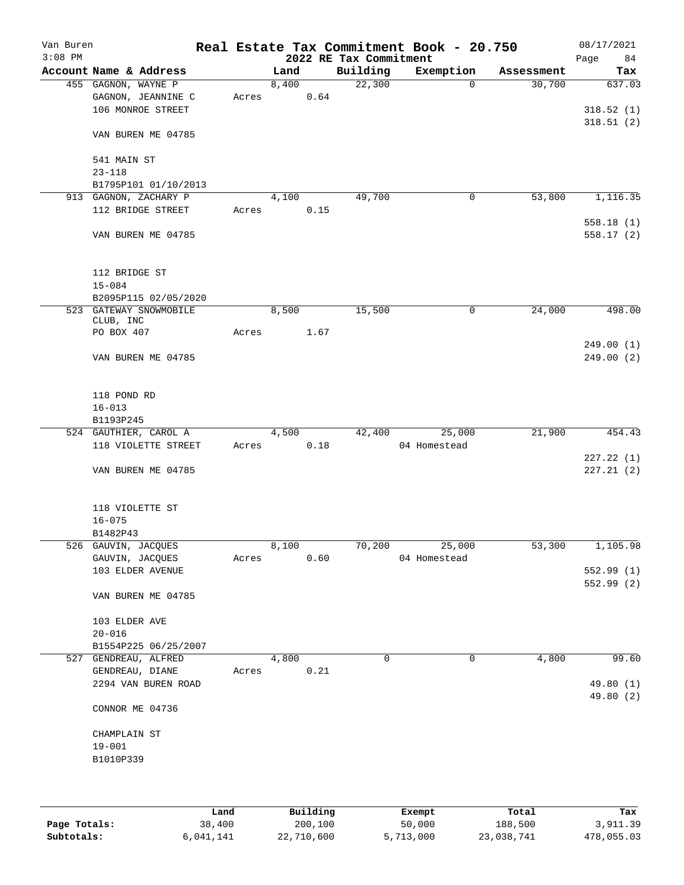Van Buren
3:08 PM

# Real Estate Tax Commitment Book - 20.750

## 2022 RE Tax Commitment

08/17/2021
Page 84

| Account Name & Address | Land | Building | Exemption | Assessment | Tax |
|---|---|---|---|---|---|
| 455 GAGNON, WAYNE P | 8,400 | 22,300 | 0 | 30,700 | 637.03 |
| GAGNON, JEANNINE C | Acres 0.64 | | | | |
| 106 MONROE STREET | | | | | 318.52 (1) |
| | | | | | 318.51 (2) |
| VAN BUREN ME 04785 | | | | | |
| 541 MAIN ST | | | | | |
| 23-118 | | | | | |
| B1795P101 01/10/2013 | | | | | |
| 913 GAGNON, ZACHARY P | 4,100 | 49,700 | 0 | 53,800 | 1,116.35 |
| 112 BRIDGE STREET | Acres 0.15 | | | | |
| | | | | | 558.18 (1) |
| VAN BUREN ME 04785 | | | | | 558.17 (2) |
| 112 BRIDGE ST | | | | | |
| 15-084 | | | | | |
| B2095P115 02/05/2020 | | | | | |
| 523 GATEWAY SNOWMOBILE CLUB, INC | 8,500 | 15,500 | 0 | 24,000 | 498.00 |
| PO BOX 407 | Acres 1.67 | | | | |
| | | | | | 249.00 (1) |
| VAN BUREN ME 04785 | | | | | 249.00 (2) |
| 118 POND RD | | | | | |
| 16-013 | | | | | |
| B1193P245 | | | | | |
| 524 GAUTHIER, CAROL A | 4,500 | 42,400 | 25,000 | 21,900 | 454.43 |
| 118 VIOLETTE STREET | Acres 0.18 | | 04 Homestead | | |
| | | | | | 227.22 (1) |
| VAN BUREN ME 04785 | | | | | 227.21 (2) |
| 118 VIOLETTE ST | | | | | |
| 16-075 | | | | | |
| B1482P43 | | | | | |
| 526 GAUVIN, JACQUES | 8,100 | 70,200 | 25,000 | 53,300 | 1,105.98 |
| GAUVIN, JACQUES | Acres 0.60 | | 04 Homestead | | |
| 103 ELDER AVENUE | | | | | 552.99 (1) |
| | | | | | 552.99 (2) |
| VAN BUREN ME 04785 | | | | | |
| 103 ELDER AVE | | | | | |
| 20-016 | | | | | |
| B1554P225 06/25/2007 | | | | | |
| 527 GENDREAU, ALFRED | 4,800 | 0 | 0 | 4,800 | 99.60 |
| GENDREAU, DIANE | Acres 0.21 | | | | |
| 2294 VAN BUREN ROAD | | | | | 49.80 (1) |
| | | | | | 49.80 (2) |
| CONNOR ME 04736 | | | | | |
| CHAMPLAIN ST | | | | | |
| 19-001 | | | | | |
| B1010P339 | | | | | |

| | Land | Building | Exempt | Total | Tax |
|---|---|---|---|---|---|
| Page Totals: | 38,400 | 200,100 | 50,000 | 188,500 | 3,911.39 |
| Subtotals: | 6,041,141 | 22,710,600 | 5,713,000 | 23,038,741 | 478,055.03 |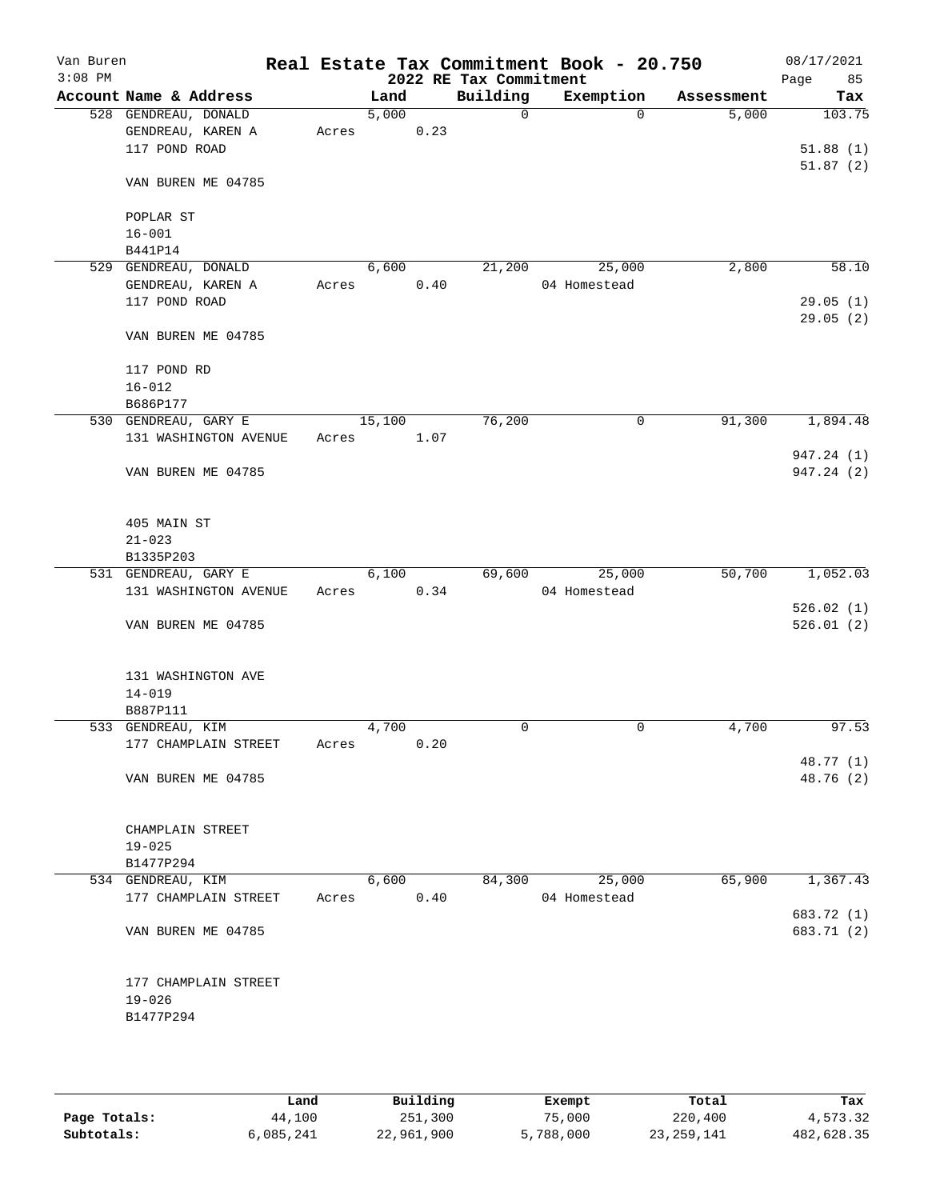Van Buren
3:08 PM

# Real Estate Tax Commitment Book - 20.750
## 2022 RE Tax Commitment

08/17/2021

| Account | Name & Address | Land | Building | Exemption | Assessment | Tax |
|---|---|---|---|---|---|---|
| 528 | GENDREAU, DONALD<br>GENDREAU, KAREN A<br>117 POND ROAD<br><br>VAN BUREN ME 04785<br><br>POPLAR ST<br>16-001<br>B441P14 | 5,000<br>Acres 0.23 | 0 | 0 | 5,000 | 103.75<br><br>51.88 (1)<br>51.87 (2) |
| 529 | GENDREAU, DONALD<br>GENDREAU, KAREN A<br>117 POND ROAD<br><br>VAN BUREN ME 04785<br><br>117 POND RD<br>16-012<br>B686P177 | 6,600<br>Acres 0.40 | 21,200 | 25,000<br>04 Homestead | 2,800 | 58.10<br><br>29.05 (1)<br>29.05 (2) |
| 530 | GENDREAU, GARY E<br>131 WASHINGTON AVENUE<br><br>VAN BUREN ME 04785<br><br>405 MAIN ST<br>21-023<br>B1335P203 | 15,100<br>Acres 1.07 | 76,200 | 0 | 91,300 | 1,894.48<br><br>947.24 (1)<br>947.24 (2) |
| 531 | GENDREAU, GARY E<br>131 WASHINGTON AVENUE<br><br>VAN BUREN ME 04785<br><br>131 WASHINGTON AVE<br>14-019<br>B887P111 | 6,100<br>Acres 0.34 | 69,600 | 25,000<br>04 Homestead | 50,700 | 1,052.03<br><br>526.02 (1)<br>526.01 (2) |
| 533 | GENDREAU, KIM<br>177 CHAMPLAIN STREET<br><br>VAN BUREN ME 04785<br><br>CHAMPLAIN STREET<br>19-025<br>B1477P294 | 4,700<br>Acres 0.20 | 0 | 0 | 4,700 | 97.53<br><br>48.77 (1)<br>48.76 (2) |
| 534 | GENDREAU, KIM<br>177 CHAMPLAIN STREET<br><br>VAN BUREN ME 04785<br><br>177 CHAMPLAIN STREET<br>19-026<br>B1477P294 | 6,600<br>Acres 0.40 | 84,300 | 25,000<br>04 Homestead | 65,900 | 1,367.43<br><br>683.72 (1)<br>683.71 (2) |

| | Land | Building | Exempt | Total | Tax |
|---|---|---|---|---|---|
| Page Totals: | 44,100 | 251,300 | 75,000 | 220,400 | 4,573.32 |
| Subtotals: | 6,085,241 | 22,961,900 | 5,788,000 | 23,259,141 | 482,628.35 |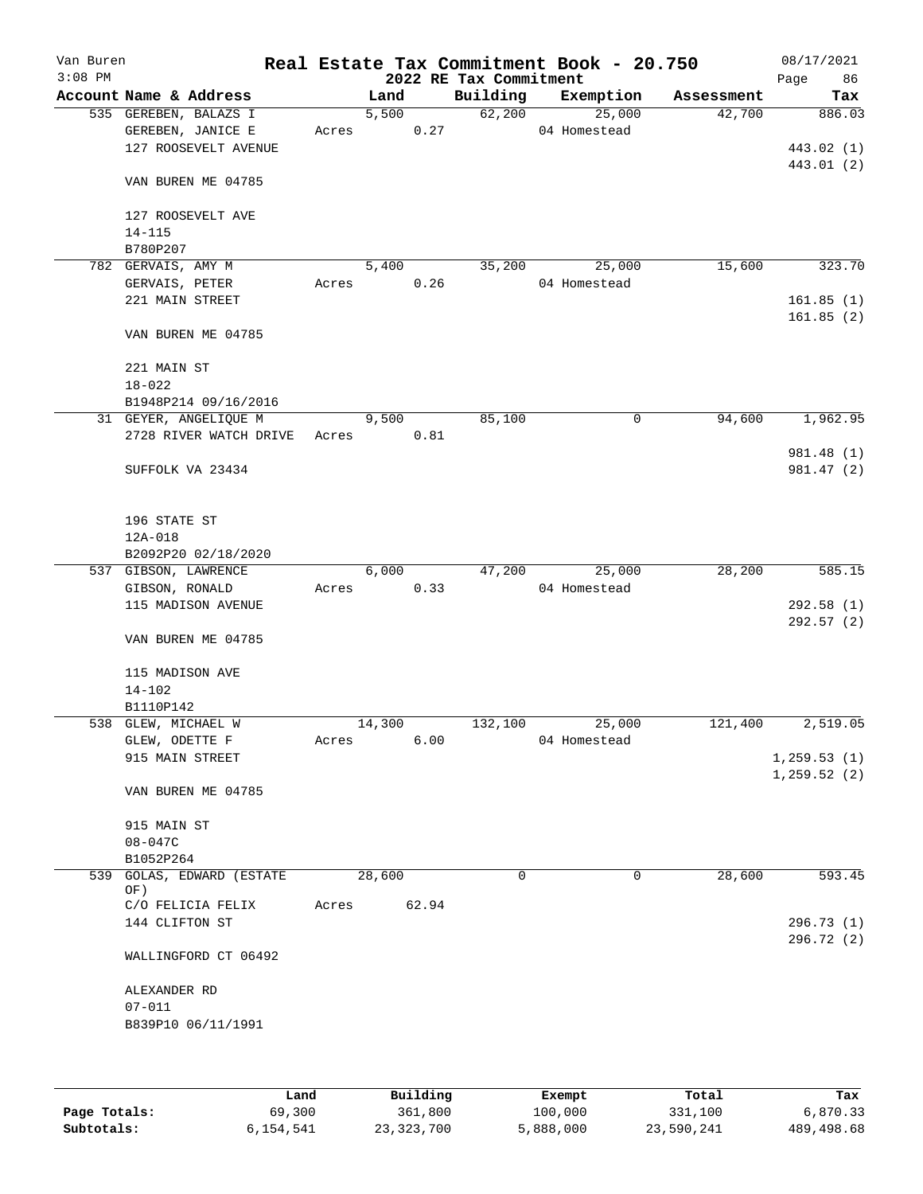Van Buren
3:08 PM

# Real Estate Tax Commitment Book - 20.750

## 2022 RE Tax Commitment

08/17/2021
Page 86

| Account Name & Address | Land | Building | Exemption | Assessment | Tax |
|---|---|---|---|---|---|
| 535 GEREBEN, BALAZS I | 5,500 | 62,200 | 25,000 | 42,700 | 886.03 |
| GEREBEN, JANICE E | Acres 0.27 | | 04 Homestead | | |
| 127 ROOSEVELT AVENUE | | | | | 443.02 (1) |
| | | | | | 443.01 (2) |
| VAN BUREN ME 04785 | | | | | |
| 127 ROOSEVELT AVE | | | | | |
| 14-115 | | | | | |
| B780P207 | | | | | |
| 782 GERVAIS, AMY M | 5,400 | 35,200 | 25,000 | 15,600 | 323.70 |
| GERVAIS, PETER | Acres 0.26 | | 04 Homestead | | |
| 221 MAIN STREET | | | | | 161.85 (1) |
| | | | | | 161.85 (2) |
| VAN BUREN ME 04785 | | | | | |
| 221 MAIN ST | | | | | |
| 18-022 | | | | | |
| B1948P214 09/16/2016 | | | | | |
| 31 GEYER, ANGELIQUE M | 9,500 | 85,100 | 0 | 94,600 | 1,962.95 |
| 2728 RIVER WATCH DRIVE | Acres 0.81 | | | | |
| | | | | | 981.48 (1) |
| SUFFOLK VA 23434 | | | | | 981.47 (2) |
| 196 STATE ST | | | | | |
| 12A-018 | | | | | |
| B2092P20 02/18/2020 | | | | | |
| 537 GIBSON, LAWRENCE | 6,000 | 47,200 | 25,000 | 28,200 | 585.15 |
| GIBSON, RONALD | Acres 0.33 | | 04 Homestead | | |
| 115 MADISON AVENUE | | | | | 292.58 (1) |
| | | | | | 292.57 (2) |
| VAN BUREN ME 04785 | | | | | |
| 115 MADISON AVE | | | | | |
| 14-102 | | | | | |
| B1110P142 | | | | | |
| 538 GLEW, MICHAEL W | 14,300 | 132,100 | 25,000 | 121,400 | 2,519.05 |
| GLEW, ODETTE F | Acres 6.00 | | 04 Homestead | | |
| 915 MAIN STREET | | | | | 1,259.53 (1) |
| | | | | | 1,259.52 (2) |
| VAN BUREN ME 04785 | | | | | |
| 915 MAIN ST | | | | | |
| 08-047C | | | | | |
| B1052P264 | | | | | |
| 539 GOLAS, EDWARD (ESTATE OF) | 28,600 | 0 | 0 | 28,600 | 593.45 |
| C/O FELICIA FELIX | Acres 62.94 | | | | |
| 144 CLIFTON ST | | | | | 296.73 (1) |
| | | | | | 296.72 (2) |
| WALLINGFORD CT 06492 | | | | | |
| ALEXANDER RD | | | | | |
| 07-011 | | | | | |
| B839P10 06/11/1991 | | | | | |

| | Land | Building | Exempt | Total | Tax |
|---|---|---|---|---|---|
| Page Totals: | 69,300 | 361,800 | 100,000 | 331,100 | 6,870.33 |
| Subtotals: | 6,154,541 | 23,323,700 | 5,888,000 | 23,590,241 | 489,498.68 |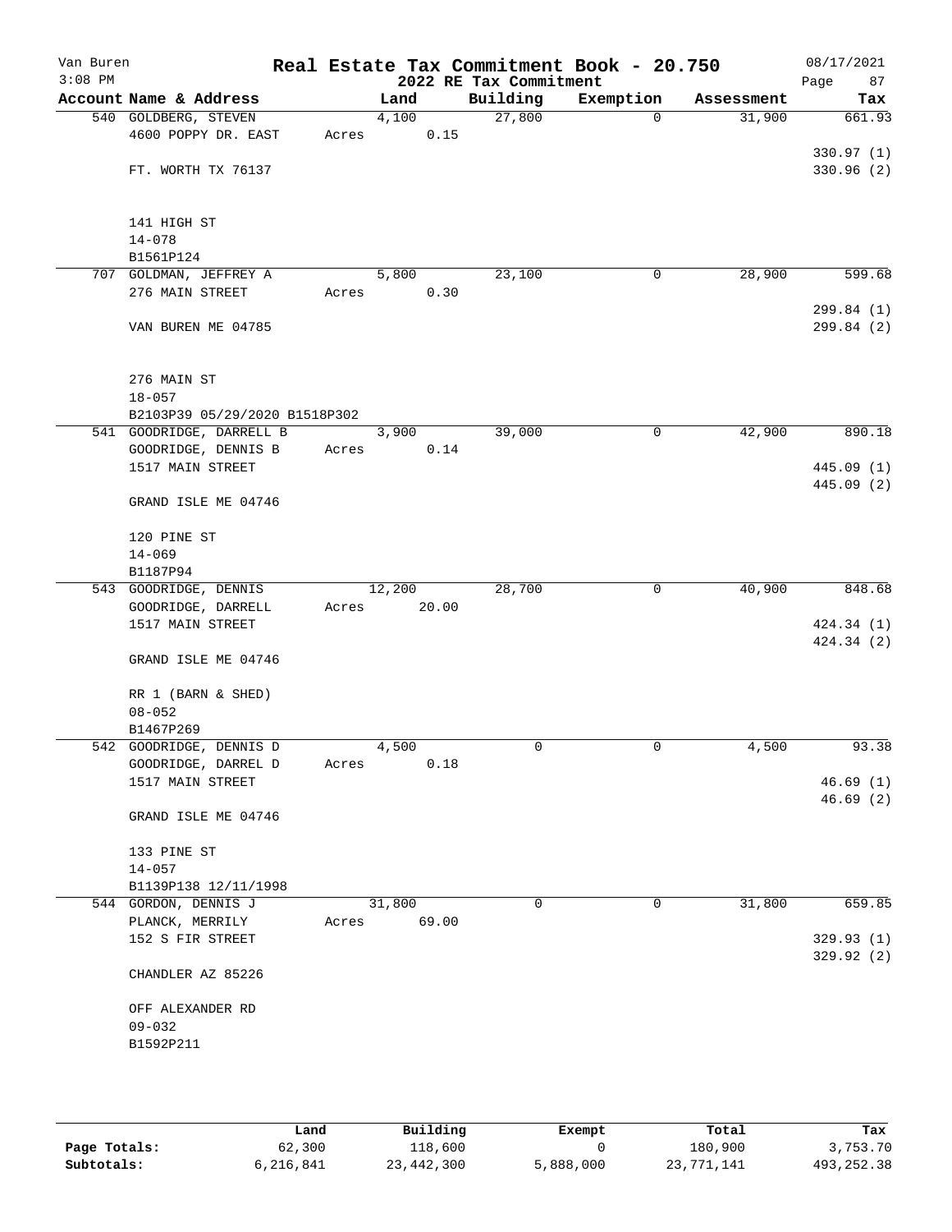Van Buren
3:08 PM

# Real Estate Tax Commitment Book - 20.750

## 2022 RE Tax Commitment

08/17/2021
Page 87

| Account Name & Address | Land | Building | Exemption | Assessment | Tax |
|---|---|---|---|---|---|
| 540 GOLDBERG, STEVEN | 4,100 | 27,800 | 0 | 31,900 | 661.93 |
| 4600 POPPY DR. EAST | Acres 0.15 | | | | |
| | | | | | 330.97 (1) |
| FT. WORTH TX 76137 | | | | | 330.96 (2) |
| 141 HIGH ST | | | | | |
| 14-078 | | | | | |
| B1561P124 | | | | | |
| 707 GOLDMAN, JEFFREY A | 5,800 | 23,100 | 0 | 28,900 | 599.68 |
| 276 MAIN STREET | Acres 0.30 | | | | |
| | | | | | 299.84 (1) |
| VAN BUREN ME 04785 | | | | | 299.84 (2) |
| 276 MAIN ST | | | | | |
| 18-057 | | | | | |
| B2103P39 05/29/2020 B1518P302 | | | | | |
| 541 GOODRIDGE, DARRELL B | 3,900 | 39,000 | 0 | 42,900 | 890.18 |
| GOODRIDGE, DENNIS B | Acres 0.14 | | | | |
| 1517 MAIN STREET | | | | | 445.09 (1) |
| | | | | | 445.09 (2) |
| GRAND ISLE ME 04746 | | | | | |
| 120 PINE ST | | | | | |
| 14-069 | | | | | |
| B1187P94 | | | | | |
| 543 GOODRIDGE, DENNIS | 12,200 | 28,700 | 0 | 40,900 | 848.68 |
| GOODRIDGE, DARRELL | Acres 20.00 | | | | |
| 1517 MAIN STREET | | | | | 424.34 (1) |
| | | | | | 424.34 (2) |
| GRAND ISLE ME 04746 | | | | | |
| RR 1 (BARN & SHED) | | | | | |
| 08-052 | | | | | |
| B1467P269 | | | | | |
| 542 GOODRIDGE, DENNIS D | 4,500 | 0 | 0 | 4,500 | 93.38 |
| GOODRIDGE, DARREL D | Acres 0.18 | | | | |
| 1517 MAIN STREET | | | | | 46.69 (1) |
| | | | | | 46.69 (2) |
| GRAND ISLE ME 04746 | | | | | |
| 133 PINE ST | | | | | |
| 14-057 | | | | | |
| B1139P138 12/11/1998 | | | | | |
| 544 GORDON, DENNIS J | 31,800 | 0 | 0 | 31,800 | 659.85 |
| PLANCK, MERRILY | Acres 69.00 | | | | |
| 152 S FIR STREET | | | | | 329.93 (1) |
| | | | | | 329.92 (2) |
| CHANDLER AZ 85226 | | | | | |
| OFF ALEXANDER RD | | | | | |
| 09-032 | | | | | |
| B1592P211 | | | | | |

| | Land | Building | Exempt | Total | Tax |
|---|---|---|---|---|---|
| Page Totals: | 62,300 | 118,600 | 0 | 180,900 | 3,753.70 |
| Subtotals: | 6,216,841 | 23,442,300 | 5,888,000 | 23,771,141 | 493,252.38 |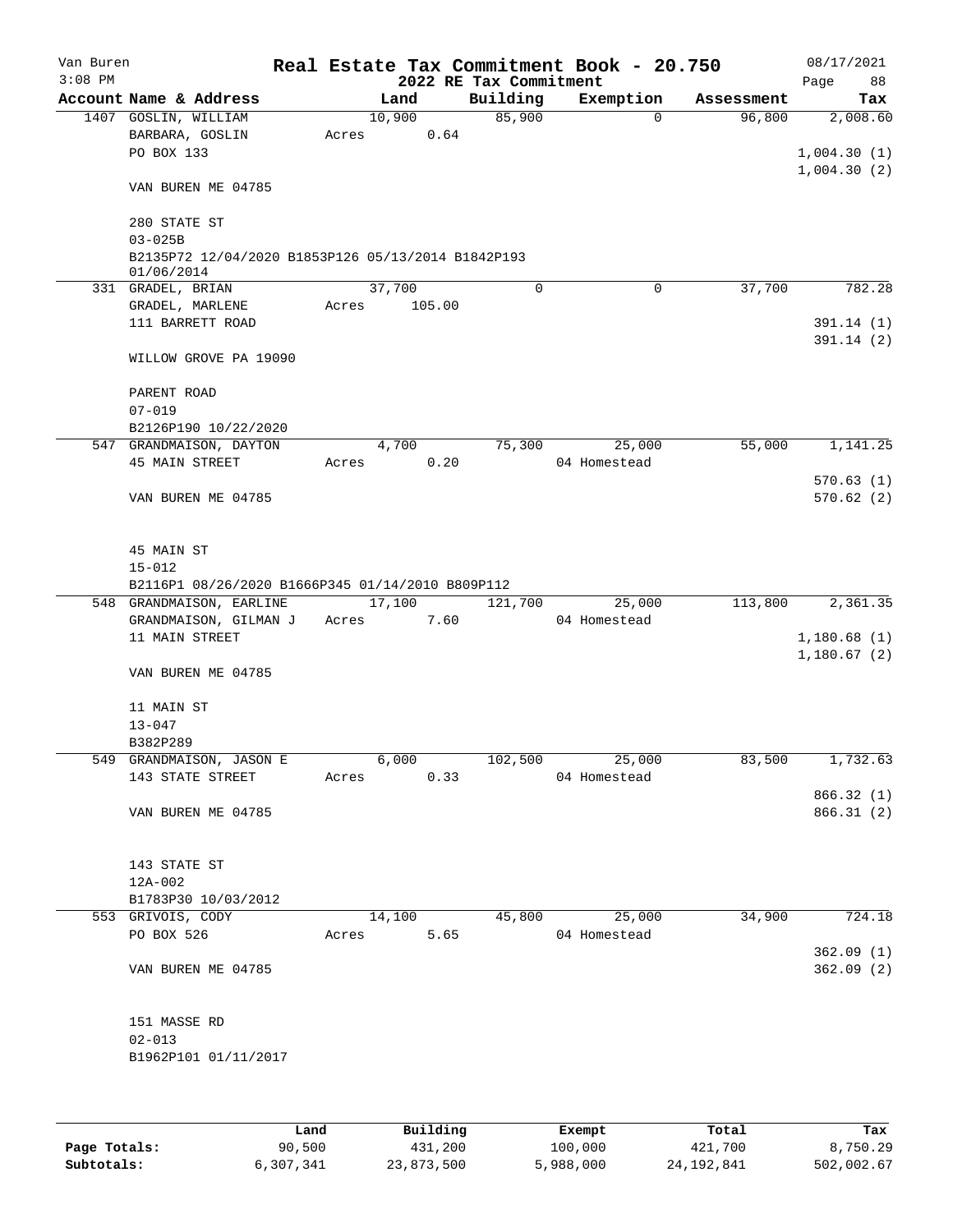Van Buren 3:08 PM

# Real Estate Tax Commitment Book - 20.750

## 2022 RE Tax Commitment

08/17/2021 Page 88

| Account Name & Address | Land | Building | Exemption | Assessment | Tax |
|---|---|---|---|---|---|
| 1407 GOSLIN, WILLIAM | 10,900 | 85,900 | 0 | 96,800 | 2,008.60 |
| BARBARA, GOSLIN | Acres 0.64 | | | | |
| PO BOX 133 | | | | | 1,004.30 (1) |
| | | | | | 1,004.30 (2) |
| VAN BUREN ME 04785 | | | | | |
| 280 STATE ST | | | | | |
| 03-025B | | | | | |
| B2135P72 12/04/2020 B1853P126 05/13/2014 B1842P193 01/06/2014 | | | | | |
| 331 GRADEL, BRIAN | 37,700 | 0 | 0 | 37,700 | 782.28 |
| GRADEL, MARLENE | Acres 105.00 | | | | |
| 111 BARRETT ROAD | | | | | 391.14 (1) |
| | | | | | 391.14 (2) |
| WILLOW GROVE PA 19090 | | | | | |
| PARENT ROAD | | | | | |
| 07-019 | | | | | |
| B2126P190 10/22/2020 | | | | | |
| 547 GRANDMAISON, DAYTON | 4,700 | 75,300 | 25,000 | 55,000 | 1,141.25 |
| 45 MAIN STREET | Acres 0.20 | | 04 Homestead | | |
| | | | | | 570.63 (1) |
| VAN BUREN ME 04785 | | | | | 570.62 (2) |
| 45 MAIN ST | | | | | |
| 15-012 | | | | | |
| B2116P1 08/26/2020 B1666P345 01/14/2010 B809P112 | | | | | |
| 548 GRANDMAISON, EARLINE | 17,100 | 121,700 | 25,000 | 113,800 | 2,361.35 |
| GRANDMAISON, GILMAN J | Acres 7.60 | | 04 Homestead | | |
| 11 MAIN STREET | | | | | 1,180.68 (1) |
| | | | | | 1,180.67 (2) |
| VAN BUREN ME 04785 | | | | | |
| 11 MAIN ST | | | | | |
| 13-047 | | | | | |
| B382P289 | | | | | |
| 549 GRANDMAISON, JASON E | 6,000 | 102,500 | 25,000 | 83,500 | 1,732.63 |
| 143 STATE STREET | Acres 0.33 | | 04 Homestead | | |
| | | | | | 866.32 (1) |
| VAN BUREN ME 04785 | | | | | 866.31 (2) |
| 143 STATE ST | | | | | |
| 12A-002 | | | | | |
| B1783P30 10/03/2012 | | | | | |
| 553 GRIVOIS, CODY | 14,100 | 45,800 | 25,000 | 34,900 | 724.18 |
| PO BOX 526 | Acres 5.65 | | 04 Homestead | | |
| | | | | | 362.09 (1) |
| VAN BUREN ME 04785 | | | | | 362.09 (2) |
| 151 MASSE RD | | | | | |
| 02-013 | | | | | |
| B1962P101 01/11/2017 | | | | | |

| | Land | Building | Exempt | Total | Tax |
|---|---|---|---|---|---|
| Page Totals: | 90,500 | 431,200 | 100,000 | 421,700 | 8,750.29 |
| Subtotals: | 6,307,341 | 23,873,500 | 5,988,000 | 24,192,841 | 502,002.67 |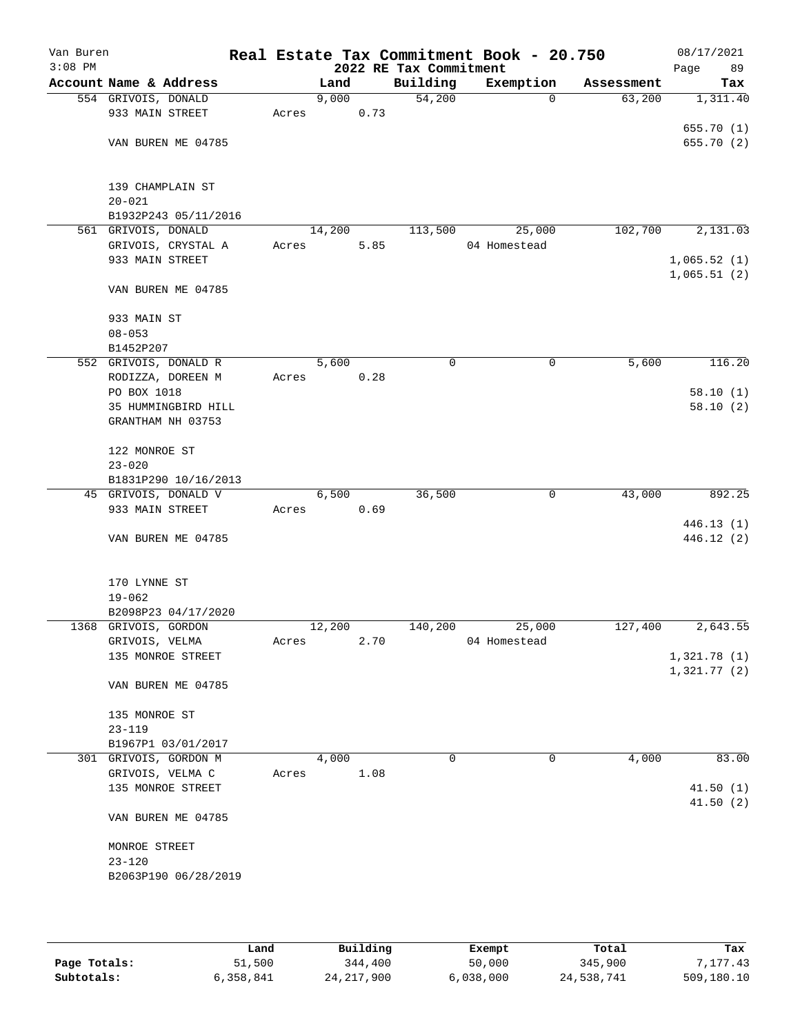Van Buren
3:08 PM

# Real Estate Tax Commitment Book - 20.750

## 2022 RE Tax Commitment

08/17/2021

| Account | Name & Address | Land | Building | Exemption | Assessment | Tax |
|---|---|---|---|---|---|---|
| 554 | GRIVOIS, DONALD<br>933 MAIN STREET<br><br>VAN BUREN ME 04785<br><br>139 CHAMPLAIN ST<br>20-021<br>B1932P243 05/11/2016 | 9,000<br>Acres 0.73 | 54,200 | 0 | 63,200 | 1,311.40<br><br>655.70 (1)<br>655.70 (2) |
| 561 | GRIVOIS, DONALD<br>GRIVOIS, CRYSTAL A<br>933 MAIN STREET<br><br>VAN BUREN ME 04785<br><br>933 MAIN ST<br>08-053<br>B1452P207 | 14,200<br>Acres 5.85 | 113,500 | 25,000<br>04 Homestead | 102,700 | 2,131.03<br><br>1,065.52 (1)<br>1,065.51 (2) |
| 552 | GRIVOIS, DONALD R<br>RODIZZA, DOREEN M<br>PO BOX 1018<br>35 HUMMINGBIRD HILL<br>GRANTHAM NH 03753<br><br>122 MONROE ST<br>23-020<br>B1831P290 10/16/2013 | 5,600<br>Acres 0.28 | 0 | 0 | 5,600 | 116.20<br><br>58.10 (1)<br>58.10 (2) |
| 45 | GRIVOIS, DONALD V<br>933 MAIN STREET<br><br>VAN BUREN ME 04785<br><br>170 LYNNE ST<br>19-062<br>B2098P23 04/17/2020 | 6,500<br>Acres 0.69 | 36,500 | 0 | 43,000 | 892.25<br><br>446.13 (1)<br>446.12 (2) |
| 1368 | GRIVOIS, GORDON<br>GRIVOIS, VELMA<br>135 MONROE STREET<br><br>VAN BUREN ME 04785<br><br>135 MONROE ST<br>23-119<br>B1967P1 03/01/2017 | 12,200<br>Acres 2.70 | 140,200 | 25,000<br>04 Homestead | 127,400 | 2,643.55<br><br>1,321.78 (1)<br>1,321.77 (2) |
| 301 | GRIVOIS, GORDON M<br>GRIVOIS, VELMA C<br>135 MONROE STREET<br><br>VAN BUREN ME 04785<br><br>MONROE STREET<br>23-120<br>B2063P190 06/28/2019 | 4,000<br>Acres 1.08 | 0 | 0 | 4,000 | 83.00<br><br>41.50 (1)<br>41.50 (2) |

| | Land | Building | Exempt | Total | Tax |
|---|---|---|---|---|---|
| Page Totals: | 51,500 | 344,400 | 50,000 | 345,900 | 7,177.43 |
| Subtotals: | 6,358,841 | 24,217,900 | 6,038,000 | 24,538,741 | 509,180.10 |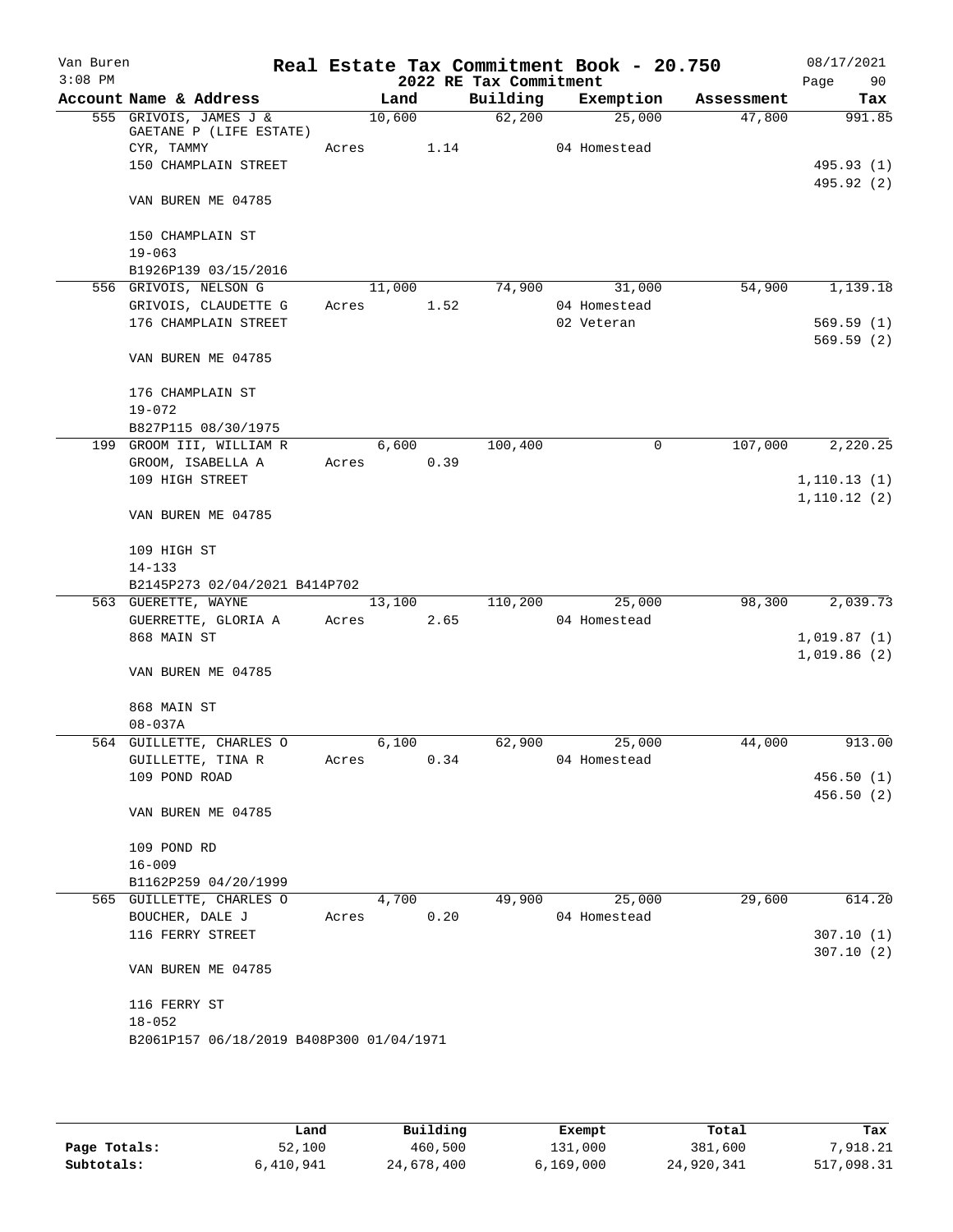# Real Estate Tax Commitment Book - 20.750

Van Buren
3:08 PM

08/17/2021

2022 RE Tax Commitment

| Account Name & Address | Land | Building | Exemption | Assessment | Tax |
|---|---|---|---|---|---|
| 555 GRIVOIS, JAMES J & | 10,600 | 62,200 | 25,000 | 47,800 | 991.85 |
| GAETANE P (LIFE ESTATE) | | | | | |
| CYR, TAMMY | Acres 1.14 | | 04 Homestead | | |
| 150 CHAMPLAIN STREET | | | | | 495.93 (1) |
| | | | | | 495.92 (2) |
| VAN BUREN ME 04785 | | | | | |
| 150 CHAMPLAIN ST | | | | | |
| 19-063 | | | | | |
| B1926P139 03/15/2016 | | | | | |
| 556 GRIVOIS, NELSON G | 11,000 | 74,900 | 31,000 | 54,900 | 1,139.18 |
| GRIVOIS, CLAUDETTE G | Acres 1.52 | | 04 Homestead | | |
| 176 CHAMPLAIN STREET | | | 02 Veteran | | 569.59 (1) |
| | | | | | 569.59 (2) |
| VAN BUREN ME 04785 | | | | | |
| 176 CHAMPLAIN ST | | | | | |
| 19-072 | | | | | |
| B827P115 08/30/1975 | | | | | |
| 199 GROOM III, WILLIAM R | 6,600 | 100,400 | 0 | 107,000 | 2,220.25 |
| GROOM, ISABELLA A | Acres 0.39 | | | | |
| 109 HIGH STREET | | | | | 1,110.13 (1) |
| | | | | | 1,110.12 (2) |
| VAN BUREN ME 04785 | | | | | |
| 109 HIGH ST | | | | | |
| 14-133 | | | | | |
| B2145P273 02/04/2021 B414P702 | | | | | |
| 563 GUERETTE, WAYNE | 13,100 | 110,200 | 25,000 | 98,300 | 2,039.73 |
| GUERRETTE, GLORIA A | Acres 2.65 | | 04 Homestead | | |
| 868 MAIN ST | | | | | 1,019.87 (1) |
| | | | | | 1,019.86 (2) |
| VAN BUREN ME 04785 | | | | | |
| 868 MAIN ST | | | | | |
| 08-037A | | | | | |
| 564 GUILLETTE, CHARLES O | 6,100 | 62,900 | 25,000 | 44,000 | 913.00 |
| GUILLETTE, TINA R | Acres 0.34 | | 04 Homestead | | |
| 109 POND ROAD | | | | | 456.50 (1) |
| | | | | | 456.50 (2) |
| VAN BUREN ME 04785 | | | | | |
| 109 POND RD | | | | | |
| 16-009 | | | | | |
| B1162P259 04/20/1999 | | | | | |
| 565 GUILLETTE, CHARLES O | 4,700 | 49,900 | 25,000 | 29,600 | 614.20 |
| BOUCHER, DALE J | Acres 0.20 | | 04 Homestead | | |
| 116 FERRY STREET | | | | | 307.10 (1) |
| | | | | | 307.10 (2) |
| VAN BUREN ME 04785 | | | | | |
| 116 FERRY ST | | | | | |
| 18-052 | | | | | |
| B2061P157 06/18/2019 B408P300 01/04/1971 | | | | | |

| | Land | Building | Exempt | Total | Tax |
|---|---|---|---|---|---|
| Page Totals: | 52,100 | 460,500 | 131,000 | 381,600 | 7,918.21 |
| Subtotals: | 6,410,941 | 24,678,400 | 6,169,000 | 24,920,341 | 517,098.31 |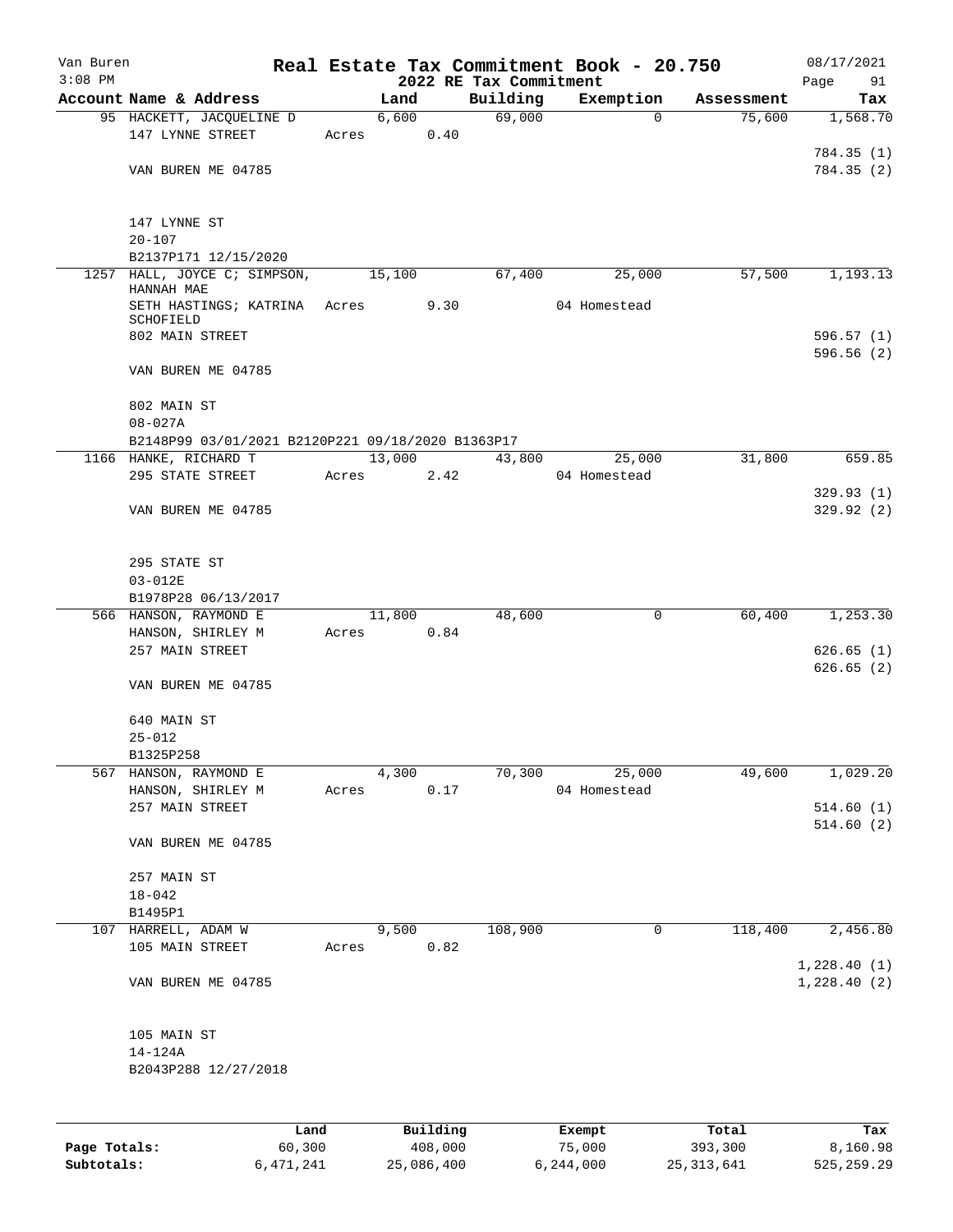# Real Estate Tax Commitment Book - 20.750

Van Buren
3:08 PM

2022 RE Tax Commitment

08/17/2021

| Account Name & Address | Land | Building | Exemption | Assessment | Tax |
|---|---|---|---|---|---|
| 95 HACKETT, JACQUELINE D | 6,600 | 69,000 | 0 | 75,600 | 1,568.70 |
| 147 LYNNE STREET | Acres 0.40 | | | | |
| | | | | | 784.35 (1) |
| VAN BUREN ME 04785 | | | | | 784.35 (2) |
| 147 LYNNE ST | | | | | |
| 20-107 | | | | | |
| B2137P171 12/15/2020 | | | | | |
| 1257 HALL, JOYCE C; SIMPSON, HANNAH MAE | 15,100 | 67,400 | 25,000 | 57,500 | 1,193.13 |
| SETH HASTINGS; KATRINA SCHOFIELD | Acres 9.30 | | 04 Homestead | | |
| 802 MAIN STREET | | | | | 596.57 (1) |
| | | | | | 596.56 (2) |
| VAN BUREN ME 04785 | | | | | |
| 802 MAIN ST | | | | | |
| 08-027A | | | | | |
| B2148P99 03/01/2021 B2120P221 09/18/2020 B1363P17 | | | | | |
| 1166 HANKE, RICHARD T | 13,000 | 43,800 | 25,000 | 31,800 | 659.85 |
| 295 STATE STREET | Acres 2.42 | | 04 Homestead | | |
| | | | | | 329.93 (1) |
| VAN BUREN ME 04785 | | | | | 329.92 (2) |
| 295 STATE ST | | | | | |
| 03-012E | | | | | |
| B1978P28 06/13/2017 | | | | | |
| 566 HANSON, RAYMOND E | 11,800 | 48,600 | 0 | 60,400 | 1,253.30 |
| HANSON, SHIRLEY M | Acres 0.84 | | | | |
| 257 MAIN STREET | | | | | 626.65 (1) |
| | | | | | 626.65 (2) |
| VAN BUREN ME 04785 | | | | | |
| 640 MAIN ST | | | | | |
| 25-012 | | | | | |
| B1325P258 | | | | | |
| 567 HANSON, RAYMOND E | 4,300 | 70,300 | 25,000 | 49,600 | 1,029.20 |
| HANSON, SHIRLEY M | Acres 0.17 | | 04 Homestead | | |
| 257 MAIN STREET | | | | | 514.60 (1) |
| | | | | | 514.60 (2) |
| VAN BUREN ME 04785 | | | | | |
| 257 MAIN ST | | | | | |
| 18-042 | | | | | |
| B1495P1 | | | | | |
| 107 HARRELL, ADAM W | 9,500 | 108,900 | 0 | 118,400 | 2,456.80 |
| 105 MAIN STREET | Acres 0.82 | | | | |
| | | | | | 1,228.40 (1) |
| VAN BUREN ME 04785 | | | | | 1,228.40 (2) |
| 105 MAIN ST | | | | | |
| 14-124A | | | | | |
| B2043P288 12/27/2018 | | | | | |

| | Land | Building | Exempt | Total | Tax |
|---|---|---|---|---|---|
| Page Totals: | 60,300 | 408,000 | 75,000 | 393,300 | 8,160.98 |
| Subtotals: | 6,471,241 | 25,086,400 | 6,244,000 | 25,313,641 | 525,259.29 |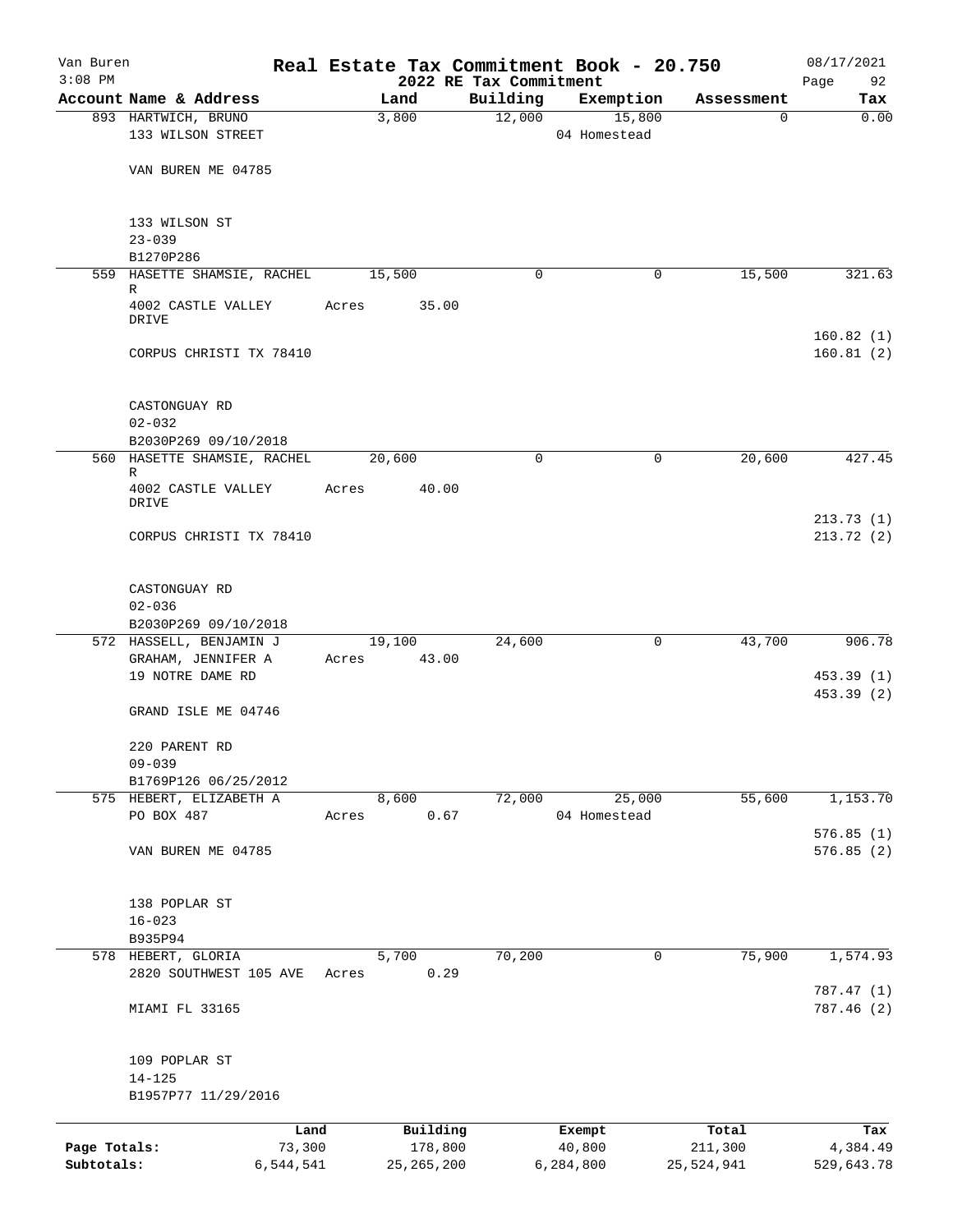Van Buren 3:08 PM

# Real Estate Tax Commitment Book - 20.750

## 2022 RE Tax Commitment

08/17/2021

| Account Name & Address | Land | Building | Exemption | Assessment | Tax |
|---|---|---|---|---|---|
| 893 HARTWICH, BRUNO<br>133 WILSON STREET<br><br>VAN BUREN ME 04785<br><br>133 WILSON ST<br>23-039<br>B1270P286 | 3,800 | 12,000 | 15,800<br>04 Homestead | 0 | 0.00 |
| 559 HASETTE SHAMSIE, RACHEL R<br>4002 CASTLE VALLEY DRIVE<br><br>CORPUS CHRISTI TX 78410<br><br>CASTONGUAY RD<br>02-032<br>B2030P269 09/10/2018 | 15,500<br>Acres 35.00 | 0 | 0 | 15,500 | 321.63<br><br>160.82 (1)<br>160.81 (2) |
| 560 HASETTE SHAMSIE, RACHEL R<br>4002 CASTLE VALLEY DRIVE<br><br>CORPUS CHRISTI TX 78410<br><br>CASTONGUAY RD<br>02-036<br>B2030P269 09/10/2018 | 20,600<br>Acres 40.00 | 0 | 0 | 20,600 | 427.45<br><br>213.73 (1)<br>213.72 (2) |
| 572 HASSELL, BENJAMIN J<br>GRAHAM, JENNIFER A<br>19 NOTRE DAME RD<br><br>GRAND ISLE ME 04746<br><br>220 PARENT RD<br>09-039<br>B1769P126 06/25/2012 | 19,100<br>Acres 43.00 | 24,600 | 0 | 43,700 | 906.78<br><br>453.39 (1)<br>453.39 (2) |
| 575 HEBERT, ELIZABETH A<br>PO BOX 487<br><br>VAN BUREN ME 04785<br><br>138 POPLAR ST<br>16-023<br>B935P94 | 8,600<br>Acres 0.67 | 72,000 | 25,000<br>04 Homestead | 55,600 | 1,153.70<br><br>576.85 (1)<br>576.85 (2) |
| 578 HEBERT, GLORIA<br>2820 SOUTHWEST 105 AVE<br><br>MIAMI FL 33165<br><br>109 POPLAR ST<br>14-125<br>B1957P77 11/29/2016 | 5,700<br>Acres 0.29 | 70,200 | 0 | 75,900 | 1,574.93<br><br>787.47 (1)<br>787.46 (2) |

| | Land | Building | Exempt | Total | Tax |
|---|---|---|---|---|---|
| Page Totals: | 73,300 | 178,800 | 40,800 | 211,300 | 4,384.49 |
| Subtotals: | 6,544,541 | 25,265,200 | 6,284,800 | 25,524,941 | 529,643.78 |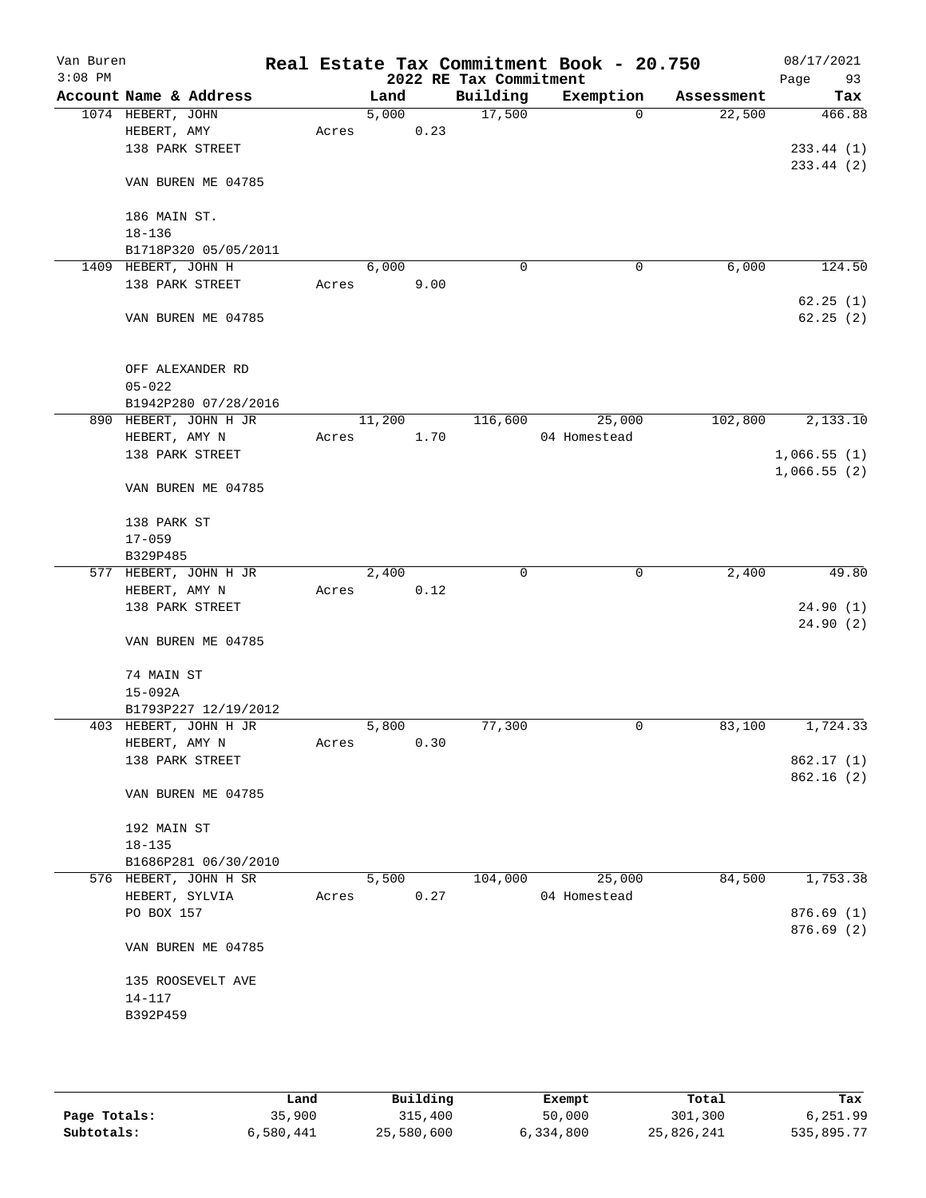Van Buren
3:08 PM

# Real Estate Tax Commitment Book - 20.750
## 2022 RE Tax Commitment

08/17/2021
Page 93

| Account Name & Address | Land | Building | Exemption | Assessment | Tax |
|---|---|---|---|---|---|
| 1074 HEBERT, JOHN<br>HEBERT, AMY<br>138 PARK STREET<br><br>VAN BUREN ME 04785<br><br>186 MAIN ST.<br>18-136<br>B1718P320 05/05/2011 | 5,000<br>Acres 0.23 | 17,500 | 0 | 22,500 | 466.88<br><br>233.44 (1)<br>233.44 (2) |
| 1409 HEBERT, JOHN H<br>138 PARK STREET<br><br>VAN BUREN ME 04785<br><br>OFF ALEXANDER RD<br>05-022<br>B1942P280 07/28/2016 | 6,000<br>Acres 9.00 | 0 | 0 | 6,000 | 124.50<br><br>62.25 (1)<br>62.25 (2) |
| 890 HEBERT, JOHN H JR<br>HEBERT, AMY N<br>138 PARK STREET<br><br>VAN BUREN ME 04785<br><br>138 PARK ST<br>17-059<br>B329P485 | 11,200<br>Acres 1.70 | 116,600 | 25,000<br>04 Homestead | 102,800 | 2,133.10<br><br>1,066.55 (1)<br>1,066.55 (2) |
| 577 HEBERT, JOHN H JR<br>HEBERT, AMY N<br>138 PARK STREET<br><br>VAN BUREN ME 04785<br><br>74 MAIN ST<br>15-092A<br>B1793P227 12/19/2012 | 2,400<br>Acres 0.12 | 0 | 0 | 2,400 | 49.80<br><br>24.90 (1)<br>24.90 (2) |
| 403 HEBERT, JOHN H JR<br>HEBERT, AMY N<br>138 PARK STREET<br><br>VAN BUREN ME 04785<br><br>192 MAIN ST<br>18-135<br>B1686P281 06/30/2010 | 5,800<br>Acres 0.30 | 77,300 | 0 | 83,100 | 1,724.33<br><br>862.17 (1)<br>862.16 (2) |
| 576 HEBERT, JOHN H SR<br>HEBERT, SYLVIA<br>PO BOX 157<br><br>VAN BUREN ME 04785<br><br>135 ROOSEVELT AVE<br>14-117<br>B392P459 | 5,500<br>Acres 0.27 | 104,000 | 25,000<br>04 Homestead | 84,500 | 1,753.38<br><br>876.69 (1)<br>876.69 (2) |

| | Land | Building | Exempt | Total | Tax |
|---|---|---|---|---|---|
| Page Totals: | 35,900 | 315,400 | 50,000 | 301,300 | 6,251.99 |
| Subtotals: | 6,580,441 | 25,580,600 | 6,334,800 | 25,826,241 | 535,895.77 |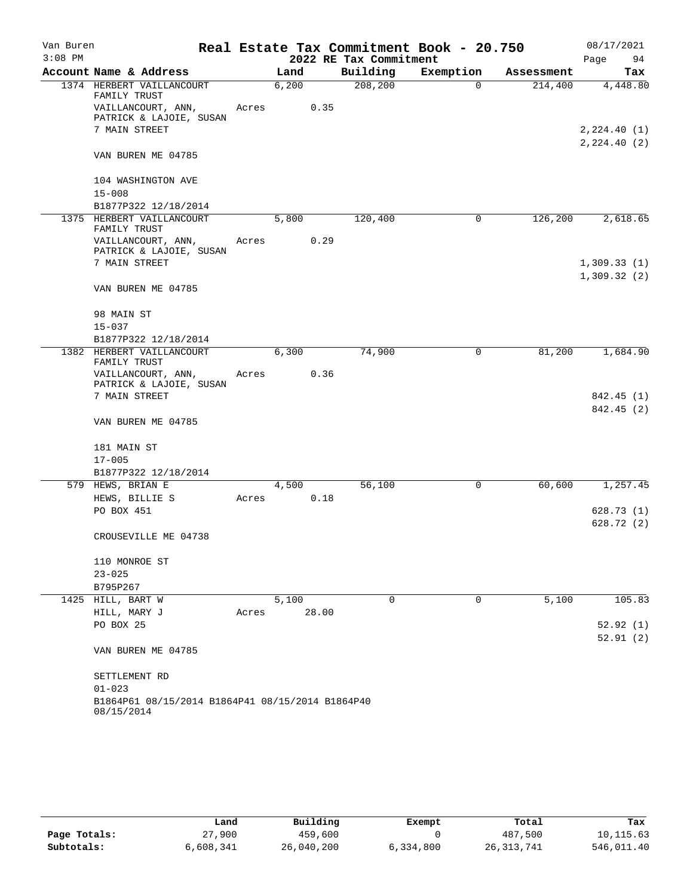# Real Estate Tax Commitment Book - 20.750

Van Buren
3:08 PM
08/17/2021
2022 RE Tax Commitment

| Account Name & Address | Land | Building | Exemption | Assessment | Tax |
|---|---|---|---|---|---|
| 1374 HERBERT VAILLANCOURT FAMILY TRUST | 6,200 | 208,200 | 0 | 214,400 | 4,448.80 |
| VAILLANCOURT, ANN, PATRICK & LAJOIE, SUSAN | Acres 0.35 | | | | |
| 7 MAIN STREET | | | | | 2,224.40 (1) |
| | | | | | 2,224.40 (2) |
| VAN BUREN ME 04785 | | | | | |
| 104 WASHINGTON AVE | | | | | |
| 15-008 | | | | | |
| B1877P322 12/18/2014 | | | | | |
| 1375 HERBERT VAILLANCOURT FAMILY TRUST | 5,800 | 120,400 | 0 | 126,200 | 2,618.65 |
| VAILLANCOURT, ANN, PATRICK & LAJOIE, SUSAN | Acres 0.29 | | | | |
| 7 MAIN STREET | | | | | 1,309.33 (1) |
| | | | | | 1,309.32 (2) |
| VAN BUREN ME 04785 | | | | | |
| 98 MAIN ST | | | | | |
| 15-037 | | | | | |
| B1877P322 12/18/2014 | | | | | |
| 1382 HERBERT VAILLANCOURT FAMILY TRUST | 6,300 | 74,900 | 0 | 81,200 | 1,684.90 |
| VAILLANCOURT, ANN, PATRICK & LAJOIE, SUSAN | Acres 0.36 | | | | |
| 7 MAIN STREET | | | | | 842.45 (1) |
| | | | | | 842.45 (2) |
| VAN BUREN ME 04785 | | | | | |
| 181 MAIN ST | | | | | |
| 17-005 | | | | | |
| B1877P322 12/18/2014 | | | | | |
| 579 HEWS, BRIAN E | 4,500 | 56,100 | 0 | 60,600 | 1,257.45 |
| HEWS, BILLIE S | Acres 0.18 | | | | |
| PO BOX 451 | | | | | 628.73 (1) |
| | | | | | 628.72 (2) |
| CROUSEVILLE ME 04738 | | | | | |
| 110 MONROE ST | | | | | |
| 23-025 | | | | | |
| B795P267 | | | | | |
| 1425 HILL, BART W | 5,100 | 0 | 0 | 5,100 | 105.83 |
| HILL, MARY J | Acres 28.00 | | | | |
| PO BOX 25 | | | | | 52.92 (1) |
| | | | | | 52.91 (2) |
| VAN BUREN ME 04785 | | | | | |
| SETTLEMENT RD | | | | | |
| 01-023 | | | | | |
| B1864P61 08/15/2014 B1864P41 08/15/2014 B1864P40 08/15/2014 | | | | | |

| | Land | Building | Exempt | Total | Tax |
|---|---|---|---|---|---|
| Page Totals: | 27,900 | 459,600 | 0 | 487,500 | 10,115.63 |
| Subtotals: | 6,608,341 | 26,040,200 | 6,334,800 | 26,313,741 | 546,011.40 |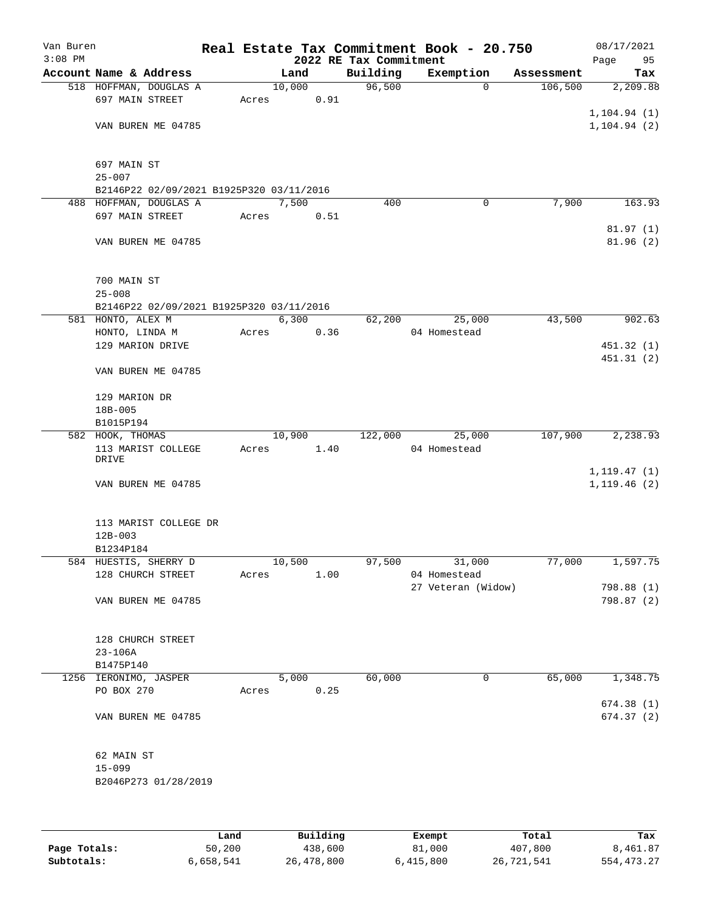Van Buren
3:08 PM

# Real Estate Tax Commitment Book - 20.750

2022 RE Tax Commitment

08/17/2021

| Account | Name & Address | Land | Building | Exemption | Assessment | Tax |
|---|---|---|---|---|---|---|
| 518 | HOFFMAN, DOUGLAS A<br>697 MAIN STREET<br><br>VAN BUREN ME 04785<br><br>697 MAIN ST<br>25-007<br>B2146P22 02/09/2021 B1925P320 03/11/2016 | 10,000<br>Acres 0.91 | 96,500 | 0 | 106,500 | 2,209.88<br><br>1,104.94 (1)<br>1,104.94 (2) |
| 488 | HOFFMAN, DOUGLAS A<br>697 MAIN STREET<br><br>VAN BUREN ME 04785<br><br>700 MAIN ST<br>25-008<br>B2146P22 02/09/2021 B1925P320 03/11/2016 | 7,500<br>Acres 0.51 | 400 | 0 | 7,900 | 163.93<br><br>81.97 (1)<br>81.96 (2) |
| 581 | HONTO, ALEX M<br>HONTO, LINDA M<br>129 MARION DRIVE<br><br>VAN BUREN ME 04785<br><br>129 MARION DR<br>18B-005<br>B1015P194 | 6,300<br>Acres 0.36 | 62,200 | 25,000<br>04 Homestead | 43,500 | 902.63<br><br>451.32 (1)<br>451.31 (2) |
| 582 | HOOK, THOMAS<br>113 MARIST COLLEGE DRIVE<br><br>VAN BUREN ME 04785<br><br>113 MARIST COLLEGE DR<br>12B-003<br>B1234P184 | 10,900<br>Acres 1.40 | 122,000 | 25,000<br>04 Homestead | 107,900 | 2,238.93<br><br>1,119.47 (1)<br>1,119.46 (2) |
| 584 | HUESTIS, SHERRY D<br>128 CHURCH STREET<br><br>VAN BUREN ME 04785<br><br>128 CHURCH STREET<br>23-106A<br>B1475P140 | 10,500<br>Acres 1.00 | 97,500 | 31,000<br>04 Homestead<br>27 Veteran (Widow) | 77,000 | 1,597.75<br><br>798.88 (1)<br>798.87 (2) |
| 1256 | IERONIMO, JASPER<br>PO BOX 270<br><br>VAN BUREN ME 04785<br><br>62 MAIN ST<br>15-099<br>B2046P273 01/28/2019 | 5,000<br>Acres 0.25 | 60,000 | 0 | 65,000 | 1,348.75<br><br>674.38 (1)<br>674.37 (2) |

| | Land | Building | Exempt | Total | Tax |
|---|---|---|---|---|---|
| Page Totals: | 50,200 | 438,600 | 81,000 | 407,800 | 8,461.87 |
| Subtotals: | 6,658,541 | 26,478,800 | 6,415,800 | 26,721,541 | 554,473.27 |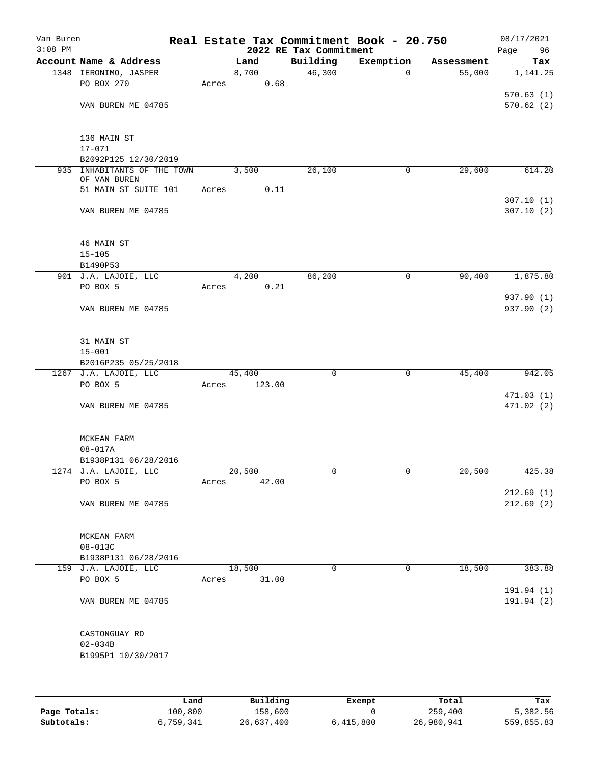# Real Estate Tax Commitment Book - 20.750

Van Buren
3:08 PM

2022 RE Tax Commitment

08/17/2021

| Account | Name & Address | Land | Building | Exemption | Assessment | Tax |
|---|---|---|---|---|---|---|
| 1348 | IERONIMO, JASPER<br>PO BOX 270<br><br>VAN BUREN ME 04785<br><br>136 MAIN ST<br>17-071<br>B2092P125 12/30/2019 | 8,700<br>Acres 0.68 | 46,300 | 0 | 55,000 | 1,141.25<br>570.63 (1)<br>570.62 (2) |
| 935 | INHABITANTS OF THE TOWN OF VAN BUREN<br>51 MAIN ST SUITE 101<br><br>VAN BUREN ME 04785<br><br>46 MAIN ST<br>15-105<br>B1490P53 | 3,500<br>Acres 0.11 | 26,100 | 0 | 29,600 | 614.20<br>307.10 (1)<br>307.10 (2) |
| 901 | J.A. LAJOIE, LLC<br>PO BOX 5<br><br>VAN BUREN ME 04785<br><br>31 MAIN ST<br>15-001<br>B2016P235 05/25/2018 | 4,200<br>Acres 0.21 | 86,200 | 0 | 90,400 | 1,875.80<br>937.90 (1)<br>937.90 (2) |
| 1267 | J.A. LAJOIE, LLC<br>PO BOX 5<br><br>VAN BUREN ME 04785<br><br>MCKEAN FARM<br>08-017A<br>B1938P131 06/28/2016 | 45,400<br>Acres 123.00 | 0 | 0 | 45,400 | 942.05<br>471.03 (1)<br>471.02 (2) |
| 1274 | J.A. LAJOIE, LLC<br>PO BOX 5<br><br>VAN BUREN ME 04785<br><br>MCKEAN FARM<br>08-013C<br>B1938P131 06/28/2016 | 20,500<br>Acres 42.00 | 0 | 0 | 20,500 | 425.38<br>212.69 (1)<br>212.69 (2) |
| 159 | J.A. LAJOIE, LLC<br>PO BOX 5<br><br>VAN BUREN ME 04785<br><br>CASTONGUAY RD<br>02-034B<br>B1995P1 10/30/2017 | 18,500<br>Acres 31.00 | 0 | 0 | 18,500 | 383.88<br>191.94 (1)<br>191.94 (2) |

| | Land | Building | Exempt | Total | Tax |
|---|---|---|---|---|---|
| Page Totals: | 100,800 | 158,600 | 0 | 259,400 | 5,382.56 |
| Subtotals: | 6,759,341 | 26,637,400 | 6,415,800 | 26,980,941 | 559,855.83 |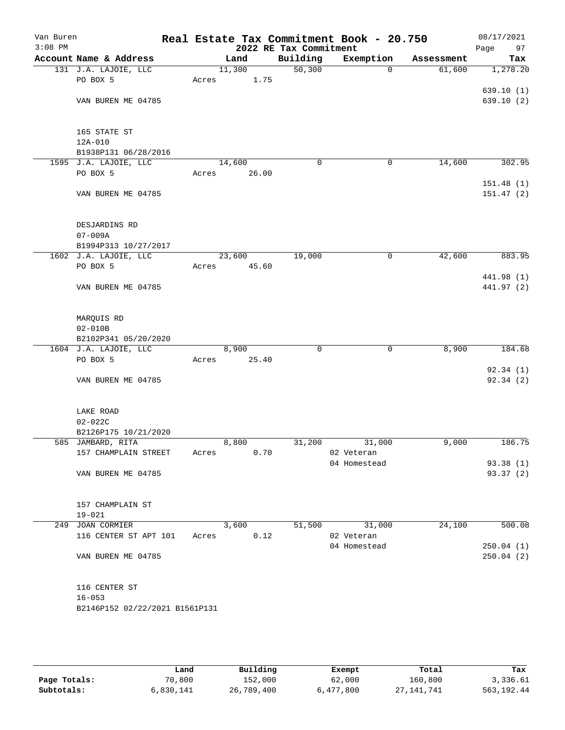Van Buren
3:08 PM

# Real Estate Tax Commitment Book - 20.750
## 2022 RE Tax Commitment

08/17/2021

| Account | Name & Address | Land | Building | Exemption | Assessment | Tax |
|---|---|---|---|---|---|---|
| 131 | J.A. LAJOIE, LLC | 11,300 | 50,300 | 0 | 61,600 | 1,278.20 |
| | PO BOX 5 | Acres 1.75 | | | | |
| | | | | | | 639.10 (1) |
| | VAN BUREN ME 04785 | | | | | 639.10 (2) |
| | 165 STATE ST | | | | | |
| | 12A-010 | | | | | |
| | B1938P131 06/28/2016 | | | | | |
| 1595 | J.A. LAJOIE, LLC | 14,600 | 0 | 0 | 14,600 | 302.95 |
| | PO BOX 5 | Acres 26.00 | | | | |
| | | | | | | 151.48 (1) |
| | VAN BUREN ME 04785 | | | | | 151.47 (2) |
| | DESJARDINS RD | | | | | |
| | 07-009A | | | | | |
| | B1994P313 10/27/2017 | | | | | |
| 1602 | J.A. LAJOIE, LLC | 23,600 | 19,000 | 0 | 42,600 | 883.95 |
| | PO BOX 5 | Acres 45.60 | | | | |
| | | | | | | 441.98 (1) |
| | VAN BUREN ME 04785 | | | | | 441.97 (2) |
| | MARQUIS RD | | | | | |
| | 02-010B | | | | | |
| | B2102P341 05/20/2020 | | | | | |
| 1604 | J.A. LAJOIE, LLC | 8,900 | 0 | 0 | 8,900 | 184.68 |
| | PO BOX 5 | Acres 25.40 | | | | |
| | | | | | | 92.34 (1) |
| | VAN BUREN ME 04785 | | | | | 92.34 (2) |
| | LAKE ROAD | | | | | |
| | 02-022C | | | | | |
| | B2126P175 10/21/2020 | | | | | |
| 585 | JAMBARD, RITA | 8,800 | 31,200 | 31,000 | 9,000 | 186.75 |
| | 157 CHAMPLAIN STREET | Acres 0.70 | | 02 Veteran | | |
| | | | | 04 Homestead | | 93.38 (1) |
| | VAN BUREN ME 04785 | | | | | 93.37 (2) |
| | 157 CHAMPLAIN ST | | | | | |
| | 19-021 | | | | | |
| 249 | JOAN CORMIER | 3,600 | 51,500 | 31,000 | 24,100 | 500.08 |
| | 116 CENTER ST APT 101 | Acres 0.12 | | 02 Veteran | | |
| | | | | 04 Homestead | | 250.04 (1) |
| | VAN BUREN ME 04785 | | | | | 250.04 (2) |
| | 116 CENTER ST | | | | | |
| | 16-053 | | | | | |
| | B2146P152 02/22/2021 B1561P131 | | | | | |

| | Land | Building | Exempt | Total | Tax |
|---|---|---|---|---|---|
| Page Totals: | 70,800 | 152,000 | 62,000 | 160,800 | 3,336.61 |
| Subtotals: | 6,830,141 | 26,789,400 | 6,477,800 | 27,141,741 | 563,192.44 |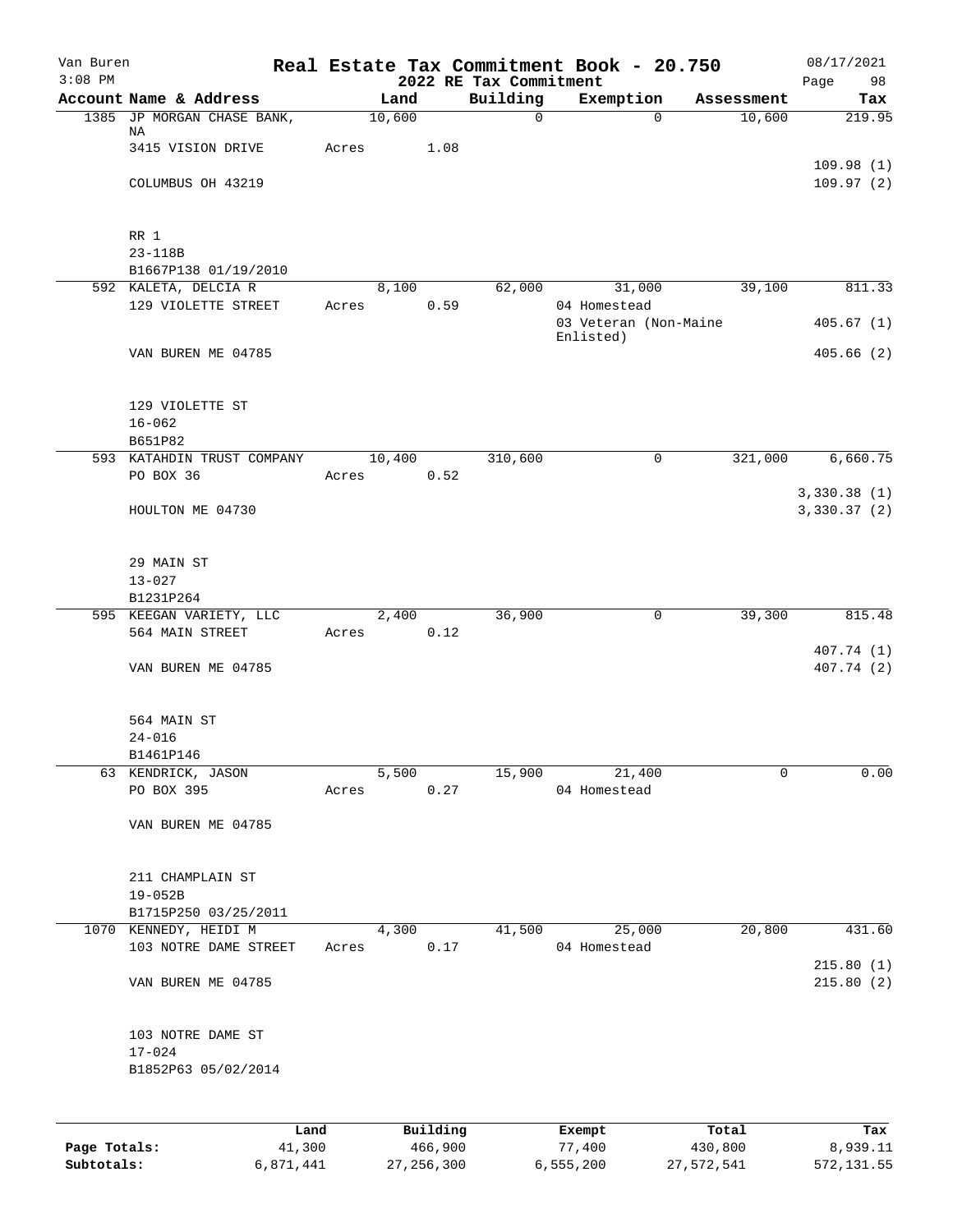Van Buren 3:08 PM

# Real Estate Tax Commitment Book - 20.750

## 2022 RE Tax Commitment

08/17/2021

| Account Name & Address | Land | Building | Exemption | Assessment | Tax |
|---|---|---|---|---|---|
| 1385 JP MORGAN CHASE BANK, NA | 10,600 | 0 | 0 | 10,600 | 219.95 |
| 3415 VISION DRIVE | Acres 1.08 | | | | |
| | | | | | 109.98 (1) |
| COLUMBUS OH 43219 | | | | | 109.97 (2) |
| RR 1 | | | | | |
| 23-118B | | | | | |
| B1667P138 01/19/2010 | | | | | |
| 592 KALETA, DELCIA R | 8,100 | 62,000 | 31,000 | 39,100 | 811.33 |
| 129 VIOLETTE STREET | Acres 0.59 | | 04 Homestead | | |
| | | | 03 Veteran (Non-Maine Enlisted) | | 405.67 (1) |
| VAN BUREN ME 04785 | | | | | 405.66 (2) |
| 129 VIOLETTE ST | | | | | |
| 16-062 | | | | | |
| B651P82 | | | | | |
| 593 KATAHDIN TRUST COMPANY | 10,400 | 310,600 | 0 | 321,000 | 6,660.75 |
| PO BOX 36 | Acres 0.52 | | | | |
| | | | | | 3,330.38 (1) |
| HOULTON ME 04730 | | | | | 3,330.37 (2) |
| 29 MAIN ST | | | | | |
| 13-027 | | | | | |
| B1231P264 | | | | | |
| 595 KEEGAN VARIETY, LLC | 2,400 | 36,900 | 0 | 39,300 | 815.48 |
| 564 MAIN STREET | Acres 0.12 | | | | |
| | | | | | 407.74 (1) |
| VAN BUREN ME 04785 | | | | | 407.74 (2) |
| 564 MAIN ST | | | | | |
| 24-016 | | | | | |
| B1461P146 | | | | | |
| 63 KENDRICK, JASON | 5,500 | 15,900 | 21,400 | 0 | 0.00 |
| PO BOX 395 | Acres 0.27 | | 04 Homestead | | |
| VAN BUREN ME 04785 | | | | | |
| 211 CHAMPLAIN ST | | | | | |
| 19-052B | | | | | |
| B1715P250 03/25/2011 | | | | | |
| 1070 KENNEDY, HEIDI M | 4,300 | 41,500 | 25,000 | 20,800 | 431.60 |
| 103 NOTRE DAME STREET | Acres 0.17 | | 04 Homestead | | |
| | | | | | 215.80 (1) |
| VAN BUREN ME 04785 | | | | | 215.80 (2) |
| 103 NOTRE DAME ST | | | | | |
| 17-024 | | | | | |
| B1852P63 05/02/2014 | | | | | |

| | Land | Building | Exempt | Total | Tax |
|---|---|---|---|---|---|
| Page Totals: | 41,300 | 466,900 | 77,400 | 430,800 | 8,939.11 |
| Subtotals: | 6,871,441 | 27,256,300 | 6,555,200 | 27,572,541 | 572,131.55 |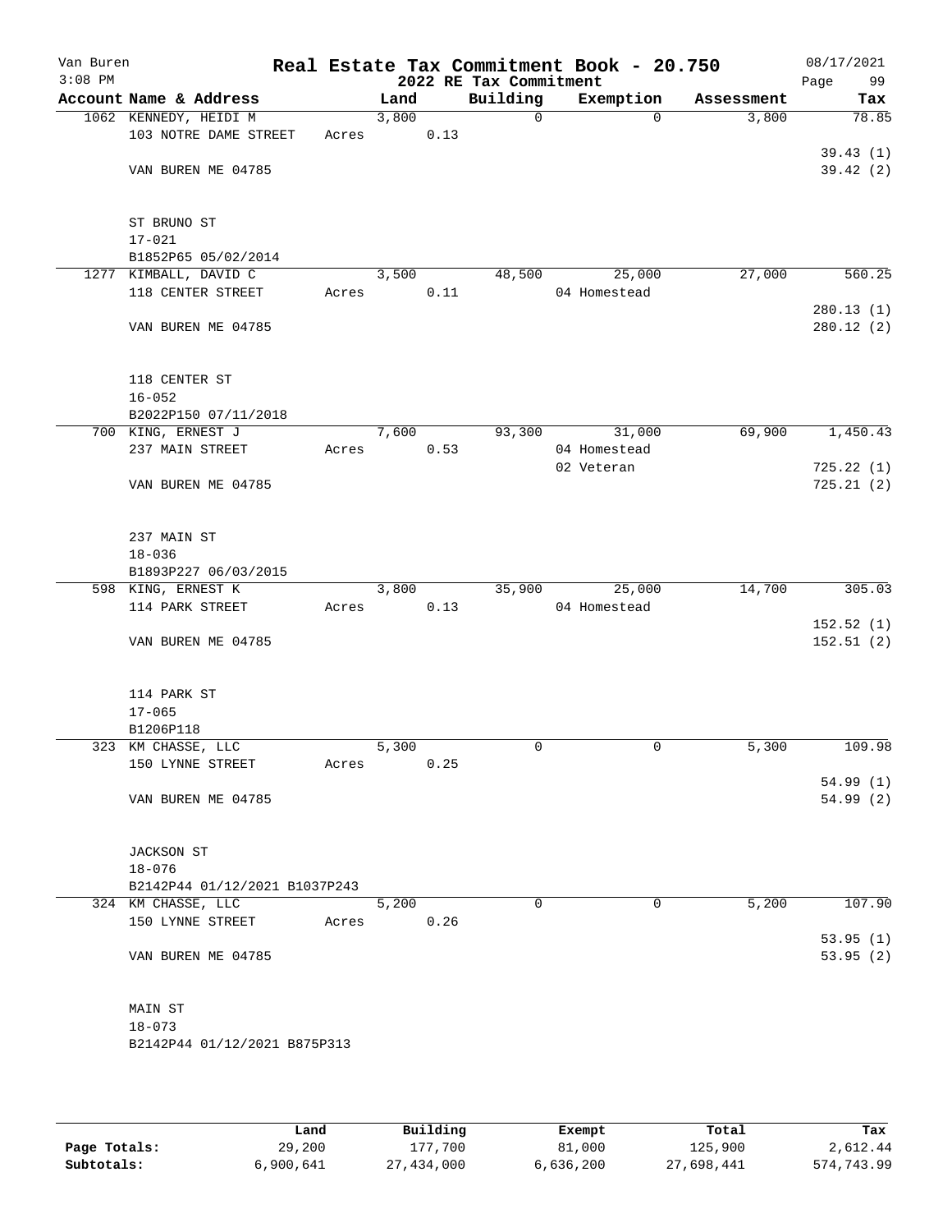Van Buren
3:08 PM

# Real Estate Tax Commitment Book - 20.750
## 2022 RE Tax Commitment

08/17/2021
Page 99

| Account Name & Address | Land | Building | Exemption | Assessment | Tax |
|---|---|---|---|---|---|
| 1062 KENNEDY, HEIDI M | 3,800 | 0 | 0 | 3,800 | 78.85 |
| 103 NOTRE DAME STREET | Acres 0.13 | | | | |
| | | | | | 39.43 (1) |
| VAN BUREN ME 04785 | | | | | 39.42 (2) |
| ST BRUNO ST | | | | | |
| 17-021 | | | | | |
| B1852P65 05/02/2014 | | | | | |
| 1277 KIMBALL, DAVID C | 3,500 | 48,500 | 25,000 | 27,000 | 560.25 |
| 118 CENTER STREET | Acres 0.11 | | 04 Homestead | | |
| | | | | | 280.13 (1) |
| VAN BUREN ME 04785 | | | | | 280.12 (2) |
| 118 CENTER ST | | | | | |
| 16-052 | | | | | |
| B2022P150 07/11/2018 | | | | | |
| 700 KING, ERNEST J | 7,600 | 93,300 | 31,000 | 69,900 | 1,450.43 |
| 237 MAIN STREET | Acres 0.53 | | 04 Homestead | | |
| | | | 02 Veteran | | 725.22 (1) |
| VAN BUREN ME 04785 | | | | | 725.21 (2) |
| 237 MAIN ST | | | | | |
| 18-036 | | | | | |
| B1893P227 06/03/2015 | | | | | |
| 598 KING, ERNEST K | 3,800 | 35,900 | 25,000 | 14,700 | 305.03 |
| 114 PARK STREET | Acres 0.13 | | 04 Homestead | | |
| | | | | | 152.52 (1) |
| VAN BUREN ME 04785 | | | | | 152.51 (2) |
| 114 PARK ST | | | | | |
| 17-065 | | | | | |
| B1206P118 | | | | | |
| 323 KM CHASSE, LLC | 5,300 | 0 | 0 | 5,300 | 109.98 |
| 150 LYNNE STREET | Acres 0.25 | | | | |
| | | | | | 54.99 (1) |
| VAN BUREN ME 04785 | | | | | 54.99 (2) |
| JACKSON ST | | | | | |
| 18-076 | | | | | |
| B2142P44 01/12/2021 B1037P243 | | | | | |
| 324 KM CHASSE, LLC | 5,200 | 0 | 0 | 5,200 | 107.90 |
| 150 LYNNE STREET | Acres 0.26 | | | | |
| | | | | | 53.95 (1) |
| VAN BUREN ME 04785 | | | | | 53.95 (2) |
| MAIN ST | | | | | |
| 18-073 | | | | | |
| B2142P44 01/12/2021 B875P313 | | | | | |

| | Land | Building | Exempt | Total | Tax |
|---|---|---|---|---|---|
| Page Totals: | 29,200 | 177,700 | 81,000 | 125,900 | 2,612.44 |
| Subtotals: | 6,900,641 | 27,434,000 | 6,636,200 | 27,698,441 | 574,743.99 |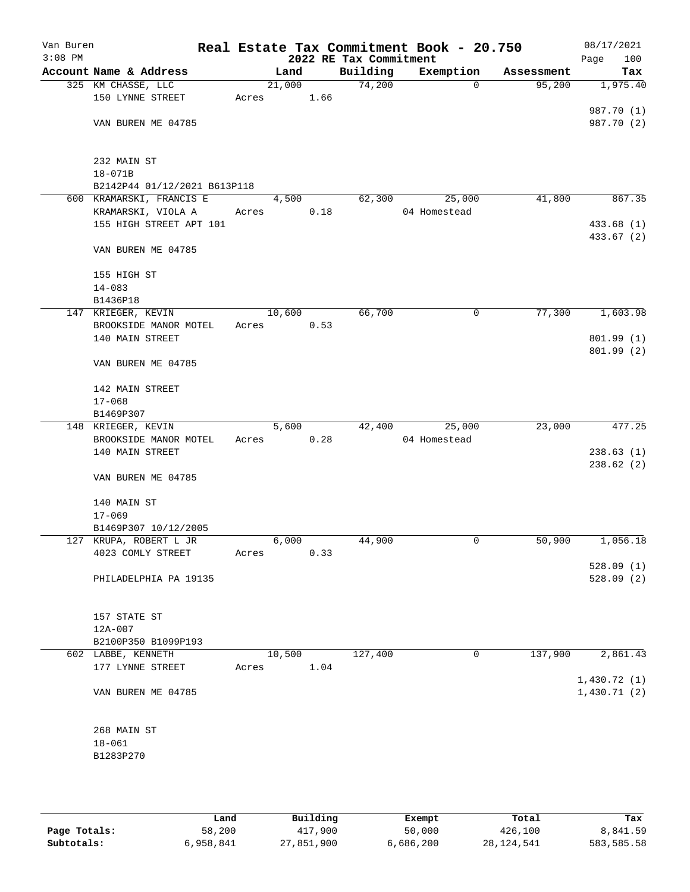Van Buren
3:08 PM

# Real Estate Tax Commitment Book - 20.750

## 2022 RE Tax Commitment

08/17/2021

| Account Name & Address | Land | Building | Exemption | Assessment | Tax |
|---|---|---|---|---|---|
| 325 KM CHASSE, LLC | 21,000 | 74,200 | 0 | 95,200 | 1,975.40 |
| 150 LYNNE STREET | Acres 1.66 | | | | |
| | | | | | 987.70 (1) |
| VAN BUREN ME 04785 | | | | | 987.70 (2) |
| 232 MAIN ST | | | | | |
| 18-071B | | | | | |
| B2142P44 01/12/2021 B613P118 | | | | | |
| 600 KRAMARSKI, FRANCIS E | 4,500 | 62,300 | 25,000 | 41,800 | 867.35 |
| KRAMARSKI, VIOLA A | Acres 0.18 | | 04 Homestead | | |
| 155 HIGH STREET APT 101 | | | | | 433.68 (1) |
| | | | | | 433.67 (2) |
| VAN BUREN ME 04785 | | | | | |
| 155 HIGH ST | | | | | |
| 14-083 | | | | | |
| B1436P18 | | | | | |
| 147 KRIEGER, KEVIN | 10,600 | 66,700 | 0 | 77,300 | 1,603.98 |
| BROOKSIDE MANOR MOTEL | Acres 0.53 | | | | |
| 140 MAIN STREET | | | | | 801.99 (1) |
| | | | | | 801.99 (2) |
| VAN BUREN ME 04785 | | | | | |
| 142 MAIN STREET | | | | | |
| 17-068 | | | | | |
| B1469P307 | | | | | |
| 148 KRIEGER, KEVIN | 5,600 | 42,400 | 25,000 | 23,000 | 477.25 |
| BROOKSIDE MANOR MOTEL | Acres 0.28 | | 04 Homestead | | |
| 140 MAIN STREET | | | | | 238.63 (1) |
| | | | | | 238.62 (2) |
| VAN BUREN ME 04785 | | | | | |
| 140 MAIN ST | | | | | |
| 17-069 | | | | | |
| B1469P307 10/12/2005 | | | | | |
| 127 KRUPA, ROBERT L JR | 6,000 | 44,900 | 0 | 50,900 | 1,056.18 |
| 4023 COMLY STREET | Acres 0.33 | | | | |
| | | | | | 528.09 (1) |
| PHILADELPHIA PA 19135 | | | | | 528.09 (2) |
| 157 STATE ST | | | | | |
| 12A-007 | | | | | |
| B2100P350 B1099P193 | | | | | |
| 602 LABBE, KENNETH | 10,500 | 127,400 | 0 | 137,900 | 2,861.43 |
| 177 LYNNE STREET | Acres 1.04 | | | | |
| | | | | | 1,430.72 (1) |
| VAN BUREN ME 04785 | | | | | 1,430.71 (2) |
| 268 MAIN ST | | | | | |
| 18-061 | | | | | |
| B1283P270 | | | | | |

| | Land | Building | Exempt | Total | Tax |
|---|---|---|---|---|---|
| Page Totals: | 58,200 | 417,900 | 50,000 | 426,100 | 8,841.59 |
| Subtotals: | 6,958,841 | 27,851,900 | 6,686,200 | 28,124,541 | 583,585.58 |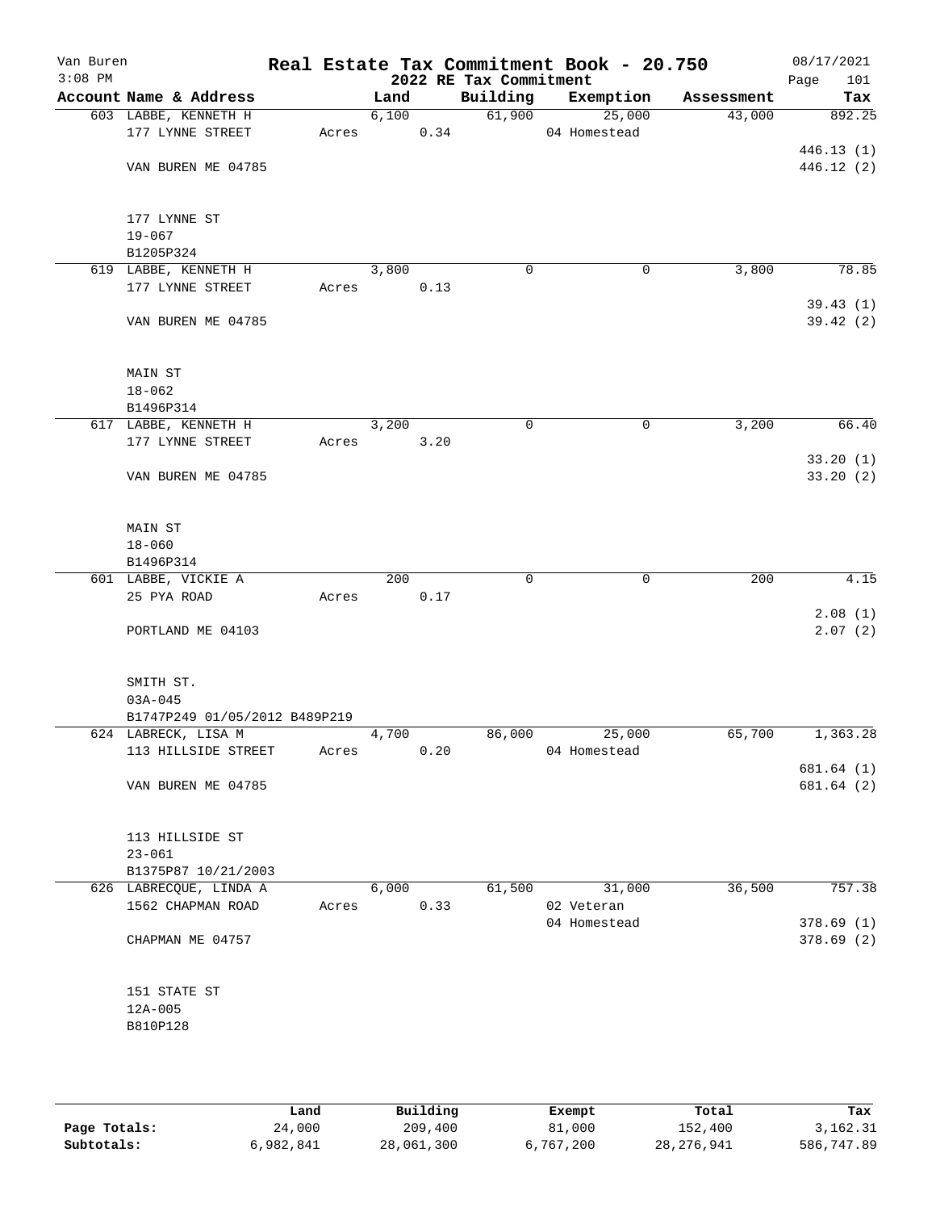Van Buren
3:08 PM

# Real Estate Tax Commitment Book - 20.750
## 2022 RE Tax Commitment

08/17/2021

| Account Name & Address | Land | Building | Exemption | Assessment | Tax |
|---|---|---|---|---|---|
| 603 LABBE, KENNETH H | 6,100 | 61,900 | 25,000 | 43,000 | 892.25 |
| 177 LYNNE STREET | Acres 0.34 | | 04 Homestead | | |
| | | | | | 446.13 (1) |
| VAN BUREN ME 04785 | | | | | 446.12 (2) |
| 177 LYNNE ST | | | | | |
| 19-067 | | | | | |
| B1205P324 | | | | | |
| 619 LABBE, KENNETH H | 3,800 | 0 | 0 | 3,800 | 78.85 |
| 177 LYNNE STREET | Acres 0.13 | | | | |
| | | | | | 39.43 (1) |
| VAN BUREN ME 04785 | | | | | 39.42 (2) |
| MAIN ST | | | | | |
| 18-062 | | | | | |
| B1496P314 | | | | | |
| 617 LABBE, KENNETH H | 3,200 | 0 | 0 | 3,200 | 66.40 |
| 177 LYNNE STREET | Acres 3.20 | | | | |
| | | | | | 33.20 (1) |
| VAN BUREN ME 04785 | | | | | 33.20 (2) |
| MAIN ST | | | | | |
| 18-060 | | | | | |
| B1496P314 | | | | | |
| 601 LABBE, VICKIE A | 200 | 0 | 0 | 200 | 4.15 |
| 25 PYA ROAD | Acres 0.17 | | | | |
| | | | | | 2.08 (1) |
| PORTLAND ME 04103 | | | | | 2.07 (2) |
| SMITH ST. | | | | | |
| 03A-045 | | | | | |
| B1747P249 01/05/2012 B489P219 | | | | | |
| 624 LABRECK, LISA M | 4,700 | 86,000 | 25,000 | 65,700 | 1,363.28 |
| 113 HILLSIDE STREET | Acres 0.20 | | 04 Homestead | | |
| | | | | | 681.64 (1) |
| VAN BUREN ME 04785 | | | | | 681.64 (2) |
| 113 HILLSIDE ST | | | | | |
| 23-061 | | | | | |
| B1375P87 10/21/2003 | | | | | |
| 626 LABRECQUE, LINDA A | 6,000 | 61,500 | 31,000 | 36,500 | 757.38 |
| 1562 CHAPMAN ROAD | Acres 0.33 | | 02 Veteran | | |
| | | | 04 Homestead | | 378.69 (1) |
| CHAPMAN ME 04757 | | | | | 378.69 (2) |
| 151 STATE ST | | | | | |
| 12A-005 | | | | | |
| B810P128 | | | | | |

| | Land | Building | Exempt | Total | Tax |
|---|---|---|---|---|---|
| Page Totals: | 24,000 | 209,400 | 81,000 | 152,400 | 3,162.31 |
| Subtotals: | 6,982,841 | 28,061,300 | 6,767,200 | 28,276,941 | 586,747.89 |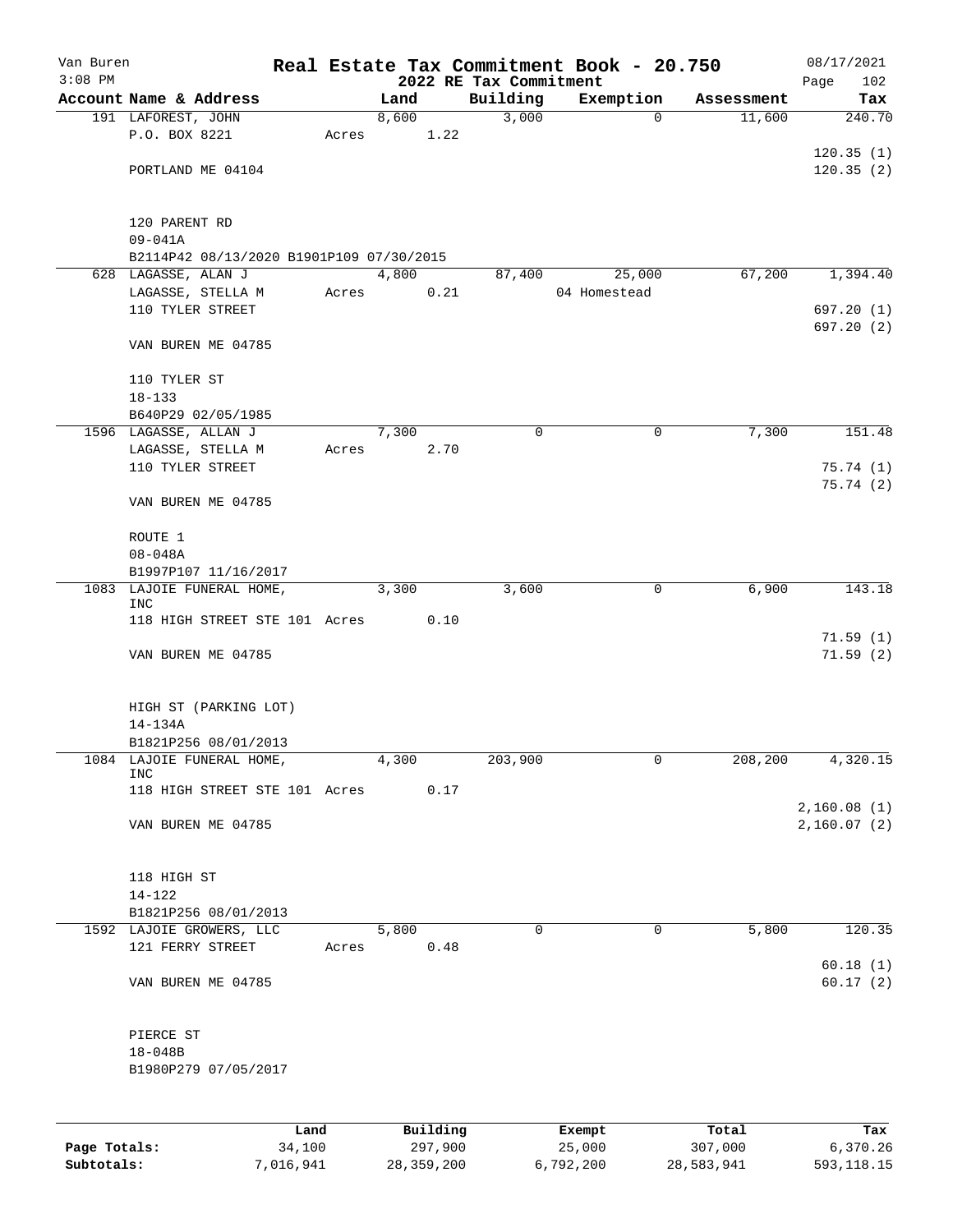Van Buren
3:08 PM

# Real Estate Tax Commitment Book - 20.750
## 2022 RE Tax Commitment

08/17/2021
Page 102

| Account Name & Address | Land | Building | Exemption | Assessment | Tax |
|---|---|---|---|---|---|
| 191 LAFOREST, JOHN | 8,600 | 3,000 | 0 | 11,600 | 240.70 |
| P.O. BOX 8221 | Acres 1.22 | | | | |
| | | | | | 120.35 (1) |
| PORTLAND ME 04104 | | | | | 120.35 (2) |
| 120 PARENT RD | | | | | |
| 09-041A | | | | | |
| B2114P42 08/13/2020 B1901P109 07/30/2015 | | | | | |
| 628 LAGASSE, ALAN J | 4,800 | 87,400 | 25,000 | 67,200 | 1,394.40 |
| LAGASSE, STELLA M | Acres 0.21 | | 04 Homestead | | |
| 110 TYLER STREET | | | | | 697.20 (1) |
| | | | | | 697.20 (2) |
| VAN BUREN ME 04785 | | | | | |
| 110 TYLER ST | | | | | |
| 18-133 | | | | | |
| B640P29 02/05/1985 | | | | | |
| 1596 LAGASSE, ALLAN J | 7,300 | 0 | 0 | 7,300 | 151.48 |
| LAGASSE, STELLA M | Acres 2.70 | | | | |
| 110 TYLER STREET | | | | | 75.74 (1) |
| | | | | | 75.74 (2) |
| VAN BUREN ME 04785 | | | | | |
| ROUTE 1 | | | | | |
| 08-048A | | | | | |
| B1997P107 11/16/2017 | | | | | |
| 1083 LAJOIE FUNERAL HOME, INC | 3,300 | 3,600 | 0 | 6,900 | 143.18 |
| 118 HIGH STREET STE 101 | Acres 0.10 | | | | |
| | | | | | 71.59 (1) |
| VAN BUREN ME 04785 | | | | | 71.59 (2) |
| HIGH ST (PARKING LOT) | | | | | |
| 14-134A | | | | | |
| B1821P256 08/01/2013 | | | | | |
| 1084 LAJOIE FUNERAL HOME, INC | 4,300 | 203,900 | 0 | 208,200 | 4,320.15 |
| 118 HIGH STREET STE 101 | Acres 0.17 | | | | |
| | | | | | 2,160.08 (1) |
| VAN BUREN ME 04785 | | | | | 2,160.07 (2) |
| 118 HIGH ST | | | | | |
| 14-122 | | | | | |
| B1821P256 08/01/2013 | | | | | |
| 1592 LAJOIE GROWERS, LLC | 5,800 | 0 | 0 | 5,800 | 120.35 |
| 121 FERRY STREET | Acres 0.48 | | | | |
| | | | | | 60.18 (1) |
| VAN BUREN ME 04785 | | | | | 60.17 (2) |
| PIERCE ST | | | | | |
| 18-048B | | | | | |
| B1980P279 07/05/2017 | | | | | |

| | Land | Building | Exempt | Total | Tax |
|---|---|---|---|---|---|
| Page Totals: | 34,100 | 297,900 | 25,000 | 307,000 | 6,370.26 |
| Subtotals: | 7,016,941 | 28,359,200 | 6,792,200 | 28,583,941 | 593,118.15 |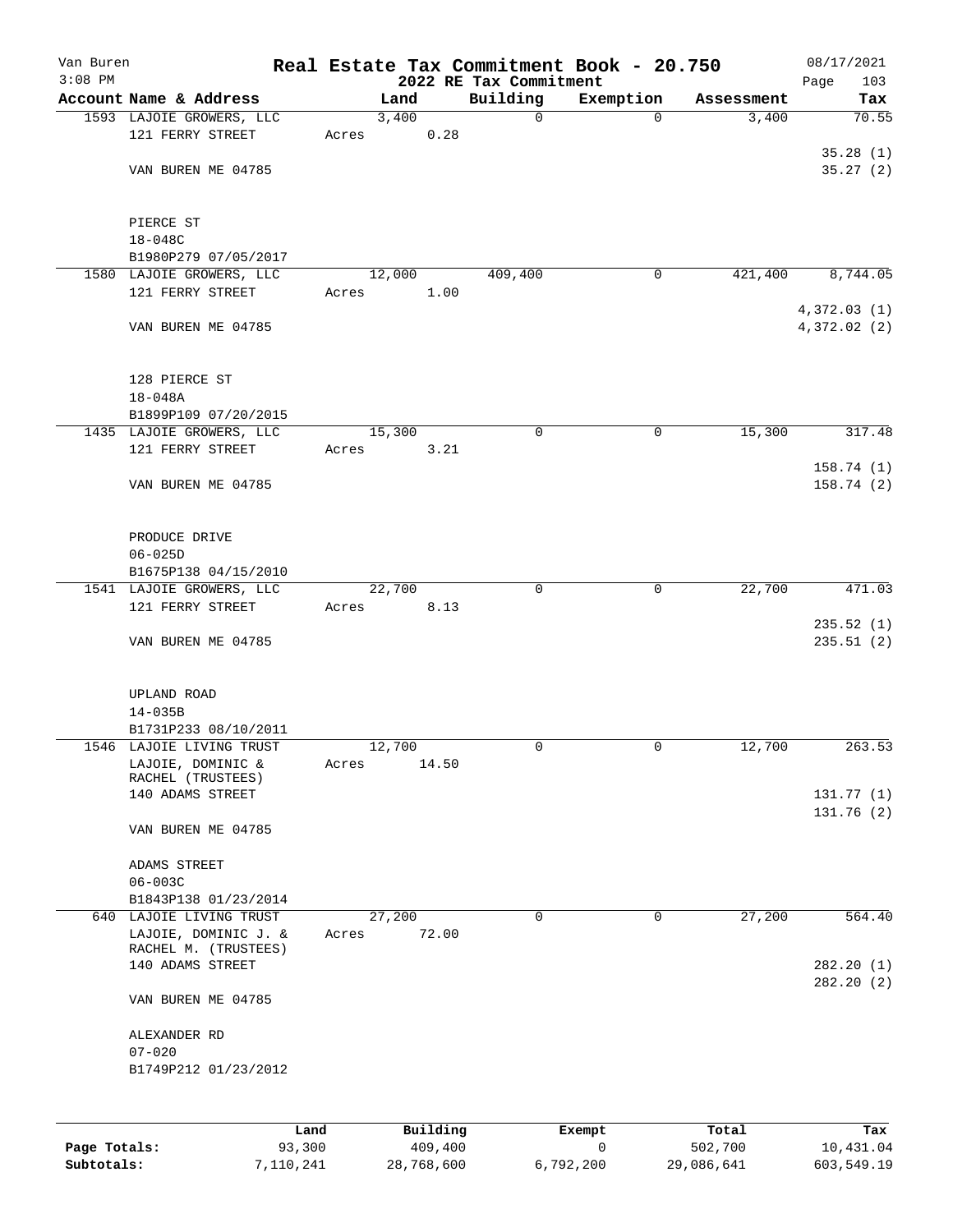Van Buren
3:08 PM

# Real Estate Tax Commitment Book - 20.750
## 2022 RE Tax Commitment

08/17/2021

| Account Name & Address | Land | Building | Exemption | Assessment | Tax |
|---|---|---|---|---|---|
| 1593 LAJOIE GROWERS, LLC<br>121 FERRY STREET<br><br>VAN BUREN ME 04785<br><br>PIERCE ST<br>18-048C<br>B1980P279 07/05/2017 | 3,400<br>Acres 0.28 | 0 | 0 | 3,400 | 70.55<br><br>35.28 (1)<br>35.27 (2) |
| 1580 LAJOIE GROWERS, LLC<br>121 FERRY STREET<br><br>VAN BUREN ME 04785<br><br>128 PIERCE ST<br>18-048A<br>B1899P109 07/20/2015 | 12,000<br>Acres 1.00 | 409,400 | 0 | 421,400 | 8,744.05<br><br>4,372.03 (1)<br>4,372.02 (2) |
| 1435 LAJOIE GROWERS, LLC<br>121 FERRY STREET<br><br>VAN BUREN ME 04785<br><br>PRODUCE DRIVE<br>06-025D<br>B1675P138 04/15/2010 | 15,300<br>Acres 3.21 | 0 | 0 | 15,300 | 317.48<br><br>158.74 (1)<br>158.74 (2) |
| 1541 LAJOIE GROWERS, LLC<br>121 FERRY STREET<br><br>VAN BUREN ME 04785<br><br>UPLAND ROAD<br>14-035B<br>B1731P233 08/10/2011 | 22,700<br>Acres 8.13 | 0 | 0 | 22,700 | 471.03<br><br>235.52 (1)<br>235.51 (2) |
| 1546 LAJOIE LIVING TRUST<br>LAJOIE, DOMINIC &<br>RACHEL (TRUSTEES)<br>140 ADAMS STREET<br><br>VAN BUREN ME 04785<br><br>ADAMS STREET<br>06-003C<br>B1843P138 01/23/2014 | 12,700<br>Acres 14.50 | 0 | 0 | 12,700 | 263.53<br><br>131.77 (1)<br>131.76 (2) |
| 640 LAJOIE LIVING TRUST<br>LAJOIE, DOMINIC J. &<br>RACHEL M. (TRUSTEES)<br>140 ADAMS STREET<br><br>VAN BUREN ME 04785<br><br>ALEXANDER RD<br>07-020<br>B1749P212 01/23/2012 | 27,200<br>Acres 72.00 | 0 | 0 | 27,200 | 564.40<br><br>282.20 (1)<br>282.20 (2) |

| | Land | Building | Exempt | Total | Tax |
|---|---|---|---|---|---|
| Page Totals: | 93,300 | 409,400 | 0 | 502,700 | 10,431.04 |
| Subtotals: | 7,110,241 | 28,768,600 | 6,792,200 | 29,086,641 | 603,549.19 |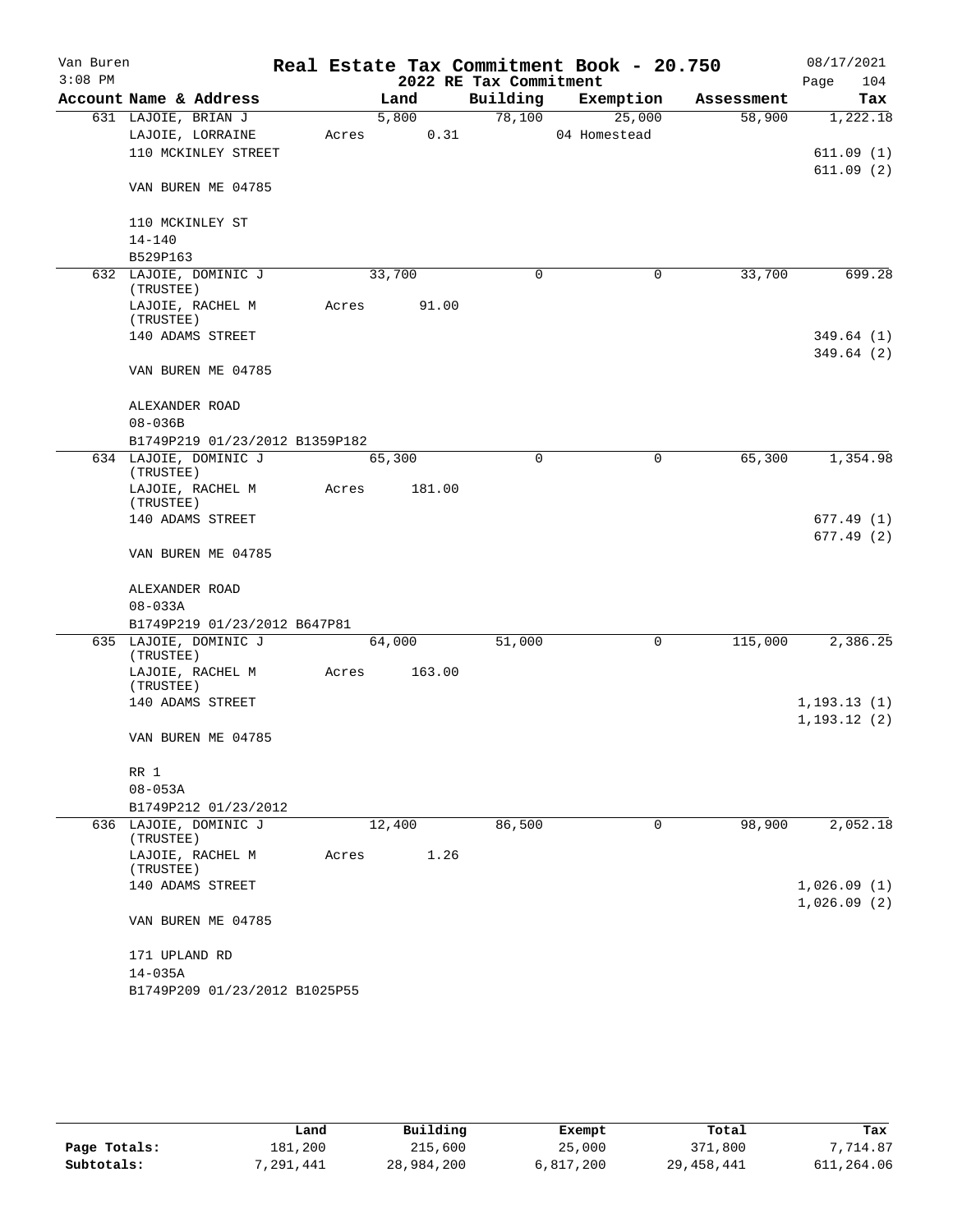Van Buren — 3:08 PM

# Real Estate Tax Commitment Book - 20.750

## 2022 RE Tax Commitment

08/17/2021 — Page 104

| Account Name & Address | Land | Building | Exemption | Assessment | Tax |
|---|---|---|---|---|---|
| 631 LAJOIE, BRIAN J | 5,800 | 78,100 | 25,000 | 58,900 | 1,222.18 |
| LAJOIE, LORRAINE | Acres 0.31 | | 04 Homestead | | |
| 110 MCKINLEY STREET | | | | | 611.09 (1) |
| | | | | | 611.09 (2) |
| VAN BUREN ME 04785 | | | | | |
| 110 MCKINLEY ST | | | | | |
| 14-140 | | | | | |
| B529P163 | | | | | |
| 632 LAJOIE, DOMINIC J (TRUSTEE) | 33,700 | 0 | 0 | 33,700 | 699.28 |
| LAJOIE, RACHEL M (TRUSTEE) | Acres 91.00 | | | | |
| 140 ADAMS STREET | | | | | 349.64 (1) |
| | | | | | 349.64 (2) |
| VAN BUREN ME 04785 | | | | | |
| ALEXANDER ROAD | | | | | |
| 08-036B | | | | | |
| B1749P219 01/23/2012 B1359P182 | | | | | |
| 634 LAJOIE, DOMINIC J (TRUSTEE) | 65,300 | 0 | 0 | 65,300 | 1,354.98 |
| LAJOIE, RACHEL M (TRUSTEE) | Acres 181.00 | | | | |
| 140 ADAMS STREET | | | | | 677.49 (1) |
| | | | | | 677.49 (2) |
| VAN BUREN ME 04785 | | | | | |
| ALEXANDER ROAD | | | | | |
| 08-033A | | | | | |
| B1749P219 01/23/2012 B647P81 | | | | | |
| 635 LAJOIE, DOMINIC J (TRUSTEE) | 64,000 | 51,000 | 0 | 115,000 | 2,386.25 |
| LAJOIE, RACHEL M (TRUSTEE) | Acres 163.00 | | | | |
| 140 ADAMS STREET | | | | | 1,193.13 (1) |
| | | | | | 1,193.12 (2) |
| VAN BUREN ME 04785 | | | | | |
| RR 1 | | | | | |
| 08-053A | | | | | |
| B1749P212 01/23/2012 | | | | | |
| 636 LAJOIE, DOMINIC J (TRUSTEE) | 12,400 | 86,500 | 0 | 98,900 | 2,052.18 |
| LAJOIE, RACHEL M (TRUSTEE) | Acres 1.26 | | | | |
| 140 ADAMS STREET | | | | | 1,026.09 (1) |
| | | | | | 1,026.09 (2) |
| VAN BUREN ME 04785 | | | | | |
| 171 UPLAND RD | | | | | |
| 14-035A | | | | | |
| B1749P209 01/23/2012 B1025P55 | | | | | |

| | Land | Building | Exempt | Total | Tax |
|---|---|---|---|---|---|
| Page Totals: | 181,200 | 215,600 | 25,000 | 371,800 | 7,714.87 |
| Subtotals: | 7,291,441 | 28,984,200 | 6,817,200 | 29,458,441 | 611,264.06 |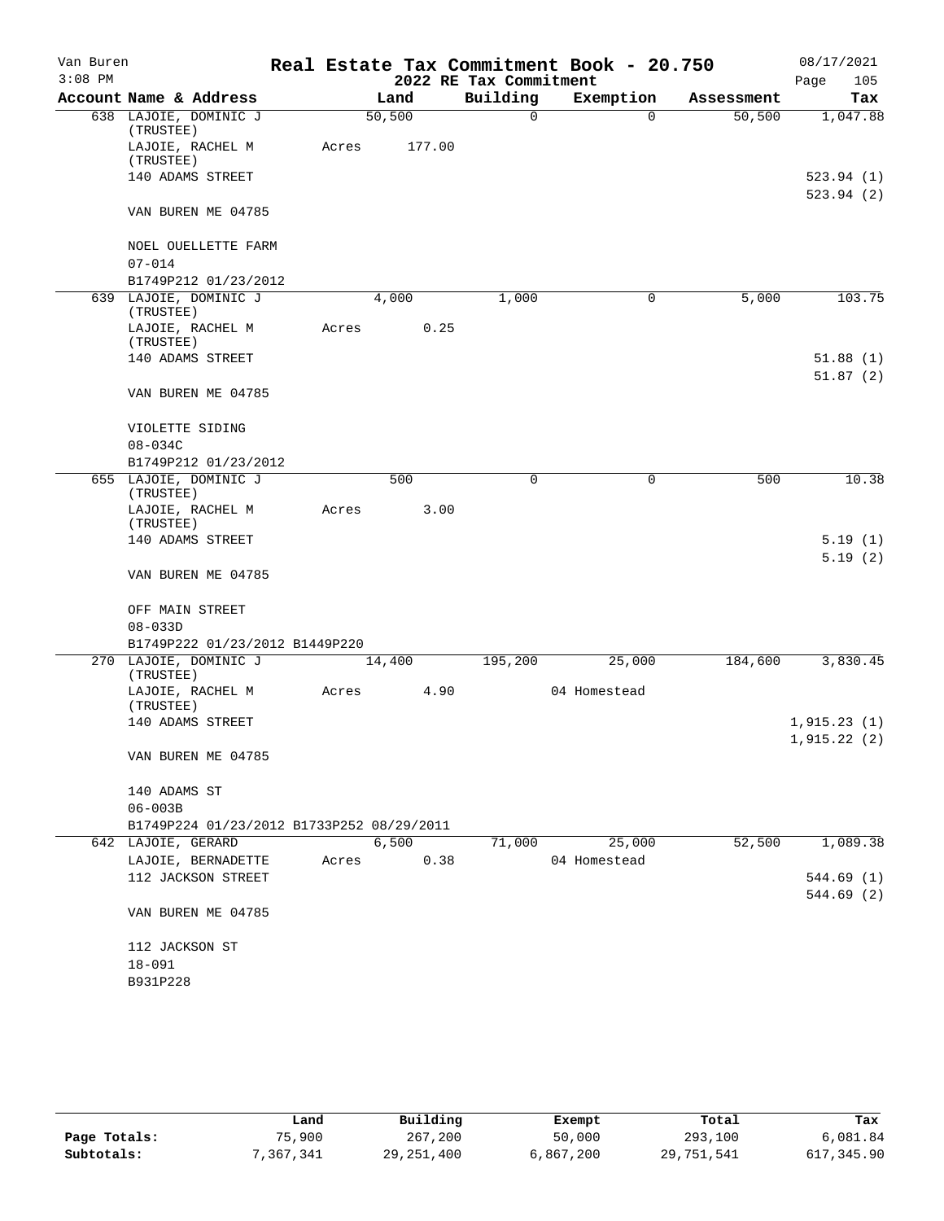Van Buren — Real Estate Tax Commitment Book - 20.750 — 08/17/2021

3:08 PM — 2022 RE Tax Commitment — Page 105

| Account Name & Address | Land | Building | Exemption | Assessment | Tax |
|---|---|---|---|---|---|
| 638 LAJOIE, DOMINIC J (TRUSTEE) | 50,500 | 0 | 0 | 50,500 | 1,047.88 |
| LAJOIE, RACHEL M (TRUSTEE) | Acres 177.00 | | | | |
| 140 ADAMS STREET | | | | | 523.94 (1) |
| | | | | | 523.94 (2) |
| VAN BUREN ME 04785 | | | | | |
| NOEL OUELLETTE FARM | | | | | |
| 07-014 | | | | | |
| B1749P212 01/23/2012 | | | | | |
| 639 LAJOIE, DOMINIC J (TRUSTEE) | 4,000 | 1,000 | 0 | 5,000 | 103.75 |
| LAJOIE, RACHEL M (TRUSTEE) | Acres 0.25 | | | | |
| 140 ADAMS STREET | | | | | 51.88 (1) |
| | | | | | 51.87 (2) |
| VAN BUREN ME 04785 | | | | | |
| VIOLETTE SIDING | | | | | |
| 08-034C | | | | | |
| B1749P212 01/23/2012 | | | | | |
| 655 LAJOIE, DOMINIC J (TRUSTEE) | 500 | 0 | 0 | 500 | 10.38 |
| LAJOIE, RACHEL M (TRUSTEE) | Acres 3.00 | | | | |
| 140 ADAMS STREET | | | | | 5.19 (1) |
| | | | | | 5.19 (2) |
| VAN BUREN ME 04785 | | | | | |
| OFF MAIN STREET | | | | | |
| 08-033D | | | | | |
| B1749P222 01/23/2012 B1449P220 | | | | | |
| 270 LAJOIE, DOMINIC J (TRUSTEE) | 14,400 | 195,200 | 25,000 | 184,600 | 3,830.45 |
| LAJOIE, RACHEL M (TRUSTEE) | Acres 4.90 | | 04 Homestead | | |
| 140 ADAMS STREET | | | | | 1,915.23 (1) |
| | | | | | 1,915.22 (2) |
| VAN BUREN ME 04785 | | | | | |
| 140 ADAMS ST | | | | | |
| 06-003B | | | | | |
| B1749P224 01/23/2012 B1733P252 08/29/2011 | | | | | |
| 642 LAJOIE, GERARD | 6,500 | 71,000 | 25,000 | 52,500 | 1,089.38 |
| LAJOIE, BERNADETTE | Acres 0.38 | | 04 Homestead | | |
| 112 JACKSON STREET | | | | | 544.69 (1) |
| | | | | | 544.69 (2) |
| VAN BUREN ME 04785 | | | | | |
| 112 JACKSON ST | | | | | |
| 18-091 | | | | | |
| B931P228 | | | | | |

| | Land | Building | Exempt | Total | Tax |
|---|---|---|---|---|---|
| Page Totals: | 75,900 | 267,200 | 50,000 | 293,100 | 6,081.84 |
| Subtotals: | 7,367,341 | 29,251,400 | 6,867,200 | 29,751,541 | 617,345.90 |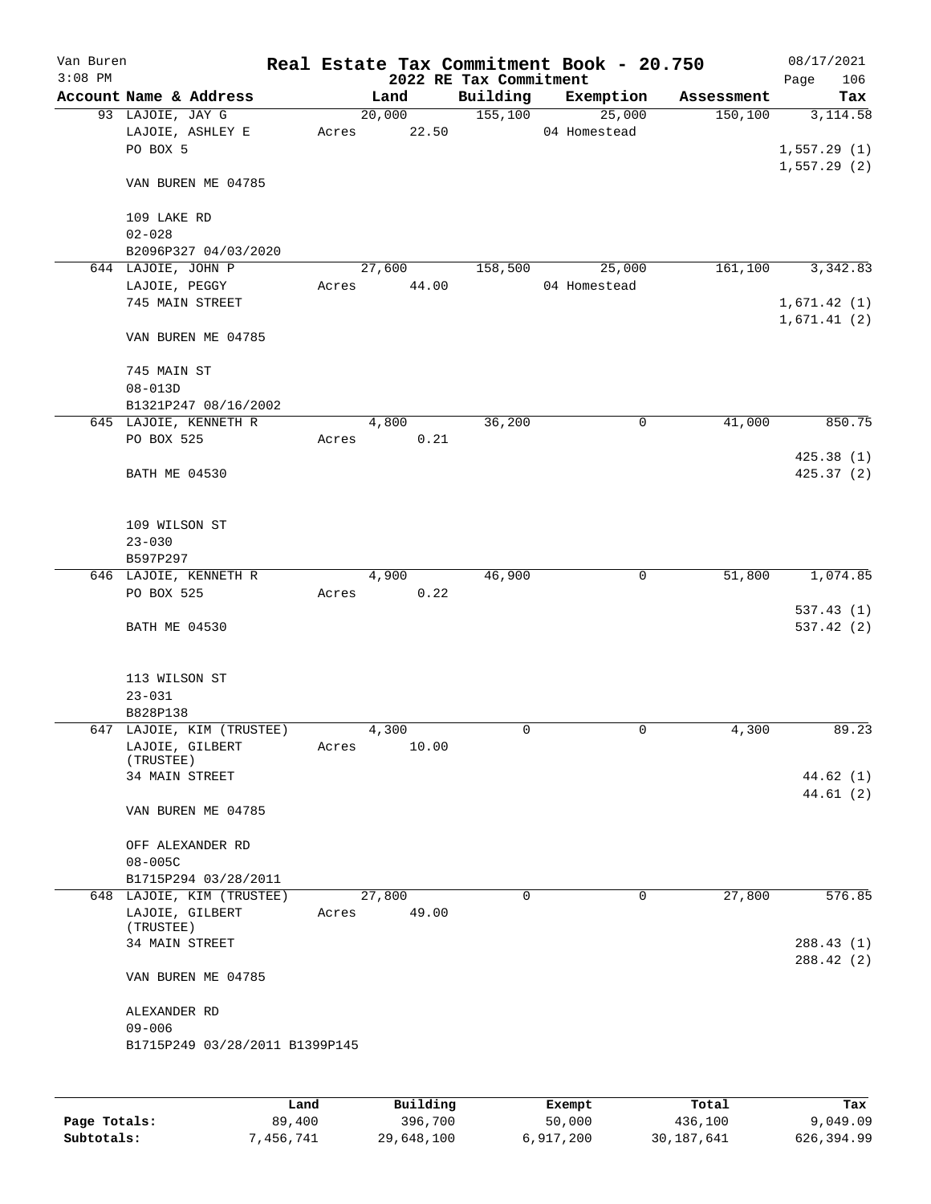Van Buren — Real Estate Tax Commitment Book - 20.750 — 08/17/2021
3:08 PM — 2022 RE Tax Commitment — Page 106

| Account Name & Address | Land | Building | Exemption | Assessment | Tax |
|---|---|---|---|---|---|
| 93 LAJOIE, JAY G | 20,000 | 155,100 | 25,000 | 150,100 | 3,114.58 |
| LAJOIE, ASHLEY E | Acres 22.50 | | 04 Homestead | | |
| PO BOX 5 | | | | | 1,557.29 (1) |
| | | | | | 1,557.29 (2) |
| VAN BUREN ME 04785 | | | | | |
| 109 LAKE RD | | | | | |
| 02-028 | | | | | |
| B2096P327 04/03/2020 | | | | | |
| 644 LAJOIE, JOHN P | 27,600 | 158,500 | 25,000 | 161,100 | 3,342.83 |
| LAJOIE, PEGGY | Acres 44.00 | | 04 Homestead | | |
| 745 MAIN STREET | | | | | 1,671.42 (1) |
| | | | | | 1,671.41 (2) |
| VAN BUREN ME 04785 | | | | | |
| 745 MAIN ST | | | | | |
| 08-013D | | | | | |
| B1321P247 08/16/2002 | | | | | |
| 645 LAJOIE, KENNETH R | 4,800 | 36,200 | 0 | 41,000 | 850.75 |
| PO BOX 525 | Acres 0.21 | | | | |
| | | | | | 425.38 (1) |
| BATH ME 04530 | | | | | 425.37 (2) |
| 109 WILSON ST | | | | | |
| 23-030 | | | | | |
| B597P297 | | | | | |
| 646 LAJOIE, KENNETH R | 4,900 | 46,900 | 0 | 51,800 | 1,074.85 |
| PO BOX 525 | Acres 0.22 | | | | |
| | | | | | 537.43 (1) |
| BATH ME 04530 | | | | | 537.42 (2) |
| 113 WILSON ST | | | | | |
| 23-031 | | | | | |
| B828P138 | | | | | |
| 647 LAJOIE, KIM (TRUSTEE) | 4,300 | 0 | 0 | 4,300 | 89.23 |
| LAJOIE, GILBERT (TRUSTEE) | Acres 10.00 | | | | |
| 34 MAIN STREET | | | | | 44.62 (1) |
| | | | | | 44.61 (2) |
| VAN BUREN ME 04785 | | | | | |
| OFF ALEXANDER RD | | | | | |
| 08-005C | | | | | |
| B1715P294 03/28/2011 | | | | | |
| 648 LAJOIE, KIM (TRUSTEE) | 27,800 | 0 | 0 | 27,800 | 576.85 |
| LAJOIE, GILBERT (TRUSTEE) | Acres 49.00 | | | | |
| 34 MAIN STREET | | | | | 288.43 (1) |
| | | | | | 288.42 (2) |
| VAN BUREN ME 04785 | | | | | |
| ALEXANDER RD | | | | | |
| 09-006 | | | | | |
| B1715P249 03/28/2011 B1399P145 | | | | | |

| | Land | Building | Exempt | Total | Tax |
|---|---|---|---|---|---|
| Page Totals: | 89,400 | 396,700 | 50,000 | 436,100 | 9,049.09 |
| Subtotals: | 7,456,741 | 29,648,100 | 6,917,200 | 30,187,641 | 626,394.99 |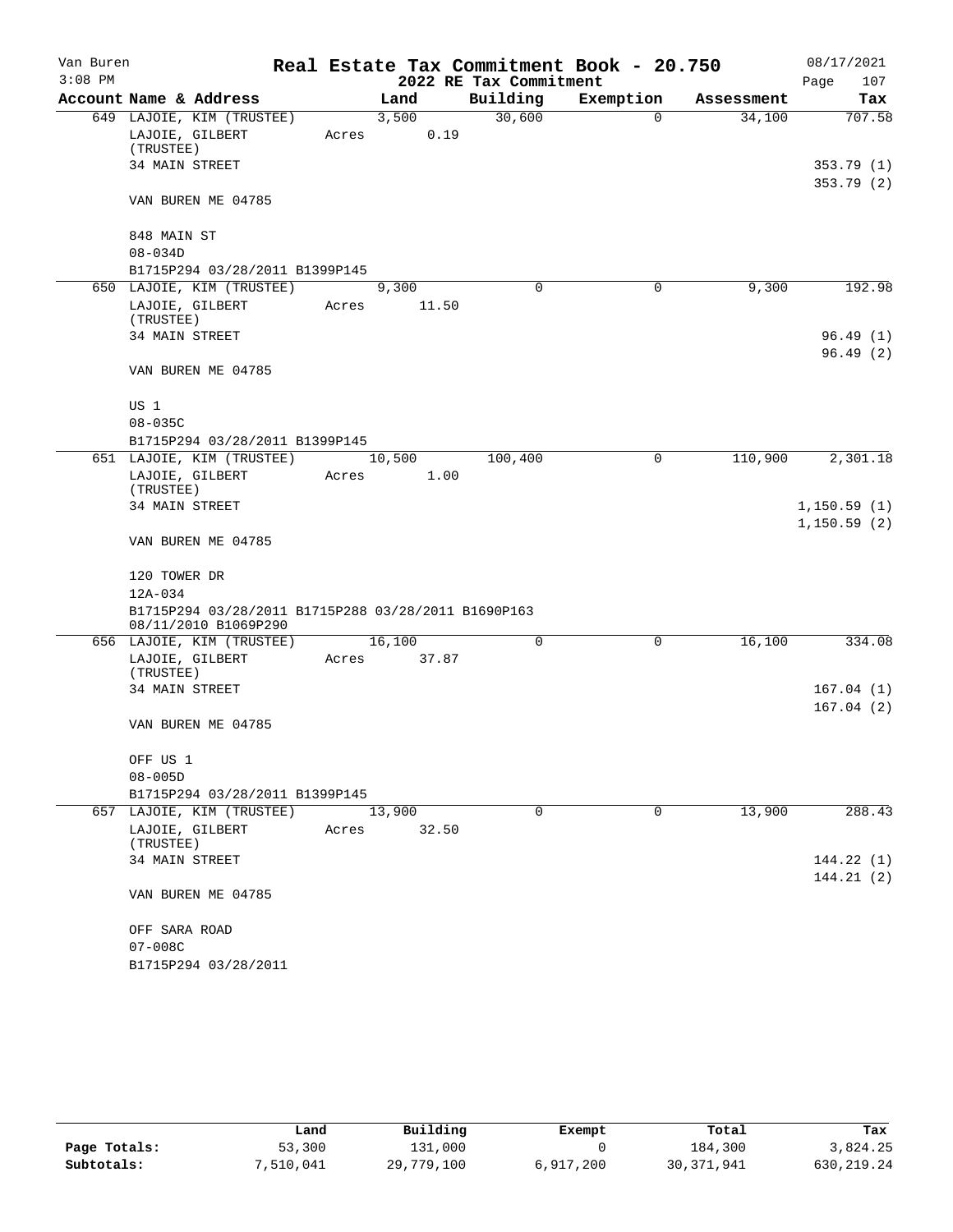Van Buren
3:08 PM

# Real Estate Tax Commitment Book - 20.750

## 2022 RE Tax Commitment

08/17/2021
Page 107

| Account Name & Address | Land | Building | Exemption | Assessment | Tax |
|---|---|---|---|---|---|
| 649 LAJOIE, KIM (TRUSTEE) | 3,500 | 30,600 | 0 | 34,100 | 707.58 |
| LAJOIE, GILBERT (TRUSTEE) | Acres 0.19 | | | | |
| 34 MAIN STREET | | | | | 353.79 (1) |
| | | | | | 353.79 (2) |
| VAN BUREN ME 04785 | | | | | |
| 848 MAIN ST | | | | | |
| 08-034D | | | | | |
| B1715P294 03/28/2011 B1399P145 | | | | | |
| 650 LAJOIE, KIM (TRUSTEE) | 9,300 | 0 | 0 | 9,300 | 192.98 |
| LAJOIE, GILBERT (TRUSTEE) | Acres 11.50 | | | | |
| 34 MAIN STREET | | | | | 96.49 (1) |
| | | | | | 96.49 (2) |
| VAN BUREN ME 04785 | | | | | |
| US 1 | | | | | |
| 08-035C | | | | | |
| B1715P294 03/28/2011 B1399P145 | | | | | |
| 651 LAJOIE, KIM (TRUSTEE) | 10,500 | 100,400 | 0 | 110,900 | 2,301.18 |
| LAJOIE, GILBERT (TRUSTEE) | Acres 1.00 | | | | |
| 34 MAIN STREET | | | | | 1,150.59 (1) |
| | | | | | 1,150.59 (2) |
| VAN BUREN ME 04785 | | | | | |
| 120 TOWER DR | | | | | |
| 12A-034 | | | | | |
| B1715P294 03/28/2011 B1715P288 03/28/2011 B1690P163 08/11/2010 B1069P290 | | | | | |
| 656 LAJOIE, KIM (TRUSTEE) | 16,100 | 0 | 0 | 16,100 | 334.08 |
| LAJOIE, GILBERT (TRUSTEE) | Acres 37.87 | | | | |
| 34 MAIN STREET | | | | | 167.04 (1) |
| | | | | | 167.04 (2) |
| VAN BUREN ME 04785 | | | | | |
| OFF US 1 | | | | | |
| 08-005D | | | | | |
| B1715P294 03/28/2011 B1399P145 | | | | | |
| 657 LAJOIE, KIM (TRUSTEE) | 13,900 | 0 | 0 | 13,900 | 288.43 |
| LAJOIE, GILBERT (TRUSTEE) | Acres 32.50 | | | | |
| 34 MAIN STREET | | | | | 144.22 (1) |
| | | | | | 144.21 (2) |
| VAN BUREN ME 04785 | | | | | |
| OFF SARA ROAD | | | | | |
| 07-008C | | | | | |
| B1715P294 03/28/2011 | | | | | |

| | Land | Building | Exempt | Total | Tax |
|---|---|---|---|---|---|
| Page Totals: | 53,300 | 131,000 | 0 | 184,300 | 3,824.25 |
| Subtotals: | 7,510,041 | 29,779,100 | 6,917,200 | 30,371,941 | 630,219.24 |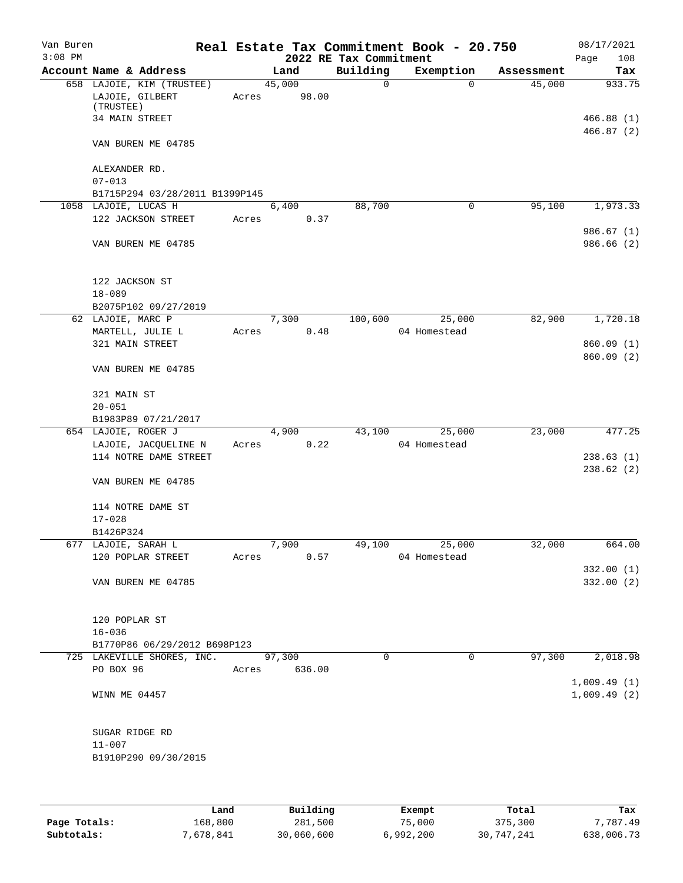Van Buren
3:08 PM

# Real Estate Tax Commitment Book - 20.750
## 2022 RE Tax Commitment

08/17/2021
Page 108

| Account Name & Address | Land | Building | Exemption | Assessment | Tax |
|---|---|---|---|---|---|
| 658 LAJOIE, KIM (TRUSTEE) | 45,000 | 0 | 0 | 45,000 | 933.75 |
| LAJOIE, GILBERT (TRUSTEE) | Acres 98.00 | | | | |
| 34 MAIN STREET | | | | | 466.88 (1) |
| | | | | | 466.87 (2) |
| VAN BUREN ME 04785 | | | | | |
| ALEXANDER RD. | | | | | |
| 07-013 | | | | | |
| B1715P294 03/28/2011 B1399P145 | | | | | |
| 1058 LAJOIE, LUCAS H | 6,400 | 88,700 | 0 | 95,100 | 1,973.33 |
| 122 JACKSON STREET | Acres 0.37 | | | | |
| | | | | | 986.67 (1) |
| VAN BUREN ME 04785 | | | | | 986.66 (2) |
| 122 JACKSON ST | | | | | |
| 18-089 | | | | | |
| B2075P102 09/27/2019 | | | | | |
| 62 LAJOIE, MARC P | 7,300 | 100,600 | 25,000 | 82,900 | 1,720.18 |
| MARTELL, JULIE L | Acres 0.48 | | 04 Homestead | | |
| 321 MAIN STREET | | | | | 860.09 (1) |
| | | | | | 860.09 (2) |
| VAN BUREN ME 04785 | | | | | |
| 321 MAIN ST | | | | | |
| 20-051 | | | | | |
| B1983P89 07/21/2017 | | | | | |
| 654 LAJOIE, ROGER J | 4,900 | 43,100 | 25,000 | 23,000 | 477.25 |
| LAJOIE, JACQUELINE N | Acres 0.22 | | 04 Homestead | | |
| 114 NOTRE DAME STREET | | | | | 238.63 (1) |
| | | | | | 238.62 (2) |
| VAN BUREN ME 04785 | | | | | |
| 114 NOTRE DAME ST | | | | | |
| 17-028 | | | | | |
| B1426P324 | | | | | |
| 677 LAJOIE, SARAH L | 7,900 | 49,100 | 25,000 | 32,000 | 664.00 |
| 120 POPLAR STREET | Acres 0.57 | | 04 Homestead | | |
| | | | | | 332.00 (1) |
| VAN BUREN ME 04785 | | | | | 332.00 (2) |
| 120 POPLAR ST | | | | | |
| 16-036 | | | | | |
| B1770P86 06/29/2012 B698P123 | | | | | |
| 725 LAKEVILLE SHORES, INC. | 97,300 | 0 | 0 | 97,300 | 2,018.98 |
| PO BOX 96 | Acres 636.00 | | | | |
| | | | | | 1,009.49 (1) |
| WINN ME 04457 | | | | | 1,009.49 (2) |
| SUGAR RIDGE RD | | | | | |
| 11-007 | | | | | |
| B1910P290 09/30/2015 | | | | | |

| | Land | Building | Exempt | Total | Tax |
|---|---|---|---|---|---|
| Page Totals: | 168,800 | 281,500 | 75,000 | 375,300 | 7,787.49 |
| Subtotals: | 7,678,841 | 30,060,600 | 6,992,200 | 30,747,241 | 638,006.73 |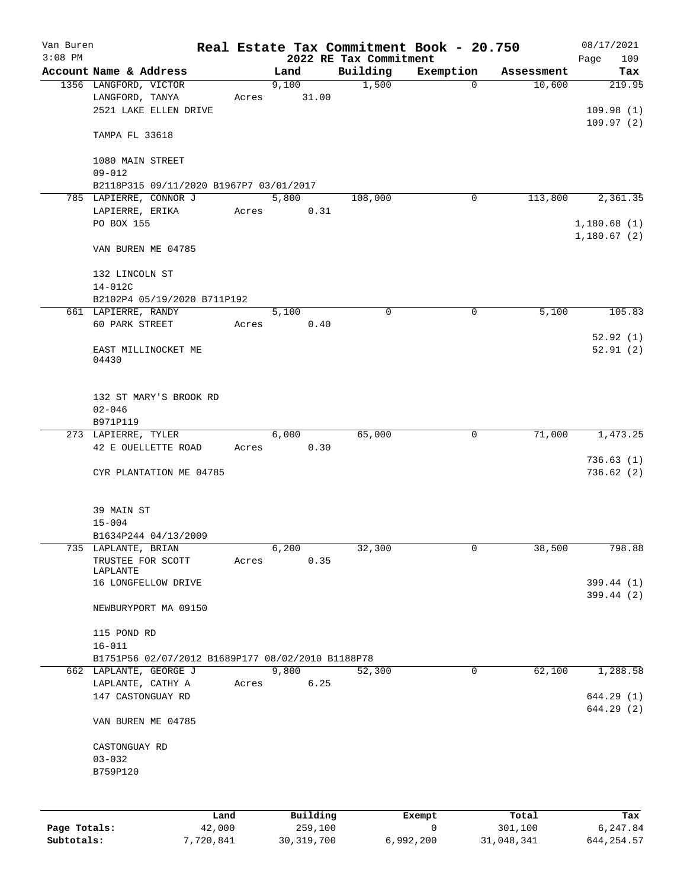# Real Estate Tax Commitment Book - 20.750

Van Buren
3:08 PM

## 2022 RE Tax Commitment

08/17/2021
Page 109

| Account | Name & Address | Land | Building | Exemption | Assessment | Tax |
|---|---|---|---|---|---|---|
| 1356 | LANGFORD, VICTOR | 9,100 | 1,500 | 0 | 10,600 | 219.95 |
| | LANGFORD, TANYA | Acres 31.00 | | | | |
| | 2521 LAKE ELLEN DRIVE | | | | | 109.98 (1) |
| | | | | | | 109.97 (2) |
| | TAMPA FL 33618 | | | | | |
| | 1080 MAIN STREET | | | | | |
| | 09-012 | | | | | |
| | B2118P315 09/11/2020 B1967P7 03/01/2017 | | | | | |
| 785 | LAPIERRE, CONNOR J | 5,800 | 108,000 | 0 | 113,800 | 2,361.35 |
| | LAPIERRE, ERIKA | Acres 0.31 | | | | |
| | PO BOX 155 | | | | | 1,180.68 (1) |
| | | | | | | 1,180.67 (2) |
| | VAN BUREN ME 04785 | | | | | |
| | 132 LINCOLN ST | | | | | |
| | 14-012C | | | | | |
| | B2102P4 05/19/2020 B711P192 | | | | | |
| 661 | LAPIERRE, RANDY | 5,100 | 0 | 0 | 5,100 | 105.83 |
| | 60 PARK STREET | Acres 0.40 | | | | |
| | | | | | | 52.92 (1) |
| | EAST MILLINOCKET ME 04430 | | | | | 52.91 (2) |
| | 132 ST MARY'S BROOK RD | | | | | |
| | 02-046 | | | | | |
| | B971P119 | | | | | |
| 273 | LAPIERRE, TYLER | 6,000 | 65,000 | 0 | 71,000 | 1,473.25 |
| | 42 E OUELLETTE ROAD | Acres 0.30 | | | | |
| | | | | | | 736.63 (1) |
| | CYR PLANTATION ME 04785 | | | | | 736.62 (2) |
| | 39 MAIN ST | | | | | |
| | 15-004 | | | | | |
| | B1634P244 04/13/2009 | | | | | |
| 735 | LAPLANTE, BRIAN | 6,200 | 32,300 | 0 | 38,500 | 798.88 |
| | TRUSTEE FOR SCOTT LAPLANTE | Acres 0.35 | | | | |
| | 16 LONGFELLOW DRIVE | | | | | 399.44 (1) |
| | | | | | | 399.44 (2) |
| | NEWBURYPORT MA 09150 | | | | | |
| | 115 POND RD | | | | | |
| | 16-011 | | | | | |
| | B1751P56 02/07/2012 B1689P177 08/02/2010 B1188P78 | | | | | |
| 662 | LAPLANTE, GEORGE J | 9,800 | 52,300 | 0 | 62,100 | 1,288.58 |
| | LAPLANTE, CATHY A | Acres 6.25 | | | | |
| | 147 CASTONGUAY RD | | | | | 644.29 (1) |
| | | | | | | 644.29 (2) |
| | VAN BUREN ME 04785 | | | | | |
| | CASTONGUAY RD | | | | | |
| | 03-032 | | | | | |
| | B759P120 | | | | | |

| | Land | Building | Exempt | Total | Tax |
|---|---|---|---|---|---|
| Page Totals: | 42,000 | 259,100 | 0 | 301,100 | 6,247.84 |
| Subtotals: | 7,720,841 | 30,319,700 | 6,992,200 | 31,048,341 | 644,254.57 |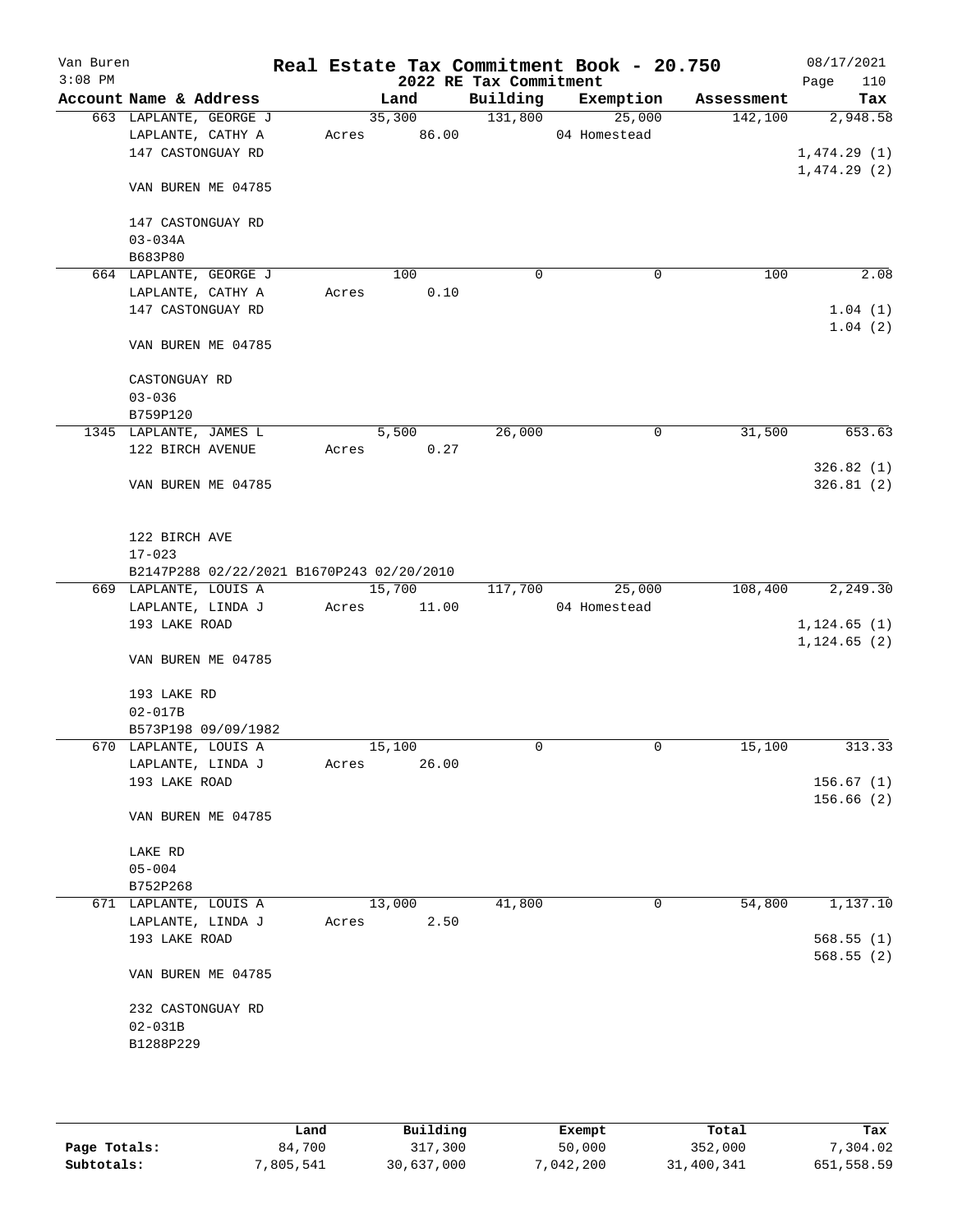Van Buren 3:08 PM

# Real Estate Tax Commitment Book - 20.750

## 2022 RE Tax Commitment

08/17/2021

| Account | Name & Address | Land | Building | Exemption | Assessment | Tax |
|---|---|---|---|---|---|---|
| 663 | LAPLANTE, GEORGE J<br>LAPLANTE, CATHY A<br>147 CASTONGUAY RD<br><br>VAN BUREN ME 04785<br><br>147 CASTONGUAY RD<br>03-034A<br>B683P80 | 35,300<br>Acres 86.00 | 131,800 | 25,000<br>04 Homestead | 142,100 | 2,948.58<br><br>1,474.29 (1)<br>1,474.29 (2) |
| 664 | LAPLANTE, GEORGE J<br>LAPLANTE, CATHY A<br>147 CASTONGUAY RD<br><br>VAN BUREN ME 04785<br><br>CASTONGUAY RD<br>03-036<br>B759P120 | 100<br>Acres 0.10 | 0 | 0 | 100 | 2.08<br><br>1.04 (1)<br>1.04 (2) |
| 1345 | LAPLANTE, JAMES L<br>122 BIRCH AVENUE<br><br>VAN BUREN ME 04785<br><br>122 BIRCH AVE<br>17-023<br>B2147P288 02/22/2021 B1670P243 02/20/2010 | 5,500<br>Acres 0.27 | 26,000 | 0 | 31,500 | 653.63<br><br>326.82 (1)<br>326.81 (2) |
| 669 | LAPLANTE, LOUIS A<br>LAPLANTE, LINDA J<br>193 LAKE ROAD<br><br>VAN BUREN ME 04785<br><br>193 LAKE RD<br>02-017B<br>B573P198 09/09/1982 | 15,700<br>Acres 11.00 | 117,700 | 25,000<br>04 Homestead | 108,400 | 2,249.30<br><br>1,124.65 (1)<br>1,124.65 (2) |
| 670 | LAPLANTE, LOUIS A<br>LAPLANTE, LINDA J<br>193 LAKE ROAD<br><br>VAN BUREN ME 04785<br><br>LAKE RD<br>05-004<br>B752P268 | 15,100<br>Acres 26.00 | 0 | 0 | 15,100 | 313.33<br><br>156.67 (1)<br>156.66 (2) |
| 671 | LAPLANTE, LOUIS A<br>LAPLANTE, LINDA J<br>193 LAKE ROAD<br><br>VAN BUREN ME 04785<br><br>232 CASTONGUAY RD<br>02-031B<br>B1288P229 | 13,000<br>Acres 2.50 | 41,800 | 0 | 54,800 | 1,137.10<br><br>568.55 (1)<br>568.55 (2) |

|  | Land | Building | Exempt | Total | Tax |
|---|---|---|---|---|---|
| Page Totals: | 84,700 | 317,300 | 50,000 | 352,000 | 7,304.02 |
| Subtotals: | 7,805,541 | 30,637,000 | 7,042,200 | 31,400,341 | 651,558.59 |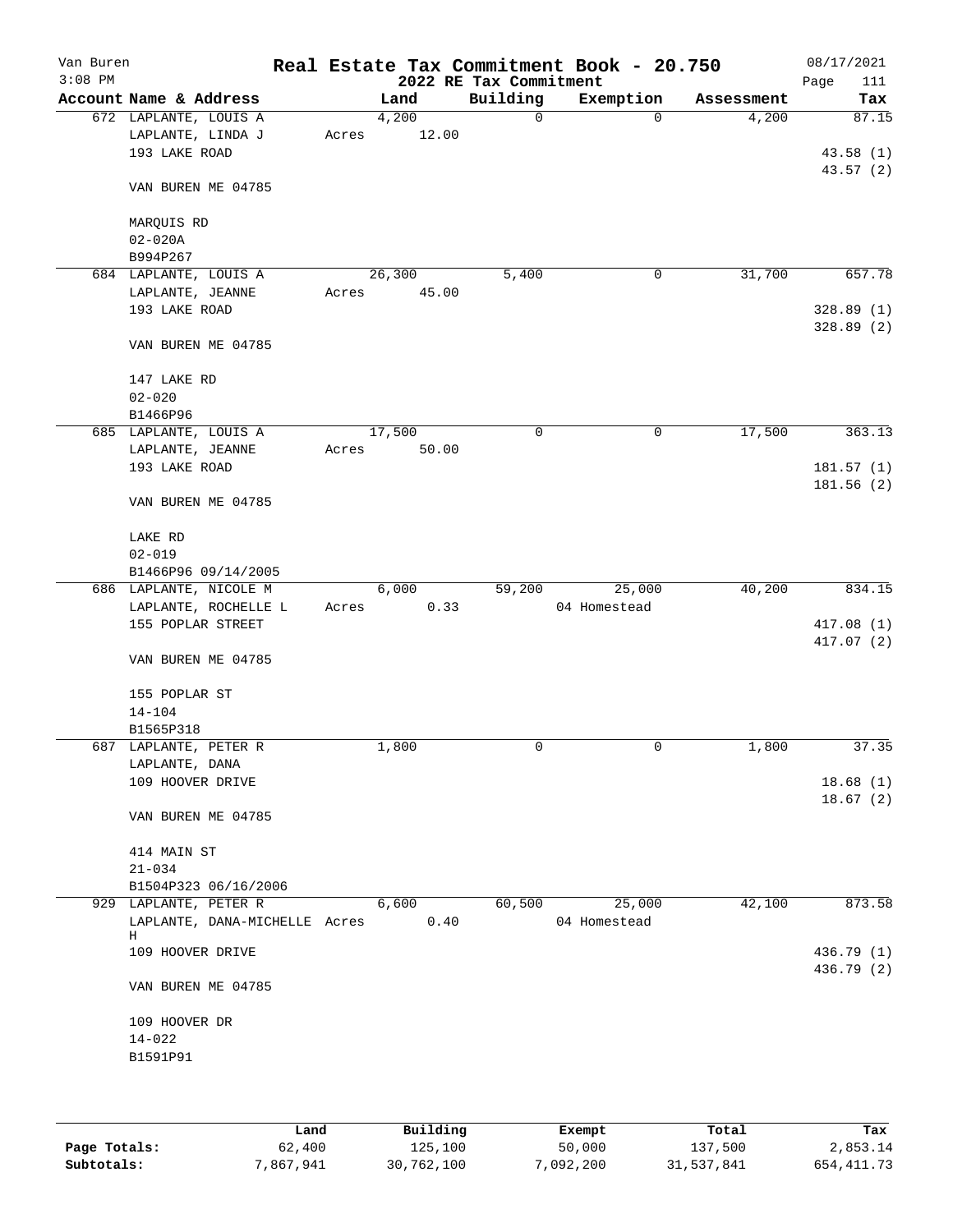Van Buren
3:08 PM

# Real Estate Tax Commitment Book - 20.750
## 2022 RE Tax Commitment

08/17/2021

| Account Name & Address | Land | Building | Exemption | Assessment | Tax |
|---|---|---|---|---|---|
| 672 LAPLANTE, LOUIS A | 4,200 | 0 | 0 | 4,200 | 87.15 |
| LAPLANTE, LINDA J | Acres 12.00 | | | | |
| 193 LAKE ROAD | | | | | 43.58 (1) |
| | | | | | 43.57 (2) |
| VAN BUREN ME 04785 | | | | | |
| MARQUIS RD | | | | | |
| 02-020A | | | | | |
| B994P267 | | | | | |
| 684 LAPLANTE, LOUIS A | 26,300 | 5,400 | 0 | 31,700 | 657.78 |
| LAPLANTE, JEANNE | Acres 45.00 | | | | |
| 193 LAKE ROAD | | | | | 328.89 (1) |
| | | | | | 328.89 (2) |
| VAN BUREN ME 04785 | | | | | |
| 147 LAKE RD | | | | | |
| 02-020 | | | | | |
| B1466P96 | | | | | |
| 685 LAPLANTE, LOUIS A | 17,500 | 0 | 0 | 17,500 | 363.13 |
| LAPLANTE, JEANNE | Acres 50.00 | | | | |
| 193 LAKE ROAD | | | | | 181.57 (1) |
| | | | | | 181.56 (2) |
| VAN BUREN ME 04785 | | | | | |
| LAKE RD | | | | | |
| 02-019 | | | | | |
| B1466P96 09/14/2005 | | | | | |
| 686 LAPLANTE, NICOLE M | 6,000 | 59,200 | 25,000 | 40,200 | 834.15 |
| LAPLANTE, ROCHELLE L | Acres 0.33 | | 04 Homestead | | |
| 155 POPLAR STREET | | | | | 417.08 (1) |
| | | | | | 417.07 (2) |
| VAN BUREN ME 04785 | | | | | |
| 155 POPLAR ST | | | | | |
| 14-104 | | | | | |
| B1565P318 | | | | | |
| 687 LAPLANTE, PETER R | 1,800 | 0 | 0 | 1,800 | 37.35 |
| LAPLANTE, DANA | | | | | |
| 109 HOOVER DRIVE | | | | | 18.68 (1) |
| | | | | | 18.67 (2) |
| VAN BUREN ME 04785 | | | | | |
| 414 MAIN ST | | | | | |
| 21-034 | | | | | |
| B1504P323 06/16/2006 | | | | | |
| 929 LAPLANTE, PETER R | 6,600 | 60,500 | 25,000 | 42,100 | 873.58 |
| LAPLANTE, DANA-MICHELLE H | Acres 0.40 | | 04 Homestead | | |
| 109 HOOVER DRIVE | | | | | 436.79 (1) |
| | | | | | 436.79 (2) |
| VAN BUREN ME 04785 | | | | | |
| 109 HOOVER DR | | | | | |
| 14-022 | | | | | |
| B1591P91 | | | | | |

| | Land | Building | Exempt | Total | Tax |
|---|---|---|---|---|---|
| Page Totals: | 62,400 | 125,100 | 50,000 | 137,500 | 2,853.14 |
| Subtotals: | 7,867,941 | 30,762,100 | 7,092,200 | 31,537,841 | 654,411.73 |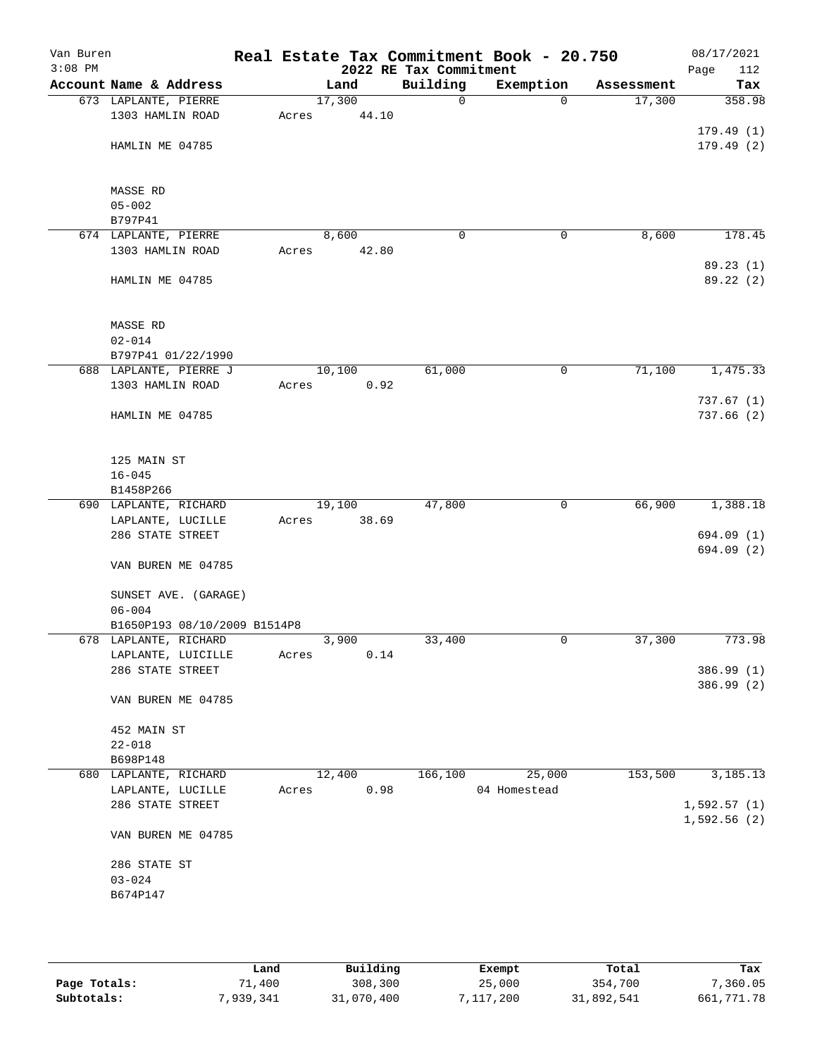Van Buren
3:08 PM

# Real Estate Tax Commitment Book - 20.750

## 2022 RE Tax Commitment

08/17/2021

| Account Name & Address | Land | Building | Exemption | Assessment | Tax |
|---|---|---|---|---|---|
| 673 LAPLANTE, PIERRE | 17,300 | 0 | 0 | 17,300 | 358.98 |
| 1303 HAMLIN ROAD | Acres 44.10 | | | | |
| | | | | | 179.49 (1) |
| HAMLIN ME 04785 | | | | | 179.49 (2) |
| MASSE RD | | | | | |
| 05-002 | | | | | |
| B797P41 | | | | | |
| 674 LAPLANTE, PIERRE | 8,600 | 0 | 0 | 8,600 | 178.45 |
| 1303 HAMLIN ROAD | Acres 42.80 | | | | |
| | | | | | 89.23 (1) |
| HAMLIN ME 04785 | | | | | 89.22 (2) |
| MASSE RD | | | | | |
| 02-014 | | | | | |
| B797P41 01/22/1990 | | | | | |
| 688 LAPLANTE, PIERRE J | 10,100 | 61,000 | 0 | 71,100 | 1,475.33 |
| 1303 HAMLIN ROAD | Acres 0.92 | | | | |
| | | | | | 737.67 (1) |
| HAMLIN ME 04785 | | | | | 737.66 (2) |
| 125 MAIN ST | | | | | |
| 16-045 | | | | | |
| B1458P266 | | | | | |
| 690 LAPLANTE, RICHARD | 19,100 | 47,800 | 0 | 66,900 | 1,388.18 |
| LAPLANTE, LUCILLE | Acres 38.69 | | | | |
| 286 STATE STREET | | | | | 694.09 (1) |
| | | | | | 694.09 (2) |
| VAN BUREN ME 04785 | | | | | |
| SUNSET AVE. (GARAGE) | | | | | |
| 06-004 | | | | | |
| B1650P193 08/10/2009 B1514P8 | | | | | |
| 678 LAPLANTE, RICHARD | 3,900 | 33,400 | 0 | 37,300 | 773.98 |
| LAPLANTE, LUICILLE | Acres 0.14 | | | | |
| 286 STATE STREET | | | | | 386.99 (1) |
| | | | | | 386.99 (2) |
| VAN BUREN ME 04785 | | | | | |
| 452 MAIN ST | | | | | |
| 22-018 | | | | | |
| B698P148 | | | | | |
| 680 LAPLANTE, RICHARD | 12,400 | 166,100 | 25,000 | 153,500 | 3,185.13 |
| LAPLANTE, LUCILLE | Acres 0.98 | | 04 Homestead | | |
| 286 STATE STREET | | | | | 1,592.57 (1) |
| | | | | | 1,592.56 (2) |
| VAN BUREN ME 04785 | | | | | |
| 286 STATE ST | | | | | |
| 03-024 | | | | | |
| B674P147 | | | | | |

| | Land | Building | Exempt | Total | Tax |
|---|---|---|---|---|---|
| Page Totals: | 71,400 | 308,300 | 25,000 | 354,700 | 7,360.05 |
| Subtotals: | 7,939,341 | 31,070,400 | 7,117,200 | 31,892,541 | 661,771.78 |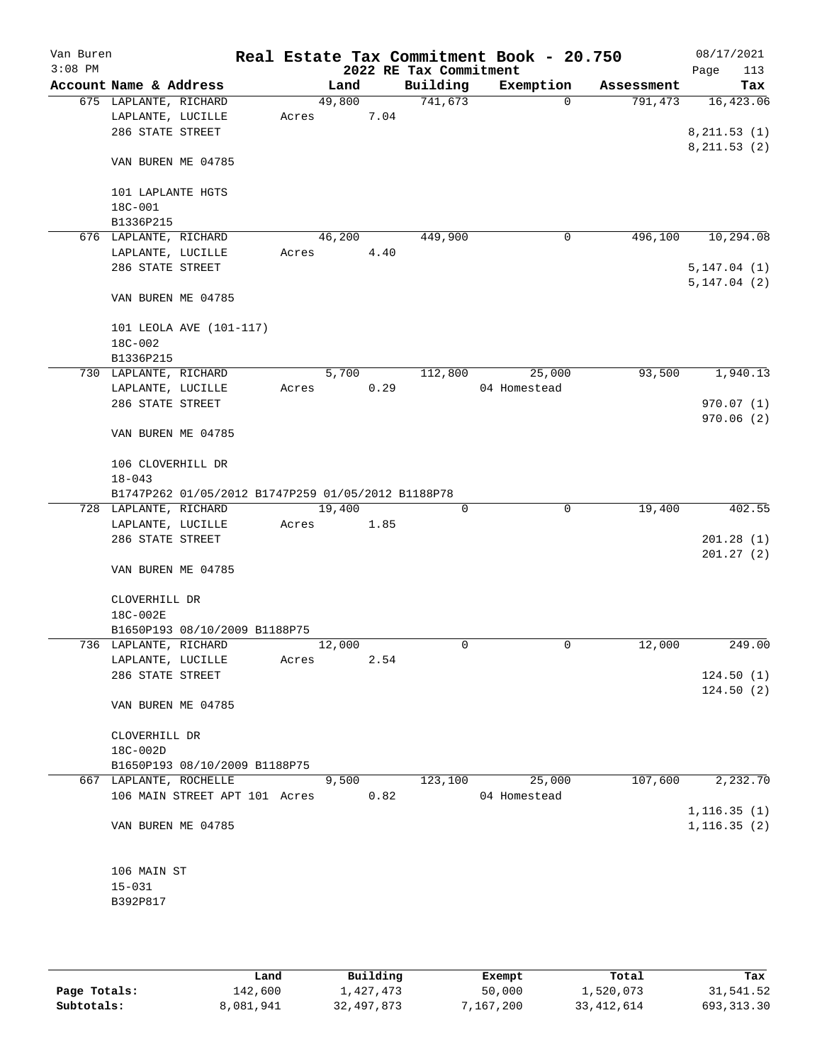Van Buren
3:08 PM

# Real Estate Tax Commitment Book - 20.750

## 2022 RE Tax Commitment

08/17/2021

| Account Name & Address | Land | Building | Exemption | Assessment | Tax |
|---|---|---|---|---|---|
| 675 LAPLANTE, RICHARD | 49,800 | 741,673 | 0 | 791,473 | 16,423.06 |
| LAPLANTE, LUCILLE | Acres 7.04 | | | | |
| 286 STATE STREET | | | | | 8,211.53 (1) |
| | | | | | 8,211.53 (2) |
| VAN BUREN ME 04785 | | | | | |
| 101 LAPLANTE HGTS | | | | | |
| 18C-001 | | | | | |
| B1336P215 | | | | | |
| 676 LAPLANTE, RICHARD | 46,200 | 449,900 | 0 | 496,100 | 10,294.08 |
| LAPLANTE, LUCILLE | Acres 4.40 | | | | |
| 286 STATE STREET | | | | | 5,147.04 (1) |
| | | | | | 5,147.04 (2) |
| VAN BUREN ME 04785 | | | | | |
| 101 LEOLA AVE (101-117) | | | | | |
| 18C-002 | | | | | |
| B1336P215 | | | | | |
| 730 LAPLANTE, RICHARD | 5,700 | 112,800 | 25,000 | 93,500 | 1,940.13 |
| LAPLANTE, LUCILLE | Acres 0.29 | | 04 Homestead | | |
| 286 STATE STREET | | | | | 970.07 (1) |
| | | | | | 970.06 (2) |
| VAN BUREN ME 04785 | | | | | |
| 106 CLOVERHILL DR | | | | | |
| 18-043 | | | | | |
| B1747P262 01/05/2012 B1747P259 01/05/2012 B1188P78 | | | | | |
| 728 LAPLANTE, RICHARD | 19,400 | 0 | 0 | 19,400 | 402.55 |
| LAPLANTE, LUCILLE | Acres 1.85 | | | | |
| 286 STATE STREET | | | | | 201.28 (1) |
| | | | | | 201.27 (2) |
| VAN BUREN ME 04785 | | | | | |
| CLOVERHILL DR | | | | | |
| 18C-002E | | | | | |
| B1650P193 08/10/2009 B1188P75 | | | | | |
| 736 LAPLANTE, RICHARD | 12,000 | 0 | 0 | 12,000 | 249.00 |
| LAPLANTE, LUCILLE | Acres 2.54 | | | | |
| 286 STATE STREET | | | | | 124.50 (1) |
| | | | | | 124.50 (2) |
| VAN BUREN ME 04785 | | | | | |
| CLOVERHILL DR | | | | | |
| 18C-002D | | | | | |
| B1650P193 08/10/2009 B1188P75 | | | | | |
| 667 LAPLANTE, ROCHELLE | 9,500 | 123,100 | 25,000 | 107,600 | 2,232.70 |
| 106 MAIN STREET APT 101 | Acres 0.82 | | 04 Homestead | | |
| | | | | | 1,116.35 (1) |
| VAN BUREN ME 04785 | | | | | 1,116.35 (2) |
| 106 MAIN ST | | | | | |
| 15-031 | | | | | |
| B392P817 | | | | | |

| | Land | Building | Exempt | Total | Tax |
|---|---|---|---|---|---|
| Page Totals: | 142,600 | 1,427,473 | 50,000 | 1,520,073 | 31,541.52 |
| Subtotals: | 8,081,941 | 32,497,873 | 7,167,200 | 33,412,614 | 693,313.30 |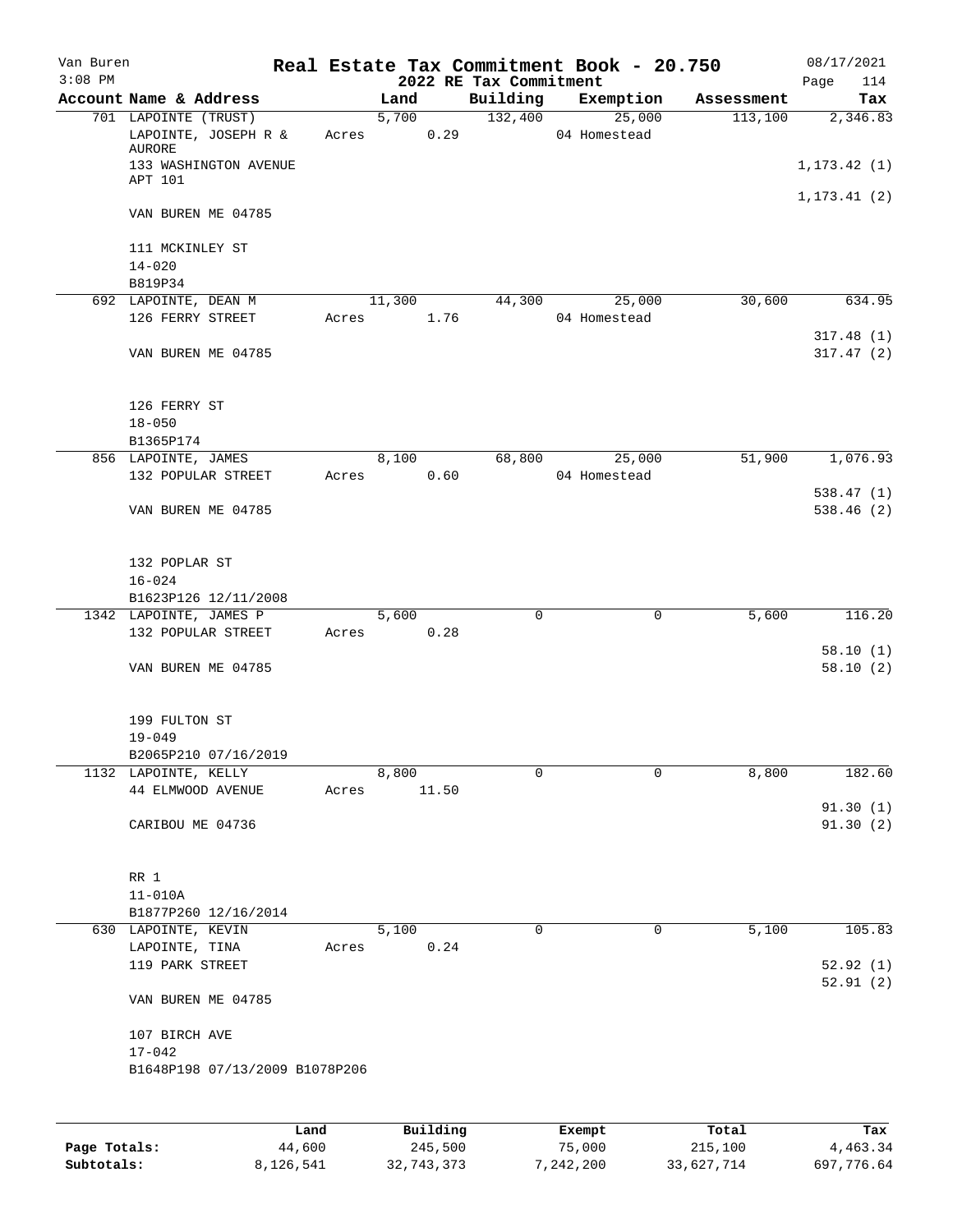Van Buren | Real Estate Tax Commitment Book - 20.750 | 08/17/2021
3:08 PM | 2022 RE Tax Commitment | Page 114

| Account Name & Address | Land | Building | Exemption | Assessment | Tax |
|---|---|---|---|---|---|
| 701 LAPOINTE (TRUST) | 5,700 | 132,400 | 25,000 | 113,100 | 2,346.83 |
| LAPOINTE, JOSEPH R & AURORE | Acres 0.29 | | 04 Homestead | | |
| 133 WASHINGTON AVENUE APT 101 | | | | | 1,173.42 (1) |
| | | | | | 1,173.41 (2) |
| VAN BUREN ME 04785 | | | | | |
| 111 MCKINLEY ST | | | | | |
| 14-020 | | | | | |
| B819P34 | | | | | |
| 692 LAPOINTE, DEAN M | 11,300 | 44,300 | 25,000 | 30,600 | 634.95 |
| 126 FERRY STREET | Acres 1.76 | | 04 Homestead | | |
| | | | | | 317.48 (1) |
| VAN BUREN ME 04785 | | | | | 317.47 (2) |
| 126 FERRY ST | | | | | |
| 18-050 | | | | | |
| B1365P174 | | | | | |
| 856 LAPOINTE, JAMES | 8,100 | 68,800 | 25,000 | 51,900 | 1,076.93 |
| 132 POPULAR STREET | Acres 0.60 | | 04 Homestead | | |
| | | | | | 538.47 (1) |
| VAN BUREN ME 04785 | | | | | 538.46 (2) |
| 132 POPLAR ST | | | | | |
| 16-024 | | | | | |
| B1623P126 12/11/2008 | | | | | |
| 1342 LAPOINTE, JAMES P | 5,600 | 0 | 0 | 5,600 | 116.20 |
| 132 POPULAR STREET | Acres 0.28 | | | | |
| | | | | | 58.10 (1) |
| VAN BUREN ME 04785 | | | | | 58.10 (2) |
| 199 FULTON ST | | | | | |
| 19-049 | | | | | |
| B2065P210 07/16/2019 | | | | | |
| 1132 LAPOINTE, KELLY | 8,800 | 0 | 0 | 8,800 | 182.60 |
| 44 ELMWOOD AVENUE | Acres 11.50 | | | | |
| | | | | | 91.30 (1) |
| CARIBOU ME 04736 | | | | | 91.30 (2) |
| RR 1 | | | | | |
| 11-010A | | | | | |
| B1877P260 12/16/2014 | | | | | |
| 630 LAPOINTE, KEVIN | 5,100 | 0 | 0 | 5,100 | 105.83 |
| LAPOINTE, TINA | Acres 0.24 | | | | |
| 119 PARK STREET | | | | | 52.92 (1) |
| | | | | | 52.91 (2) |
| VAN BUREN ME 04785 | | | | | |
| 107 BIRCH AVE | | | | | |
| 17-042 | | | | | |
| B1648P198 07/13/2009 B1078P206 | | | | | |

| | Land | Building | Exempt | Total | Tax |
|---|---|---|---|---|---|
| Page Totals: | 44,600 | 245,500 | 75,000 | 215,100 | 4,463.34 |
| Subtotals: | 8,126,541 | 32,743,373 | 7,242,200 | 33,627,714 | 697,776.64 |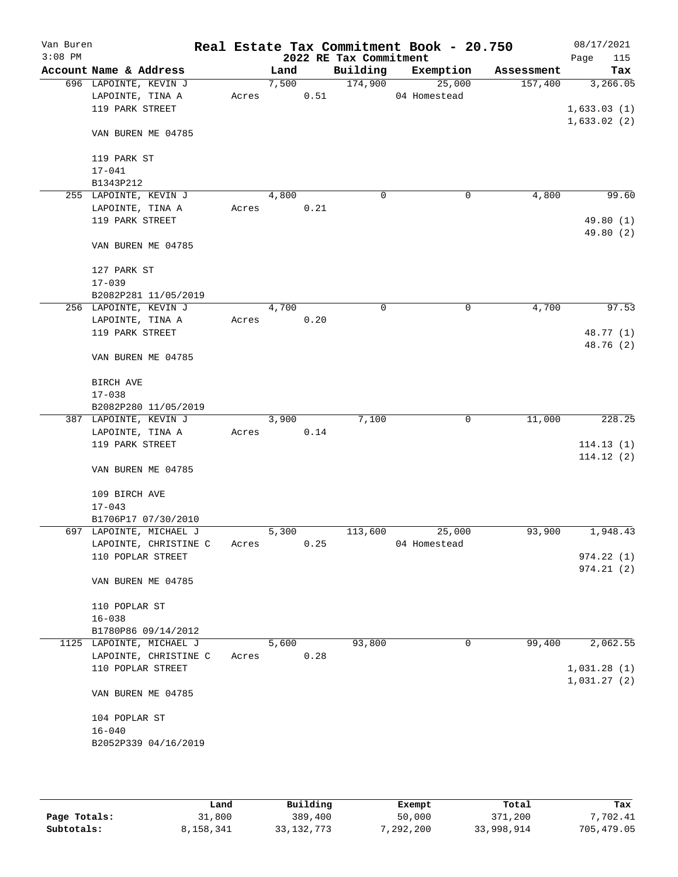Van Buren
3:08 PM

# Real Estate Tax Commitment Book - 20.750
## 2022 RE Tax Commitment

08/17/2021
Page 115

| Account Name & Address | Land | Building | Exemption | Assessment | Tax |
|---|---|---|---|---|---|
| 696 LAPOINTE, KEVIN J | 7,500 | 174,900 | 25,000 | 157,400 | 3,266.05 |
| LAPOINTE, TINA A | Acres 0.51 | | 04 Homestead | | |
| 119 PARK STREET | | | | | 1,633.03 (1) |
| | | | | | 1,633.02 (2) |
| VAN BUREN ME 04785 | | | | | |
| 119 PARK ST | | | | | |
| 17-041 | | | | | |
| B1343P212 | | | | | |
| 255 LAPOINTE, KEVIN J | 4,800 | 0 | 0 | 4,800 | 99.60 |
| LAPOINTE, TINA A | Acres 0.21 | | | | |
| 119 PARK STREET | | | | | 49.80 (1) |
| | | | | | 49.80 (2) |
| VAN BUREN ME 04785 | | | | | |
| 127 PARK ST | | | | | |
| 17-039 | | | | | |
| B2082P281 11/05/2019 | | | | | |
| 256 LAPOINTE, KEVIN J | 4,700 | 0 | 0 | 4,700 | 97.53 |
| LAPOINTE, TINA A | Acres 0.20 | | | | |
| 119 PARK STREET | | | | | 48.77 (1) |
| | | | | | 48.76 (2) |
| VAN BUREN ME 04785 | | | | | |
| BIRCH AVE | | | | | |
| 17-038 | | | | | |
| B2082P280 11/05/2019 | | | | | |
| 387 LAPOINTE, KEVIN J | 3,900 | 7,100 | 0 | 11,000 | 228.25 |
| LAPOINTE, TINA A | Acres 0.14 | | | | |
| 119 PARK STREET | | | | | 114.13 (1) |
| | | | | | 114.12 (2) |
| VAN BUREN ME 04785 | | | | | |
| 109 BIRCH AVE | | | | | |
| 17-043 | | | | | |
| B1706P17 07/30/2010 | | | | | |
| 697 LAPOINTE, MICHAEL J | 5,300 | 113,600 | 25,000 | 93,900 | 1,948.43 |
| LAPOINTE, CHRISTINE C | Acres 0.25 | | 04 Homestead | | |
| 110 POPLAR STREET | | | | | 974.22 (1) |
| | | | | | 974.21 (2) |
| VAN BUREN ME 04785 | | | | | |
| 110 POPLAR ST | | | | | |
| 16-038 | | | | | |
| B1780P86 09/14/2012 | | | | | |
| 1125 LAPOINTE, MICHAEL J | 5,600 | 93,800 | 0 | 99,400 | 2,062.55 |
| LAPOINTE, CHRISTINE C | Acres 0.28 | | | | |
| 110 POPLAR STREET | | | | | 1,031.28 (1) |
| | | | | | 1,031.27 (2) |
| VAN BUREN ME 04785 | | | | | |
| 104 POPLAR ST | | | | | |
| 16-040 | | | | | |
| B2052P339 04/16/2019 | | | | | |

| | Land | Building | Exempt | Total | Tax |
|---|---|---|---|---|---|
| Page Totals: | 31,800 | 389,400 | 50,000 | 371,200 | 7,702.41 |
| Subtotals: | 8,158,341 | 33,132,773 | 7,292,200 | 33,998,914 | 705,479.05 |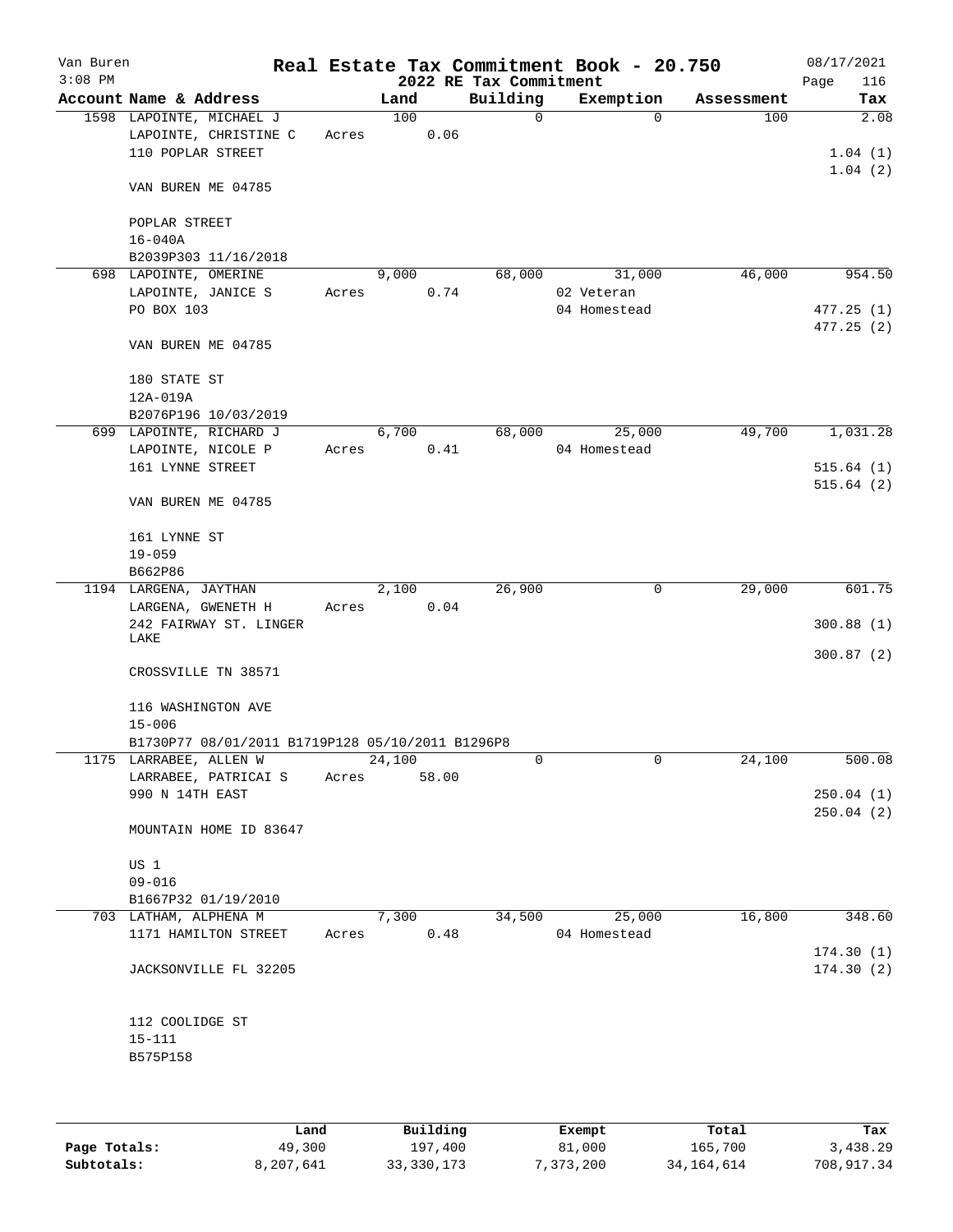# Real Estate Tax Commitment Book - 20.750

Van Buren
3:08 PM

## 2022 RE Tax Commitment

08/17/2021

| Account Name & Address | Land | Building | Exemption | Assessment | Tax |
|---|---|---|---|---|---|
| 1598 LAPOINTE, MICHAEL J | 100 | 0 | 0 | 100 | 2.08 |
| LAPOINTE, CHRISTINE C | Acres 0.06 | | | | |
| 110 POPLAR STREET | | | | | 1.04 (1) |
| | | | | | 1.04 (2) |
| VAN BUREN ME 04785 | | | | | |
| POPLAR STREET | | | | | |
| 16-040A | | | | | |
| B2039P303 11/16/2018 | | | | | |
| 698 LAPOINTE, OMERINE | 9,000 | 68,000 | 31,000 | 46,000 | 954.50 |
| LAPOINTE, JANICE S | Acres 0.74 | | 02 Veteran | | |
| PO BOX 103 | | | 04 Homestead | | 477.25 (1) |
| | | | | | 477.25 (2) |
| VAN BUREN ME 04785 | | | | | |
| 180 STATE ST | | | | | |
| 12A-019A | | | | | |
| B2076P196 10/03/2019 | | | | | |
| 699 LAPOINTE, RICHARD J | 6,700 | 68,000 | 25,000 | 49,700 | 1,031.28 |
| LAPOINTE, NICOLE P | Acres 0.41 | | 04 Homestead | | |
| 161 LYNNE STREET | | | | | 515.64 (1) |
| | | | | | 515.64 (2) |
| VAN BUREN ME 04785 | | | | | |
| 161 LYNNE ST | | | | | |
| 19-059 | | | | | |
| B662P86 | | | | | |
| 1194 LARGENA, JAYTHAN | 2,100 | 26,900 | 0 | 29,000 | 601.75 |
| LARGENA, GWENETH H | Acres 0.04 | | | | |
| 242 FAIRWAY ST. LINGER LAKE | | | | | 300.88 (1) |
| | | | | | 300.87 (2) |
| CROSSVILLE TN 38571 | | | | | |
| 116 WASHINGTON AVE | | | | | |
| 15-006 | | | | | |
| B1730P77 08/01/2011 B1719P128 05/10/2011 B1296P8 | | | | | |
| 1175 LARRABEE, ALLEN W | 24,100 | 0 | 0 | 24,100 | 500.08 |
| LARRABEE, PATRICAI S | Acres 58.00 | | | | |
| 990 N 14TH EAST | | | | | 250.04 (1) |
| | | | | | 250.04 (2) |
| MOUNTAIN HOME ID 83647 | | | | | |
| US 1 | | | | | |
| 09-016 | | | | | |
| B1667P32 01/19/2010 | | | | | |
| 703 LATHAM, ALPHENA M | 7,300 | 34,500 | 25,000 | 16,800 | 348.60 |
| 1171 HAMILTON STREET | Acres 0.48 | | 04 Homestead | | |
| | | | | | 174.30 (1) |
| JACKSONVILLE FL 32205 | | | | | 174.30 (2) |
| 112 COOLIDGE ST | | | | | |
| 15-111 | | | | | |
| B575P158 | | | | | |

| | Land | Building | Exempt | Total | Tax |
|---|---|---|---|---|---|
| **Page Totals:** | 49,300 | 197,400 | 81,000 | 165,700 | 3,438.29 |
| **Subtotals:** | 8,207,641 | 33,330,173 | 7,373,200 | 34,164,614 | 708,917.34 |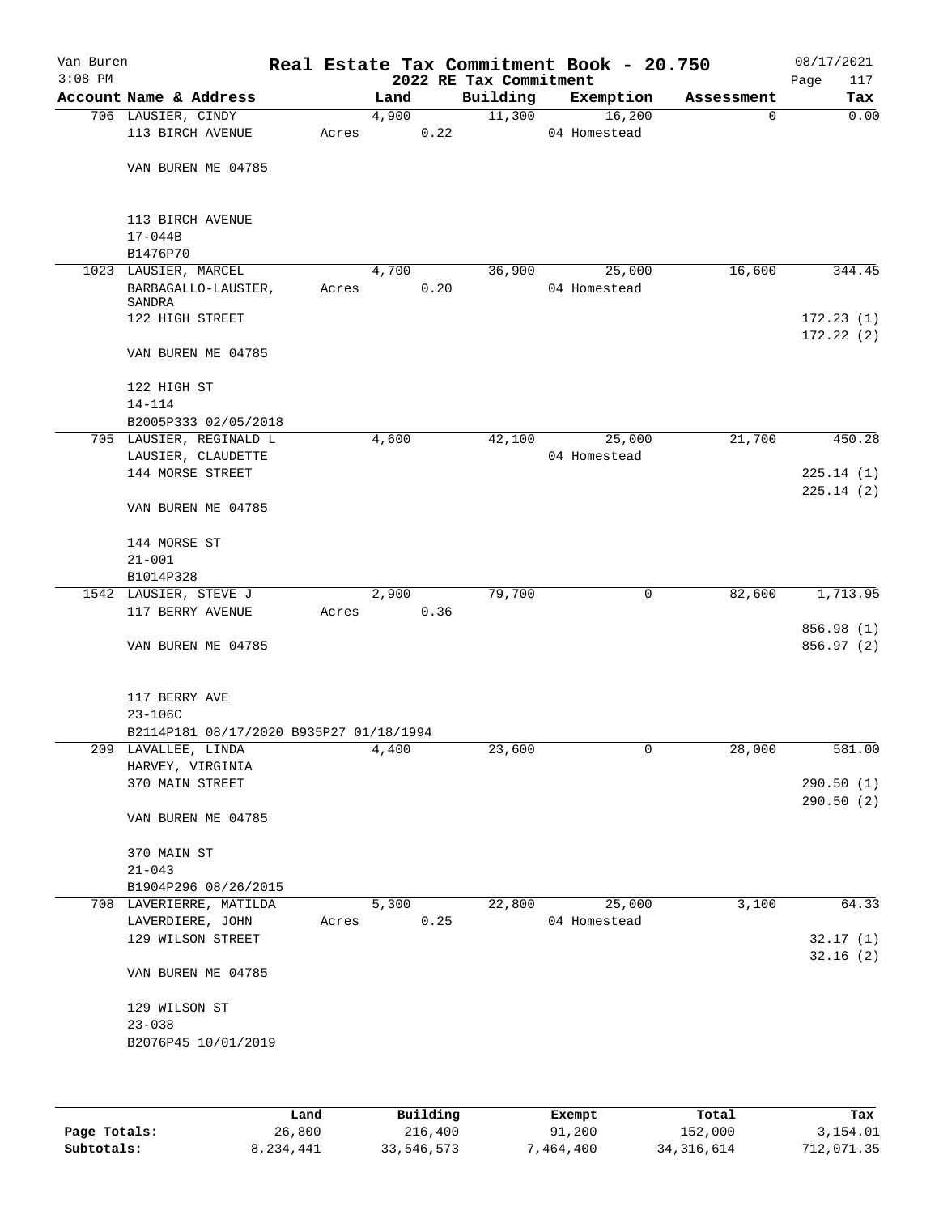Van Buren
3:08 PM

# Real Estate Tax Commitment Book - 20.750

## 2022 RE Tax Commitment

08/17/2021
Page 117

| Account | Name & Address | Land | Building | Exemption | Assessment | Tax |
|---|---|---|---|---|---|---|
| 706 | LAUSIER, CINDY<br>113 BIRCH AVENUE<br><br>VAN BUREN ME 04785<br><br>113 BIRCH AVENUE<br>17-044B<br>B1476P70 | 4,900<br>Acres 0.22 | 11,300 | 16,200<br>04 Homestead | 0 | 0.00 |
| 1023 | LAUSIER, MARCEL<br>BARBAGALLO-LAUSIER, SANDRA<br>122 HIGH STREET<br><br>VAN BUREN ME 04785<br><br>122 HIGH ST<br>14-114<br>B2005P333 02/05/2018 | 4,700<br>Acres 0.20 | 36,900 | 25,000<br>04 Homestead | 16,600 | 344.45<br><br>172.23 (1)<br>172.22 (2) |
| 705 | LAUSIER, REGINALD L<br>LAUSIER, CLAUDETTE<br>144 MORSE STREET<br><br>VAN BUREN ME 04785<br><br>144 MORSE ST<br>21-001<br>B1014P328 | 4,600 | 42,100 | 25,000<br>04 Homestead | 21,700 | 450.28<br><br>225.14 (1)<br>225.14 (2) |
| 1542 | LAUSIER, STEVE J<br>117 BERRY AVENUE<br><br>VAN BUREN ME 04785<br><br>117 BERRY AVE<br>23-106C<br>B2114P181 08/17/2020 B935P27 01/18/1994 | 2,900<br>Acres 0.36 | 79,700 | 0 | 82,600 | 1,713.95<br><br>856.98 (1)<br>856.97 (2) |
| 209 | LAVALLEE, LINDA<br>HARVEY, VIRGINIA<br>370 MAIN STREET<br><br>VAN BUREN ME 04785<br><br>370 MAIN ST<br>21-043<br>B1904P296 08/26/2015 | 4,400 | 23,600 | 0 | 28,000 | 581.00<br><br>290.50 (1)<br>290.50 (2) |
| 708 | LAVERIERRE, MATILDA<br>LAVERDIERE, JOHN<br>129 WILSON STREET<br><br>VAN BUREN ME 04785<br><br>129 WILSON ST<br>23-038<br>B2076P45 10/01/2019 | 5,300<br>Acres 0.25 | 22,800 | 25,000<br>04 Homestead | 3,100 | 64.33<br><br>32.17 (1)<br>32.16 (2) |

| | Land | Building | Exempt | Total | Tax |
|---|---|---|---|---|---|
| Page Totals: | 26,800 | 216,400 | 91,200 | 152,000 | 3,154.01 |
| Subtotals: | 8,234,441 | 33,546,573 | 7,464,400 | 34,316,614 | 712,071.35 |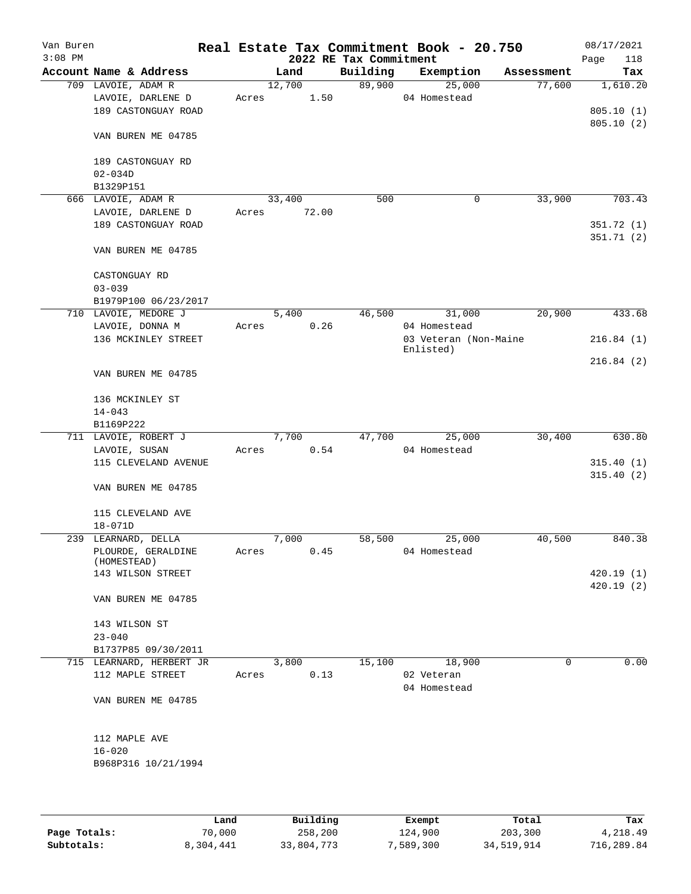Van Buren 3:08 PM

# Real Estate Tax Commitment Book - 20.750

## 2022 RE Tax Commitment

08/17/2021

| Account Name & Address | Land | Building | Exemption | Assessment | Tax |
|---|---|---|---|---|---|
| 709 LAVOIE, ADAM R | 12,700 | 89,900 | 25,000 | 77,600 | 1,610.20 |
| LAVOIE, DARLENE D | Acres 1.50 | | 04 Homestead | | |
| 189 CASTONGUAY ROAD | | | | | 805.10 (1) |
| | | | | | 805.10 (2) |
| VAN BUREN ME 04785 | | | | | |
| 189 CASTONGUAY RD | | | | | |
| 02-034D | | | | | |
| B1329P151 | | | | | |
| 666 LAVOIE, ADAM R | 33,400 | 500 | 0 | 33,900 | 703.43 |
| LAVOIE, DARLENE D | Acres 72.00 | | | | |
| 189 CASTONGUAY ROAD | | | | | 351.72 (1) |
| | | | | | 351.71 (2) |
| VAN BUREN ME 04785 | | | | | |
| CASTONGUAY RD | | | | | |
| 03-039 | | | | | |
| B1979P100 06/23/2017 | | | | | |
| 710 LAVOIE, MEDORE J | 5,400 | 46,500 | 31,000 | 20,900 | 433.68 |
| LAVOIE, DONNA M | Acres 0.26 | | 04 Homestead | | |
| 136 MCKINLEY STREET | | | 03 Veteran (Non-Maine Enlisted) | | 216.84 (1) |
| | | | | | 216.84 (2) |
| VAN BUREN ME 04785 | | | | | |
| 136 MCKINLEY ST | | | | | |
| 14-043 | | | | | |
| B1169P222 | | | | | |
| 711 LAVOIE, ROBERT J | 7,700 | 47,700 | 25,000 | 30,400 | 630.80 |
| LAVOIE, SUSAN | Acres 0.54 | | 04 Homestead | | |
| 115 CLEVELAND AVENUE | | | | | 315.40 (1) |
| | | | | | 315.40 (2) |
| VAN BUREN ME 04785 | | | | | |
| 115 CLEVELAND AVE | | | | | |
| 18-071D | | | | | |
| 239 LEARNARD, DELLA | 7,000 | 58,500 | 25,000 | 40,500 | 840.38 |
| PLOURDE, GERALDINE (HOMESTEAD) | Acres 0.45 | | 04 Homestead | | |
| 143 WILSON STREET | | | | | 420.19 (1) |
| | | | | | 420.19 (2) |
| VAN BUREN ME 04785 | | | | | |
| 143 WILSON ST | | | | | |
| 23-040 | | | | | |
| B1737P85 09/30/2011 | | | | | |
| 715 LEARNARD, HERBERT JR | 3,800 | 15,100 | 18,900 | 0 | 0.00 |
| 112 MAPLE STREET | Acres 0.13 | | 02 Veteran | | |
| | | | 04 Homestead | | |
| VAN BUREN ME 04785 | | | | | |
| 112 MAPLE AVE | | | | | |
| 16-020 | | | | | |
| B968P316 10/21/1994 | | | | | |

| | Land | Building | Exempt | Total | Tax |
|---|---|---|---|---|---|
| Page Totals: | 70,000 | 258,200 | 124,900 | 203,300 | 4,218.49 |
| Subtotals: | 8,304,441 | 33,804,773 | 7,589,300 | 34,519,914 | 716,289.84 |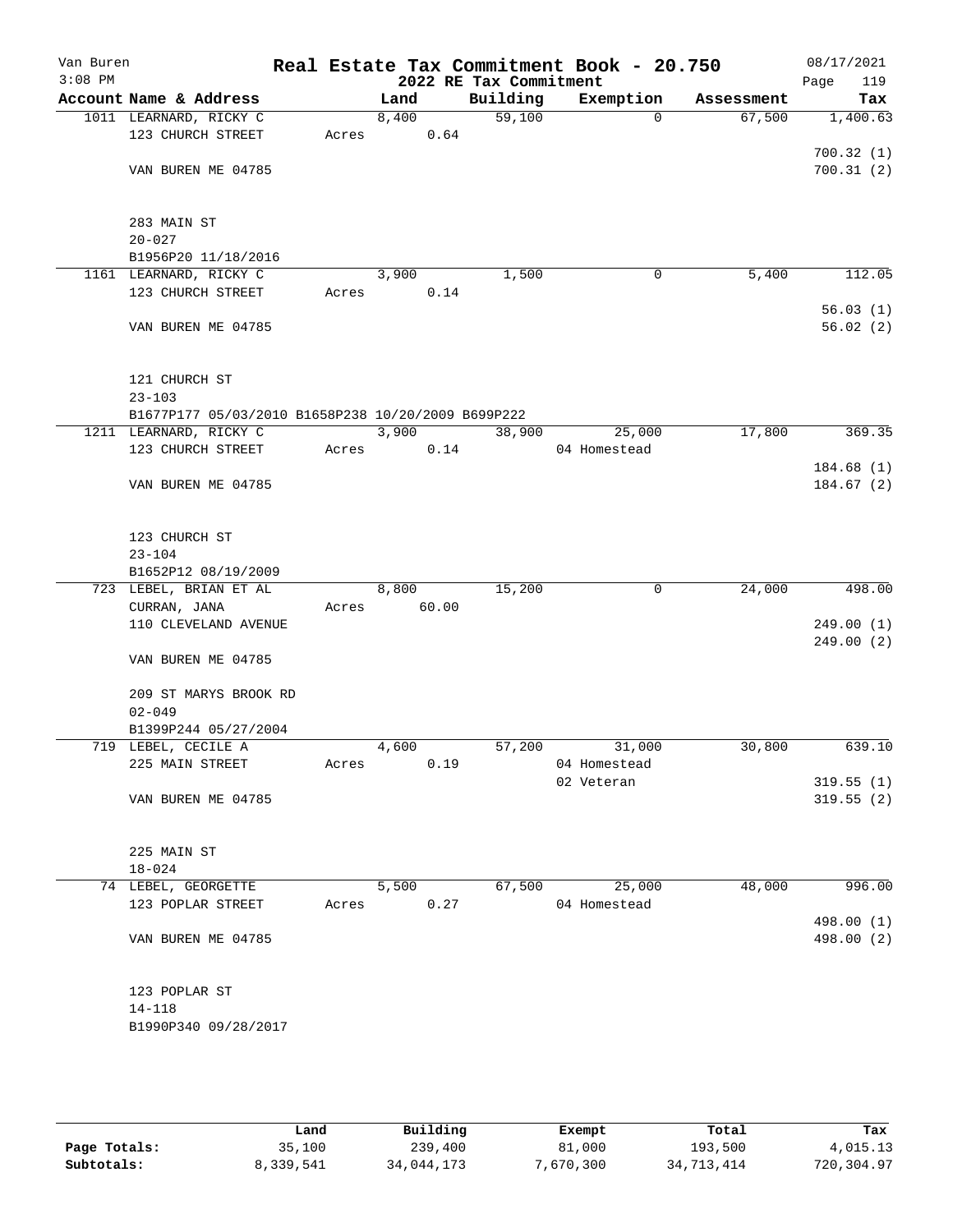Van Buren 3:08 PM

# Real Estate Tax Commitment Book - 20.750

## 2022 RE Tax Commitment

08/17/2021 Page 119

| Account Name & Address | Land | Building | Exemption | Assessment | Tax |
|---|---|---|---|---|---|
| 1011 LEARNARD, RICKY C | 8,400 | 59,100 | 0 | 67,500 | 1,400.63 |
| 123 CHURCH STREET | Acres 0.64 | | | | |
| | | | | | 700.32 (1) |
| VAN BUREN ME 04785 | | | | | 700.31 (2) |
| 283 MAIN ST | | | | | |
| 20-027 | | | | | |
| B1956P20 11/18/2016 | | | | | |
| 1161 LEARNARD, RICKY C | 3,900 | 1,500 | 0 | 5,400 | 112.05 |
| 123 CHURCH STREET | Acres 0.14 | | | | |
| | | | | | 56.03 (1) |
| VAN BUREN ME 04785 | | | | | 56.02 (2) |
| 121 CHURCH ST | | | | | |
| 23-103 | | | | | |
| B1677P177 05/03/2010 B1658P238 10/20/2009 B699P222 | | | | | |
| 1211 LEARNARD, RICKY C | 3,900 | 38,900 | 25,000 | 17,800 | 369.35 |
| 123 CHURCH STREET | Acres 0.14 | | 04 Homestead | | |
| | | | | | 184.68 (1) |
| VAN BUREN ME 04785 | | | | | 184.67 (2) |
| 123 CHURCH ST | | | | | |
| 23-104 | | | | | |
| B1652P12 08/19/2009 | | | | | |
| 723 LEBEL, BRIAN ET AL | 8,800 | 15,200 | 0 | 24,000 | 498.00 |
| CURRAN, JANA | Acres 60.00 | | | | |
| 110 CLEVELAND AVENUE | | | | | 249.00 (1) |
| | | | | | 249.00 (2) |
| VAN BUREN ME 04785 | | | | | |
| 209 ST MARYS BROOK RD | | | | | |
| 02-049 | | | | | |
| B1399P244 05/27/2004 | | | | | |
| 719 LEBEL, CECILE A | 4,600 | 57,200 | 31,000 | 30,800 | 639.10 |
| 225 MAIN STREET | Acres 0.19 | | 04 Homestead | | |
| | | | 02 Veteran | | 319.55 (1) |
| VAN BUREN ME 04785 | | | | | 319.55 (2) |
| 225 MAIN ST | | | | | |
| 18-024 | | | | | |
| 74 LEBEL, GEORGETTE | 5,500 | 67,500 | 25,000 | 48,000 | 996.00 |
| 123 POPLAR STREET | Acres 0.27 | | 04 Homestead | | |
| | | | | | 498.00 (1) |
| VAN BUREN ME 04785 | | | | | 498.00 (2) |
| 123 POPLAR ST | | | | | |
| 14-118 | | | | | |
| B1990P340 09/28/2017 | | | | | |

| | Land | Building | Exempt | Total | Tax |
|---|---|---|---|---|---|
| Page Totals: | 35,100 | 239,400 | 81,000 | 193,500 | 4,015.13 |
| Subtotals: | 8,339,541 | 34,044,173 | 7,670,300 | 34,713,414 | 720,304.97 |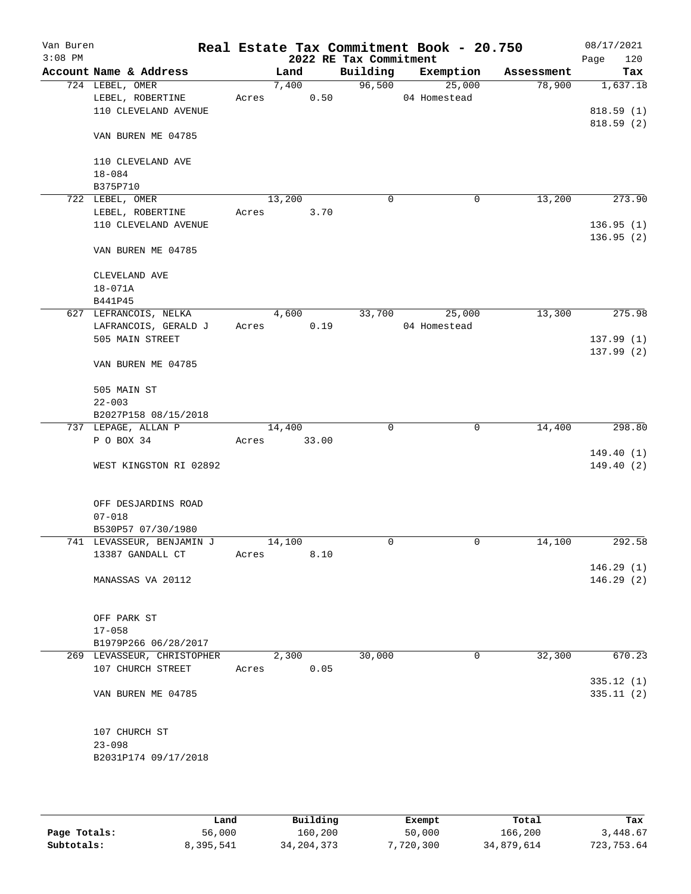Van Buren
3:08 PM

# Real Estate Tax Commitment Book - 20.750

## 2022 RE Tax Commitment

08/17/2021

| Account Name & Address | Land | Building | Exemption | Assessment | Tax |
|---|---|---|---|---|---|
| 724 LEBEL, OMER<br>LEBEL, ROBERTINE<br>110 CLEVELAND AVENUE<br><br>VAN BUREN ME 04785<br><br>110 CLEVELAND AVE<br>18-084<br>B375P710 | 7,400<br>Acres 0.50 | 96,500 | 25,000<br>04 Homestead | 78,900 | 1,637.18<br><br>818.59 (1)<br>818.59 (2) |
| 722 LEBEL, OMER<br>LEBEL, ROBERTINE<br>110 CLEVELAND AVENUE<br><br>VAN BUREN ME 04785<br><br>CLEVELAND AVE<br>18-071A<br>B441P45 | 13,200<br>Acres 3.70 | 0 | 0 | 13,200 | 273.90<br><br>136.95 (1)<br>136.95 (2) |
| 627 LEFRANCOIS, NELKA<br>LAFRANCOIS, GERALD J<br>505 MAIN STREET<br><br>VAN BUREN ME 04785<br><br>505 MAIN ST<br>22-003<br>B2027P158 08/15/2018 | 4,600<br>Acres 0.19 | 33,700 | 25,000<br>04 Homestead | 13,300 | 275.98<br><br>137.99 (1)<br>137.99 (2) |
| 737 LEPAGE, ALLAN P<br>P O BOX 34<br><br>WEST KINGSTON RI 02892<br><br>OFF DESJARDINS ROAD<br>07-018<br>B530P57 07/30/1980 | 14,400<br>Acres 33.00 | 0 | 0 | 14,400 | 298.80<br><br>149.40 (1)<br>149.40 (2) |
| 741 LEVASSEUR, BENJAMIN J<br>13387 GANDALL CT<br><br>MANASSAS VA 20112<br><br>OFF PARK ST<br>17-058<br>B1979P266 06/28/2017 | 14,100<br>Acres 8.10 | 0 | 0 | 14,100 | 292.58<br><br>146.29 (1)<br>146.29 (2) |
| 269 LEVASSEUR, CHRISTOPHER<br>107 CHURCH STREET<br><br>VAN BUREN ME 04785<br><br>107 CHURCH ST<br>23-098<br>B2031P174 09/17/2018 | 2,300<br>Acres 0.05 | 30,000 | 0 | 32,300 | 670.23<br><br>335.12 (1)<br>335.11 (2) |

| | Land | Building | Exempt | Total | Tax |
|---|---|---|---|---|---|
| Page Totals: | 56,000 | 160,200 | 50,000 | 166,200 | 3,448.67 |
| Subtotals: | 8,395,541 | 34,204,373 | 7,720,300 | 34,879,614 | 723,753.64 |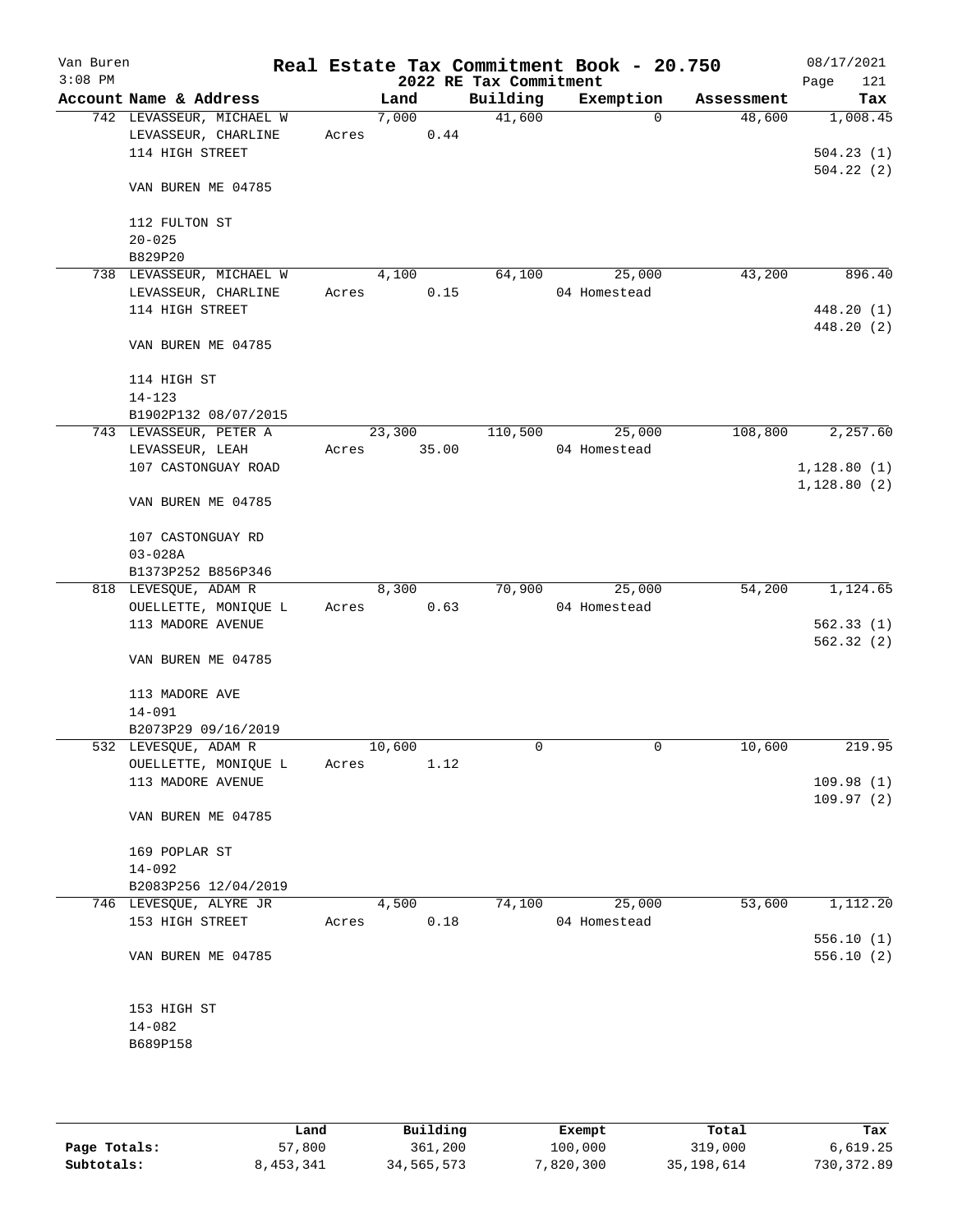Van Buren
3:08 PM

# Real Estate Tax Commitment Book - 20.750

## 2022 RE Tax Commitment

08/17/2021
Page 121

| Account Name & Address | Land | Building | Exemption | Assessment | Tax |
|---|---|---|---|---|---|
| 742 LEVASSEUR, MICHAEL W | 7,000 | 41,600 | 0 | 48,600 | 1,008.45 |
| LEVASSEUR, CHARLINE | Acres 0.44 | | | | |
| 114 HIGH STREET | | | | | 504.23 (1) |
| | | | | | 504.22 (2) |
| VAN BUREN ME 04785 | | | | | |
| 112 FULTON ST | | | | | |
| 20-025 | | | | | |
| B829P20 | | | | | |
| 738 LEVASSEUR, MICHAEL W | 4,100 | 64,100 | 25,000 | 43,200 | 896.40 |
| LEVASSEUR, CHARLINE | Acres 0.15 | | 04 Homestead | | |
| 114 HIGH STREET | | | | | 448.20 (1) |
| | | | | | 448.20 (2) |
| VAN BUREN ME 04785 | | | | | |
| 114 HIGH ST | | | | | |
| 14-123 | | | | | |
| B1902P132 08/07/2015 | | | | | |
| 743 LEVASSEUR, PETER A | 23,300 | 110,500 | 25,000 | 108,800 | 2,257.60 |
| LEVASSEUR, LEAH | Acres 35.00 | | 04 Homestead | | |
| 107 CASTONGUAY ROAD | | | | | 1,128.80 (1) |
| | | | | | 1,128.80 (2) |
| VAN BUREN ME 04785 | | | | | |
| 107 CASTONGUAY RD | | | | | |
| 03-028A | | | | | |
| B1373P252 B856P346 | | | | | |
| 818 LEVESQUE, ADAM R | 8,300 | 70,900 | 25,000 | 54,200 | 1,124.65 |
| OUELLETTE, MONIQUE L | Acres 0.63 | | 04 Homestead | | |
| 113 MADORE AVENUE | | | | | 562.33 (1) |
| | | | | | 562.32 (2) |
| VAN BUREN ME 04785 | | | | | |
| 113 MADORE AVE | | | | | |
| 14-091 | | | | | |
| B2073P29 09/16/2019 | | | | | |
| 532 LEVESQUE, ADAM R | 10,600 | 0 | 0 | 10,600 | 219.95 |
| OUELLETTE, MONIQUE L | Acres 1.12 | | | | |
| 113 MADORE AVENUE | | | | | 109.98 (1) |
| | | | | | 109.97 (2) |
| VAN BUREN ME 04785 | | | | | |
| 169 POPLAR ST | | | | | |
| 14-092 | | | | | |
| B2083P256 12/04/2019 | | | | | |
| 746 LEVESQUE, ALYRE JR | 4,500 | 74,100 | 25,000 | 53,600 | 1,112.20 |
| 153 HIGH STREET | Acres 0.18 | | 04 Homestead | | |
| | | | | | 556.10 (1) |
| VAN BUREN ME 04785 | | | | | 556.10 (2) |
| 153 HIGH ST | | | | | |
| 14-082 | | | | | |
| B689P158 | | | | | |

| | Land | Building | Exempt | Total | Tax |
|---|---|---|---|---|---|
| Page Totals: | 57,800 | 361,200 | 100,000 | 319,000 | 6,619.25 |
| Subtotals: | 8,453,341 | 34,565,573 | 7,820,300 | 35,198,614 | 730,372.89 |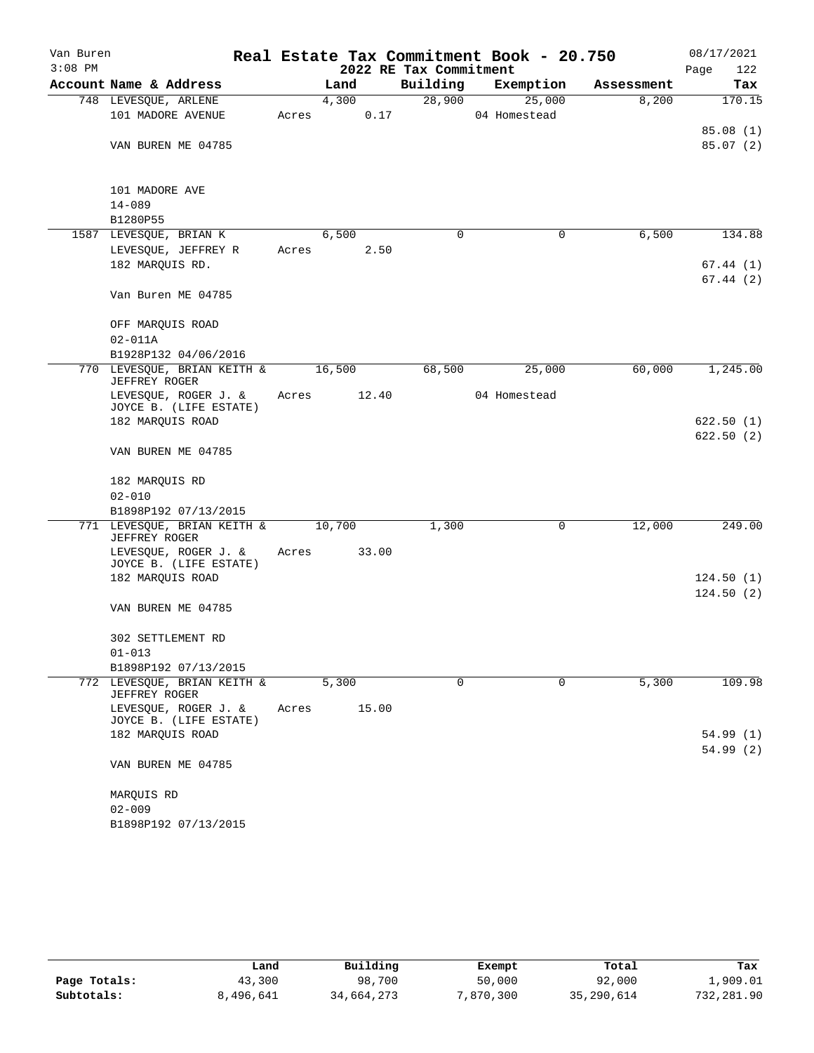Van Buren
3:08 PM

# Real Estate Tax Commitment Book - 20.750

## 2022 RE Tax Commitment

08/17/2021

| Account | Name & Address | Land | Building | Exemption | Assessment | Tax |
|---|---|---|---|---|---|---|
| 748 | LEVESQUE, ARLENE<br>101 MADORE AVENUE<br><br>VAN BUREN ME 04785<br><br>101 MADORE AVE<br>14-089<br>B1280P55 | 4,300<br>Acres 0.17 | 28,900 | 25,000<br>04 Homestead | 8,200 | 170.15<br><br>85.08 (1)<br>85.07 (2) |
| 1587 | LEVESQUE, BRIAN K<br>LEVESQUE, JEFFREY R<br>182 MARQUIS RD.<br><br>Van Buren ME 04785<br><br>OFF MARQUIS ROAD<br>02-011A<br>B1928P132 04/06/2016 | 6,500<br>Acres 2.50 | 0 | 0 | 6,500 | 134.88<br><br>67.44 (1)<br>67.44 (2) |
| 770 | LEVESQUE, BRIAN KEITH & JEFFREY ROGER<br>LEVESQUE, ROGER J. & JOYCE B. (LIFE ESTATE)<br>182 MARQUIS ROAD<br><br>VAN BUREN ME 04785<br><br>182 MARQUIS RD<br>02-010<br>B1898P192 07/13/2015 | 16,500<br>Acres 12.40 | 68,500 | 25,000<br>04 Homestead | 60,000 | 1,245.00<br><br>622.50 (1)<br>622.50 (2) |
| 771 | LEVESQUE, BRIAN KEITH & JEFFREY ROGER<br>LEVESQUE, ROGER J. & JOYCE B. (LIFE ESTATE)<br>182 MARQUIS ROAD<br><br>VAN BUREN ME 04785<br><br>302 SETTLEMENT RD<br>01-013<br>B1898P192 07/13/2015 | 10,700<br>Acres 33.00 | 1,300 | 0 | 12,000 | 249.00<br><br>124.50 (1)<br>124.50 (2) |
| 772 | LEVESQUE, BRIAN KEITH & JEFFREY ROGER<br>LEVESQUE, ROGER J. & JOYCE B. (LIFE ESTATE)<br>182 MARQUIS ROAD<br><br>VAN BUREN ME 04785<br><br>MARQUIS RD<br>02-009<br>B1898P192 07/13/2015 | 5,300<br>Acres 15.00 | 0 | 0 | 5,300 | 109.98<br><br>54.99 (1)<br>54.99 (2) |

| | Land | Building | Exempt | Total | Tax |
|---|---|---|---|---|---|
| Page Totals: | 43,300 | 98,700 | 50,000 | 92,000 | 1,909.01 |
| Subtotals: | 8,496,641 | 34,664,273 | 7,870,300 | 35,290,614 | 732,281.90 |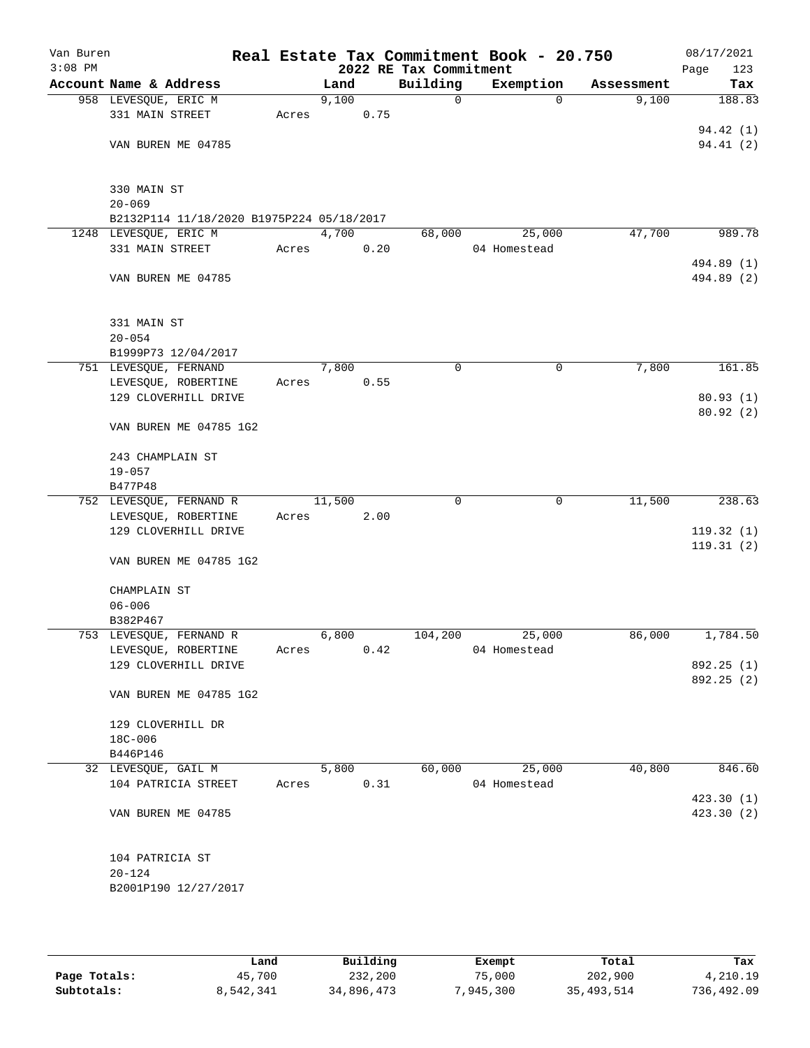# Real Estate Tax Commitment Book - 20.750

## 2022 RE Tax Commitment

Van Buren 3:08 PM — 08/17/2021

| Account Name & Address | Land | Building | Exemption | Assessment | Tax |
|---|---|---|---|---|---|
| 958 LEVESQUE, ERIC M | 9,100 | 0 | 0 | 9,100 | 188.83 |
| 331 MAIN STREET | Acres 0.75 | | | | |
| | | | | | 94.42 (1) |
| VAN BUREN ME 04785 | | | | | 94.41 (2) |
| 330 MAIN ST | | | | | |
| 20-069 | | | | | |
| B2132P114 11/18/2020 B1975P224 05/18/2017 | | | | | |
| 1248 LEVESQUE, ERIC M | 4,700 | 68,000 | 25,000 | 47,700 | 989.78 |
| 331 MAIN STREET | Acres 0.20 | | 04 Homestead | | |
| | | | | | 494.89 (1) |
| VAN BUREN ME 04785 | | | | | 494.89 (2) |
| 331 MAIN ST | | | | | |
| 20-054 | | | | | |
| B1999P73 12/04/2017 | | | | | |
| 751 LEVESQUE, FERNAND | 7,800 | 0 | 0 | 7,800 | 161.85 |
| LEVESQUE, ROBERTINE | Acres 0.55 | | | | |
| 129 CLOVERHILL DRIVE | | | | | 80.93 (1) |
| | | | | | 80.92 (2) |
| VAN BUREN ME 04785 1G2 | | | | | |
| 243 CHAMPLAIN ST | | | | | |
| 19-057 | | | | | |
| B477P48 | | | | | |
| 752 LEVESQUE, FERNAND R | 11,500 | 0 | 0 | 11,500 | 238.63 |
| LEVESQUE, ROBERTINE | Acres 2.00 | | | | |
| 129 CLOVERHILL DRIVE | | | | | 119.32 (1) |
| | | | | | 119.31 (2) |
| VAN BUREN ME 04785 1G2 | | | | | |
| CHAMPLAIN ST | | | | | |
| 06-006 | | | | | |
| B382P467 | | | | | |
| 753 LEVESQUE, FERNAND R | 6,800 | 104,200 | 25,000 | 86,000 | 1,784.50 |
| LEVESQUE, ROBERTINE | Acres 0.42 | | 04 Homestead | | |
| 129 CLOVERHILL DRIVE | | | | | 892.25 (1) |
| | | | | | 892.25 (2) |
| VAN BUREN ME 04785 1G2 | | | | | |
| 129 CLOVERHILL DR | | | | | |
| 18C-006 | | | | | |
| B446P146 | | | | | |
| 32 LEVESQUE, GAIL M | 5,800 | 60,000 | 25,000 | 40,800 | 846.60 |
| 104 PATRICIA STREET | Acres 0.31 | | 04 Homestead | | |
| | | | | | 423.30 (1) |
| VAN BUREN ME 04785 | | | | | 423.30 (2) |
| 104 PATRICIA ST | | | | | |
| 20-124 | | | | | |
| B2001P190 12/27/2017 | | | | | |

| | Land | Building | Exempt | Total | Tax |
|---|---|---|---|---|---|
| Page Totals: | 45,700 | 232,200 | 75,000 | 202,900 | 4,210.19 |
| Subtotals: | 8,542,341 | 34,896,473 | 7,945,300 | 35,493,514 | 736,492.09 |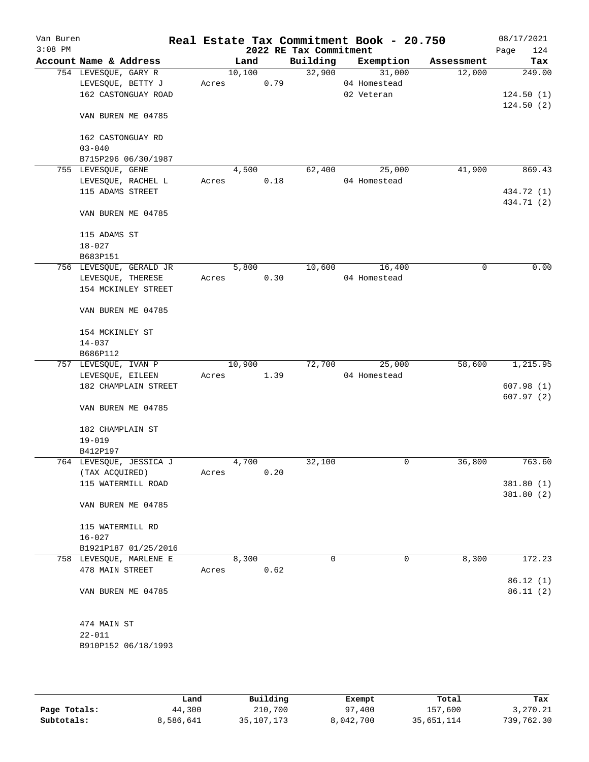Van Buren
3:08 PM

# Real Estate Tax Commitment Book - 20.750

## 2022 RE Tax Commitment

08/17/2021

| Account Name & Address | Land | Building | Exemption | Assessment | Tax |
|---|---|---|---|---|---|
| 754 LEVESQUE, GARY R<br>LEVESQUE, BETTY J<br>162 CASTONGUAY ROAD<br><br>VAN BUREN ME 04785<br><br>162 CASTONGUAY RD<br>03-040<br>B715P296 06/30/1987 | 10,100<br>Acres 0.79 | 32,900 | 31,000<br>04 Homestead<br>02 Veteran | 12,000 | 249.00<br><br>124.50 (1)<br>124.50 (2) |
| 755 LEVESQUE, GENE<br>LEVESQUE, RACHEL L<br>115 ADAMS STREET<br><br>VAN BUREN ME 04785<br><br>115 ADAMS ST<br>18-027<br>B683P151 | 4,500<br>Acres 0.18 | 62,400 | 25,000<br>04 Homestead | 41,900 | 869.43<br><br>434.72 (1)<br>434.71 (2) |
| 756 LEVESQUE, GERALD JR<br>LEVESQUE, THERESE<br>154 MCKINLEY STREET<br><br>VAN BUREN ME 04785<br><br>154 MCKINLEY ST<br>14-037<br>B686P112 | 5,800<br>Acres 0.30 | 10,600 | 16,400<br>04 Homestead | 0 | 0.00 |
| 757 LEVESQUE, IVAN P<br>LEVESQUE, EILEEN<br>182 CHAMPLAIN STREET<br><br>VAN BUREN ME 04785<br><br>182 CHAMPLAIN ST<br>19-019<br>B412P197 | 10,900<br>Acres 1.39 | 72,700 | 25,000<br>04 Homestead | 58,600 | 1,215.95<br><br>607.98 (1)<br>607.97 (2) |
| 764 LEVESQUE, JESSICA J<br>(TAX ACQUIRED)<br>115 WATERMILL ROAD<br><br>VAN BUREN ME 04785<br><br>115 WATERMILL RD<br>16-027<br>B1921P187 01/25/2016 | 4,700<br>Acres 0.20 | 32,100 | 0 | 36,800 | 763.60<br><br>381.80 (1)<br>381.80 (2) |
| 758 LEVESQUE, MARLENE E<br>478 MAIN STREET<br><br>VAN BUREN ME 04785<br><br>474 MAIN ST<br>22-011<br>B910P152 06/18/1993 | 8,300<br>Acres 0.62 | 0 | 0 | 8,300 | 172.23<br><br>86.12 (1)<br>86.11 (2) |

| | Land | Building | Exempt | Total | Tax |
|---|---|---|---|---|---|
| Page Totals: | 44,300 | 210,700 | 97,400 | 157,600 | 3,270.21 |
| Subtotals: | 8,586,641 | 35,107,173 | 8,042,700 | 35,651,114 | 739,762.30 |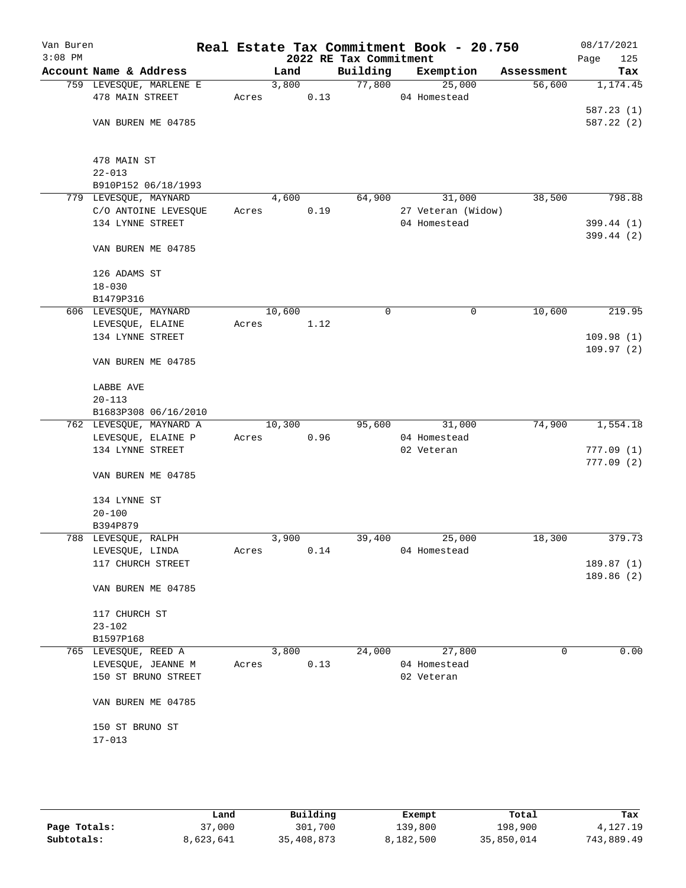Van Buren 3:08 PM

# Real Estate Tax Commitment Book - 20.750

## 2022 RE Tax Commitment

08/17/2021 Page 125

| Account Name & Address | Land | Building | Exemption | Assessment | Tax |
|---|---|---|---|---|---|
| 759 LEVESQUE, MARLENE E | 3,800 | 77,800 | 25,000 | 56,600 | 1,174.45 |
| 478 MAIN STREET | Acres 0.13 | | 04 Homestead | | |
| | | | | | 587.23 (1) |
| VAN BUREN ME 04785 | | | | | 587.22 (2) |
| 478 MAIN ST | | | | | |
| 22-013 | | | | | |
| B910P152 06/18/1993 | | | | | |
| 779 LEVESQUE, MAYNARD | 4,600 | 64,900 | 31,000 | 38,500 | 798.88 |
| C/O ANTOINE LEVESQUE | Acres 0.19 | | 27 Veteran (Widow) | | |
| 134 LYNNE STREET | | | 04 Homestead | | 399.44 (1) |
| | | | | | 399.44 (2) |
| VAN BUREN ME 04785 | | | | | |
| 126 ADAMS ST | | | | | |
| 18-030 | | | | | |
| B1479P316 | | | | | |
| 606 LEVESQUE, MAYNARD | 10,600 | 0 | 0 | 10,600 | 219.95 |
| LEVESQUE, ELAINE | Acres 1.12 | | | | |
| 134 LYNNE STREET | | | | | 109.98 (1) |
| | | | | | 109.97 (2) |
| VAN BUREN ME 04785 | | | | | |
| LABBE AVE | | | | | |
| 20-113 | | | | | |
| B1683P308 06/16/2010 | | | | | |
| 762 LEVESQUE, MAYNARD A | 10,300 | 95,600 | 31,000 | 74,900 | 1,554.18 |
| LEVESQUE, ELAINE P | Acres 0.96 | | 04 Homestead | | |
| 134 LYNNE STREET | | | 02 Veteran | | 777.09 (1) |
| | | | | | 777.09 (2) |
| VAN BUREN ME 04785 | | | | | |
| 134 LYNNE ST | | | | | |
| 20-100 | | | | | |
| B394P879 | | | | | |
| 788 LEVESQUE, RALPH | 3,900 | 39,400 | 25,000 | 18,300 | 379.73 |
| LEVESQUE, LINDA | Acres 0.14 | | 04 Homestead | | |
| 117 CHURCH STREET | | | | | 189.87 (1) |
| | | | | | 189.86 (2) |
| VAN BUREN ME 04785 | | | | | |
| 117 CHURCH ST | | | | | |
| 23-102 | | | | | |
| B1597P168 | | | | | |
| 765 LEVESQUE, REED A | 3,800 | 24,000 | 27,800 | 0 | 0.00 |
| LEVESQUE, JEANNE M | Acres 0.13 | | 04 Homestead | | |
| 150 ST BRUNO STREET | | | 02 Veteran | | |
| VAN BUREN ME 04785 | | | | | |
| 150 ST BRUNO ST | | | | | |
| 17-013 | | | | | |

| | Land | Building | Exempt | Total | Tax |
|---|---|---|---|---|---|
| Page Totals: | 37,000 | 301,700 | 139,800 | 198,900 | 4,127.19 |
| Subtotals: | 8,623,641 | 35,408,873 | 8,182,500 | 35,850,014 | 743,889.49 |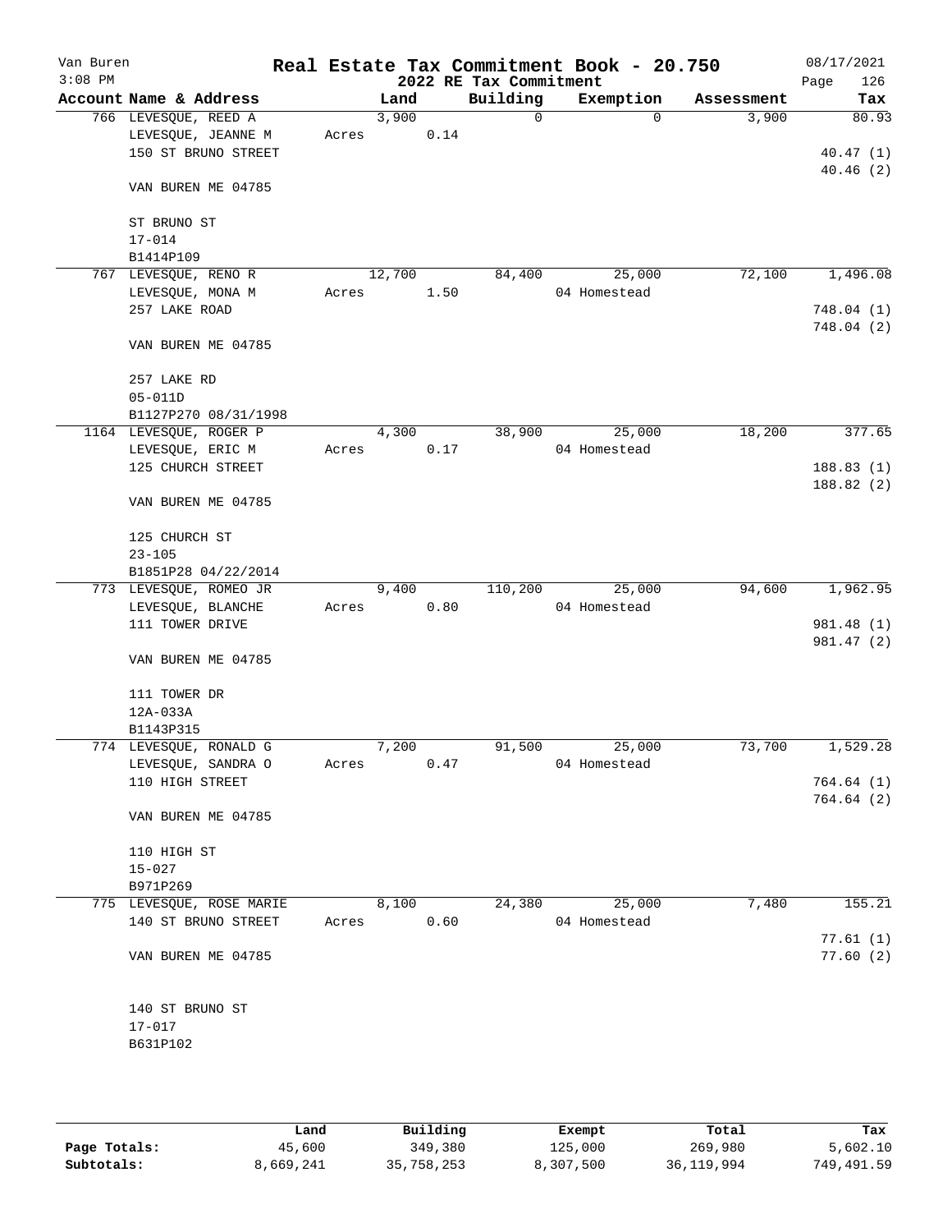Van Buren
3:08 PM

# Real Estate Tax Commitment Book - 20.750

2022 RE Tax Commitment

08/17/2021
Page 126

| Account Name & Address | Land | Building | Exemption | Assessment | Tax |
|---|---|---|---|---|---|
| 766 LEVESQUE, REED A | 3,900 | 0 | 0 | 3,900 | 80.93 |
| LEVESQUE, JEANNE M | Acres 0.14 | | | | |
| 150 ST BRUNO STREET | | | | | 40.47 (1) |
| | | | | | 40.46 (2) |
| VAN BUREN ME 04785 | | | | | |
| ST BRUNO ST | | | | | |
| 17-014 | | | | | |
| B1414P109 | | | | | |
| 767 LEVESQUE, RENO R | 12,700 | 84,400 | 25,000 | 72,100 | 1,496.08 |
| LEVESQUE, MONA M | Acres 1.50 | | 04 Homestead | | |
| 257 LAKE ROAD | | | | | 748.04 (1) |
| | | | | | 748.04 (2) |
| VAN BUREN ME 04785 | | | | | |
| 257 LAKE RD | | | | | |
| 05-011D | | | | | |
| B1127P270 08/31/1998 | | | | | |
| 1164 LEVESQUE, ROGER P | 4,300 | 38,900 | 25,000 | 18,200 | 377.65 |
| LEVESQUE, ERIC M | Acres 0.17 | | 04 Homestead | | |
| 125 CHURCH STREET | | | | | 188.83 (1) |
| | | | | | 188.82 (2) |
| VAN BUREN ME 04785 | | | | | |
| 125 CHURCH ST | | | | | |
| 23-105 | | | | | |
| B1851P28 04/22/2014 | | | | | |
| 773 LEVESQUE, ROMEO JR | 9,400 | 110,200 | 25,000 | 94,600 | 1,962.95 |
| LEVESQUE, BLANCHE | Acres 0.80 | | 04 Homestead | | |
| 111 TOWER DRIVE | | | | | 981.48 (1) |
| | | | | | 981.47 (2) |
| VAN BUREN ME 04785 | | | | | |
| 111 TOWER DR | | | | | |
| 12A-033A | | | | | |
| B1143P315 | | | | | |
| 774 LEVESQUE, RONALD G | 7,200 | 91,500 | 25,000 | 73,700 | 1,529.28 |
| LEVESQUE, SANDRA O | Acres 0.47 | | 04 Homestead | | |
| 110 HIGH STREET | | | | | 764.64 (1) |
| | | | | | 764.64 (2) |
| VAN BUREN ME 04785 | | | | | |
| 110 HIGH ST | | | | | |
| 15-027 | | | | | |
| B971P269 | | | | | |
| 775 LEVESQUE, ROSE MARIE | 8,100 | 24,380 | 25,000 | 7,480 | 155.21 |
| 140 ST BRUNO STREET | Acres 0.60 | | 04 Homestead | | |
| | | | | | 77.61 (1) |
| VAN BUREN ME 04785 | | | | | 77.60 (2) |
| 140 ST BRUNO ST | | | | | |
| 17-017 | | | | | |
| B631P102 | | | | | |

| | Land | Building | Exempt | Total | Tax |
|---|---|---|---|---|---|
| Page Totals: | 45,600 | 349,380 | 125,000 | 269,980 | 5,602.10 |
| Subtotals: | 8,669,241 | 35,758,253 | 8,307,500 | 36,119,994 | 749,491.59 |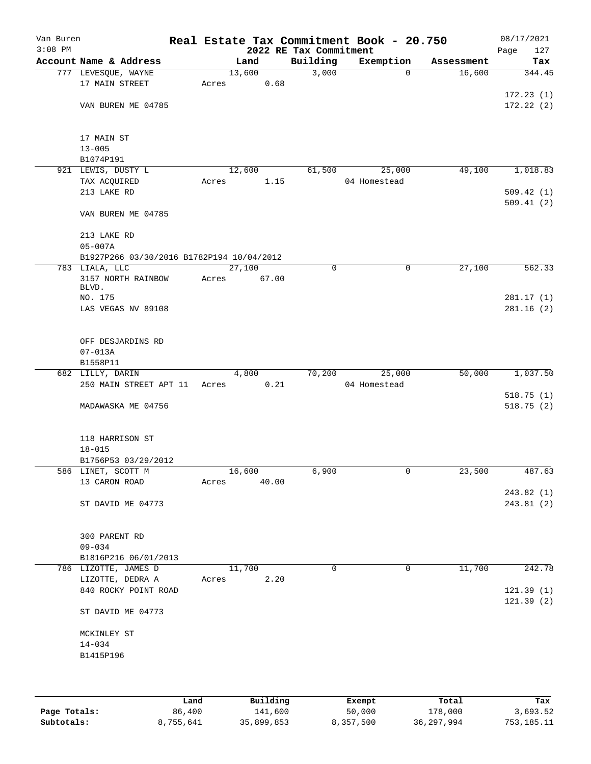# Real Estate Tax Commitment Book - 20.750

Van Buren
3:08 PM

## 2022 RE Tax Commitment

08/17/2021
Page 127

| Account Name & Address | Land | Building | Exemption | Assessment | Tax |
|---|---|---|---|---|---|
| 777 LEVESQUE, WAYNE | 13,600 | 3,000 | 0 | 16,600 | 344.45 |
| 17 MAIN STREET | Acres 0.68 | | | | |
| | | | | | 172.23 (1) |
| VAN BUREN ME 04785 | | | | | 172.22 (2) |
| 17 MAIN ST | | | | | |
| 13-005 | | | | | |
| B1074P191 | | | | | |
| 921 LEWIS, DUSTY L | 12,600 | 61,500 | 25,000 | 49,100 | 1,018.83 |
| TAX ACQUIRED | Acres 1.15 | | 04 Homestead | | |
| 213 LAKE RD | | | | | 509.42 (1) |
| | | | | | 509.41 (2) |
| VAN BUREN ME 04785 | | | | | |
| 213 LAKE RD | | | | | |
| 05-007A | | | | | |
| B1927P266 03/30/2016 B1782P194 10/04/2012 | | | | | |
| 783 LIALA, LLC | 27,100 | 0 | 0 | 27,100 | 562.33 |
| 3157 NORTH RAINBOW BLVD. | Acres 67.00 | | | | |
| NO. 175 | | | | | 281.17 (1) |
| LAS VEGAS NV 89108 | | | | | 281.16 (2) |
| OFF DESJARDINS RD | | | | | |
| 07-013A | | | | | |
| B1558P11 | | | | | |
| 682 LILLY, DARIN | 4,800 | 70,200 | 25,000 | 50,000 | 1,037.50 |
| 250 MAIN STREET APT 11 | Acres 0.21 | | 04 Homestead | | |
| | | | | | 518.75 (1) |
| MADAWASKA ME 04756 | | | | | 518.75 (2) |
| 118 HARRISON ST | | | | | |
| 18-015 | | | | | |
| B1756P53 03/29/2012 | | | | | |
| 586 LINET, SCOTT M | 16,600 | 6,900 | 0 | 23,500 | 487.63 |
| 13 CARON ROAD | Acres 40.00 | | | | |
| | | | | | 243.82 (1) |
| ST DAVID ME 04773 | | | | | 243.81 (2) |
| 300 PARENT RD | | | | | |
| 09-034 | | | | | |
| B1816P216 06/01/2013 | | | | | |
| 786 LIZOTTE, JAMES D | 11,700 | 0 | 0 | 11,700 | 242.78 |
| LIZOTTE, DEDRA A | Acres 2.20 | | | | |
| 840 ROCKY POINT ROAD | | | | | 121.39 (1) |
| | | | | | 121.39 (2) |
| ST DAVID ME 04773 | | | | | |
| MCKINLEY ST | | | | | |
| 14-034 | | | | | |
| B1415P196 | | | | | |

| | Land | Building | Exempt | Total | Tax |
|---|---|---|---|---|---|
| Page Totals: | 86,400 | 141,600 | 50,000 | 178,000 | 3,693.52 |
| Subtotals: | 8,755,641 | 35,899,853 | 8,357,500 | 36,297,994 | 753,185.11 |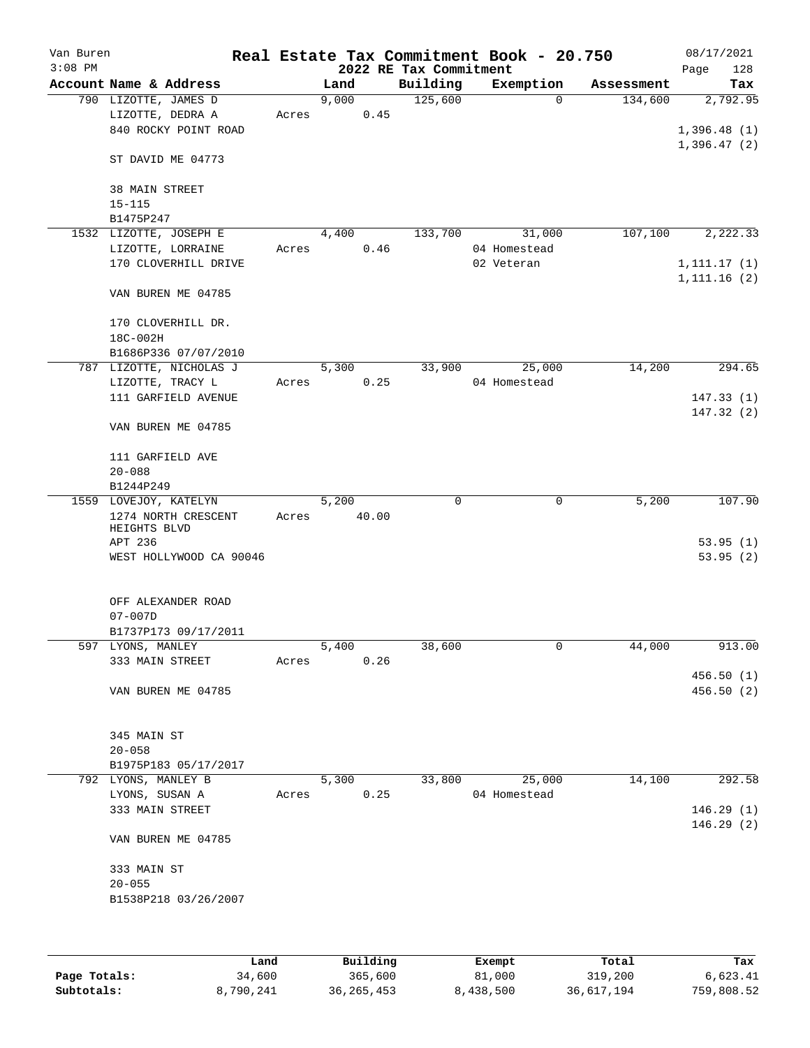Van Buren
3:08 PM

# Real Estate Tax Commitment Book - 20.750

## 2022 RE Tax Commitment

08/17/2021
Page 128

| Account Name & Address | | Land | Building | Exemption | Assessment | Tax |
|---|---|---|---|---|---|---|
| 790 LIZOTTE, JAMES D | | 9,000 | 125,600 | 0 | 134,600 | 2,792.95 |
| LIZOTTE, DEDRA A | Acres | 0.45 | | | | |
| 840 ROCKY POINT ROAD | | | | | | 1,396.48 (1) |
| | | | | | | 1,396.47 (2) |
| ST DAVID ME 04773 | | | | | | |
| 38 MAIN STREET | | | | | | |
| 15-115 | | | | | | |
| B1475P247 | | | | | | |
| 1532 LIZOTTE, JOSEPH E | | 4,400 | 133,700 | 31,000 | 107,100 | 2,222.33 |
| LIZOTTE, LORRAINE | Acres | 0.46 | | 04 Homestead | | |
| 170 CLOVERHILL DRIVE | | | | 02 Veteran | | 1,111.17 (1) |
| | | | | | | 1,111.16 (2) |
| VAN BUREN ME 04785 | | | | | | |
| 170 CLOVERHILL DR. | | | | | | |
| 18C-002H | | | | | | |
| B1686P336 07/07/2010 | | | | | | |
| 787 LIZOTTE, NICHOLAS J | | 5,300 | 33,900 | 25,000 | 14,200 | 294.65 |
| LIZOTTE, TRACY L | Acres | 0.25 | | 04 Homestead | | |
| 111 GARFIELD AVENUE | | | | | | 147.33 (1) |
| | | | | | | 147.32 (2) |
| VAN BUREN ME 04785 | | | | | | |
| 111 GARFIELD AVE | | | | | | |
| 20-088 | | | | | | |
| B1244P249 | | | | | | |
| 1559 LOVEJOY, KATELYN | | 5,200 | 0 | 0 | 5,200 | 107.90 |
| 1274 NORTH CRESCENT HEIGHTS BLVD | Acres | 40.00 | | | | |
| APT 236 | | | | | | 53.95 (1) |
| WEST HOLLYWOOD CA 90046 | | | | | | 53.95 (2) |
| OFF ALEXANDER ROAD | | | | | | |
| 07-007D | | | | | | |
| B1737P173 09/17/2011 | | | | | | |
| 597 LYONS, MANLEY | | 5,400 | 38,600 | 0 | 44,000 | 913.00 |
| 333 MAIN STREET | Acres | 0.26 | | | | |
| | | | | | | 456.50 (1) |
| VAN BUREN ME 04785 | | | | | | 456.50 (2) |
| 345 MAIN ST | | | | | | |
| 20-058 | | | | | | |
| B1975P183 05/17/2017 | | | | | | |
| 792 LYONS, MANLEY B | | 5,300 | 33,800 | 25,000 | 14,100 | 292.58 |
| LYONS, SUSAN A | Acres | 0.25 | | 04 Homestead | | |
| 333 MAIN STREET | | | | | | 146.29 (1) |
| | | | | | | 146.29 (2) |
| VAN BUREN ME 04785 | | | | | | |
| 333 MAIN ST | | | | | | |
| 20-055 | | | | | | |
| B1538P218 03/26/2007 | | | | | | |

| | Land | Building | Exempt | Total | Tax |
|---|---|---|---|---|---|
| Page Totals: | 34,600 | 365,600 | 81,000 | 319,200 | 6,623.41 |
| Subtotals: | 8,790,241 | 36,265,453 | 8,438,500 | 36,617,194 | 759,808.52 |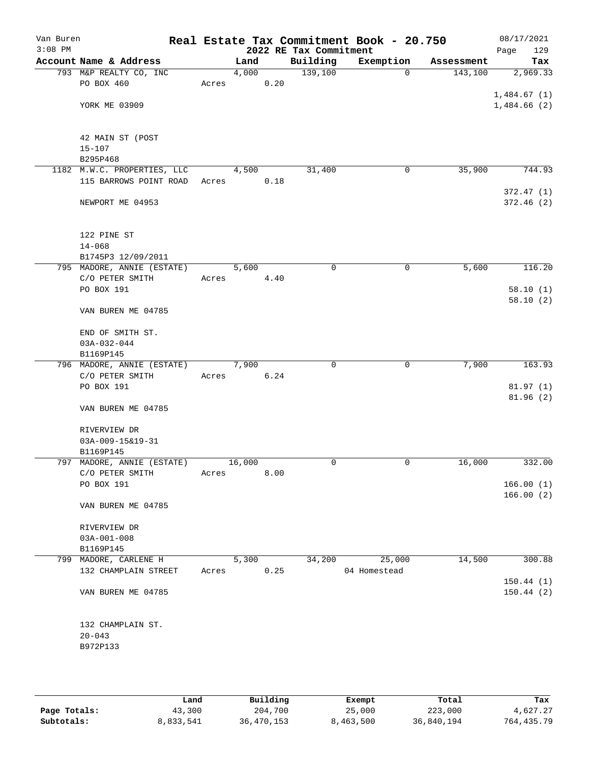Van Buren  
3:08 PM

# Real Estate Tax Commitment Book - 20.750

## 2022 RE Tax Commitment

08/17/2021  
Page 129

| Account Name & Address | Land | Building | Exemption | Assessment | Tax |
|---|---|---|---|---|---|
| 793 M&P REALTY CO, INC | 4,000 | 139,100 | 0 | 143,100 | 2,969.33 |
| PO BOX 460 | Acres 0.20 | | | | |
| | | | | | 1,484.67 (1) |
| YORK ME 03909 | | | | | 1,484.66 (2) |
| 42 MAIN ST (POST | | | | | |
| 15-107 | | | | | |
| B295P468 | | | | | |
| 1182 M.W.C. PROPERTIES, LLC | 4,500 | 31,400 | 0 | 35,900 | 744.93 |
| 115 BARROWS POINT ROAD | Acres 0.18 | | | | |
| | | | | | 372.47 (1) |
| NEWPORT ME 04953 | | | | | 372.46 (2) |
| 122 PINE ST | | | | | |
| 14-068 | | | | | |
| B1745P3 12/09/2011 | | | | | |
| 795 MADORE, ANNIE (ESTATE) | 5,600 | 0 | 0 | 5,600 | 116.20 |
| C/O PETER SMITH | Acres 4.40 | | | | |
| PO BOX 191 | | | | | 58.10 (1) |
| | | | | | 58.10 (2) |
| VAN BUREN ME 04785 | | | | | |
| END OF SMITH ST. | | | | | |
| 03A-032-044 | | | | | |
| B1169P145 | | | | | |
| 796 MADORE, ANNIE (ESTATE) | 7,900 | 0 | 0 | 7,900 | 163.93 |
| C/O PETER SMITH | Acres 6.24 | | | | |
| PO BOX 191 | | | | | 81.97 (1) |
| | | | | | 81.96 (2) |
| VAN BUREN ME 04785 | | | | | |
| RIVERVIEW DR | | | | | |
| 03A-009-15&19-31 | | | | | |
| B1169P145 | | | | | |
| 797 MADORE, ANNIE (ESTATE) | 16,000 | 0 | 0 | 16,000 | 332.00 |
| C/O PETER SMITH | Acres 8.00 | | | | |
| PO BOX 191 | | | | | 166.00 (1) |
| | | | | | 166.00 (2) |
| VAN BUREN ME 04785 | | | | | |
| RIVERVIEW DR | | | | | |
| 03A-001-008 | | | | | |
| B1169P145 | | | | | |
| 799 MADORE, CARLENE H | 5,300 | 34,200 | 25,000 | 14,500 | 300.88 |
| 132 CHAMPLAIN STREET | Acres 0.25 | | 04 Homestead | | |
| | | | | | 150.44 (1) |
| VAN BUREN ME 04785 | | | | | 150.44 (2) |
| 132 CHAMPLAIN ST. | | | | | |
| 20-043 | | | | | |
| B972P133 | | | | | |

| | Land | Building | Exempt | Total | Tax |
|---|---|---|---|---|---|
| Page Totals: | 43,300 | 204,700 | 25,000 | 223,000 | 4,627.27 |
| Subtotals: | 8,833,541 | 36,470,153 | 8,463,500 | 36,840,194 | 764,435.79 |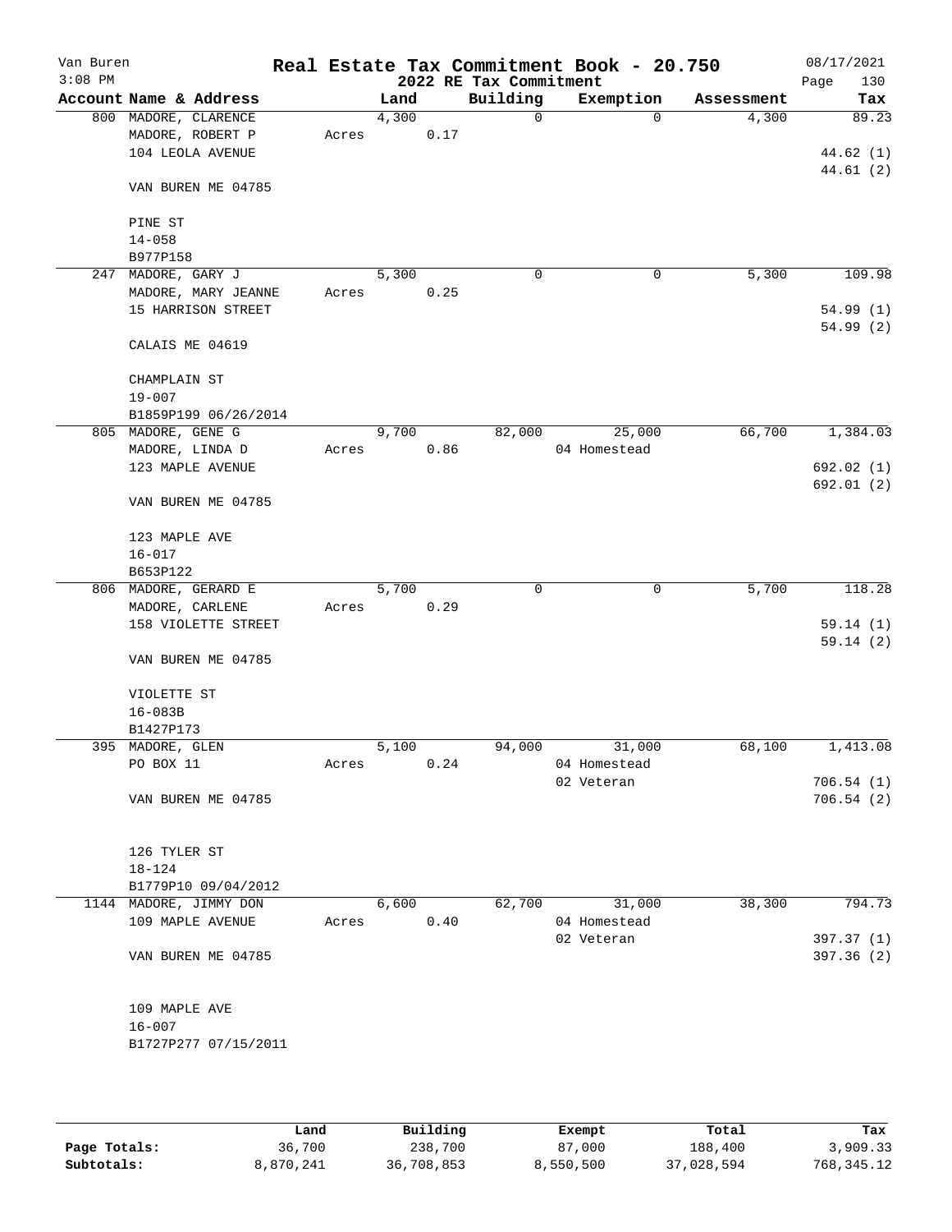Van Buren 3:08 PM

# Real Estate Tax Commitment Book - 20.750

## 2022 RE Tax Commitment

08/17/2021 Page 130

| Account | Name & Address | Land | Building | Exemption | Assessment | Tax |
|---|---|---|---|---|---|---|
| 800 | MADORE, CLARENCE | 4,300 | 0 | 0 | 4,300 | 89.23 |
| | MADORE, ROBERT P | Acres 0.17 | | | | |
| | 104 LEOLA AVENUE | | | | | 44.62 (1) |
| | | | | | | 44.61 (2) |
| | VAN BUREN ME 04785 | | | | | |
| | PINE ST | | | | | |
| | 14-058 | | | | | |
| | B977P158 | | | | | |
| 247 | MADORE, GARY J | 5,300 | 0 | 0 | 5,300 | 109.98 |
| | MADORE, MARY JEANNE | Acres 0.25 | | | | |
| | 15 HARRISON STREET | | | | | 54.99 (1) |
| | | | | | | 54.99 (2) |
| | CALAIS ME 04619 | | | | | |
| | CHAMPLAIN ST | | | | | |
| | 19-007 | | | | | |
| | B1859P199 06/26/2014 | | | | | |
| 805 | MADORE, GENE G | 9,700 | 82,000 | 25,000 | 66,700 | 1,384.03 |
| | MADORE, LINDA D | Acres 0.86 | | 04 Homestead | | |
| | 123 MAPLE AVENUE | | | | | 692.02 (1) |
| | | | | | | 692.01 (2) |
| | VAN BUREN ME 04785 | | | | | |
| | 123 MAPLE AVE | | | | | |
| | 16-017 | | | | | |
| | B653P122 | | | | | |
| 806 | MADORE, GERARD E | 5,700 | 0 | 0 | 5,700 | 118.28 |
| | MADORE, CARLENE | Acres 0.29 | | | | |
| | 158 VIOLETTE STREET | | | | | 59.14 (1) |
| | | | | | | 59.14 (2) |
| | VAN BUREN ME 04785 | | | | | |
| | VIOLETTE ST | | | | | |
| | 16-083B | | | | | |
| | B1427P173 | | | | | |
| 395 | MADORE, GLEN | 5,100 | 94,000 | 31,000 | 68,100 | 1,413.08 |
| | PO BOX 11 | Acres 0.24 | | 04 Homestead | | |
| | | | | 02 Veteran | | 706.54 (1) |
| | VAN BUREN ME 04785 | | | | | 706.54 (2) |
| | 126 TYLER ST | | | | | |
| | 18-124 | | | | | |
| | B1779P10 09/04/2012 | | | | | |
| 1144 | MADORE, JIMMY DON | 6,600 | 62,700 | 31,000 | 38,300 | 794.73 |
| | 109 MAPLE AVENUE | Acres 0.40 | | 04 Homestead | | |
| | | | | 02 Veteran | | 397.37 (1) |
| | VAN BUREN ME 04785 | | | | | 397.36 (2) |
| | 109 MAPLE AVE | | | | | |
| | 16-007 | | | | | |
| | B1727P277 07/15/2011 | | | | | |

| | Land | Building | Exempt | Total | Tax |
|---|---|---|---|---|---|
| Page Totals: | 36,700 | 238,700 | 87,000 | 188,400 | 3,909.33 |
| Subtotals: | 8,870,241 | 36,708,853 | 8,550,500 | 37,028,594 | 768,345.12 |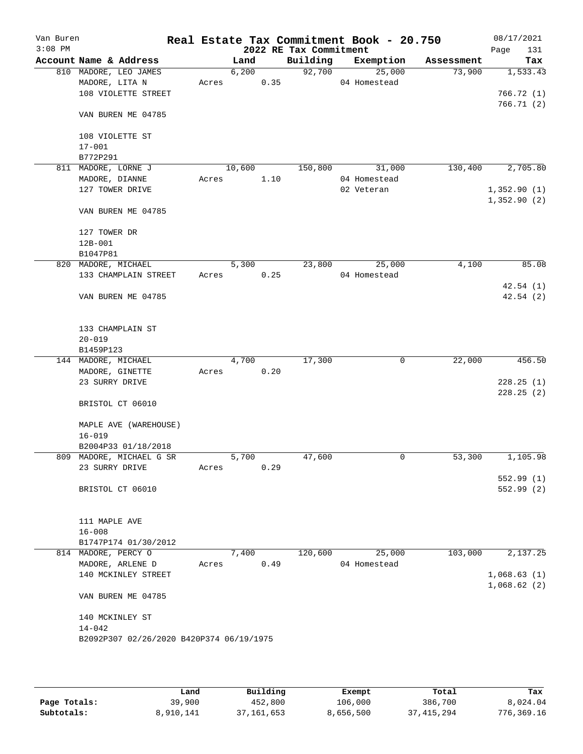Van Buren
3:08 PM

# Real Estate Tax Commitment Book - 20.750

08/17/2021

## 2022 RE Tax Commitment

| Account Name & Address | Land | Building | Exemption | Assessment | Tax |
|---|---|---|---|---|---|
| 810 MADORE, LEO JAMES | 6,200 | 92,700 | 25,000 | 73,900 | 1,533.43 |
| MADORE, LITA N | Acres 0.35 | | 04 Homestead | | |
| 108 VIOLETTE STREET | | | | | 766.72 (1) |
| | | | | | 766.71 (2) |
| VAN BUREN ME 04785 | | | | | |
| 108 VIOLETTE ST | | | | | |
| 17-001 | | | | | |
| B772P291 | | | | | |
| 811 MADORE, LORNE J | 10,600 | 150,800 | 31,000 | 130,400 | 2,705.80 |
| MADORE, DIANNE | Acres 1.10 | | 04 Homestead | | |
| 127 TOWER DRIVE | | | 02 Veteran | | 1,352.90 (1) |
| | | | | | 1,352.90 (2) |
| VAN BUREN ME 04785 | | | | | |
| 127 TOWER DR | | | | | |
| 12B-001 | | | | | |
| B1047P81 | | | | | |
| 820 MADORE, MICHAEL | 5,300 | 23,800 | 25,000 | 4,100 | 85.08 |
| 133 CHAMPLAIN STREET | Acres 0.25 | | 04 Homestead | | |
| | | | | | 42.54 (1) |
| VAN BUREN ME 04785 | | | | | 42.54 (2) |
| 133 CHAMPLAIN ST | | | | | |
| 20-019 | | | | | |
| B1459P123 | | | | | |
| 144 MADORE, MICHAEL | 4,700 | 17,300 | 0 | 22,000 | 456.50 |
| MADORE, GINETTE | Acres 0.20 | | | | |
| 23 SURRY DRIVE | | | | | 228.25 (1) |
| | | | | | 228.25 (2) |
| BRISTOL CT 06010 | | | | | |
| MAPLE AVE (WAREHOUSE) | | | | | |
| 16-019 | | | | | |
| B2004P33 01/18/2018 | | | | | |
| 809 MADORE, MICHAEL G SR | 5,700 | 47,600 | 0 | 53,300 | 1,105.98 |
| 23 SURRY DRIVE | Acres 0.29 | | | | |
| | | | | | 552.99 (1) |
| BRISTOL CT 06010 | | | | | 552.99 (2) |
| 111 MAPLE AVE | | | | | |
| 16-008 | | | | | |
| B1747P174 01/30/2012 | | | | | |
| 814 MADORE, PERCY O | 7,400 | 120,600 | 25,000 | 103,000 | 2,137.25 |
| MADORE, ARLENE D | Acres 0.49 | | 04 Homestead | | |
| 140 MCKINLEY STREET | | | | | 1,068.63 (1) |
| | | | | | 1,068.62 (2) |
| VAN BUREN ME 04785 | | | | | |
| 140 MCKINLEY ST | | | | | |
| 14-042 | | | | | |
| B2092P307 02/26/2020 B420P374 06/19/1975 | | | | | |

| | Land | Building | Exempt | Total | Tax |
|---|---|---|---|---|---|
| Page Totals: | 39,900 | 452,800 | 106,000 | 386,700 | 8,024.04 |
| Subtotals: | 8,910,141 | 37,161,653 | 8,656,500 | 37,415,294 | 776,369.16 |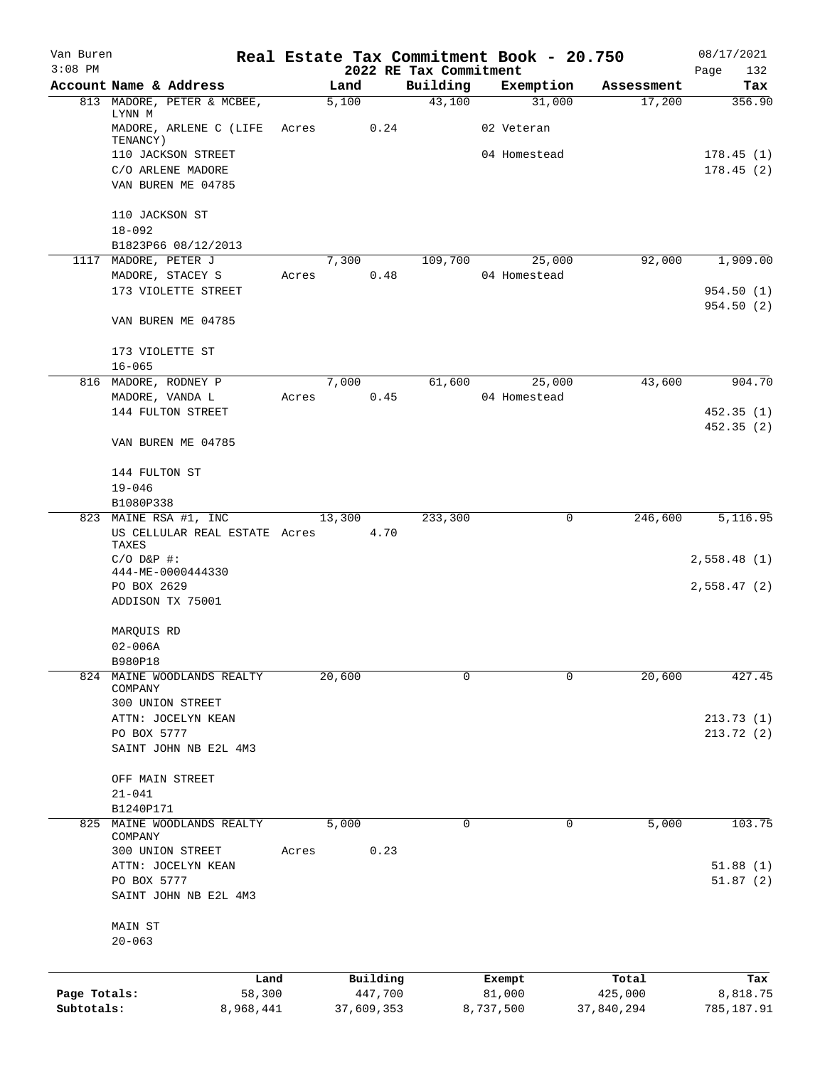Van Buren 3:08 PM

# Real Estate Tax Commitment Book - 20.750
## 2022 RE Tax Commitment

08/17/2021 Page 132

| Account Name & Address | Land | Building | Exemption | Assessment | Tax |
|---|---|---|---|---|---|
| 813 MADORE, PETER & MCBEE, LYNN M | 5,100 | 43,100 | 31,000 | 17,200 | 356.90 |
| MADORE, ARLENE C (LIFE TENANCY) | Acres 0.24 | | 02 Veteran | | |
| 110 JACKSON STREET | | | 04 Homestead | | 178.45 (1) |
| C/O ARLENE MADORE | | | | | 178.45 (2) |
| VAN BUREN ME 04785 | | | | | |
| 110 JACKSON ST | | | | | |
| 18-092 | | | | | |
| B1823P66 08/12/2013 | | | | | |
| 1117 MADORE, PETER J | 7,300 | 109,700 | 25,000 | 92,000 | 1,909.00 |
| MADORE, STACEY S | Acres 0.48 | | 04 Homestead | | |
| 173 VIOLETTE STREET | | | | | 954.50 (1) |
| | | | | | 954.50 (2) |
| VAN BUREN ME 04785 | | | | | |
| 173 VIOLETTE ST | | | | | |
| 16-065 | | | | | |
| 816 MADORE, RODNEY P | 7,000 | 61,600 | 25,000 | 43,600 | 904.70 |
| MADORE, VANDA L | Acres 0.45 | | 04 Homestead | | |
| 144 FULTON STREET | | | | | 452.35 (1) |
| | | | | | 452.35 (2) |
| VAN BUREN ME 04785 | | | | | |
| 144 FULTON ST | | | | | |
| 19-046 | | | | | |
| B1080P338 | | | | | |
| 823 MAINE RSA #1, INC | 13,300 | 233,300 | 0 | 246,600 | 5,116.95 |
| US CELLULAR REAL ESTATE TAXES | Acres 4.70 | | | | |
| C/O D&P #: 444-ME-0000444330 | | | | | 2,558.48 (1) |
| PO BOX 2629 | | | | | 2,558.47 (2) |
| ADDISON TX 75001 | | | | | |
| MARQUIS RD | | | | | |
| 02-006A | | | | | |
| B980P18 | | | | | |
| 824 MAINE WOODLANDS REALTY COMPANY | 20,600 | 0 | 0 | 20,600 | 427.45 |
| 300 UNION STREET | | | | | |
| ATTN: JOCELYN KEAN | | | | | 213.73 (1) |
| PO BOX 5777 | | | | | 213.72 (2) |
| SAINT JOHN NB E2L 4M3 | | | | | |
| OFF MAIN STREET | | | | | |
| 21-041 | | | | | |
| B1240P171 | | | | | |
| 825 MAINE WOODLANDS REALTY COMPANY | 5,000 | 0 | 0 | 5,000 | 103.75 |
| 300 UNION STREET | Acres 0.23 | | | | |
| ATTN: JOCELYN KEAN | | | | | 51.88 (1) |
| PO BOX 5777 | | | | | 51.87 (2) |
| SAINT JOHN NB E2L 4M3 | | | | | |
| MAIN ST | | | | | |
| 20-063 | | | | | |

| | Land | Building | Exempt | Total | Tax |
|---|---|---|---|---|---|
| Page Totals: | 58,300 | 447,700 | 81,000 | 425,000 | 8,818.75 |
| Subtotals: | 8,968,441 | 37,609,353 | 8,737,500 | 37,840,294 | 785,187.91 |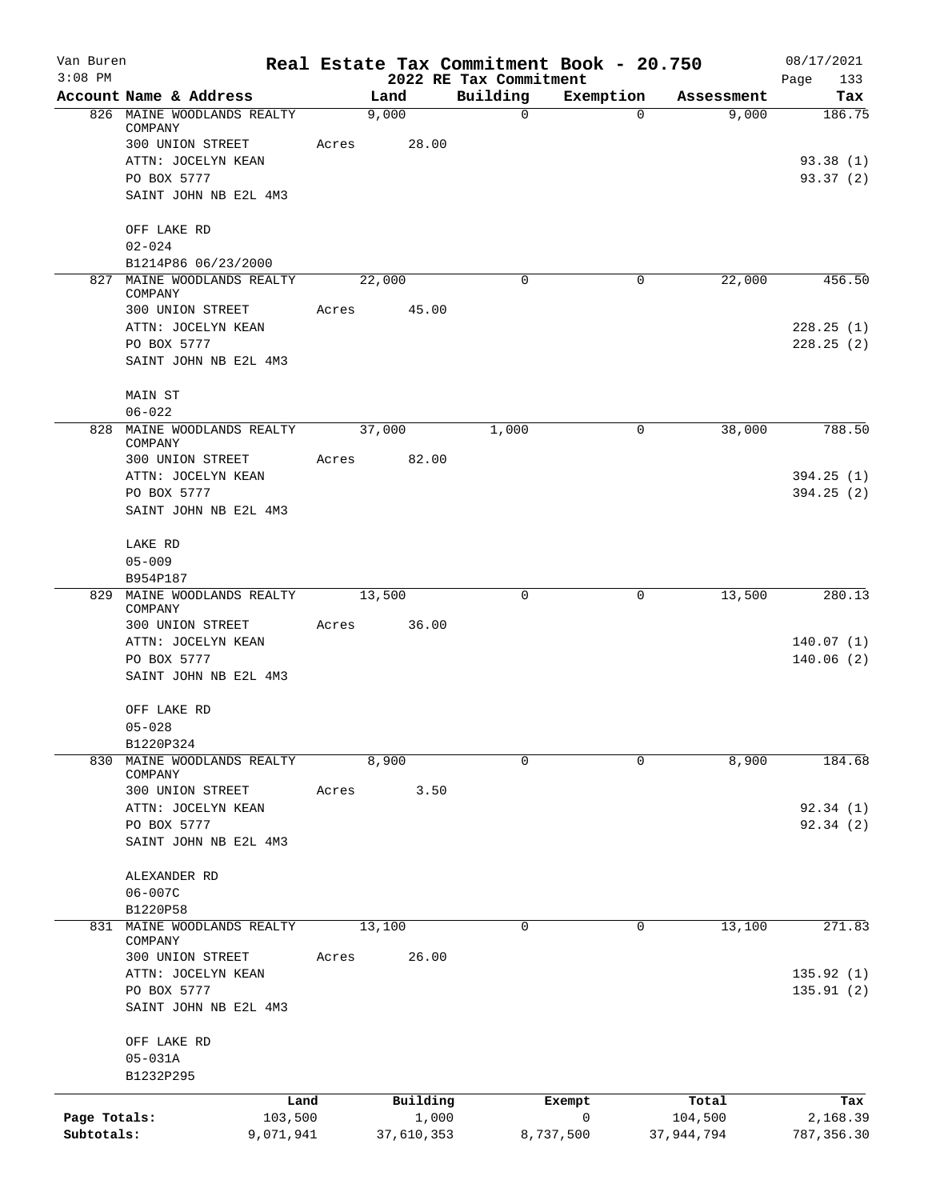Van Buren
3:08 PM

# Real Estate Tax Commitment Book - 20.750
## 2022 RE Tax Commitment

08/17/2021

| Account Name & Address | Land | Building | Exemption | Assessment | Tax |
|---|---|---|---|---|---|
| 826 MAINE WOODLANDS REALTY COMPANY | 9,000 | 0 | 0 | 9,000 | 186.75 |
| 300 UNION STREET | Acres 28.00 | | | | |
| ATTN: JOCELYN KEAN | | | | | 93.38 (1) |
| PO BOX 5777 | | | | | 93.37 (2) |
| SAINT JOHN NB E2L 4M3 | | | | | |
| OFF LAKE RD | | | | | |
| 02-024 | | | | | |
| B1214P86 06/23/2000 | | | | | |
| 827 MAINE WOODLANDS REALTY COMPANY | 22,000 | 0 | 0 | 22,000 | 456.50 |
| 300 UNION STREET | Acres 45.00 | | | | |
| ATTN: JOCELYN KEAN | | | | | 228.25 (1) |
| PO BOX 5777 | | | | | 228.25 (2) |
| SAINT JOHN NB E2L 4M3 | | | | | |
| MAIN ST | | | | | |
| 06-022 | | | | | |
| 828 MAINE WOODLANDS REALTY COMPANY | 37,000 | 1,000 | 0 | 38,000 | 788.50 |
| 300 UNION STREET | Acres 82.00 | | | | |
| ATTN: JOCELYN KEAN | | | | | 394.25 (1) |
| PO BOX 5777 | | | | | 394.25 (2) |
| SAINT JOHN NB E2L 4M3 | | | | | |
| LAKE RD | | | | | |
| 05-009 | | | | | |
| B954P187 | | | | | |
| 829 MAINE WOODLANDS REALTY COMPANY | 13,500 | 0 | 0 | 13,500 | 280.13 |
| 300 UNION STREET | Acres 36.00 | | | | |
| ATTN: JOCELYN KEAN | | | | | 140.07 (1) |
| PO BOX 5777 | | | | | 140.06 (2) |
| SAINT JOHN NB E2L 4M3 | | | | | |
| OFF LAKE RD | | | | | |
| 05-028 | | | | | |
| B1220P324 | | | | | |
| 830 MAINE WOODLANDS REALTY COMPANY | 8,900 | 0 | 0 | 8,900 | 184.68 |
| 300 UNION STREET | Acres 3.50 | | | | |
| ATTN: JOCELYN KEAN | | | | | 92.34 (1) |
| PO BOX 5777 | | | | | 92.34 (2) |
| SAINT JOHN NB E2L 4M3 | | | | | |
| ALEXANDER RD | | | | | |
| 06-007C | | | | | |
| B1220P58 | | | | | |
| 831 MAINE WOODLANDS REALTY COMPANY | 13,100 | 0 | 0 | 13,100 | 271.83 |
| 300 UNION STREET | Acres 26.00 | | | | |
| ATTN: JOCELYN KEAN | | | | | 135.92 (1) |
| PO BOX 5777 | | | | | 135.91 (2) |
| SAINT JOHN NB E2L 4M3 | | | | | |
| OFF LAKE RD | | | | | |
| 05-031A | | | | | |
| B1232P295 | | | | | |

| | Land | Building | Exempt | Total | Tax |
|---|---|---|---|---|---|
| Page Totals: | 103,500 | 1,000 | 0 | 104,500 | 2,168.39 |
| Subtotals: | 9,071,941 | 37,610,353 | 8,737,500 | 37,944,794 | 787,356.30 |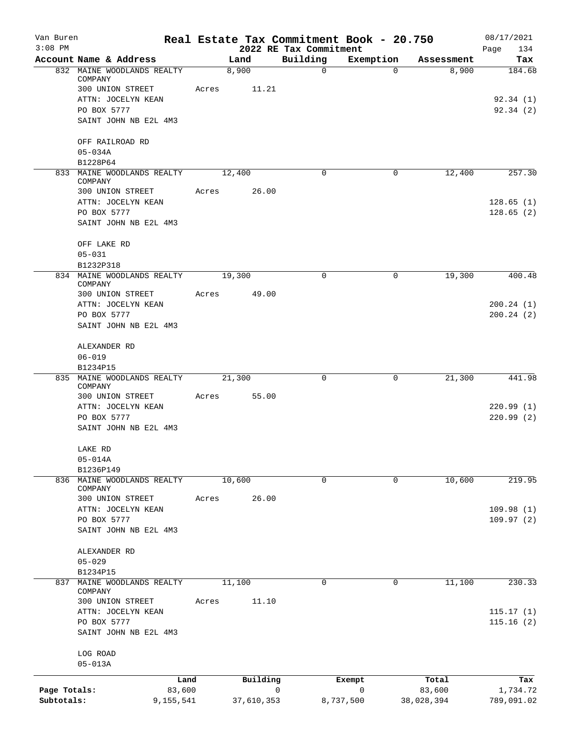# Real Estate Tax Commitment Book - 20.750

Van Buren
3:08 PM

2022 RE Tax Commitment

08/17/2021

| Account | Name & Address | Land | Building | Exemption | Assessment | Tax |
|---|---|---|---|---|---|---|
| 832 | MAINE WOODLANDS REALTY COMPANY | 8,900 | 0 | 0 | 8,900 | 184.68 |
| | 300 UNION STREET | Acres 11.21 | | | | |
| | ATTN: JOCELYN KEAN | | | | | 92.34 (1) |
| | PO BOX 5777 | | | | | 92.34 (2) |
| | SAINT JOHN NB E2L 4M3 | | | | | |
| | OFF RAILROAD RD | | | | | |
| | 05-034A | | | | | |
| | B1228P64 | | | | | |
| 833 | MAINE WOODLANDS REALTY COMPANY | 12,400 | 0 | 0 | 12,400 | 257.30 |
| | 300 UNION STREET | Acres 26.00 | | | | |
| | ATTN: JOCELYN KEAN | | | | | 128.65 (1) |
| | PO BOX 5777 | | | | | 128.65 (2) |
| | SAINT JOHN NB E2L 4M3 | | | | | |
| | OFF LAKE RD | | | | | |
| | 05-031 | | | | | |
| | B1232P318 | | | | | |
| 834 | MAINE WOODLANDS REALTY COMPANY | 19,300 | 0 | 0 | 19,300 | 400.48 |
| | 300 UNION STREET | Acres 49.00 | | | | |
| | ATTN: JOCELYN KEAN | | | | | 200.24 (1) |
| | PO BOX 5777 | | | | | 200.24 (2) |
| | SAINT JOHN NB E2L 4M3 | | | | | |
| | ALEXANDER RD | | | | | |
| | 06-019 | | | | | |
| | B1234P15 | | | | | |
| 835 | MAINE WOODLANDS REALTY COMPANY | 21,300 | 0 | 0 | 21,300 | 441.98 |
| | 300 UNION STREET | Acres 55.00 | | | | |
| | ATTN: JOCELYN KEAN | | | | | 220.99 (1) |
| | PO BOX 5777 | | | | | 220.99 (2) |
| | SAINT JOHN NB E2L 4M3 | | | | | |
| | LAKE RD | | | | | |
| | 05-014A | | | | | |
| | B1236P149 | | | | | |
| 836 | MAINE WOODLANDS REALTY COMPANY | 10,600 | 0 | 0 | 10,600 | 219.95 |
| | 300 UNION STREET | Acres 26.00 | | | | |
| | ATTN: JOCELYN KEAN | | | | | 109.98 (1) |
| | PO BOX 5777 | | | | | 109.97 (2) |
| | SAINT JOHN NB E2L 4M3 | | | | | |
| | ALEXANDER RD | | | | | |
| | 05-029 | | | | | |
| | B1234P15 | | | | | |
| 837 | MAINE WOODLANDS REALTY COMPANY | 11,100 | 0 | 0 | 11,100 | 230.33 |
| | 300 UNION STREET | Acres 11.10 | | | | |
| | ATTN: JOCELYN KEAN | | | | | 115.17 (1) |
| | PO BOX 5777 | | | | | 115.16 (2) |
| | SAINT JOHN NB E2L 4M3 | | | | | |
| | LOG ROAD | | | | | |
| | 05-013A | | | | | |

| | Land | Building | Exempt | Total | Tax |
|---|---|---|---|---|---|
| Page Totals: | 83,600 | 0 | 0 | 83,600 | 1,734.72 |
| Subtotals: | 9,155,541 | 37,610,353 | 8,737,500 | 38,028,394 | 789,091.02 |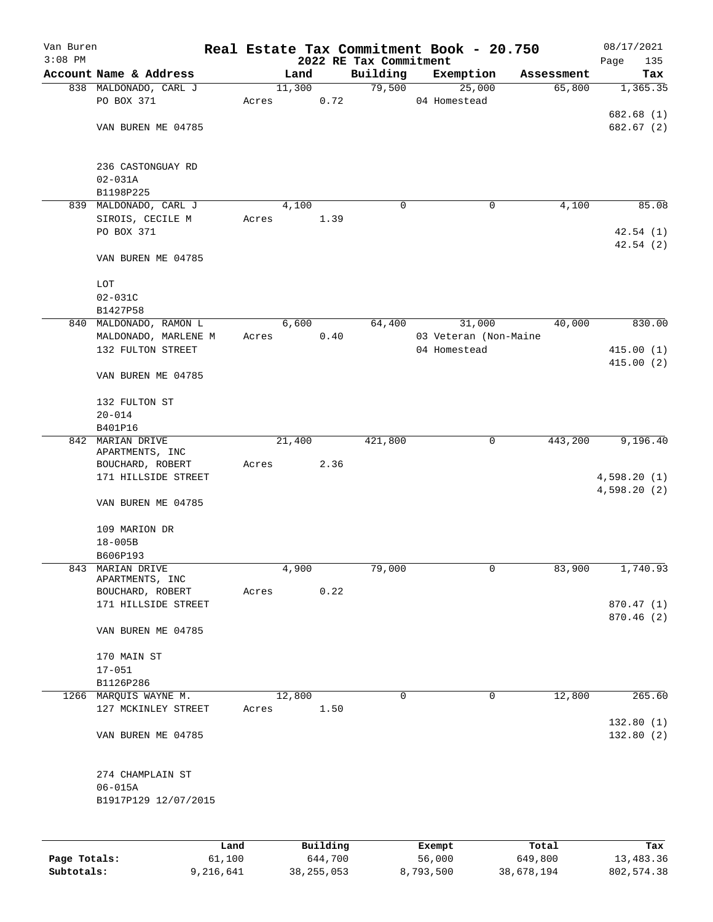Van Buren
3:08 PM

# Real Estate Tax Commitment Book - 20.750

## 2022 RE Tax Commitment

08/17/2021
Page 135

| Account Name & Address | Land | Building | Exemption | Assessment | Tax |
|---|---|---|---|---|---|
| 838 MALDONADO, CARL J | 11,300 | 79,500 | 25,000 | 65,800 | 1,365.35 |
| PO BOX 371 | Acres 0.72 | | 04 Homestead | | |
| | | | | | 682.68 (1) |
| VAN BUREN ME 04785 | | | | | 682.67 (2) |
| 236 CASTONGUAY RD | | | | | |
| 02-031A | | | | | |
| B1198P225 | | | | | |
| 839 MALDONADO, CARL J | 4,100 | 0 | 0 | 4,100 | 85.08 |
| SIROIS, CECILE M | Acres 1.39 | | | | |
| PO BOX 371 | | | | | 42.54 (1) |
| | | | | | 42.54 (2) |
| VAN BUREN ME 04785 | | | | | |
| LOT | | | | | |
| 02-031C | | | | | |
| B1427P58 | | | | | |
| 840 MALDONADO, RAMON L | 6,600 | 64,400 | 31,000 | 40,000 | 830.00 |
| MALDONADO, MARLENE M | Acres 0.40 | | 03 Veteran (Non-Maine | | |
| 132 FULTON STREET | | | 04 Homestead | | 415.00 (1) |
| | | | | | 415.00 (2) |
| VAN BUREN ME 04785 | | | | | |
| 132 FULTON ST | | | | | |
| 20-014 | | | | | |
| B401P16 | | | | | |
| 842 MARIAN DRIVE APARTMENTS, INC | 21,400 | 421,800 | 0 | 443,200 | 9,196.40 |
| BOUCHARD, ROBERT | Acres 2.36 | | | | |
| 171 HILLSIDE STREET | | | | | 4,598.20 (1) |
| | | | | | 4,598.20 (2) |
| VAN BUREN ME 04785 | | | | | |
| 109 MARION DR | | | | | |
| 18-005B | | | | | |
| B606P193 | | | | | |
| 843 MARIAN DRIVE APARTMENTS, INC | 4,900 | 79,000 | 0 | 83,900 | 1,740.93 |
| BOUCHARD, ROBERT | Acres 0.22 | | | | |
| 171 HILLSIDE STREET | | | | | 870.47 (1) |
| | | | | | 870.46 (2) |
| VAN BUREN ME 04785 | | | | | |
| 170 MAIN ST | | | | | |
| 17-051 | | | | | |
| B1126P286 | | | | | |
| 1266 MARQUIS WAYNE M. | 12,800 | 0 | 0 | 12,800 | 265.60 |
| 127 MCKINLEY STREET | Acres 1.50 | | | | |
| | | | | | 132.80 (1) |
| VAN BUREN ME 04785 | | | | | 132.80 (2) |
| 274 CHAMPLAIN ST | | | | | |
| 06-015A | | | | | |
| B1917P129 12/07/2015 | | | | | |

| | Land | Building | Exempt | Total | Tax |
|---|---|---|---|---|---|
| Page Totals: | 61,100 | 644,700 | 56,000 | 649,800 | 13,483.36 |
| Subtotals: | 9,216,641 | 38,255,053 | 8,793,500 | 38,678,194 | 802,574.38 |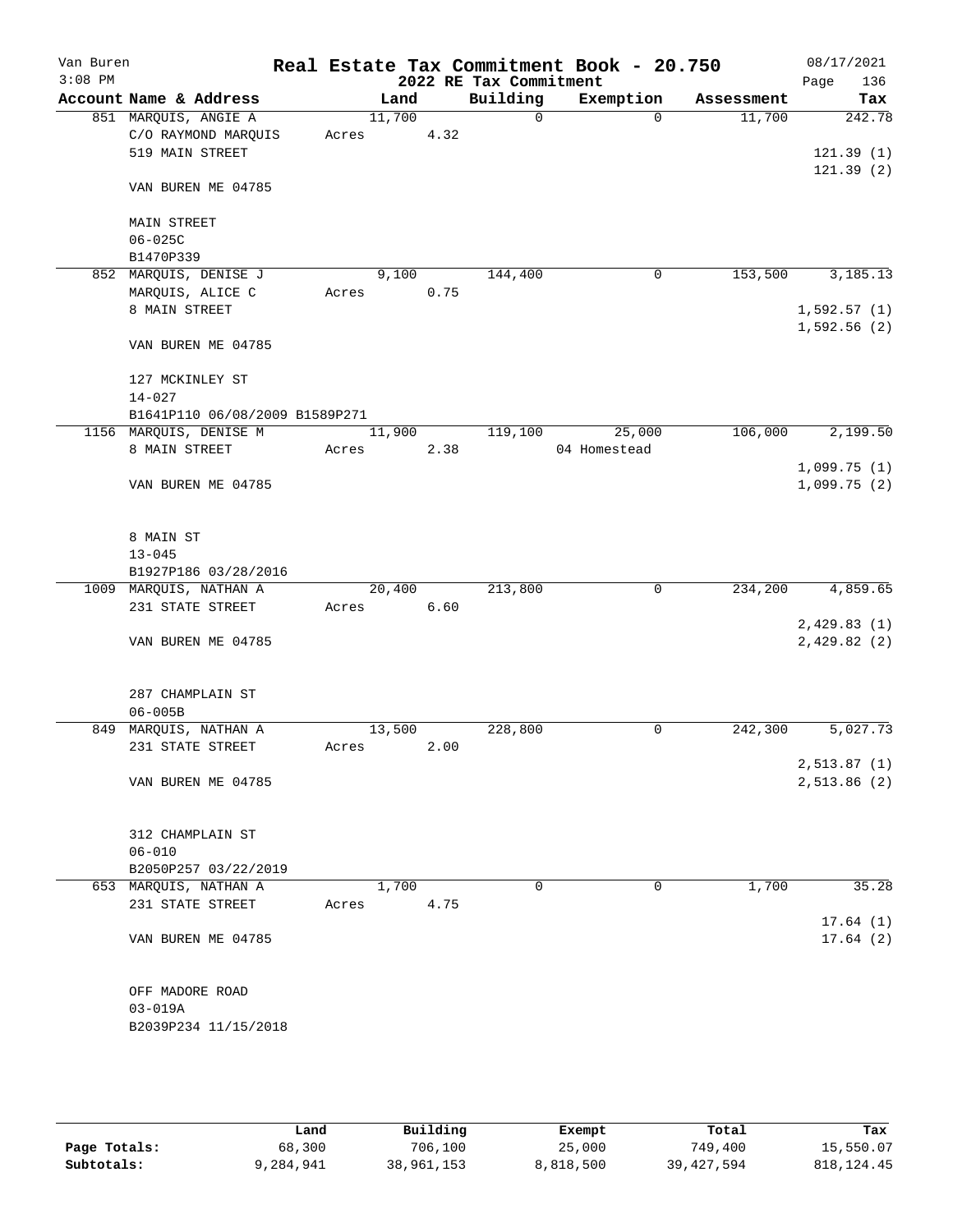Van Buren
3:08 PM

# Real Estate Tax Commitment Book - 20.750

2022 RE Tax Commitment

08/17/2021

| Account | Name & Address | Land | Building | Exemption | Assessment | Tax |
|---|---|---|---|---|---|---|
| 851 | MARQUIS, ANGIE A<br>C/O RAYMOND MARQUIS<br>519 MAIN STREET<br><br>VAN BUREN ME 04785<br><br>MAIN STREET<br>06-025C<br>B1470P339 | 11,700<br>Acres 4.32 | 0 | 0 | 11,700 | 242.78<br><br>121.39 (1)<br>121.39 (2) |
| 852 | MARQUIS, DENISE J<br>MARQUIS, ALICE C<br>8 MAIN STREET<br><br>VAN BUREN ME 04785<br><br>127 MCKINLEY ST<br>14-027<br>B1641P110 06/08/2009 B1589P271 | 9,100<br>Acres 0.75 | 144,400 | 0 | 153,500 | 3,185.13<br><br>1,592.57 (1)<br>1,592.56 (2) |
| 1156 | MARQUIS, DENISE M<br>8 MAIN STREET<br><br>VAN BUREN ME 04785<br><br>8 MAIN ST<br>13-045<br>B1927P186 03/28/2016 | 11,900<br>Acres 2.38 | 119,100 | 25,000<br>04 Homestead | 106,000 | 2,199.50<br><br>1,099.75 (1)<br>1,099.75 (2) |
| 1009 | MARQUIS, NATHAN A<br>231 STATE STREET<br><br>VAN BUREN ME 04785<br><br>287 CHAMPLAIN ST<br>06-005B | 20,400<br>Acres 6.60 | 213,800 | 0 | 234,200 | 4,859.65<br><br>2,429.83 (1)<br>2,429.82 (2) |
| 849 | MARQUIS, NATHAN A<br>231 STATE STREET<br><br>VAN BUREN ME 04785<br><br>312 CHAMPLAIN ST<br>06-010<br>B2050P257 03/22/2019 | 13,500<br>Acres 2.00 | 228,800 | 0 | 242,300 | 5,027.73<br><br>2,513.87 (1)<br>2,513.86 (2) |
| 653 | MARQUIS, NATHAN A<br>231 STATE STREET<br><br>VAN BUREN ME 04785<br><br>OFF MADORE ROAD<br>03-019A<br>B2039P234 11/15/2018 | 1,700<br>Acres 4.75 | 0 | 0 | 1,700 | 35.28<br><br>17.64 (1)<br>17.64 (2) |

| | Land | Building | Exempt | Total | Tax |
|---|---|---|---|---|---|
| Page Totals: | 68,300 | 706,100 | 25,000 | 749,400 | 15,550.07 |
| Subtotals: | 9,284,941 | 38,961,153 | 8,818,500 | 39,427,594 | 818,124.45 |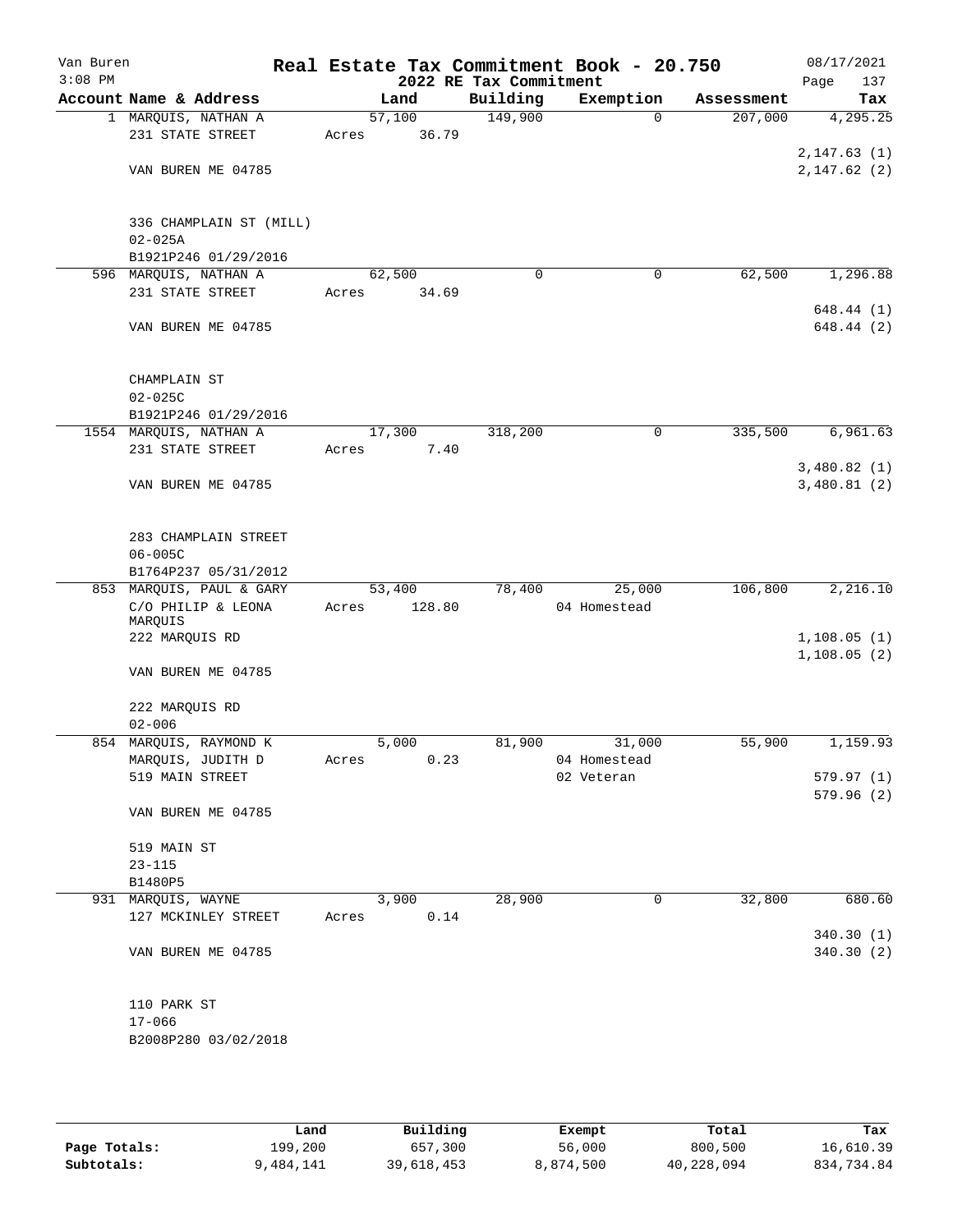Van Buren
3:08 PM

# Real Estate Tax Commitment Book - 20.750

## 2022 RE Tax Commitment

08/17/2021

| Account | Name & Address | Land | Building | Exemption | Assessment | Tax |
|---|---|---|---|---|---|---|
| 1 | MARQUIS, NATHAN A<br>231 STATE STREET<br><br>VAN BUREN ME 04785<br><br>336 CHAMPLAIN ST (MILL)<br>02-025A<br>B1921P246 01/29/2016 | 57,100<br>Acres 36.79 | 149,900 | 0 | 207,000 | 4,295.25<br><br>2,147.63 (1)<br>2,147.62 (2) |
| 596 | MARQUIS, NATHAN A<br>231 STATE STREET<br><br>VAN BUREN ME 04785<br><br>CHAMPLAIN ST<br>02-025C<br>B1921P246 01/29/2016 | 62,500<br>Acres 34.69 | 0 | 0 | 62,500 | 1,296.88<br><br>648.44 (1)<br>648.44 (2) |
| 1554 | MARQUIS, NATHAN A<br>231 STATE STREET<br><br>VAN BUREN ME 04785<br><br>283 CHAMPLAIN STREET<br>06-005C<br>B1764P237 05/31/2012 | 17,300<br>Acres 7.40 | 318,200 | 0 | 335,500 | 6,961.63<br><br>3,480.82 (1)<br>3,480.81 (2) |
| 853 | MARQUIS, PAUL & GARY<br>C/O PHILIP & LEONA MARQUIS<br>222 MARQUIS RD<br><br>VAN BUREN ME 04785<br><br>222 MARQUIS RD<br>02-006 | 53,400<br>Acres 128.80 | 78,400 | 25,000<br>04 Homestead | 106,800 | 2,216.10<br><br>1,108.05 (1)<br>1,108.05 (2) |
| 854 | MARQUIS, RAYMOND K<br>MARQUIS, JUDITH D<br>519 MAIN STREET<br><br>VAN BUREN ME 04785<br><br>519 MAIN ST<br>23-115<br>B1480P5 | 5,000<br>Acres 0.23 | 81,900 | 31,000<br>04 Homestead<br>02 Veteran | 55,900 | 1,159.93<br><br>579.97 (1)<br>579.96 (2) |
| 931 | MARQUIS, WAYNE<br>127 MCKINLEY STREET<br><br>VAN BUREN ME 04785<br><br>110 PARK ST<br>17-066<br>B2008P280 03/02/2018 | 3,900<br>Acres 0.14 | 28,900 | 0 | 32,800 | 680.60<br><br>340.30 (1)<br>340.30 (2) |

| | Land | Building | Exempt | Total | Tax |
|---|---|---|---|---|---|
| Page Totals: | 199,200 | 657,300 | 56,000 | 800,500 | 16,610.39 |
| Subtotals: | 9,484,141 | 39,618,453 | 8,874,500 | 40,228,094 | 834,734.84 |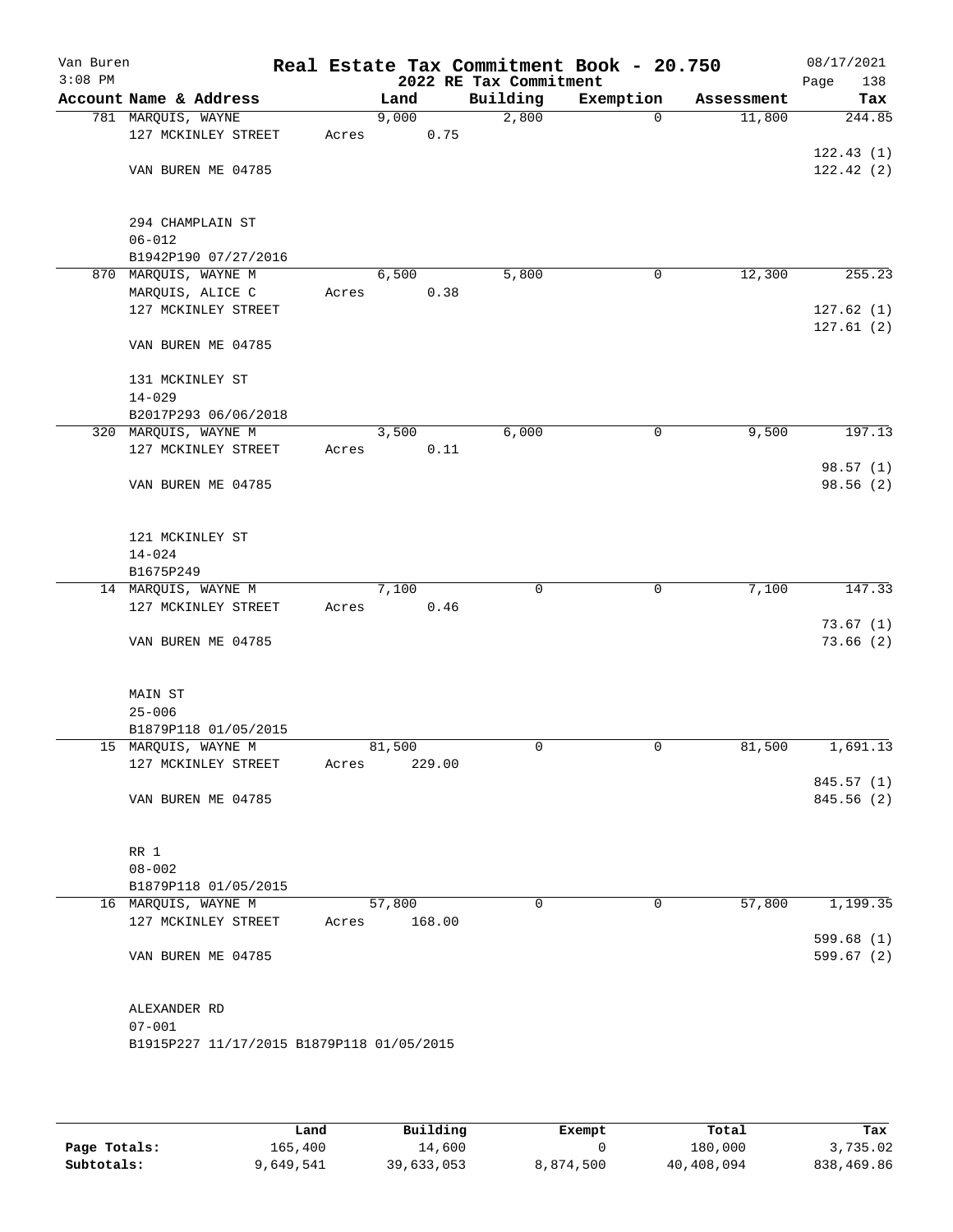Van Buren
3:08 PM

# Real Estate Tax Commitment Book - 20.750
## 2022 RE Tax Commitment

08/17/2021

| Account Name & Address | Land | Building | Exemption | Assessment | Tax |
|---|---|---|---|---|---|
| 781 MARQUIS, WAYNE<br>127 MCKINLEY STREET<br><br>VAN BUREN ME 04785<br><br>294 CHAMPLAIN ST<br>06-012<br>B1942P190 07/27/2016 | 9,000<br>Acres 0.75 | 2,800 | 0 | 11,800 | 244.85<br><br>122.43 (1)<br>122.42 (2) |
| 870 MARQUIS, WAYNE M<br>MARQUIS, ALICE C<br>127 MCKINLEY STREET<br><br>VAN BUREN ME 04785<br><br>131 MCKINLEY ST<br>14-029<br>B2017P293 06/06/2018 | 6,500<br>Acres 0.38 | 5,800 | 0 | 12,300 | 255.23<br><br>127.62 (1)<br>127.61 (2) |
| 320 MARQUIS, WAYNE M<br>127 MCKINLEY STREET<br><br>VAN BUREN ME 04785<br><br>121 MCKINLEY ST<br>14-024<br>B1675P249 | 3,500<br>Acres 0.11 | 6,000 | 0 | 9,500 | 197.13<br><br>98.57 (1)<br>98.56 (2) |
| 14 MARQUIS, WAYNE M<br>127 MCKINLEY STREET<br><br>VAN BUREN ME 04785<br><br>MAIN ST<br>25-006<br>B1879P118 01/05/2015 | 7,100<br>Acres 0.46 | 0 | 0 | 7,100 | 147.33<br><br>73.67 (1)<br>73.66 (2) |
| 15 MARQUIS, WAYNE M<br>127 MCKINLEY STREET<br><br>VAN BUREN ME 04785<br><br>RR 1<br>08-002<br>B1879P118 01/05/2015 | 81,500<br>Acres 229.00 | 0 | 0 | 81,500 | 1,691.13<br><br>845.57 (1)<br>845.56 (2) |
| 16 MARQUIS, WAYNE M<br>127 MCKINLEY STREET<br><br>VAN BUREN ME 04785<br><br>ALEXANDER RD<br>07-001<br>B1915P227 11/17/2015 B1879P118 01/05/2015 | 57,800<br>Acres 168.00 | 0 | 0 | 57,800 | 1,199.35<br><br>599.68 (1)<br>599.67 (2) |

| | Land | Building | Exempt | Total | Tax |
|---|---|---|---|---|---|
| **Page Totals:** | 165,400 | 14,600 | 0 | 180,000 | 3,735.02 |
| **Subtotals:** | 9,649,541 | 39,633,053 | 8,874,500 | 40,408,094 | 838,469.86 |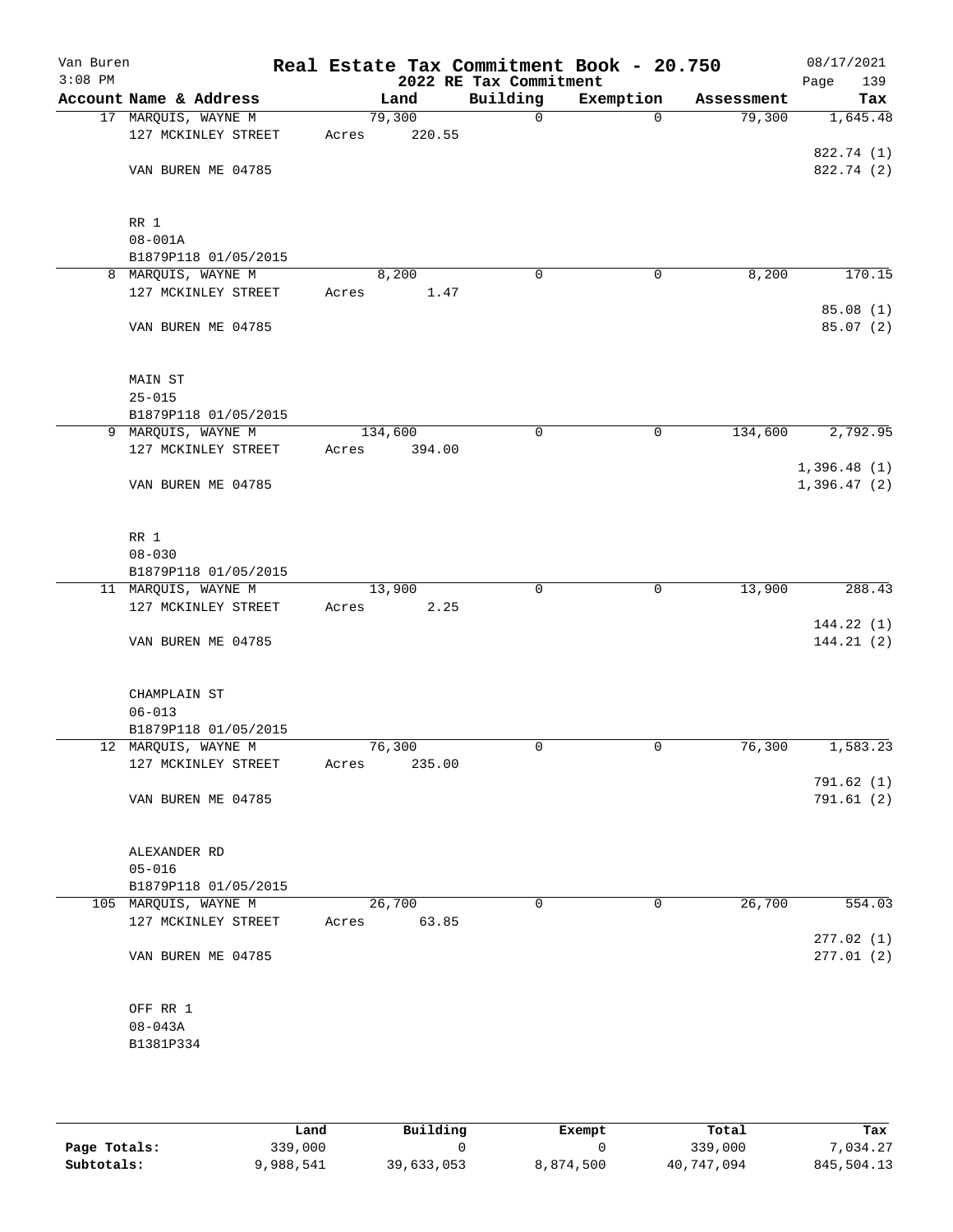Van Buren
3:08 PM

# Real Estate Tax Commitment Book - 20.750

## 2022 RE Tax Commitment

08/17/2021

| Account Name & Address | Land | Building | Exemption | Assessment | Tax |
|---|---|---|---|---|---|
| 17 MARQUIS, WAYNE M | 79,300 | 0 | 0 | 79,300 | 1,645.48 |
| 127 MCKINLEY STREET | Acres 220.55 | | | | |
| | | | | | 822.74 (1) |
| VAN BUREN ME 04785 | | | | | 822.74 (2) |
| RR 1 | | | | | |
| 08-001A | | | | | |
| B1879P118 01/05/2015 | | | | | |
| 8 MARQUIS, WAYNE M | 8,200 | 0 | 0 | 8,200 | 170.15 |
| 127 MCKINLEY STREET | Acres 1.47 | | | | |
| | | | | | 85.08 (1) |
| VAN BUREN ME 04785 | | | | | 85.07 (2) |
| MAIN ST | | | | | |
| 25-015 | | | | | |
| B1879P118 01/05/2015 | | | | | |
| 9 MARQUIS, WAYNE M | 134,600 | 0 | 0 | 134,600 | 2,792.95 |
| 127 MCKINLEY STREET | Acres 394.00 | | | | |
| | | | | | 1,396.48 (1) |
| VAN BUREN ME 04785 | | | | | 1,396.47 (2) |
| RR 1 | | | | | |
| 08-030 | | | | | |
| B1879P118 01/05/2015 | | | | | |
| 11 MARQUIS, WAYNE M | 13,900 | 0 | 0 | 13,900 | 288.43 |
| 127 MCKINLEY STREET | Acres 2.25 | | | | |
| | | | | | 144.22 (1) |
| VAN BUREN ME 04785 | | | | | 144.21 (2) |
| CHAMPLAIN ST | | | | | |
| 06-013 | | | | | |
| B1879P118 01/05/2015 | | | | | |
| 12 MARQUIS, WAYNE M | 76,300 | 0 | 0 | 76,300 | 1,583.23 |
| 127 MCKINLEY STREET | Acres 235.00 | | | | |
| | | | | | 791.62 (1) |
| VAN BUREN ME 04785 | | | | | 791.61 (2) |
| ALEXANDER RD | | | | | |
| 05-016 | | | | | |
| B1879P118 01/05/2015 | | | | | |
| 105 MARQUIS, WAYNE M | 26,700 | 0 | 0 | 26,700 | 554.03 |
| 127 MCKINLEY STREET | Acres 63.85 | | | | |
| | | | | | 277.02 (1) |
| VAN BUREN ME 04785 | | | | | 277.01 (2) |
| OFF RR 1 | | | | | |
| 08-043A | | | | | |
| B1381P334 | | | | | |

| | Land | Building | Exempt | Total | Tax |
|---|---|---|---|---|---|
| Page Totals: | 339,000 | 0 | 0 | 339,000 | 7,034.27 |
| Subtotals: | 9,988,541 | 39,633,053 | 8,874,500 | 40,747,094 | 845,504.13 |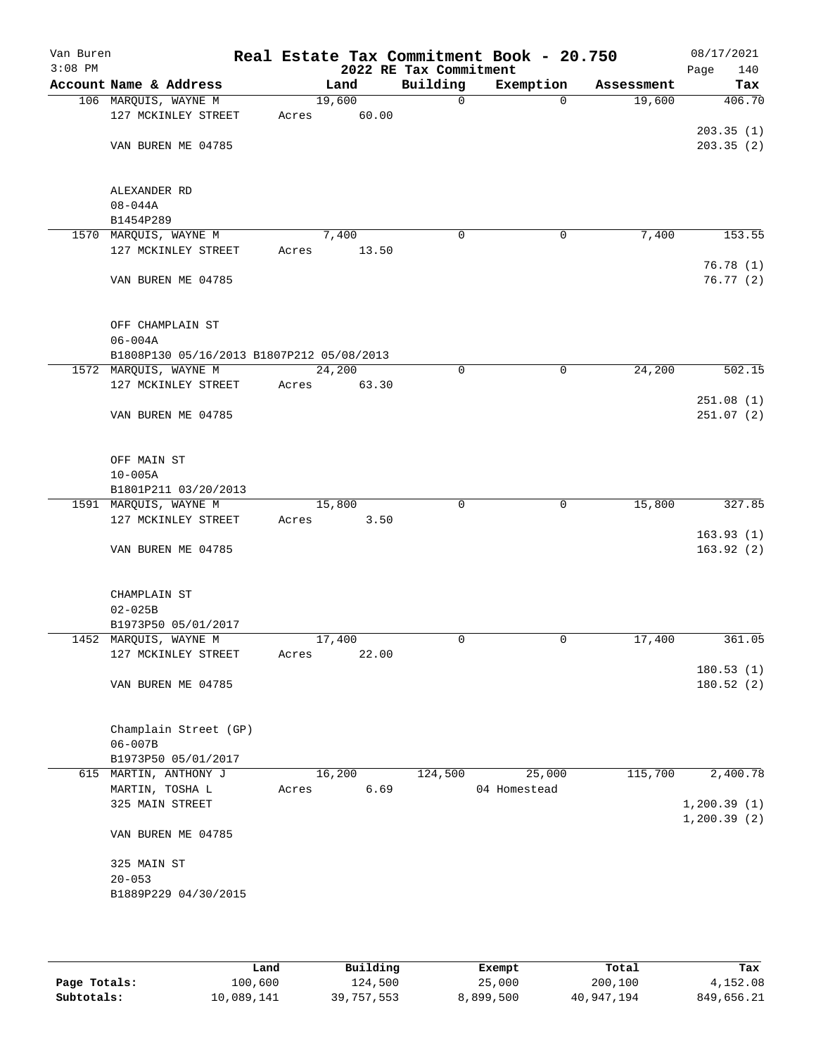Van Buren
3:08 PM

# Real Estate Tax Commitment Book - 20.750
## 2022 RE Tax Commitment

08/17/2021

| Account Name & Address | Land | Building | Exemption | Assessment | Tax |
|---|---|---|---|---|---|
| 106 MARQUIS, WAYNE M | 19,600 | 0 | 0 | 19,600 | 406.70 |
| 127 MCKINLEY STREET | Acres 60.00 | | | | |
| | | | | | 203.35 (1) |
| VAN BUREN ME 04785 | | | | | 203.35 (2) |
| ALEXANDER RD | | | | | |
| 08-044A | | | | | |
| B1454P289 | | | | | |
| 1570 MARQUIS, WAYNE M | 7,400 | 0 | 0 | 7,400 | 153.55 |
| 127 MCKINLEY STREET | Acres 13.50 | | | | |
| | | | | | 76.78 (1) |
| VAN BUREN ME 04785 | | | | | 76.77 (2) |
| OFF CHAMPLAIN ST | | | | | |
| 06-004A | | | | | |
| B1808P130 05/16/2013 B1807P212 05/08/2013 | | | | | |
| 1572 MARQUIS, WAYNE M | 24,200 | 0 | 0 | 24,200 | 502.15 |
| 127 MCKINLEY STREET | Acres 63.30 | | | | |
| | | | | | 251.08 (1) |
| VAN BUREN ME 04785 | | | | | 251.07 (2) |
| OFF MAIN ST | | | | | |
| 10-005A | | | | | |
| B1801P211 03/20/2013 | | | | | |
| 1591 MARQUIS, WAYNE M | 15,800 | 0 | 0 | 15,800 | 327.85 |
| 127 MCKINLEY STREET | Acres 3.50 | | | | |
| | | | | | 163.93 (1) |
| VAN BUREN ME 04785 | | | | | 163.92 (2) |
| CHAMPLAIN ST | | | | | |
| 02-025B | | | | | |
| B1973P50 05/01/2017 | | | | | |
| 1452 MARQUIS, WAYNE M | 17,400 | 0 | 0 | 17,400 | 361.05 |
| 127 MCKINLEY STREET | Acres 22.00 | | | | |
| | | | | | 180.53 (1) |
| VAN BUREN ME 04785 | | | | | 180.52 (2) |
| Champlain Street (GP) | | | | | |
| 06-007B | | | | | |
| B1973P50 05/01/2017 | | | | | |
| 615 MARTIN, ANTHONY J | 16,200 | 124,500 | 25,000 | 115,700 | 2,400.78 |
| MARTIN, TOSHA L | Acres 6.69 | | 04 Homestead | | |
| 325 MAIN STREET | | | | | 1,200.39 (1) |
| | | | | | 1,200.39 (2) |
| VAN BUREN ME 04785 | | | | | |
| 325 MAIN ST | | | | | |
| 20-053 | | | | | |
| B1889P229 04/30/2015 | | | | | |

| | Land | Building | Exempt | Total | Tax |
|---|---|---|---|---|---|
| Page Totals: | 100,600 | 124,500 | 25,000 | 200,100 | 4,152.08 |
| Subtotals: | 10,089,141 | 39,757,553 | 8,899,500 | 40,947,194 | 849,656.21 |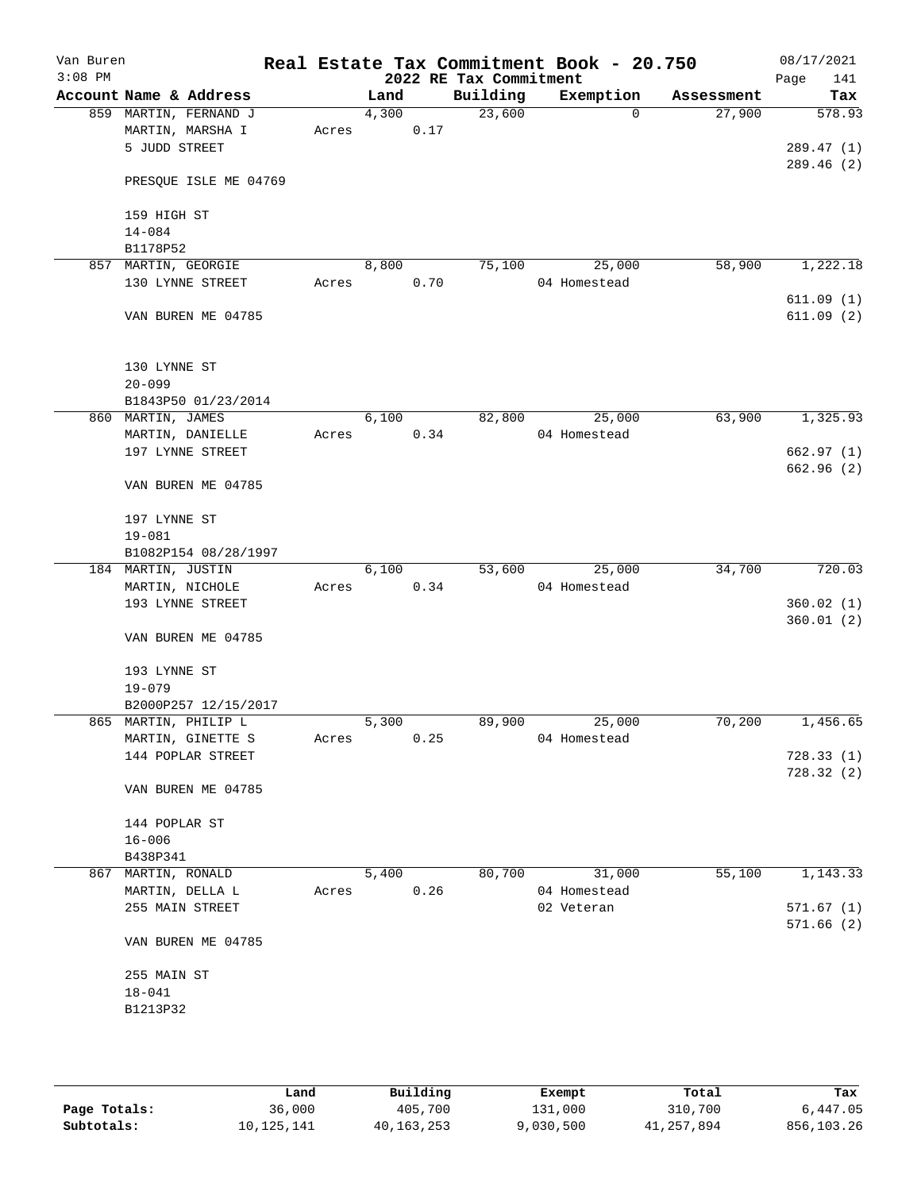# Real Estate Tax Commitment Book - 20.750

Van Buren
3:08 PM

08/17/2021

## 2022 RE Tax Commitment

| Account Name & Address | Land | Building | Exemption | Assessment | Tax |
|---|---|---|---|---|---|
| 859 MARTIN, FERNAND J | 4,300 | 23,600 | 0 | 27,900 | 578.93 |
| MARTIN, MARSHA I | Acres 0.17 | | | | |
| 5 JUDD STREET | | | | | 289.47 (1) |
| | | | | | 289.46 (2) |
| PRESQUE ISLE ME 04769 | | | | | |
| 159 HIGH ST | | | | | |
| 14-084 | | | | | |
| B1178P52 | | | | | |
| 857 MARTIN, GEORGIE | 8,800 | 75,100 | 25,000 | 58,900 | 1,222.18 |
| 130 LYNNE STREET | Acres 0.70 | | 04 Homestead | | |
| | | | | | 611.09 (1) |
| VAN BUREN ME 04785 | | | | | 611.09 (2) |
| 130 LYNNE ST | | | | | |
| 20-099 | | | | | |
| B1843P50 01/23/2014 | | | | | |
| 860 MARTIN, JAMES | 6,100 | 82,800 | 25,000 | 63,900 | 1,325.93 |
| MARTIN, DANIELLE | Acres 0.34 | | 04 Homestead | | |
| 197 LYNNE STREET | | | | | 662.97 (1) |
| | | | | | 662.96 (2) |
| VAN BUREN ME 04785 | | | | | |
| 197 LYNNE ST | | | | | |
| 19-081 | | | | | |
| B1082P154 08/28/1997 | | | | | |
| 184 MARTIN, JUSTIN | 6,100 | 53,600 | 25,000 | 34,700 | 720.03 |
| MARTIN, NICHOLE | Acres 0.34 | | 04 Homestead | | |
| 193 LYNNE STREET | | | | | 360.02 (1) |
| | | | | | 360.01 (2) |
| VAN BUREN ME 04785 | | | | | |
| 193 LYNNE ST | | | | | |
| 19-079 | | | | | |
| B2000P257 12/15/2017 | | | | | |
| 865 MARTIN, PHILIP L | 5,300 | 89,900 | 25,000 | 70,200 | 1,456.65 |
| MARTIN, GINETTE S | Acres 0.25 | | 04 Homestead | | |
| 144 POPLAR STREET | | | | | 728.33 (1) |
| | | | | | 728.32 (2) |
| VAN BUREN ME 04785 | | | | | |
| 144 POPLAR ST | | | | | |
| 16-006 | | | | | |
| B438P341 | | | | | |
| 867 MARTIN, RONALD | 5,400 | 80,700 | 31,000 | 55,100 | 1,143.33 |
| MARTIN, DELLA L | Acres 0.26 | | 04 Homestead | | |
| 255 MAIN STREET | | | 02 Veteran | | 571.67 (1) |
| | | | | | 571.66 (2) |
| VAN BUREN ME 04785 | | | | | |
| 255 MAIN ST | | | | | |
| 18-041 | | | | | |
| B1213P32 | | | | | |

| | Land | Building | Exempt | Total | Tax |
|---|---|---|---|---|---|
| Page Totals: | 36,000 | 405,700 | 131,000 | 310,700 | 6,447.05 |
| Subtotals: | 10,125,141 | 40,163,253 | 9,030,500 | 41,257,894 | 856,103.26 |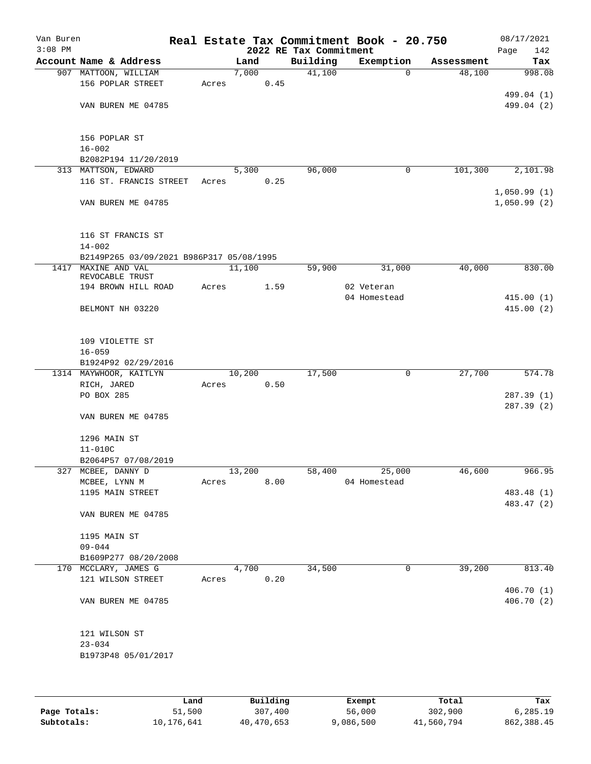Van Buren
3:08 PM

# Real Estate Tax Commitment Book - 20.750

## 2022 RE Tax Commitment

08/17/2021
Page 142

| Account | Name & Address | Land | Building | Exemption | Assessment | Tax |
|---|---|---|---|---|---|---|
| 907 | MATTOON, WILLIAM | 7,000 | 41,100 | 0 | 48,100 | 998.08 |
| | 156 POPLAR STREET | Acres 0.45 | | | | |
| | | | | | | 499.04 (1) |
| | VAN BUREN ME 04785 | | | | | 499.04 (2) |
| | 156 POPLAR ST | | | | | |
| | 16-002 | | | | | |
| | B2082P194 11/20/2019 | | | | | |
| 313 | MATTSON, EDWARD | 5,300 | 96,000 | 0 | 101,300 | 2,101.98 |
| | 116 ST. FRANCIS STREET | Acres 0.25 | | | | |
| | | | | | | 1,050.99 (1) |
| | VAN BUREN ME 04785 | | | | | 1,050.99 (2) |
| | 116 ST FRANCIS ST | | | | | |
| | 14-002 | | | | | |
| | B2149P265 03/09/2021 B986P317 05/08/1995 | | | | | |
| 1417 | MAXINE AND VAL REVOCABLE TRUST | 11,100 | 59,900 | 31,000 | 40,000 | 830.00 |
| | 194 BROWN HILL ROAD | Acres 1.59 | | 02 Veteran | | |
| | | | | 04 Homestead | | 415.00 (1) |
| | BELMONT NH 03220 | | | | | 415.00 (2) |
| | 109 VIOLETTE ST | | | | | |
| | 16-059 | | | | | |
| | B1924P92 02/29/2016 | | | | | |
| 1314 | MAYWHOOR, KAITLYN | 10,200 | 17,500 | 0 | 27,700 | 574.78 |
| | RICH, JARED | Acres 0.50 | | | | |
| | PO BOX 285 | | | | | 287.39 (1) |
| | | | | | | 287.39 (2) |
| | VAN BUREN ME 04785 | | | | | |
| | 1296 MAIN ST | | | | | |
| | 11-010C | | | | | |
| | B2064P57 07/08/2019 | | | | | |
| 327 | MCBEE, DANNY D | 13,200 | 58,400 | 25,000 | 46,600 | 966.95 |
| | MCBEE, LYNN M | Acres 8.00 | | 04 Homestead | | |
| | 1195 MAIN STREET | | | | | 483.48 (1) |
| | | | | | | 483.47 (2) |
| | VAN BUREN ME 04785 | | | | | |
| | 1195 MAIN ST | | | | | |
| | 09-044 | | | | | |
| | B1609P277 08/20/2008 | | | | | |
| 170 | MCCLARY, JAMES G | 4,700 | 34,500 | 0 | 39,200 | 813.40 |
| | 121 WILSON STREET | Acres 0.20 | | | | |
| | | | | | | 406.70 (1) |
| | VAN BUREN ME 04785 | | | | | 406.70 (2) |
| | 121 WILSON ST | | | | | |
| | 23-034 | | | | | |
| | B1973P48 05/01/2017 | | | | | |

| | Land | Building | Exempt | Total | Tax |
|---|---|---|---|---|---|
| Page Totals: | 51,500 | 307,400 | 56,000 | 302,900 | 6,285.19 |
| Subtotals: | 10,176,641 | 40,470,653 | 9,086,500 | 41,560,794 | 862,388.45 |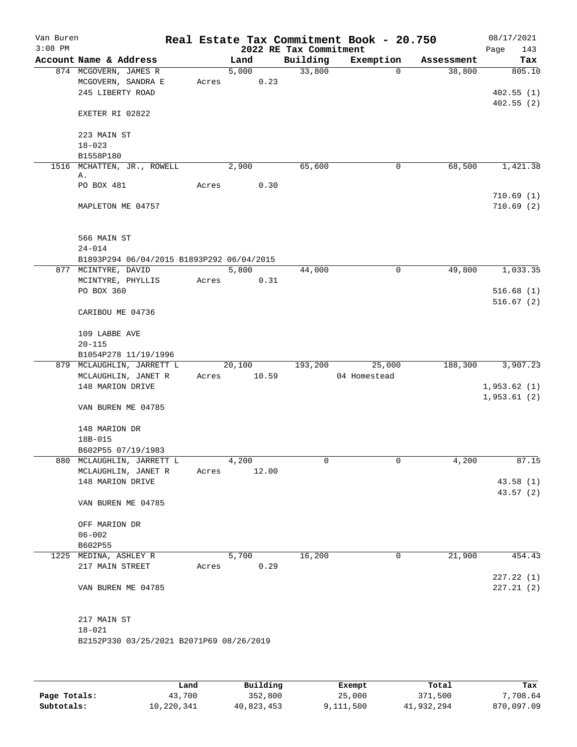Van Buren
3:08 PM

# Real Estate Tax Commitment Book - 20.750

## 2022 RE Tax Commitment

08/17/2021

| Account Name & Address | Land | Building | Exemption | Assessment | Tax |
|---|---|---|---|---|---|
| 874 MCGOVERN, JAMES R<br>MCGOVERN, SANDRA E<br>245 LIBERTY ROAD<br><br>EXETER RI 02822<br><br>223 MAIN ST<br>18-023<br>B1558P180 | 5,000<br>Acres 0.23 | 33,800 | 0 | 38,800 | 805.10<br><br>402.55 (1)<br>402.55 (2) |
| 1516 MCHATTEN, JR., ROWELL A.<br>PO BOX 481<br><br>MAPLETON ME 04757<br><br>566 MAIN ST<br>24-014<br>B1893P294 06/04/2015 B1893P292 06/04/2015 | 2,900<br>Acres 0.30 | 65,600 | 0 | 68,500 | 1,421.38<br><br>710.69 (1)<br>710.69 (2) |
| 877 MCINTYRE, DAVID<br>MCINTYRE, PHYLLIS<br>PO BOX 360<br><br>CARIBOU ME 04736<br><br>109 LABBE AVE<br>20-115<br>B1054P278 11/19/1996 | 5,800<br>Acres 0.31 | 44,000 | 0 | 49,800 | 1,033.35<br><br>516.68 (1)<br>516.67 (2) |
| 879 MCLAUGHLIN, JARRETT L<br>MCLAUGHLIN, JANET R<br>148 MARION DRIVE<br><br>VAN BUREN ME 04785<br><br>148 MARION DR<br>18B-015<br>B602P55 07/19/1983 | 20,100<br>Acres 10.59 | 193,200 | 25,000<br>04 Homestead | 188,300 | 3,907.23<br><br>1,953.62 (1)<br>1,953.61 (2) |
| 880 MCLAUGHLIN, JARRETT L<br>MCLAUGHLIN, JANET R<br>148 MARION DRIVE<br><br>VAN BUREN ME 04785<br><br>OFF MARION DR<br>06-002<br>B602P55 | 4,200<br>Acres 12.00 | 0 | 0 | 4,200 | 87.15<br><br>43.58 (1)<br>43.57 (2) |
| 1225 MEDINA, ASHLEY R<br>217 MAIN STREET<br><br>VAN BUREN ME 04785<br><br>217 MAIN ST<br>18-021<br>B2152P330 03/25/2021 B2071P69 08/26/2019 | 5,700<br>Acres 0.29 | 16,200 | 0 | 21,900 | 454.43<br><br>227.22 (1)<br>227.21 (2) |

| | Land | Building | Exempt | Total | Tax |
|---|---|---|---|---|---|
| Page Totals: | 43,700 | 352,800 | 25,000 | 371,500 | 7,708.64 |
| Subtotals: | 10,220,341 | 40,823,453 | 9,111,500 | 41,932,294 | 870,097.09 |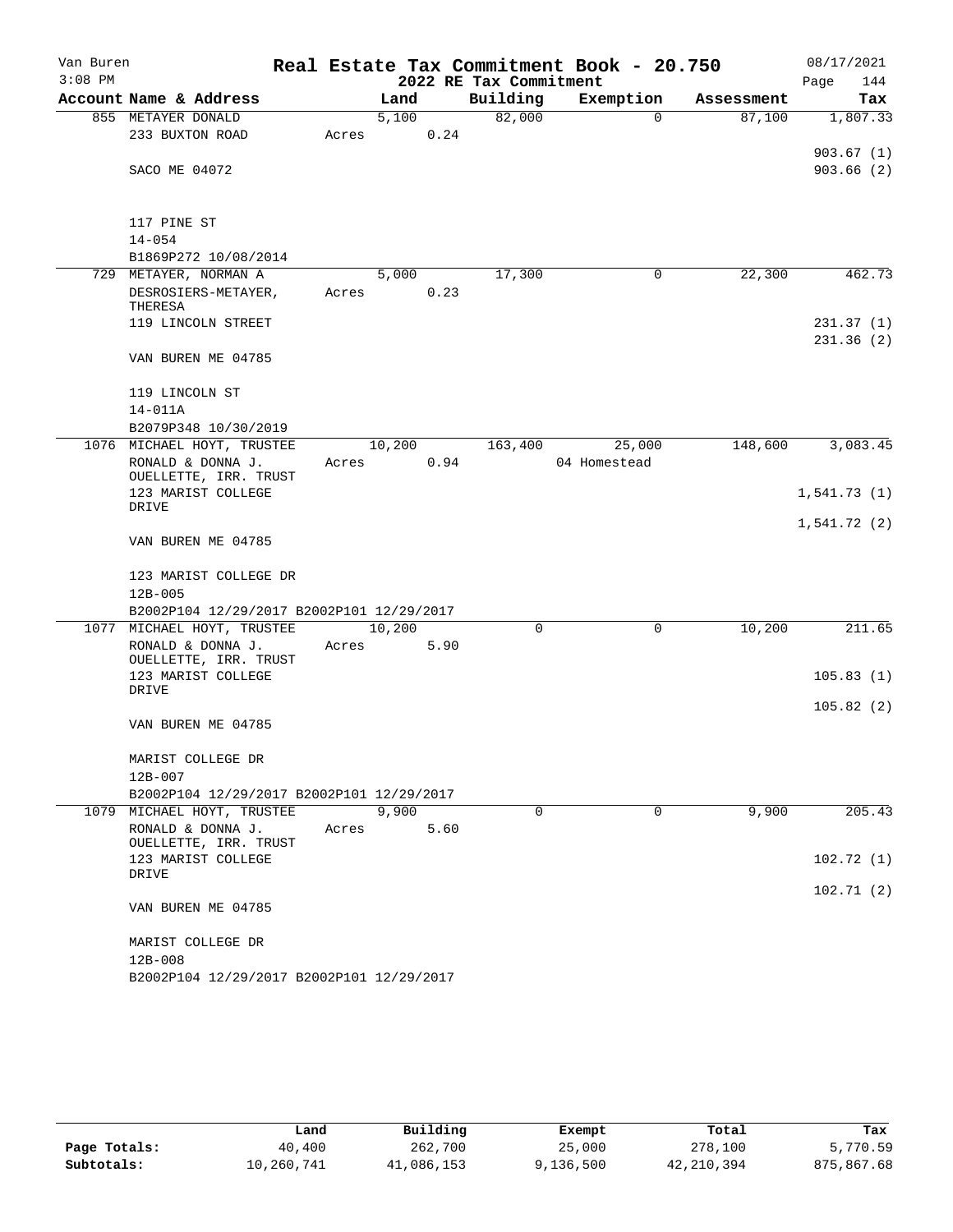Van Buren 3:08 PM

# Real Estate Tax Commitment Book - 20.750

## 2022 RE Tax Commitment

08/17/2021

| Account Name & Address | Land | Building | Exemption | Assessment | Tax |
|---|---|---|---|---|---|
| 855 METAYER DONALD<br>233 BUXTON ROAD<br><br>SACO ME 04072<br><br>117 PINE ST<br>14-054<br>B1869P272 10/08/2014 | 5,100<br>Acres 0.24 | 82,000 | 0 | 87,100 | 1,807.33<br><br>903.67 (1)<br>903.66 (2) |
| 729 METAYER, NORMAN A<br>DESROSIERS-METAYER, THERESA<br>119 LINCOLN STREET<br><br>VAN BUREN ME 04785<br><br>119 LINCOLN ST<br>14-011A<br>B2079P348 10/30/2019 | 5,000<br>Acres 0.23 | 17,300 | 0 | 22,300 | 462.73<br><br>231.37 (1)<br>231.36 (2) |
| 1076 MICHAEL HOYT, TRUSTEE<br>RONALD & DONNA J. OUELLETTE, IRR. TRUST<br>123 MARIST COLLEGE DRIVE<br><br>VAN BUREN ME 04785<br><br>123 MARIST COLLEGE DR<br>12B-005<br>B2002P104 12/29/2017 B2002P101 12/29/2017 | 10,200<br>Acres 0.94 | 163,400 | 25,000<br>04 Homestead | 148,600 | 3,083.45<br><br>1,541.73 (1)<br>1,541.72 (2) |
| 1077 MICHAEL HOYT, TRUSTEE<br>RONALD & DONNA J. OUELLETTE, IRR. TRUST<br>123 MARIST COLLEGE DRIVE<br><br>VAN BUREN ME 04785<br><br>MARIST COLLEGE DR<br>12B-007<br>B2002P104 12/29/2017 B2002P101 12/29/2017 | 10,200<br>Acres 5.90 | 0 | 0 | 10,200 | 211.65<br><br>105.83 (1)<br>105.82 (2) |
| 1079 MICHAEL HOYT, TRUSTEE<br>RONALD & DONNA J. OUELLETTE, IRR. TRUST<br>123 MARIST COLLEGE DRIVE<br><br>VAN BUREN ME 04785<br><br>MARIST COLLEGE DR<br>12B-008<br>B2002P104 12/29/2017 B2002P101 12/29/2017 | 9,900<br>Acres 5.60 | 0 | 0 | 9,900 | 205.43<br><br>102.72 (1)<br>102.71 (2) |

| | Land | Building | Exempt | Total | Tax |
|---|---|---|---|---|---|
| Page Totals: | 40,400 | 262,700 | 25,000 | 278,100 | 5,770.59 |
| Subtotals: | 10,260,741 | 41,086,153 | 9,136,500 | 42,210,394 | 875,867.68 |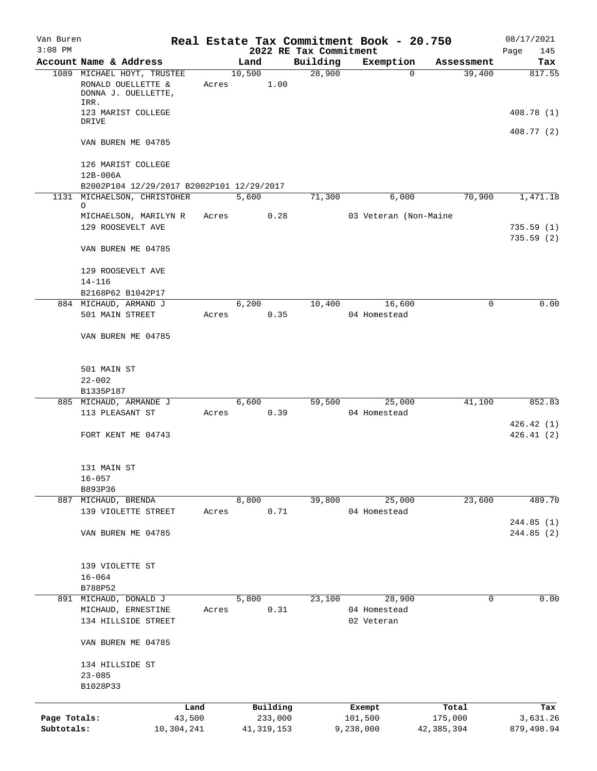Van Buren — Real Estate Tax Commitment Book - 20.750 — 08/17/2021
3:08 PM — 2022 RE Tax Commitment — Page 145

| Account | Name & Address | Land | Building | Exemption | Assessment | Tax |
|---|---|---|---|---|---|---|
| 1089 | MICHAEL HOYT, TRUSTEE<br>RONALD OUELLETTE & DONNA J. OUELLETTE, IRR.<br>123 MARIST COLLEGE DRIVE<br>VAN BUREN ME 04785<br><br>126 MARIST COLLEGE<br>12B-006A<br>B2002P104 12/29/2017 B2002P101 12/29/2017 | 10,500<br>Acres 1.00 | 28,900 | 0 | 39,400 | 817.55<br>408.78 (1)<br>408.77 (2) |
| 1131 | MICHAELSON, CHRISTOHER O<br>MICHAELSON, MARILYN R<br>129 ROOSEVELT AVE<br>VAN BUREN ME 04785<br><br>129 ROOSEVELT AVE<br>14-116<br>B2168P62 B1042P17 | 5,600<br>Acres 0.28 | 71,300 | 6,000<br>03 Veteran (Non-Maine | 70,900 | 1,471.18<br>735.59 (1)<br>735.59 (2) |
| 884 | MICHAUD, ARMAND J<br>501 MAIN STREET<br>VAN BUREN ME 04785<br><br>501 MAIN ST<br>22-002<br>B1335P187 | 6,200<br>Acres 0.35 | 10,400 | 16,600<br>04 Homestead | 0 | 0.00 |
| 885 | MICHAUD, ARMANDE J<br>113 PLEASANT ST<br>FORT KENT ME 04743<br><br>131 MAIN ST<br>16-057<br>B893P36 | 6,600<br>Acres 0.39 | 59,500 | 25,000<br>04 Homestead | 41,100 | 852.83<br>426.42 (1)<br>426.41 (2) |
| 887 | MICHAUD, BRENDA<br>139 VIOLETTE STREET<br>VAN BUREN ME 04785<br><br>139 VIOLETTE ST<br>16-064<br>B788P52 | 8,800<br>Acres 0.71 | 39,800 | 25,000<br>04 Homestead | 23,600 | 489.70<br>244.85 (1)<br>244.85 (2) |
| 891 | MICHAUD, DONALD J<br>MICHAUD, ERNESTINE<br>134 HILLSIDE STREET<br>VAN BUREN ME 04785<br><br>134 HILLSIDE ST<br>23-085<br>B1028P33 | 5,800<br>Acres 0.31 | 23,100 | 28,900<br>04 Homestead<br>02 Veteran | 0 | 0.00 |

| | Land | Building | Exempt | Total | Tax |
|---|---|---|---|---|---|
| Page Totals: | 43,500 | 233,000 | 101,500 | 175,000 | 3,631.26 |
| Subtotals: | 10,304,241 | 41,319,153 | 9,238,000 | 42,385,394 | 879,498.94 |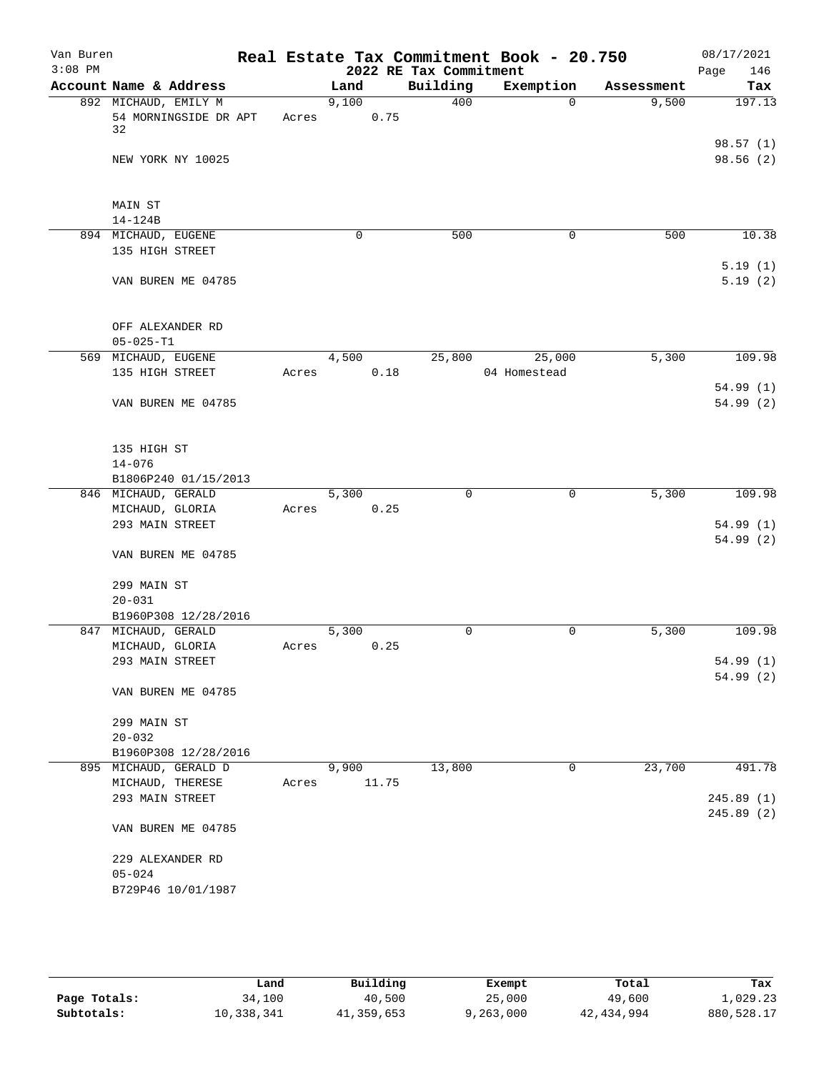# Real Estate Tax Commitment Book - 20.750

Van Buren
3:08 PM

08/17/2021
Page 146

## 2022 RE Tax Commitment

| Account Name & Address | Land | Building | Exemption | Assessment | Tax |
|---|---|---|---|---|---|
| 892 MICHAUD, EMILY M<br>54 MORNINGSIDE DR APT 32<br><br>NEW YORK NY 10025<br><br>MAIN ST<br>14-124B | 9,100<br>Acres 0.75 | 400 | 0 | 9,500 | 197.13<br><br>98.57 (1)<br>98.56 (2) |
| 894 MICHAUD, EUGENE<br>135 HIGH STREET<br><br>VAN BUREN ME 04785<br><br>OFF ALEXANDER RD<br>05-025-T1 | 0 | 500 | 0 | 500 | 10.38<br><br>5.19 (1)<br>5.19 (2) |
| 569 MICHAUD, EUGENE<br>135 HIGH STREET<br><br>VAN BUREN ME 04785<br><br>135 HIGH ST<br>14-076<br>B1806P240 01/15/2013 | 4,500<br>Acres 0.18 | 25,800 | 25,000<br>04 Homestead | 5,300 | 109.98<br><br>54.99 (1)<br>54.99 (2) |
| 846 MICHAUD, GERALD<br>MICHAUD, GLORIA<br>293 MAIN STREET<br><br>VAN BUREN ME 04785<br><br>299 MAIN ST<br>20-031<br>B1960P308 12/28/2016 | 5,300<br>Acres 0.25 | 0 | 0 | 5,300 | 109.98<br><br>54.99 (1)<br>54.99 (2) |
| 847 MICHAUD, GERALD<br>MICHAUD, GLORIA<br>293 MAIN STREET<br><br>VAN BUREN ME 04785<br><br>299 MAIN ST<br>20-032<br>B1960P308 12/28/2016 | 5,300<br>Acres 0.25 | 0 | 0 | 5,300 | 109.98<br><br>54.99 (1)<br>54.99 (2) |
| 895 MICHAUD, GERALD D<br>MICHAUD, THERESE<br>293 MAIN STREET<br><br>VAN BUREN ME 04785<br><br>229 ALEXANDER RD<br>05-024<br>B729P46 10/01/1987 | 9,900<br>Acres 11.75 | 13,800 | 0 | 23,700 | 491.78<br><br>245.89 (1)<br>245.89 (2) |

| | Land | Building | Exempt | Total | Tax |
|---|---|---|---|---|---|
| Page Totals: | 34,100 | 40,500 | 25,000 | 49,600 | 1,029.23 |
| Subtotals: | 10,338,341 | 41,359,653 | 9,263,000 | 42,434,994 | 880,528.17 |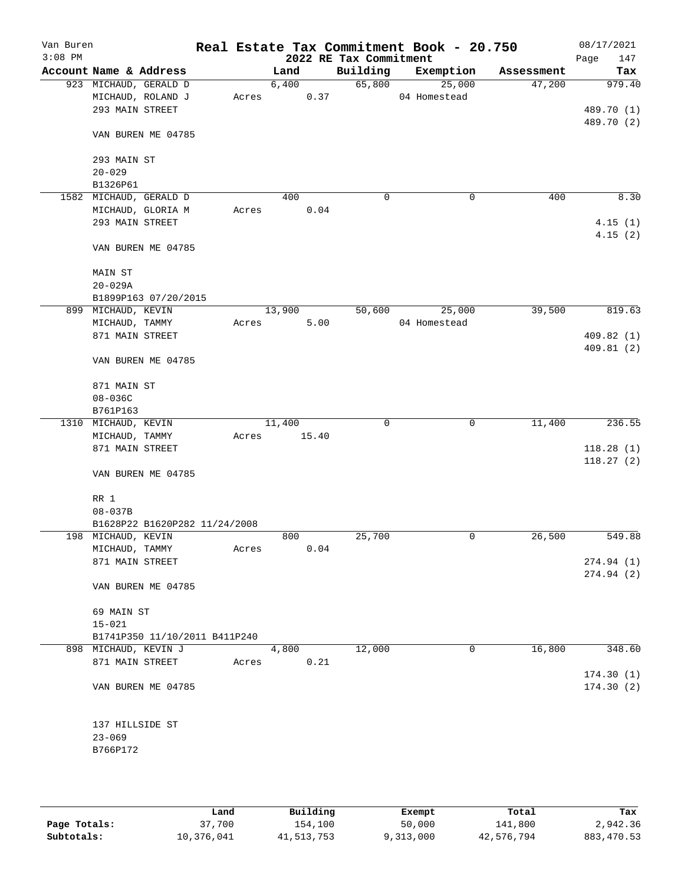Van Buren
3:08 PM

# Real Estate Tax Commitment Book - 20.750

## 2022 RE Tax Commitment

08/17/2021
Page 147

| Account Name & Address | Land | Building | Exemption | Assessment | Tax |
|---|---|---|---|---|---|
| 923 MICHAUD, GERALD D | 6,400 | 65,800 | 25,000 | 47,200 | 979.40 |
| MICHAUD, ROLAND J | Acres 0.37 | | 04 Homestead | | |
| 293 MAIN STREET | | | | | 489.70 (1) |
| | | | | | 489.70 (2) |
| VAN BUREN ME 04785 | | | | | |
| 293 MAIN ST | | | | | |
| 20-029 | | | | | |
| B1326P61 | | | | | |
| 1582 MICHAUD, GERALD D | 400 | 0 | 0 | 400 | 8.30 |
| MICHAUD, GLORIA M | Acres 0.04 | | | | |
| 293 MAIN STREET | | | | | 4.15 (1) |
| | | | | | 4.15 (2) |
| VAN BUREN ME 04785 | | | | | |
| MAIN ST | | | | | |
| 20-029A | | | | | |
| B1899P163 07/20/2015 | | | | | |
| 899 MICHAUD, KEVIN | 13,900 | 50,600 | 25,000 | 39,500 | 819.63 |
| MICHAUD, TAMMY | Acres 5.00 | | 04 Homestead | | |
| 871 MAIN STREET | | | | | 409.82 (1) |
| | | | | | 409.81 (2) |
| VAN BUREN ME 04785 | | | | | |
| 871 MAIN ST | | | | | |
| 08-036C | | | | | |
| B761P163 | | | | | |
| 1310 MICHAUD, KEVIN | 11,400 | 0 | 0 | 11,400 | 236.55 |
| MICHAUD, TAMMY | Acres 15.40 | | | | |
| 871 MAIN STREET | | | | | 118.28 (1) |
| | | | | | 118.27 (2) |
| VAN BUREN ME 04785 | | | | | |
| RR 1 | | | | | |
| 08-037B | | | | | |
| B1628P22 B1620P282 11/24/2008 | | | | | |
| 198 MICHAUD, KEVIN | 800 | 25,700 | 0 | 26,500 | 549.88 |
| MICHAUD, TAMMY | Acres 0.04 | | | | |
| 871 MAIN STREET | | | | | 274.94 (1) |
| | | | | | 274.94 (2) |
| VAN BUREN ME 04785 | | | | | |
| 69 MAIN ST | | | | | |
| 15-021 | | | | | |
| B1741P350 11/10/2011 B411P240 | | | | | |
| 898 MICHAUD, KEVIN J | 4,800 | 12,000 | 0 | 16,800 | 348.60 |
| 871 MAIN STREET | Acres 0.21 | | | | |
| | | | | | 174.30 (1) |
| VAN BUREN ME 04785 | | | | | 174.30 (2) |
| 137 HILLSIDE ST | | | | | |
| 23-069 | | | | | |
| B766P172 | | | | | |

| | Land | Building | Exempt | Total | Tax |
|---|---|---|---|---|---|
| Page Totals: | 37,700 | 154,100 | 50,000 | 141,800 | 2,942.36 |
| Subtotals: | 10,376,041 | 41,513,753 | 9,313,000 | 42,576,794 | 883,470.53 |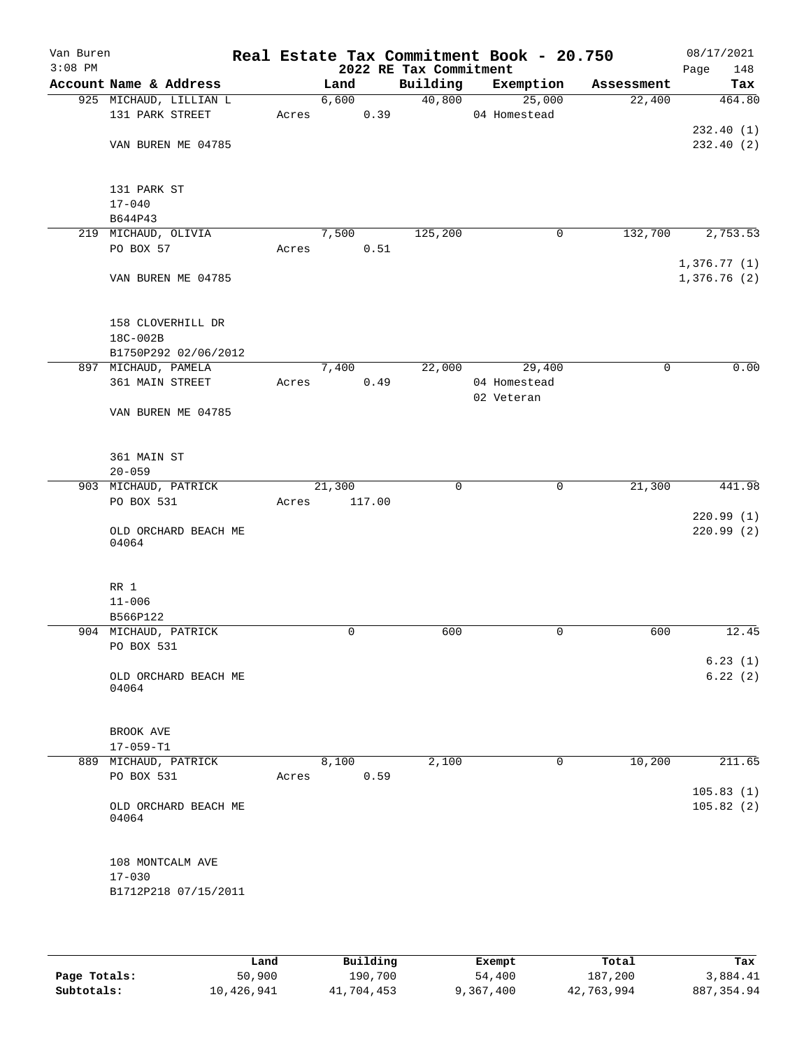# Van Buren — Real Estate Tax Commitment Book - 20.750

3:08 PM — 2022 RE Tax Commitment — 08/17/2021

| Account Name & Address | Land | Building | Exemption | Assessment | Tax |
|---|---|---|---|---|---|
| 925 MICHAUD, LILLIAN L | 6,600 | 40,800 | 25,000 | 22,400 | 464.80 |
| 131 PARK STREET | Acres 0.39 | | 04 Homestead | | |
| | | | | | 232.40 (1) |
| VAN BUREN ME 04785 | | | | | 232.40 (2) |
| 131 PARK ST | | | | | |
| 17-040 | | | | | |
| B644P43 | | | | | |
| 219 MICHAUD, OLIVIA | 7,500 | 125,200 | 0 | 132,700 | 2,753.53 |
| PO BOX 57 | Acres 0.51 | | | | |
| | | | | | 1,376.77 (1) |
| VAN BUREN ME 04785 | | | | | 1,376.76 (2) |
| 158 CLOVERHILL DR | | | | | |
| 18C-002B | | | | | |
| B1750P292 02/06/2012 | | | | | |
| 897 MICHAUD, PAMELA | 7,400 | 22,000 | 29,400 | 0 | 0.00 |
| 361 MAIN STREET | Acres 0.49 | | 04 Homestead | | |
| | | | 02 Veteran | | |
| VAN BUREN ME 04785 | | | | | |
| 361 MAIN ST | | | | | |
| 20-059 | | | | | |
| 903 MICHAUD, PATRICK | 21,300 | 0 | 0 | 21,300 | 441.98 |
| PO BOX 531 | Acres 117.00 | | | | |
| | | | | | 220.99 (1) |
| OLD ORCHARD BEACH ME 04064 | | | | | 220.99 (2) |
| RR 1 | | | | | |
| 11-006 | | | | | |
| B566P122 | | | | | |
| 904 MICHAUD, PATRICK | 0 | 600 | 0 | 600 | 12.45 |
| PO BOX 531 | | | | | |
| | | | | | 6.23 (1) |
| OLD ORCHARD BEACH ME 04064 | | | | | 6.22 (2) |
| BROOK AVE | | | | | |
| 17-059-T1 | | | | | |
| 889 MICHAUD, PATRICK | 8,100 | 2,100 | 0 | 10,200 | 211.65 |
| PO BOX 531 | Acres 0.59 | | | | |
| | | | | | 105.83 (1) |
| OLD ORCHARD BEACH ME 04064 | | | | | 105.82 (2) |
| 108 MONTCALM AVE | | | | | |
| 17-030 | | | | | |
| B1712P218 07/15/2011 | | | | | |

| | Land | Building | Exempt | Total | Tax |
|---|---|---|---|---|---|
| Page Totals: | 50,900 | 190,700 | 54,400 | 187,200 | 3,884.41 |
| Subtotals: | 10,426,941 | 41,704,453 | 9,367,400 | 42,763,994 | 887,354.94 |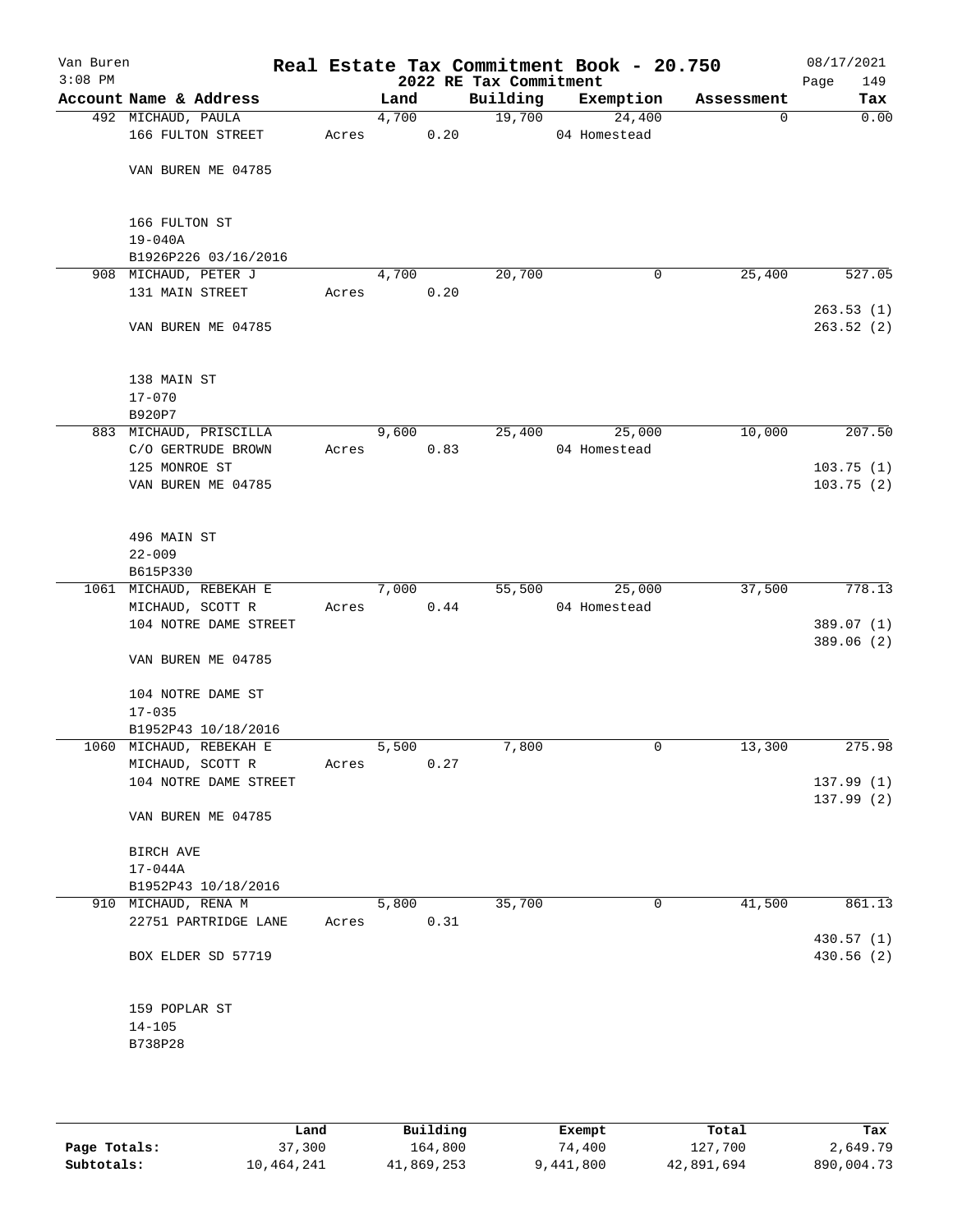Van Buren
3:08 PM

# Real Estate Tax Commitment Book - 20.750

## 2022 RE Tax Commitment

08/17/2021

| Account | Name & Address | Land | Building | Exemption | Assessment | Tax |
|---|---|---|---|---|---|---|
| 492 | MICHAUD, PAULA<br>166 FULTON STREET<br><br>VAN BUREN ME 04785<br><br>166 FULTON ST<br>19-040A<br>B1926P226 03/16/2016 | 4,700<br>Acres 0.20 | 19,700 | 24,400<br>04 Homestead | 0 | 0.00 |
| 908 | MICHAUD, PETER J<br>131 MAIN STREET<br><br>VAN BUREN ME 04785<br><br>138 MAIN ST<br>17-070<br>B920P7 | 4,700<br>Acres 0.20 | 20,700 | 0 | 25,400 | 527.05<br><br>263.53 (1)<br>263.52 (2) |
| 883 | MICHAUD, PRISCILLA<br>C/O GERTRUDE BROWN<br>125 MONROE ST<br>VAN BUREN ME 04785<br><br>496 MAIN ST<br>22-009<br>B615P330 | 9,600<br>Acres 0.83 | 25,400 | 25,000<br>04 Homestead | 10,000 | 207.50<br><br>103.75 (1)<br>103.75 (2) |
| 1061 | MICHAUD, REBEKAH E<br>MICHAUD, SCOTT R<br>104 NOTRE DAME STREET<br><br>VAN BUREN ME 04785<br><br>104 NOTRE DAME ST<br>17-035<br>B1952P43 10/18/2016 | 7,000<br>Acres 0.44 | 55,500 | 25,000<br>04 Homestead | 37,500 | 778.13<br><br>389.07 (1)<br>389.06 (2) |
| 1060 | MICHAUD, REBEKAH E<br>MICHAUD, SCOTT R<br>104 NOTRE DAME STREET<br><br>VAN BUREN ME 04785<br><br>BIRCH AVE<br>17-044A<br>B1952P43 10/18/2016 | 5,500<br>Acres 0.27 | 7,800 | 0 | 13,300 | 275.98<br><br>137.99 (1)<br>137.99 (2) |
| 910 | MICHAUD, RENA M<br>22751 PARTRIDGE LANE<br><br>BOX ELDER SD 57719<br><br>159 POPLAR ST<br>14-105<br>B738P28 | 5,800<br>Acres 0.31 | 35,700 | 0 | 41,500 | 861.13<br><br>430.57 (1)<br>430.56 (2) |

| | Land | Building | Exempt | Total | Tax |
|---|---|---|---|---|---|
| Page Totals: | 37,300 | 164,800 | 74,400 | 127,700 | 2,649.79 |
| Subtotals: | 10,464,241 | 41,869,253 | 9,441,800 | 42,891,694 | 890,004.73 |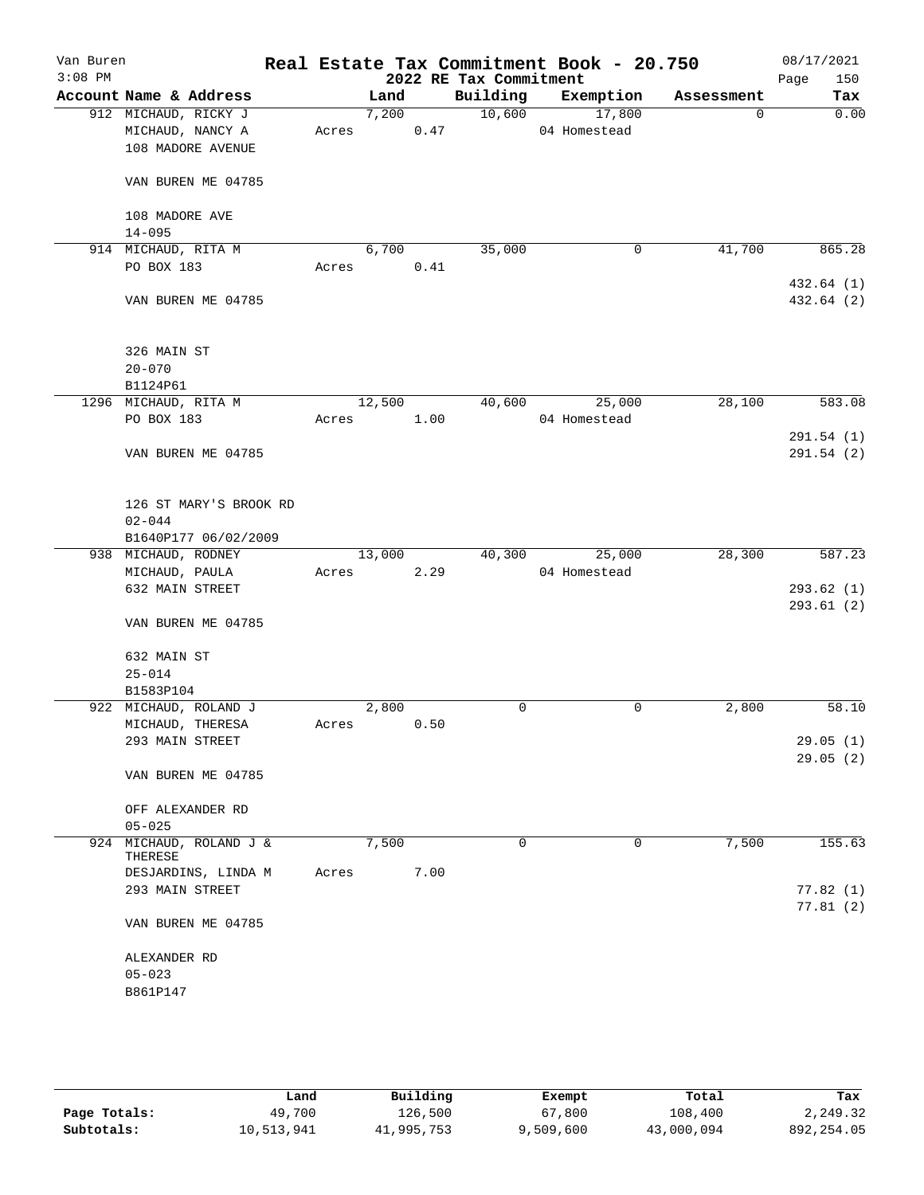Van Buren
3:08 PM

# Real Estate Tax Commitment Book - 20.750

## 2022 RE Tax Commitment

08/17/2021

| Account | Name & Address | Land | Building | Exemption | Assessment | Tax |
|---|---|---|---|---|---|---|
| 912 | MICHAUD, RICKY J<br>MICHAUD, NANCY A<br>108 MADORE AVENUE<br><br>VAN BUREN ME 04785<br><br>108 MADORE AVE<br>14-095 | 7,200<br>Acres 0.47 | 10,600 | 17,800<br>04 Homestead | 0 | 0.00 |
| 914 | MICHAUD, RITA M<br>PO BOX 183<br><br>VAN BUREN ME 04785<br><br>326 MAIN ST<br>20-070<br>B1124P61 | 6,700<br>Acres 0.41 | 35,000 | 0 | 41,700 | 865.28<br><br>432.64 (1)<br>432.64 (2) |
| 1296 | MICHAUD, RITA M<br>PO BOX 183<br><br>VAN BUREN ME 04785<br><br>126 ST MARY'S BROOK RD<br>02-044<br>B1640P177 06/02/2009 | 12,500<br>Acres 1.00 | 40,600 | 25,000<br>04 Homestead | 28,100 | 583.08<br><br>291.54 (1)<br>291.54 (2) |
| 938 | MICHAUD, RODNEY<br>MICHAUD, PAULA<br>632 MAIN STREET<br><br>VAN BUREN ME 04785<br><br>632 MAIN ST<br>25-014<br>B1583P104 | 13,000<br>Acres 2.29 | 40,300 | 25,000<br>04 Homestead | 28,300 | 587.23<br><br>293.62 (1)<br>293.61 (2) |
| 922 | MICHAUD, ROLAND J<br>MICHAUD, THERESA<br>293 MAIN STREET<br><br>VAN BUREN ME 04785<br><br>OFF ALEXANDER RD<br>05-025 | 2,800<br>Acres 0.50 | 0 | 0 | 2,800 | 58.10<br><br>29.05 (1)<br>29.05 (2) |
| 924 | MICHAUD, ROLAND J & THERESE<br>DESJARDINS, LINDA M<br>293 MAIN STREET<br><br>VAN BUREN ME 04785<br><br>ALEXANDER RD<br>05-023<br>B861P147 | 7,500<br>Acres 7.00 | 0 | 0 | 7,500 | 155.63<br><br>77.82 (1)<br>77.81 (2) |

| | Land | Building | Exempt | Total | Tax |
|---|---|---|---|---|---|
| Page Totals: | 49,700 | 126,500 | 67,800 | 108,400 | 2,249.32 |
| Subtotals: | 10,513,941 | 41,995,753 | 9,509,600 | 43,000,094 | 892,254.05 |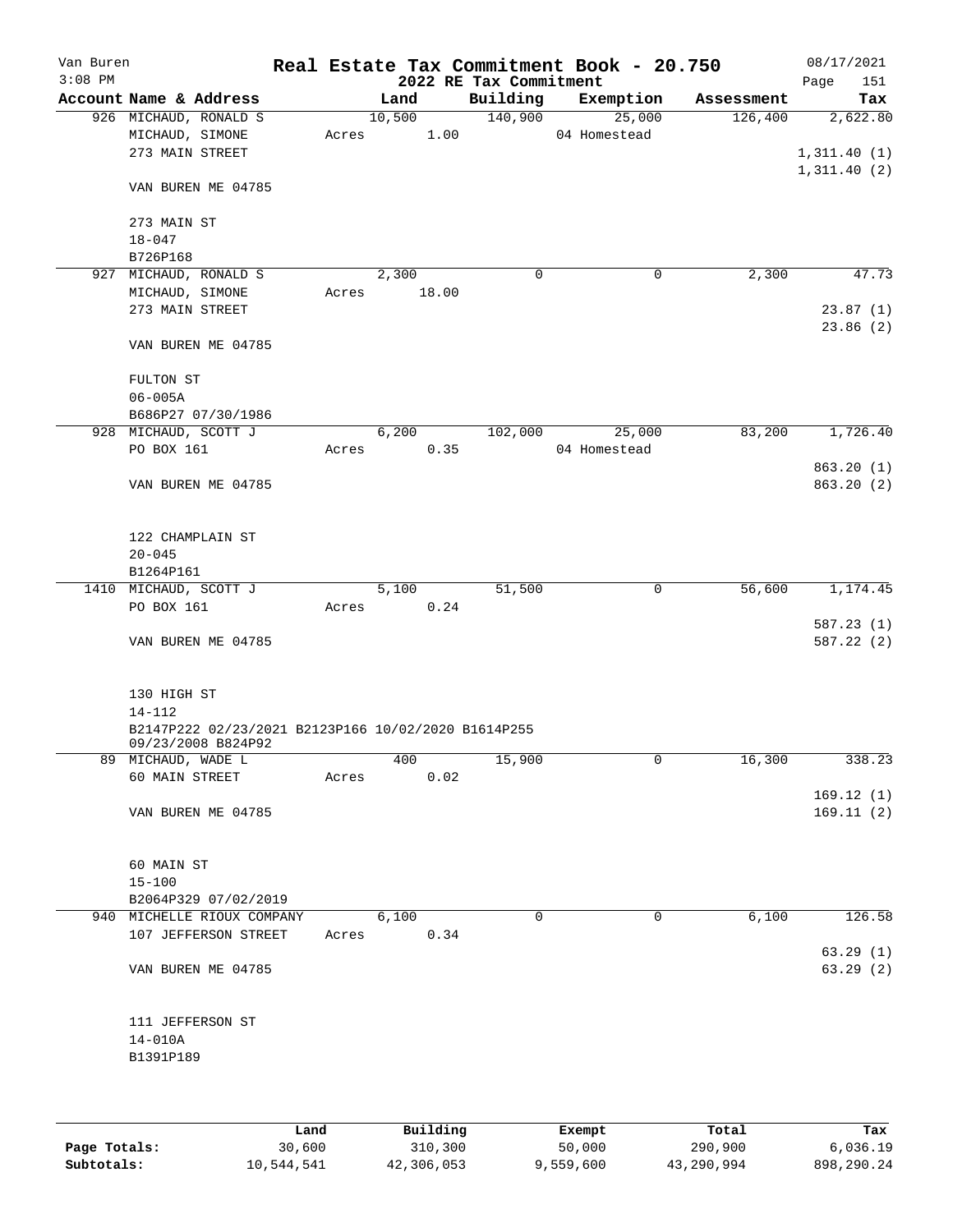Van Buren
3:08 PM

# Real Estate Tax Commitment Book - 20.750

## 2022 RE Tax Commitment

08/17/2021
Page 151

| Account Name & Address | Land | Building | Exemption | Assessment | Tax |
|---|---|---|---|---|---|
| 926 MICHAUD, RONALD S | 10,500 | 140,900 | 25,000 | 126,400 | 2,622.80 |
| MICHAUD, SIMONE | Acres 1.00 | | 04 Homestead | | |
| 273 MAIN STREET | | | | | 1,311.40 (1) |
| | | | | | 1,311.40 (2) |
| VAN BUREN ME 04785 | | | | | |
| 273 MAIN ST | | | | | |
| 18-047 | | | | | |
| B726P168 | | | | | |
| 927 MICHAUD, RONALD S | 2,300 | 0 | 0 | 2,300 | 47.73 |
| MICHAUD, SIMONE | Acres 18.00 | | | | |
| 273 MAIN STREET | | | | | 23.87 (1) |
| | | | | | 23.86 (2) |
| VAN BUREN ME 04785 | | | | | |
| FULTON ST | | | | | |
| 06-005A | | | | | |
| B686P27 07/30/1986 | | | | | |
| 928 MICHAUD, SCOTT J | 6,200 | 102,000 | 25,000 | 83,200 | 1,726.40 |
| PO BOX 161 | Acres 0.35 | | 04 Homestead | | |
| | | | | | 863.20 (1) |
| VAN BUREN ME 04785 | | | | | 863.20 (2) |
| 122 CHAMPLAIN ST | | | | | |
| 20-045 | | | | | |
| B1264P161 | | | | | |
| 1410 MICHAUD, SCOTT J | 5,100 | 51,500 | 0 | 56,600 | 1,174.45 |
| PO BOX 161 | Acres 0.24 | | | | |
| | | | | | 587.23 (1) |
| VAN BUREN ME 04785 | | | | | 587.22 (2) |
| 130 HIGH ST | | | | | |
| 14-112 | | | | | |
| B2147P222 02/23/2021 B2123P166 10/02/2020 B1614P255 09/23/2008 B824P92 | | | | | |
| 89 MICHAUD, WADE L | 400 | 15,900 | 0 | 16,300 | 338.23 |
| 60 MAIN STREET | Acres 0.02 | | | | |
| | | | | | 169.12 (1) |
| VAN BUREN ME 04785 | | | | | 169.11 (2) |
| 60 MAIN ST | | | | | |
| 15-100 | | | | | |
| B2064P329 07/02/2019 | | | | | |
| 940 MICHELLE RIOUX COMPANY | 6,100 | 0 | 0 | 6,100 | 126.58 |
| 107 JEFFERSON STREET | Acres 0.34 | | | | |
| | | | | | 63.29 (1) |
| VAN BUREN ME 04785 | | | | | 63.29 (2) |
| 111 JEFFERSON ST | | | | | |
| 14-010A | | | | | |
| B1391P189 | | | | | |

| | Land | Building | Exempt | Total | Tax |
|---|---|---|---|---|---|
| Page Totals: | 30,600 | 310,300 | 50,000 | 290,900 | 6,036.19 |
| Subtotals: | 10,544,541 | 42,306,053 | 9,559,600 | 43,290,994 | 898,290.24 |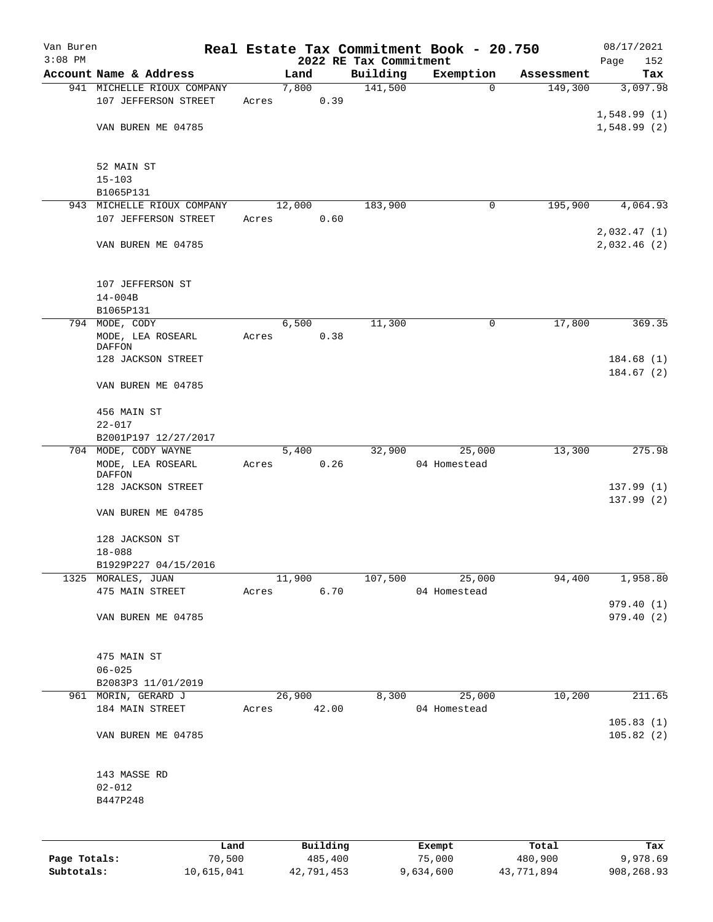Van Buren
3:08 PM

# Real Estate Tax Commitment Book - 20.750

## 2022 RE Tax Commitment

08/17/2021

| Account Name & Address | Land | Building | Exemption | Assessment | Tax |
|---|---|---|---|---|---|
| 941 MICHELLE RIOUX COMPANY | 7,800 | 141,500 | 0 | 149,300 | 3,097.98 |
| 107 JEFFERSON STREET | Acres 0.39 | | | | |
| | | | | | 1,548.99 (1) |
| VAN BUREN ME 04785 | | | | | 1,548.99 (2) |
| 52 MAIN ST | | | | | |
| 15-103 | | | | | |
| B1065P131 | | | | | |
| 943 MICHELLE RIOUX COMPANY | 12,000 | 183,900 | 0 | 195,900 | 4,064.93 |
| 107 JEFFERSON STREET | Acres 0.60 | | | | |
| | | | | | 2,032.47 (1) |
| VAN BUREN ME 04785 | | | | | 2,032.46 (2) |
| 107 JEFFERSON ST | | | | | |
| 14-004B | | | | | |
| B1065P131 | | | | | |
| 794 MODE, CODY | 6,500 | 11,300 | 0 | 17,800 | 369.35 |
| MODE, LEA ROSEARL DAFFON | Acres 0.38 | | | | |
| 128 JACKSON STREET | | | | | 184.68 (1) |
| | | | | | 184.67 (2) |
| VAN BUREN ME 04785 | | | | | |
| 456 MAIN ST | | | | | |
| 22-017 | | | | | |
| B2001P197 12/27/2017 | | | | | |
| 704 MODE, CODY WAYNE | 5,400 | 32,900 | 25,000 | 13,300 | 275.98 |
| MODE, LEA ROSEARL DAFFON | Acres 0.26 | | 04 Homestead | | |
| 128 JACKSON STREET | | | | | 137.99 (1) |
| | | | | | 137.99 (2) |
| VAN BUREN ME 04785 | | | | | |
| 128 JACKSON ST | | | | | |
| 18-088 | | | | | |
| B1929P227 04/15/2016 | | | | | |
| 1325 MORALES, JUAN | 11,900 | 107,500 | 25,000 | 94,400 | 1,958.80 |
| 475 MAIN STREET | Acres 6.70 | | 04 Homestead | | |
| | | | | | 979.40 (1) |
| VAN BUREN ME 04785 | | | | | 979.40 (2) |
| 475 MAIN ST | | | | | |
| 06-025 | | | | | |
| B2083P3 11/01/2019 | | | | | |
| 961 MORIN, GERARD J | 26,900 | 8,300 | 25,000 | 10,200 | 211.65 |
| 184 MAIN STREET | Acres 42.00 | | 04 Homestead | | |
| | | | | | 105.83 (1) |
| VAN BUREN ME 04785 | | | | | 105.82 (2) |
| 143 MASSE RD | | | | | |
| 02-012 | | | | | |
| B447P248 | | | | | |

| | Land | Building | Exempt | Total | Tax |
|---|---|---|---|---|---|
| **Page Totals:** | 70,500 | 485,400 | 75,000 | 480,900 | 9,978.69 |
| **Subtotals:** | 10,615,041 | 42,791,453 | 9,634,600 | 43,771,894 | 908,268.93 |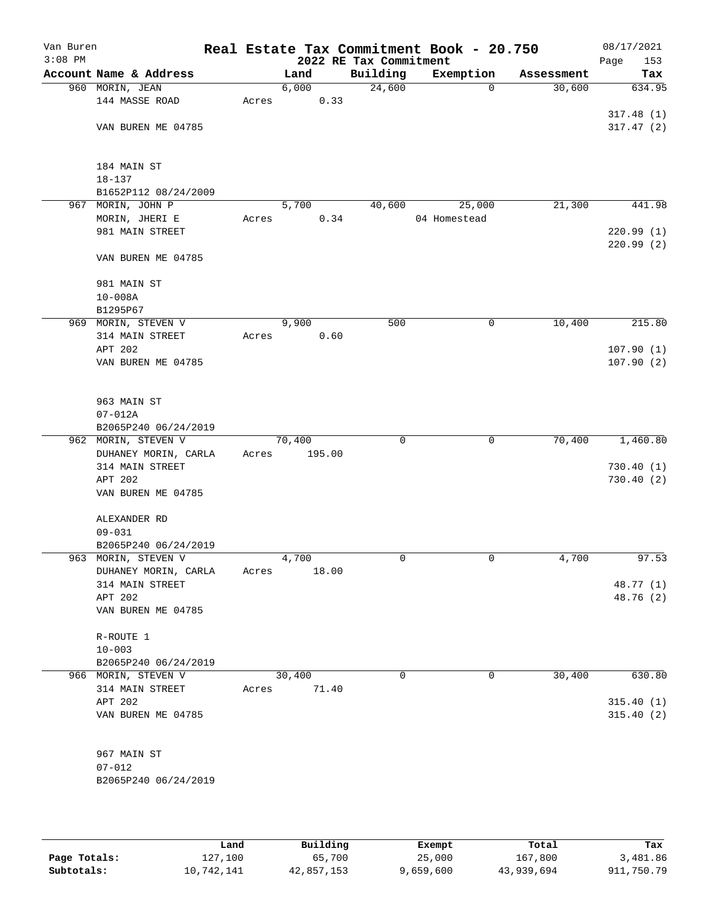Van Buren
3:08 PM

# Real Estate Tax Commitment Book - 20.750
## 2022 RE Tax Commitment

08/17/2021

| Account Name & Address | Land | Building | Exemption | Assessment | Tax |
|---|---|---|---|---|---|
| 960 MORIN, JEAN | 6,000 | 24,600 | 0 | 30,600 | 634.95 |
| 144 MASSE ROAD | Acres 0.33 | | | | |
| | | | | | 317.48 (1) |
| VAN BUREN ME 04785 | | | | | 317.47 (2) |
| 184 MAIN ST | | | | | |
| 18-137 | | | | | |
| B1652P112 08/24/2009 | | | | | |
| 967 MORIN, JOHN P | 5,700 | 40,600 | 25,000 | 21,300 | 441.98 |
| MORIN, JHERI E | Acres 0.34 | | 04 Homestead | | |
| 981 MAIN STREET | | | | | 220.99 (1) |
| | | | | | 220.99 (2) |
| VAN BUREN ME 04785 | | | | | |
| 981 MAIN ST | | | | | |
| 10-008A | | | | | |
| B1295P67 | | | | | |
| 969 MORIN, STEVEN V | 9,900 | 500 | 0 | 10,400 | 215.80 |
| 314 MAIN STREET | Acres 0.60 | | | | |
| APT 202 | | | | | 107.90 (1) |
| VAN BUREN ME 04785 | | | | | 107.90 (2) |
| 963 MAIN ST | | | | | |
| 07-012A | | | | | |
| B2065P240 06/24/2019 | | | | | |
| 962 MORIN, STEVEN V | 70,400 | 0 | 0 | 70,400 | 1,460.80 |
| DUHANEY MORIN, CARLA | Acres 195.00 | | | | |
| 314 MAIN STREET | | | | | 730.40 (1) |
| APT 202 | | | | | 730.40 (2) |
| VAN BUREN ME 04785 | | | | | |
| ALEXANDER RD | | | | | |
| 09-031 | | | | | |
| B2065P240 06/24/2019 | | | | | |
| 963 MORIN, STEVEN V | 4,700 | 0 | 0 | 4,700 | 97.53 |
| DUHANEY MORIN, CARLA | Acres 18.00 | | | | |
| 314 MAIN STREET | | | | | 48.77 (1) |
| APT 202 | | | | | 48.76 (2) |
| VAN BUREN ME 04785 | | | | | |
| R-ROUTE 1 | | | | | |
| 10-003 | | | | | |
| B2065P240 06/24/2019 | | | | | |
| 966 MORIN, STEVEN V | 30,400 | 0 | 0 | 30,400 | 630.80 |
| 314 MAIN STREET | Acres 71.40 | | | | |
| APT 202 | | | | | 315.40 (1) |
| VAN BUREN ME 04785 | | | | | 315.40 (2) |
| 967 MAIN ST | | | | | |
| 07-012 | | | | | |
| B2065P240 06/24/2019 | | | | | |

| | Land | Building | Exempt | Total | Tax |
|---|---|---|---|---|---|
| Page Totals: | 127,100 | 65,700 | 25,000 | 167,800 | 3,481.86 |
| Subtotals: | 10,742,141 | 42,857,153 | 9,659,600 | 43,939,694 | 911,750.79 |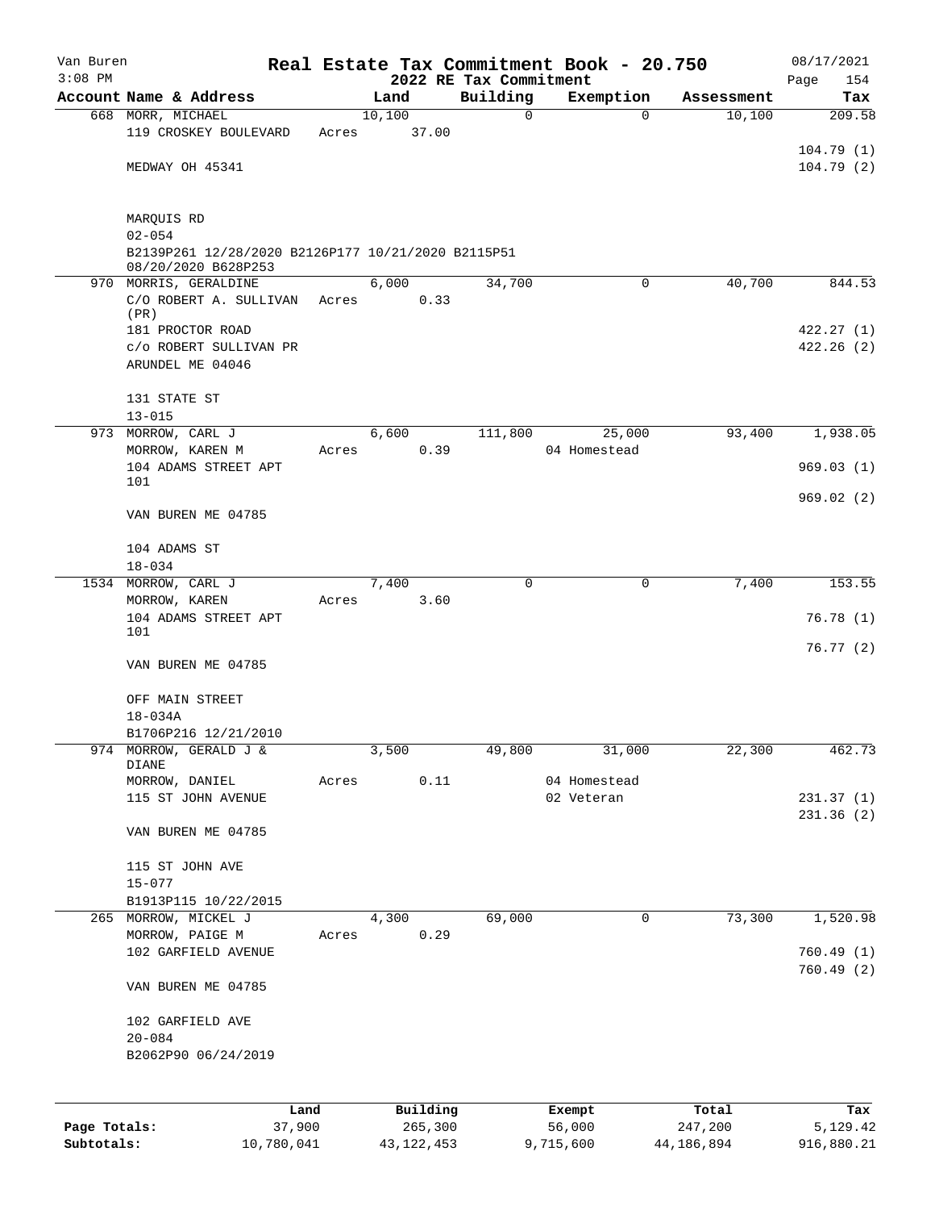Van Buren
3:08 PM

**Real Estate Tax Commitment Book - 20.750**
**2022 RE Tax Commitment**

08/17/2021
Page 154

| Account Name & Address | Land | Building | Exemption | Assessment | Tax |
|---|---|---|---|---|---|
| 668 MORR, MICHAEL | 10,100 | 0 | 0 | 10,100 | 209.58 |
| 119 CROSKEY BOULEVARD | Acres 37.00 | | | | |
| | | | | | 104.79 (1) |
| MEDWAY OH 45341 | | | | | 104.79 (2) |
| MARQUIS RD | | | | | |
| 02-054 | | | | | |
| B2139P261 12/28/2020 B2126P177 10/21/2020 B2115P51 08/20/2020 B628P253 | | | | | |
| 970 MORRIS, GERALDINE | 6,000 | 34,700 | 0 | 40,700 | 844.53 |
| C/O ROBERT A. SULLIVAN (PR) | Acres 0.33 | | | | |
| 181 PROCTOR ROAD | | | | | 422.27 (1) |
| c/o ROBERT SULLIVAN PR | | | | | 422.26 (2) |
| ARUNDEL ME 04046 | | | | | |
| 131 STATE ST | | | | | |
| 13-015 | | | | | |
| 973 MORROW, CARL J | 6,600 | 111,800 | 25,000 | 93,400 | 1,938.05 |
| MORROW, KAREN M | Acres 0.39 | | 04 Homestead | | |
| 104 ADAMS STREET APT 101 | | | | | 969.03 (1) |
| | | | | | 969.02 (2) |
| VAN BUREN ME 04785 | | | | | |
| 104 ADAMS ST | | | | | |
| 18-034 | | | | | |
| 1534 MORROW, CARL J | 7,400 | 0 | 0 | 7,400 | 153.55 |
| MORROW, KAREN | Acres 3.60 | | | | |
| 104 ADAMS STREET APT 101 | | | | | 76.78 (1) |
| | | | | | 76.77 (2) |
| VAN BUREN ME 04785 | | | | | |
| OFF MAIN STREET | | | | | |
| 18-034A | | | | | |
| B1706P216 12/21/2010 | | | | | |
| 974 MORROW, GERALD J & DIANE | 3,500 | 49,800 | 31,000 | 22,300 | 462.73 |
| MORROW, DANIEL | Acres 0.11 | | 04 Homestead | | |
| 115 ST JOHN AVENUE | | | 02 Veteran | | 231.37 (1) |
| | | | | | 231.36 (2) |
| VAN BUREN ME 04785 | | | | | |
| 115 ST JOHN AVE | | | | | |
| 15-077 | | | | | |
| B1913P115 10/22/2015 | | | | | |
| 265 MORROW, MICKEL J | 4,300 | 69,000 | 0 | 73,300 | 1,520.98 |
| MORROW, PAIGE M | Acres 0.29 | | | | |
| 102 GARFIELD AVENUE | | | | | 760.49 (1) |
| | | | | | 760.49 (2) |
| VAN BUREN ME 04785 | | | | | |
| 102 GARFIELD AVE | | | | | |
| 20-084 | | | | | |
| B2062P90 06/24/2019 | | | | | |

| | Land | Building | Exempt | Total | Tax |
|---|---|---|---|---|---|
| Page Totals: | 37,900 | 265,300 | 56,000 | 247,200 | 5,129.42 |
| Subtotals: | 10,780,041 | 43,122,453 | 9,715,600 | 44,186,894 | 916,880.21 |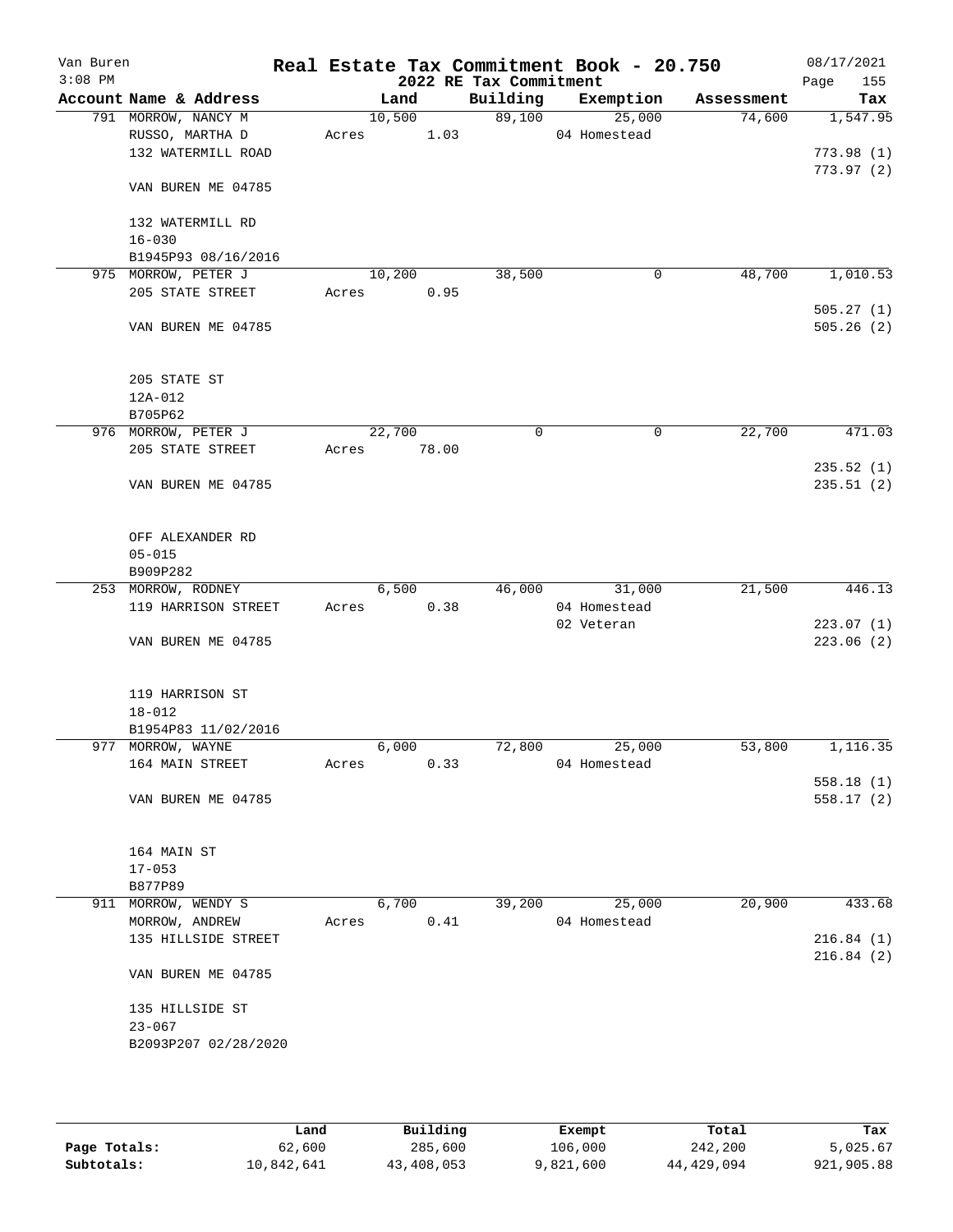Van Buren  
3:08 PM

# Real Estate Tax Commitment Book - 20.750

## 2022 RE Tax Commitment

08/17/2021  
Page 155

| Account Name & Address | Land | Building | Exemption | Assessment | Tax |
|---|---|---|---|---|---|
| 791 MORROW, NANCY M<br>RUSSO, MARTHA D<br>132 WATERMILL ROAD<br><br>VAN BUREN ME 04785<br><br>132 WATERMILL RD<br>16-030<br>B1945P93 08/16/2016 | 10,500<br>Acres 1.03 | 89,100 | 25,000<br>04 Homestead | 74,600 | 1,547.95<br><br>773.98 (1)<br>773.97 (2) |
| 975 MORROW, PETER J<br>205 STATE STREET<br><br>VAN BUREN ME 04785<br><br>205 STATE ST<br>12A-012<br>B705P62 | 10,200<br>Acres 0.95 | 38,500 | 0 | 48,700 | 1,010.53<br><br>505.27 (1)<br>505.26 (2) |
| 976 MORROW, PETER J<br>205 STATE STREET<br><br>VAN BUREN ME 04785<br><br>OFF ALEXANDER RD<br>05-015<br>B909P282 | 22,700<br>Acres 78.00 | 0 | 0 | 22,700 | 471.03<br><br>235.52 (1)<br>235.51 (2) |
| 253 MORROW, RODNEY<br>119 HARRISON STREET<br><br>VAN BUREN ME 04785<br><br>119 HARRISON ST<br>18-012<br>B1954P83 11/02/2016 | 6,500<br>Acres 0.38 | 46,000 | 31,000<br>04 Homestead<br>02 Veteran | 21,500 | 446.13<br><br>223.07 (1)<br>223.06 (2) |
| 977 MORROW, WAYNE<br>164 MAIN STREET<br><br>VAN BUREN ME 04785<br><br>164 MAIN ST<br>17-053<br>B877P89 | 6,000<br>Acres 0.33 | 72,800 | 25,000<br>04 Homestead | 53,800 | 1,116.35<br><br>558.18 (1)<br>558.17 (2) |
| 911 MORROW, WENDY S<br>MORROW, ANDREW<br>135 HILLSIDE STREET<br><br>VAN BUREN ME 04785<br><br>135 HILLSIDE ST<br>23-067<br>B2093P207 02/28/2020 | 6,700<br>Acres 0.41 | 39,200 | 25,000<br>04 Homestead | 20,900 | 433.68<br><br>216.84 (1)<br>216.84 (2) |

| | Land | Building | Exempt | Total | Tax |
|---|---|---|---|---|---|
| Page Totals: | 62,600 | 285,600 | 106,000 | 242,200 | 5,025.67 |
| Subtotals: | 10,842,641 | 43,408,053 | 9,821,600 | 44,429,094 | 921,905.88 |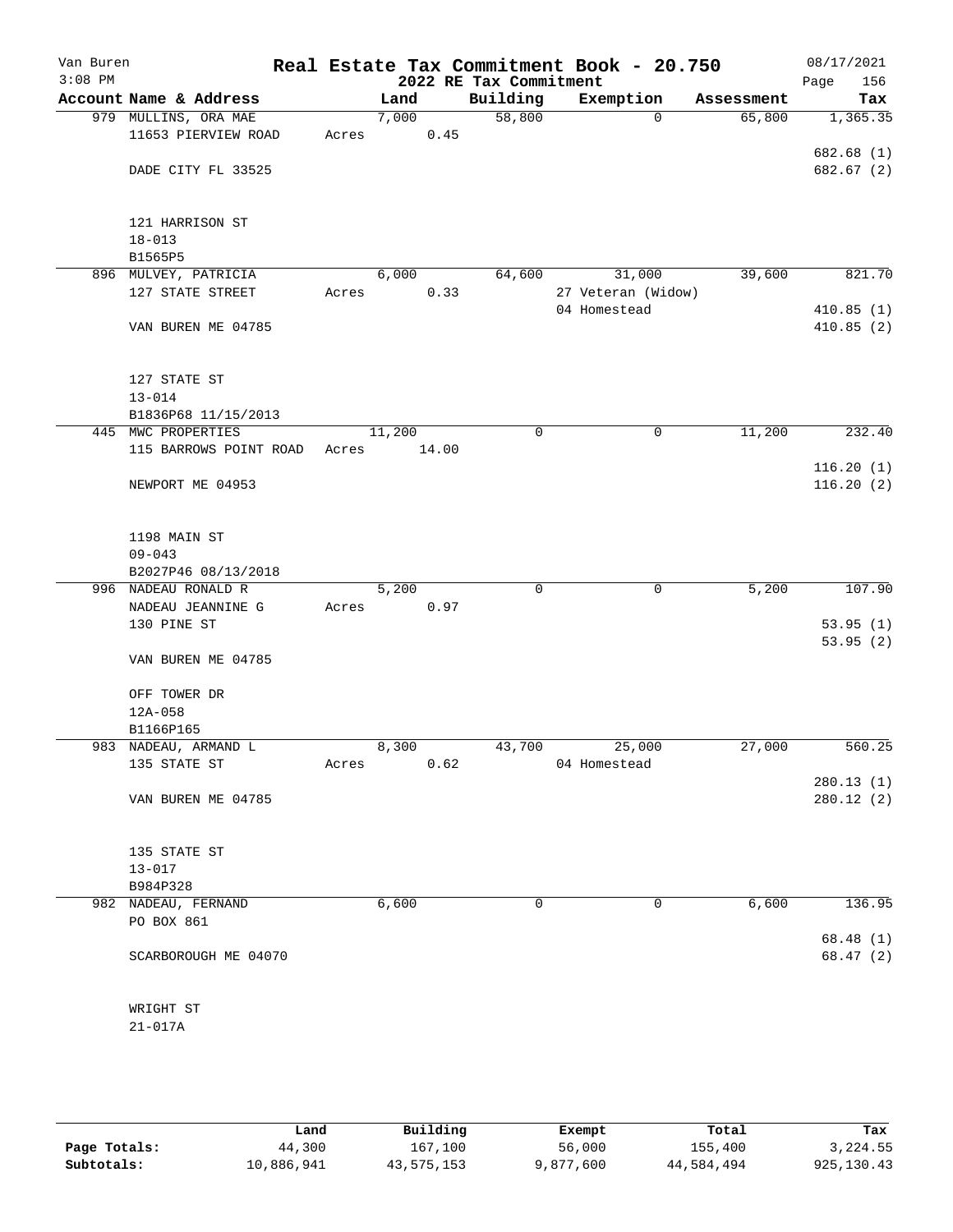# Real Estate Tax Commitment Book - 20.750

Van Buren
3:08 PM

08/17/2021

## 2022 RE Tax Commitment

| Account Name & Address | Land | Building | Exemption | Assessment | Tax |
|---|---|---|---|---|---|
| 979 MULLINS, ORA MAE | 7,000 | 58,800 | 0 | 65,800 | 1,365.35 |
| 11653 PIERVIEW ROAD | Acres 0.45 | | | | |
| | | | | | 682.68 (1) |
| DADE CITY FL 33525 | | | | | 682.67 (2) |
| 121 HARRISON ST | | | | | |
| 18-013 | | | | | |
| B1565P5 | | | | | |
| 896 MULVEY, PATRICIA | 6,000 | 64,600 | 31,000 | 39,600 | 821.70 |
| 127 STATE STREET | Acres 0.33 | | 27 Veteran (Widow) | | |
| | | | 04 Homestead | | 410.85 (1) |
| VAN BUREN ME 04785 | | | | | 410.85 (2) |
| 127 STATE ST | | | | | |
| 13-014 | | | | | |
| B1836P68 11/15/2013 | | | | | |
| 445 MWC PROPERTIES | 11,200 | 0 | 0 | 11,200 | 232.40 |
| 115 BARROWS POINT ROAD | Acres 14.00 | | | | |
| | | | | | 116.20 (1) |
| NEWPORT ME 04953 | | | | | 116.20 (2) |
| 1198 MAIN ST | | | | | |
| 09-043 | | | | | |
| B2027P46 08/13/2018 | | | | | |
| 996 NADEAU RONALD R | 5,200 | 0 | 0 | 5,200 | 107.90 |
| NADEAU JEANNINE G | Acres 0.97 | | | | |
| 130 PINE ST | | | | | 53.95 (1) |
| | | | | | 53.95 (2) |
| VAN BUREN ME 04785 | | | | | |
| OFF TOWER DR | | | | | |
| 12A-058 | | | | | |
| B1166P165 | | | | | |
| 983 NADEAU, ARMAND L | 8,300 | 43,700 | 25,000 | 27,000 | 560.25 |
| 135 STATE ST | Acres 0.62 | | 04 Homestead | | |
| | | | | | 280.13 (1) |
| VAN BUREN ME 04785 | | | | | 280.12 (2) |
| 135 STATE ST | | | | | |
| 13-017 | | | | | |
| B984P328 | | | | | |
| 982 NADEAU, FERNAND | 6,600 | 0 | 0 | 6,600 | 136.95 |
| PO BOX 861 | | | | | |
| | | | | | 68.48 (1) |
| SCARBOROUGH ME 04070 | | | | | 68.47 (2) |
| WRIGHT ST | | | | | |
| 21-017A | | | | | |

| | Land | Building | Exempt | Total | Tax |
|---|---|---|---|---|---|
| Page Totals: | 44,300 | 167,100 | 56,000 | 155,400 | 3,224.55 |
| Subtotals: | 10,886,941 | 43,575,153 | 9,877,600 | 44,584,494 | 925,130.43 |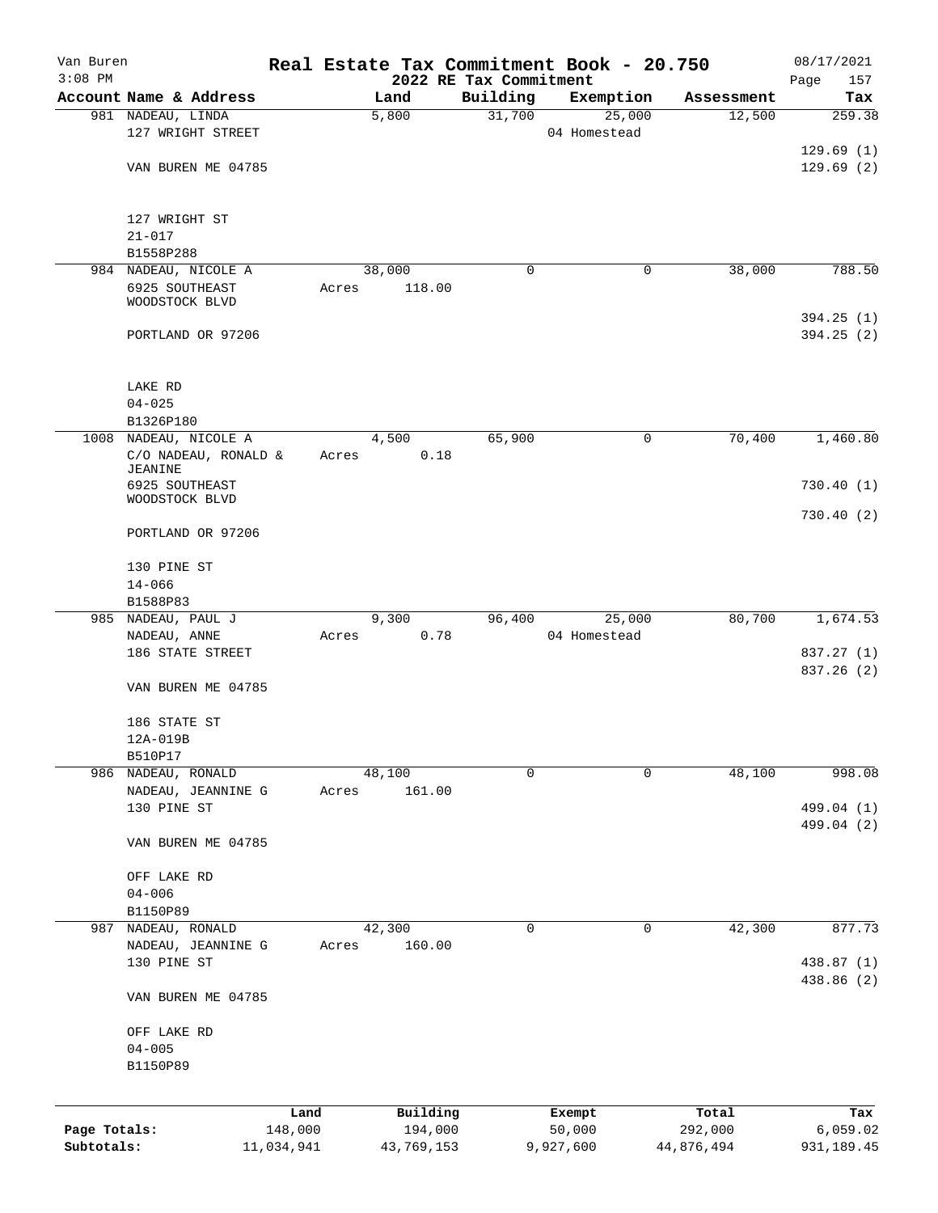Van Buren
3:08 PM

# Real Estate Tax Commitment Book - 20.750

## 2022 RE Tax Commitment

08/17/2021

| Account | Name & Address | Land | Building | Exemption | Assessment | Tax |
|---|---|---|---|---|---|---|
| 981 | NADEAU, LINDA<br>127 WRIGHT STREET<br><br>VAN BUREN ME 04785<br><br>127 WRIGHT ST<br>21-017<br>B1558P288 | 5,800 | 31,700 | 25,000<br>04 Homestead | 12,500 | 259.38<br><br>129.69 (1)<br>129.69 (2) |
| 984 | NADEAU, NICOLE A<br>6925 SOUTHEAST WOODSTOCK BLVD<br><br>PORTLAND OR 97206<br><br>LAKE RD<br>04-025<br>B1326P180 | 38,000<br>Acres 118.00 | 0 | 0 | 38,000 | 788.50<br><br>394.25 (1)<br>394.25 (2) |
| 1008 | NADEAU, NICOLE A<br>C/O NADEAU, RONALD & JEANINE<br>6925 SOUTHEAST WOODSTOCK BLVD<br><br>PORTLAND OR 97206<br><br>130 PINE ST<br>14-066<br>B1588P83 | 4,500<br>Acres 0.18 | 65,900 | 0 | 70,400 | 1,460.80<br><br>730.40 (1)<br>730.40 (2) |
| 985 | NADEAU, PAUL J<br>NADEAU, ANNE<br>186 STATE STREET<br><br>VAN BUREN ME 04785<br><br>186 STATE ST<br>12A-019B<br>B510P17 | 9,300<br>Acres 0.78 | 96,400 | 25,000<br>04 Homestead | 80,700 | 1,674.53<br><br>837.27 (1)<br>837.26 (2) |
| 986 | NADEAU, RONALD<br>NADEAU, JEANNINE G<br>130 PINE ST<br><br>VAN BUREN ME 04785<br><br>OFF LAKE RD<br>04-006<br>B1150P89 | 48,100<br>Acres 161.00 | 0 | 0 | 48,100 | 998.08<br><br>499.04 (1)<br>499.04 (2) |
| 987 | NADEAU, RONALD<br>NADEAU, JEANNINE G<br>130 PINE ST<br><br>VAN BUREN ME 04785<br><br>OFF LAKE RD<br>04-005<br>B1150P89 | 42,300<br>Acres 160.00 | 0 | 0 | 42,300 | 877.73<br><br>438.87 (1)<br>438.86 (2) |

| | Land | Building | Exempt | Total | Tax |
|---|---|---|---|---|---|
| Page Totals: | 148,000 | 194,000 | 50,000 | 292,000 | 6,059.02 |
| Subtotals: | 11,034,941 | 43,769,153 | 9,927,600 | 44,876,494 | 931,189.45 |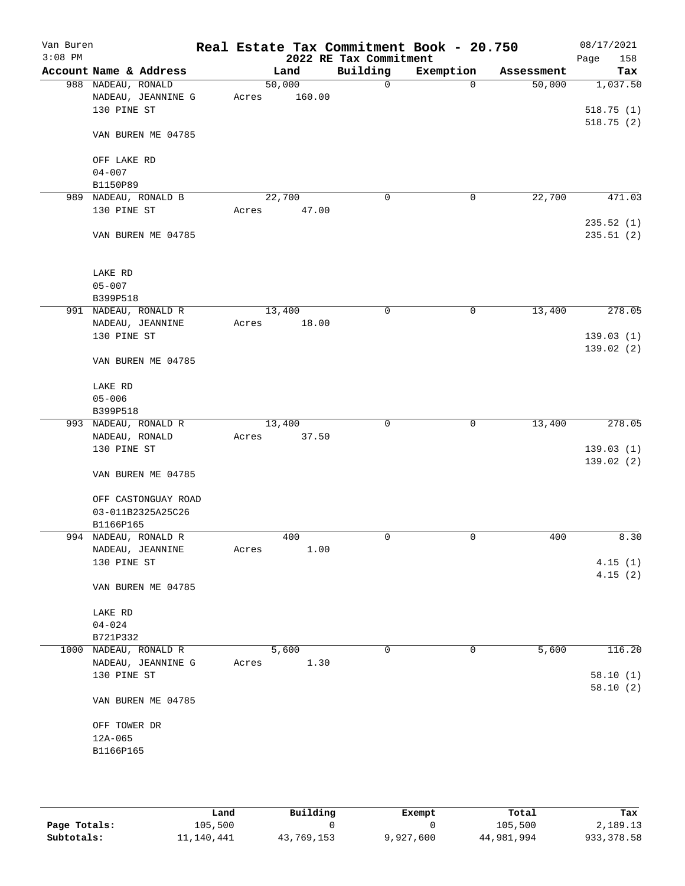Van Buren
3:08 PM

# Real Estate Tax Commitment Book - 20.750

## 2022 RE Tax Commitment

08/17/2021

| Account Name & Address | Land | Building | Exemption | Assessment | Tax |
|---|---|---|---|---|---|
| 988 NADEAU, RONALD<br>NADEAU, JEANNINE G<br>130 PINE ST<br><br>VAN BUREN ME 04785<br><br>OFF LAKE RD<br>04-007<br>B1150P89 | 50,000<br>Acres 160.00 | 0 | 0 | 50,000 | 1,037.50<br><br>518.75 (1)<br>518.75 (2) |
| 989 NADEAU, RONALD B<br>130 PINE ST<br><br>VAN BUREN ME 04785<br><br>LAKE RD<br>05-007<br>B399P518 | 22,700<br>Acres 47.00 | 0 | 0 | 22,700 | 471.03<br><br>235.52 (1)<br>235.51 (2) |
| 991 NADEAU, RONALD R<br>NADEAU, JEANNINE<br>130 PINE ST<br><br>VAN BUREN ME 04785<br><br>LAKE RD<br>05-006<br>B399P518 | 13,400<br>Acres 18.00 | 0 | 0 | 13,400 | 278.05<br><br>139.03 (1)<br>139.02 (2) |
| 993 NADEAU, RONALD R<br>NADEAU, RONALD<br>130 PINE ST<br><br>VAN BUREN ME 04785<br><br>OFF CASTONGUAY ROAD<br>03-011B2325A25C26<br>B1166P165 | 13,400<br>Acres 37.50 | 0 | 0 | 13,400 | 278.05<br><br>139.03 (1)<br>139.02 (2) |
| 994 NADEAU, RONALD R<br>NADEAU, JEANNINE<br>130 PINE ST<br><br>VAN BUREN ME 04785<br><br>LAKE RD<br>04-024<br>B721P332 | 400<br>Acres 1.00 | 0 | 0 | 400 | 8.30<br><br>4.15 (1)<br>4.15 (2) |
| 1000 NADEAU, RONALD R<br>NADEAU, JEANNINE G<br>130 PINE ST<br><br>VAN BUREN ME 04785<br><br>OFF TOWER DR<br>12A-065<br>B1166P165 | 5,600<br>Acres 1.30 | 0 | 0 | 5,600 | 116.20<br><br>58.10 (1)<br>58.10 (2) |

| | Land | Building | Exempt | Total | Tax |
|---|---|---|---|---|---|
| Page Totals: | 105,500 | 0 | 0 | 105,500 | 2,189.13 |
| Subtotals: | 11,140,441 | 43,769,153 | 9,927,600 | 44,981,994 | 933,378.58 |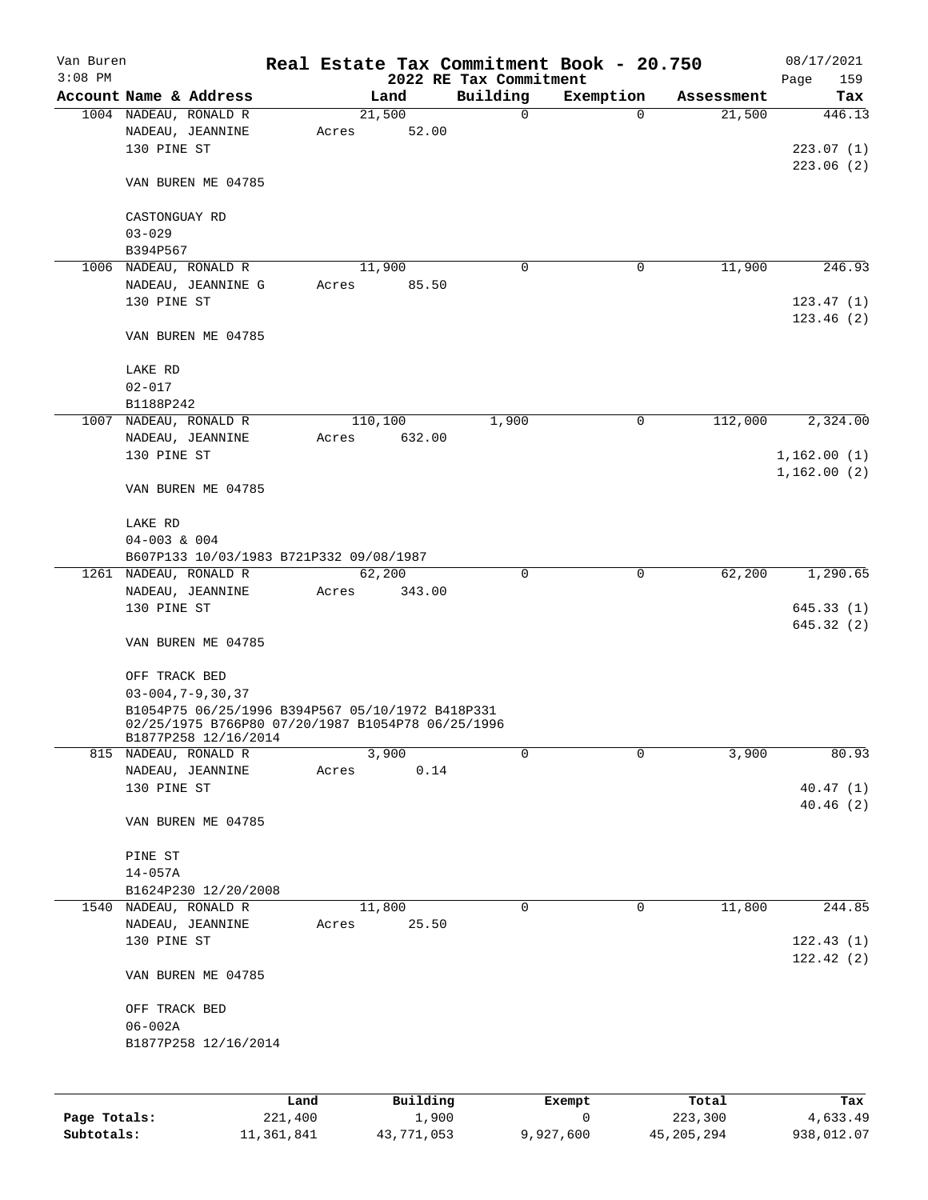Van Buren — Real Estate Tax Commitment Book - 20.750 — 08/17/2021

3:08 PM — 2022 RE Tax Commitment

| Account | Name & Address | Land | Building | Exemption | Assessment | Tax |
|---|---|---|---|---|---|---|
| 1004 | NADEAU, RONALD R<br>NADEAU, JEANNINE<br>130 PINE ST<br><br>VAN BUREN ME 04785<br><br>CASTONGUAY RD<br>03-029<br>B394P567 | 21,500<br>Acres 52.00 | 0 | 0 | 21,500 | 446.13<br><br>223.07 (1)<br>223.06 (2) |
| 1006 | NADEAU, RONALD R<br>NADEAU, JEANNINE G<br>130 PINE ST<br><br>VAN BUREN ME 04785<br><br>LAKE RD<br>02-017<br>B1188P242 | 11,900<br>Acres 85.50 | 0 | 0 | 11,900 | 246.93<br><br>123.47 (1)<br>123.46 (2) |
| 1007 | NADEAU, RONALD R<br>NADEAU, JEANNINE<br>130 PINE ST<br><br>VAN BUREN ME 04785<br><br>LAKE RD<br>04-003 & 004<br>B607P133 10/03/1983 B721P332 09/08/1987 | 110,100<br>Acres 632.00 | 1,900 | 0 | 112,000 | 2,324.00<br><br>1,162.00 (1)<br>1,162.00 (2) |
| 1261 | NADEAU, RONALD R<br>NADEAU, JEANNINE<br>130 PINE ST<br><br>VAN BUREN ME 04785<br><br>OFF TRACK BED<br>03-004,7-9,30,37<br>B1054P75 06/25/1996 B394P567 05/10/1972 B418P331 02/25/1975 B766P80 07/20/1987 B1054P78 06/25/1996 B1877P258 12/16/2014 | 62,200<br>Acres 343.00 | 0 | 0 | 62,200 | 1,290.65<br><br>645.33 (1)<br>645.32 (2) |
| 815 | NADEAU, RONALD R<br>NADEAU, JEANNINE<br>130 PINE ST<br><br>VAN BUREN ME 04785<br><br>PINE ST<br>14-057A<br>B1624P230 12/20/2008 | 3,900<br>Acres 0.14 | 0 | 0 | 3,900 | 80.93<br><br>40.47 (1)<br>40.46 (2) |
| 1540 | NADEAU, RONALD R<br>NADEAU, JEANNINE<br>130 PINE ST<br><br>VAN BUREN ME 04785<br><br>OFF TRACK BED<br>06-002A<br>B1877P258 12/16/2014 | 11,800<br>Acres 25.50 | 0 | 0 | 11,800 | 244.85<br><br>122.43 (1)<br>122.42 (2) |

| | Land | Building | Exempt | Total | Tax |
|---|---|---|---|---|---|
| **Page Totals:** | 221,400 | 1,900 | 0 | 223,300 | 4,633.49 |
| **Subtotals:** | 11,361,841 | 43,771,053 | 9,927,600 | 45,205,294 | 938,012.07 |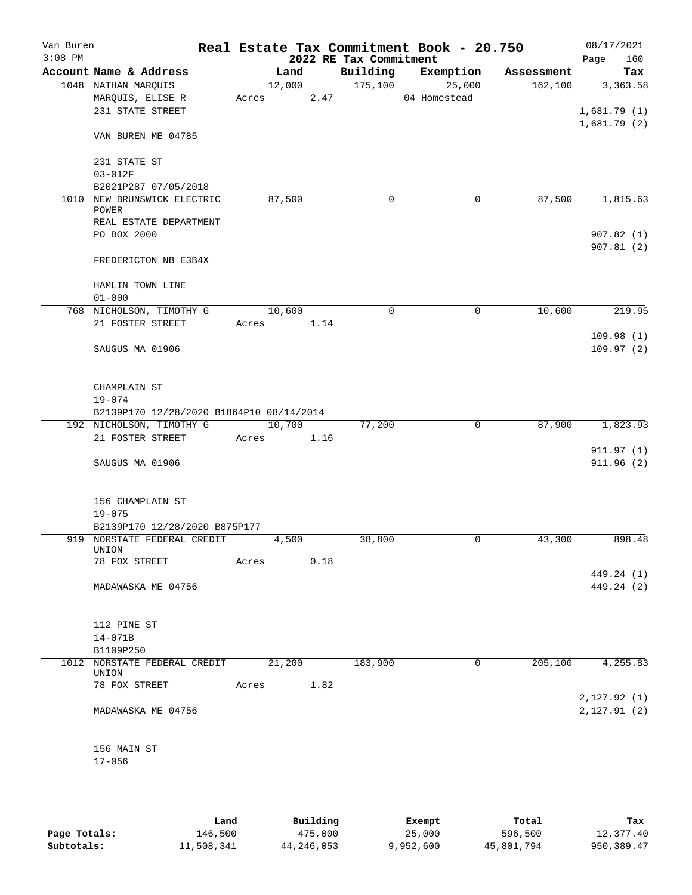# Real Estate Tax Commitment Book - 20.750

Van Buren
3:08 PM

2022 RE Tax Commitment

08/17/2021

| Account Name & Address | Land | Building | Exemption | Assessment | Tax |
|---|---|---|---|---|---|
| 1048 NATHAN MARQUIS | 12,000 | 175,100 | 25,000 | 162,100 | 3,363.58 |
| MARQUIS, ELISE R | Acres 2.47 | | 04 Homestead | | |
| 231 STATE STREET | | | | | 1,681.79 (1) |
| | | | | | 1,681.79 (2) |
| VAN BUREN ME 04785 | | | | | |
| 231 STATE ST | | | | | |
| 03-012F | | | | | |
| B2021P287 07/05/2018 | | | | | |
| 1010 NEW BRUNSWICK ELECTRIC POWER | 87,500 | 0 | 0 | 87,500 | 1,815.63 |
| REAL ESTATE DEPARTMENT | | | | | |
| PO BOX 2000 | | | | | 907.82 (1) |
| | | | | | 907.81 (2) |
| FREDERICTON NB E3B4X | | | | | |
| HAMLIN TOWN LINE | | | | | |
| 01-000 | | | | | |
| 768 NICHOLSON, TIMOTHY G | 10,600 | 0 | 0 | 10,600 | 219.95 |
| 21 FOSTER STREET | Acres 1.14 | | | | |
| | | | | | 109.98 (1) |
| SAUGUS MA 01906 | | | | | 109.97 (2) |
| CHAMPLAIN ST | | | | | |
| 19-074 | | | | | |
| B2139P170 12/28/2020 B1864P10 08/14/2014 | | | | | |
| 192 NICHOLSON, TIMOTHY G | 10,700 | 77,200 | 0 | 87,900 | 1,823.93 |
| 21 FOSTER STREET | Acres 1.16 | | | | |
| | | | | | 911.97 (1) |
| SAUGUS MA 01906 | | | | | 911.96 (2) |
| 156 CHAMPLAIN ST | | | | | |
| 19-075 | | | | | |
| B2139P170 12/28/2020 B875P177 | | | | | |
| 919 NORSTATE FEDERAL CREDIT UNION | 4,500 | 38,800 | 0 | 43,300 | 898.48 |
| 78 FOX STREET | Acres 0.18 | | | | |
| | | | | | 449.24 (1) |
| MADAWASKA ME 04756 | | | | | 449.24 (2) |
| 112 PINE ST | | | | | |
| 14-071B | | | | | |
| B1109P250 | | | | | |
| 1012 NORSTATE FEDERAL CREDIT UNION | 21,200 | 183,900 | 0 | 205,100 | 4,255.83 |
| 78 FOX STREET | Acres 1.82 | | | | |
| | | | | | 2,127.92 (1) |
| MADAWASKA ME 04756 | | | | | 2,127.91 (2) |
| 156 MAIN ST | | | | | |
| 17-056 | | | | | |

| | Land | Building | Exempt | Total | Tax |
|---|---|---|---|---|---|
| Page Totals: | 146,500 | 475,000 | 25,000 | 596,500 | 12,377.40 |
| Subtotals: | 11,508,341 | 44,246,053 | 9,952,600 | 45,801,794 | 950,389.47 |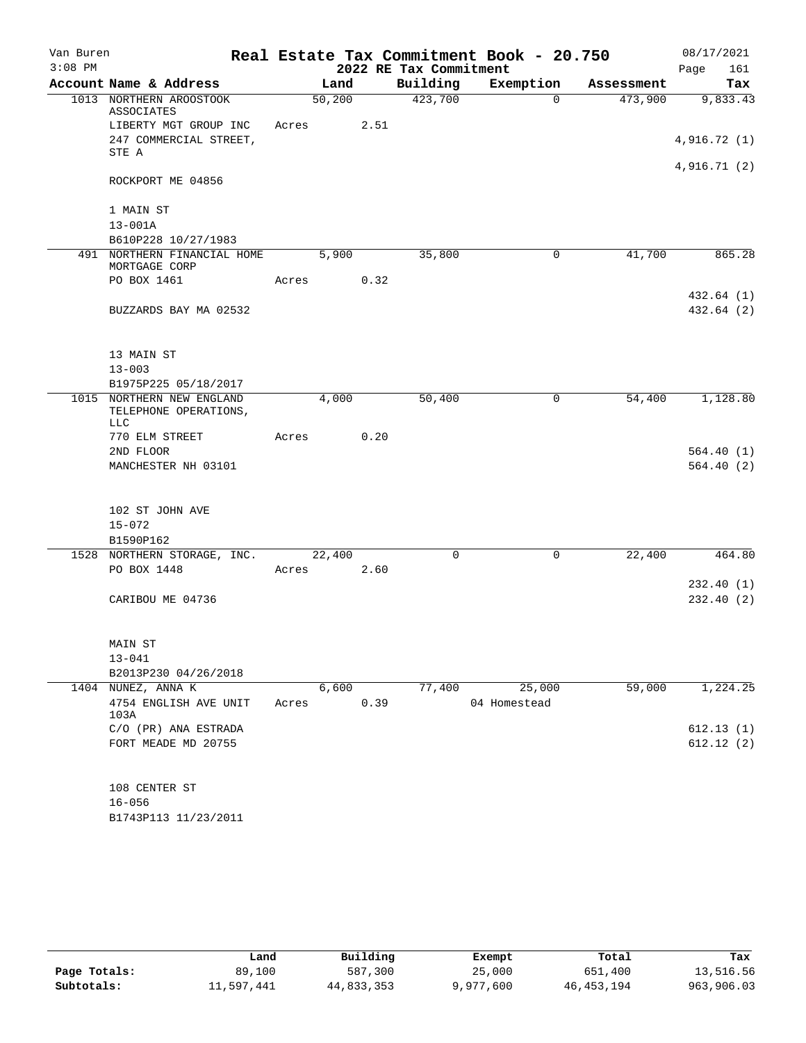Van Buren 3:08 PM

# Real Estate Tax Commitment Book - 20.750

## 2022 RE Tax Commitment

08/17/2021 Page 161

| Account Name & Address | Land | Building | Exemption | Assessment | Tax |
|---|---|---|---|---|---|
| 1013 NORTHERN AROOSTOOK ASSOCIATES | 50,200 | 423,700 | 0 | 473,900 | 9,833.43 |
| LIBERTY MGT GROUP INC | Acres 2.51 | | | | |
| 247 COMMERCIAL STREET, STE A | | | | | 4,916.72 (1) |
| | | | | | 4,916.71 (2) |
| ROCKPORT ME 04856 | | | | | |
| 1 MAIN ST | | | | | |
| 13-001A | | | | | |
| B610P228 10/27/1983 | | | | | |
| 491 NORTHERN FINANCIAL HOME MORTGAGE CORP | 5,900 | 35,800 | 0 | 41,700 | 865.28 |
| PO BOX 1461 | Acres 0.32 | | | | |
| | | | | | 432.64 (1) |
| BUZZARDS BAY MA 02532 | | | | | 432.64 (2) |
| 13 MAIN ST | | | | | |
| 13-003 | | | | | |
| B1975P225 05/18/2017 | | | | | |
| 1015 NORTHERN NEW ENGLAND TELEPHONE OPERATIONS, LLC | 4,000 | 50,400 | 0 | 54,400 | 1,128.80 |
| 770 ELM STREET | Acres 0.20 | | | | |
| 2ND FLOOR | | | | | 564.40 (1) |
| MANCHESTER NH 03101 | | | | | 564.40 (2) |
| 102 ST JOHN AVE | | | | | |
| 15-072 | | | | | |
| B1590P162 | | | | | |
| 1528 NORTHERN STORAGE, INC. | 22,400 | 0 | 0 | 22,400 | 464.80 |
| PO BOX 1448 | Acres 2.60 | | | | |
| | | | | | 232.40 (1) |
| CARIBOU ME 04736 | | | | | 232.40 (2) |
| MAIN ST | | | | | |
| 13-041 | | | | | |
| B2013P230 04/26/2018 | | | | | |
| 1404 NUNEZ, ANNA K | 6,600 | 77,400 | 25,000 | 59,000 | 1,224.25 |
| 4754 ENGLISH AVE UNIT 103A | Acres 0.39 | | 04 Homestead | | |
| C/O (PR) ANA ESTRADA | | | | | 612.13 (1) |
| FORT MEADE MD 20755 | | | | | 612.12 (2) |
| 108 CENTER ST | | | | | |
| 16-056 | | | | | |
| B1743P113 11/23/2011 | | | | | |

| | Land | Building | Exempt | Total | Tax |
|---|---|---|---|---|---|
| Page Totals: | 89,100 | 587,300 | 25,000 | 651,400 | 13,516.56 |
| Subtotals: | 11,597,441 | 44,833,353 | 9,977,600 | 46,453,194 | 963,906.03 |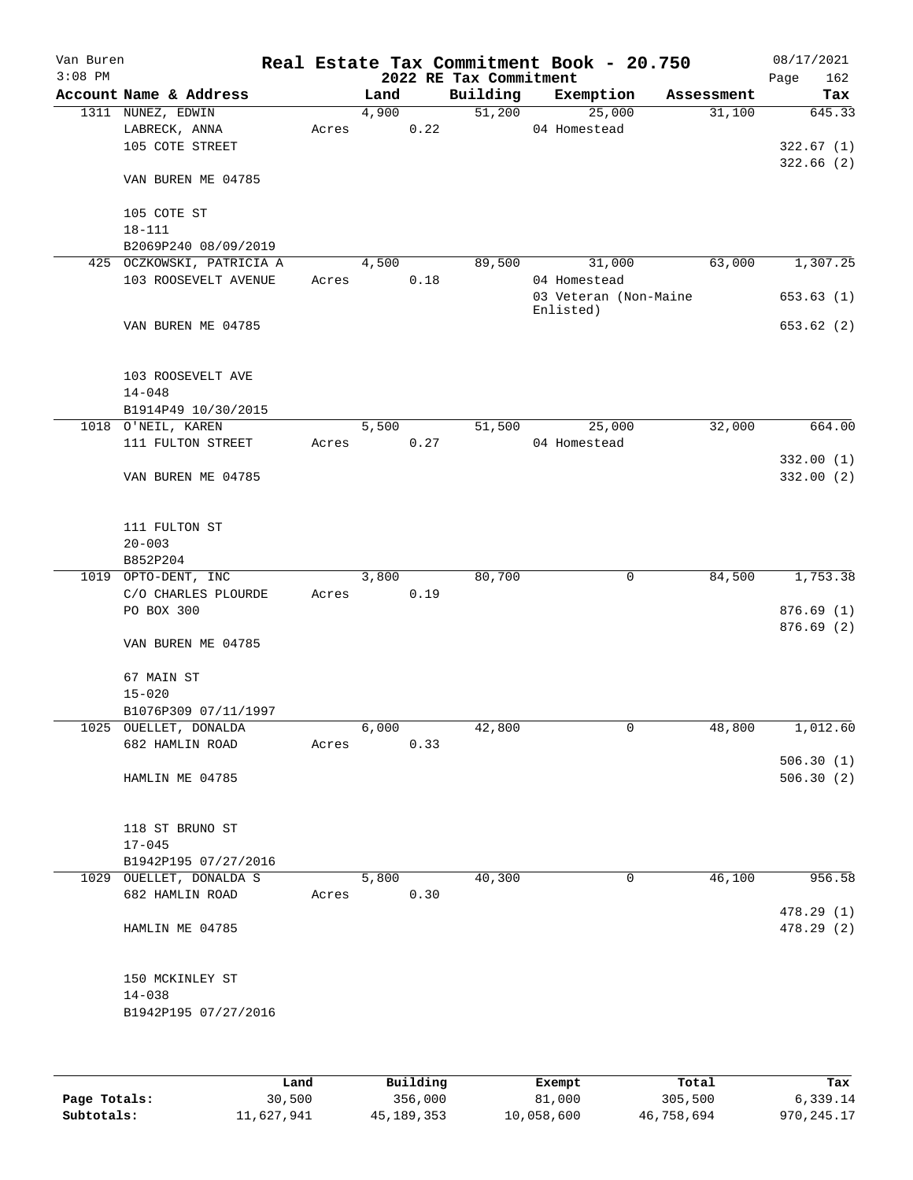Van Buren
3:08 PM

# Real Estate Tax Commitment Book - 20.750
## 2022 RE Tax Commitment

08/17/2021

| Account | Name & Address | Land | Building | Exemption | Assessment | Tax |
|---|---|---|---|---|---|---|
| 1311 | NUNEZ, EDWIN<br>LABRECK, ANNA<br>105 COTE STREET<br><br>VAN BUREN ME 04785<br><br>105 COTE ST<br>18-111<br>B2069P240 08/09/2019 | 4,900<br>Acres 0.22 | 51,200 | 25,000<br>04 Homestead | 31,100 | 645.33<br><br>322.67 (1)<br>322.66 (2) |
| 425 | OCZKOWSKI, PATRICIA A<br>103 ROOSEVELT AVENUE<br><br>VAN BUREN ME 04785<br><br>103 ROOSEVELT AVE<br>14-048<br>B1914P49 10/30/2015 | 4,500<br>Acres 0.18 | 89,500 | 31,000<br>04 Homestead<br>03 Veteran (Non-Maine Enlisted) | 63,000 | 1,307.25<br><br>653.63 (1)<br>653.62 (2) |
| 1018 | O'NEIL, KAREN<br>111 FULTON STREET<br><br>VAN BUREN ME 04785<br><br>111 FULTON ST<br>20-003<br>B852P204 | 5,500<br>Acres 0.27 | 51,500 | 25,000<br>04 Homestead | 32,000 | 664.00<br><br>332.00 (1)<br>332.00 (2) |
| 1019 | OPTO-DENT, INC<br>C/O CHARLES PLOURDE<br>PO BOX 300<br><br>VAN BUREN ME 04785<br><br>67 MAIN ST<br>15-020<br>B1076P309 07/11/1997 | 3,800<br>Acres 0.19 | 80,700 | 0 | 84,500 | 1,753.38<br><br>876.69 (1)<br>876.69 (2) |
| 1025 | OUELLET, DONALDA<br>682 HAMLIN ROAD<br><br>HAMLIN ME 04785<br><br>118 ST BRUNO ST<br>17-045<br>B1942P195 07/27/2016 | 6,000<br>Acres 0.33 | 42,800 | 0 | 48,800 | 1,012.60<br><br>506.30 (1)<br>506.30 (2) |
| 1029 | OUELLET, DONALDA S<br>682 HAMLIN ROAD<br><br>HAMLIN ME 04785<br><br>150 MCKINLEY ST<br>14-038<br>B1942P195 07/27/2016 | 5,800<br>Acres 0.30 | 40,300 | 0 | 46,100 | 956.58<br><br>478.29 (1)<br>478.29 (2) |

| | Land | Building | Exempt | Total | Tax |
|---|---|---|---|---|---|
| Page Totals: | 30,500 | 356,000 | 81,000 | 305,500 | 6,339.14 |
| Subtotals: | 11,627,941 | 45,189,353 | 10,058,600 | 46,758,694 | 970,245.17 |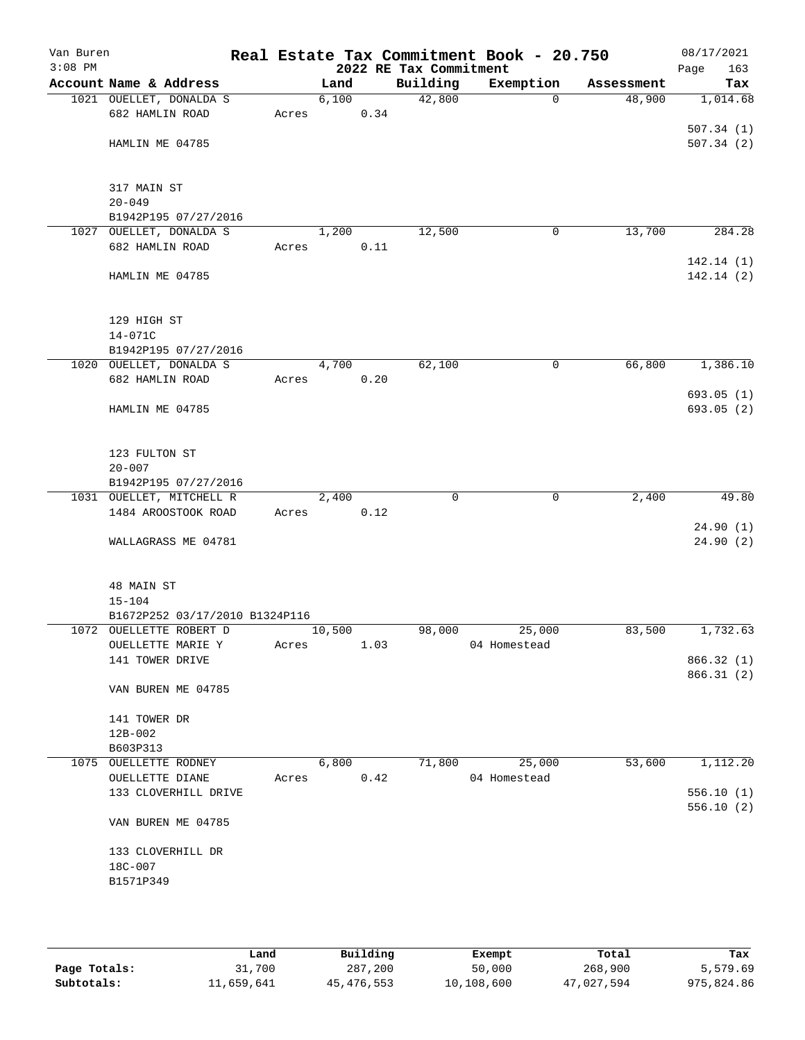Van Buren
3:08 PM

# Real Estate Tax Commitment Book - 20.750
## 2022 RE Tax Commitment

08/17/2021

| Account Name & Address | Land | Building | Exemption | Assessment | Tax |
|---|---|---|---|---|---|
| 1021 OUELLET, DONALDA S | 6,100 | 42,800 | 0 | 48,900 | 1,014.68 |
| 682 HAMLIN ROAD | Acres 0.34 | | | | |
| | | | | | 507.34 (1) |
| HAMLIN ME 04785 | | | | | 507.34 (2) |
| 317 MAIN ST | | | | | |
| 20-049 | | | | | |
| B1942P195 07/27/2016 | | | | | |
| 1027 OUELLET, DONALDA S | 1,200 | 12,500 | 0 | 13,700 | 284.28 |
| 682 HAMLIN ROAD | Acres 0.11 | | | | |
| | | | | | 142.14 (1) |
| HAMLIN ME 04785 | | | | | 142.14 (2) |
| 129 HIGH ST | | | | | |
| 14-071C | | | | | |
| B1942P195 07/27/2016 | | | | | |
| 1020 OUELLET, DONALDA S | 4,700 | 62,100 | 0 | 66,800 | 1,386.10 |
| 682 HAMLIN ROAD | Acres 0.20 | | | | |
| | | | | | 693.05 (1) |
| HAMLIN ME 04785 | | | | | 693.05 (2) |
| 123 FULTON ST | | | | | |
| 20-007 | | | | | |
| B1942P195 07/27/2016 | | | | | |
| 1031 OUELLET, MITCHELL R | 2,400 | 0 | 0 | 2,400 | 49.80 |
| 1484 AROOSTOOK ROAD | Acres 0.12 | | | | |
| | | | | | 24.90 (1) |
| WALLAGRASS ME 04781 | | | | | 24.90 (2) |
| 48 MAIN ST | | | | | |
| 15-104 | | | | | |
| B1672P252 03/17/2010 B1324P116 | | | | | |
| 1072 OUELLETTE ROBERT D | 10,500 | 98,000 | 25,000 | 83,500 | 1,732.63 |
| OUELLETTE MARIE Y | Acres 1.03 | | 04 Homestead | | |
| 141 TOWER DRIVE | | | | | 866.32 (1) |
| | | | | | 866.31 (2) |
| VAN BUREN ME 04785 | | | | | |
| 141 TOWER DR | | | | | |
| 12B-002 | | | | | |
| B603P313 | | | | | |
| 1075 OUELLETTE RODNEY | 6,800 | 71,800 | 25,000 | 53,600 | 1,112.20 |
| OUELLETTE DIANE | Acres 0.42 | | 04 Homestead | | |
| 133 CLOVERHILL DRIVE | | | | | 556.10 (1) |
| | | | | | 556.10 (2) |
| VAN BUREN ME 04785 | | | | | |
| 133 CLOVERHILL DR | | | | | |
| 18C-007 | | | | | |
| B1571P349 | | | | | |

| | Land | Building | Exempt | Total | Tax |
|---|---|---|---|---|---|
| Page Totals: | 31,700 | 287,200 | 50,000 | 268,900 | 5,579.69 |
| Subtotals: | 11,659,641 | 45,476,553 | 10,108,600 | 47,027,594 | 975,824.86 |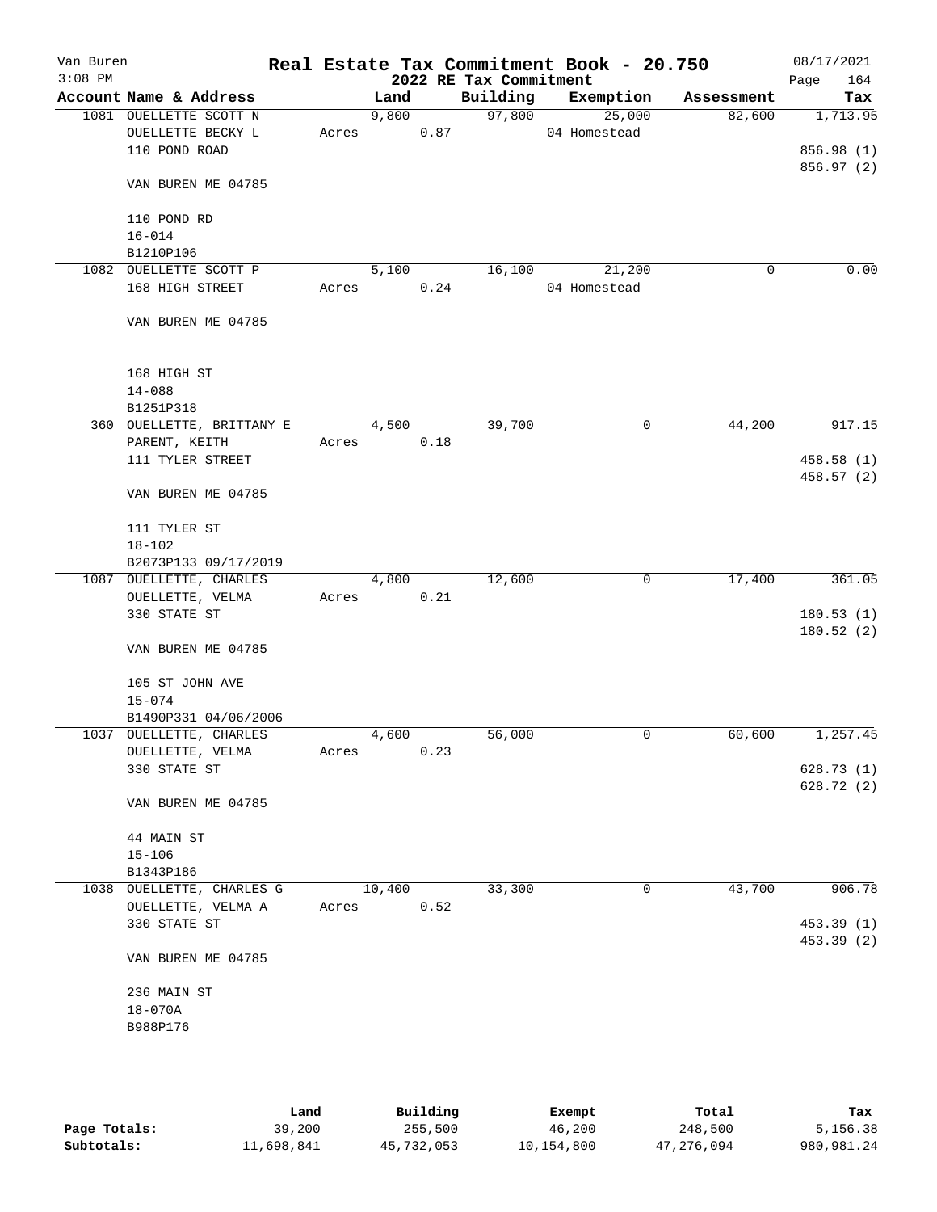Van Buren
3:08 PM

# Real Estate Tax Commitment Book - 20.750

## 2022 RE Tax Commitment

08/17/2021
Page 164

| Account | Name & Address | Land | Building | Exemption | Assessment | Tax |
|---|---|---|---|---|---|---|
| 1081 | OUELLETTE SCOTT N<br>OUELLETTE BECKY L<br>110 POND ROAD<br><br>VAN BUREN ME 04785<br><br>110 POND RD<br>16-014<br>B1210P106 | 9,800<br>Acres 0.87 | 97,800 | 25,000<br>04 Homestead | 82,600 | 1,713.95<br><br>856.98 (1)<br>856.97 (2) |
| 1082 | OUELLETTE SCOTT P<br>168 HIGH STREET<br><br>VAN BUREN ME 04785<br><br>168 HIGH ST<br>14-088<br>B1251P318 | 5,100<br>Acres 0.24 | 16,100 | 21,200<br>04 Homestead | 0 | 0.00 |
| 360 | OUELLETTE, BRITTANY E<br>PARENT, KEITH<br>111 TYLER STREET<br><br>VAN BUREN ME 04785<br><br>111 TYLER ST<br>18-102<br>B2073P133 09/17/2019 | 4,500<br>Acres 0.18 | 39,700 | 0 | 44,200 | 917.15<br><br>458.58 (1)<br>458.57 (2) |
| 1087 | OUELLETTE, CHARLES<br>OUELLETTE, VELMA<br>330 STATE ST<br><br>VAN BUREN ME 04785<br><br>105 ST JOHN AVE<br>15-074<br>B1490P331 04/06/2006 | 4,800<br>Acres 0.21 | 12,600 | 0 | 17,400 | 361.05<br><br>180.53 (1)<br>180.52 (2) |
| 1037 | OUELLETTE, CHARLES<br>OUELLETTE, VELMA<br>330 STATE ST<br><br>VAN BUREN ME 04785<br><br>44 MAIN ST<br>15-106<br>B1343P186 | 4,600<br>Acres 0.23 | 56,000 | 0 | 60,600 | 1,257.45<br><br>628.73 (1)<br>628.72 (2) |
| 1038 | OUELLETTE, CHARLES G<br>OUELLETTE, VELMA A<br>330 STATE ST<br><br>VAN BUREN ME 04785<br><br>236 MAIN ST<br>18-070A<br>B988P176 | 10,400<br>Acres 0.52 | 33,300 | 0 | 43,700 | 906.78<br><br>453.39 (1)<br>453.39 (2) |

| | Land | Building | Exempt | Total | Tax |
|---|---|---|---|---|---|
| Page Totals: | 39,200 | 255,500 | 46,200 | 248,500 | 5,156.38 |
| Subtotals: | 11,698,841 | 45,732,053 | 10,154,800 | 47,276,094 | 980,981.24 |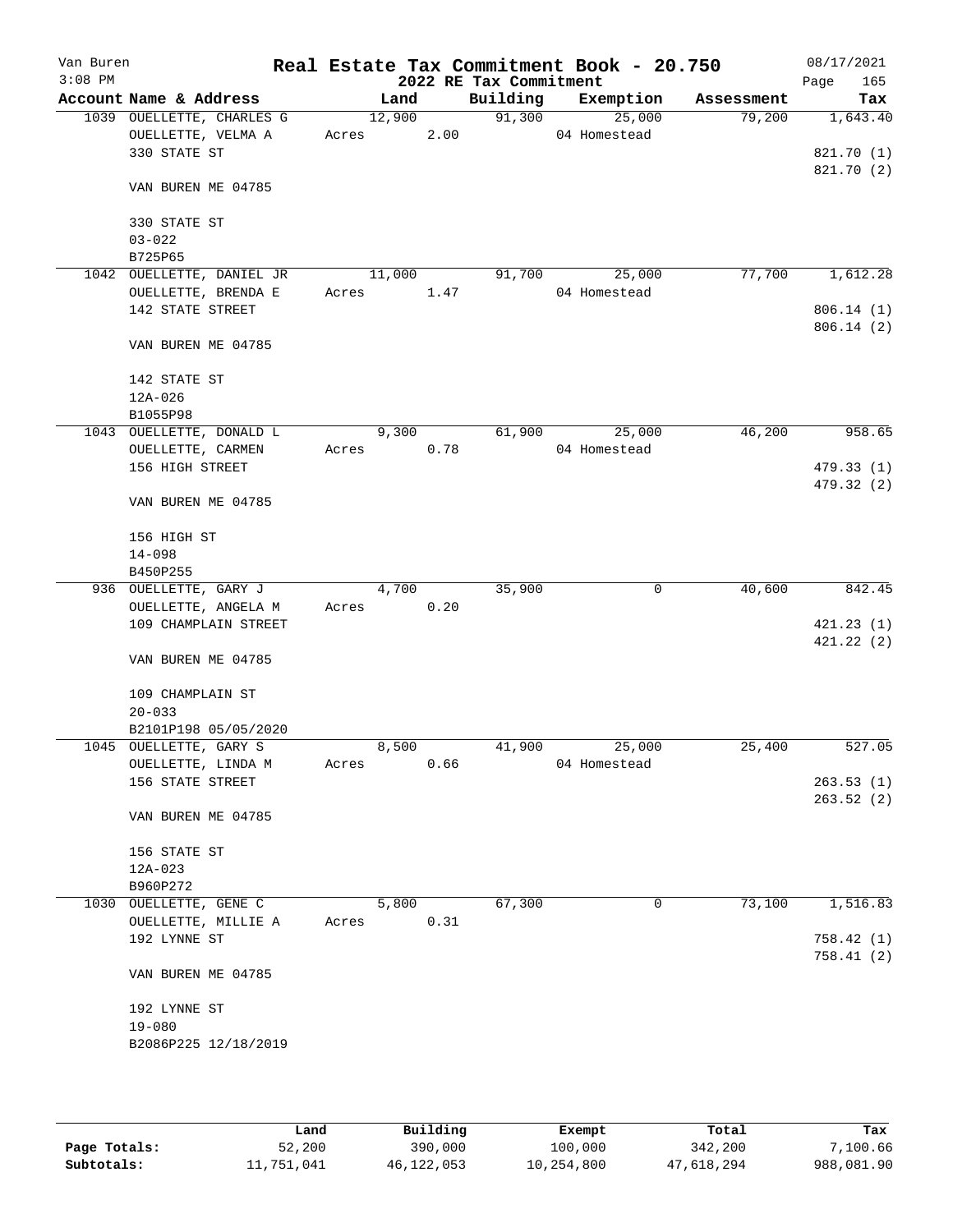Van Buren
3:08 PM

# Real Estate Tax Commitment Book - 20.750

## 2022 RE Tax Commitment

08/17/2021

| Account | Name & Address | Land | Building | Exemption | Assessment | Tax |
|---|---|---|---|---|---|---|
| 1039 | OUELLETTE, CHARLES G<br>OUELLETTE, VELMA A<br>330 STATE ST<br><br>VAN BUREN ME 04785<br><br>330 STATE ST<br>03-022<br>B725P65 | 12,900<br>Acres 2.00 | 91,300 | 25,000<br>04 Homestead | 79,200 | 1,643.40<br><br>821.70 (1)<br>821.70 (2) |
| 1042 | OUELLETTE, DANIEL JR<br>OUELLETTE, BRENDA E<br>142 STATE STREET<br><br>VAN BUREN ME 04785<br><br>142 STATE ST<br>12A-026<br>B1055P98 | 11,000<br>Acres 1.47 | 91,700 | 25,000<br>04 Homestead | 77,700 | 1,612.28<br><br>806.14 (1)<br>806.14 (2) |
| 1043 | OUELLETTE, DONALD L<br>OUELLETTE, CARMEN<br>156 HIGH STREET<br><br>VAN BUREN ME 04785<br><br>156 HIGH ST<br>14-098<br>B450P255 | 9,300<br>Acres 0.78 | 61,900 | 25,000<br>04 Homestead | 46,200 | 958.65<br><br>479.33 (1)<br>479.32 (2) |
| 936 | OUELLETTE, GARY J<br>OUELLETTE, ANGELA M<br>109 CHAMPLAIN STREET<br><br>VAN BUREN ME 04785<br><br>109 CHAMPLAIN ST<br>20-033<br>B2101P198 05/05/2020 | 4,700<br>Acres 0.20 | 35,900 | 0 | 40,600 | 842.45<br><br>421.23 (1)<br>421.22 (2) |
| 1045 | OUELLETTE, GARY S<br>OUELLETTE, LINDA M<br>156 STATE STREET<br><br>VAN BUREN ME 04785<br><br>156 STATE ST<br>12A-023<br>B960P272 | 8,500<br>Acres 0.66 | 41,900 | 25,000<br>04 Homestead | 25,400 | 527.05<br><br>263.53 (1)<br>263.52 (2) |
| 1030 | OUELLETTE, GENE C<br>OUELLETTE, MILLIE A<br>192 LYNNE ST<br><br>VAN BUREN ME 04785<br><br>192 LYNNE ST<br>19-080<br>B2086P225 12/18/2019 | 5,800<br>Acres 0.31 | 67,300 | 0 | 73,100 | 1,516.83<br><br>758.42 (1)<br>758.41 (2) |

| | Land | Building | Exempt | Total | Tax |
|---|---|---|---|---|---|
| Page Totals: | 52,200 | 390,000 | 100,000 | 342,200 | 7,100.66 |
| Subtotals: | 11,751,041 | 46,122,053 | 10,254,800 | 47,618,294 | 988,081.90 |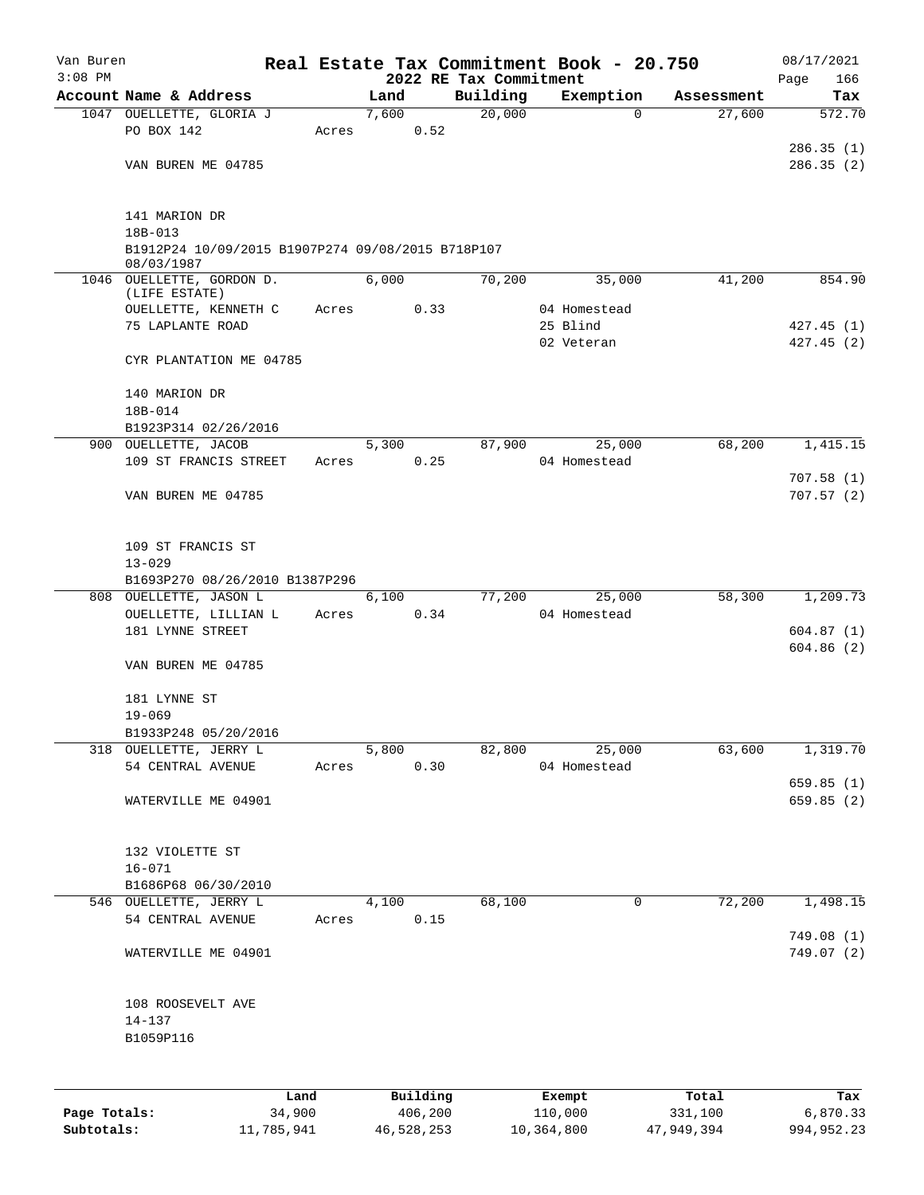Van Buren  
3:08 PM

# Real Estate Tax Commitment Book - 20.750
## 2022 RE Tax Commitment

08/17/2021  
Page 166

| Account Name & Address | Land | Building | Exemption | Assessment | Tax |
|---|---|---|---|---|---|
| 1047 OUELLETTE, GLORIA J | 7,600 | 20,000 | 0 | 27,600 | 572.70 |
| PO BOX 142 | Acres 0.52 | | | | |
| | | | | | 286.35 (1) |
| VAN BUREN ME 04785 | | | | | 286.35 (2) |
| 141 MARION DR | | | | | |
| 18B-013 | | | | | |
| B1912P24 10/09/2015 B1907P274 09/08/2015 B718P107 08/03/1987 | | | | | |
| 1046 OUELLETTE, GORDON D. (LIFE ESTATE) | 6,000 | 70,200 | 35,000 | 41,200 | 854.90 |
| OUELLETTE, KENNETH C | Acres 0.33 | | 04 Homestead | | |
| 75 LAPLANTE ROAD | | | 25 Blind | | 427.45 (1) |
| | | | 02 Veteran | | 427.45 (2) |
| CYR PLANTATION ME 04785 | | | | | |
| 140 MARION DR | | | | | |
| 18B-014 | | | | | |
| B1923P314 02/26/2016 | | | | | |
| 900 OUELLETTE, JACOB | 5,300 | 87,900 | 25,000 | 68,200 | 1,415.15 |
| 109 ST FRANCIS STREET | Acres 0.25 | | 04 Homestead | | |
| | | | | | 707.58 (1) |
| VAN BUREN ME 04785 | | | | | 707.57 (2) |
| 109 ST FRANCIS ST | | | | | |
| 13-029 | | | | | |
| B1693P270 08/26/2010 B1387P296 | | | | | |
| 808 OUELLETTE, JASON L | 6,100 | 77,200 | 25,000 | 58,300 | 1,209.73 |
| OUELLETTE, LILLIAN L | Acres 0.34 | | 04 Homestead | | |
| 181 LYNNE STREET | | | | | 604.87 (1) |
| | | | | | 604.86 (2) |
| VAN BUREN ME 04785 | | | | | |
| 181 LYNNE ST | | | | | |
| 19-069 | | | | | |
| B1933P248 05/20/2016 | | | | | |
| 318 OUELLETTE, JERRY L | 5,800 | 82,800 | 25,000 | 63,600 | 1,319.70 |
| 54 CENTRAL AVENUE | Acres 0.30 | | 04 Homestead | | |
| | | | | | 659.85 (1) |
| WATERVILLE ME 04901 | | | | | 659.85 (2) |
| 132 VIOLETTE ST | | | | | |
| 16-071 | | | | | |
| B1686P68 06/30/2010 | | | | | |
| 546 OUELLETTE, JERRY L | 4,100 | 68,100 | 0 | 72,200 | 1,498.15 |
| 54 CENTRAL AVENUE | Acres 0.15 | | | | |
| | | | | | 749.08 (1) |
| WATERVILLE ME 04901 | | | | | 749.07 (2) |
| 108 ROOSEVELT AVE | | | | | |
| 14-137 | | | | | |
| B1059P116 | | | | | |

| | Land | Building | Exempt | Total | Tax |
|---|---|---|---|---|---|
| Page Totals: | 34,900 | 406,200 | 110,000 | 331,100 | 6,870.33 |
| Subtotals: | 11,785,941 | 46,528,253 | 10,364,800 | 47,949,394 | 994,952.23 |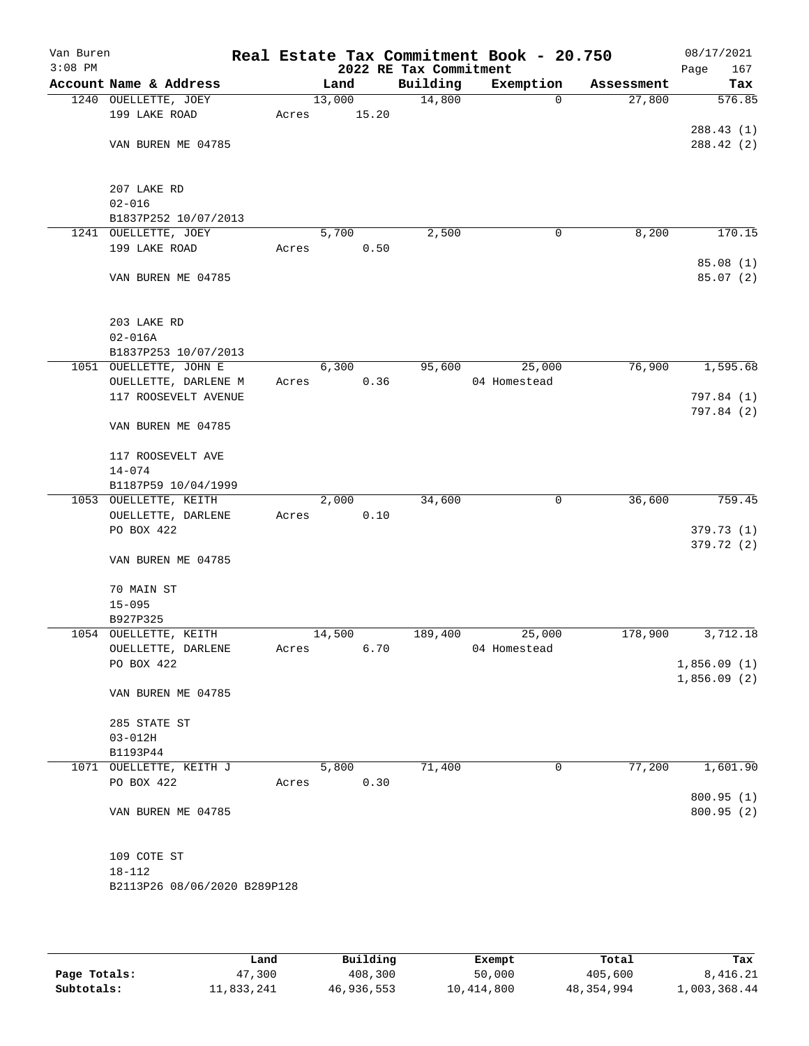Van Buren
3:08 PM

# Real Estate Tax Commitment Book - 20.750
## 2022 RE Tax Commitment

08/17/2021
Page 167

| Account Name & Address | Land | Building | Exemption | Assessment | Tax |
|---|---|---|---|---|---|
| 1240 OUELLETTE, JOEY | 13,000 | 14,800 | 0 | 27,800 | 576.85 |
| 199 LAKE ROAD | Acres 15.20 | | | | |
| | | | | | 288.43 (1) |
| VAN BUREN ME 04785 | | | | | 288.42 (2) |
| 207 LAKE RD | | | | | |
| 02-016 | | | | | |
| B1837P252 10/07/2013 | | | | | |
| 1241 OUELLETTE, JOEY | 5,700 | 2,500 | 0 | 8,200 | 170.15 |
| 199 LAKE ROAD | Acres 0.50 | | | | |
| | | | | | 85.08 (1) |
| VAN BUREN ME 04785 | | | | | 85.07 (2) |
| 203 LAKE RD | | | | | |
| 02-016A | | | | | |
| B1837P253 10/07/2013 | | | | | |
| 1051 OUELLETTE, JOHN E | 6,300 | 95,600 | 25,000 | 76,900 | 1,595.68 |
| OUELLETTE, DARLENE M | Acres 0.36 | | 04 Homestead | | |
| 117 ROOSEVELT AVENUE | | | | | 797.84 (1) |
| | | | | | 797.84 (2) |
| VAN BUREN ME 04785 | | | | | |
| 117 ROOSEVELT AVE | | | | | |
| 14-074 | | | | | |
| B1187P59 10/04/1999 | | | | | |
| 1053 OUELLETTE, KEITH | 2,000 | 34,600 | 0 | 36,600 | 759.45 |
| OUELLETTE, DARLENE | Acres 0.10 | | | | |
| PO BOX 422 | | | | | 379.73 (1) |
| | | | | | 379.72 (2) |
| VAN BUREN ME 04785 | | | | | |
| 70 MAIN ST | | | | | |
| 15-095 | | | | | |
| B927P325 | | | | | |
| 1054 OUELLETTE, KEITH | 14,500 | 189,400 | 25,000 | 178,900 | 3,712.18 |
| OUELLETTE, DARLENE | Acres 6.70 | | 04 Homestead | | |
| PO BOX 422 | | | | | 1,856.09 (1) |
| | | | | | 1,856.09 (2) |
| VAN BUREN ME 04785 | | | | | |
| 285 STATE ST | | | | | |
| 03-012H | | | | | |
| B1193P44 | | | | | |
| 1071 OUELLETTE, KEITH J | 5,800 | 71,400 | 0 | 77,200 | 1,601.90 |
| PO BOX 422 | Acres 0.30 | | | | |
| | | | | | 800.95 (1) |
| VAN BUREN ME 04785 | | | | | 800.95 (2) |
| 109 COTE ST | | | | | |
| 18-112 | | | | | |
| B2113P26 08/06/2020 B289P128 | | | | | |

| | Land | Building | Exempt | Total | Tax |
|---|---|---|---|---|---|
| Page Totals: | 47,300 | 408,300 | 50,000 | 405,600 | 8,416.21 |
| Subtotals: | 11,833,241 | 46,936,553 | 10,414,800 | 48,354,994 | 1,003,368.44 |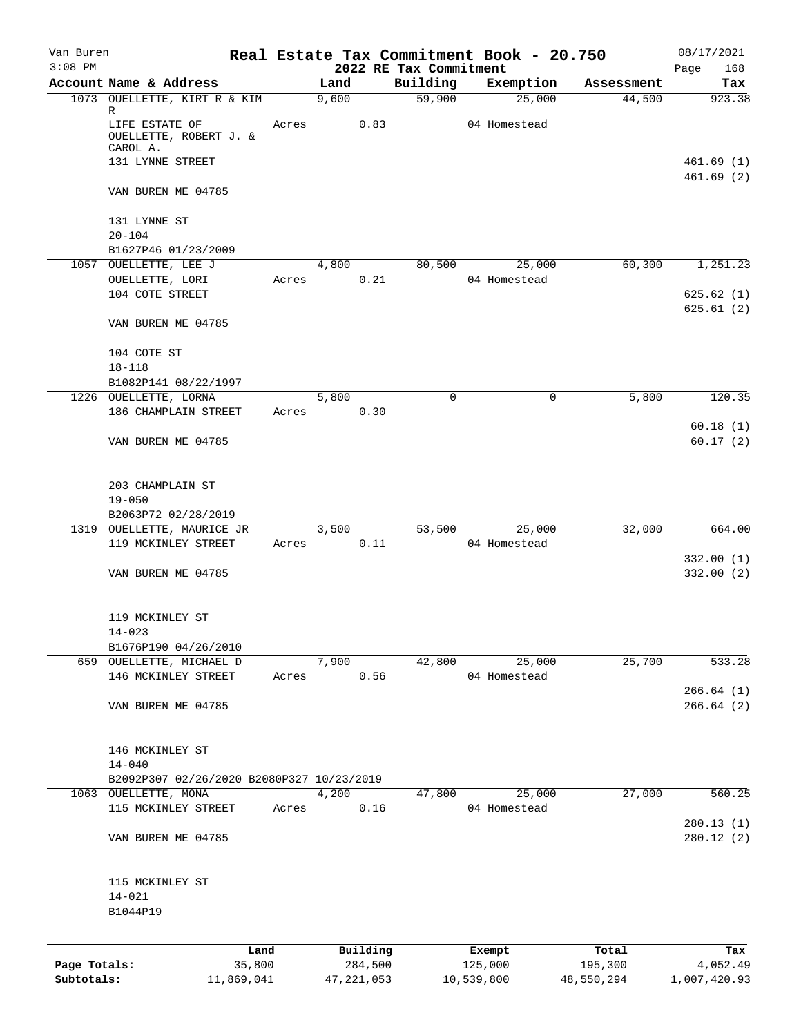Van Buren
3:08 PM

# Real Estate Tax Commitment Book - 20.750
## 2022 RE Tax Commitment

08/17/2021
Page 168

| Account Name & Address | Land | Building | Exemption | Assessment | Tax |
|---|---|---|---|---|---|
| 1073 OUELLETTE, KIRT R & KIM R | 9,600 | 59,900 | 25,000 | 44,500 | 923.38 |
| LIFE ESTATE OF OUELLETTE, ROBERT J. & CAROL A. | Acres 0.83 | | 04 Homestead | | |
| 131 LYNNE STREET | | | | | 461.69 (1) |
| | | | | | 461.69 (2) |
| VAN BUREN ME 04785 | | | | | |
| 131 LYNNE ST | | | | | |
| 20-104 | | | | | |
| B1627P46 01/23/2009 | | | | | |
| 1057 OUELLETTE, LEE J | 4,800 | 80,500 | 25,000 | 60,300 | 1,251.23 |
| OUELLETTE, LORI | Acres 0.21 | | 04 Homestead | | |
| 104 COTE STREET | | | | | 625.62 (1) |
| | | | | | 625.61 (2) |
| VAN BUREN ME 04785 | | | | | |
| 104 COTE ST | | | | | |
| 18-118 | | | | | |
| B1082P141 08/22/1997 | | | | | |
| 1226 OUELLETTE, LORNA | 5,800 | 0 | 0 | 5,800 | 120.35 |
| 186 CHAMPLAIN STREET | Acres 0.30 | | | | |
| | | | | | 60.18 (1) |
| VAN BUREN ME 04785 | | | | | 60.17 (2) |
| 203 CHAMPLAIN ST | | | | | |
| 19-050 | | | | | |
| B2063P72 02/28/2019 | | | | | |
| 1319 OUELLETTE, MAURICE JR | 3,500 | 53,500 | 25,000 | 32,000 | 664.00 |
| 119 MCKINLEY STREET | Acres 0.11 | | 04 Homestead | | |
| | | | | | 332.00 (1) |
| VAN BUREN ME 04785 | | | | | 332.00 (2) |
| 119 MCKINLEY ST | | | | | |
| 14-023 | | | | | |
| B1676P190 04/26/2010 | | | | | |
| 659 OUELLETTE, MICHAEL D | 7,900 | 42,800 | 25,000 | 25,700 | 533.28 |
| 146 MCKINLEY STREET | Acres 0.56 | | 04 Homestead | | |
| | | | | | 266.64 (1) |
| VAN BUREN ME 04785 | | | | | 266.64 (2) |
| 146 MCKINLEY ST | | | | | |
| 14-040 | | | | | |
| B2092P307 02/26/2020 B2080P327 10/23/2019 | | | | | |
| 1063 OUELLETTE, MONA | 4,200 | 47,800 | 25,000 | 27,000 | 560.25 |
| 115 MCKINLEY STREET | Acres 0.16 | | 04 Homestead | | |
| | | | | | 280.13 (1) |
| VAN BUREN ME 04785 | | | | | 280.12 (2) |
| 115 MCKINLEY ST | | | | | |
| 14-021 | | | | | |
| B1044P19 | | | | | |

| | Land | Building | Exempt | Total | Tax |
|---|---|---|---|---|---|
| Page Totals: | 35,800 | 284,500 | 125,000 | 195,300 | 4,052.49 |
| Subtotals: | 11,869,041 | 47,221,053 | 10,539,800 | 48,550,294 | 1,007,420.93 |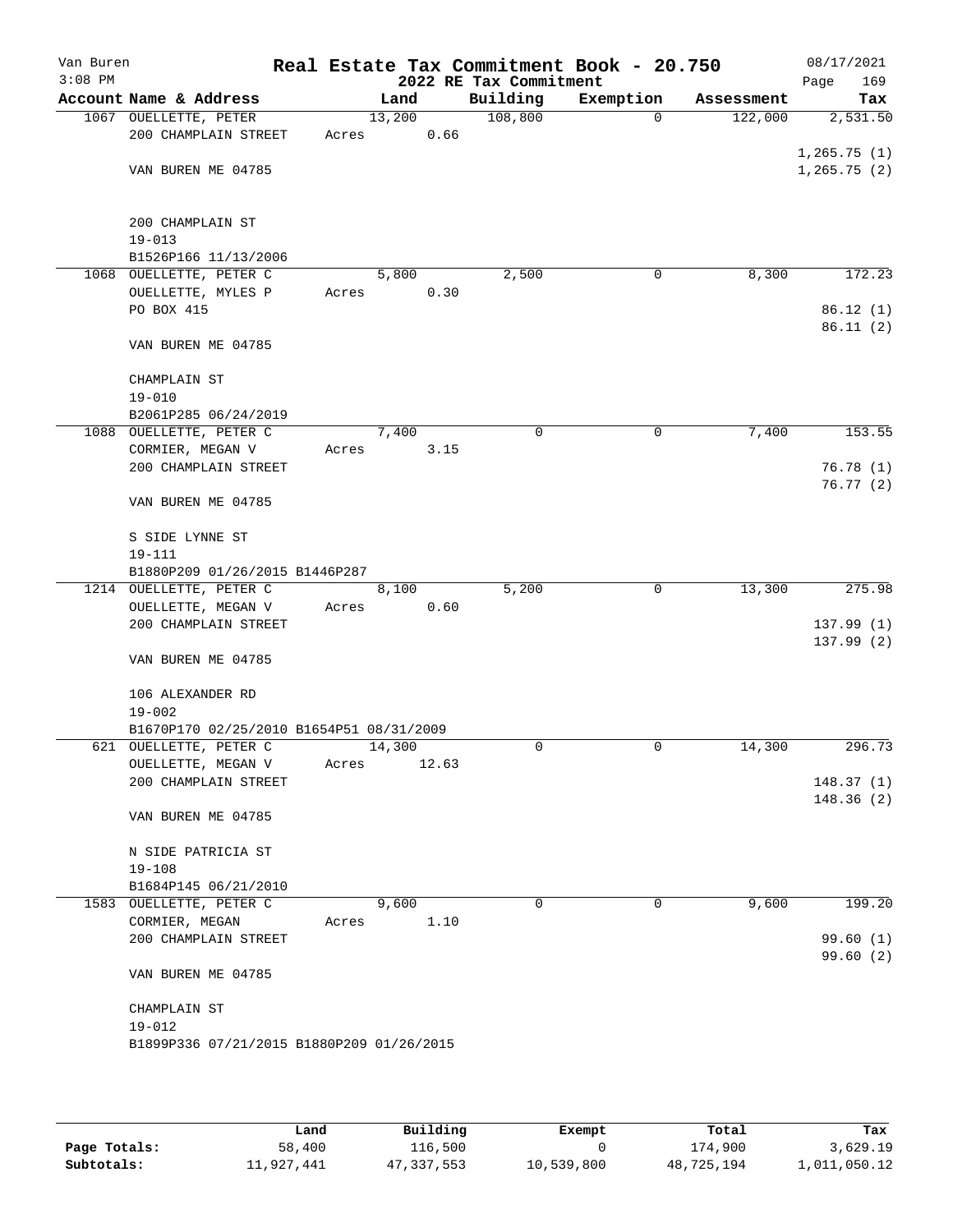Van Buren
3:08 PM

# Real Estate Tax Commitment Book - 20.750

## 2022 RE Tax Commitment

08/17/2021

| Account Name & Address | Land | Building | Exemption | Assessment | Tax |
|---|---|---|---|---|---|
| 1067 OUELLETTE, PETER<br>200 CHAMPLAIN STREET<br><br>VAN BUREN ME 04785<br><br>200 CHAMPLAIN ST<br>19-013<br>B1526P166 11/13/2006 | 13,200<br>Acres 0.66 | 108,800 | 0 | 122,000 | 2,531.50<br><br>1,265.75 (1)<br>1,265.75 (2) |
| 1068 OUELLETTE, PETER C<br>OUELLETTE, MYLES P<br>PO BOX 415<br><br>VAN BUREN ME 04785<br><br>CHAMPLAIN ST<br>19-010<br>B2061P285 06/24/2019 | 5,800<br>Acres 0.30 | 2,500 | 0 | 8,300 | 172.23<br><br>86.12 (1)<br>86.11 (2) |
| 1088 OUELLETTE, PETER C<br>CORMIER, MEGAN V<br>200 CHAMPLAIN STREET<br><br>VAN BUREN ME 04785<br><br>S SIDE LYNNE ST<br>19-111<br>B1880P209 01/26/2015 B1446P287 | 7,400<br>Acres 3.15 | 0 | 0 | 7,400 | 153.55<br><br>76.78 (1)<br>76.77 (2) |
| 1214 OUELLETTE, PETER C<br>OUELLETTE, MEGAN V<br>200 CHAMPLAIN STREET<br><br>VAN BUREN ME 04785<br><br>106 ALEXANDER RD<br>19-002<br>B1670P170 02/25/2010 B1654P51 08/31/2009 | 8,100<br>Acres 0.60 | 5,200 | 0 | 13,300 | 275.98<br><br>137.99 (1)<br>137.99 (2) |
| 621 OUELLETTE, PETER C<br>OUELLETTE, MEGAN V<br>200 CHAMPLAIN STREET<br><br>VAN BUREN ME 04785<br><br>N SIDE PATRICIA ST<br>19-108<br>B1684P145 06/21/2010 | 14,300<br>Acres 12.63 | 0 | 0 | 14,300 | 296.73<br><br>148.37 (1)<br>148.36 (2) |
| 1583 OUELLETTE, PETER C<br>CORMIER, MEGAN<br>200 CHAMPLAIN STREET<br><br>VAN BUREN ME 04785<br><br>CHAMPLAIN ST<br>19-012<br>B1899P336 07/21/2015 B1880P209 01/26/2015 | 9,600<br>Acres 1.10 | 0 | 0 | 9,600 | 199.20<br><br>99.60 (1)<br>99.60 (2) |

| | Land | Building | Exempt | Total | Tax |
|---|---|---|---|---|---|
| Page Totals: | 58,400 | 116,500 | 0 | 174,900 | 3,629.19 |
| Subtotals: | 11,927,441 | 47,337,553 | 10,539,800 | 48,725,194 | 1,011,050.12 |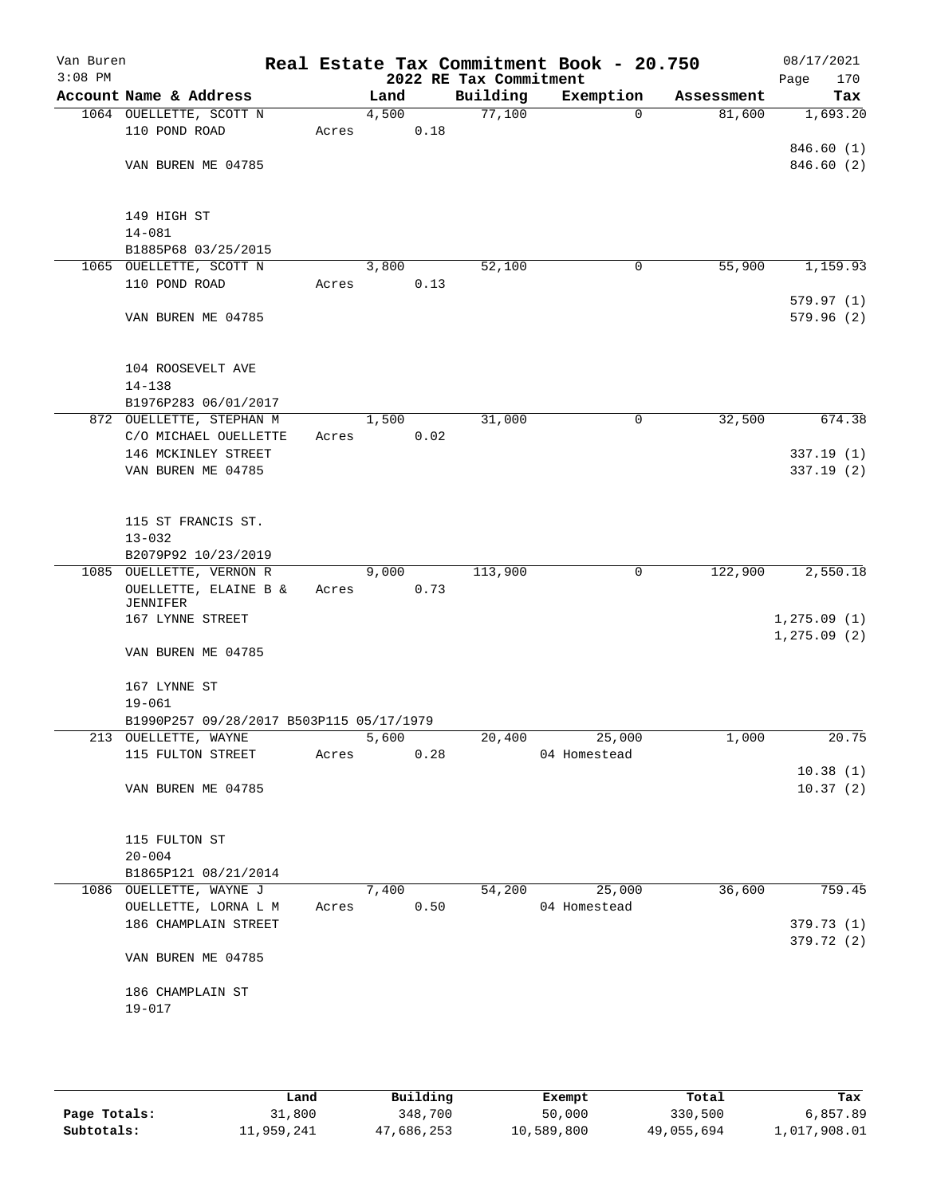Van Buren
3:08 PM

# Real Estate Tax Commitment Book - 20.750

## 2022 RE Tax Commitment

08/17/2021

| Account | Name & Address | Land | Building | Exemption | Assessment | Tax |
|---|---|---|---|---|---|---|
| 1064 | OUELLETTE, SCOTT N<br>110 POND ROAD<br><br>VAN BUREN ME 04785<br><br>149 HIGH ST<br>14-081<br>B1885P68 03/25/2015 | 4,500<br>Acres 0.18 | 77,100 | 0 | 81,600 | 1,693.20<br><br>846.60 (1)<br>846.60 (2) |
| 1065 | OUELLETTE, SCOTT N<br>110 POND ROAD<br><br>VAN BUREN ME 04785<br><br>104 ROOSEVELT AVE<br>14-138<br>B1976P283 06/01/2017 | 3,800<br>Acres 0.13 | 52,100 | 0 | 55,900 | 1,159.93<br><br>579.97 (1)<br>579.96 (2) |
| 872 | OUELLETTE, STEPHAN M<br>C/O MICHAEL OUELLETTE<br>146 MCKINLEY STREET<br>VAN BUREN ME 04785<br><br>115 ST FRANCIS ST.<br>13-032<br>B2079P92 10/23/2019 | 1,500<br>Acres 0.02 | 31,000 | 0 | 32,500 | 674.38<br><br>337.19 (1)<br>337.19 (2) |
| 1085 | OUELLETTE, VERNON R<br>OUELLETTE, ELAINE B & JENNIFER<br>167 LYNNE STREET<br><br>VAN BUREN ME 04785<br><br>167 LYNNE ST<br>19-061<br>B1990P257 09/28/2017 B503P115 05/17/1979 | 9,000<br>Acres 0.73 | 113,900 | 0 | 122,900 | 2,550.18<br><br>1,275.09 (1)<br>1,275.09 (2) |
| 213 | OUELLETTE, WAYNE<br>115 FULTON STREET<br><br>VAN BUREN ME 04785<br><br>115 FULTON ST<br>20-004<br>B1865P121 08/21/2014 | 5,600<br>Acres 0.28 | 20,400 | 25,000<br>04 Homestead | 1,000 | 20.75<br><br>10.38 (1)<br>10.37 (2) |
| 1086 | OUELLETTE, WAYNE J<br>OUELLETTE, LORNA L M<br>186 CHAMPLAIN STREET<br><br>VAN BUREN ME 04785<br><br>186 CHAMPLAIN ST<br>19-017 | 7,400<br>Acres 0.50 | 54,200 | 25,000<br>04 Homestead | 36,600 | 759.45<br><br>379.73 (1)<br>379.72 (2) |

| | Land | Building | Exempt | Total | Tax |
|---|---|---|---|---|---|
| Page Totals: | 31,800 | 348,700 | 50,000 | 330,500 | 6,857.89 |
| Subtotals: | 11,959,241 | 47,686,253 | 10,589,800 | 49,055,694 | 1,017,908.01 |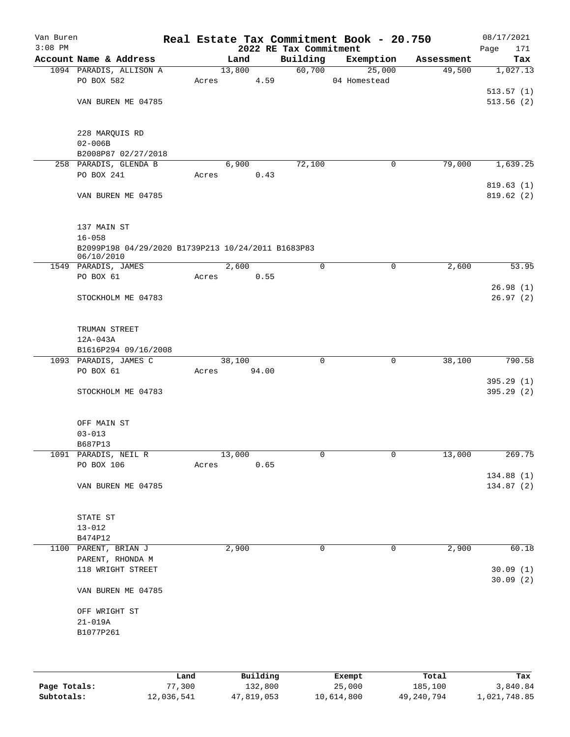Van Buren
3:08 PM

# Real Estate Tax Commitment Book - 20.750

## 2022 RE Tax Commitment

08/17/2021
Page 171

| Account Name & Address | Land | Building | Exemption | Assessment | Tax |
|---|---|---|---|---|---|
| 1094 PARADIS, ALLISON A | 13,800 | 60,700 | 25,000 | 49,500 | 1,027.13 |
| PO BOX 582 | Acres 4.59 | | 04 Homestead | | |
| | | | | | 513.57 (1) |
| VAN BUREN ME 04785 | | | | | 513.56 (2) |
| 228 MARQUIS RD | | | | | |
| 02-006B | | | | | |
| B2008P87 02/27/2018 | | | | | |
| 258 PARADIS, GLENDA B | 6,900 | 72,100 | 0 | 79,000 | 1,639.25 |
| PO BOX 241 | Acres 0.43 | | | | |
| | | | | | 819.63 (1) |
| VAN BUREN ME 04785 | | | | | 819.62 (2) |
| 137 MAIN ST | | | | | |
| 16-058 | | | | | |
| B2099P198 04/29/2020 B1739P213 10/24/2011 B1683P83 06/10/2010 | | | | | |
| 1549 PARADIS, JAMES | 2,600 | 0 | 0 | 2,600 | 53.95 |
| PO BOX 61 | Acres 0.55 | | | | |
| | | | | | 26.98 (1) |
| STOCKHOLM ME 04783 | | | | | 26.97 (2) |
| TRUMAN STREET | | | | | |
| 12A-043A | | | | | |
| B1616P294 09/16/2008 | | | | | |
| 1093 PARADIS, JAMES C | 38,100 | 0 | 0 | 38,100 | 790.58 |
| PO BOX 61 | Acres 94.00 | | | | |
| | | | | | 395.29 (1) |
| STOCKHOLM ME 04783 | | | | | 395.29 (2) |
| OFF MAIN ST | | | | | |
| 03-013 | | | | | |
| B687P13 | | | | | |
| 1091 PARADIS, NEIL R | 13,000 | 0 | 0 | 13,000 | 269.75 |
| PO BOX 106 | Acres 0.65 | | | | |
| | | | | | 134.88 (1) |
| VAN BUREN ME 04785 | | | | | 134.87 (2) |
| STATE ST | | | | | |
| 13-012 | | | | | |
| B474P12 | | | | | |
| 1100 PARENT, BRIAN J | 2,900 | 0 | 0 | 2,900 | 60.18 |
| PARENT, RHONDA M | | | | | |
| 118 WRIGHT STREET | | | | | 30.09 (1) |
| | | | | | 30.09 (2) |
| VAN BUREN ME 04785 | | | | | |
| OFF WRIGHT ST | | | | | |
| 21-019A | | | | | |
| B1077P261 | | | | | |

| | Land | Building | Exempt | Total | Tax |
|---|---|---|---|---|---|
| Page Totals: | 77,300 | 132,800 | 25,000 | 185,100 | 3,840.84 |
| Subtotals: | 12,036,541 | 47,819,053 | 10,614,800 | 49,240,794 | 1,021,748.85 |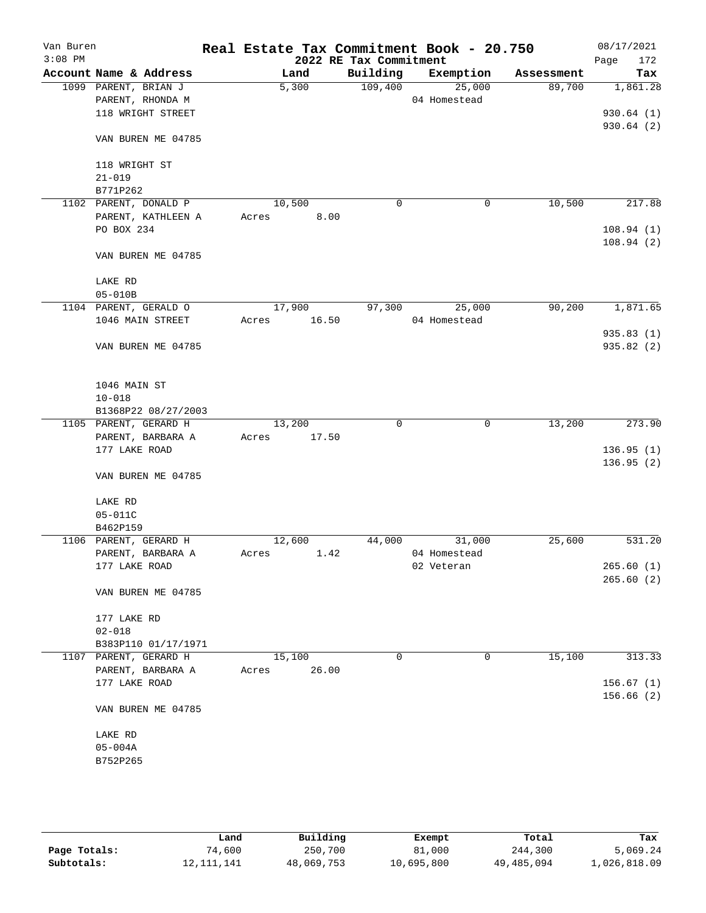Van Buren
3:08 PM

# Real Estate Tax Commitment Book - 20.750
## 2022 RE Tax Commitment

08/17/2021

| Account Name & Address | Land | Building | Exemption | Assessment | Tax |
|---|---|---|---|---|---|
| 1099 PARENT, BRIAN J<br>PARENT, RHONDA M<br>118 WRIGHT STREET<br><br>VAN BUREN ME 04785<br><br>118 WRIGHT ST<br>21-019<br>B771P262 | 5,300 | 109,400 | 25,000<br>04 Homestead | 89,700 | 1,861.28<br><br>930.64 (1)<br>930.64 (2) |
| 1102 PARENT, DONALD P<br>PARENT, KATHLEEN A<br>PO BOX 234<br><br>VAN BUREN ME 04785<br><br>LAKE RD<br>05-010B | 10,500<br>Acres 8.00 | 0 | 0 | 10,500 | 217.88<br><br>108.94 (1)<br>108.94 (2) |
| 1104 PARENT, GERALD O<br>1046 MAIN STREET<br><br>VAN BUREN ME 04785<br><br>1046 MAIN ST<br>10-018<br>B1368P22 08/27/2003 | 17,900<br>Acres 16.50 | 97,300 | 25,000<br>04 Homestead | 90,200 | 1,871.65<br><br>935.83 (1)<br>935.82 (2) |
| 1105 PARENT, GERARD H<br>PARENT, BARBARA A<br>177 LAKE ROAD<br><br>VAN BUREN ME 04785<br><br>LAKE RD<br>05-011C<br>B462P159 | 13,200<br>Acres 17.50 | 0 | 0 | 13,200 | 273.90<br><br>136.95 (1)<br>136.95 (2) |
| 1106 PARENT, GERARD H<br>PARENT, BARBARA A<br>177 LAKE ROAD<br><br>VAN BUREN ME 04785<br><br>177 LAKE RD<br>02-018<br>B383P110 01/17/1971 | 12,600<br>Acres 1.42 | 44,000 | 31,000<br>04 Homestead<br>02 Veteran | 25,600 | 531.20<br><br>265.60 (1)<br>265.60 (2) |
| 1107 PARENT, GERARD H<br>PARENT, BARBARA A<br>177 LAKE ROAD<br><br>VAN BUREN ME 04785<br><br>LAKE RD<br>05-004A<br>B752P265 | 15,100<br>Acres 26.00 | 0 | 0 | 15,100 | 313.33<br><br>156.67 (1)<br>156.66 (2) |

| | Land | Building | Exempt | Total | Tax |
|---|---|---|---|---|---|
| Page Totals: | 74,600 | 250,700 | 81,000 | 244,300 | 5,069.24 |
| Subtotals: | 12,111,141 | 48,069,753 | 10,695,800 | 49,485,094 | 1,026,818.09 |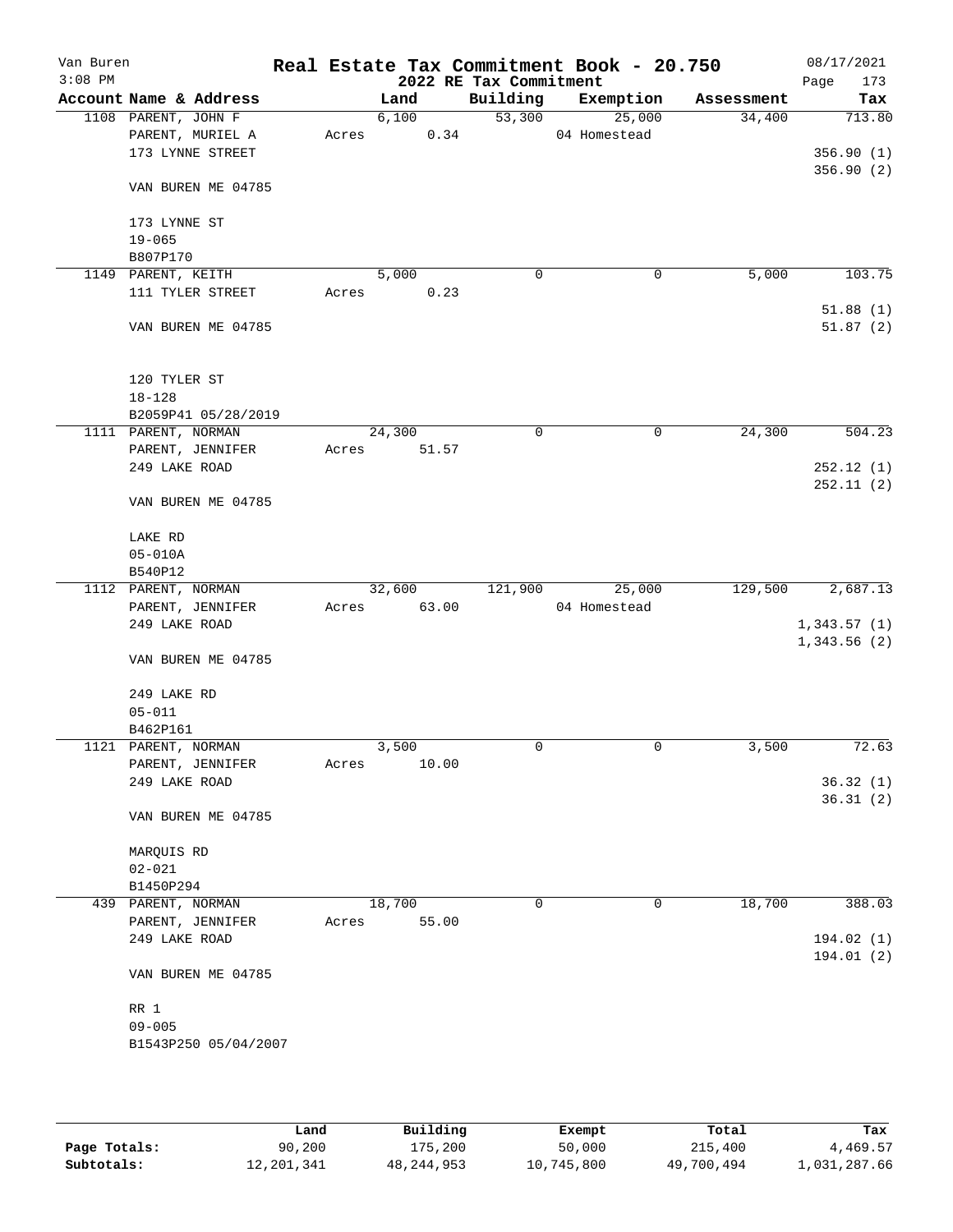Van Buren
3:08 PM

# Real Estate Tax Commitment Book - 20.750

## 2022 RE Tax Commitment

08/17/2021

| Account Name & Address | Land | Building | Exemption | Assessment | Tax |
|---|---|---|---|---|---|
| 1108 PARENT, JOHN F | 6,100 | 53,300 | 25,000 | 34,400 | 713.80 |
| PARENT, MURIEL A | Acres 0.34 | | 04 Homestead | | |
| 173 LYNNE STREET | | | | | 356.90 (1) |
| | | | | | 356.90 (2) |
| VAN BUREN ME 04785 | | | | | |
| 173 LYNNE ST | | | | | |
| 19-065 | | | | | |
| B807P170 | | | | | |
| 1149 PARENT, KEITH | 5,000 | 0 | 0 | 5,000 | 103.75 |
| 111 TYLER STREET | Acres 0.23 | | | | |
| | | | | | 51.88 (1) |
| VAN BUREN ME 04785 | | | | | 51.87 (2) |
| 120 TYLER ST | | | | | |
| 18-128 | | | | | |
| B2059P41 05/28/2019 | | | | | |
| 1111 PARENT, NORMAN | 24,300 | 0 | 0 | 24,300 | 504.23 |
| PARENT, JENNIFER | Acres 51.57 | | | | |
| 249 LAKE ROAD | | | | | 252.12 (1) |
| | | | | | 252.11 (2) |
| VAN BUREN ME 04785 | | | | | |
| LAKE RD | | | | | |
| 05-010A | | | | | |
| B540P12 | | | | | |
| 1112 PARENT, NORMAN | 32,600 | 121,900 | 25,000 | 129,500 | 2,687.13 |
| PARENT, JENNIFER | Acres 63.00 | | 04 Homestead | | |
| 249 LAKE ROAD | | | | | 1,343.57 (1) |
| | | | | | 1,343.56 (2) |
| VAN BUREN ME 04785 | | | | | |
| 249 LAKE RD | | | | | |
| 05-011 | | | | | |
| B462P161 | | | | | |
| 1121 PARENT, NORMAN | 3,500 | 0 | 0 | 3,500 | 72.63 |
| PARENT, JENNIFER | Acres 10.00 | | | | |
| 249 LAKE ROAD | | | | | 36.32 (1) |
| | | | | | 36.31 (2) |
| VAN BUREN ME 04785 | | | | | |
| MARQUIS RD | | | | | |
| 02-021 | | | | | |
| B1450P294 | | | | | |
| 439 PARENT, NORMAN | 18,700 | 0 | 0 | 18,700 | 388.03 |
| PARENT, JENNIFER | Acres 55.00 | | | | |
| 249 LAKE ROAD | | | | | 194.02 (1) |
| | | | | | 194.01 (2) |
| VAN BUREN ME 04785 | | | | | |
| RR 1 | | | | | |
| 09-005 | | | | | |
| B1543P250 05/04/2007 | | | | | |

| | Land | Building | Exempt | Total | Tax |
|---|---|---|---|---|---|
| Page Totals: | 90,200 | 175,200 | 50,000 | 215,400 | 4,469.57 |
| Subtotals: | 12,201,341 | 48,244,953 | 10,745,800 | 49,700,494 | 1,031,287.66 |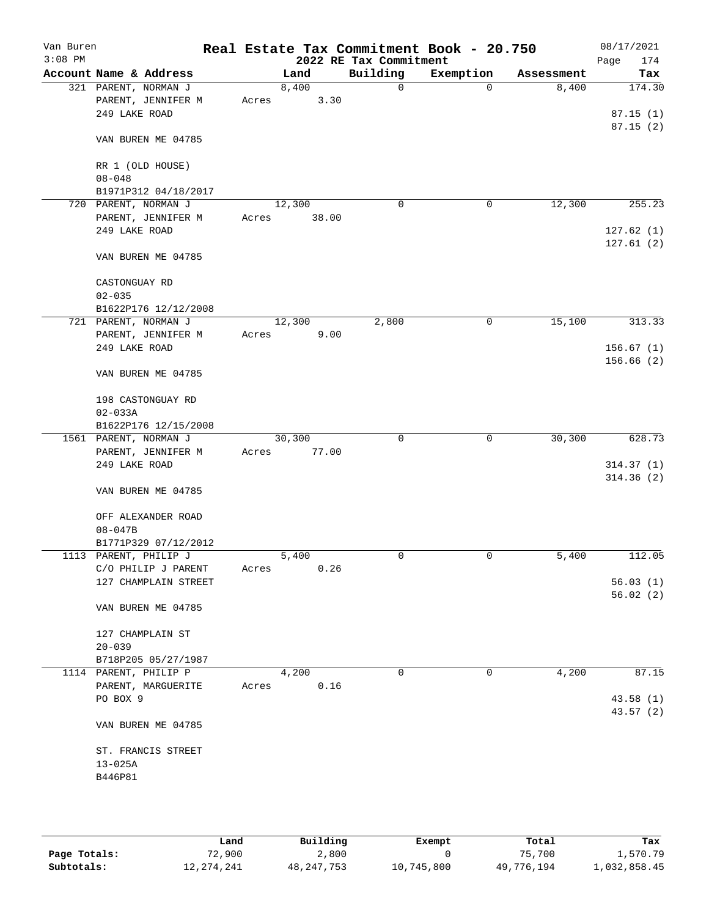Van Buren  
3:08 PM

# Real Estate Tax Commitment Book - 20.750

## 2022 RE Tax Commitment

08/17/2021  
Page 174

| Account Name & Address | Land | Building | Exemption | Assessment | Tax |
|---|---|---|---|---|---|
| 321 PARENT, NORMAN J | 8,400 | 0 | 0 | 8,400 | 174.30 |
| PARENT, JENNIFER M | Acres 3.30 | | | | |
| 249 LAKE ROAD | | | | | 87.15 (1) |
| | | | | | 87.15 (2) |
| VAN BUREN ME 04785 | | | | | |
| RR 1 (OLD HOUSE) | | | | | |
| 08-048 | | | | | |
| B1971P312 04/18/2017 | | | | | |
| 720 PARENT, NORMAN J | 12,300 | 0 | 0 | 12,300 | 255.23 |
| PARENT, JENNIFER M | Acres 38.00 | | | | |
| 249 LAKE ROAD | | | | | 127.62 (1) |
| | | | | | 127.61 (2) |
| VAN BUREN ME 04785 | | | | | |
| CASTONGUAY RD | | | | | |
| 02-035 | | | | | |
| B1622P176 12/12/2008 | | | | | |
| 721 PARENT, NORMAN J | 12,300 | 2,800 | 0 | 15,100 | 313.33 |
| PARENT, JENNIFER M | Acres 9.00 | | | | |
| 249 LAKE ROAD | | | | | 156.67 (1) |
| | | | | | 156.66 (2) |
| VAN BUREN ME 04785 | | | | | |
| 198 CASTONGUAY RD | | | | | |
| 02-033A | | | | | |
| B1622P176 12/15/2008 | | | | | |
| 1561 PARENT, NORMAN J | 30,300 | 0 | 0 | 30,300 | 628.73 |
| PARENT, JENNIFER M | Acres 77.00 | | | | |
| 249 LAKE ROAD | | | | | 314.37 (1) |
| | | | | | 314.36 (2) |
| VAN BUREN ME 04785 | | | | | |
| OFF ALEXANDER ROAD | | | | | |
| 08-047B | | | | | |
| B1771P329 07/12/2012 | | | | | |
| 1113 PARENT, PHILIP J | 5,400 | 0 | 0 | 5,400 | 112.05 |
| C/O PHILIP J PARENT | Acres 0.26 | | | | |
| 127 CHAMPLAIN STREET | | | | | 56.03 (1) |
| | | | | | 56.02 (2) |
| VAN BUREN ME 04785 | | | | | |
| 127 CHAMPLAIN ST | | | | | |
| 20-039 | | | | | |
| B718P205 05/27/1987 | | | | | |
| 1114 PARENT, PHILIP P | 4,200 | 0 | 0 | 4,200 | 87.15 |
| PARENT, MARGUERITE | Acres 0.16 | | | | |
| PO BOX 9 | | | | | 43.58 (1) |
| | | | | | 43.57 (2) |
| VAN BUREN ME 04785 | | | | | |
| ST. FRANCIS STREET | | | | | |
| 13-025A | | | | | |
| B446P81 | | | | | |

| | Land | Building | Exempt | Total | Tax |
|---|---|---|---|---|---|
| Page Totals: | 72,900 | 2,800 | 0 | 75,700 | 1,570.79 |
| Subtotals: | 12,274,241 | 48,247,753 | 10,745,800 | 49,776,194 | 1,032,858.45 |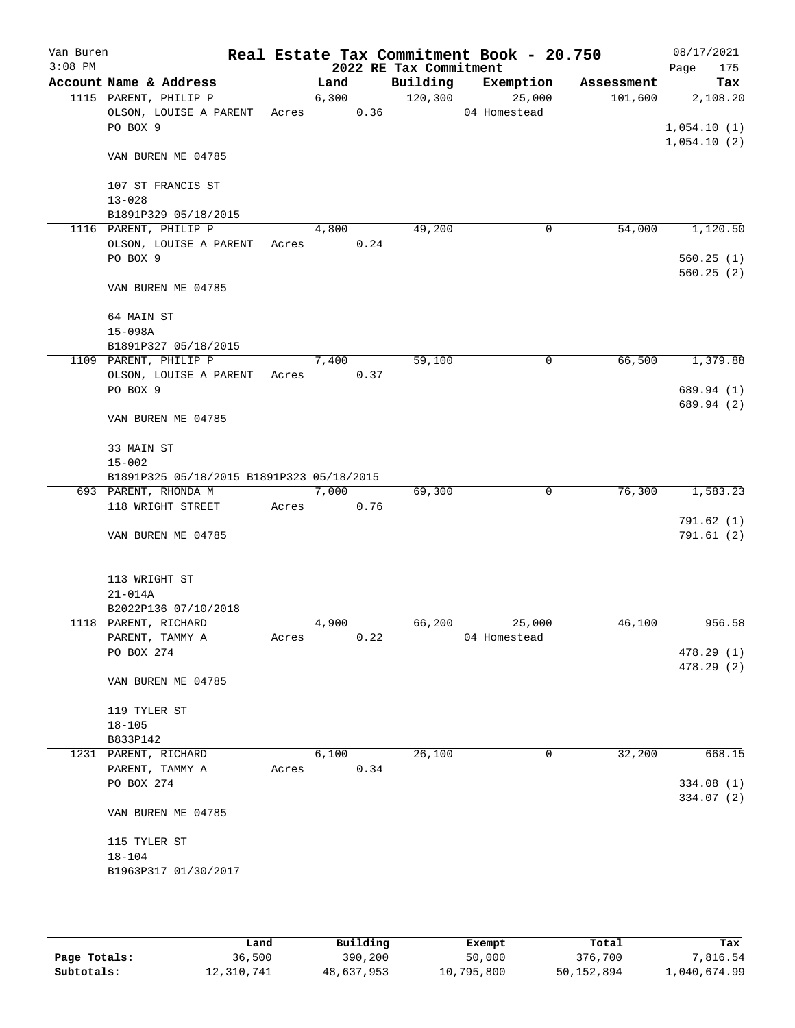# Real Estate Tax Commitment Book - 20.750

Van Buren
3:08 PM

## 2022 RE Tax Commitment

08/17/2021

| Account Name & Address | Land | Building | Exemption | Assessment | Tax |
|---|---|---|---|---|---|
| 1115 PARENT, PHILIP P | 6,300 | 120,300 | 25,000 | 101,600 | 2,108.20 |
| OLSON, LOUISE A PARENT | Acres 0.36 | | 04 Homestead | | |
| PO BOX 9 | | | | | 1,054.10 (1) |
| | | | | | 1,054.10 (2) |
| VAN BUREN ME 04785 | | | | | |
| 107 ST FRANCIS ST | | | | | |
| 13-028 | | | | | |
| B1891P329 05/18/2015 | | | | | |
| 1116 PARENT, PHILIP P | 4,800 | 49,200 | 0 | 54,000 | 1,120.50 |
| OLSON, LOUISE A PARENT | Acres 0.24 | | | | |
| PO BOX 9 | | | | | 560.25 (1) |
| | | | | | 560.25 (2) |
| VAN BUREN ME 04785 | | | | | |
| 64 MAIN ST | | | | | |
| 15-098A | | | | | |
| B1891P327 05/18/2015 | | | | | |
| 1109 PARENT, PHILIP P | 7,400 | 59,100 | 0 | 66,500 | 1,379.88 |
| OLSON, LOUISE A PARENT | Acres 0.37 | | | | |
| PO BOX 9 | | | | | 689.94 (1) |
| | | | | | 689.94 (2) |
| VAN BUREN ME 04785 | | | | | |
| 33 MAIN ST | | | | | |
| 15-002 | | | | | |
| B1891P325 05/18/2015 B1891P323 05/18/2015 | | | | | |
| 693 PARENT, RHONDA M | 7,000 | 69,300 | 0 | 76,300 | 1,583.23 |
| 118 WRIGHT STREET | Acres 0.76 | | | | |
| | | | | | 791.62 (1) |
| VAN BUREN ME 04785 | | | | | 791.61 (2) |
| 113 WRIGHT ST | | | | | |
| 21-014A | | | | | |
| B2022P136 07/10/2018 | | | | | |
| 1118 PARENT, RICHARD | 4,900 | 66,200 | 25,000 | 46,100 | 956.58 |
| PARENT, TAMMY A | Acres 0.22 | | 04 Homestead | | |
| PO BOX 274 | | | | | 478.29 (1) |
| | | | | | 478.29 (2) |
| VAN BUREN ME 04785 | | | | | |
| 119 TYLER ST | | | | | |
| 18-105 | | | | | |
| B833P142 | | | | | |
| 1231 PARENT, RICHARD | 6,100 | 26,100 | 0 | 32,200 | 668.15 |
| PARENT, TAMMY A | Acres 0.34 | | | | |
| PO BOX 274 | | | | | 334.08 (1) |
| | | | | | 334.07 (2) |
| VAN BUREN ME 04785 | | | | | |
| 115 TYLER ST | | | | | |
| 18-104 | | | | | |
| B1963P317 01/30/2017 | | | | | |

| | Land | Building | Exempt | Total | Tax |
|---|---|---|---|---|---|
| Page Totals: | 36,500 | 390,200 | 50,000 | 376,700 | 7,816.54 |
| Subtotals: | 12,310,741 | 48,637,953 | 10,795,800 | 50,152,894 | 1,040,674.99 |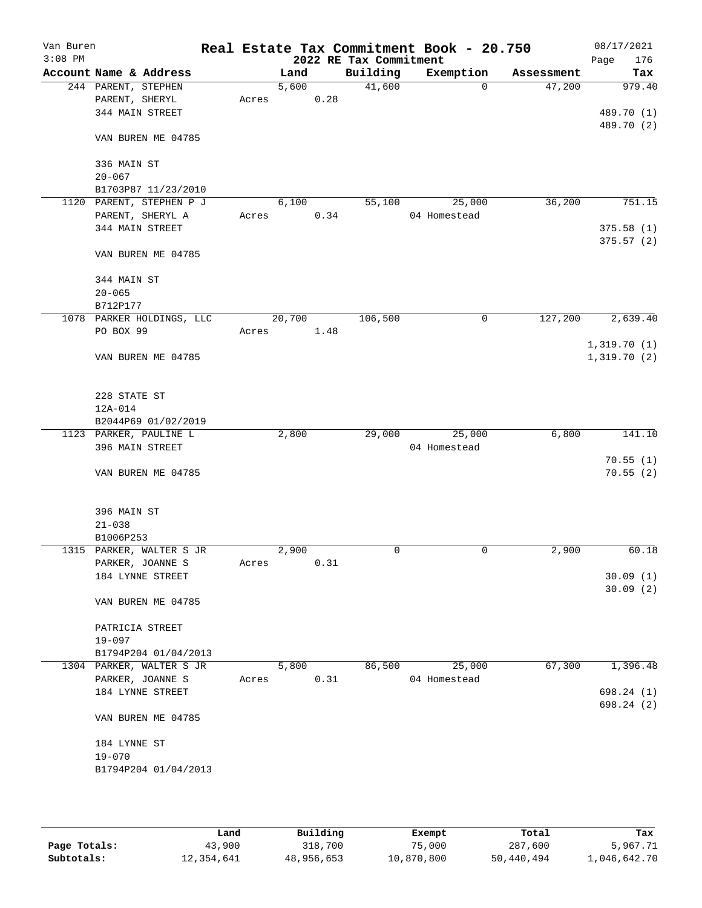Van Buren 3:08 PM

**Real Estate Tax Commitment Book - 20.750**

**2022 RE Tax Commitment**

08/17/2021

| Account | Name & Address | Land | Building | Exemption | Assessment | Tax |
|---|---|---|---|---|---|---|
| 244 | PARENT, STEPHEN<br>PARENT, SHERYL<br>344 MAIN STREET<br><br>VAN BUREN ME 04785<br><br>336 MAIN ST<br>20-067<br>B1703P87 11/23/2010 | 5,600<br>Acres 0.28 | 41,600 | 0 | 47,200 | 979.40<br><br>489.70 (1)<br>489.70 (2) |
| 1120 | PARENT, STEPHEN P J<br>PARENT, SHERYL A<br>344 MAIN STREET<br><br>VAN BUREN ME 04785<br><br>344 MAIN ST<br>20-065<br>B712P177 | 6,100<br>Acres 0.34 | 55,100 | 25,000<br>04 Homestead | 36,200 | 751.15<br><br>375.58 (1)<br>375.57 (2) |
| 1078 | PARKER HOLDINGS, LLC<br>PO BOX 99<br><br>VAN BUREN ME 04785<br><br>228 STATE ST<br>12A-014<br>B2044P69 01/02/2019 | 20,700<br>Acres 1.48 | 106,500 | 0 | 127,200 | 2,639.40<br><br>1,319.70 (1)<br>1,319.70 (2) |
| 1123 | PARKER, PAULINE L<br>396 MAIN STREET<br><br>VAN BUREN ME 04785<br><br>396 MAIN ST<br>21-038<br>B1006P253 | 2,800 | 29,000 | 25,000<br>04 Homestead | 6,800 | 141.10<br><br>70.55 (1)<br>70.55 (2) |
| 1315 | PARKER, WALTER S JR<br>PARKER, JOANNE S<br>184 LYNNE STREET<br><br>VAN BUREN ME 04785<br><br>PATRICIA STREET<br>19-097<br>B1794P204 01/04/2013 | 2,900<br>Acres 0.31 | 0 | 0 | 2,900 | 60.18<br><br>30.09 (1)<br>30.09 (2) |
| 1304 | PARKER, WALTER S JR<br>PARKER, JOANNE S<br>184 LYNNE STREET<br><br>VAN BUREN ME 04785<br><br>184 LYNNE ST<br>19-070<br>B1794P204 01/04/2013 | 5,800<br>Acres 0.31 | 86,500 | 25,000<br>04 Homestead | 67,300 | 1,396.48<br><br>698.24 (1)<br>698.24 (2) |

| | Land | Building | Exempt | Total | Tax |
|---|---|---|---|---|---|
| **Page Totals:** | 43,900 | 318,700 | 75,000 | 287,600 | 5,967.71 |
| **Subtotals:** | 12,354,641 | 48,956,653 | 10,870,800 | 50,440,494 | 1,046,642.70 |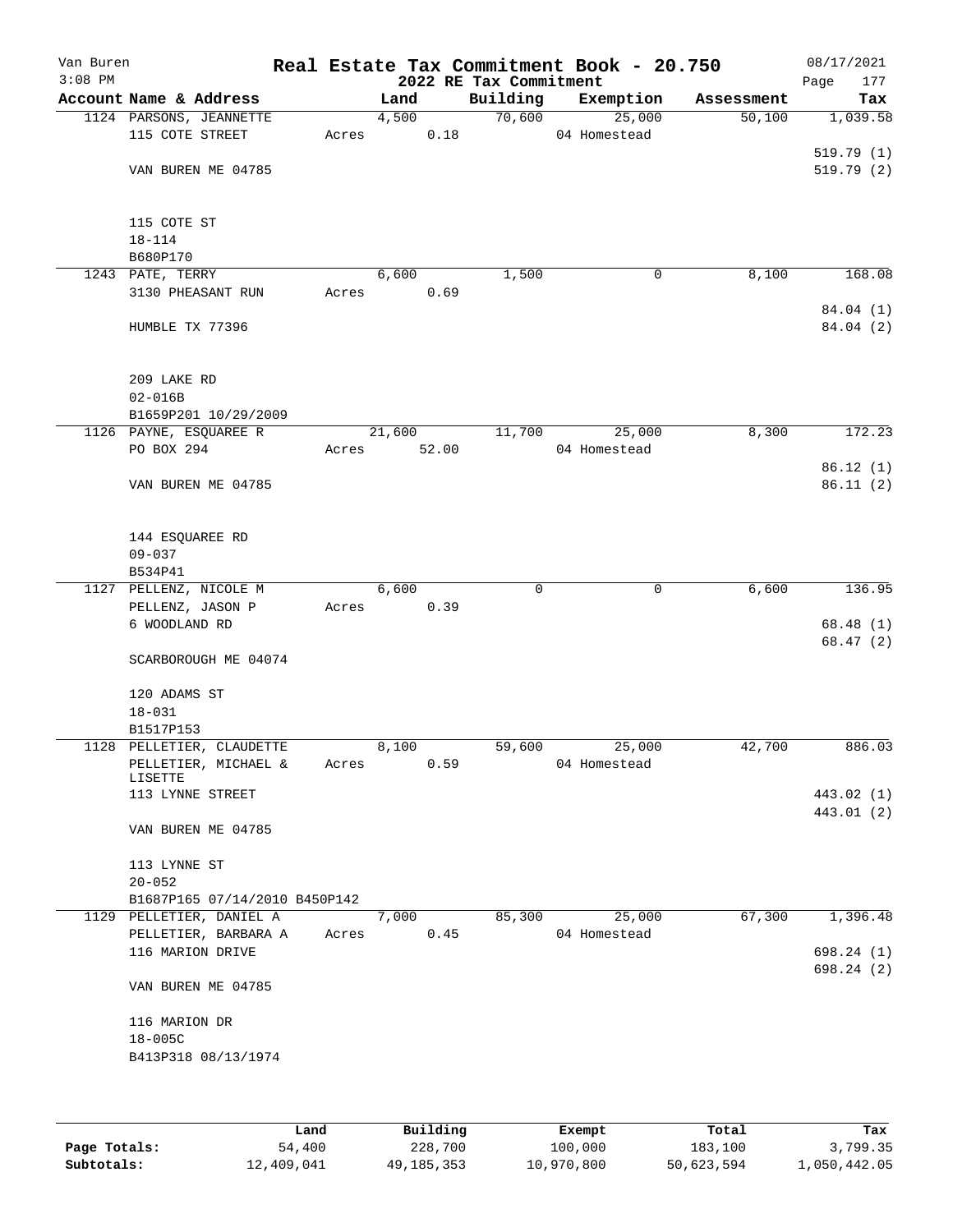Van Buren
3:08 PM

# Real Estate Tax Commitment Book - 20.750

## 2022 RE Tax Commitment

08/17/2021

| Account | Name & Address | Land | Building | Exemption | Assessment | Tax |
|---|---|---|---|---|---|---|
| 1124 | PARSONS, JEANNETTE<br>115 COTE STREET<br><br>VAN BUREN ME 04785<br><br>115 COTE ST<br>18-114<br>B680P170 | 4,500<br>Acres 0.18 | 70,600 | 25,000<br>04 Homestead | 50,100 | 1,039.58<br><br>519.79 (1)<br>519.79 (2) |
| 1243 | PATE, TERRY<br>3130 PHEASANT RUN<br><br>HUMBLE TX 77396<br><br>209 LAKE RD<br>02-016B<br>B1659P201 10/29/2009 | 6,600<br>Acres 0.69 | 1,500 | 0 | 8,100 | 168.08<br><br>84.04 (1)<br>84.04 (2) |
| 1126 | PAYNE, ESQUAREE R<br>PO BOX 294<br><br>VAN BUREN ME 04785<br><br>144 ESQUAREE RD<br>09-037<br>B534P41 | 21,600<br>Acres 52.00 | 11,700 | 25,000<br>04 Homestead | 8,300 | 172.23<br><br>86.12 (1)<br>86.11 (2) |
| 1127 | PELLENZ, NICOLE M<br>PELLENZ, JASON P<br>6 WOODLAND RD<br><br>SCARBOROUGH ME 04074<br><br>120 ADAMS ST<br>18-031<br>B1517P153 | 6,600<br>Acres 0.39 | 0 | 0 | 6,600 | 136.95<br><br>68.48 (1)<br>68.47 (2) |
| 1128 | PELLETIER, CLAUDETTE<br>PELLETIER, MICHAEL & LISETTE<br>113 LYNNE STREET<br><br>VAN BUREN ME 04785<br><br>113 LYNNE ST<br>20-052<br>B1687P165 07/14/2010 B450P142 | 8,100<br>Acres 0.59 | 59,600 | 25,000<br>04 Homestead | 42,700 | 886.03<br><br>443.02 (1)<br>443.01 (2) |
| 1129 | PELLETIER, DANIEL A<br>PELLETIER, BARBARA A<br>116 MARION DRIVE<br><br>VAN BUREN ME 04785<br><br>116 MARION DR<br>18-005C<br>B413P318 08/13/1974 | 7,000<br>Acres 0.45 | 85,300 | 25,000<br>04 Homestead | 67,300 | 1,396.48<br><br>698.24 (1)<br>698.24 (2) |

| | Land | Building | Exempt | Total | Tax |
|---|---|---|---|---|---|
| Page Totals: | 54,400 | 228,700 | 100,000 | 183,100 | 3,799.35 |
| Subtotals: | 12,409,041 | 49,185,353 | 10,970,800 | 50,623,594 | 1,050,442.05 |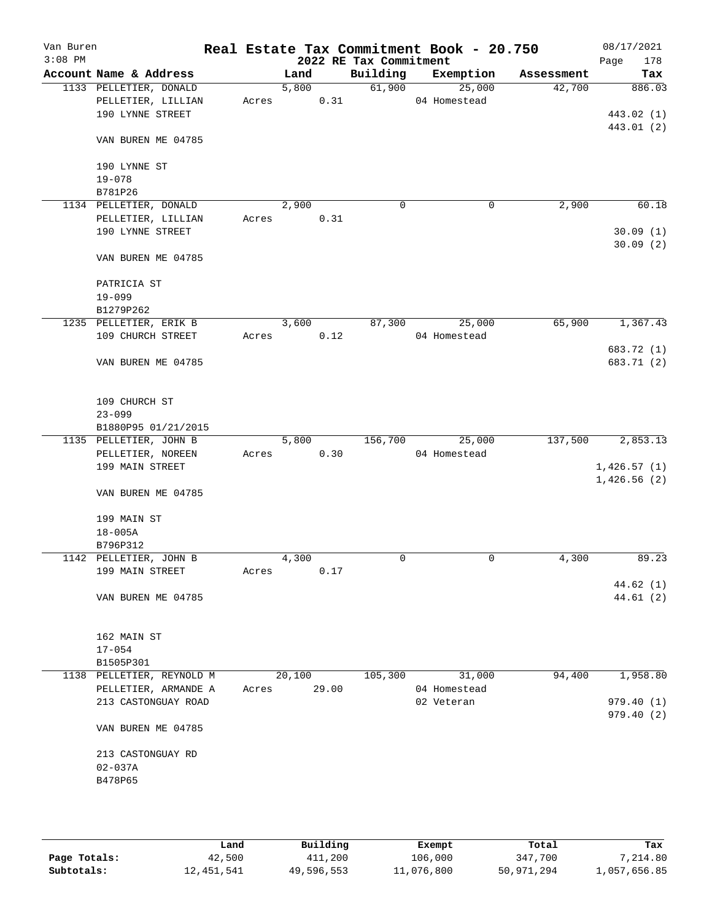Van Buren
3:08 PM

# Real Estate Tax Commitment Book - 20.750

## 2022 RE Tax Commitment

08/17/2021
Page 178

| Account Name & Address | Land | Building | Exemption | Assessment | Tax |
|---|---|---|---|---|---|
| 1133 PELLETIER, DONALD<br>PELLETIER, LILLIAN<br>190 LYNNE STREET<br><br>VAN BUREN ME 04785<br><br>190 LYNNE ST<br>19-078<br>B781P26 | 5,800<br>Acres 0.31 | 61,900 | 25,000<br>04 Homestead | 42,700 | 886.03<br><br>443.02 (1)<br>443.01 (2) |
| 1134 PELLETIER, DONALD<br>PELLETIER, LILLIAN<br>190 LYNNE STREET<br><br>VAN BUREN ME 04785<br><br>PATRICIA ST<br>19-099<br>B1279P262 | 2,900<br>Acres 0.31 | 0 | 0 | 2,900 | 60.18<br><br>30.09 (1)<br>30.09 (2) |
| 1235 PELLETIER, ERIK B<br>109 CHURCH STREET<br><br>VAN BUREN ME 04785<br><br>109 CHURCH ST<br>23-099<br>B1880P95 01/21/2015 | 3,600<br>Acres 0.12 | 87,300 | 25,000<br>04 Homestead | 65,900 | 1,367.43<br><br>683.72 (1)<br>683.71 (2) |
| 1135 PELLETIER, JOHN B<br>PELLETIER, NOREEN<br>199 MAIN STREET<br><br>VAN BUREN ME 04785<br><br>199 MAIN ST<br>18-005A<br>B796P312 | 5,800<br>Acres 0.30 | 156,700 | 25,000<br>04 Homestead | 137,500 | 2,853.13<br><br>1,426.57 (1)<br>1,426.56 (2) |
| 1142 PELLETIER, JOHN B<br>199 MAIN STREET<br><br>VAN BUREN ME 04785<br><br>162 MAIN ST<br>17-054<br>B1505P301 | 4,300<br>Acres 0.17 | 0 | 0 | 4,300 | 89.23<br><br>44.62 (1)<br>44.61 (2) |
| 1138 PELLETIER, REYNOLD M<br>PELLETIER, ARMANDE A<br>213 CASTONGUAY ROAD<br><br>VAN BUREN ME 04785<br><br>213 CASTONGUAY RD<br>02-037A<br>B478P65 | 20,100<br>Acres 29.00 | 105,300 | 31,000<br>04 Homestead<br>02 Veteran | 94,400 | 1,958.80<br><br>979.40 (1)<br>979.40 (2) |

| | Land | Building | Exempt | Total | Tax |
|---|---|---|---|---|---|
| Page Totals: | 42,500 | 411,200 | 106,000 | 347,700 | 7,214.80 |
| Subtotals: | 12,451,541 | 49,596,553 | 11,076,800 | 50,971,294 | 1,057,656.85 |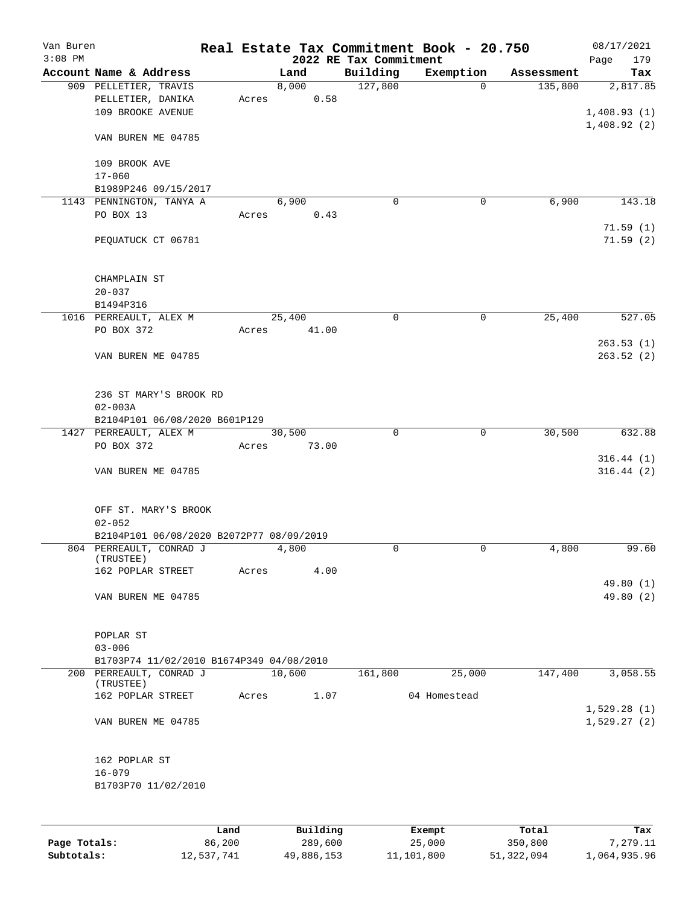Van Buren 3:08 PM

# Real Estate Tax Commitment Book - 20.750

## 2022 RE Tax Commitment

08/17/2021 Page 179

| Account Name & Address | Land | Building | Exemption | Assessment | Tax |
|---|---|---|---|---|---|
| 909 PELLETIER, TRAVIS | 8,000 | 127,800 | 0 | 135,800 | 2,817.85 |
| PELLETIER, DANIKA | Acres 0.58 | | | | |
| 109 BROOKE AVENUE | | | | | 1,408.93 (1) |
| | | | | | 1,408.92 (2) |
| VAN BUREN ME 04785 | | | | | |
| 109 BROOK AVE | | | | | |
| 17-060 | | | | | |
| B1989P246 09/15/2017 | | | | | |
| 1143 PENNINGTON, TANYA A | 6,900 | 0 | 0 | 6,900 | 143.18 |
| PO BOX 13 | Acres 0.43 | | | | |
| | | | | | 71.59 (1) |
| PEQUATUCK CT 06781 | | | | | 71.59 (2) |
| CHAMPLAIN ST | | | | | |
| 20-037 | | | | | |
| B1494P316 | | | | | |
| 1016 PERREAULT, ALEX M | 25,400 | 0 | 0 | 25,400 | 527.05 |
| PO BOX 372 | Acres 41.00 | | | | |
| | | | | | 263.53 (1) |
| VAN BUREN ME 04785 | | | | | 263.52 (2) |
| 236 ST MARY'S BROOK RD | | | | | |
| 02-003A | | | | | |
| B2104P101 06/08/2020 B601P129 | | | | | |
| 1427 PERREAULT, ALEX M | 30,500 | 0 | 0 | 30,500 | 632.88 |
| PO BOX 372 | Acres 73.00 | | | | |
| | | | | | 316.44 (1) |
| VAN BUREN ME 04785 | | | | | 316.44 (2) |
| OFF ST. MARY'S BROOK | | | | | |
| 02-052 | | | | | |
| B2104P101 06/08/2020 B2072P77 08/09/2019 | | | | | |
| 804 PERREAULT, CONRAD J (TRUSTEE) | 4,800 | 0 | 0 | 4,800 | 99.60 |
| 162 POPLAR STREET | Acres 4.00 | | | | |
| | | | | | 49.80 (1) |
| VAN BUREN ME 04785 | | | | | 49.80 (2) |
| POPLAR ST | | | | | |
| 03-006 | | | | | |
| B1703P74 11/02/2010 B1674P349 04/08/2010 | | | | | |
| 200 PERREAULT, CONRAD J (TRUSTEE) | 10,600 | 161,800 | 25,000 | 147,400 | 3,058.55 |
| 162 POPLAR STREET | Acres 1.07 | | 04 Homestead | | |
| | | | | | 1,529.28 (1) |
| VAN BUREN ME 04785 | | | | | 1,529.27 (2) |
| 162 POPLAR ST | | | | | |
| 16-079 | | | | | |
| B1703P70 11/02/2010 | | | | | |

| | Land | Building | Exempt | Total | Tax |
|---|---|---|---|---|---|
| Page Totals: | 86,200 | 289,600 | 25,000 | 350,800 | 7,279.11 |
| Subtotals: | 12,537,741 | 49,886,153 | 11,101,800 | 51,322,094 | 1,064,935.96 |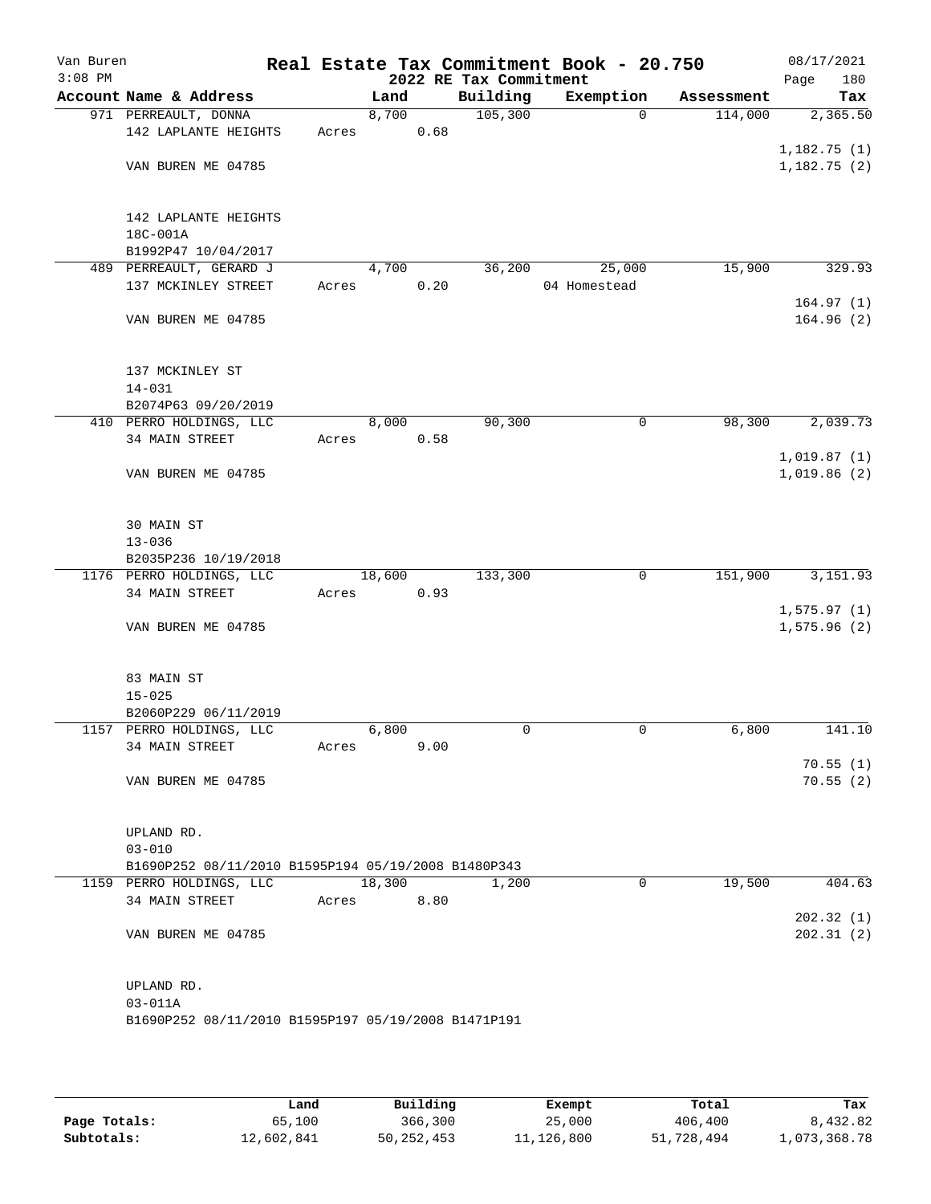Van Buren
3:08 PM

# Real Estate Tax Commitment Book - 20.750
## 2022 RE Tax Commitment

08/17/2021
Page 180

| Account Name & Address | Land | Building | Exemption | Assessment | Tax |
|---|---|---|---|---|---|
| 971 PERREAULT, DONNA | 8,700 | 105,300 | 0 | 114,000 | 2,365.50 |
| 142 LAPLANTE HEIGHTS | Acres 0.68 | | | | |
| | | | | | 1,182.75 (1) |
| VAN BUREN ME 04785 | | | | | 1,182.75 (2) |
| 142 LAPLANTE HEIGHTS | | | | | |
| 18C-001A | | | | | |
| B1992P47 10/04/2017 | | | | | |
| 489 PERREAULT, GERARD J | 4,700 | 36,200 | 25,000 | 15,900 | 329.93 |
| 137 MCKINLEY STREET | Acres 0.20 | | 04 Homestead | | |
| | | | | | 164.97 (1) |
| VAN BUREN ME 04785 | | | | | 164.96 (2) |
| 137 MCKINLEY ST | | | | | |
| 14-031 | | | | | |
| B2074P63 09/20/2019 | | | | | |
| 410 PERRO HOLDINGS, LLC | 8,000 | 90,300 | 0 | 98,300 | 2,039.73 |
| 34 MAIN STREET | Acres 0.58 | | | | |
| | | | | | 1,019.87 (1) |
| VAN BUREN ME 04785 | | | | | 1,019.86 (2) |
| 30 MAIN ST | | | | | |
| 13-036 | | | | | |
| B2035P236 10/19/2018 | | | | | |
| 1176 PERRO HOLDINGS, LLC | 18,600 | 133,300 | 0 | 151,900 | 3,151.93 |
| 34 MAIN STREET | Acres 0.93 | | | | |
| | | | | | 1,575.97 (1) |
| VAN BUREN ME 04785 | | | | | 1,575.96 (2) |
| 83 MAIN ST | | | | | |
| 15-025 | | | | | |
| B2060P229 06/11/2019 | | | | | |
| 1157 PERRO HOLDINGS, LLC | 6,800 | 0 | 0 | 6,800 | 141.10 |
| 34 MAIN STREET | Acres 9.00 | | | | |
| | | | | | 70.55 (1) |
| VAN BUREN ME 04785 | | | | | 70.55 (2) |
| UPLAND RD. | | | | | |
| 03-010 | | | | | |
| B1690P252 08/11/2010 B1595P194 05/19/2008 B1480P343 | | | | | |
| 1159 PERRO HOLDINGS, LLC | 18,300 | 1,200 | 0 | 19,500 | 404.63 |
| 34 MAIN STREET | Acres 8.80 | | | | |
| | | | | | 202.32 (1) |
| VAN BUREN ME 04785 | | | | | 202.31 (2) |
| UPLAND RD. | | | | | |
| 03-011A | | | | | |
| B1690P252 08/11/2010 B1595P197 05/19/2008 B1471P191 | | | | | |

| | Land | Building | Exempt | Total | Tax |
|---|---|---|---|---|---|
| Page Totals: | 65,100 | 366,300 | 25,000 | 406,400 | 8,432.82 |
| Subtotals: | 12,602,841 | 50,252,453 | 11,126,800 | 51,728,494 | 1,073,368.78 |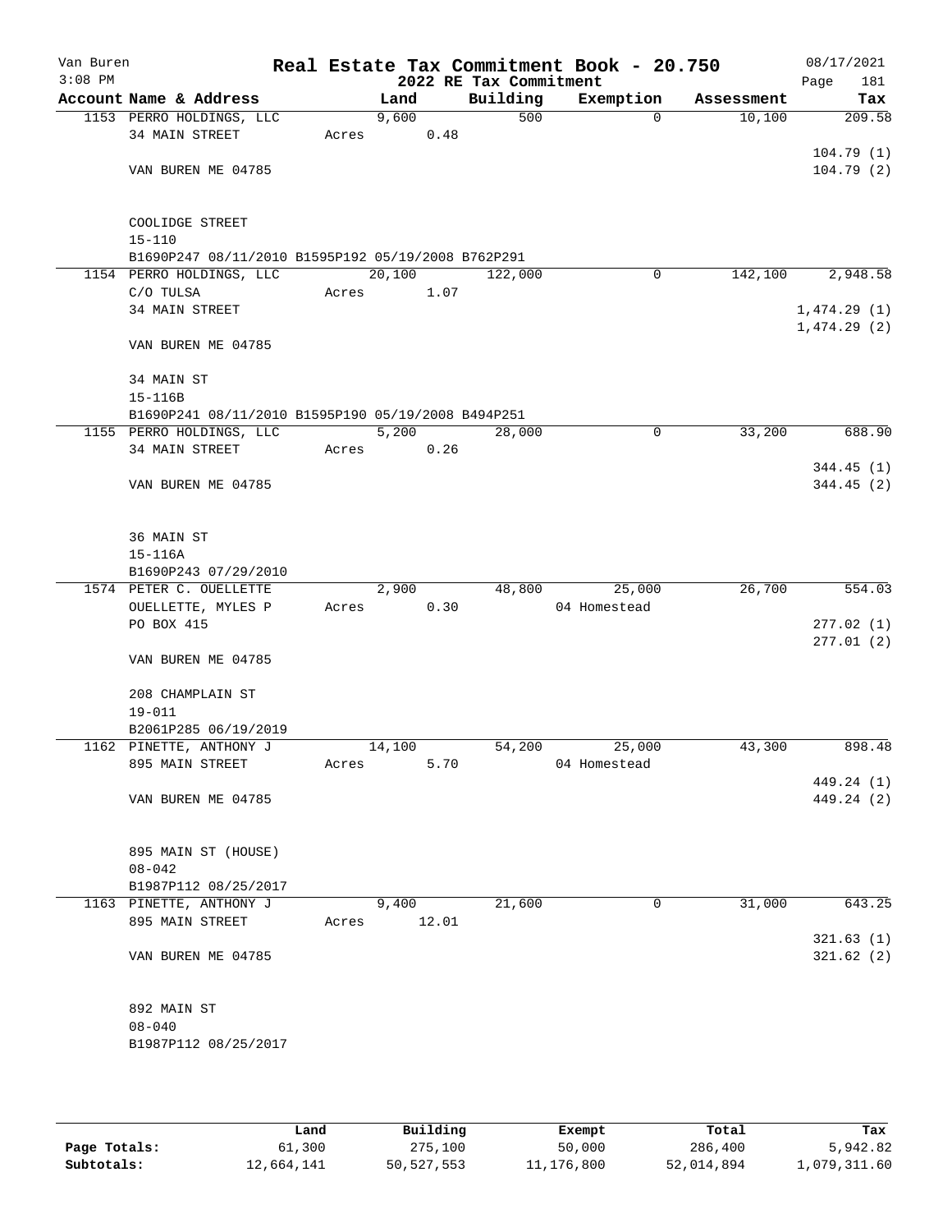Van Buren 3:08 PM

# Real Estate Tax Commitment Book - 20.750

## 2022 RE Tax Commitment

08/17/2021 Page 181

| Account Name & Address | Land | Building | Exemption | Assessment | Tax |
|---|---|---|---|---|---|
| 1153 PERRO HOLDINGS, LLC | 9,600 | 500 | 0 | 10,100 | 209.58 |
| 34 MAIN STREET | Acres 0.48 | | | | |
| | | | | | 104.79 (1) |
| VAN BUREN ME 04785 | | | | | 104.79 (2) |
| COOLIDGE STREET | | | | | |
| 15-110 | | | | | |
| B1690P247 08/11/2010 B1595P192 05/19/2008 B762P291 | | | | | |
| 1154 PERRO HOLDINGS, LLC | 20,100 | 122,000 | 0 | 142,100 | 2,948.58 |
| C/O TULSA | Acres 1.07 | | | | |
| 34 MAIN STREET | | | | | 1,474.29 (1) |
| | | | | | 1,474.29 (2) |
| VAN BUREN ME 04785 | | | | | |
| 34 MAIN ST | | | | | |
| 15-116B | | | | | |
| B1690P241 08/11/2010 B1595P190 05/19/2008 B494P251 | | | | | |
| 1155 PERRO HOLDINGS, LLC | 5,200 | 28,000 | 0 | 33,200 | 688.90 |
| 34 MAIN STREET | Acres 0.26 | | | | |
| | | | | | 344.45 (1) |
| VAN BUREN ME 04785 | | | | | 344.45 (2) |
| 36 MAIN ST | | | | | |
| 15-116A | | | | | |
| B1690P243 07/29/2010 | | | | | |
| 1574 PETER C. OUELLETTE | 2,900 | 48,800 | 25,000 | 26,700 | 554.03 |
| OUELLETTE, MYLES P | Acres 0.30 | | 04 Homestead | | |
| PO BOX 415 | | | | | 277.02 (1) |
| | | | | | 277.01 (2) |
| VAN BUREN ME 04785 | | | | | |
| 208 CHAMPLAIN ST | | | | | |
| 19-011 | | | | | |
| B2061P285 06/19/2019 | | | | | |
| 1162 PINETTE, ANTHONY J | 14,100 | 54,200 | 25,000 | 43,300 | 898.48 |
| 895 MAIN STREET | Acres 5.70 | | 04 Homestead | | |
| | | | | | 449.24 (1) |
| VAN BUREN ME 04785 | | | | | 449.24 (2) |
| 895 MAIN ST (HOUSE) | | | | | |
| 08-042 | | | | | |
| B1987P112 08/25/2017 | | | | | |
| 1163 PINETTE, ANTHONY J | 9,400 | 21,600 | 0 | 31,000 | 643.25 |
| 895 MAIN STREET | Acres 12.01 | | | | |
| | | | | | 321.63 (1) |
| VAN BUREN ME 04785 | | | | | 321.62 (2) |
| 892 MAIN ST | | | | | |
| 08-040 | | | | | |
| B1987P112 08/25/2017 | | | | | |

| | Land | Building | Exempt | Total | Tax |
|---|---|---|---|---|---|
| Page Totals: | 61,300 | 275,100 | 50,000 | 286,400 | 5,942.82 |
| Subtotals: | 12,664,141 | 50,527,553 | 11,176,800 | 52,014,894 | 1,079,311.60 |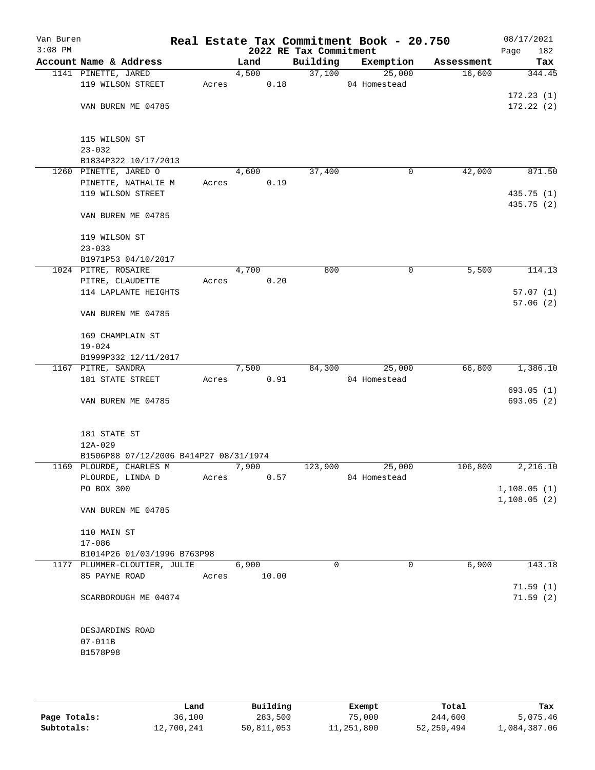Van Buren
3:08 PM

# Real Estate Tax Commitment Book - 20.750
## 2022 RE Tax Commitment

08/17/2021

| Account | Name & Address | Land | Building | Exemption | Assessment | Tax |
|---|---|---|---|---|---|---|
| 1141 | PINETTE, JARED<br>119 WILSON STREET<br><br>VAN BUREN ME 04785<br><br>115 WILSON ST<br>23-032<br>B1834P322 10/17/2013 | 4,500<br>Acres 0.18 | 37,100 | 25,000<br>04 Homestead | 16,600 | 344.45<br>172.23 (1)<br>172.22 (2) |
| 1260 | PINETTE, JARED O<br>PINETTE, NATHALIE M<br>119 WILSON STREET<br><br>VAN BUREN ME 04785<br><br>119 WILSON ST<br>23-033<br>B1971P53 04/10/2017 | 4,600<br>Acres 0.19 | 37,400 | 0 | 42,000 | 871.50<br>435.75 (1)<br>435.75 (2) |
| 1024 | PITRE, ROSAIRE<br>PITRE, CLAUDETTE<br>114 LAPLANTE HEIGHTS<br><br>VAN BUREN ME 04785<br><br>169 CHAMPLAIN ST<br>19-024<br>B1999P332 12/11/2017 | 4,700<br>Acres 0.20 | 800 | 0 | 5,500 | 114.13<br>57.07 (1)<br>57.06 (2) |
| 1167 | PITRE, SANDRA<br>181 STATE STREET<br><br>VAN BUREN ME 04785<br><br>181 STATE ST<br>12A-029<br>B1506P88 07/12/2006 B414P27 08/31/1974 | 7,500<br>Acres 0.91 | 84,300 | 25,000<br>04 Homestead | 66,800 | 1,386.10<br>693.05 (1)<br>693.05 (2) |
| 1169 | PLOURDE, CHARLES M<br>PLOURDE, LINDA D<br>PO BOX 300<br><br>VAN BUREN ME 04785<br><br>110 MAIN ST<br>17-086<br>B1014P26 01/03/1996 B763P98 | 7,900<br>Acres 0.57 | 123,900 | 25,000<br>04 Homestead | 106,800 | 2,216.10<br>1,108.05 (1)<br>1,108.05 (2) |
| 1177 | PLUMMER-CLOUTIER, JULIE<br>85 PAYNE ROAD<br><br>SCARBOROUGH ME 04074<br><br>DESJARDINS ROAD<br>07-011B<br>B1578P98 | 6,900<br>Acres 10.00 | 0 | 0 | 6,900 | 143.18<br>71.59 (1)<br>71.59 (2) |

| | Land | Building | Exempt | Total | Tax |
|---|---|---|---|---|---|
| Page Totals: | 36,100 | 283,500 | 75,000 | 244,600 | 5,075.46 |
| Subtotals: | 12,700,241 | 50,811,053 | 11,251,800 | 52,259,494 | 1,084,387.06 |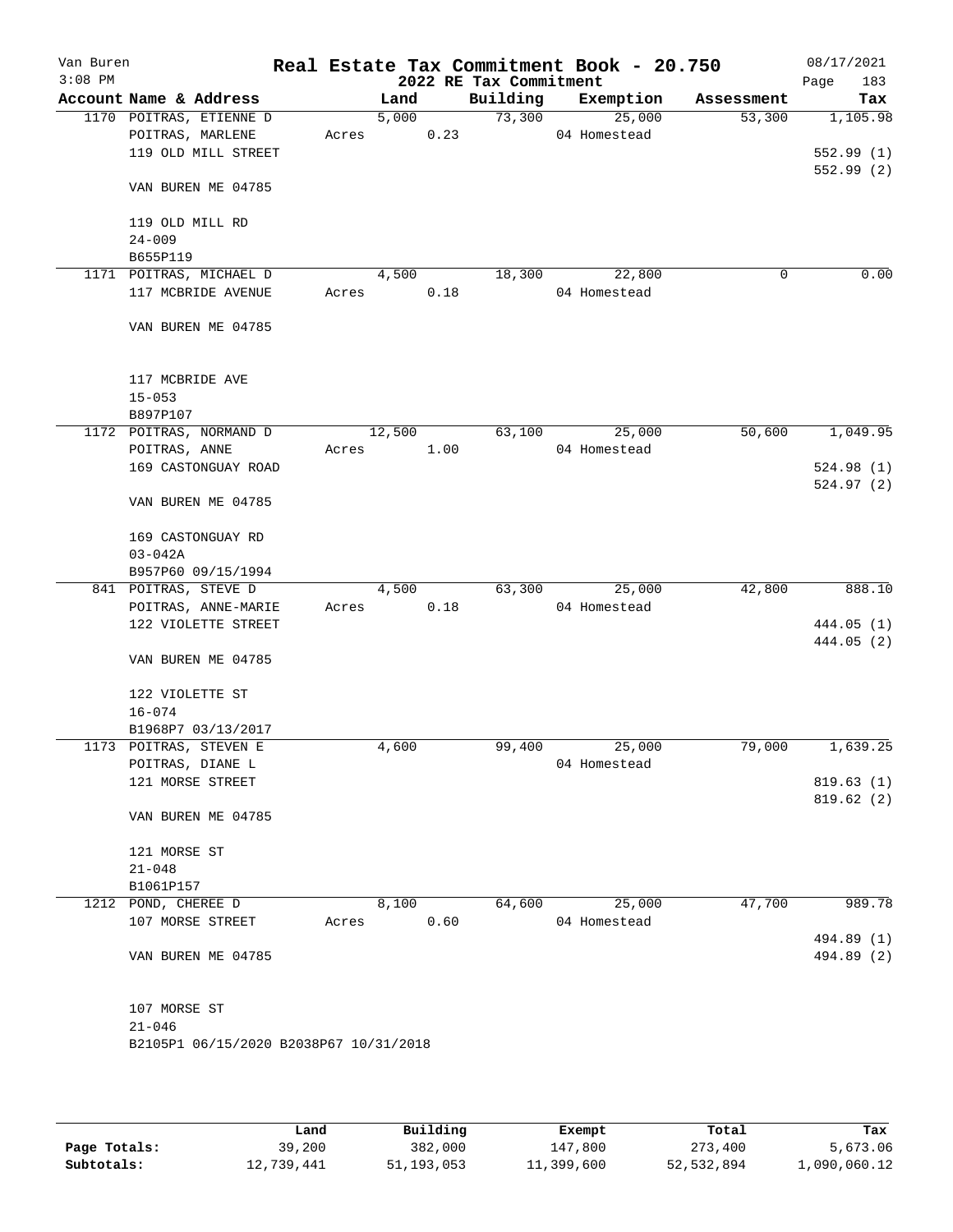Van Buren
3:08 PM

# Real Estate Tax Commitment Book - 20.750

## 2022 RE Tax Commitment

08/17/2021

| Account Name & Address | Land | Building | Exemption | Assessment | Tax |
|---|---|---|---|---|---|
| 1170 POITRAS, ETIENNE D | 5,000 | 73,300 | 25,000 | 53,300 | 1,105.98 |
| POITRAS, MARLENE | Acres 0.23 | | 04 Homestead | | |
| 119 OLD MILL STREET | | | | | 552.99 (1) |
| | | | | | 552.99 (2) |
| VAN BUREN ME 04785 | | | | | |
| 119 OLD MILL RD | | | | | |
| 24-009 | | | | | |
| B655P119 | | | | | |
| 1171 POITRAS, MICHAEL D | 4,500 | 18,300 | 22,800 | 0 | 0.00 |
| 117 MCBRIDE AVENUE | Acres 0.18 | | 04 Homestead | | |
| VAN BUREN ME 04785 | | | | | |
| 117 MCBRIDE AVE | | | | | |
| 15-053 | | | | | |
| B897P107 | | | | | |
| 1172 POITRAS, NORMAND D | 12,500 | 63,100 | 25,000 | 50,600 | 1,049.95 |
| POITRAS, ANNE | Acres 1.00 | | 04 Homestead | | |
| 169 CASTONGUAY ROAD | | | | | 524.98 (1) |
| | | | | | 524.97 (2) |
| VAN BUREN ME 04785 | | | | | |
| 169 CASTONGUAY RD | | | | | |
| 03-042A | | | | | |
| B957P60 09/15/1994 | | | | | |
| 841 POITRAS, STEVE D | 4,500 | 63,300 | 25,000 | 42,800 | 888.10 |
| POITRAS, ANNE-MARIE | Acres 0.18 | | 04 Homestead | | |
| 122 VIOLETTE STREET | | | | | 444.05 (1) |
| | | | | | 444.05 (2) |
| VAN BUREN ME 04785 | | | | | |
| 122 VIOLETTE ST | | | | | |
| 16-074 | | | | | |
| B1968P7 03/13/2017 | | | | | |
| 1173 POITRAS, STEVEN E | 4,600 | 99,400 | 25,000 | 79,000 | 1,639.25 |
| POITRAS, DIANE L | | | 04 Homestead | | |
| 121 MORSE STREET | | | | | 819.63 (1) |
| | | | | | 819.62 (2) |
| VAN BUREN ME 04785 | | | | | |
| 121 MORSE ST | | | | | |
| 21-048 | | | | | |
| B1061P157 | | | | | |
| 1212 POND, CHEREE D | 8,100 | 64,600 | 25,000 | 47,700 | 989.78 |
| 107 MORSE STREET | Acres 0.60 | | 04 Homestead | | |
| | | | | | 494.89 (1) |
| VAN BUREN ME 04785 | | | | | 494.89 (2) |
| 107 MORSE ST | | | | | |
| 21-046 | | | | | |
| B2105P1 06/15/2020 B2038P67 10/31/2018 | | | | | |

| | Land | Building | Exempt | Total | Tax |
|---|---|---|---|---|---|
| Page Totals: | 39,200 | 382,000 | 147,800 | 273,400 | 5,673.06 |
| Subtotals: | 12,739,441 | 51,193,053 | 11,399,600 | 52,532,894 | 1,090,060.12 |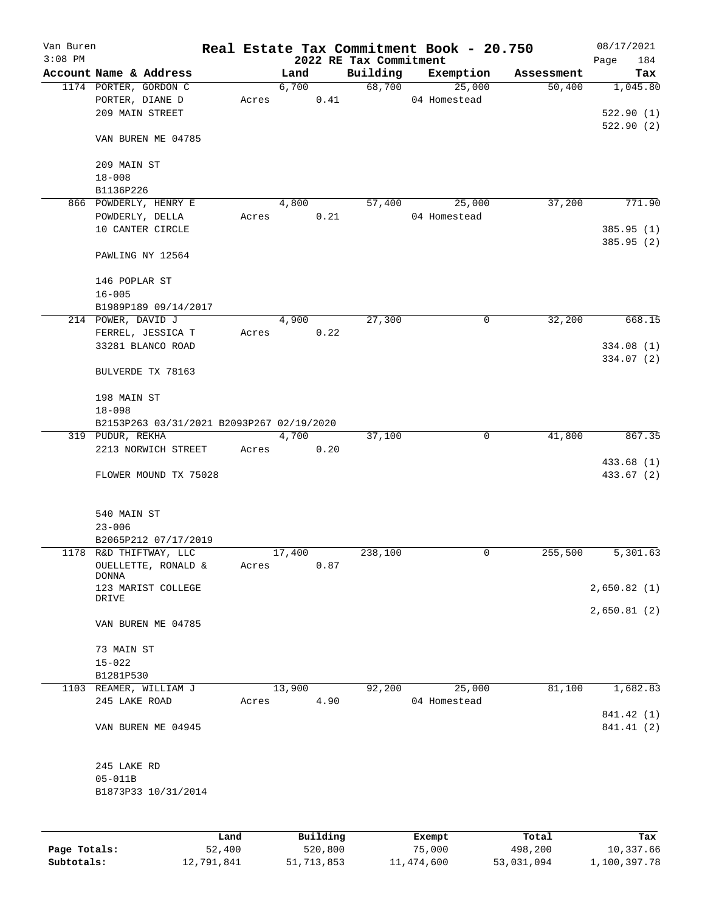Van Buren
3:08 PM

# Real Estate Tax Commitment Book - 20.750

## 2022 RE Tax Commitment

08/17/2021
Page 184

| Account Name & Address | Land | Building | Exemption | Assessment | Tax |
|---|---|---|---|---|---|
| 1174 PORTER, GORDON C | 6,700 | 68,700 | 25,000 | 50,400 | 1,045.80 |
| PORTER, DIANE D | Acres 0.41 | | 04 Homestead | | |
| 209 MAIN STREET | | | | | 522.90 (1) |
| | | | | | 522.90 (2) |
| VAN BUREN ME 04785 | | | | | |
| 209 MAIN ST | | | | | |
| 18-008 | | | | | |
| B1136P226 | | | | | |
| 866 POWDERLY, HENRY E | 4,800 | 57,400 | 25,000 | 37,200 | 771.90 |
| POWDERLY, DELLA | Acres 0.21 | | 04 Homestead | | |
| 10 CANTER CIRCLE | | | | | 385.95 (1) |
| | | | | | 385.95 (2) |
| PAWLING NY 12564 | | | | | |
| 146 POPLAR ST | | | | | |
| 16-005 | | | | | |
| B1989P189 09/14/2017 | | | | | |
| 214 POWER, DAVID J | 4,900 | 27,300 | 0 | 32,200 | 668.15 |
| FERREL, JESSICA T | Acres 0.22 | | | | |
| 33281 BLANCO ROAD | | | | | 334.08 (1) |
| | | | | | 334.07 (2) |
| BULVERDE TX 78163 | | | | | |
| 198 MAIN ST | | | | | |
| 18-098 | | | | | |
| B2153P263 03/31/2021 B2093P267 02/19/2020 | | | | | |
| 319 PUDUR, REKHA | 4,700 | 37,100 | 0 | 41,800 | 867.35 |
| 2213 NORWICH STREET | Acres 0.20 | | | | |
| | | | | | 433.68 (1) |
| FLOWER MOUND TX 75028 | | | | | 433.67 (2) |
| 540 MAIN ST | | | | | |
| 23-006 | | | | | |
| B2065P212 07/17/2019 | | | | | |
| 1178 R&D THIFTWAY, LLC | 17,400 | 238,100 | 0 | 255,500 | 5,301.63 |
| OUELLETTE, RONALD & DONNA | Acres 0.87 | | | | |
| 123 MARIST COLLEGE DRIVE | | | | | 2,650.82 (1) |
| | | | | | 2,650.81 (2) |
| VAN BUREN ME 04785 | | | | | |
| 73 MAIN ST | | | | | |
| 15-022 | | | | | |
| B1281P530 | | | | | |
| 1103 REAMER, WILLIAM J | 13,900 | 92,200 | 25,000 | 81,100 | 1,682.83 |
| 245 LAKE ROAD | Acres 4.90 | | 04 Homestead | | |
| | | | | | 841.42 (1) |
| VAN BUREN ME 04945 | | | | | 841.41 (2) |
| 245 LAKE RD | | | | | |
| 05-011B | | | | | |
| B1873P33 10/31/2014 | | | | | |

| | Land | Building | Exempt | Total | Tax |
|---|---|---|---|---|---|
| Page Totals: | 52,400 | 520,800 | 75,000 | 498,200 | 10,337.66 |
| Subtotals: | 12,791,841 | 51,713,853 | 11,474,600 | 53,031,094 | 1,100,397.78 |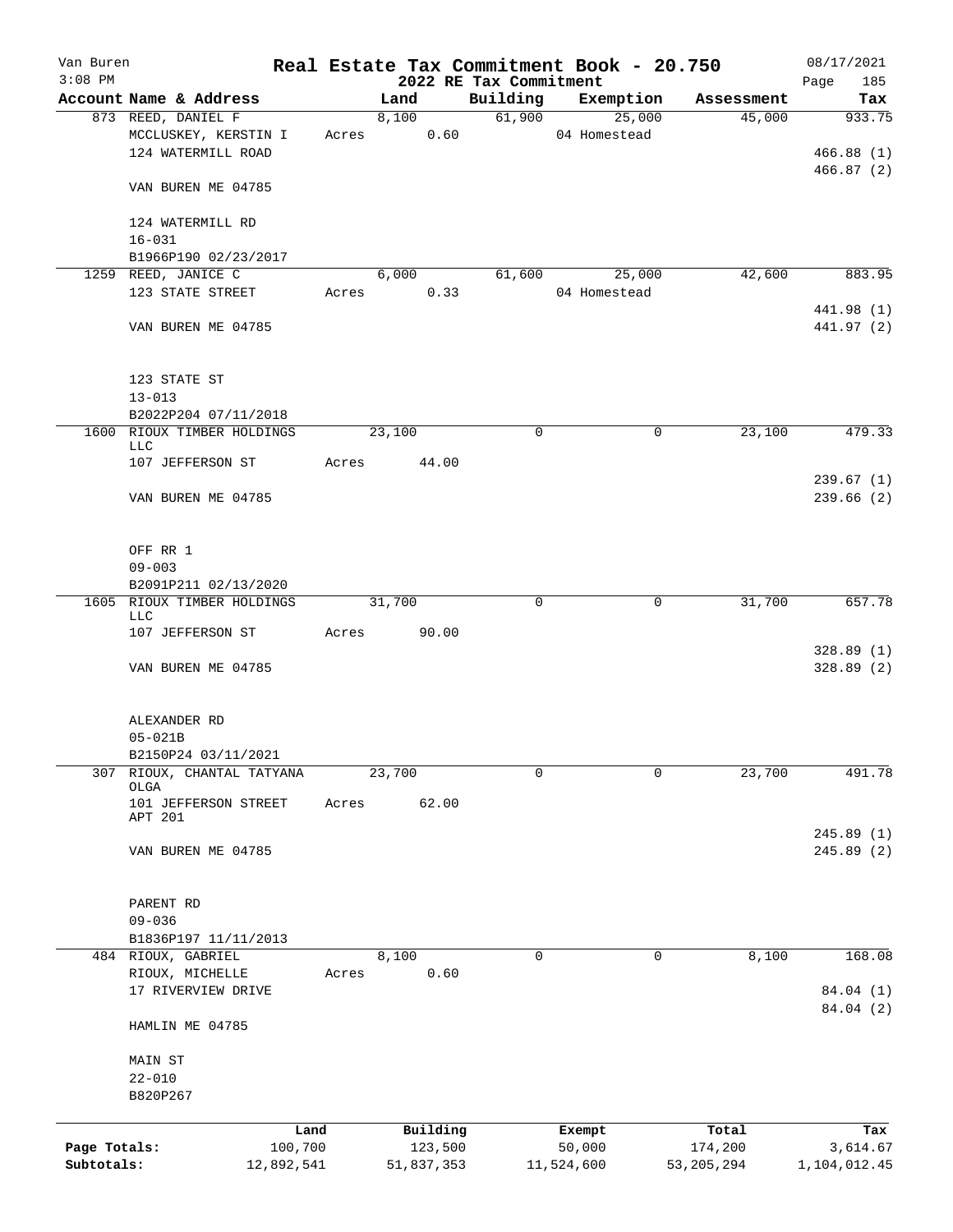Van Buren
3:08 PM

# Real Estate Tax Commitment Book - 20.750

## 2022 RE Tax Commitment

08/17/2021
Page 185

| Account Name & Address | Land | Building | Exemption | Assessment | Tax |
|---|---|---|---|---|---|
| 873 REED, DANIEL F | 8,100 | 61,900 | 25,000 | 45,000 | 933.75 |
| MCCLUSKEY, KERSTIN I | Acres 0.60 | | 04 Homestead | | |
| 124 WATERMILL ROAD | | | | | 466.88 (1) |
| | | | | | 466.87 (2) |
| VAN BUREN ME 04785 | | | | | |
| 124 WATERMILL RD | | | | | |
| 16-031 | | | | | |
| B1966P190 02/23/2017 | | | | | |
| 1259 REED, JANICE C | 6,000 | 61,600 | 25,000 | 42,600 | 883.95 |
| 123 STATE STREET | Acres 0.33 | | 04 Homestead | | |
| | | | | | 441.98 (1) |
| VAN BUREN ME 04785 | | | | | 441.97 (2) |
| 123 STATE ST | | | | | |
| 13-013 | | | | | |
| B2022P204 07/11/2018 | | | | | |
| 1600 RIOUX TIMBER HOLDINGS LLC | 23,100 | 0 | 0 | 23,100 | 479.33 |
| 107 JEFFERSON ST | Acres 44.00 | | | | |
| | | | | | 239.67 (1) |
| VAN BUREN ME 04785 | | | | | 239.66 (2) |
| OFF RR 1 | | | | | |
| 09-003 | | | | | |
| B2091P211 02/13/2020 | | | | | |
| 1605 RIOUX TIMBER HOLDINGS LLC | 31,700 | 0 | 0 | 31,700 | 657.78 |
| 107 JEFFERSON ST | Acres 90.00 | | | | |
| | | | | | 328.89 (1) |
| VAN BUREN ME 04785 | | | | | 328.89 (2) |
| ALEXANDER RD | | | | | |
| 05-021B | | | | | |
| B2150P24 03/11/2021 | | | | | |
| 307 RIOUX, CHANTAL TATYANA OLGA | 23,700 | 0 | 0 | 23,700 | 491.78 |
| 101 JEFFERSON STREET APT 201 | Acres 62.00 | | | | |
| | | | | | 245.89 (1) |
| VAN BUREN ME 04785 | | | | | 245.89 (2) |
| PARENT RD | | | | | |
| 09-036 | | | | | |
| B1836P197 11/11/2013 | | | | | |
| 484 RIOUX, GABRIEL | 8,100 | 0 | 0 | 8,100 | 168.08 |
| RIOUX, MICHELLE | Acres 0.60 | | | | |
| 17 RIVERVIEW DRIVE | | | | | 84.04 (1) |
| | | | | | 84.04 (2) |
| HAMLIN ME 04785 | | | | | |
| MAIN ST | | | | | |
| 22-010 | | | | | |
| B820P267 | | | | | |

| | Land | Building | Exempt | Total | Tax |
|---|---|---|---|---|---|
| Page Totals: | 100,700 | 123,500 | 50,000 | 174,200 | 3,614.67 |
| Subtotals: | 12,892,541 | 51,837,353 | 11,524,600 | 53,205,294 | 1,104,012.45 |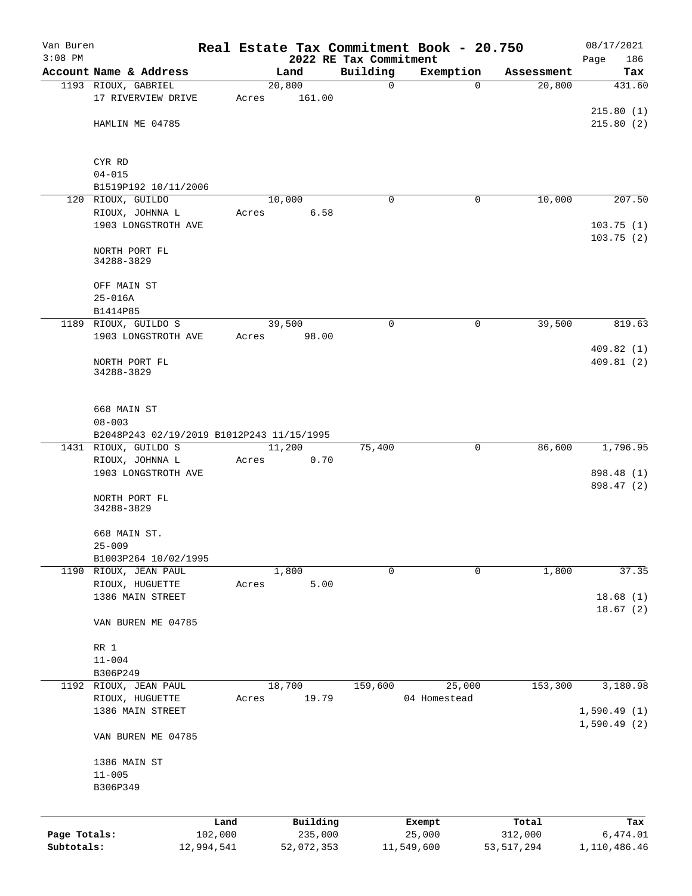# Real Estate Tax Commitment Book - 20.750

Van Buren
3:08 PM

2022 RE Tax Commitment

08/17/2021

| Account Name & Address | Land | Building | Exemption | Assessment | Tax |
|---|---|---|---|---|---|
| 1193 RIOUX, GABRIEL<br>17 RIVERVIEW DRIVE<br><br>HAMLIN ME 04785<br><br>CYR RD<br>04-015<br>B1519P192 10/11/2006 | 20,800<br>Acres 161.00 | 0 | 0 | 20,800 | 431.60<br><br>215.80 (1)<br>215.80 (2) |
| 120 RIOUX, GUILDO<br>RIOUX, JOHNNA L<br>1903 LONGSTROTH AVE<br><br>NORTH PORT FL<br>34288-3829<br><br>OFF MAIN ST<br>25-016A<br>B1414P85 | 10,000<br>Acres 6.58 | 0 | 0 | 10,000 | 207.50<br><br>103.75 (1)<br>103.75 (2) |
| 1189 RIOUX, GUILDO S<br>1903 LONGSTROTH AVE<br><br>NORTH PORT FL<br>34288-3829<br><br>668 MAIN ST<br>08-003<br>B2048P243 02/19/2019 B1012P243 11/15/1995 | 39,500<br>Acres 98.00 | 0 | 0 | 39,500 | 819.63<br><br>409.82 (1)<br>409.81 (2) |
| 1431 RIOUX, GUILDO S<br>RIOUX, JOHNNA L<br>1903 LONGSTROTH AVE<br><br>NORTH PORT FL<br>34288-3829<br><br>668 MAIN ST.<br>25-009<br>B1003P264 10/02/1995 | 11,200<br>Acres 0.70 | 75,400 | 0 | 86,600 | 1,796.95<br><br>898.48 (1)<br>898.47 (2) |
| 1190 RIOUX, JEAN PAUL<br>RIOUX, HUGUETTE<br>1386 MAIN STREET<br><br>VAN BUREN ME 04785<br><br>RR 1<br>11-004<br>B306P249 | 1,800<br>Acres 5.00 | 0 | 0 | 1,800 | 37.35<br><br>18.68 (1)<br>18.67 (2) |
| 1192 RIOUX, JEAN PAUL<br>RIOUX, HUGUETTE<br>1386 MAIN STREET<br><br>VAN BUREN ME 04785<br><br>1386 MAIN ST<br>11-005<br>B306P349 | 18,700<br>Acres 19.79 | 159,600 | 25,000<br>04 Homestead | 153,300 | 3,180.98<br><br>1,590.49 (1)<br>1,590.49 (2) |

| | Land | Building | Exempt | Total | Tax |
|---|---|---|---|---|---|
| Page Totals: | 102,000 | 235,000 | 25,000 | 312,000 | 6,474.01 |
| Subtotals: | 12,994,541 | 52,072,353 | 11,549,600 | 53,517,294 | 1,110,486.46 |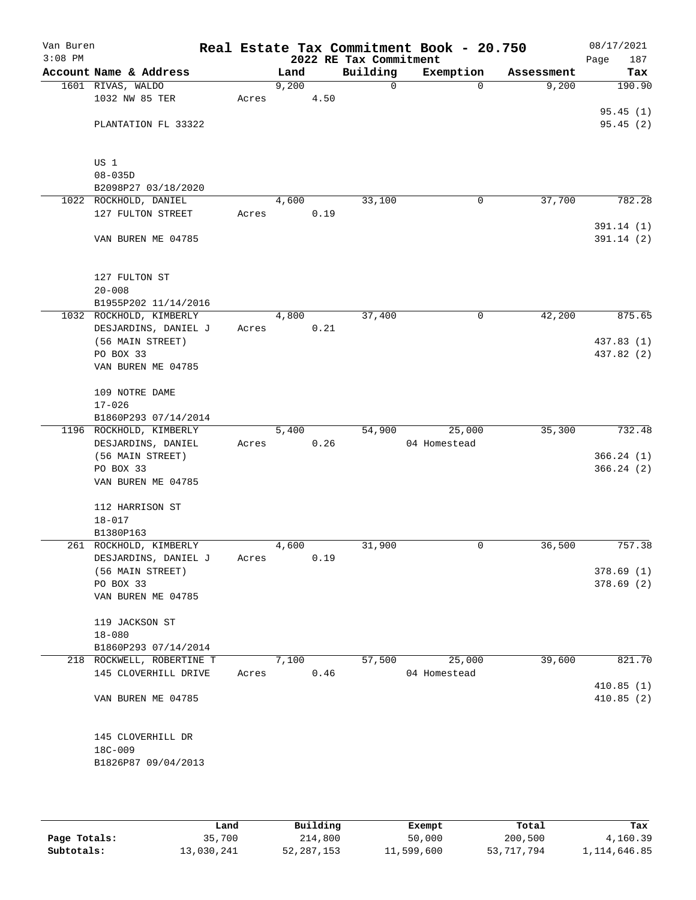Van Buren
3:08 PM

# Real Estate Tax Commitment Book - 20.750

## 2022 RE Tax Commitment

08/17/2021

| Account Name & Address | Land | Building | Exemption | Assessment | Tax |
|---|---|---|---|---|---|
| 1601 RIVAS, WALDO | 9,200 | 0 | 0 | 9,200 | 190.90 |
| 1032 NW 85 TER | Acres 4.50 | | | | |
| | | | | | 95.45 (1) |
| PLANTATION FL 33322 | | | | | 95.45 (2) |
| US 1 | | | | | |
| 08-035D | | | | | |
| B2098P27 03/18/2020 | | | | | |
| 1022 ROCKHOLD, DANIEL | 4,600 | 33,100 | 0 | 37,700 | 782.28 |
| 127 FULTON STREET | Acres 0.19 | | | | |
| | | | | | 391.14 (1) |
| VAN BUREN ME 04785 | | | | | 391.14 (2) |
| 127 FULTON ST | | | | | |
| 20-008 | | | | | |
| B1955P202 11/14/2016 | | | | | |
| 1032 ROCKHOLD, KIMBERLY | 4,800 | 37,400 | 0 | 42,200 | 875.65 |
| DESJARDINS, DANIEL J | Acres 0.21 | | | | |
| (56 MAIN STREET) | | | | | 437.83 (1) |
| PO BOX 33 | | | | | 437.82 (2) |
| VAN BUREN ME 04785 | | | | | |
| 109 NOTRE DAME | | | | | |
| 17-026 | | | | | |
| B1860P293 07/14/2014 | | | | | |
| 1196 ROCKHOLD, KIMBERLY | 5,400 | 54,900 | 25,000 | 35,300 | 732.48 |
| DESJARDINS, DANIEL | Acres 0.26 | | 04 Homestead | | |
| (56 MAIN STREET) | | | | | 366.24 (1) |
| PO BOX 33 | | | | | 366.24 (2) |
| VAN BUREN ME 04785 | | | | | |
| 112 HARRISON ST | | | | | |
| 18-017 | | | | | |
| B1380P163 | | | | | |
| 261 ROCKHOLD, KIMBERLY | 4,600 | 31,900 | 0 | 36,500 | 757.38 |
| DESJARDINS, DANIEL J | Acres 0.19 | | | | |
| (56 MAIN STREET) | | | | | 378.69 (1) |
| PO BOX 33 | | | | | 378.69 (2) |
| VAN BUREN ME 04785 | | | | | |
| 119 JACKSON ST | | | | | |
| 18-080 | | | | | |
| B1860P293 07/14/2014 | | | | | |
| 218 ROCKWELL, ROBERTINE T | 7,100 | 57,500 | 25,000 | 39,600 | 821.70 |
| 145 CLOVERHILL DRIVE | Acres 0.46 | | 04 Homestead | | |
| | | | | | 410.85 (1) |
| VAN BUREN ME 04785 | | | | | 410.85 (2) |
| 145 CLOVERHILL DR | | | | | |
| 18C-009 | | | | | |
| B1826P87 09/04/2013 | | | | | |

| | Land | Building | Exempt | Total | Tax |
|---|---|---|---|---|---|
| Page Totals: | 35,700 | 214,800 | 50,000 | 200,500 | 4,160.39 |
| Subtotals: | 13,030,241 | 52,287,153 | 11,599,600 | 53,717,794 | 1,114,646.85 |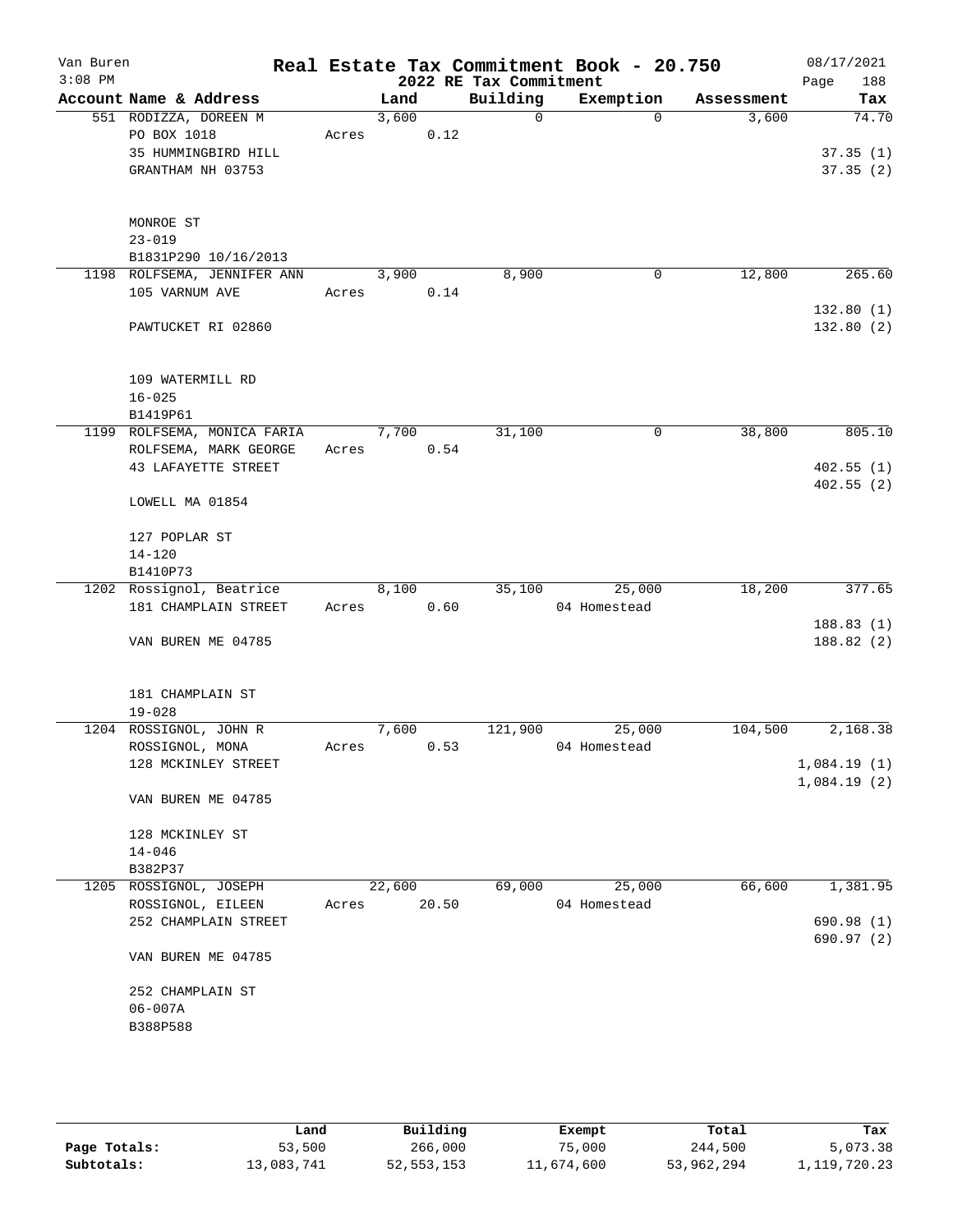# Real Estate Tax Commitment Book - 20.750

Van Buren
3:08 PM
2022 RE Tax Commitment
08/17/2021
Page 188

| Account Name & Address | Land | Building | Exemption | Assessment | Tax |
|---|---|---|---|---|---|
| 551 RODIZZA, DOREEN M | 3,600 | 0 | 0 | 3,600 | 74.70 |
| PO BOX 1018 | Acres 0.12 | | | | |
| 35 HUMMINGBIRD HILL | | | | | 37.35 (1) |
| GRANTHAM NH 03753 | | | | | 37.35 (2) |
| MONROE ST | | | | | |
| 23-019 | | | | | |
| B1831P290 10/16/2013 | | | | | |
| 1198 ROLFSEMA, JENNIFER ANN | 3,900 | 8,900 | 0 | 12,800 | 265.60 |
| 105 VARNUM AVE | Acres 0.14 | | | | |
| | | | | | 132.80 (1) |
| PAWTUCKET RI 02860 | | | | | 132.80 (2) |
| 109 WATERMILL RD | | | | | |
| 16-025 | | | | | |
| B1419P61 | | | | | |
| 1199 ROLFSEMA, MONICA FARIA | 7,700 | 31,100 | 0 | 38,800 | 805.10 |
| ROLFSEMA, MARK GEORGE | Acres 0.54 | | | | |
| 43 LAFAYETTE STREET | | | | | 402.55 (1) |
| | | | | | 402.55 (2) |
| LOWELL MA 01854 | | | | | |
| 127 POPLAR ST | | | | | |
| 14-120 | | | | | |
| B1410P73 | | | | | |
| 1202 Rossignol, Beatrice | 8,100 | 35,100 | 25,000 | 18,200 | 377.65 |
| 181 CHAMPLAIN STREET | Acres 0.60 | | 04 Homestead | | |
| | | | | | 188.83 (1) |
| VAN BUREN ME 04785 | | | | | 188.82 (2) |
| 181 CHAMPLAIN ST | | | | | |
| 19-028 | | | | | |
| 1204 ROSSIGNOL, JOHN R | 7,600 | 121,900 | 25,000 | 104,500 | 2,168.38 |
| ROSSIGNOL, MONA | Acres 0.53 | | 04 Homestead | | |
| 128 MCKINLEY STREET | | | | | 1,084.19 (1) |
| | | | | | 1,084.19 (2) |
| VAN BUREN ME 04785 | | | | | |
| 128 MCKINLEY ST | | | | | |
| 14-046 | | | | | |
| B382P37 | | | | | |
| 1205 ROSSIGNOL, JOSEPH | 22,600 | 69,000 | 25,000 | 66,600 | 1,381.95 |
| ROSSIGNOL, EILEEN | Acres 20.50 | | 04 Homestead | | |
| 252 CHAMPLAIN STREET | | | | | 690.98 (1) |
| | | | | | 690.97 (2) |
| VAN BUREN ME 04785 | | | | | |
| 252 CHAMPLAIN ST | | | | | |
| 06-007A | | | | | |
| B388P588 | | | | | |

| | Land | Building | Exempt | Total | Tax |
|---|---|---|---|---|---|
| Page Totals: | 53,500 | 266,000 | 75,000 | 244,500 | 5,073.38 |
| Subtotals: | 13,083,741 | 52,553,153 | 11,674,600 | 53,962,294 | 1,119,720.23 |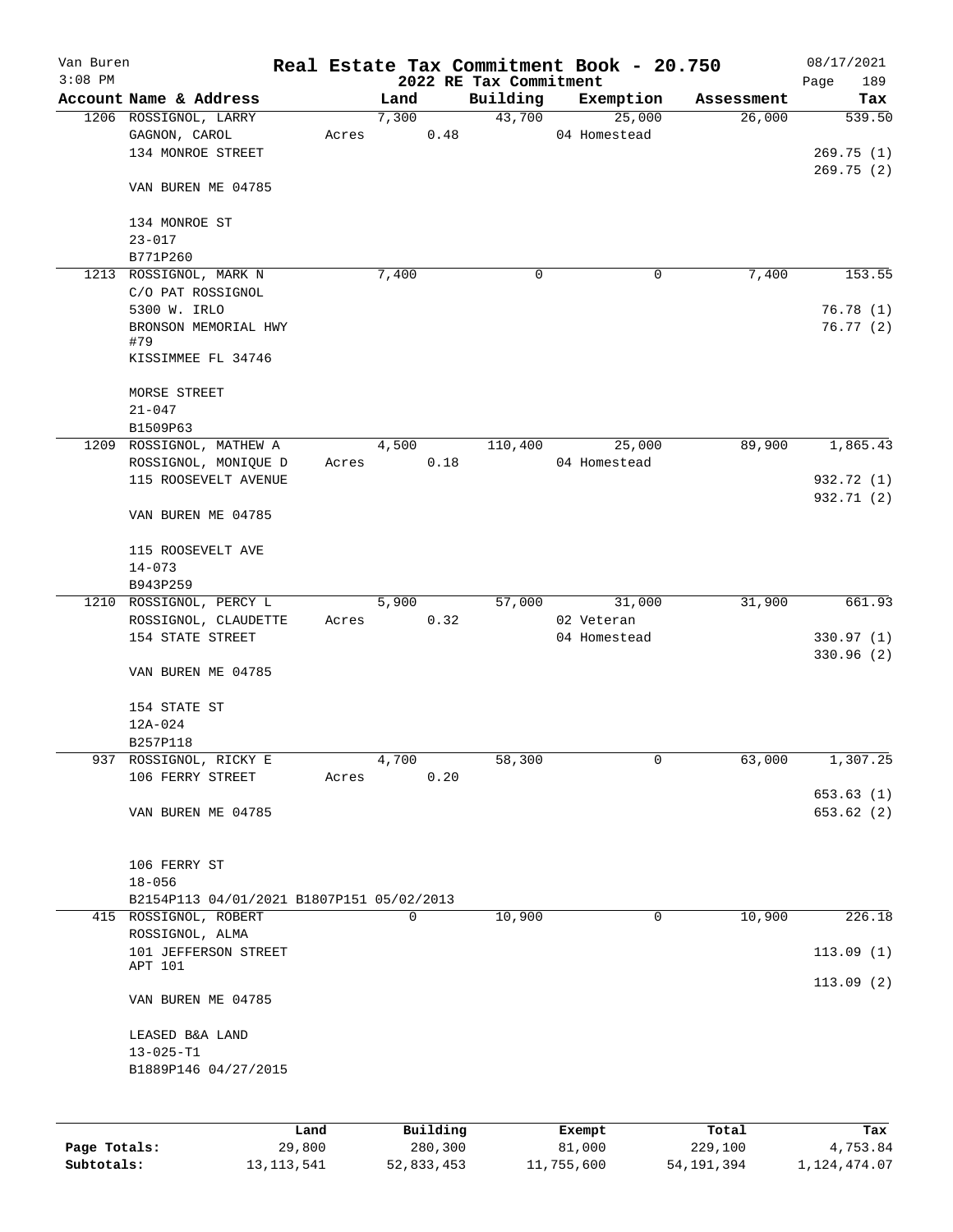Van Buren
3:08 PM

# Real Estate Tax Commitment Book - 20.750

## 2022 RE Tax Commitment

08/17/2021
Page 189

| Account Name & Address | Land | Building | Exemption | Assessment | Tax |
|---|---|---|---|---|---|
| 1206 ROSSIGNOL, LARRY<br>GAGNON, CAROL<br>134 MONROE STREET<br><br>VAN BUREN ME 04785<br><br>134 MONROE ST<br>23-017<br>B771P260 | 7,300<br>Acres 0.48 | 43,700 | 25,000<br>04 Homestead | 26,000 | 539.50<br><br>269.75 (1)<br>269.75 (2) |
| 1213 ROSSIGNOL, MARK N<br>C/O PAT ROSSIGNOL<br>5300 W. IRLO<br>BRONSON MEMORIAL HWY<br>#79<br>KISSIMMEE FL 34746<br><br>MORSE STREET<br>21-047<br>B1509P63 | 7,400 | 0 | 0 | 7,400 | 153.55<br><br>76.78 (1)<br>76.77 (2) |
| 1209 ROSSIGNOL, MATHEW A<br>ROSSIGNOL, MONIQUE D<br>115 ROOSEVELT AVENUE<br><br>VAN BUREN ME 04785<br><br>115 ROOSEVELT AVE<br>14-073<br>B943P259 | 4,500<br>Acres 0.18 | 110,400 | 25,000<br>04 Homestead | 89,900 | 1,865.43<br><br>932.72 (1)<br>932.71 (2) |
| 1210 ROSSIGNOL, PERCY L<br>ROSSIGNOL, CLAUDETTE<br>154 STATE STREET<br><br>VAN BUREN ME 04785<br><br>154 STATE ST<br>12A-024<br>B257P118 | 5,900<br>Acres 0.32 | 57,000 | 31,000<br>02 Veteran<br>04 Homestead | 31,900 | 661.93<br><br>330.97 (1)<br>330.96 (2) |
| 937 ROSSIGNOL, RICKY E<br>106 FERRY STREET<br><br>VAN BUREN ME 04785<br><br>106 FERRY ST<br>18-056<br>B2154P113 04/01/2021 B1807P151 05/02/2013 | 4,700<br>Acres 0.20 | 58,300 | 0 | 63,000 | 1,307.25<br><br>653.63 (1)<br>653.62 (2) |
| 415 ROSSIGNOL, ROBERT<br>ROSSIGNOL, ALMA<br>101 JEFFERSON STREET<br>APT 101<br><br>VAN BUREN ME 04785<br><br>LEASED B&A LAND<br>13-025-T1<br>B1889P146 04/27/2015 | 0 | 10,900 | 0 | 10,900 | 226.18<br><br>113.09 (1)<br>113.09 (2) |

| | Land | Building | Exempt | Total | Tax |
|---|---|---|---|---|---|
| Page Totals: | 29,800 | 280,300 | 81,000 | 229,100 | 4,753.84 |
| Subtotals: | 13,113,541 | 52,833,453 | 11,755,600 | 54,191,394 | 1,124,474.07 |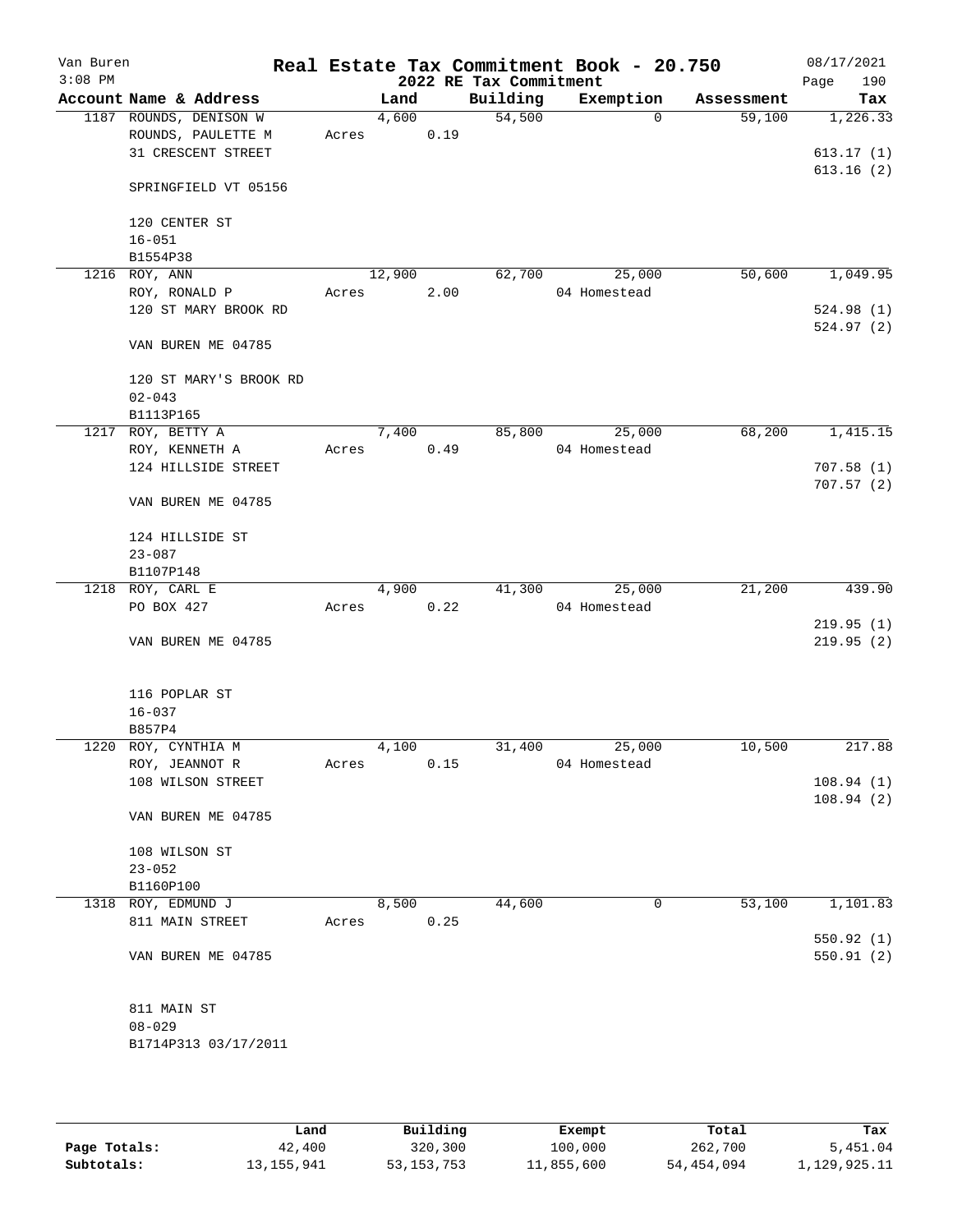Van Buren — Real Estate Tax Commitment Book - 20.750 — 08/17/2021

3:08 PM — 2022 RE Tax Commitment

| Account Name & Address | Land | Building | Exemption | Assessment | Tax |
|---|---|---|---|---|---|
| 1187 ROUNDS, DENISON W | 4,600 | 54,500 | 0 | 59,100 | 1,226.33 |
| ROUNDS, PAULETTE M | Acres 0.19 | | | | |
| 31 CRESCENT STREET | | | | | 613.17 (1) |
| | | | | | 613.16 (2) |
| SPRINGFIELD VT 05156 | | | | | |
| 120 CENTER ST | | | | | |
| 16-051 | | | | | |
| B1554P38 | | | | | |
| 1216 ROY, ANN | 12,900 | 62,700 | 25,000 | 50,600 | 1,049.95 |
| ROY, RONALD P | Acres 2.00 | | 04 Homestead | | |
| 120 ST MARY BROOK RD | | | | | 524.98 (1) |
| | | | | | 524.97 (2) |
| VAN BUREN ME 04785 | | | | | |
| 120 ST MARY'S BROOK RD | | | | | |
| 02-043 | | | | | |
| B1113P165 | | | | | |
| 1217 ROY, BETTY A | 7,400 | 85,800 | 25,000 | 68,200 | 1,415.15 |
| ROY, KENNETH A | Acres 0.49 | | 04 Homestead | | |
| 124 HILLSIDE STREET | | | | | 707.58 (1) |
| | | | | | 707.57 (2) |
| VAN BUREN ME 04785 | | | | | |
| 124 HILLSIDE ST | | | | | |
| 23-087 | | | | | |
| B1107P148 | | | | | |
| 1218 ROY, CARL E | 4,900 | 41,300 | 25,000 | 21,200 | 439.90 |
| PO BOX 427 | Acres 0.22 | | 04 Homestead | | |
| | | | | | 219.95 (1) |
| VAN BUREN ME 04785 | | | | | 219.95 (2) |
| 116 POPLAR ST | | | | | |
| 16-037 | | | | | |
| B857P4 | | | | | |
| 1220 ROY, CYNTHIA M | 4,100 | 31,400 | 25,000 | 10,500 | 217.88 |
| ROY, JEANNOT R | Acres 0.15 | | 04 Homestead | | |
| 108 WILSON STREET | | | | | 108.94 (1) |
| | | | | | 108.94 (2) |
| VAN BUREN ME 04785 | | | | | |
| 108 WILSON ST | | | | | |
| 23-052 | | | | | |
| B1160P100 | | | | | |
| 1318 ROY, EDMUND J | 8,500 | 44,600 | 0 | 53,100 | 1,101.83 |
| 811 MAIN STREET | Acres 0.25 | | | | |
| | | | | | 550.92 (1) |
| VAN BUREN ME 04785 | | | | | 550.91 (2) |
| 811 MAIN ST | | | | | |
| 08-029 | | | | | |
| B1714P313 03/17/2011 | | | | | |

| | Land | Building | Exempt | Total | Tax |
|---|---|---|---|---|---|
| Page Totals: | 42,400 | 320,300 | 100,000 | 262,700 | 5,451.04 |
| Subtotals: | 13,155,941 | 53,153,753 | 11,855,600 | 54,454,094 | 1,129,925.11 |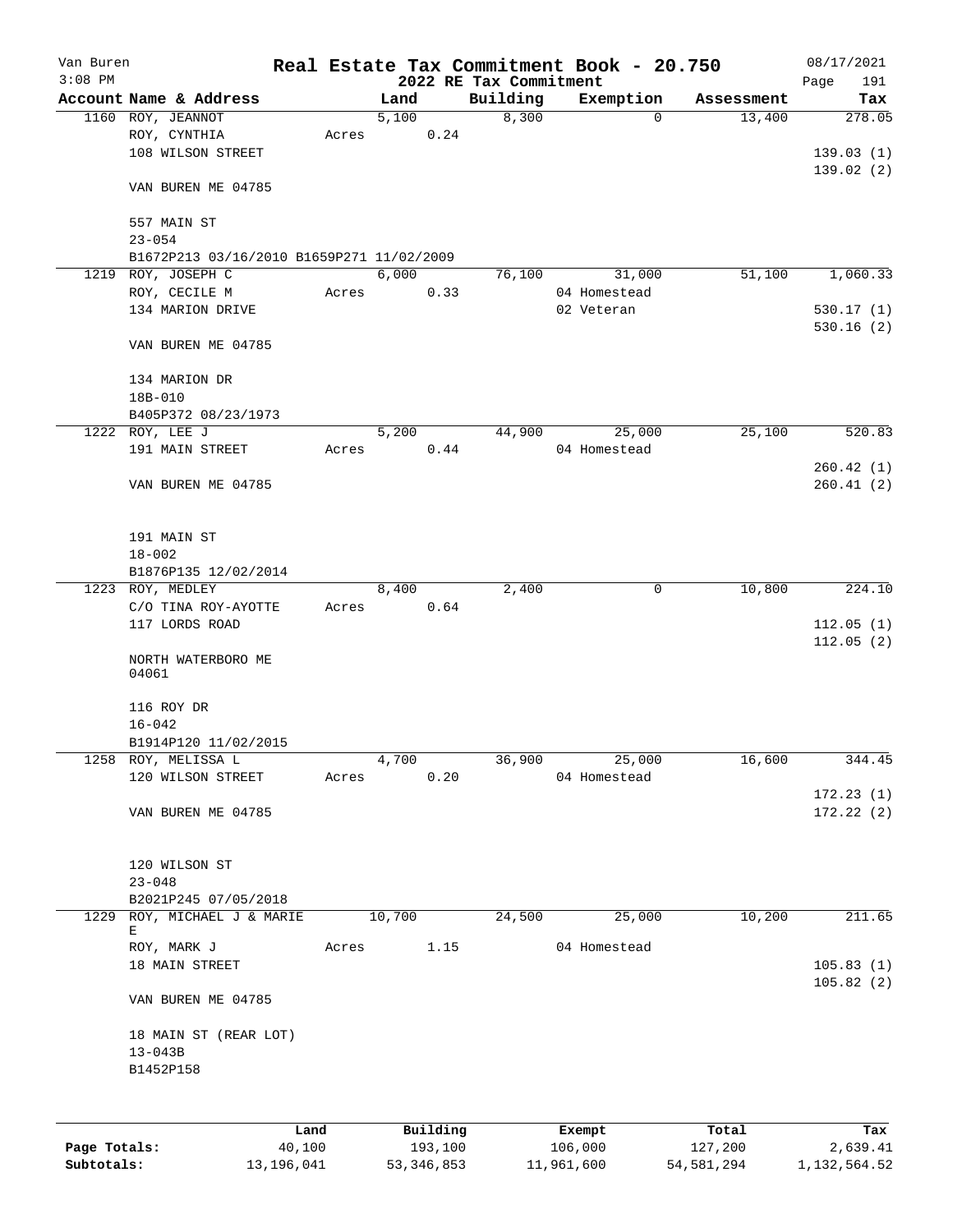Van Buren
3:08 PM

# Real Estate Tax Commitment Book - 20.750

2022 RE Tax Commitment

08/17/2021

| Account | Name & Address | Land | Building | Exemption | Assessment | Tax |
|---|---|---|---|---|---|---|
| 1160 | ROY, JEANNOT | 5,100 | 8,300 | 0 | 13,400 | 278.05 |
| | ROY, CYNTHIA | Acres 0.24 | | | | |
| | 108 WILSON STREET | | | | | 139.03 (1) |
| | | | | | | 139.02 (2) |
| | VAN BUREN ME 04785 | | | | | |
| | 557 MAIN ST | | | | | |
| | 23-054 | | | | | |
| | B1672P213 03/16/2010 B1659P271 11/02/2009 | | | | | |
| 1219 | ROY, JOSEPH C | 6,000 | 76,100 | 31,000 | 51,100 | 1,060.33 |
| | ROY, CECILE M | Acres 0.33 | | 04 Homestead | | |
| | 134 MARION DRIVE | | | 02 Veteran | | 530.17 (1) |
| | | | | | | 530.16 (2) |
| | VAN BUREN ME 04785 | | | | | |
| | 134 MARION DR | | | | | |
| | 18B-010 | | | | | |
| | B405P372 08/23/1973 | | | | | |
| 1222 | ROY, LEE J | 5,200 | 44,900 | 25,000 | 25,100 | 520.83 |
| | 191 MAIN STREET | Acres 0.44 | | 04 Homestead | | |
| | | | | | | 260.42 (1) |
| | VAN BUREN ME 04785 | | | | | 260.41 (2) |
| | 191 MAIN ST | | | | | |
| | 18-002 | | | | | |
| | B1876P135 12/02/2014 | | | | | |
| 1223 | ROY, MEDLEY | 8,400 | 2,400 | 0 | 10,800 | 224.10 |
| | C/O TINA ROY-AYOTTE | Acres 0.64 | | | | |
| | 117 LORDS ROAD | | | | | 112.05 (1) |
| | | | | | | 112.05 (2) |
| | NORTH WATERBORO ME 04061 | | | | | |
| | 116 ROY DR | | | | | |
| | 16-042 | | | | | |
| | B1914P120 11/02/2015 | | | | | |
| 1258 | ROY, MELISSA L | 4,700 | 36,900 | 25,000 | 16,600 | 344.45 |
| | 120 WILSON STREET | Acres 0.20 | | 04 Homestead | | |
| | | | | | | 172.23 (1) |
| | VAN BUREN ME 04785 | | | | | 172.22 (2) |
| | 120 WILSON ST | | | | | |
| | 23-048 | | | | | |
| | B2021P245 07/05/2018 | | | | | |
| 1229 | ROY, MICHAEL J & MARIE E | 10,700 | 24,500 | 25,000 | 10,200 | 211.65 |
| | ROY, MARK J | Acres 1.15 | | 04 Homestead | | |
| | 18 MAIN STREET | | | | | 105.83 (1) |
| | | | | | | 105.82 (2) |
| | VAN BUREN ME 04785 | | | | | |
| | 18 MAIN ST (REAR LOT) | | | | | |
| | 13-043B | | | | | |
| | B1452P158 | | | | | |

| | Land | Building | Exempt | Total | Tax |
|---|---|---|---|---|---|
| Page Totals: | 40,100 | 193,100 | 106,000 | 127,200 | 2,639.41 |
| Subtotals: | 13,196,041 | 53,346,853 | 11,961,600 | 54,581,294 | 1,132,564.52 |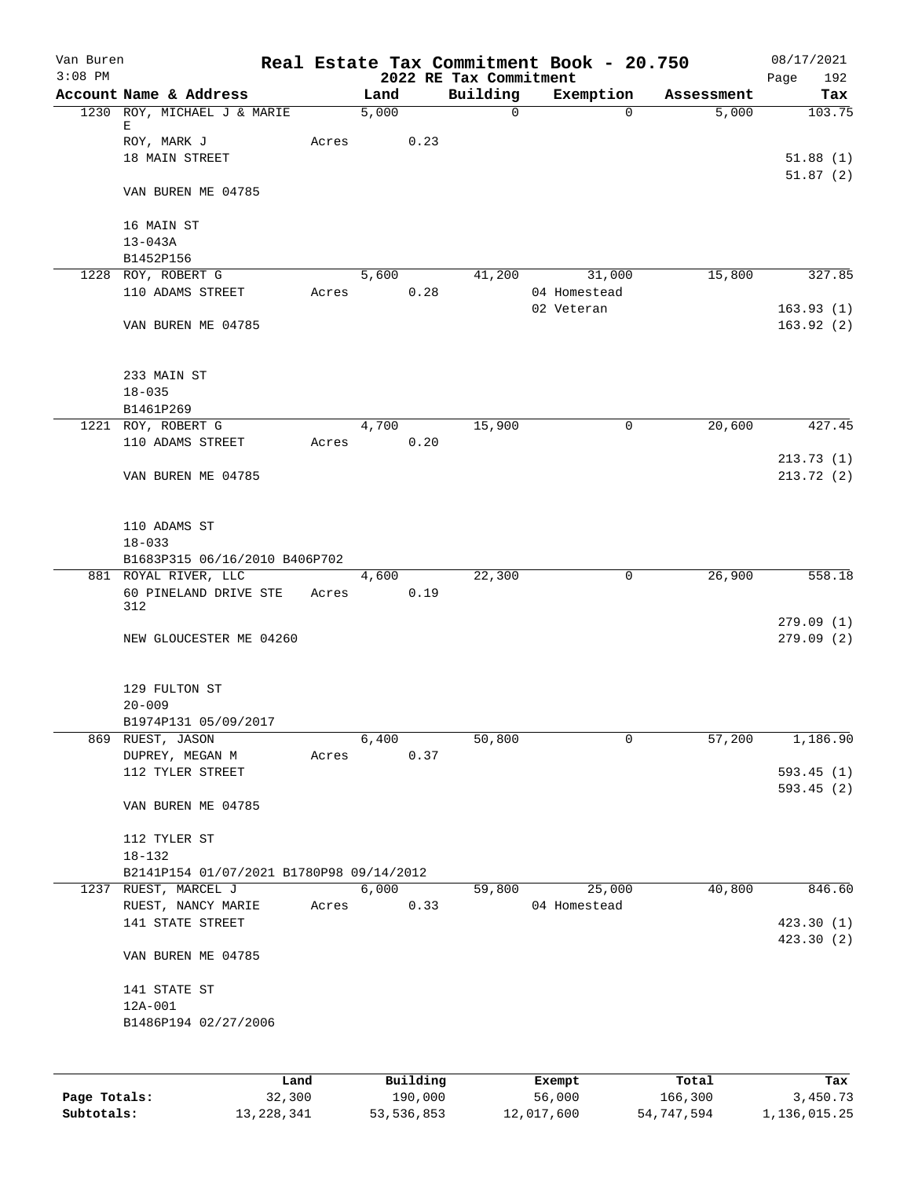Van Buren
3:08 PM

# Real Estate Tax Commitment Book - 20.750

## 2022 RE Tax Commitment

08/17/2021
Page 192

| Account Name & Address | Land | Building | Exemption | Assessment | Tax |
|---|---|---|---|---|---|
| 1230 ROY, MICHAEL J & MARIE E | 5,000 | 0 | 0 | 5,000 | 103.75 |
| ROY, MARK J | Acres 0.23 | | | | |
| 18 MAIN STREET | | | | | 51.88 (1) |
| | | | | | 51.87 (2) |
| VAN BUREN ME 04785 | | | | | |
| 16 MAIN ST | | | | | |
| 13-043A | | | | | |
| B1452P156 | | | | | |
| 1228 ROY, ROBERT G | 5,600 | 41,200 | 31,000 | 15,800 | 327.85 |
| 110 ADAMS STREET | Acres 0.28 | | 04 Homestead | | |
| | | | 02 Veteran | | 163.93 (1) |
| VAN BUREN ME 04785 | | | | | 163.92 (2) |
| 233 MAIN ST | | | | | |
| 18-035 | | | | | |
| B1461P269 | | | | | |
| 1221 ROY, ROBERT G | 4,700 | 15,900 | 0 | 20,600 | 427.45 |
| 110 ADAMS STREET | Acres 0.20 | | | | |
| | | | | | 213.73 (1) |
| VAN BUREN ME 04785 | | | | | 213.72 (2) |
| 110 ADAMS ST | | | | | |
| 18-033 | | | | | |
| B1683P315 06/16/2010 B406P702 | | | | | |
| 881 ROYAL RIVER, LLC | 4,600 | 22,300 | 0 | 26,900 | 558.18 |
| 60 PINELAND DRIVE STE 312 | Acres 0.19 | | | | |
| | | | | | 279.09 (1) |
| NEW GLOUCESTER ME 04260 | | | | | 279.09 (2) |
| 129 FULTON ST | | | | | |
| 20-009 | | | | | |
| B1974P131 05/09/2017 | | | | | |
| 869 RUEST, JASON | 6,400 | 50,800 | 0 | 57,200 | 1,186.90 |
| DUPREY, MEGAN M | Acres 0.37 | | | | |
| 112 TYLER STREET | | | | | 593.45 (1) |
| | | | | | 593.45 (2) |
| VAN BUREN ME 04785 | | | | | |
| 112 TYLER ST | | | | | |
| 18-132 | | | | | |
| B2141P154 01/07/2021 B1780P98 09/14/2012 | | | | | |
| 1237 RUEST, MARCEL J | 6,000 | 59,800 | 25,000 | 40,800 | 846.60 |
| RUEST, NANCY MARIE | Acres 0.33 | | 04 Homestead | | |
| 141 STATE STREET | | | | | 423.30 (1) |
| | | | | | 423.30 (2) |
| VAN BUREN ME 04785 | | | | | |
| 141 STATE ST | | | | | |
| 12A-001 | | | | | |
| B1486P194 02/27/2006 | | | | | |

| | Land | Building | Exempt | Total | Tax |
|---|---|---|---|---|---|
| Page Totals: | 32,300 | 190,000 | 56,000 | 166,300 | 3,450.73 |
| Subtotals: | 13,228,341 | 53,536,853 | 12,017,600 | 54,747,594 | 1,136,015.25 |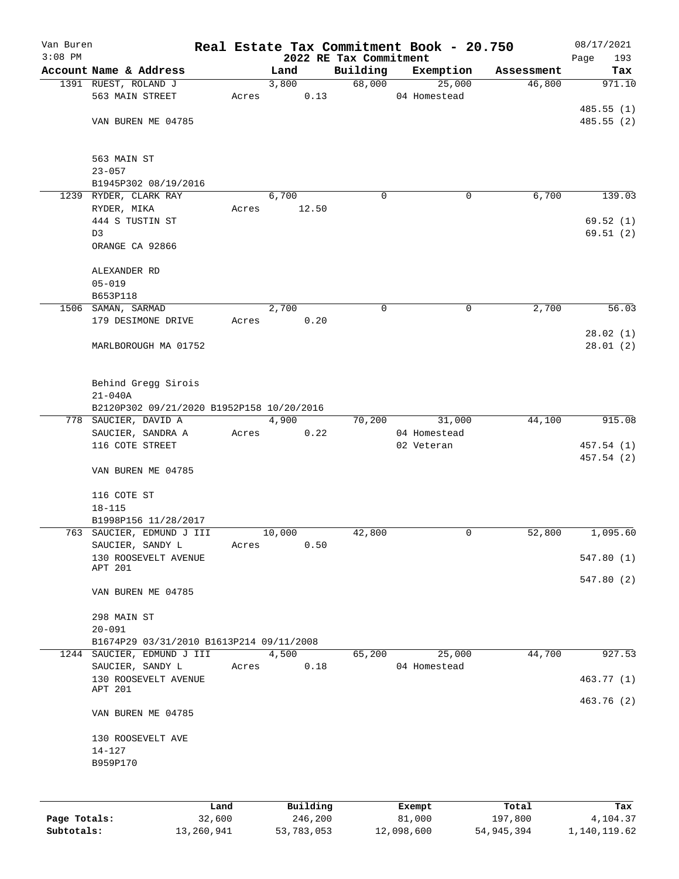Van Buren
3:08 PM

# Real Estate Tax Commitment Book - 20.750
## 2022 RE Tax Commitment

08/17/2021
Page 193

| Account Name & Address | Land | Building | Exemption | Assessment | Tax |
|---|---|---|---|---|---|
| 1391 RUEST, ROLAND J | 3,800 | 68,000 | 25,000 | 46,800 | 971.10 |
| 563 MAIN STREET | Acres 0.13 | | 04 Homestead | | |
| | | | | | 485.55 (1) |
| VAN BUREN ME 04785 | | | | | 485.55 (2) |
| 563 MAIN ST | | | | | |
| 23-057 | | | | | |
| B1945P302 08/19/2016 | | | | | |
| 1239 RYDER, CLARK RAY | 6,700 | 0 | 0 | 6,700 | 139.03 |
| RYDER, MIKA | Acres 12.50 | | | | |
| 444 S TUSTIN ST | | | | | 69.52 (1) |
| D3 | | | | | 69.51 (2) |
| ORANGE CA 92866 | | | | | |
| ALEXANDER RD | | | | | |
| 05-019 | | | | | |
| B653P118 | | | | | |
| 1506 SAMAN, SARMAD | 2,700 | 0 | 0 | 2,700 | 56.03 |
| 179 DESIMONE DRIVE | Acres 0.20 | | | | |
| | | | | | 28.02 (1) |
| MARLBOROUGH MA 01752 | | | | | 28.01 (2) |
| Behind Gregg Sirois | | | | | |
| 21-040A | | | | | |
| B2120P302 09/21/2020 B1952P158 10/20/2016 | | | | | |
| 778 SAUCIER, DAVID A | 4,900 | 70,200 | 31,000 | 44,100 | 915.08 |
| SAUCIER, SANDRA A | Acres 0.22 | | 04 Homestead | | |
| 116 COTE STREET | | | 02 Veteran | | 457.54 (1) |
| | | | | | 457.54 (2) |
| VAN BUREN ME 04785 | | | | | |
| 116 COTE ST | | | | | |
| 18-115 | | | | | |
| B1998P156 11/28/2017 | | | | | |
| 763 SAUCIER, EDMUND J III | 10,000 | 42,800 | 0 | 52,800 | 1,095.60 |
| SAUCIER, SANDY L | Acres 0.50 | | | | |
| 130 ROOSEVELT AVENUE | | | | | 547.80 (1) |
| APT 201 | | | | | |
| | | | | | 547.80 (2) |
| VAN BUREN ME 04785 | | | | | |
| 298 MAIN ST | | | | | |
| 20-091 | | | | | |
| B1674P29 03/31/2010 B1613P214 09/11/2008 | | | | | |
| 1244 SAUCIER, EDMUND J III | 4,500 | 65,200 | 25,000 | 44,700 | 927.53 |
| SAUCIER, SANDY L | Acres 0.18 | | 04 Homestead | | |
| 130 ROOSEVELT AVENUE | | | | | 463.77 (1) |
| APT 201 | | | | | |
| | | | | | 463.76 (2) |
| VAN BUREN ME 04785 | | | | | |
| 130 ROOSEVELT AVE | | | | | |
| 14-127 | | | | | |
| B959P170 | | | | | |

| | Land | Building | Exempt | Total | Tax |
|---|---|---|---|---|---|
| **Page Totals:** | 32,600 | 246,200 | 81,000 | 197,800 | 4,104.37 |
| **Subtotals:** | 13,260,941 | 53,783,053 | 12,098,600 | 54,945,394 | 1,140,119.62 |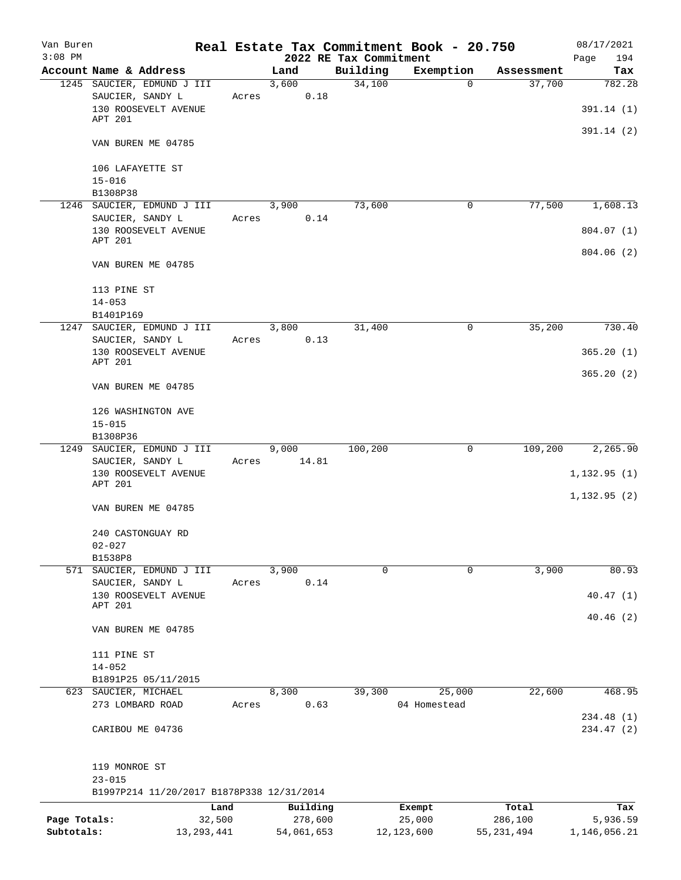Van Buren
3:08 PM

# Real Estate Tax Commitment Book - 20.750
## 2022 RE Tax Commitment

08/17/2021

| Account Name & Address | Land | Building | Exemption | Assessment | Tax |
|---|---|---|---|---|---|
| 1245 SAUCIER, EDMUND J III | 3,600 | 34,100 | 0 | 37,700 | 782.28 |
| SAUCIER, SANDY L | Acres 0.18 | | | | |
| 130 ROOSEVELT AVENUE APT 201 | | | | | 391.14 (1) |
| VAN BUREN ME 04785 | | | | | 391.14 (2) |
| 106 LAFAYETTE ST | | | | | |
| 15-016 | | | | | |
| B1308P38 | | | | | |
| 1246 SAUCIER, EDMUND J III | 3,900 | 73,600 | 0 | 77,500 | 1,608.13 |
| SAUCIER, SANDY L | Acres 0.14 | | | | |
| 130 ROOSEVELT AVENUE APT 201 | | | | | 804.07 (1) |
| VAN BUREN ME 04785 | | | | | 804.06 (2) |
| 113 PINE ST | | | | | |
| 14-053 | | | | | |
| B1401P169 | | | | | |
| 1247 SAUCIER, EDMUND J III | 3,800 | 31,400 | 0 | 35,200 | 730.40 |
| SAUCIER, SANDY L | Acres 0.13 | | | | |
| 130 ROOSEVELT AVENUE APT 201 | | | | | 365.20 (1) |
| VAN BUREN ME 04785 | | | | | 365.20 (2) |
| 126 WASHINGTON AVE | | | | | |
| 15-015 | | | | | |
| B1308P36 | | | | | |
| 1249 SAUCIER, EDMUND J III | 9,000 | 100,200 | 0 | 109,200 | 2,265.90 |
| SAUCIER, SANDY L | Acres 14.81 | | | | |
| 130 ROOSEVELT AVENUE APT 201 | | | | | 1,132.95 (1) |
| VAN BUREN ME 04785 | | | | | 1,132.95 (2) |
| 240 CASTONGUAY RD | | | | | |
| 02-027 | | | | | |
| B1538P8 | | | | | |
| 571 SAUCIER, EDMUND J III | 3,900 | 0 | 0 | 3,900 | 80.93 |
| SAUCIER, SANDY L | Acres 0.14 | | | | |
| 130 ROOSEVELT AVENUE APT 201 | | | | | 40.47 (1) |
| VAN BUREN ME 04785 | | | | | 40.46 (2) |
| 111 PINE ST | | | | | |
| 14-052 | | | | | |
| B1891P25 05/11/2015 | | | | | |
| 623 SAUCIER, MICHAEL | 8,300 | 39,300 | 25,000 | 22,600 | 468.95 |
| 273 LOMBARD ROAD | Acres 0.63 | | 04 Homestead | | |
| CARIBOU ME 04736 | | | | | 234.48 (1) |
| | | | | | 234.47 (2) |
| 119 MONROE ST | | | | | |
| 23-015 | | | | | |
| B1997P214 11/20/2017 B1878P338 12/31/2014 | | | | | |

| | Land | Building | Exempt | Total | Tax |
|---|---|---|---|---|---|
| Page Totals: | 32,500 | 278,600 | 25,000 | 286,100 | 5,936.59 |
| Subtotals: | 13,293,441 | 54,061,653 | 12,123,600 | 55,231,494 | 1,146,056.21 |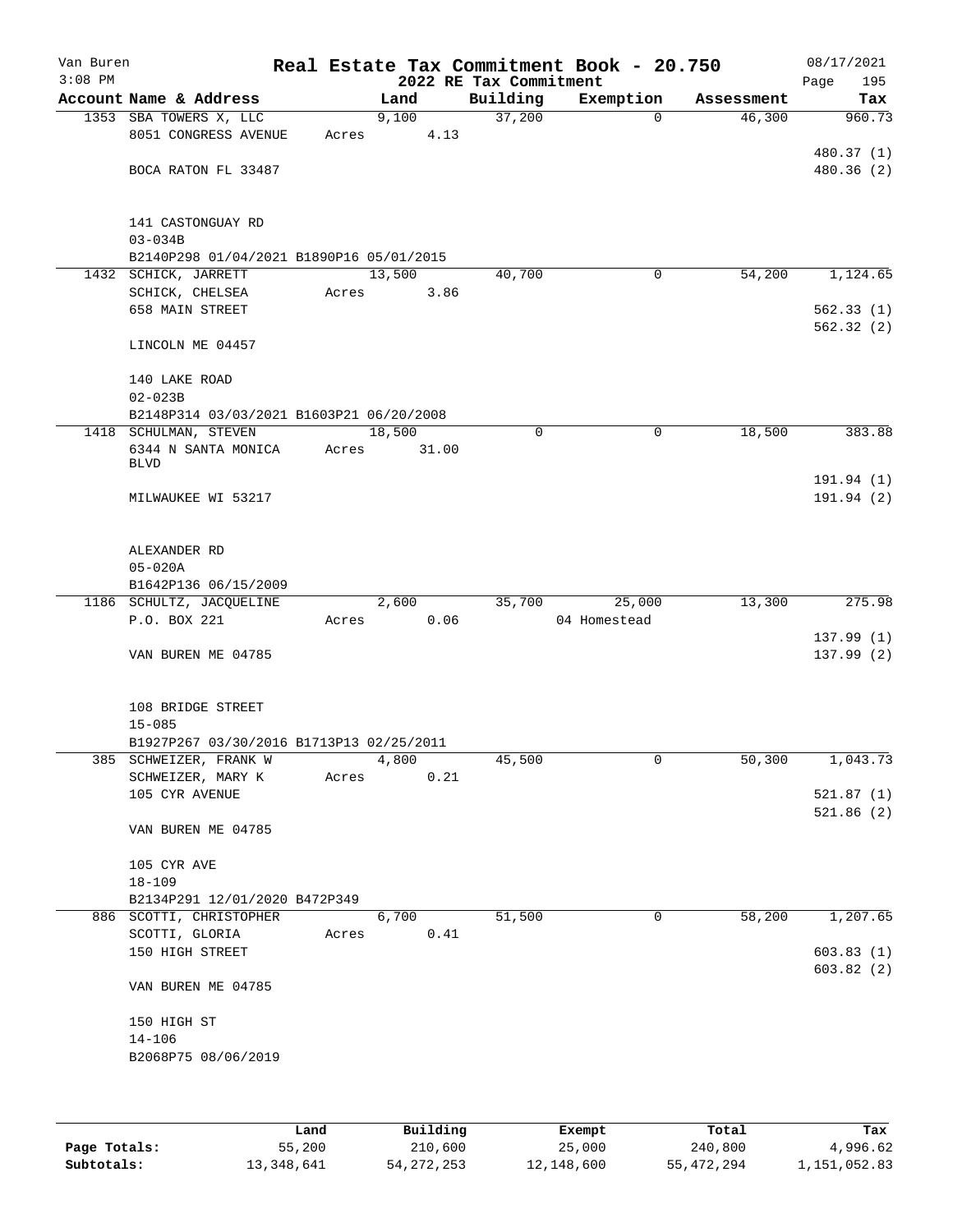Van Buren 3:08 PM

# Real Estate Tax Commitment Book - 20.750

## 2022 RE Tax Commitment

08/17/2021

| Account Name & Address | Land | Building | Exemption | Assessment | Tax |
|---|---|---|---|---|---|
| 1353 SBA TOWERS X, LLC | 9,100 | 37,200 | 0 | 46,300 | 960.73 |
| 8051 CONGRESS AVENUE | Acres 4.13 | | | | |
| | | | | | 480.37 (1) |
| BOCA RATON FL 33487 | | | | | 480.36 (2) |
| 141 CASTONGUAY RD | | | | | |
| 03-034B | | | | | |
| B2140P298 01/04/2021 B1890P16 05/01/2015 | | | | | |
| 1432 SCHICK, JARRETT | 13,500 | 40,700 | 0 | 54,200 | 1,124.65 |
| SCHICK, CHELSEA | Acres 3.86 | | | | |
| 658 MAIN STREET | | | | | 562.33 (1) |
| | | | | | 562.32 (2) |
| LINCOLN ME 04457 | | | | | |
| 140 LAKE ROAD | | | | | |
| 02-023B | | | | | |
| B2148P314 03/03/2021 B1603P21 06/20/2008 | | | | | |
| 1418 SCHULMAN, STEVEN | 18,500 | 0 | 0 | 18,500 | 383.88 |
| 6344 N SANTA MONICA BLVD | Acres 31.00 | | | | |
| | | | | | 191.94 (1) |
| MILWAUKEE WI 53217 | | | | | 191.94 (2) |
| ALEXANDER RD | | | | | |
| 05-020A | | | | | |
| B1642P136 06/15/2009 | | | | | |
| 1186 SCHULTZ, JACQUELINE | 2,600 | 35,700 | 25,000 | 13,300 | 275.98 |
| P.O. BOX 221 | Acres 0.06 | | 04 Homestead | | |
| | | | | | 137.99 (1) |
| VAN BUREN ME 04785 | | | | | 137.99 (2) |
| 108 BRIDGE STREET | | | | | |
| 15-085 | | | | | |
| B1927P267 03/30/2016 B1713P13 02/25/2011 | | | | | |
| 385 SCHWEIZER, FRANK W | 4,800 | 45,500 | 0 | 50,300 | 1,043.73 |
| SCHWEIZER, MARY K | Acres 0.21 | | | | |
| 105 CYR AVENUE | | | | | 521.87 (1) |
| | | | | | 521.86 (2) |
| VAN BUREN ME 04785 | | | | | |
| 105 CYR AVE | | | | | |
| 18-109 | | | | | |
| B2134P291 12/01/2020 B472P349 | | | | | |
| 886 SCOTTI, CHRISTOPHER | 6,700 | 51,500 | 0 | 58,200 | 1,207.65 |
| SCOTTI, GLORIA | Acres 0.41 | | | | |
| 150 HIGH STREET | | | | | 603.83 (1) |
| | | | | | 603.82 (2) |
| VAN BUREN ME 04785 | | | | | |
| 150 HIGH ST | | | | | |
| 14-106 | | | | | |
| B2068P75 08/06/2019 | | | | | |

| | Land | Building | Exempt | Total | Tax |
|---|---|---|---|---|---|
| Page Totals: | 55,200 | 210,600 | 25,000 | 240,800 | 4,996.62 |
| Subtotals: | 13,348,641 | 54,272,253 | 12,148,600 | 55,472,294 | 1,151,052.83 |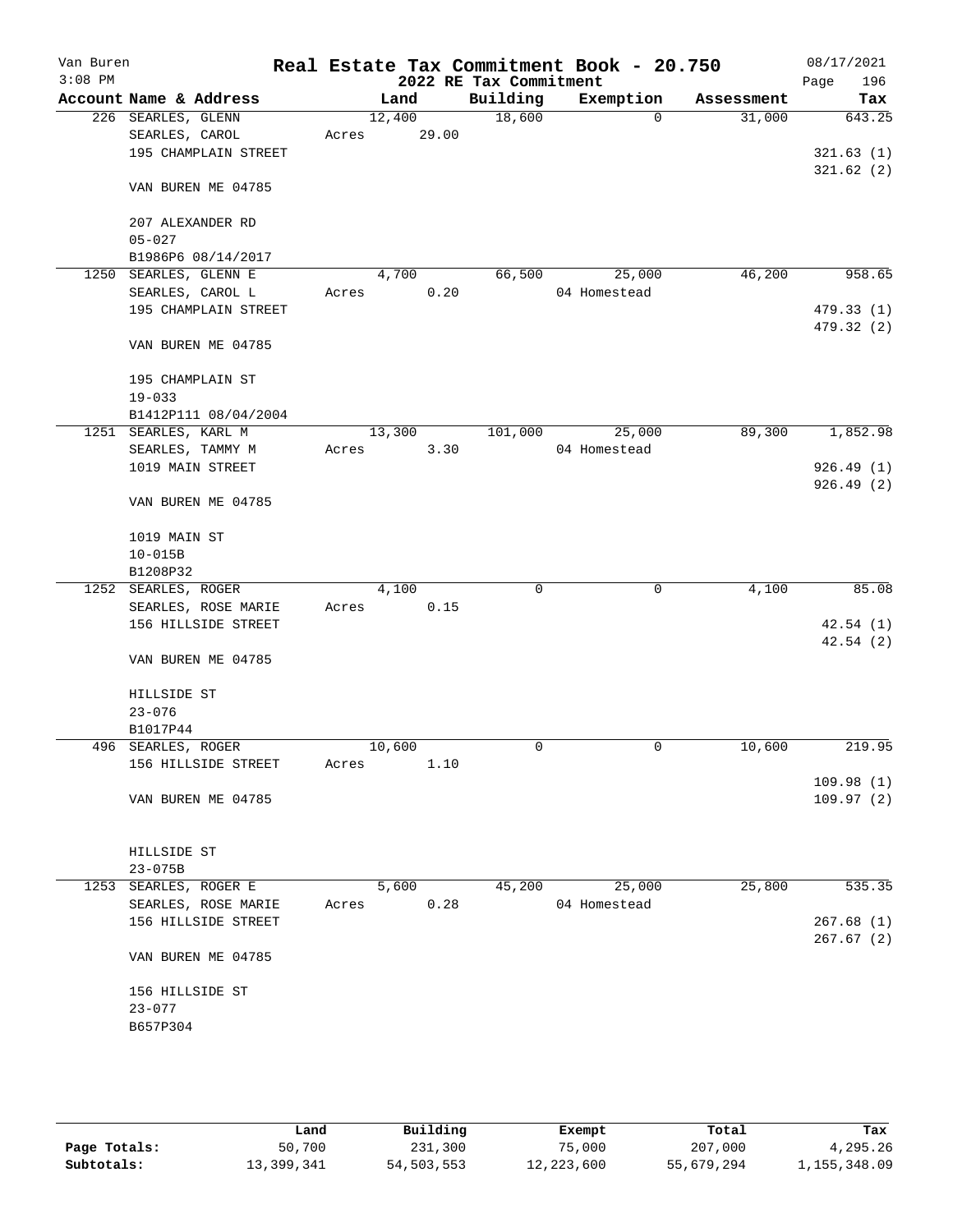Van Buren 3:08 PM

# Real Estate Tax Commitment Book - 20.750

## 2022 RE Tax Commitment

08/17/2021 Page 196

| Account | Name & Address | Land | Building | Exemption | Assessment | Tax |
|---|---|---|---|---|---|---|
| 226 | SEARLES, GLENN | 12,400 | 18,600 | 0 | 31,000 | 643.25 |
| | SEARLES, CAROL | Acres 29.00 | | | | |
| | 195 CHAMPLAIN STREET | | | | | 321.63 (1) |
| | | | | | | 321.62 (2) |
| | VAN BUREN ME 04785 | | | | | |
| | 207 ALEXANDER RD | | | | | |
| | 05-027 | | | | | |
| | B1986P6 08/14/2017 | | | | | |
| 1250 | SEARLES, GLENN E | 4,700 | 66,500 | 25,000 | 46,200 | 958.65 |
| | SEARLES, CAROL L | Acres 0.20 | | 04 Homestead | | |
| | 195 CHAMPLAIN STREET | | | | | 479.33 (1) |
| | | | | | | 479.32 (2) |
| | VAN BUREN ME 04785 | | | | | |
| | 195 CHAMPLAIN ST | | | | | |
| | 19-033 | | | | | |
| | B1412P111 08/04/2004 | | | | | |
| 1251 | SEARLES, KARL M | 13,300 | 101,000 | 25,000 | 89,300 | 1,852.98 |
| | SEARLES, TAMMY M | Acres 3.30 | | 04 Homestead | | |
| | 1019 MAIN STREET | | | | | 926.49 (1) |
| | | | | | | 926.49 (2) |
| | VAN BUREN ME 04785 | | | | | |
| | 1019 MAIN ST | | | | | |
| | 10-015B | | | | | |
| | B1208P32 | | | | | |
| 1252 | SEARLES, ROGER | 4,100 | 0 | 0 | 4,100 | 85.08 |
| | SEARLES, ROSE MARIE | Acres 0.15 | | | | |
| | 156 HILLSIDE STREET | | | | | 42.54 (1) |
| | | | | | | 42.54 (2) |
| | VAN BUREN ME 04785 | | | | | |
| | HILLSIDE ST | | | | | |
| | 23-076 | | | | | |
| | B1017P44 | | | | | |
| 496 | SEARLES, ROGER | 10,600 | 0 | 0 | 10,600 | 219.95 |
| | 156 HILLSIDE STREET | Acres 1.10 | | | | |
| | | | | | | 109.98 (1) |
| | VAN BUREN ME 04785 | | | | | 109.97 (2) |
| | HILLSIDE ST | | | | | |
| | 23-075B | | | | | |
| 1253 | SEARLES, ROGER E | 5,600 | 45,200 | 25,000 | 25,800 | 535.35 |
| | SEARLES, ROSE MARIE | Acres 0.28 | | 04 Homestead | | |
| | 156 HILLSIDE STREET | | | | | 267.68 (1) |
| | | | | | | 267.67 (2) |
| | VAN BUREN ME 04785 | | | | | |
| | 156 HILLSIDE ST | | | | | |
| | 23-077 | | | | | |
| | B657P304 | | | | | |

| | Land | Building | Exempt | Total | Tax |
|---|---|---|---|---|---|
| Page Totals: | 50,700 | 231,300 | 75,000 | 207,000 | 4,295.26 |
| Subtotals: | 13,399,341 | 54,503,553 | 12,223,600 | 55,679,294 | 1,155,348.09 |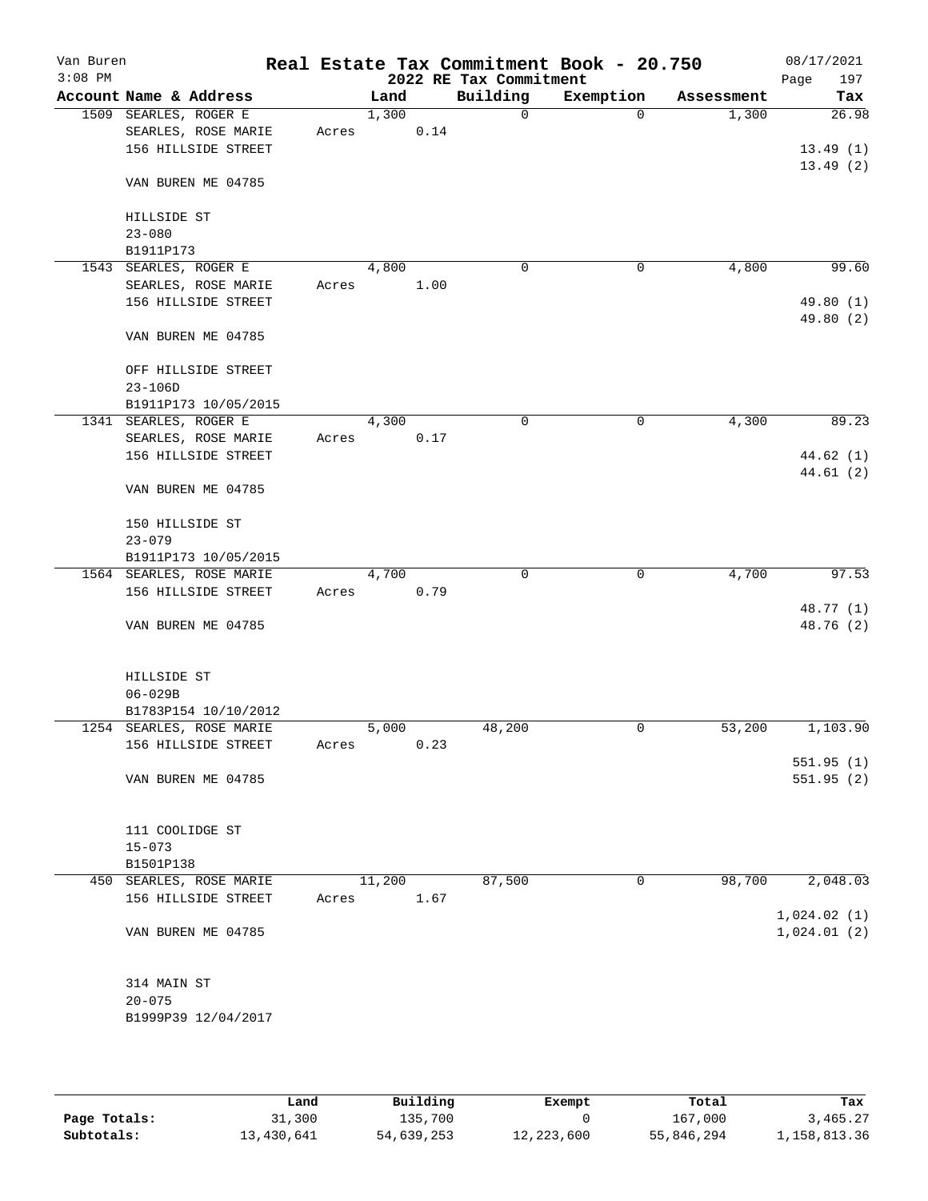Van Buren
3:08 PM

# Real Estate Tax Commitment Book - 20.750
## 2022 RE Tax Commitment

08/17/2021

| Account | Name & Address | Land | Building | Exemption | Assessment | Tax |
|---|---|---|---|---|---|---|
| 1509 | SEARLES, ROGER E<br>SEARLES, ROSE MARIE<br>156 HILLSIDE STREET<br><br>VAN BUREN ME 04785<br><br>HILLSIDE ST<br>23-080<br>B1911P173 | 1,300<br>Acres 0.14 | 0 | 0 | 1,300 | 26.98<br><br>13.49 (1)<br>13.49 (2) |
| 1543 | SEARLES, ROGER E<br>SEARLES, ROSE MARIE<br>156 HILLSIDE STREET<br><br>VAN BUREN ME 04785<br><br>OFF HILLSIDE STREET<br>23-106D<br>B1911P173 10/05/2015 | 4,800<br>Acres 1.00 | 0 | 0 | 4,800 | 99.60<br><br>49.80 (1)<br>49.80 (2) |
| 1341 | SEARLES, ROGER E<br>SEARLES, ROSE MARIE<br>156 HILLSIDE STREET<br><br>VAN BUREN ME 04785<br><br>150 HILLSIDE ST<br>23-079<br>B1911P173 10/05/2015 | 4,300<br>Acres 0.17 | 0 | 0 | 4,300 | 89.23<br><br>44.62 (1)<br>44.61 (2) |
| 1564 | SEARLES, ROSE MARIE<br>156 HILLSIDE STREET<br><br>VAN BUREN ME 04785<br><br>HILLSIDE ST<br>06-029B<br>B1783P154 10/10/2012 | 4,700<br>Acres 0.79 | 0 | 0 | 4,700 | 97.53<br><br>48.77 (1)<br>48.76 (2) |
| 1254 | SEARLES, ROSE MARIE<br>156 HILLSIDE STREET<br><br>VAN BUREN ME 04785<br><br>111 COOLIDGE ST<br>15-073<br>B1501P138 | 5,000<br>Acres 0.23 | 48,200 | 0 | 53,200 | 1,103.90<br><br>551.95 (1)<br>551.95 (2) |
| 450 | SEARLES, ROSE MARIE<br>156 HILLSIDE STREET<br><br>VAN BUREN ME 04785<br><br>314 MAIN ST<br>20-075<br>B1999P39 12/04/2017 | 11,200<br>Acres 1.67 | 87,500 | 0 | 98,700 | 2,048.03<br><br>1,024.02 (1)<br>1,024.01 (2) |

| | Land | Building | Exempt | Total | Tax |
|---|---|---|---|---|---|
| Page Totals: | 31,300 | 135,700 | 0 | 167,000 | 3,465.27 |
| Subtotals: | 13,430,641 | 54,639,253 | 12,223,600 | 55,846,294 | 1,158,813.36 |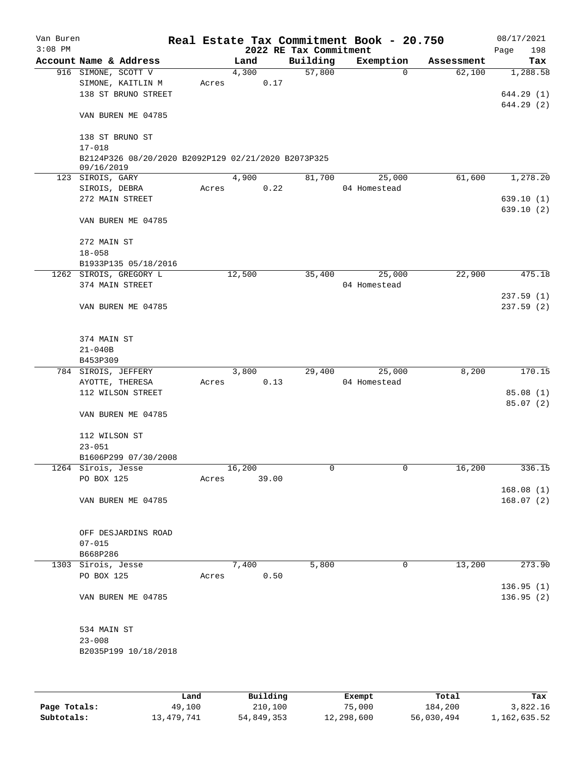Van Buren
$3:08 PM

# Real Estate Tax Commitment Book - 20.750

2022 RE Tax Commitment

08/17/2021

| Account Name & Address | Land | Building | Exemption | Assessment | Tax |
|---|---|---|---|---|---|
| 916 SIMONE, SCOTT V<br>SIMONE, KAITLIN M<br>138 ST BRUNO STREET<br><br>VAN BUREN ME 04785<br><br>138 ST BRUNO ST<br>17-018<br>B2124P326 08/20/2020 B2092P129 02/21/2020 B2073P325 09/16/2019 | 4,300<br>Acres 0.17 | 57,800 | 0 | 62,100 | 1,288.58<br><br>644.29 (1)<br>644.29 (2) |
| 123 SIROIS, GARY<br>SIROIS, DEBRA<br>272 MAIN STREET<br><br>VAN BUREN ME 04785<br><br>272 MAIN ST<br>18-058<br>B1933P135 05/18/2016 | 4,900<br>Acres 0.22 | 81,700 | 25,000<br>04 Homestead | 61,600 | 1,278.20<br><br>639.10 (1)<br>639.10 (2) |
| 1262 SIROIS, GREGORY L<br>374 MAIN STREET<br><br>VAN BUREN ME 04785<br><br>374 MAIN ST<br>21-040B<br>B453P309 | 12,500 | 35,400 | 25,000<br>04 Homestead | 22,900 | 475.18<br><br>237.59 (1)<br>237.59 (2) |
| 784 SIROIS, JEFFERY<br>AYOTTE, THERESA<br>112 WILSON STREET<br><br>VAN BUREN ME 04785<br><br>112 WILSON ST<br>23-051<br>B1606P299 07/30/2008 | 3,800<br>Acres 0.13 | 29,400 | 25,000<br>04 Homestead | 8,200 | 170.15<br><br>85.08 (1)<br>85.07 (2) |
| 1264 Sirois, Jesse<br>PO BOX 125<br><br>VAN BUREN ME 04785<br><br>OFF DESJARDINS ROAD<br>07-015<br>B668P286 | 16,200<br>Acres 39.00 | 0 | 0 | 16,200 | 336.15<br><br>168.08 (1)<br>168.07 (2) |
| 1303 Sirois, Jesse<br>PO BOX 125<br><br>VAN BUREN ME 04785<br><br>534 MAIN ST<br>23-008<br>B2035P199 10/18/2018 | 7,400<br>Acres 0.50 | 5,800 | 0 | 13,200 | 273.90<br><br>136.95 (1)<br>136.95 (2) |

| | Land | Building | Exempt | Total | Tax |
|---|---|---|---|---|---|
| Page Totals: | 49,100 | 210,100 | 75,000 | 184,200 | 3,822.16 |
| Subtotals: | 13,479,741 | 54,849,353 | 12,298,600 | 56,030,494 | 1,162,635.52 |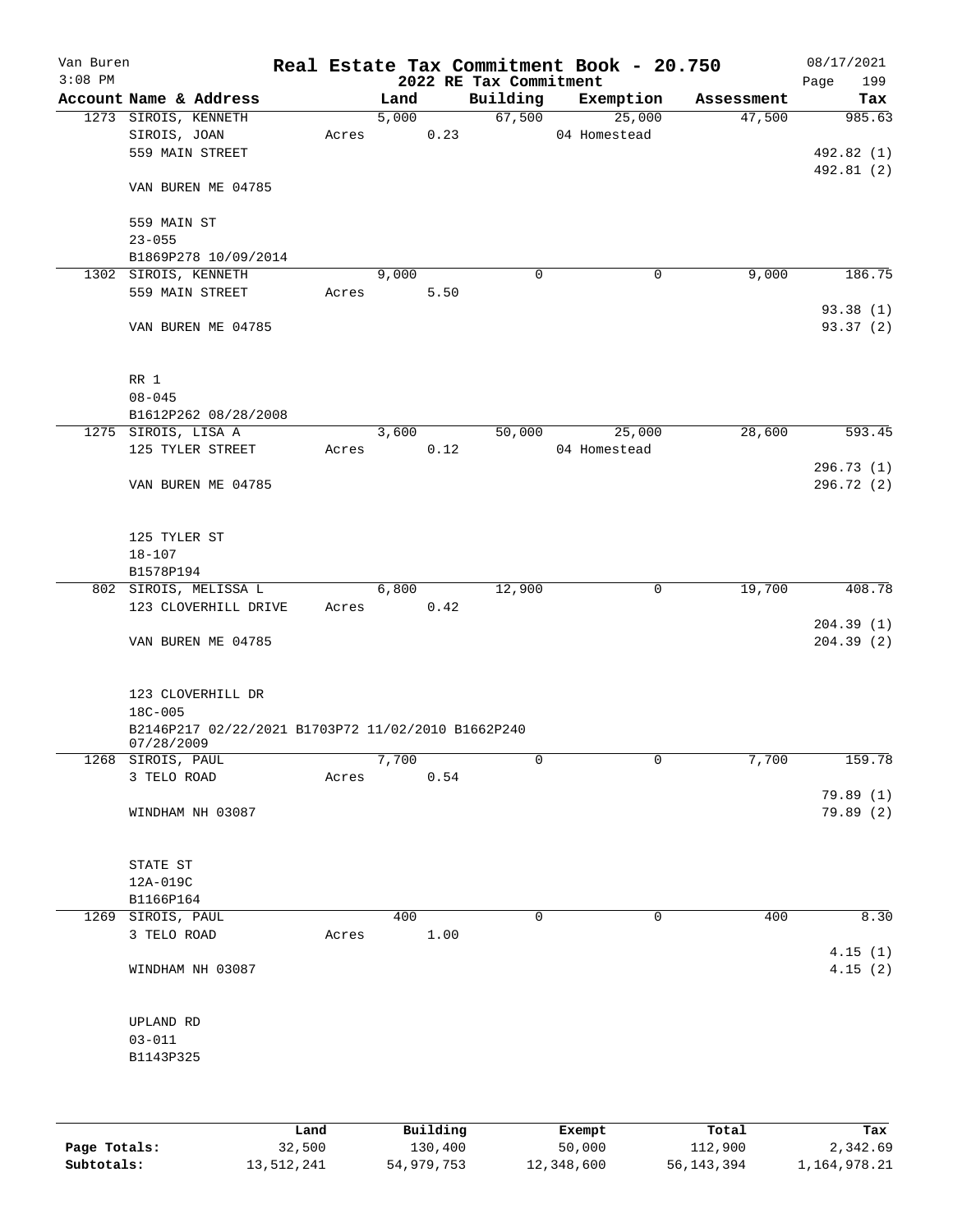Van Buren
3:08 PM

# Real Estate Tax Commitment Book - 20.750

2022 RE Tax Commitment

08/17/2021

| Account Name & Address | | Land | Building | Exemption | Assessment | Tax |
|---|---|---|---|---|---|---|
| 1273 SIROIS, KENNETH | | 5,000 | 67,500 | 25,000 | 47,500 | 985.63 |
| SIROIS, JOAN | Acres | 0.23 | | 04 Homestead | | |
| 559 MAIN STREET | | | | | | 492.82 (1) |
| | | | | | | 492.81 (2) |
| VAN BUREN ME 04785 | | | | | | |
| 559 MAIN ST | | | | | | |
| 23-055 | | | | | | |
| B1869P278 10/09/2014 | | | | | | |
| 1302 SIROIS, KENNETH | | 9,000 | 0 | 0 | 9,000 | 186.75 |
| 559 MAIN STREET | Acres | 5.50 | | | | |
| | | | | | | 93.38 (1) |
| VAN BUREN ME 04785 | | | | | | 93.37 (2) |
| RR 1 | | | | | | |
| 08-045 | | | | | | |
| B1612P262 08/28/2008 | | | | | | |
| 1275 SIROIS, LISA A | | 3,600 | 50,000 | 25,000 | 28,600 | 593.45 |
| 125 TYLER STREET | Acres | 0.12 | | 04 Homestead | | |
| | | | | | | 296.73 (1) |
| VAN BUREN ME 04785 | | | | | | 296.72 (2) |
| 125 TYLER ST | | | | | | |
| 18-107 | | | | | | |
| B1578P194 | | | | | | |
| 802 SIROIS, MELISSA L | | 6,800 | 12,900 | 0 | 19,700 | 408.78 |
| 123 CLOVERHILL DRIVE | Acres | 0.42 | | | | |
| | | | | | | 204.39 (1) |
| VAN BUREN ME 04785 | | | | | | 204.39 (2) |
| 123 CLOVERHILL DR | | | | | | |
| 18C-005 | | | | | | |
| B2146P217 02/22/2021 B1703P72 11/02/2010 B1662P240 07/28/2009 | | | | | | |
| 1268 SIROIS, PAUL | | 7,700 | 0 | 0 | 7,700 | 159.78 |
| 3 TELO ROAD | Acres | 0.54 | | | | |
| | | | | | | 79.89 (1) |
| WINDHAM NH 03087 | | | | | | 79.89 (2) |
| STATE ST | | | | | | |
| 12A-019C | | | | | | |
| B1166P164 | | | | | | |
| 1269 SIROIS, PAUL | | 400 | 0 | 0 | 400 | 8.30 |
| 3 TELO ROAD | Acres | 1.00 | | | | |
| | | | | | | 4.15 (1) |
| WINDHAM NH 03087 | | | | | | 4.15 (2) |
| UPLAND RD | | | | | | |
| 03-011 | | | | | | |
| B1143P325 | | | | | | |

| | Land | Building | Exempt | Total | Tax |
|---|---|---|---|---|---|
| Page Totals: | 32,500 | 130,400 | 50,000 | 112,900 | 2,342.69 |
| Subtotals: | 13,512,241 | 54,979,753 | 12,348,600 | 56,143,394 | 1,164,978.21 |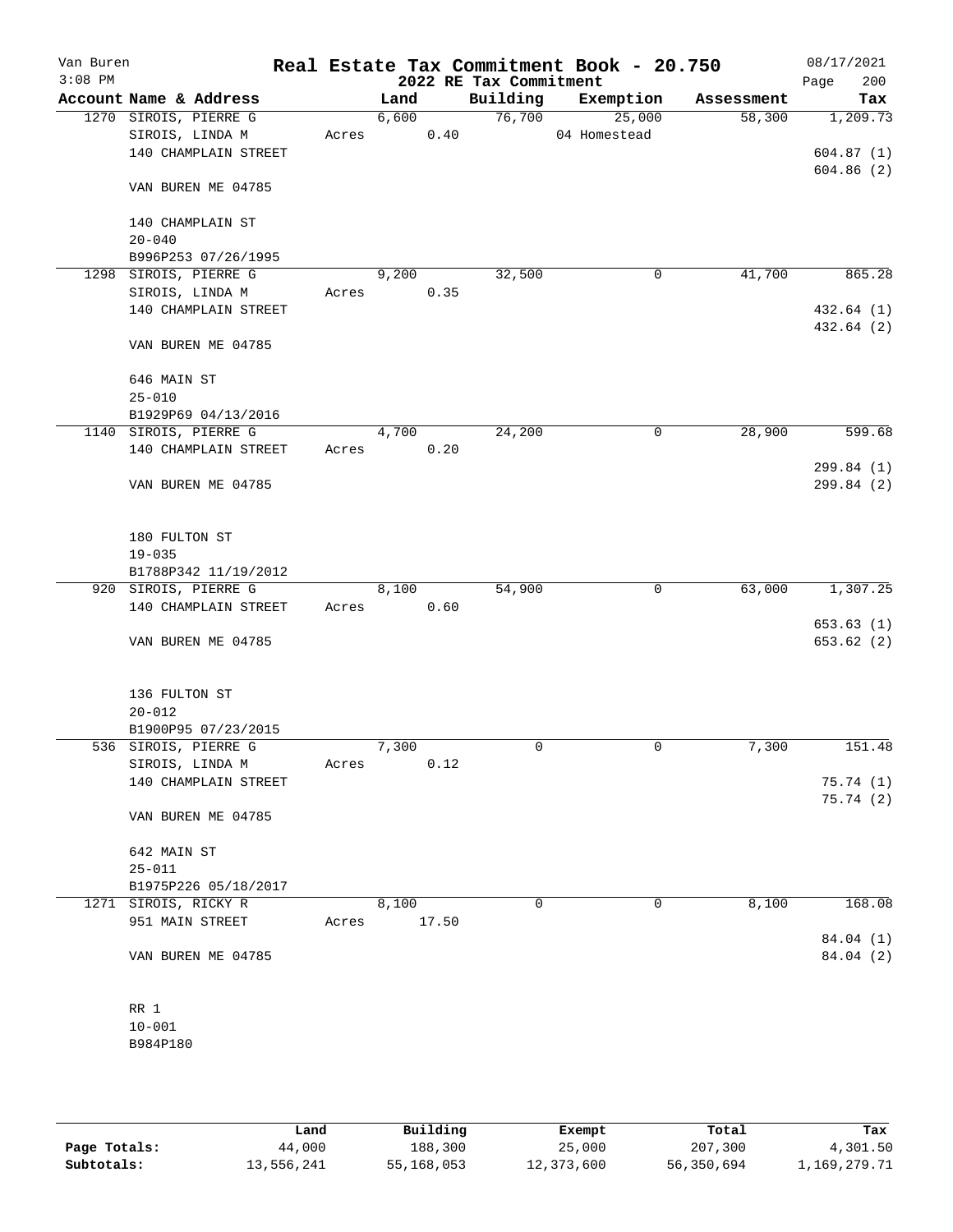Van Buren
3:08 PM

# Real Estate Tax Commitment Book - 20.750
## 2022 RE Tax Commitment

08/17/2021
Page 200

| Account Name & Address | Land | Building | Exemption | Assessment | Tax |
|---|---|---|---|---|---|
| 1270 SIROIS, PIERRE G | 6,600 | 76,700 | 25,000 | 58,300 | 1,209.73 |
| SIROIS, LINDA M | Acres 0.40 | | 04 Homestead | | |
| 140 CHAMPLAIN STREET | | | | | 604.87 (1) |
| | | | | | 604.86 (2) |
| VAN BUREN ME 04785 | | | | | |
| 140 CHAMPLAIN ST | | | | | |
| 20-040 | | | | | |
| B996P253 07/26/1995 | | | | | |
| 1298 SIROIS, PIERRE G | 9,200 | 32,500 | 0 | 41,700 | 865.28 |
| SIROIS, LINDA M | Acres 0.35 | | | | |
| 140 CHAMPLAIN STREET | | | | | 432.64 (1) |
| | | | | | 432.64 (2) |
| VAN BUREN ME 04785 | | | | | |
| 646 MAIN ST | | | | | |
| 25-010 | | | | | |
| B1929P69 04/13/2016 | | | | | |
| 1140 SIROIS, PIERRE G | 4,700 | 24,200 | 0 | 28,900 | 599.68 |
| 140 CHAMPLAIN STREET | Acres 0.20 | | | | |
| | | | | | 299.84 (1) |
| VAN BUREN ME 04785 | | | | | 299.84 (2) |
| 180 FULTON ST | | | | | |
| 19-035 | | | | | |
| B1788P342 11/19/2012 | | | | | |
| 920 SIROIS, PIERRE G | 8,100 | 54,900 | 0 | 63,000 | 1,307.25 |
| 140 CHAMPLAIN STREET | Acres 0.60 | | | | |
| | | | | | 653.63 (1) |
| VAN BUREN ME 04785 | | | | | 653.62 (2) |
| 136 FULTON ST | | | | | |
| 20-012 | | | | | |
| B1900P95 07/23/2015 | | | | | |
| 536 SIROIS, PIERRE G | 7,300 | 0 | 0 | 7,300 | 151.48 |
| SIROIS, LINDA M | Acres 0.12 | | | | |
| 140 CHAMPLAIN STREET | | | | | 75.74 (1) |
| | | | | | 75.74 (2) |
| VAN BUREN ME 04785 | | | | | |
| 642 MAIN ST | | | | | |
| 25-011 | | | | | |
| B1975P226 05/18/2017 | | | | | |
| 1271 SIROIS, RICKY R | 8,100 | 0 | 0 | 8,100 | 168.08 |
| 951 MAIN STREET | Acres 17.50 | | | | |
| | | | | | 84.04 (1) |
| VAN BUREN ME 04785 | | | | | 84.04 (2) |
| RR 1 | | | | | |
| 10-001 | | | | | |
| B984P180 | | | | | |

| | Land | Building | Exempt | Total | Tax |
|---|---|---|---|---|---|
| Page Totals: | 44,000 | 188,300 | 25,000 | 207,300 | 4,301.50 |
| Subtotals: | 13,556,241 | 55,168,053 | 12,373,600 | 56,350,694 | 1,169,279.71 |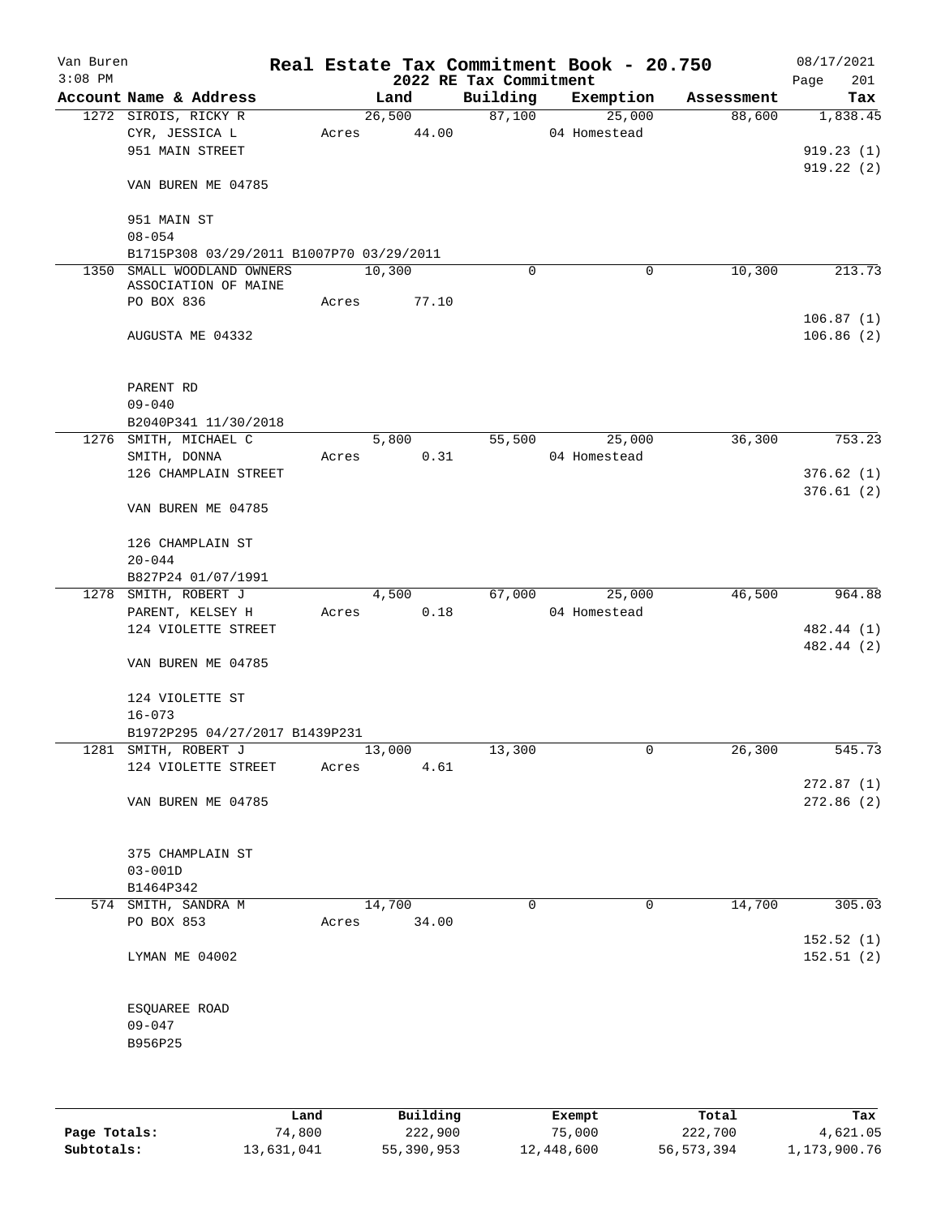Van Buren
3:08 PM

# Real Estate Tax Commitment Book - 20.750

## 2022 RE Tax Commitment

08/17/2021

| Account Name & Address | Land | Building | Exemption | Assessment | Tax |
|---|---|---|---|---|---|
| 1272 SIROIS, RICKY R<br>CYR, JESSICA L<br>951 MAIN STREET<br><br>VAN BUREN ME 04785<br><br>951 MAIN ST<br>08-054<br>B1715P308 03/29/2011 B1007P70 03/29/2011 | 26,500<br>Acres 44.00 | 87,100 | 25,000<br>04 Homestead | 88,600 | 1,838.45<br><br>919.23 (1)<br>919.22 (2) |
| 1350 SMALL WOODLAND OWNERS ASSOCIATION OF MAINE<br>PO BOX 836<br><br>AUGUSTA ME 04332<br><br>PARENT RD<br>09-040<br>B2040P341 11/30/2018 | 10,300<br>Acres 77.10 | 0 | 0 | 10,300 | 213.73<br><br>106.87 (1)<br>106.86 (2) |
| 1276 SMITH, MICHAEL C<br>SMITH, DONNA<br>126 CHAMPLAIN STREET<br><br>VAN BUREN ME 04785<br><br>126 CHAMPLAIN ST<br>20-044<br>B827P24 01/07/1991 | 5,800<br>Acres 0.31 | 55,500 | 25,000<br>04 Homestead | 36,300 | 753.23<br><br>376.62 (1)<br>376.61 (2) |
| 1278 SMITH, ROBERT J<br>PARENT, KELSEY H<br>124 VIOLETTE STREET<br><br>VAN BUREN ME 04785<br><br>124 VIOLETTE ST<br>16-073<br>B1972P295 04/27/2017 B1439P231 | 4,500<br>Acres 0.18 | 67,000 | 25,000<br>04 Homestead | 46,500 | 964.88<br><br>482.44 (1)<br>482.44 (2) |
| 1281 SMITH, ROBERT J<br>124 VIOLETTE STREET<br><br>VAN BUREN ME 04785<br><br>375 CHAMPLAIN ST<br>03-001D<br>B1464P342 | 13,000<br>Acres 4.61 | 13,300 | 0 | 26,300 | 545.73<br><br>272.87 (1)<br>272.86 (2) |
| 574 SMITH, SANDRA M<br>PO BOX 853<br><br>LYMAN ME 04002<br><br>ESQUAREE ROAD<br>09-047<br>B956P25 | 14,700<br>Acres 34.00 | 0 | 0 | 14,700 | 305.03<br><br>152.52 (1)<br>152.51 (2) |

| | Land | Building | Exempt | Total | Tax |
|---|---|---|---|---|---|
| Page Totals: | 74,800 | 222,900 | 75,000 | 222,700 | 4,621.05 |
| Subtotals: | 13,631,041 | 55,390,953 | 12,448,600 | 56,573,394 | 1,173,900.76 |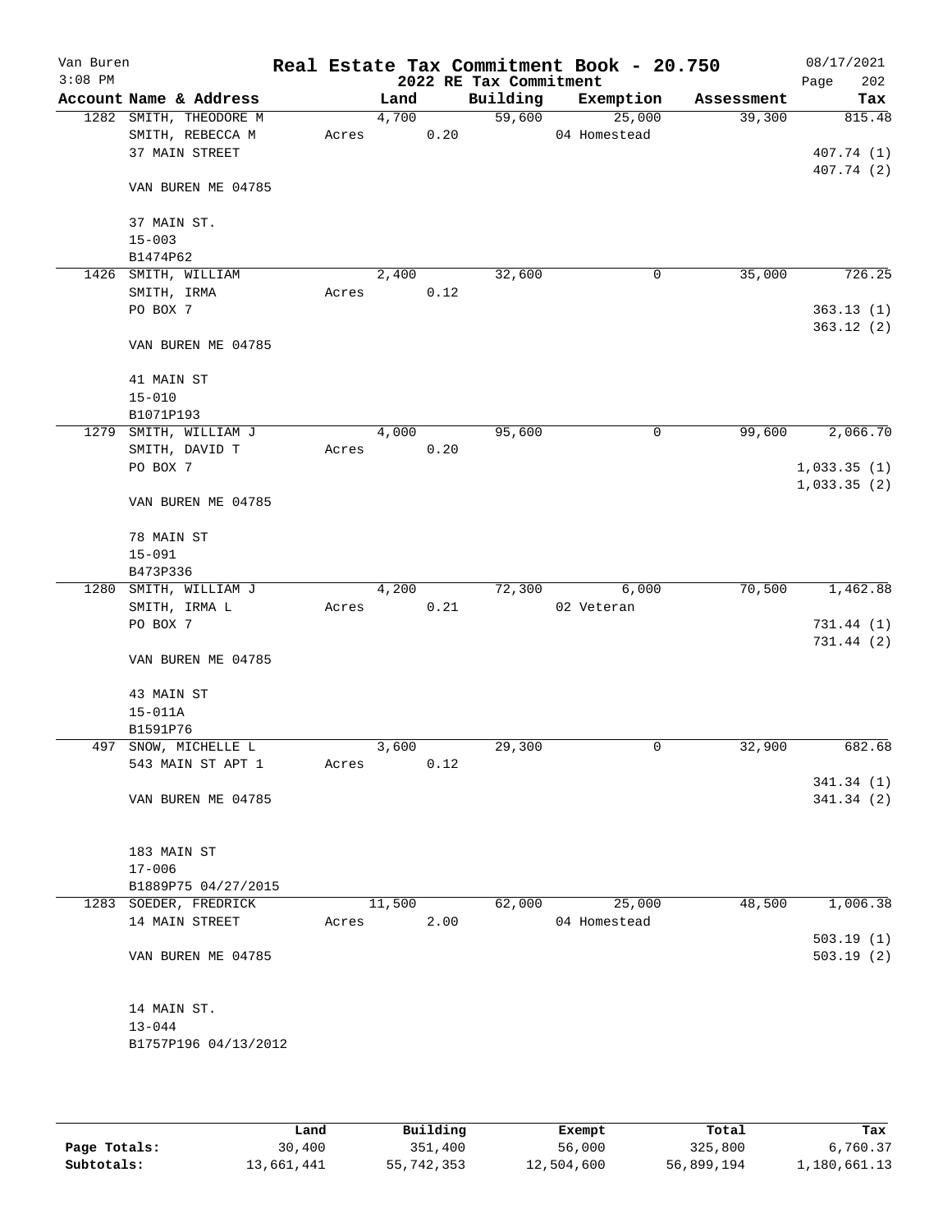Van Buren
3:08 PM

# Real Estate Tax Commitment Book - 20.750

2022 RE Tax Commitment

08/17/2021

| Account Name & Address | Land | Building | Exemption | Assessment | Tax |
|---|---|---|---|---|---|
| 1282 SMITH, THEODORE M | 4,700 | 59,600 | 25,000 | 39,300 | 815.48 |
| SMITH, REBECCA M | Acres 0.20 | | 04 Homestead | | |
| 37 MAIN STREET | | | | | 407.74 (1) |
| | | | | | 407.74 (2) |
| VAN BUREN ME 04785 | | | | | |
| 37 MAIN ST. | | | | | |
| 15-003 | | | | | |
| B1474P62 | | | | | |
| 1426 SMITH, WILLIAM | 2,400 | 32,600 | 0 | 35,000 | 726.25 |
| SMITH, IRMA | Acres 0.12 | | | | |
| PO BOX 7 | | | | | 363.13 (1) |
| | | | | | 363.12 (2) |
| VAN BUREN ME 04785 | | | | | |
| 41 MAIN ST | | | | | |
| 15-010 | | | | | |
| B1071P193 | | | | | |
| 1279 SMITH, WILLIAM J | 4,000 | 95,600 | 0 | 99,600 | 2,066.70 |
| SMITH, DAVID T | Acres 0.20 | | | | |
| PO BOX 7 | | | | | 1,033.35 (1) |
| | | | | | 1,033.35 (2) |
| VAN BUREN ME 04785 | | | | | |
| 78 MAIN ST | | | | | |
| 15-091 | | | | | |
| B473P336 | | | | | |
| 1280 SMITH, WILLIAM J | 4,200 | 72,300 | 6,000 | 70,500 | 1,462.88 |
| SMITH, IRMA L | Acres 0.21 | | 02 Veteran | | |
| PO BOX 7 | | | | | 731.44 (1) |
| | | | | | 731.44 (2) |
| VAN BUREN ME 04785 | | | | | |
| 43 MAIN ST | | | | | |
| 15-011A | | | | | |
| B1591P76 | | | | | |
| 497 SNOW, MICHELLE L | 3,600 | 29,300 | 0 | 32,900 | 682.68 |
| 543 MAIN ST APT 1 | Acres 0.12 | | | | |
| | | | | | 341.34 (1) |
| VAN BUREN ME 04785 | | | | | 341.34 (2) |
| 183 MAIN ST | | | | | |
| 17-006 | | | | | |
| B1889P75 04/27/2015 | | | | | |
| 1283 SOEDER, FREDRICK | 11,500 | 62,000 | 25,000 | 48,500 | 1,006.38 |
| 14 MAIN STREET | Acres 2.00 | | 04 Homestead | | |
| | | | | | 503.19 (1) |
| VAN BUREN ME 04785 | | | | | 503.19 (2) |
| 14 MAIN ST. | | | | | |
| 13-044 | | | | | |
| B1757P196 04/13/2012 | | | | | |

| | Land | Building | Exempt | Total | Tax |
|---|---|---|---|---|---|
| Page Totals: | 30,400 | 351,400 | 56,000 | 325,800 | 6,760.37 |
| Subtotals: | 13,661,441 | 55,742,353 | 12,504,600 | 56,899,194 | 1,180,661.13 |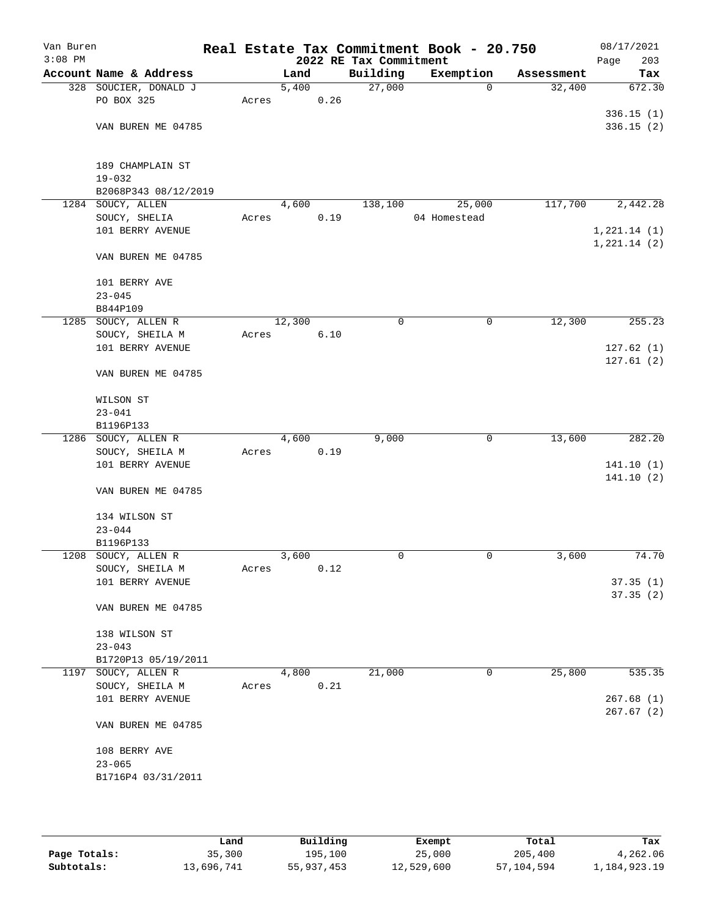Van Buren
3:08 PM

# Real Estate Tax Commitment Book - 20.750

## 2022 RE Tax Commitment

08/17/2021
Page 203

| Account Name & Address | Land | Building | Exemption | Assessment | Tax |
|---|---|---|---|---|---|
| 328 SOUCIER, DONALD J | 5,400 | 27,000 | 0 | 32,400 | 672.30 |
| PO BOX 325 | Acres 0.26 | | | | |
| | | | | | 336.15 (1) |
| VAN BUREN ME 04785 | | | | | 336.15 (2) |
| 189 CHAMPLAIN ST | | | | | |
| 19-032 | | | | | |
| B2068P343 08/12/2019 | | | | | |
| 1284 SOUCY, ALLEN | 4,600 | 138,100 | 25,000 | 117,700 | 2,442.28 |
| SOUCY, SHELIA | Acres 0.19 | | 04 Homestead | | |
| 101 BERRY AVENUE | | | | | 1,221.14 (1) |
| | | | | | 1,221.14 (2) |
| VAN BUREN ME 04785 | | | | | |
| 101 BERRY AVE | | | | | |
| 23-045 | | | | | |
| B844P109 | | | | | |
| 1285 SOUCY, ALLEN R | 12,300 | 0 | 0 | 12,300 | 255.23 |
| SOUCY, SHEILA M | Acres 6.10 | | | | |
| 101 BERRY AVENUE | | | | | 127.62 (1) |
| | | | | | 127.61 (2) |
| VAN BUREN ME 04785 | | | | | |
| WILSON ST | | | | | |
| 23-041 | | | | | |
| B1196P133 | | | | | |
| 1286 SOUCY, ALLEN R | 4,600 | 9,000 | 0 | 13,600 | 282.20 |
| SOUCY, SHEILA M | Acres 0.19 | | | | |
| 101 BERRY AVENUE | | | | | 141.10 (1) |
| | | | | | 141.10 (2) |
| VAN BUREN ME 04785 | | | | | |
| 134 WILSON ST | | | | | |
| 23-044 | | | | | |
| B1196P133 | | | | | |
| 1208 SOUCY, ALLEN R | 3,600 | 0 | 0 | 3,600 | 74.70 |
| SOUCY, SHEILA M | Acres 0.12 | | | | |
| 101 BERRY AVENUE | | | | | 37.35 (1) |
| | | | | | 37.35 (2) |
| VAN BUREN ME 04785 | | | | | |
| 138 WILSON ST | | | | | |
| 23-043 | | | | | |
| B1720P13 05/19/2011 | | | | | |
| 1197 SOUCY, ALLEN R | 4,800 | 21,000 | 0 | 25,800 | 535.35 |
| SOUCY, SHEILA M | Acres 0.21 | | | | |
| 101 BERRY AVENUE | | | | | 267.68 (1) |
| | | | | | 267.67 (2) |
| VAN BUREN ME 04785 | | | | | |
| 108 BERRY AVE | | | | | |
| 23-065 | | | | | |
| B1716P4 03/31/2011 | | | | | |

| | Land | Building | Exempt | Total | Tax |
|---|---|---|---|---|---|
| Page Totals: | 35,300 | 195,100 | 25,000 | 205,400 | 4,262.06 |
| Subtotals: | 13,696,741 | 55,937,453 | 12,529,600 | 57,104,594 | 1,184,923.19 |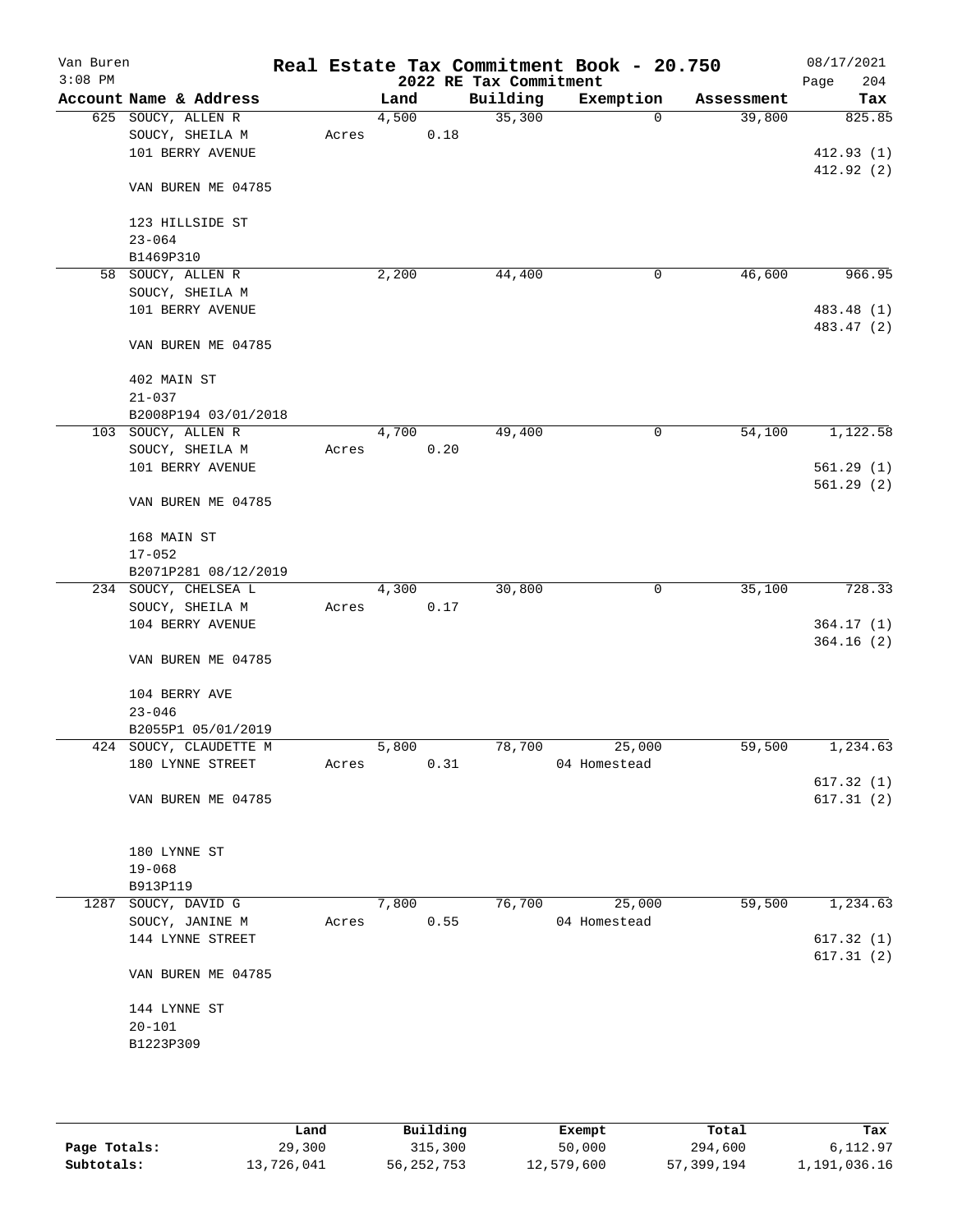Van Buren
3:08 PM

# Real Estate Tax Commitment Book - 20.750

## 2022 RE Tax Commitment

08/17/2021
Page 204

| Account Name & Address | Land | Building | Exemption | Assessment | Tax |
|---|---|---|---|---|---|
| 625 SOUCY, ALLEN R | 4,500 | 35,300 | 0 | 39,800 | 825.85 |
| SOUCY, SHEILA M | Acres 0.18 | | | | |
| 101 BERRY AVENUE | | | | | 412.93 (1) |
| | | | | | 412.92 (2) |
| VAN BUREN ME 04785 | | | | | |
| 123 HILLSIDE ST | | | | | |
| 23-064 | | | | | |
| B1469P310 | | | | | |
| 58 SOUCY, ALLEN R | 2,200 | 44,400 | 0 | 46,600 | 966.95 |
| SOUCY, SHEILA M | | | | | |
| 101 BERRY AVENUE | | | | | 483.48 (1) |
| | | | | | 483.47 (2) |
| VAN BUREN ME 04785 | | | | | |
| 402 MAIN ST | | | | | |
| 21-037 | | | | | |
| B2008P194 03/01/2018 | | | | | |
| 103 SOUCY, ALLEN R | 4,700 | 49,400 | 0 | 54,100 | 1,122.58 |
| SOUCY, SHEILA M | Acres 0.20 | | | | |
| 101 BERRY AVENUE | | | | | 561.29 (1) |
| | | | | | 561.29 (2) |
| VAN BUREN ME 04785 | | | | | |
| 168 MAIN ST | | | | | |
| 17-052 | | | | | |
| B2071P281 08/12/2019 | | | | | |
| 234 SOUCY, CHELSEA L | 4,300 | 30,800 | 0 | 35,100 | 728.33 |
| SOUCY, SHEILA M | Acres 0.17 | | | | |
| 104 BERRY AVENUE | | | | | 364.17 (1) |
| | | | | | 364.16 (2) |
| VAN BUREN ME 04785 | | | | | |
| 104 BERRY AVE | | | | | |
| 23-046 | | | | | |
| B2055P1 05/01/2019 | | | | | |
| 424 SOUCY, CLAUDETTE M | 5,800 | 78,700 | 25,000 | 59,500 | 1,234.63 |
| 180 LYNNE STREET | Acres 0.31 | | 04 Homestead | | |
| | | | | | 617.32 (1) |
| VAN BUREN ME 04785 | | | | | 617.31 (2) |
| 180 LYNNE ST | | | | | |
| 19-068 | | | | | |
| B913P119 | | | | | |
| 1287 SOUCY, DAVID G | 7,800 | 76,700 | 25,000 | 59,500 | 1,234.63 |
| SOUCY, JANINE M | Acres 0.55 | | 04 Homestead | | |
| 144 LYNNE STREET | | | | | 617.32 (1) |
| | | | | | 617.31 (2) |
| VAN BUREN ME 04785 | | | | | |
| 144 LYNNE ST | | | | | |
| 20-101 | | | | | |
| B1223P309 | | | | | |

| | Land | Building | Exempt | Total | Tax |
|---|---|---|---|---|---|
| Page Totals: | 29,300 | 315,300 | 50,000 | 294,600 | 6,112.97 |
| Subtotals: | 13,726,041 | 56,252,753 | 12,579,600 | 57,399,194 | 1,191,036.16 |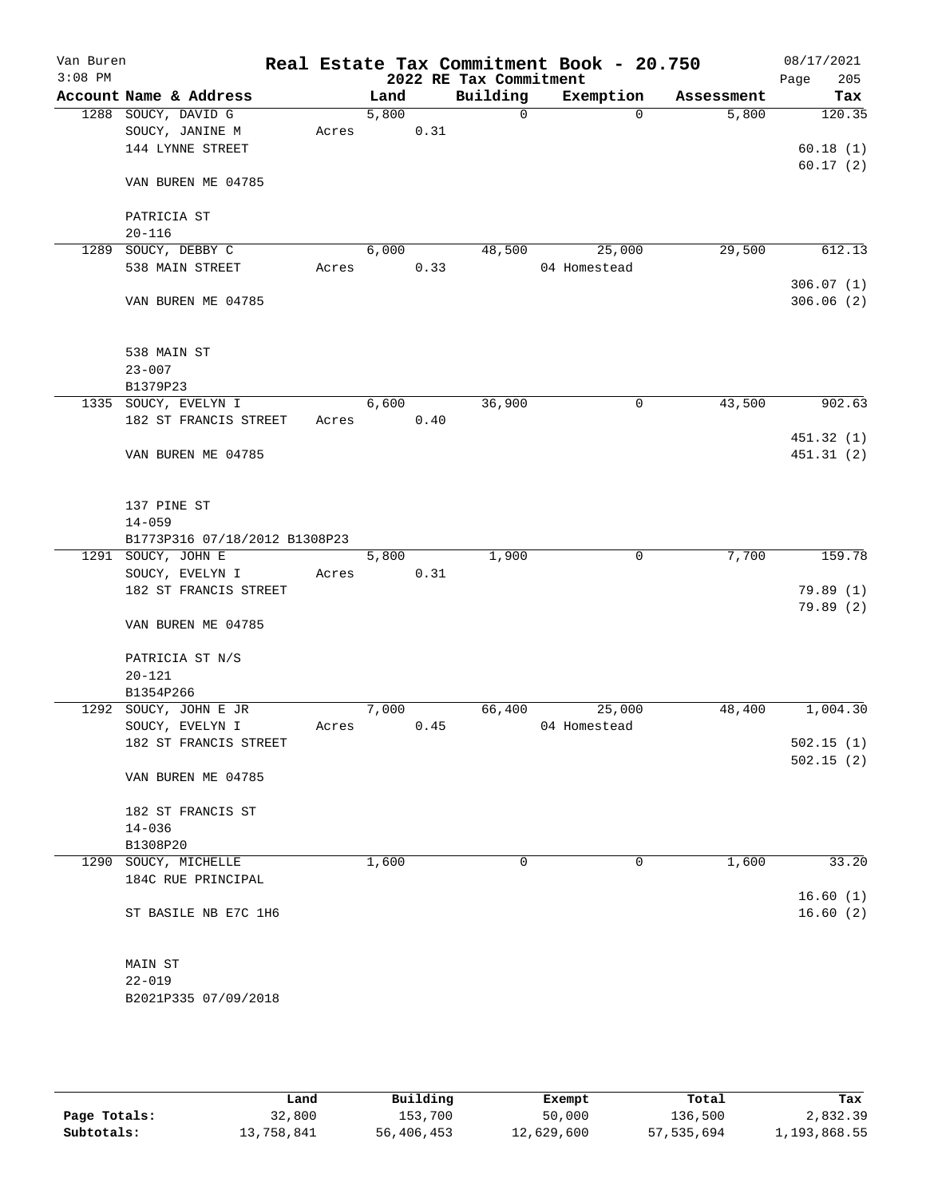Van Buren
3:08 PM

# Real Estate Tax Commitment Book - 20.750
## 2022 RE Tax Commitment

08/17/2021

| Account | Name & Address | Land | Building | Exemption | Assessment | Tax |
|---|---|---|---|---|---|---|
| 1288 | SOUCY, DAVID G | 5,800 | 0 | 0 | 5,800 | 120.35 |
| | SOUCY, JANINE M | Acres 0.31 | | | | |
| | 144 LYNNE STREET | | | | | 60.18 (1) |
| | | | | | | 60.17 (2) |
| | VAN BUREN ME 04785 | | | | | |
| | PATRICIA ST | | | | | |
| | 20-116 | | | | | |
| 1289 | SOUCY, DEBBY C | 6,000 | 48,500 | 25,000 | 29,500 | 612.13 |
| | 538 MAIN STREET | Acres 0.33 | | 04 Homestead | | |
| | | | | | | 306.07 (1) |
| | VAN BUREN ME 04785 | | | | | 306.06 (2) |
| | 538 MAIN ST | | | | | |
| | 23-007 | | | | | |
| | B1379P23 | | | | | |
| 1335 | SOUCY, EVELYN I | 6,600 | 36,900 | 0 | 43,500 | 902.63 |
| | 182 ST FRANCIS STREET | Acres 0.40 | | | | |
| | | | | | | 451.32 (1) |
| | VAN BUREN ME 04785 | | | | | 451.31 (2) |
| | 137 PINE ST | | | | | |
| | 14-059 | | | | | |
| | B1773P316 07/18/2012 B1308P23 | | | | | |
| 1291 | SOUCY, JOHN E | 5,800 | 1,900 | 0 | 7,700 | 159.78 |
| | SOUCY, EVELYN I | Acres 0.31 | | | | |
| | 182 ST FRANCIS STREET | | | | | 79.89 (1) |
| | | | | | | 79.89 (2) |
| | VAN BUREN ME 04785 | | | | | |
| | PATRICIA ST N/S | | | | | |
| | 20-121 | | | | | |
| | B1354P266 | | | | | |
| 1292 | SOUCY, JOHN E JR | 7,000 | 66,400 | 25,000 | 48,400 | 1,004.30 |
| | SOUCY, EVELYN I | Acres 0.45 | | 04 Homestead | | |
| | 182 ST FRANCIS STREET | | | | | 502.15 (1) |
| | | | | | | 502.15 (2) |
| | VAN BUREN ME 04785 | | | | | |
| | 182 ST FRANCIS ST | | | | | |
| | 14-036 | | | | | |
| | B1308P20 | | | | | |
| 1290 | SOUCY, MICHELLE | 1,600 | 0 | 0 | 1,600 | 33.20 |
| | 184C RUE PRINCIPAL | | | | | |
| | | | | | | 16.60 (1) |
| | ST BASILE NB E7C 1H6 | | | | | 16.60 (2) |
| | MAIN ST | | | | | |
| | 22-019 | | | | | |
| | B2021P335 07/09/2018 | | | | | |

| | Land | Building | Exempt | Total | Tax |
|---|---|---|---|---|---|
| Page Totals: | 32,800 | 153,700 | 50,000 | 136,500 | 2,832.39 |
| Subtotals: | 13,758,841 | 56,406,453 | 12,629,600 | 57,535,694 | 1,193,868.55 |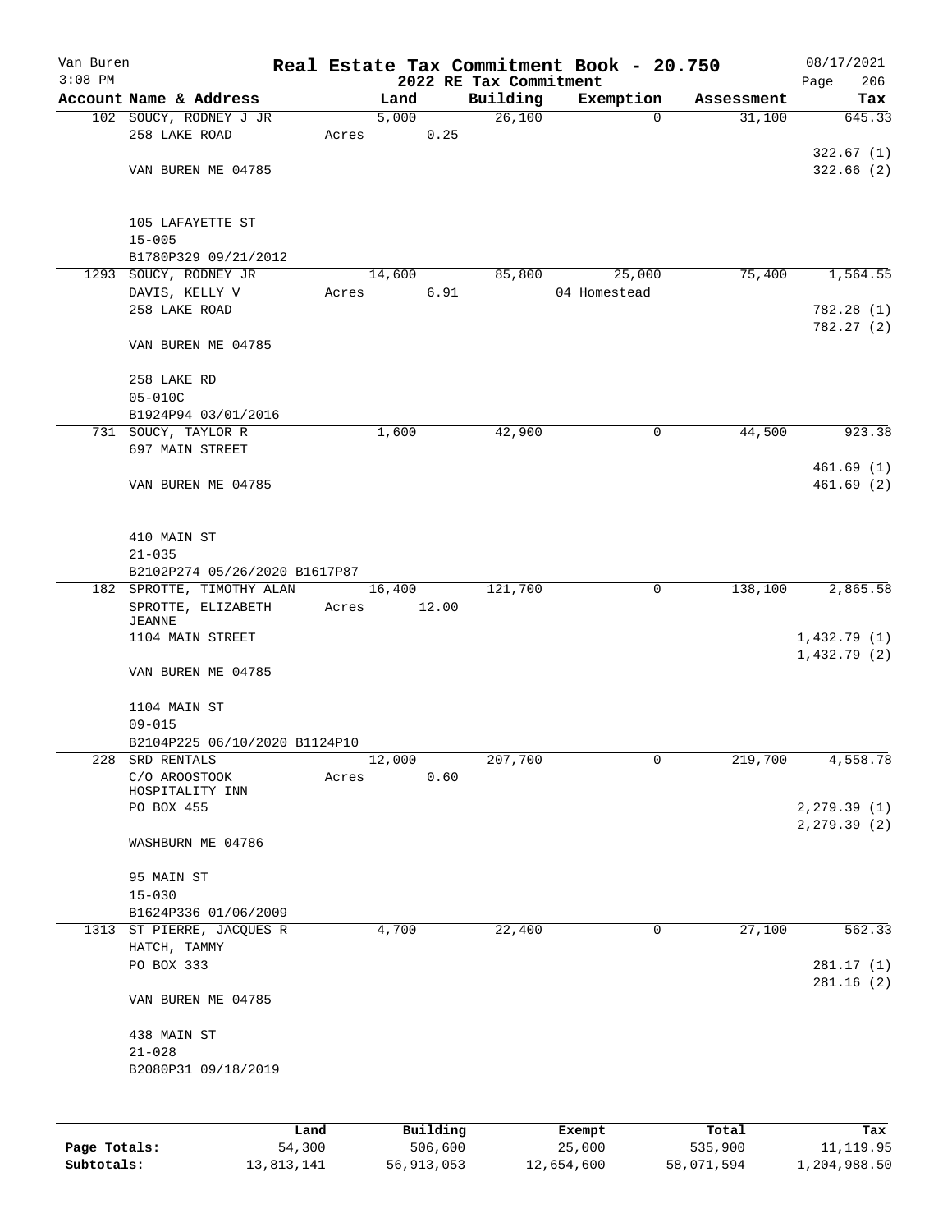# Real Estate Tax Commitment Book - 20.750

Van Buren
3:08 PM

## 2022 RE Tax Commitment

08/17/2021
Page 206

| Account Name & Address | Land | Building | Exemption | Assessment | Tax |
|---|---|---|---|---|---|
| 102 SOUCY, RODNEY J JR | 5,000 | 26,100 | 0 | 31,100 | 645.33 |
| 258 LAKE ROAD | Acres 0.25 | | | | |
| | | | | | 322.67 (1) |
| VAN BUREN ME 04785 | | | | | 322.66 (2) |
| 105 LAFAYETTE ST | | | | | |
| 15-005 | | | | | |
| B1780P329 09/21/2012 | | | | | |
| 1293 SOUCY, RODNEY JR | 14,600 | 85,800 | 25,000 | 75,400 | 1,564.55 |
| DAVIS, KELLY V | Acres 6.91 | | 04 Homestead | | |
| 258 LAKE ROAD | | | | | 782.28 (1) |
| | | | | | 782.27 (2) |
| VAN BUREN ME 04785 | | | | | |
| 258 LAKE RD | | | | | |
| 05-010C | | | | | |
| B1924P94 03/01/2016 | | | | | |
| 731 SOUCY, TAYLOR R | 1,600 | 42,900 | 0 | 44,500 | 923.38 |
| 697 MAIN STREET | | | | | |
| | | | | | 461.69 (1) |
| VAN BUREN ME 04785 | | | | | 461.69 (2) |
| 410 MAIN ST | | | | | |
| 21-035 | | | | | |
| B2102P274 05/26/2020 B1617P87 | | | | | |
| 182 SPROTTE, TIMOTHY ALAN | 16,400 | 121,700 | 0 | 138,100 | 2,865.58 |
| SPROTTE, ELIZABETH JEANNE | Acres 12.00 | | | | |
| 1104 MAIN STREET | | | | | 1,432.79 (1) |
| | | | | | 1,432.79 (2) |
| VAN BUREN ME 04785 | | | | | |
| 1104 MAIN ST | | | | | |
| 09-015 | | | | | |
| B2104P225 06/10/2020 B1124P10 | | | | | |
| 228 SRD RENTALS | 12,000 | 207,700 | 0 | 219,700 | 4,558.78 |
| C/O AROOSTOOK HOSPITALITY INN | Acres 0.60 | | | | |
| PO BOX 455 | | | | | 2,279.39 (1) |
| | | | | | 2,279.39 (2) |
| WASHBURN ME 04786 | | | | | |
| 95 MAIN ST | | | | | |
| 15-030 | | | | | |
| B1624P336 01/06/2009 | | | | | |
| 1313 ST PIERRE, JACQUES R | 4,700 | 22,400 | 0 | 27,100 | 562.33 |
| HATCH, TAMMY | | | | | |
| PO BOX 333 | | | | | 281.17 (1) |
| | | | | | 281.16 (2) |
| VAN BUREN ME 04785 | | | | | |
| 438 MAIN ST | | | | | |
| 21-028 | | | | | |
| B2080P31 09/18/2019 | | | | | |

| | Land | Building | Exempt | Total | Tax |
|---|---|---|---|---|---|
| Page Totals: | 54,300 | 506,600 | 25,000 | 535,900 | 11,119.95 |
| Subtotals: | 13,813,141 | 56,913,053 | 12,654,600 | 58,071,594 | 1,204,988.50 |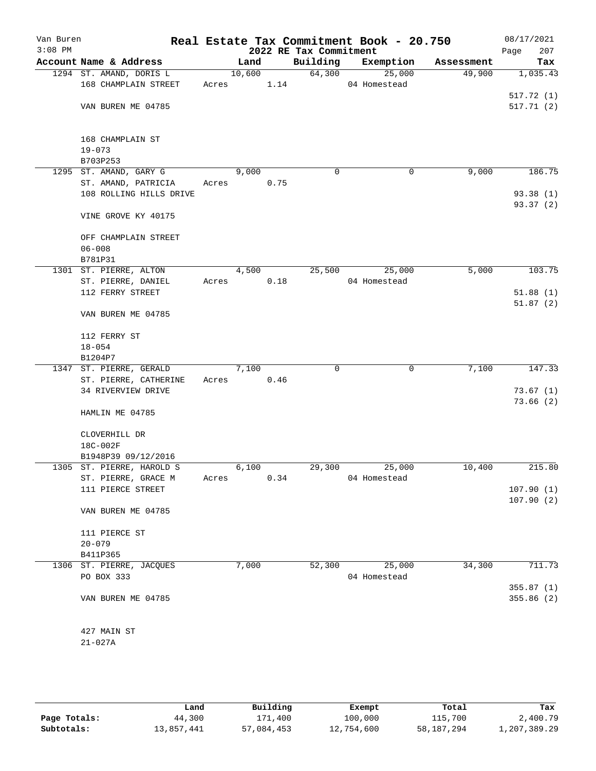Van Buren 3:08 PM

# Real Estate Tax Commitment Book - 20.750

## 2022 RE Tax Commitment

08/17/2021

| Account | Name & Address | Land | Building | Exemption | Assessment | Tax |
|---|---|---|---|---|---|---|
| 1294 | ST. AMAND, DORIS L | 10,600 | 64,300 | 25,000 | 49,900 | 1,035.43 |
| | 168 CHAMPLAIN STREET | Acres 1.14 | | 04 Homestead | | |
| | | | | | | 517.72 (1) |
| | VAN BUREN ME 04785 | | | | | 517.71 (2) |
| | 168 CHAMPLAIN ST | | | | | |
| | 19-073 | | | | | |
| | B703P253 | | | | | |
| 1295 | ST. AMAND, GARY G | 9,000 | 0 | 0 | 9,000 | 186.75 |
| | ST. AMAND, PATRICIA | Acres 0.75 | | | | |
| | 108 ROLLING HILLS DRIVE | | | | | 93.38 (1) |
| | | | | | | 93.37 (2) |
| | VINE GROVE KY 40175 | | | | | |
| | OFF CHAMPLAIN STREET | | | | | |
| | 06-008 | | | | | |
| | B781P31 | | | | | |
| 1301 | ST. PIERRE, ALTON | 4,500 | 25,500 | 25,000 | 5,000 | 103.75 |
| | ST. PIERRE, DANIEL | Acres 0.18 | | 04 Homestead | | |
| | 112 FERRY STREET | | | | | 51.88 (1) |
| | | | | | | 51.87 (2) |
| | VAN BUREN ME 04785 | | | | | |
| | 112 FERRY ST | | | | | |
| | 18-054 | | | | | |
| | B1204P7 | | | | | |
| 1347 | ST. PIERRE, GERALD | 7,100 | 0 | 0 | 7,100 | 147.33 |
| | ST. PIERRE, CATHERINE | Acres 0.46 | | | | |
| | 34 RIVERVIEW DRIVE | | | | | 73.67 (1) |
| | | | | | | 73.66 (2) |
| | HAMLIN ME 04785 | | | | | |
| | CLOVERHILL DR | | | | | |
| | 18C-002F | | | | | |
| | B1948P39 09/12/2016 | | | | | |
| 1305 | ST. PIERRE, HAROLD S | 6,100 | 29,300 | 25,000 | 10,400 | 215.80 |
| | ST. PIERRE, GRACE M | Acres 0.34 | | 04 Homestead | | |
| | 111 PIERCE STREET | | | | | 107.90 (1) |
| | | | | | | 107.90 (2) |
| | VAN BUREN ME 04785 | | | | | |
| | 111 PIERCE ST | | | | | |
| | 20-079 | | | | | |
| | B411P365 | | | | | |
| 1306 | ST. PIERRE, JACQUES | 7,000 | 52,300 | 25,000 | 34,300 | 711.73 |
| | PO BOX 333 | | | 04 Homestead | | |
| | | | | | | 355.87 (1) |
| | VAN BUREN ME 04785 | | | | | 355.86 (2) |
| | 427 MAIN ST | | | | | |
| | 21-027A | | | | | |

| | Land | Building | Exempt | Total | Tax |
|---|---|---|---|---|---|
| Page Totals: | 44,300 | 171,400 | 100,000 | 115,700 | 2,400.79 |
| Subtotals: | 13,857,441 | 57,084,453 | 12,754,600 | 58,187,294 | 1,207,389.29 |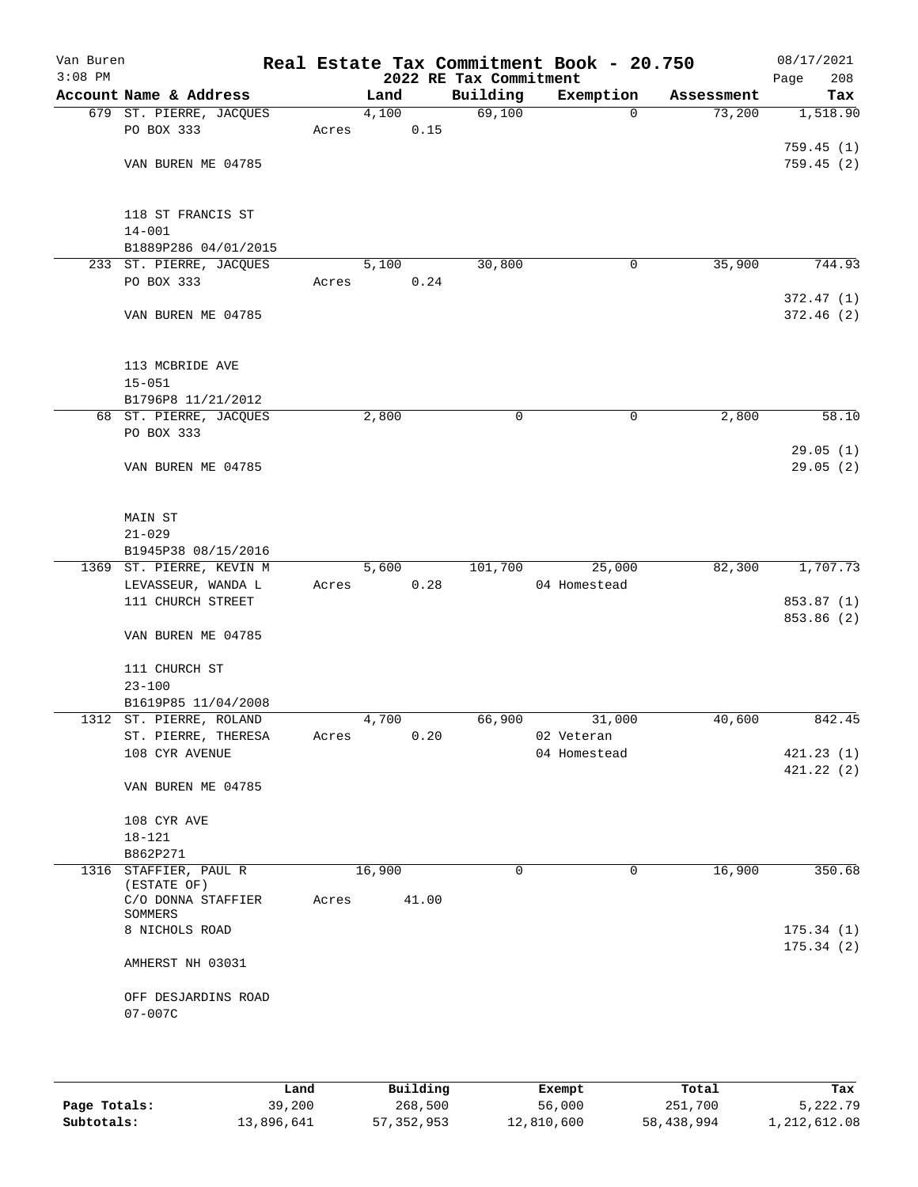# Real Estate Tax Commitment Book - 20.750

Van Buren
3:08 PM

2022 RE Tax Commitment

08/17/2021
Page 208

| Account | Name & Address | Land | Building | Exemption | Assessment | Tax |
|---|---|---|---|---|---|---|
| 679 | ST. PIERRE, JACQUES<br>PO BOX 333<br><br>VAN BUREN ME 04785<br><br>118 ST FRANCIS ST<br>14-001<br>B1889P286 04/01/2015 | 4,100<br>Acres 0.15 | 69,100 | 0 | 73,200 | 1,518.90<br><br>759.45 (1)<br>759.45 (2) |
| 233 | ST. PIERRE, JACQUES<br>PO BOX 333<br><br>VAN BUREN ME 04785<br><br>113 MCBRIDE AVE<br>15-051<br>B1796P8 11/21/2012 | 5,100<br>Acres 0.24 | 30,800 | 0 | 35,900 | 744.93<br><br>372.47 (1)<br>372.46 (2) |
| 68 | ST. PIERRE, JACQUES<br>PO BOX 333<br><br>VAN BUREN ME 04785<br><br>MAIN ST<br>21-029<br>B1945P38 08/15/2016 | 2,800 | 0 | 0 | 2,800 | 58.10<br><br>29.05 (1)<br>29.05 (2) |
| 1369 | ST. PIERRE, KEVIN M<br>LEVASSEUR, WANDA L<br>111 CHURCH STREET<br><br>VAN BUREN ME 04785<br><br>111 CHURCH ST<br>23-100<br>B1619P85 11/04/2008 | 5,600<br>Acres 0.28 | 101,700 | 25,000<br>04 Homestead | 82,300 | 1,707.73<br><br>853.87 (1)<br>853.86 (2) |
| 1312 | ST. PIERRE, ROLAND<br>ST. PIERRE, THERESA<br>108 CYR AVENUE<br><br>VAN BUREN ME 04785<br><br>108 CYR AVE<br>18-121<br>B862P271 | 4,700<br>Acres 0.20 | 66,900 | 31,000<br>02 Veteran<br>04 Homestead | 40,600 | 842.45<br><br>421.23 (1)<br>421.22 (2) |
| 1316 | STAFFIER, PAUL R<br>(ESTATE OF)<br>C/O DONNA STAFFIER SOMMERS<br>8 NICHOLS ROAD<br><br>AMHERST NH 03031<br><br>OFF DESJARDINS ROAD<br>07-007C | 16,900<br>Acres 41.00 | 0 | 0 | 16,900 | 350.68<br><br>175.34 (1)<br>175.34 (2) |

| | Land | Building | Exempt | Total | Tax |
|---|---|---|---|---|---|
| **Page Totals:** | 39,200 | 268,500 | 56,000 | 251,700 | 5,222.79 |
| **Subtotals:** | 13,896,641 | 57,352,953 | 12,810,600 | 58,438,994 | 1,212,612.08 |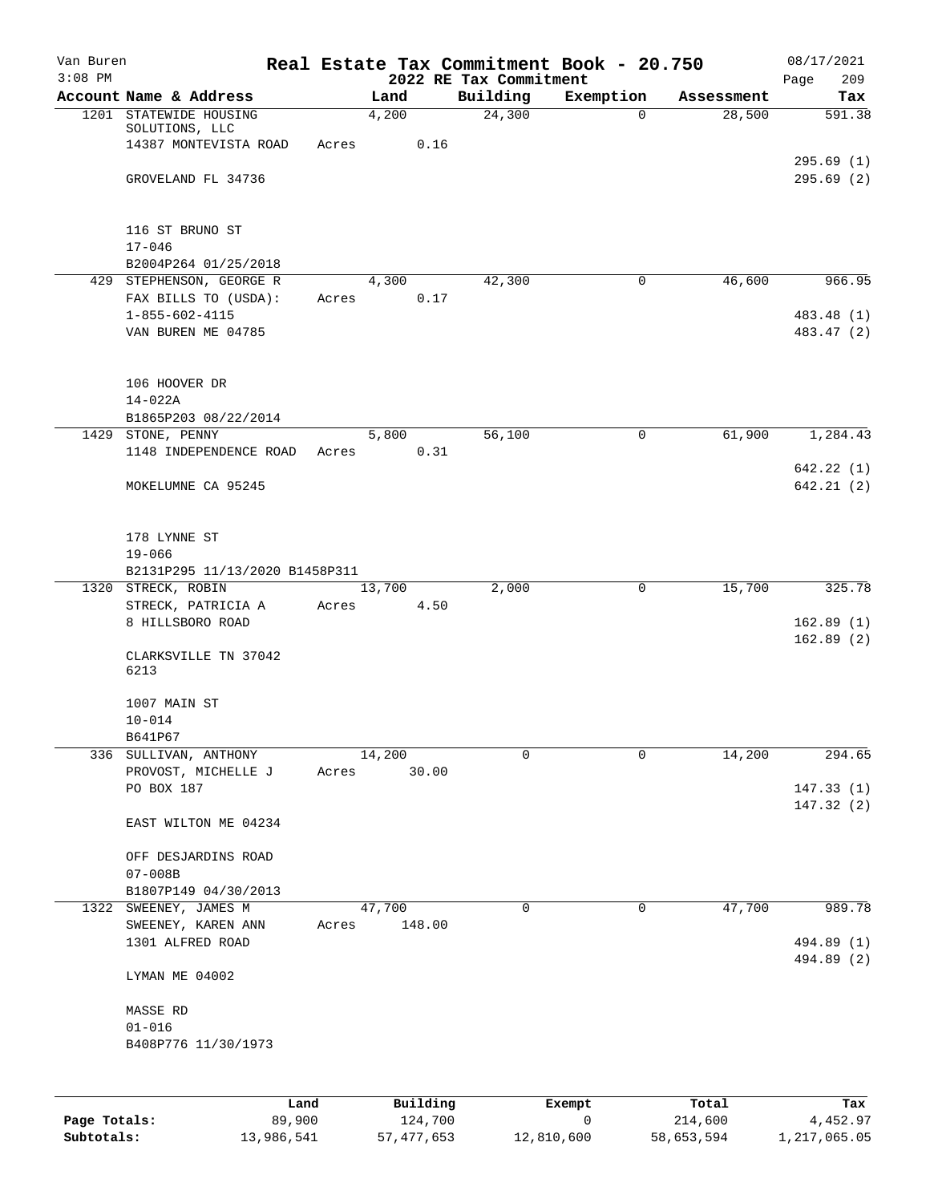Van Buren
3:08 PM

# Real Estate Tax Commitment Book - 20.750

## 2022 RE Tax Commitment

08/17/2021
Page 209

| Account Name & Address | Land | Building | Exemption | Assessment | Tax |
|---|---|---|---|---|---|
| 1201 STATEWIDE HOUSING SOLUTIONS, LLC<br>14387 MONTEVISTA ROAD<br><br>GROVELAND FL 34736<br><br>116 ST BRUNO ST<br>17-046<br>B2004P264 01/25/2018 | 4,200<br>Acres 0.16 | 24,300 | 0 | 28,500 | 591.38<br><br>295.69 (1)<br>295.69 (2) |
| 429 STEPHENSON, GEORGE R<br>FAX BILLS TO (USDA):<br>1-855-602-4115<br>VAN BUREN ME 04785<br><br>106 HOOVER DR<br>14-022A<br>B1865P203 08/22/2014 | 4,300<br>Acres 0.17 | 42,300 | 0 | 46,600 | 966.95<br><br>483.48 (1)<br>483.47 (2) |
| 1429 STONE, PENNY<br>1148 INDEPENDENCE ROAD<br><br>MOKELUMNE CA 95245<br><br>178 LYNNE ST<br>19-066<br>B2131P295 11/13/2020 B1458P311 | 5,800<br>Acres 0.31 | 56,100 | 0 | 61,900 | 1,284.43<br><br>642.22 (1)<br>642.21 (2) |
| 1320 STRECK, ROBIN<br>STRECK, PATRICIA A<br>8 HILLSBORO ROAD<br><br>CLARKSVILLE TN 37042<br>6213<br><br>1007 MAIN ST<br>10-014<br>B641P67 | 13,700<br>Acres 4.50 | 2,000 | 0 | 15,700 | 325.78<br><br>162.89 (1)<br>162.89 (2) |
| 336 SULLIVAN, ANTHONY<br>PROVOST, MICHELLE J<br>PO BOX 187<br><br>EAST WILTON ME 04234<br><br>OFF DESJARDINS ROAD<br>07-008B<br>B1807P149 04/30/2013 | 14,200<br>Acres 30.00 | 0 | 0 | 14,200 | 294.65<br><br>147.33 (1)<br>147.32 (2) |
| 1322 SWEENEY, JAMES M<br>SWEENEY, KAREN ANN<br>1301 ALFRED ROAD<br><br>LYMAN ME 04002<br><br>MASSE RD<br>01-016<br>B408P776 11/30/1973 | 47,700<br>Acres 148.00 | 0 | 0 | 47,700 | 989.78<br><br>494.89 (1)<br>494.89 (2) |

| | Land | Building | Exempt | Total | Tax |
|---|---|---|---|---|---|
| Page Totals: | 89,900 | 124,700 | 0 | 214,600 | 4,452.97 |
| Subtotals: | 13,986,541 | 57,477,653 | 12,810,600 | 58,653,594 | 1,217,065.05 |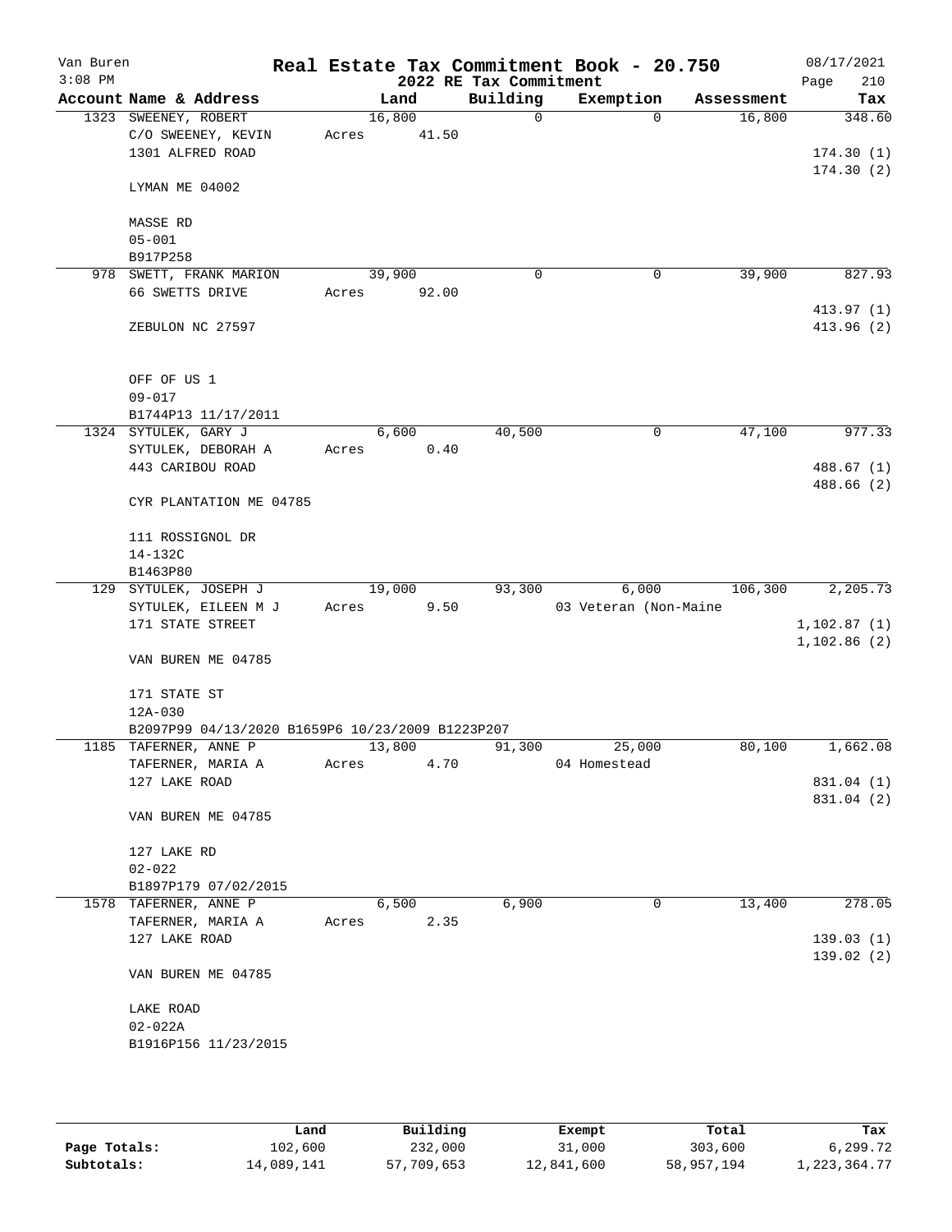Van Buren  
3:08 PM

# Real Estate Tax Commitment Book - 20.750
## 2022 RE Tax Commitment

08/17/2021  
Page 210

| Account Name & Address | Land | Building | Exemption | Assessment | Tax |
|---|---|---|---|---|---|
| 1323 SWEENEY, ROBERT | 16,800 | 0 | 0 | 16,800 | 348.60 |
| C/O SWEENEY, KEVIN | Acres 41.50 | | | | |
| 1301 ALFRED ROAD | | | | | 174.30 (1) |
| | | | | | 174.30 (2) |
| LYMAN ME 04002 | | | | | |
| MASSE RD | | | | | |
| 05-001 | | | | | |
| B917P258 | | | | | |
| 978 SWETT, FRANK MARION | 39,900 | 0 | 0 | 39,900 | 827.93 |
| 66 SWETTS DRIVE | Acres 92.00 | | | | |
| | | | | | 413.97 (1) |
| ZEBULON NC 27597 | | | | | 413.96 (2) |
| OFF OF US 1 | | | | | |
| 09-017 | | | | | |
| B1744P13 11/17/2011 | | | | | |
| 1324 SYTULEK, GARY J | 6,600 | 40,500 | 0 | 47,100 | 977.33 |
| SYTULEK, DEBORAH A | Acres 0.40 | | | | |
| 443 CARIBOU ROAD | | | | | 488.67 (1) |
| | | | | | 488.66 (2) |
| CYR PLANTATION ME 04785 | | | | | |
| 111 ROSSIGNOL DR | | | | | |
| 14-132C | | | | | |
| B1463P80 | | | | | |
| 129 SYTULEK, JOSEPH J | 19,000 | 93,300 | 6,000 | 106,300 | 2,205.73 |
| SYTULEK, EILEEN M J | Acres 9.50 | | 03 Veteran (Non-Maine | | |
| 171 STATE STREET | | | | | 1,102.87 (1) |
| | | | | | 1,102.86 (2) |
| VAN BUREN ME 04785 | | | | | |
| 171 STATE ST | | | | | |
| 12A-030 | | | | | |
| B2097P99 04/13/2020 B1659P6 10/23/2009 B1223P207 | | | | | |
| 1185 TAFERNER, ANNE P | 13,800 | 91,300 | 25,000 | 80,100 | 1,662.08 |
| TAFERNER, MARIA A | Acres 4.70 | | 04 Homestead | | |
| 127 LAKE ROAD | | | | | 831.04 (1) |
| | | | | | 831.04 (2) |
| VAN BUREN ME 04785 | | | | | |
| 127 LAKE RD | | | | | |
| 02-022 | | | | | |
| B1897P179 07/02/2015 | | | | | |
| 1578 TAFERNER, ANNE P | 6,500 | 6,900 | 0 | 13,400 | 278.05 |
| TAFERNER, MARIA A | Acres 2.35 | | | | |
| 127 LAKE ROAD | | | | | 139.03 (1) |
| | | | | | 139.02 (2) |
| VAN BUREN ME 04785 | | | | | |
| LAKE ROAD | | | | | |
| 02-022A | | | | | |
| B1916P156 11/23/2015 | | | | | |

| | Land | Building | Exempt | Total | Tax |
|---|---|---|---|---|---|
| Page Totals: | 102,600 | 232,000 | 31,000 | 303,600 | 6,299.72 |
| Subtotals: | 14,089,141 | 57,709,653 | 12,841,600 | 58,957,194 | 1,223,364.77 |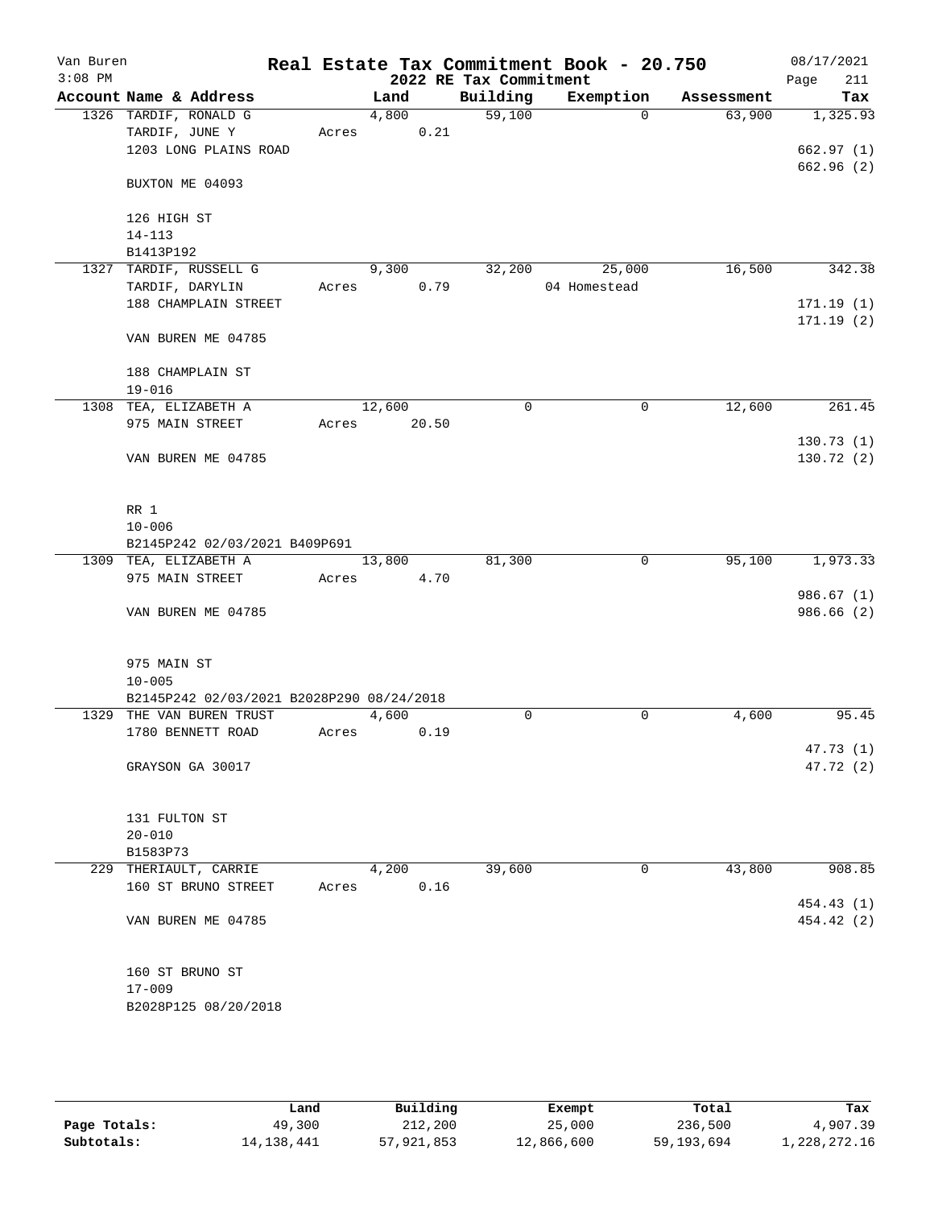# Real Estate Tax Commitment Book - 20.750

## 2022 RE Tax Commitment

Van Buren — 3:08 PM — 08/17/2021

| Account Name & Address | Land | Building | Exemption | Assessment | Tax |
|---|---|---|---|---|---|
| 1326 TARDIF, RONALD G | 4,800 | 59,100 | 0 | 63,900 | 1,325.93 |
| TARDIF, JUNE Y | Acres 0.21 | | | | |
| 1203 LONG PLAINS ROAD | | | | | 662.97 (1) |
| | | | | | 662.96 (2) |
| BUXTON ME 04093 | | | | | |
| 126 HIGH ST | | | | | |
| 14-113 | | | | | |
| B1413P192 | | | | | |
| 1327 TARDIF, RUSSELL G | 9,300 | 32,200 | 25,000 | 16,500 | 342.38 |
| TARDIF, DARYLIN | Acres 0.79 | | 04 Homestead | | |
| 188 CHAMPLAIN STREET | | | | | 171.19 (1) |
| | | | | | 171.19 (2) |
| VAN BUREN ME 04785 | | | | | |
| 188 CHAMPLAIN ST | | | | | |
| 19-016 | | | | | |
| 1308 TEA, ELIZABETH A | 12,600 | 0 | 0 | 12,600 | 261.45 |
| 975 MAIN STREET | Acres 20.50 | | | | |
| | | | | | 130.73 (1) |
| VAN BUREN ME 04785 | | | | | 130.72 (2) |
| RR 1 | | | | | |
| 10-006 | | | | | |
| B2145P242 02/03/2021 B409P691 | | | | | |
| 1309 TEA, ELIZABETH A | 13,800 | 81,300 | 0 | 95,100 | 1,973.33 |
| 975 MAIN STREET | Acres 4.70 | | | | |
| | | | | | 986.67 (1) |
| VAN BUREN ME 04785 | | | | | 986.66 (2) |
| 975 MAIN ST | | | | | |
| 10-005 | | | | | |
| B2145P242 02/03/2021 B2028P290 08/24/2018 | | | | | |
| 1329 THE VAN BUREN TRUST | 4,600 | 0 | 0 | 4,600 | 95.45 |
| 1780 BENNETT ROAD | Acres 0.19 | | | | |
| | | | | | 47.73 (1) |
| GRAYSON GA 30017 | | | | | 47.72 (2) |
| 131 FULTON ST | | | | | |
| 20-010 | | | | | |
| B1583P73 | | | | | |
| 229 THERIAULT, CARRIE | 4,200 | 39,600 | 0 | 43,800 | 908.85 |
| 160 ST BRUNO STREET | Acres 0.16 | | | | |
| | | | | | 454.43 (1) |
| VAN BUREN ME 04785 | | | | | 454.42 (2) |
| 160 ST BRUNO ST | | | | | |
| 17-009 | | | | | |
| B2028P125 08/20/2018 | | | | | |

| | Land | Building | Exempt | Total | Tax |
|---|---|---|---|---|---|
| Page Totals: | 49,300 | 212,200 | 25,000 | 236,500 | 4,907.39 |
| Subtotals: | 14,138,441 | 57,921,853 | 12,866,600 | 59,193,694 | 1,228,272.16 |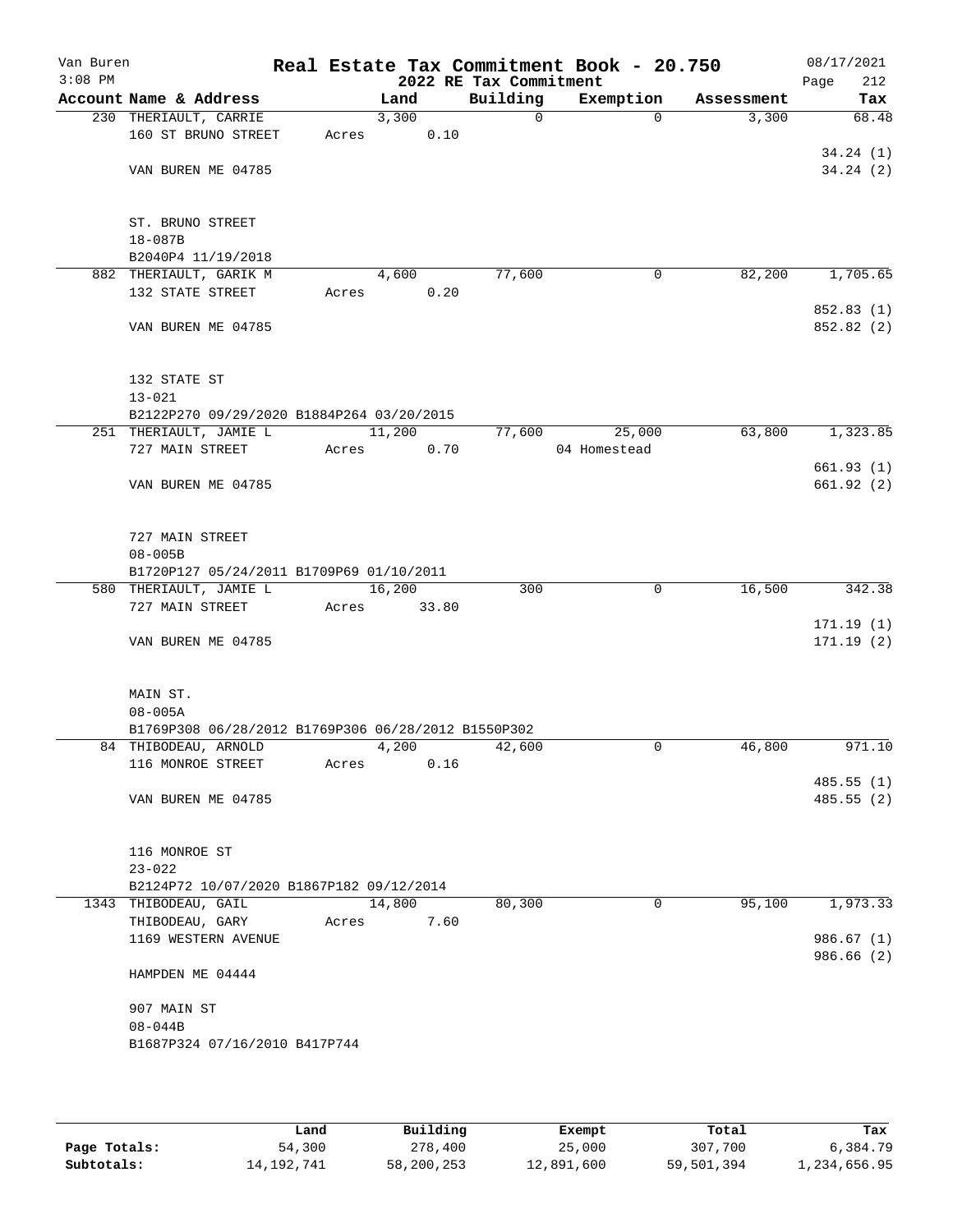Van Buren
3:08 PM

## Real Estate Tax Commitment Book - 20.750

2022 RE Tax Commitment

08/17/2021

| Account Name & Address | Land | Building | Exemption | Assessment | Tax |
|---|---|---|---|---|---|
| 230 THERIAULT, CARRIE | 3,300 | 0 | 0 | 3,300 | 68.48 |
| 160 ST BRUNO STREET | Acres 0.10 | | | | |
| | | | | | 34.24 (1) |
| VAN BUREN ME 04785 | | | | | 34.24 (2) |
| ST. BRUNO STREET | | | | | |
| 18-087B | | | | | |
| B2040P4 11/19/2018 | | | | | |
| 882 THERIAULT, GARIK M | 4,600 | 77,600 | 0 | 82,200 | 1,705.65 |
| 132 STATE STREET | Acres 0.20 | | | | |
| | | | | | 852.83 (1) |
| VAN BUREN ME 04785 | | | | | 852.82 (2) |
| 132 STATE ST | | | | | |
| 13-021 | | | | | |
| B2122P270 09/29/2020 B1884P264 03/20/2015 | | | | | |
| 251 THERIAULT, JAMIE L | 11,200 | 77,600 | 25,000 | 63,800 | 1,323.85 |
| 727 MAIN STREET | Acres 0.70 | | 04 Homestead | | |
| | | | | | 661.93 (1) |
| VAN BUREN ME 04785 | | | | | 661.92 (2) |
| 727 MAIN STREET | | | | | |
| 08-005B | | | | | |
| B1720P127 05/24/2011 B1709P69 01/10/2011 | | | | | |
| 580 THERIAULT, JAMIE L | 16,200 | 300 | 0 | 16,500 | 342.38 |
| 727 MAIN STREET | Acres 33.80 | | | | |
| | | | | | 171.19 (1) |
| VAN BUREN ME 04785 | | | | | 171.19 (2) |
| MAIN ST. | | | | | |
| 08-005A | | | | | |
| B1769P308 06/28/2012 B1769P306 06/28/2012 B1550P302 | | | | | |
| 84 THIBODEAU, ARNOLD | 4,200 | 42,600 | 0 | 46,800 | 971.10 |
| 116 MONROE STREET | Acres 0.16 | | | | |
| | | | | | 485.55 (1) |
| VAN BUREN ME 04785 | | | | | 485.55 (2) |
| 116 MONROE ST | | | | | |
| 23-022 | | | | | |
| B2124P72 10/07/2020 B1867P182 09/12/2014 | | | | | |
| 1343 THIBODEAU, GAIL | 14,800 | 80,300 | 0 | 95,100 | 1,973.33 |
| THIBODEAU, GARY | Acres 7.60 | | | | |
| 1169 WESTERN AVENUE | | | | | 986.67 (1) |
| | | | | | 986.66 (2) |
| HAMPDEN ME 04444 | | | | | |
| 907 MAIN ST | | | | | |
| 08-044B | | | | | |
| B1687P324 07/16/2010 B417P744 | | | | | |

| | Land | Building | Exempt | Total | Tax |
|---|---|---|---|---|---|
| Page Totals: | 54,300 | 278,400 | 25,000 | 307,700 | 6,384.79 |
| Subtotals: | 14,192,741 | 58,200,253 | 12,891,600 | 59,501,394 | 1,234,656.95 |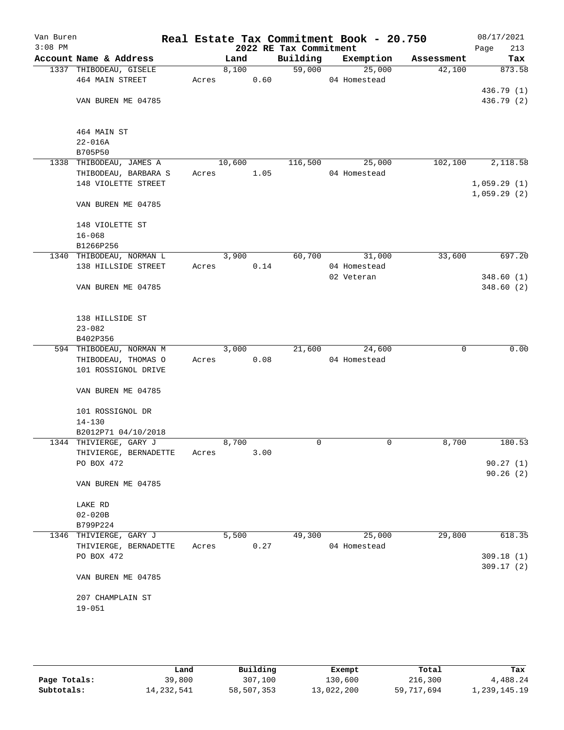# Real Estate Tax Commitment Book - 20.750

Van Buren
3:08 PM

2022 RE Tax Commitment

08/17/2021

| Account Name & Address | Land | Building | Exemption | Assessment | Tax |
|---|---|---|---|---|---|
| 1337 THIBODEAU, GISELE<br>464 MAIN STREET<br><br>VAN BUREN ME 04785<br><br>464 MAIN ST<br>22-016A<br>B705P50 | 8,100<br>Acres 0.60 | 59,000 | 25,000<br>04 Homestead | 42,100 | 873.58<br><br>436.79 (1)<br>436.79 (2) |
| 1338 THIBODEAU, JAMES A<br>THIBODEAU, BARBARA S<br>148 VIOLETTE STREET<br><br>VAN BUREN ME 04785<br><br>148 VIOLETTE ST<br>16-068<br>B1266P256 | 10,600<br>Acres 1.05 | 116,500 | 25,000<br>04 Homestead | 102,100 | 2,118.58<br><br>1,059.29 (1)<br>1,059.29 (2) |
| 1340 THIBODEAU, NORMAN L<br>138 HILLSIDE STREET<br><br>VAN BUREN ME 04785<br><br>138 HILLSIDE ST<br>23-082<br>B402P356 | 3,900<br>Acres 0.14 | 60,700 | 31,000<br>04 Homestead<br>02 Veteran | 33,600 | 697.20<br><br>348.60 (1)<br>348.60 (2) |
| 594 THIBODEAU, NORMAN M<br>THIBODEAU, THOMAS O<br>101 ROSSIGNOL DRIVE<br><br>VAN BUREN ME 04785<br><br>101 ROSSIGNOL DR<br>14-130<br>B2012P71 04/10/2018 | 3,000<br>Acres 0.08 | 21,600 | 24,600<br>04 Homestead | 0 | 0.00 |
| 1344 THIVIERGE, GARY J<br>THIVIERGE, BERNADETTE<br>PO BOX 472<br><br>VAN BUREN ME 04785<br><br>LAKE RD<br>02-020B<br>B799P224 | 8,700<br>Acres 3.00 | 0 | 0 | 8,700 | 180.53<br><br>90.27 (1)<br>90.26 (2) |
| 1346 THIVIERGE, GARY J<br>THIVIERGE, BERNADETTE<br>PO BOX 472<br><br>VAN BUREN ME 04785<br><br>207 CHAMPLAIN ST<br>19-051 | 5,500<br>Acres 0.27 | 49,300 | 25,000<br>04 Homestead | 29,800 | 618.35<br><br>309.18 (1)<br>309.17 (2) |

| | Land | Building | Exempt | Total | Tax |
|---|---|---|---|---|---|
| Page Totals: | 39,800 | 307,100 | 130,600 | 216,300 | 4,488.24 |
| Subtotals: | 14,232,541 | 58,507,353 | 13,022,200 | 59,717,694 | 1,239,145.19 |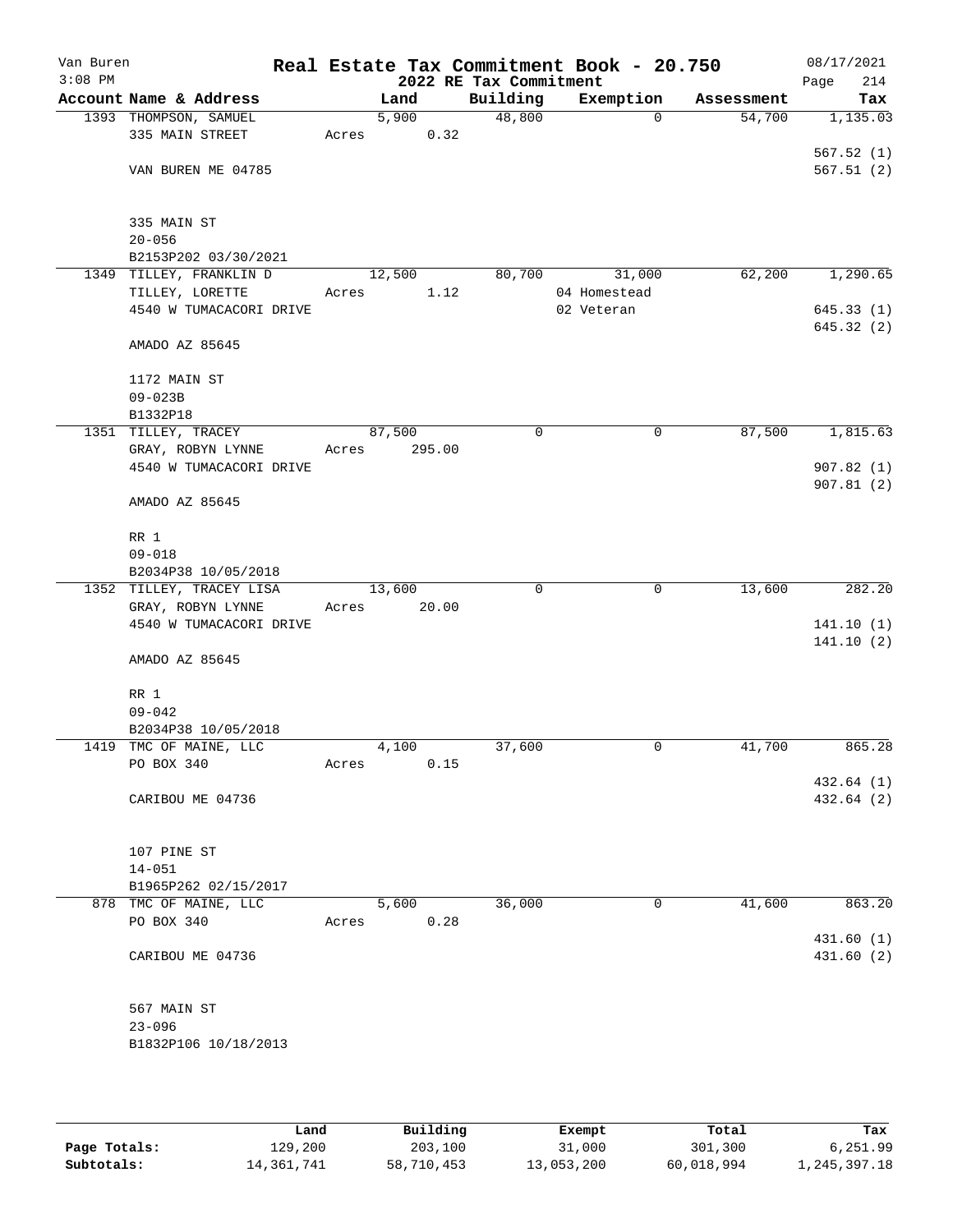Van Buren
3:08 PM

# Real Estate Tax Commitment Book - 20.750

## 2022 RE Tax Commitment

08/17/2021

| Account Name & Address | Land | Building | Exemption | Assessment | Tax |
|---|---|---|---|---|---|
| 1393 THOMPSON, SAMUEL<br>335 MAIN STREET<br><br>VAN BUREN ME 04785<br><br>335 MAIN ST<br>20-056<br>B2153P202 03/30/2021 | 5,900<br>Acres 0.32 | 48,800 | 0 | 54,700 | 1,135.03<br><br>567.52 (1)<br>567.51 (2) |
| 1349 TILLEY, FRANKLIN D<br>TILLEY, LORETTE<br>4540 W TUMACACORI DRIVE<br><br>AMADO AZ 85645<br><br>1172 MAIN ST<br>09-023B<br>B1332P18 | 12,500<br>Acres 1.12 | 80,700 | 31,000<br>04 Homestead<br>02 Veteran | 62,200 | 1,290.65<br><br>645.33 (1)<br>645.32 (2) |
| 1351 TILLEY, TRACEY<br>GRAY, ROBYN LYNNE<br>4540 W TUMACACORI DRIVE<br><br>AMADO AZ 85645<br><br>RR 1<br>09-018<br>B2034P38 10/05/2018 | 87,500<br>Acres 295.00 | 0 | 0 | 87,500 | 1,815.63<br><br>907.82 (1)<br>907.81 (2) |
| 1352 TILLEY, TRACEY LISA<br>GRAY, ROBYN LYNNE<br>4540 W TUMACACORI DRIVE<br><br>AMADO AZ 85645<br><br>RR 1<br>09-042<br>B2034P38 10/05/2018 | 13,600<br>Acres 20.00 | 0 | 0 | 13,600 | 282.20<br><br>141.10 (1)<br>141.10 (2) |
| 1419 TMC OF MAINE, LLC<br>PO BOX 340<br><br>CARIBOU ME 04736<br><br>107 PINE ST<br>14-051<br>B1965P262 02/15/2017 | 4,100<br>Acres 0.15 | 37,600 | 0 | 41,700 | 865.28<br><br>432.64 (1)<br>432.64 (2) |
| 878 TMC OF MAINE, LLC<br>PO BOX 340<br><br>CARIBOU ME 04736<br><br>567 MAIN ST<br>23-096<br>B1832P106 10/18/2013 | 5,600<br>Acres 0.28 | 36,000 | 0 | 41,600 | 863.20<br><br>431.60 (1)<br>431.60 (2) |

| | Land | Building | Exempt | Total | Tax |
|---|---|---|---|---|---|
| Page Totals: | 129,200 | 203,100 | 31,000 | 301,300 | 6,251.99 |
| Subtotals: | 14,361,741 | 58,710,453 | 13,053,200 | 60,018,994 | 1,245,397.18 |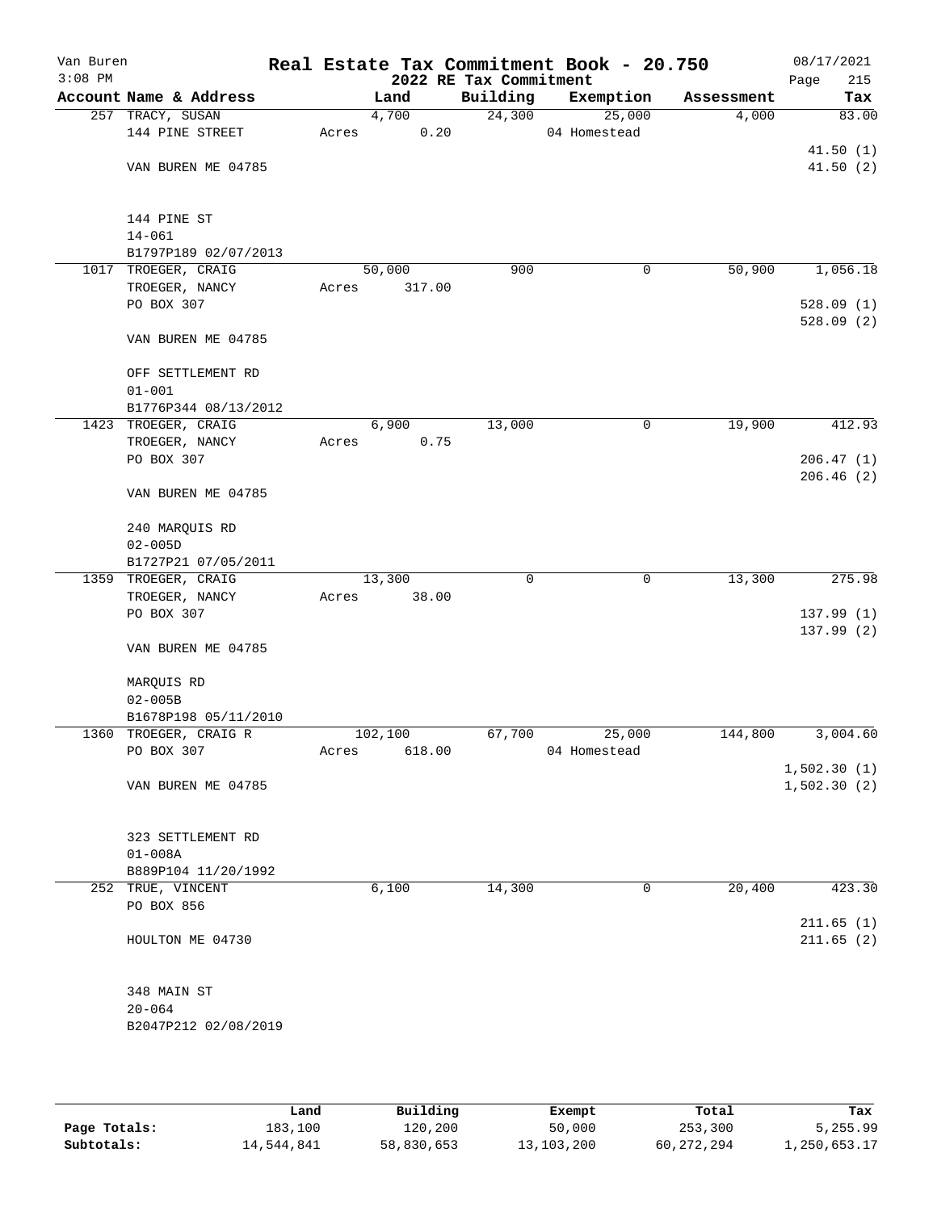# Real Estate Tax Commitment Book - 20.750

Van Buren
3:08 PM

2022 RE Tax Commitment

08/17/2021

| Account Name & Address | Land | Building | Exemption | Assessment | Tax |
|---|---|---|---|---|---|
| 257 TRACY, SUSAN | 4,700 | 24,300 | 25,000 | 4,000 | 83.00 |
| 144 PINE STREET | Acres 0.20 | | 04 Homestead | | |
| | | | | | 41.50 (1) |
| VAN BUREN ME 04785 | | | | | 41.50 (2) |
| 144 PINE ST | | | | | |
| 14-061 | | | | | |
| B1797P189 02/07/2013 | | | | | |
| 1017 TROEGER, CRAIG | 50,000 | 900 | 0 | 50,900 | 1,056.18 |
| TROEGER, NANCY | Acres 317.00 | | | | |
| PO BOX 307 | | | | | 528.09 (1) |
| | | | | | 528.09 (2) |
| VAN BUREN ME 04785 | | | | | |
| OFF SETTLEMENT RD | | | | | |
| 01-001 | | | | | |
| B1776P344 08/13/2012 | | | | | |
| 1423 TROEGER, CRAIG | 6,900 | 13,000 | 0 | 19,900 | 412.93 |
| TROEGER, NANCY | Acres 0.75 | | | | |
| PO BOX 307 | | | | | 206.47 (1) |
| | | | | | 206.46 (2) |
| VAN BUREN ME 04785 | | | | | |
| 240 MARQUIS RD | | | | | |
| 02-005D | | | | | |
| B1727P21 07/05/2011 | | | | | |
| 1359 TROEGER, CRAIG | 13,300 | 0 | 0 | 13,300 | 275.98 |
| TROEGER, NANCY | Acres 38.00 | | | | |
| PO BOX 307 | | | | | 137.99 (1) |
| | | | | | 137.99 (2) |
| VAN BUREN ME 04785 | | | | | |
| MARQUIS RD | | | | | |
| 02-005B | | | | | |
| B1678P198 05/11/2010 | | | | | |
| 1360 TROEGER, CRAIG R | 102,100 | 67,700 | 25,000 | 144,800 | 3,004.60 |
| PO BOX 307 | Acres 618.00 | | 04 Homestead | | |
| | | | | | 1,502.30 (1) |
| VAN BUREN ME 04785 | | | | | 1,502.30 (2) |
| 323 SETTLEMENT RD | | | | | |
| 01-008A | | | | | |
| B889P104 11/20/1992 | | | | | |
| 252 TRUE, VINCENT | 6,100 | 14,300 | 0 | 20,400 | 423.30 |
| PO BOX 856 | | | | | |
| | | | | | 211.65 (1) |
| HOULTON ME 04730 | | | | | 211.65 (2) |
| 348 MAIN ST | | | | | |
| 20-064 | | | | | |
| B2047P212 02/08/2019 | | | | | |

| | Land | Building | Exempt | Total | Tax |
|---|---|---|---|---|---|
| Page Totals: | 183,100 | 120,200 | 50,000 | 253,300 | 5,255.99 |
| Subtotals: | 14,544,841 | 58,830,653 | 13,103,200 | 60,272,294 | 1,250,653.17 |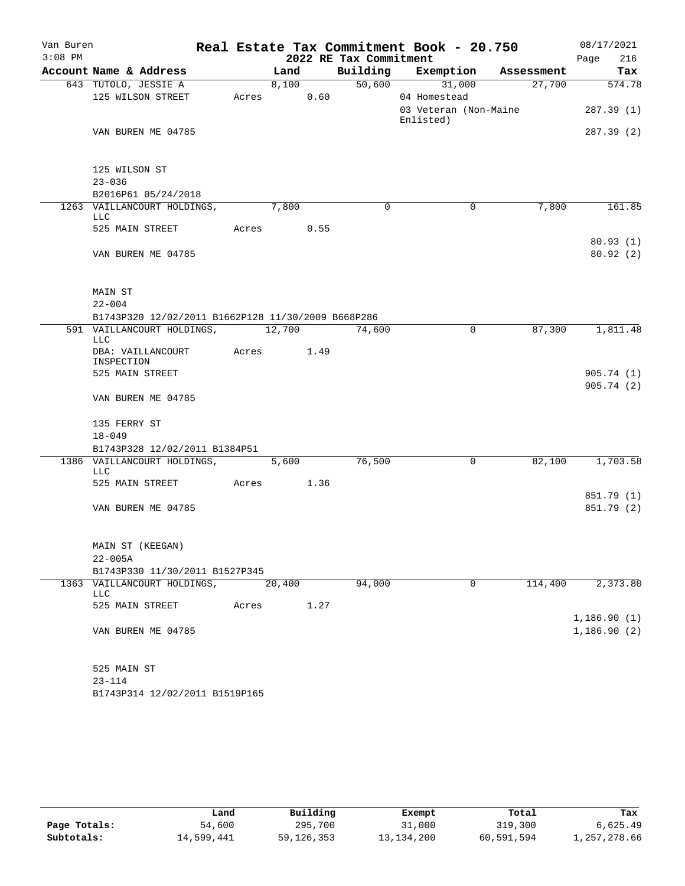Van Buren
3:08 PM

# Real Estate Tax Commitment Book - 20.750

## 2022 RE Tax Commitment

08/17/2021

| Account Name & Address | Land | Building | Exemption | Assessment | Tax |
|---|---|---|---|---|---|
| 643 TUTOLO, JESSIE A | 8,100 | 50,600 | 31,000 | 27,700 | 574.78 |
| 125 WILSON STREET | Acres 0.60 | | 04 Homestead | | |
| | | | 03 Veteran (Non-Maine Enlisted) | | 287.39 (1) |
| VAN BUREN ME 04785 | | | | | 287.39 (2) |
| 125 WILSON ST | | | | | |
| 23-036 | | | | | |
| B2016P61 05/24/2018 | | | | | |
| 1263 VAILLANCOURT HOLDINGS, LLC | 7,800 | 0 | 0 | 7,800 | 161.85 |
| 525 MAIN STREET | Acres 0.55 | | | | |
| | | | | | 80.93 (1) |
| VAN BUREN ME 04785 | | | | | 80.92 (2) |
| MAIN ST | | | | | |
| 22-004 | | | | | |
| B1743P320 12/02/2011 B1662P128 11/30/2009 B668P286 | | | | | |
| 591 VAILLANCOURT HOLDINGS, LLC | 12,700 | 74,600 | 0 | 87,300 | 1,811.48 |
| DBA: VAILLANCOURT INSPECTION | Acres 1.49 | | | | |
| 525 MAIN STREET | | | | | 905.74 (1) |
| | | | | | 905.74 (2) |
| VAN BUREN ME 04785 | | | | | |
| 135 FERRY ST | | | | | |
| 18-049 | | | | | |
| B1743P328 12/02/2011 B1384P51 | | | | | |
| 1386 VAILLANCOURT HOLDINGS, LLC | 5,600 | 76,500 | 0 | 82,100 | 1,703.58 |
| 525 MAIN STREET | Acres 1.36 | | | | |
| | | | | | 851.79 (1) |
| VAN BUREN ME 04785 | | | | | 851.79 (2) |
| MAIN ST (KEEGAN) | | | | | |
| 22-005A | | | | | |
| B1743P330 11/30/2011 B1527P345 | | | | | |
| 1363 VAILLANCOURT HOLDINGS, LLC | 20,400 | 94,000 | 0 | 114,400 | 2,373.80 |
| 525 MAIN STREET | Acres 1.27 | | | | |
| | | | | | 1,186.90 (1) |
| VAN BUREN ME 04785 | | | | | 1,186.90 (2) |
| 525 MAIN ST | | | | | |
| 23-114 | | | | | |
| B1743P314 12/02/2011 B1519P165 | | | | | |

| | Land | Building | Exempt | Total | Tax |
|---|---|---|---|---|---|
| Page Totals: | 54,600 | 295,700 | 31,000 | 319,300 | 6,625.49 |
| Subtotals: | 14,599,441 | 59,126,353 | 13,134,200 | 60,591,594 | 1,257,278.66 |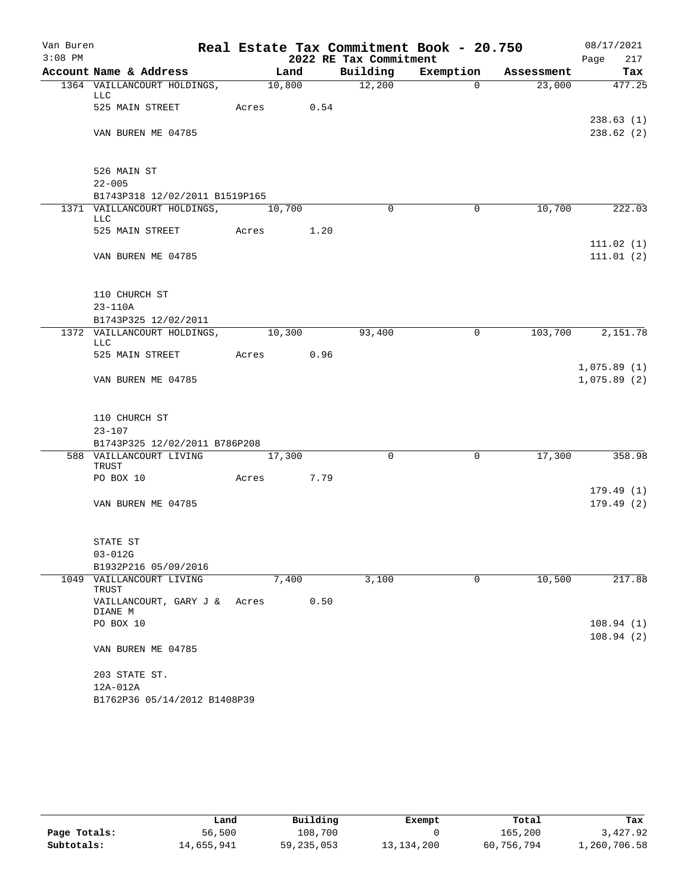Van Buren
3:08 PM

# Real Estate Tax Commitment Book - 20.750

## 2022 RE Tax Commitment

08/17/2021

| Account Name & Address | Land | Building | Exemption | Assessment | Tax |
|---|---|---|---|---|---|
| 1364 VAILLANCOURT HOLDINGS, LLC | 10,800 | 12,200 | 0 | 23,000 | 477.25 |
| 525 MAIN STREET | Acres 0.54 | | | | |
| | | | | | 238.63 (1) |
| VAN BUREN ME 04785 | | | | | 238.62 (2) |
| 526 MAIN ST | | | | | |
| 22-005 | | | | | |
| B1743P318 12/02/2011 B1519P165 | | | | | |
| 1371 VAILLANCOURT HOLDINGS, LLC | 10,700 | 0 | 0 | 10,700 | 222.03 |
| 525 MAIN STREET | Acres 1.20 | | | | |
| | | | | | 111.02 (1) |
| VAN BUREN ME 04785 | | | | | 111.01 (2) |
| 110 CHURCH ST | | | | | |
| 23-110A | | | | | |
| B1743P325 12/02/2011 | | | | | |
| 1372 VAILLANCOURT HOLDINGS, LLC | 10,300 | 93,400 | 0 | 103,700 | 2,151.78 |
| 525 MAIN STREET | Acres 0.96 | | | | |
| | | | | | 1,075.89 (1) |
| VAN BUREN ME 04785 | | | | | 1,075.89 (2) |
| 110 CHURCH ST | | | | | |
| 23-107 | | | | | |
| B1743P325 12/02/2011 B786P208 | | | | | |
| 588 VAILLANCOURT LIVING TRUST | 17,300 | 0 | 0 | 17,300 | 358.98 |
| PO BOX 10 | Acres 7.79 | | | | |
| | | | | | 179.49 (1) |
| VAN BUREN ME 04785 | | | | | 179.49 (2) |
| STATE ST | | | | | |
| 03-012G | | | | | |
| B1932P216 05/09/2016 | | | | | |
| 1049 VAILLANCOURT LIVING TRUST | 7,400 | 3,100 | 0 | 10,500 | 217.88 |
| VAILLANCOURT, GARY J & DIANE M | Acres 0.50 | | | | |
| PO BOX 10 | | | | | 108.94 (1) |
| | | | | | 108.94 (2) |
| VAN BUREN ME 04785 | | | | | |
| 203 STATE ST. | | | | | |
| 12A-012A | | | | | |
| B1762P36 05/14/2012 B1408P39 | | | | | |

| | Land | Building | Exempt | Total | Tax |
|---|---|---|---|---|---|
| Page Totals: | 56,500 | 108,700 | 0 | 165,200 | 3,427.92 |
| Subtotals: | 14,655,941 | 59,235,053 | 13,134,200 | 60,756,794 | 1,260,706.58 |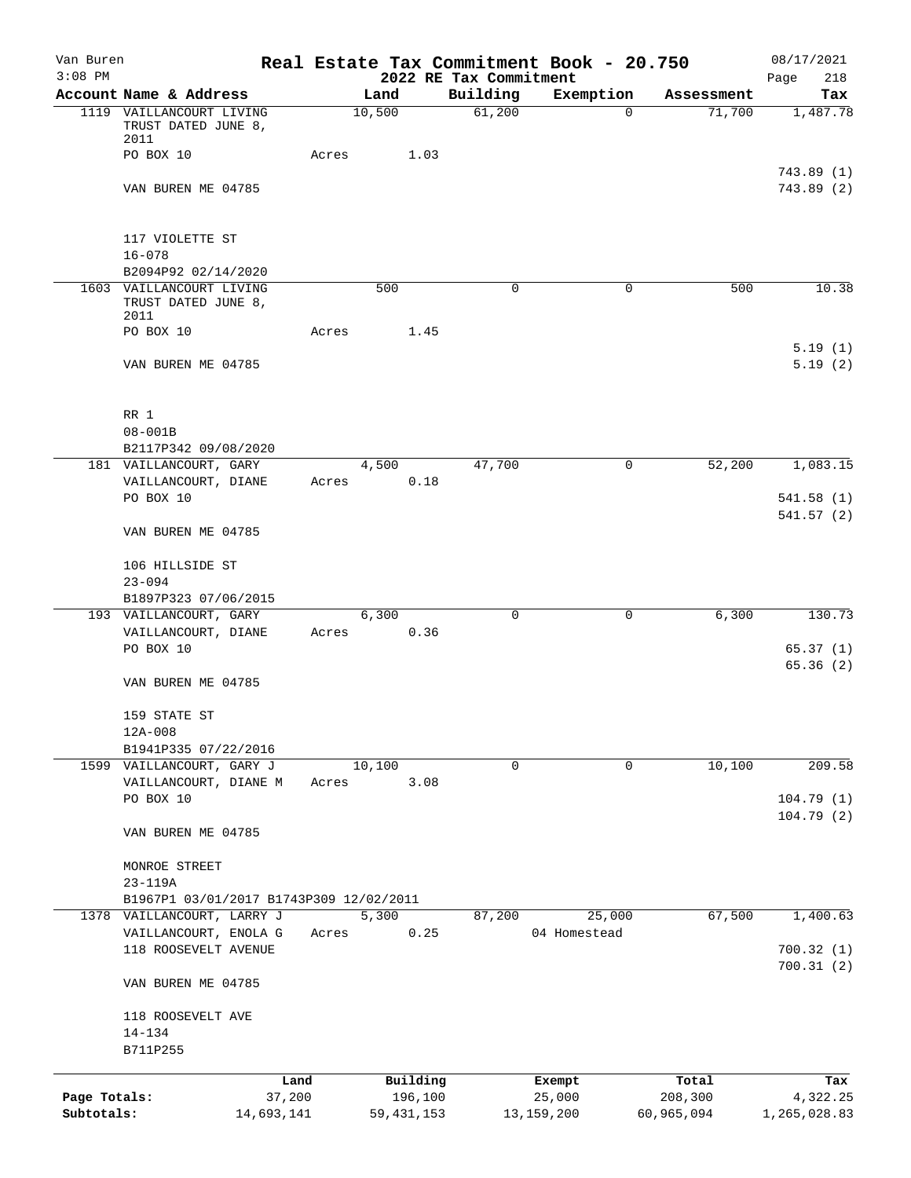Van Buren | Real Estate Tax Commitment Book - 20.750 | 08/17/2021
3:08 PM | 2022 RE Tax Commitment | Page 218

| Account Name & Address | Land | Building | Exemption | Assessment | Tax |
|---|---|---|---|---|---|
| 1119 VAILLANCOURT LIVING TRUST DATED JUNE 8, 2011 | 10,500 | 61,200 | 0 | 71,700 | 1,487.78 |
| PO BOX 10 | Acres 1.03 | | | | |
| | | | | | 743.89 (1) |
| VAN BUREN ME 04785 | | | | | 743.89 (2) |
| 117 VIOLETTE ST | | | | | |
| 16-078 | | | | | |
| B2094P92 02/14/2020 | | | | | |
| 1603 VAILLANCOURT LIVING TRUST DATED JUNE 8, 2011 | 500 | 0 | 0 | 500 | 10.38 |
| PO BOX 10 | Acres 1.45 | | | | |
| | | | | | 5.19 (1) |
| VAN BUREN ME 04785 | | | | | 5.19 (2) |
| RR 1 | | | | | |
| 08-001B | | | | | |
| B2117P342 09/08/2020 | | | | | |
| 181 VAILLANCOURT, GARY | 4,500 | 47,700 | 0 | 52,200 | 1,083.15 |
| VAILLANCOURT, DIANE | Acres 0.18 | | | | |
| PO BOX 10 | | | | | 541.58 (1) |
| | | | | | 541.57 (2) |
| VAN BUREN ME 04785 | | | | | |
| 106 HILLSIDE ST | | | | | |
| 23-094 | | | | | |
| B1897P323 07/06/2015 | | | | | |
| 193 VAILLANCOURT, GARY | 6,300 | 0 | 0 | 6,300 | 130.73 |
| VAILLANCOURT, DIANE | Acres 0.36 | | | | |
| PO BOX 10 | | | | | 65.37 (1) |
| | | | | | 65.36 (2) |
| VAN BUREN ME 04785 | | | | | |
| 159 STATE ST | | | | | |
| 12A-008 | | | | | |
| B1941P335 07/22/2016 | | | | | |
| 1599 VAILLANCOURT, GARY J | 10,100 | 0 | 0 | 10,100 | 209.58 |
| VAILLANCOURT, DIANE M | Acres 3.08 | | | | |
| PO BOX 10 | | | | | 104.79 (1) |
| | | | | | 104.79 (2) |
| VAN BUREN ME 04785 | | | | | |
| MONROE STREET | | | | | |
| 23-119A | | | | | |
| B1967P1 03/01/2017 B1743P309 12/02/2011 | | | | | |
| 1378 VAILLANCOURT, LARRY J | 5,300 | 87,200 | 25,000 | 67,500 | 1,400.63 |
| VAILLANCOURT, ENOLA G | Acres 0.25 | | 04 Homestead | | |
| 118 ROOSEVELT AVENUE | | | | | 700.32 (1) |
| | | | | | 700.31 (2) |
| VAN BUREN ME 04785 | | | | | |
| 118 ROOSEVELT AVE | | | | | |
| 14-134 | | | | | |
| B711P255 | | | | | |

| | Land | Building | Exempt | Total | Tax |
|---|---|---|---|---|---|
| Page Totals: | 37,200 | 196,100 | 25,000 | 208,300 | 4,322.25 |
| Subtotals: | 14,693,141 | 59,431,153 | 13,159,200 | 60,965,094 | 1,265,028.83 |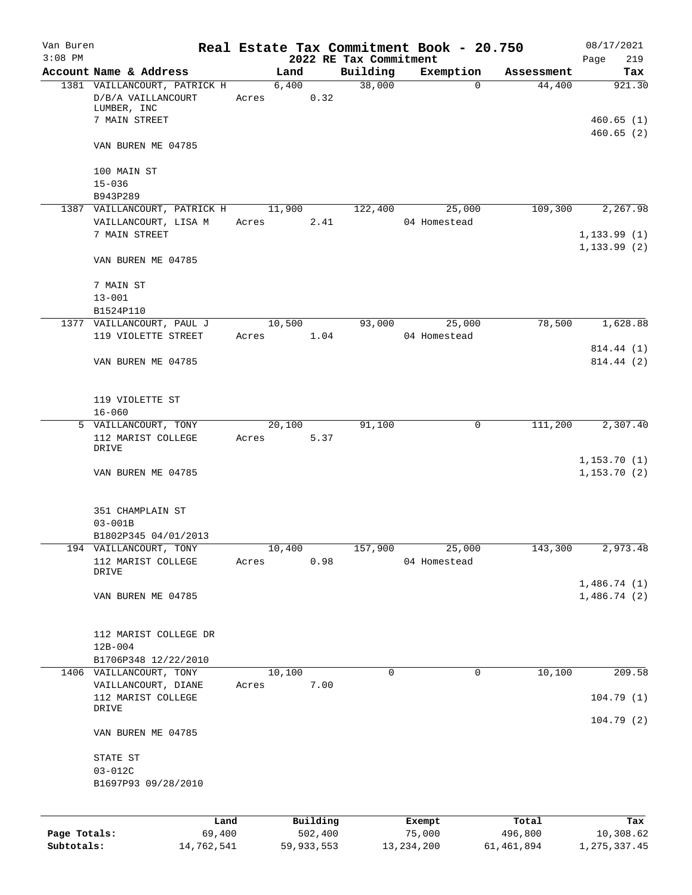Van Buren — Real Estate Tax Commitment Book - 20.750 — 08/17/2021
3:08 PM — 2022 RE Tax Commitment

| Account Name & Address | Land | Building | Exemption | Assessment | Tax |
|---|---|---|---|---|---|
| 1381 VAILLANCOURT, PATRICK H<br>D/B/A VAILLANCOURT LUMBER, INC<br>7 MAIN STREET<br><br>VAN BUREN ME 04785<br><br>100 MAIN ST<br>15-036<br>B943P289 | 6,400<br>Acres 0.32 | 38,000 | 0 | 44,400 | 921.30<br><br>460.65 (1)<br>460.65 (2) |
| 1387 VAILLANCOURT, PATRICK H<br>VAILLANCOURT, LISA M<br>7 MAIN STREET<br><br>VAN BUREN ME 04785<br><br>7 MAIN ST<br>13-001<br>B1524P110 | 11,900<br>Acres 2.41 | 122,400 | 25,000<br>04 Homestead | 109,300 | 2,267.98<br><br>1,133.99 (1)<br>1,133.99 (2) |
| 1377 VAILLANCOURT, PAUL J<br>119 VIOLETTE STREET<br><br>VAN BUREN ME 04785<br><br>119 VIOLETTE ST<br>16-060 | 10,500<br>Acres 1.04 | 93,000 | 25,000<br>04 Homestead | 78,500 | 1,628.88<br><br>814.44 (1)<br>814.44 (2) |
| 5 VAILLANCOURT, TONY<br>112 MARIST COLLEGE DRIVE<br><br>VAN BUREN ME 04785<br><br>351 CHAMPLAIN ST<br>03-001B<br>B1802P345 04/01/2013 | 20,100<br>Acres 5.37 | 91,100 | 0 | 111,200 | 2,307.40<br><br>1,153.70 (1)<br>1,153.70 (2) |
| 194 VAILLANCOURT, TONY<br>112 MARIST COLLEGE DRIVE<br><br>VAN BUREN ME 04785<br><br>112 MARIST COLLEGE DR<br>12B-004<br>B1706P348 12/22/2010 | 10,400<br>Acres 0.98 | 157,900 | 25,000<br>04 Homestead | 143,300 | 2,973.48<br><br>1,486.74 (1)<br>1,486.74 (2) |
| 1406 VAILLANCOURT, TONY<br>VAILLANCOURT, DIANE<br>112 MARIST COLLEGE DRIVE<br><br>VAN BUREN ME 04785<br><br>STATE ST<br>03-012C<br>B1697P93 09/28/2010 | 10,100<br>Acres 7.00 | 0 | 0 | 10,100 | 209.58<br><br>104.79 (1)<br>104.79 (2) |

| | Land | Building | Exempt | Total | Tax |
|---|---|---|---|---|---|
| Page Totals: | 69,400 | 502,400 | 75,000 | 496,800 | 10,308.62 |
| Subtotals: | 14,762,541 | 59,933,553 | 13,234,200 | 61,461,894 | 1,275,337.45 |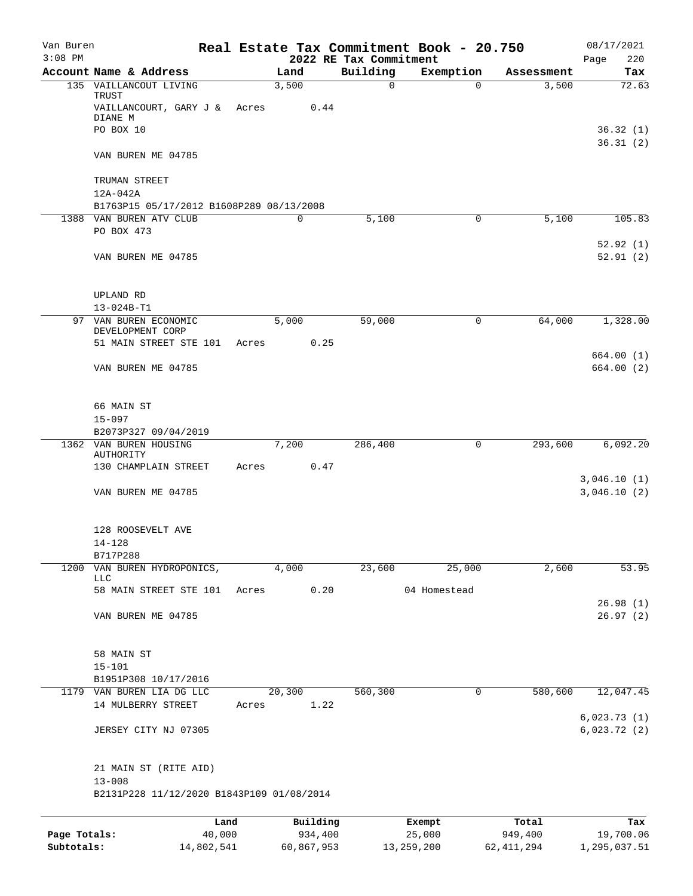Van Buren
3:08 PM

# Real Estate Tax Commitment Book - 20.750

## 2022 RE Tax Commitment

08/17/2021

| Account Name & Address | Land | Building | Exemption | Assessment | Tax |
|---|---|---|---|---|---|
| 135 VAILLANCOUT LIVING TRUST | 3,500 | 0 | 0 | 3,500 | 72.63 |
| VAILLANCOURT, GARY J & DIANE M | Acres 0.44 | | | | |
| PO BOX 10 | | | | | 36.32 (1) |
| | | | | | 36.31 (2) |
| VAN BUREN ME 04785 | | | | | |
| TRUMAN STREET | | | | | |
| 12A-042A | | | | | |
| B1763P15 05/17/2012 B1608P289 08/13/2008 | | | | | |
| 1388 VAN BUREN ATV CLUB | 0 | 5,100 | 0 | 5,100 | 105.83 |
| PO BOX 473 | | | | | |
| | | | | | 52.92 (1) |
| VAN BUREN ME 04785 | | | | | 52.91 (2) |
| UPLAND RD | | | | | |
| 13-024B-T1 | | | | | |
| 97 VAN BUREN ECONOMIC DEVELOPMENT CORP | 5,000 | 59,000 | 0 | 64,000 | 1,328.00 |
| 51 MAIN STREET STE 101 | Acres 0.25 | | | | |
| | | | | | 664.00 (1) |
| VAN BUREN ME 04785 | | | | | 664.00 (2) |
| 66 MAIN ST | | | | | |
| 15-097 | | | | | |
| B2073P327 09/04/2019 | | | | | |
| 1362 VAN BUREN HOUSING AUTHORITY | 7,200 | 286,400 | 0 | 293,600 | 6,092.20 |
| 130 CHAMPLAIN STREET | Acres 0.47 | | | | |
| | | | | | 3,046.10 (1) |
| VAN BUREN ME 04785 | | | | | 3,046.10 (2) |
| 128 ROOSEVELT AVE | | | | | |
| 14-128 | | | | | |
| B717P288 | | | | | |
| 1200 VAN BUREN HYDROPONICS, LLC | 4,000 | 23,600 | 25,000 | 2,600 | 53.95 |
| 58 MAIN STREET STE 101 | Acres 0.20 | | 04 Homestead | | |
| | | | | | 26.98 (1) |
| VAN BUREN ME 04785 | | | | | 26.97 (2) |
| 58 MAIN ST | | | | | |
| 15-101 | | | | | |
| B1951P308 10/17/2016 | | | | | |
| 1179 VAN BUREN LIA DG LLC | 20,300 | 560,300 | 0 | 580,600 | 12,047.45 |
| 14 MULBERRY STREET | Acres 1.22 | | | | |
| | | | | | 6,023.73 (1) |
| JERSEY CITY NJ 07305 | | | | | 6,023.72 (2) |
| 21 MAIN ST (RITE AID) | | | | | |
| 13-008 | | | | | |
| B2131P228 11/12/2020 B1843P109 01/08/2014 | | | | | |

| | Land | Building | Exempt | Total | Tax |
|---|---|---|---|---|---|
| Page Totals: | 40,000 | 934,400 | 25,000 | 949,400 | 19,700.06 |
| Subtotals: | 14,802,541 | 60,867,953 | 13,259,200 | 62,411,294 | 1,295,037.51 |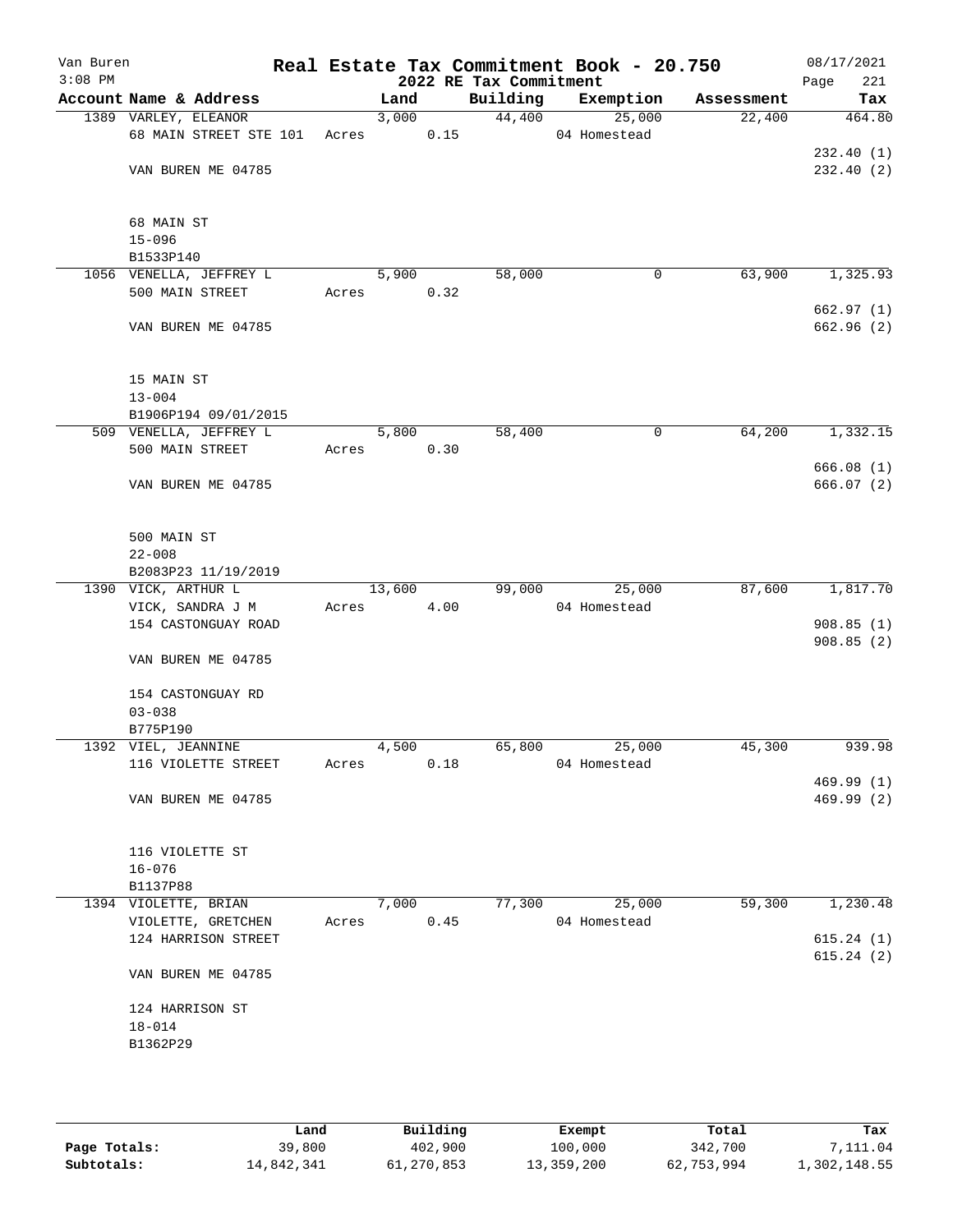Van Buren
3:08 PM

# Real Estate Tax Commitment Book - 20.750
## 2022 RE Tax Commitment

08/17/2021

| Account | Name & Address | Land | Building | Exemption | Assessment | Tax |
|---|---|---|---|---|---|---|
| 1389 | VARLEY, ELEANOR<br>68 MAIN STREET STE 101<br><br>VAN BUREN ME 04785<br><br>68 MAIN ST<br>15-096<br>B1533P140 | 3,000<br>Acres 0.15 | 44,400 | 25,000<br>04 Homestead | 22,400 | 464.80<br><br>232.40 (1)<br>232.40 (2) |
| 1056 | VENELLA, JEFFREY L<br>500 MAIN STREET<br><br>VAN BUREN ME 04785<br><br>15 MAIN ST<br>13-004<br>B1906P194 09/01/2015 | 5,900<br>Acres 0.32 | 58,000 | 0 | 63,900 | 1,325.93<br><br>662.97 (1)<br>662.96 (2) |
| 509 | VENELLA, JEFFREY L<br>500 MAIN STREET<br><br>VAN BUREN ME 04785<br><br>500 MAIN ST<br>22-008<br>B2083P23 11/19/2019 | 5,800<br>Acres 0.30 | 58,400 | 0 | 64,200 | 1,332.15<br><br>666.08 (1)<br>666.07 (2) |
| 1390 | VICK, ARTHUR L<br>VICK, SANDRA J M<br>154 CASTONGUAY ROAD<br><br>VAN BUREN ME 04785<br><br>154 CASTONGUAY RD<br>03-038<br>B775P190 | 13,600<br>Acres 4.00 | 99,000 | 25,000<br>04 Homestead | 87,600 | 1,817.70<br><br>908.85 (1)<br>908.85 (2) |
| 1392 | VIEL, JEANNINE<br>116 VIOLETTE STREET<br><br>VAN BUREN ME 04785<br><br>116 VIOLETTE ST<br>16-076<br>B1137P88 | 4,500<br>Acres 0.18 | 65,800 | 25,000<br>04 Homestead | 45,300 | 939.98<br><br>469.99 (1)<br>469.99 (2) |
| 1394 | VIOLETTE, BRIAN<br>VIOLETTE, GRETCHEN<br>124 HARRISON STREET<br><br>VAN BUREN ME 04785<br><br>124 HARRISON ST<br>18-014<br>B1362P29 | 7,000<br>Acres 0.45 | 77,300 | 25,000<br>04 Homestead | 59,300 | 1,230.48<br><br>615.24 (1)<br>615.24 (2) |

| | Land | Building | Exempt | Total | Tax |
|---|---|---|---|---|---|
| Page Totals: | 39,800 | 402,900 | 100,000 | 342,700 | 7,111.04 |
| Subtotals: | 14,842,341 | 61,270,853 | 13,359,200 | 62,753,994 | 1,302,148.55 |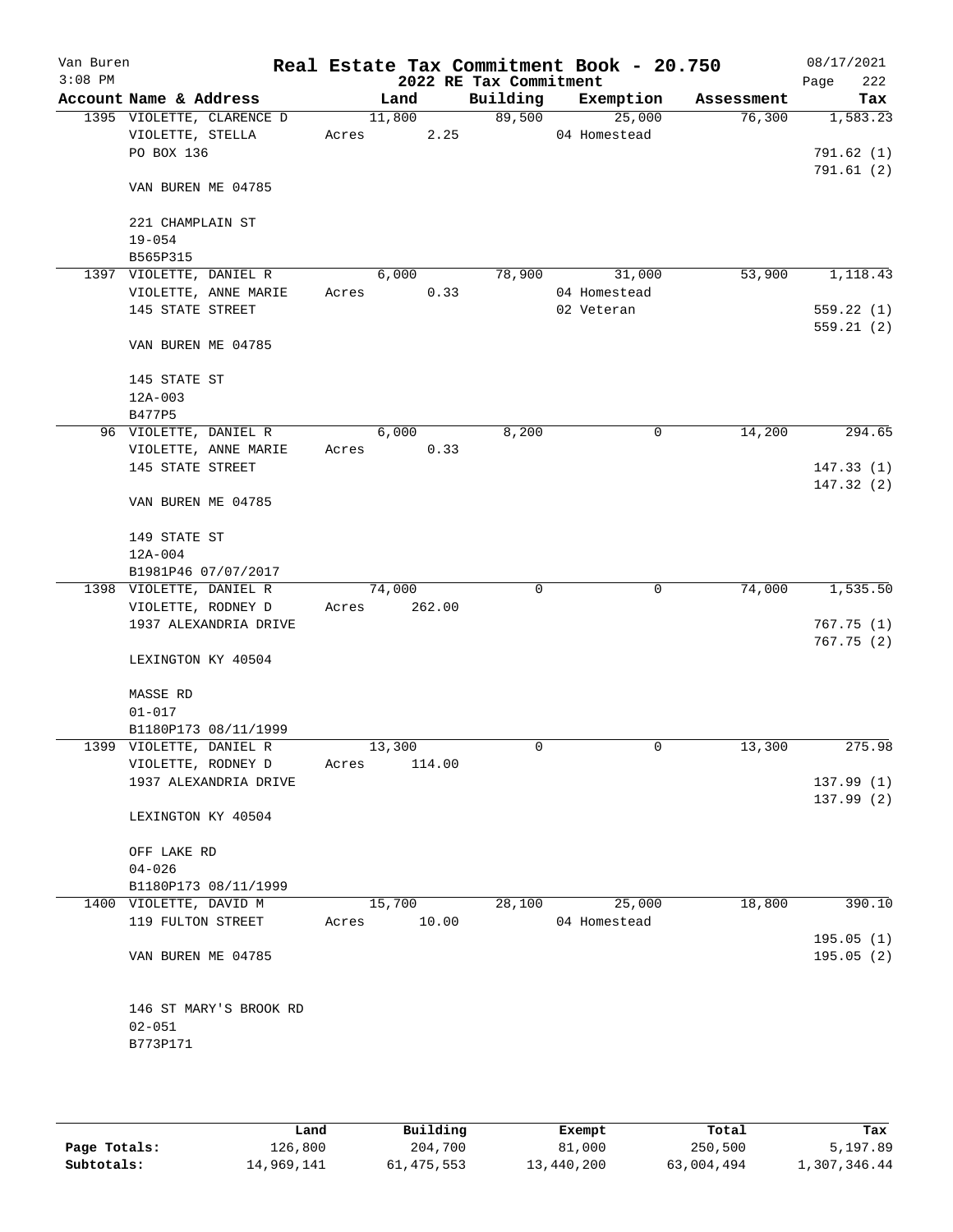Van Buren
3:08 PM

# Real Estate Tax Commitment Book - 20.750
## 2022 RE Tax Commitment

08/17/2021
Page 222

| Account Name & Address | Land | Building | Exemption | Assessment | Tax |
|---|---|---|---|---|---|
| 1395 VIOLETTE, CLARENCE D | 11,800 | 89,500 | 25,000 | 76,300 | 1,583.23 |
| VIOLETTE, STELLA | Acres 2.25 | | 04 Homestead | | |
| PO BOX 136 | | | | | 791.62 (1) |
| | | | | | 791.61 (2) |
| VAN BUREN ME 04785 | | | | | |
| 221 CHAMPLAIN ST | | | | | |
| 19-054 | | | | | |
| B565P315 | | | | | |
| 1397 VIOLETTE, DANIEL R | 6,000 | 78,900 | 31,000 | 53,900 | 1,118.43 |
| VIOLETTE, ANNE MARIE | Acres 0.33 | | 04 Homestead | | |
| 145 STATE STREET | | | 02 Veteran | | 559.22 (1) |
| | | | | | 559.21 (2) |
| VAN BUREN ME 04785 | | | | | |
| 145 STATE ST | | | | | |
| 12A-003 | | | | | |
| B477P5 | | | | | |
| 96 VIOLETTE, DANIEL R | 6,000 | 8,200 | 0 | 14,200 | 294.65 |
| VIOLETTE, ANNE MARIE | Acres 0.33 | | | | |
| 145 STATE STREET | | | | | 147.33 (1) |
| | | | | | 147.32 (2) |
| VAN BUREN ME 04785 | | | | | |
| 149 STATE ST | | | | | |
| 12A-004 | | | | | |
| B1981P46 07/07/2017 | | | | | |
| 1398 VIOLETTE, DANIEL R | 74,000 | 0 | 0 | 74,000 | 1,535.50 |
| VIOLETTE, RODNEY D | Acres 262.00 | | | | |
| 1937 ALEXANDRIA DRIVE | | | | | 767.75 (1) |
| | | | | | 767.75 (2) |
| LEXINGTON KY 40504 | | | | | |
| MASSE RD | | | | | |
| 01-017 | | | | | |
| B1180P173 08/11/1999 | | | | | |
| 1399 VIOLETTE, DANIEL R | 13,300 | 0 | 0 | 13,300 | 275.98 |
| VIOLETTE, RODNEY D | Acres 114.00 | | | | |
| 1937 ALEXANDRIA DRIVE | | | | | 137.99 (1) |
| | | | | | 137.99 (2) |
| LEXINGTON KY 40504 | | | | | |
| OFF LAKE RD | | | | | |
| 04-026 | | | | | |
| B1180P173 08/11/1999 | | | | | |
| 1400 VIOLETTE, DAVID M | 15,700 | 28,100 | 25,000 | 18,800 | 390.10 |
| 119 FULTON STREET | Acres 10.00 | | 04 Homestead | | |
| | | | | | 195.05 (1) |
| VAN BUREN ME 04785 | | | | | 195.05 (2) |
| 146 ST MARY'S BROOK RD | | | | | |
| 02-051 | | | | | |
| B773P171 | | | | | |

| | Land | Building | Exempt | Total | Tax |
|---|---|---|---|---|---|
| Page Totals: | 126,800 | 204,700 | 81,000 | 250,500 | 5,197.89 |
| Subtotals: | 14,969,141 | 61,475,553 | 13,440,200 | 63,004,494 | 1,307,346.44 |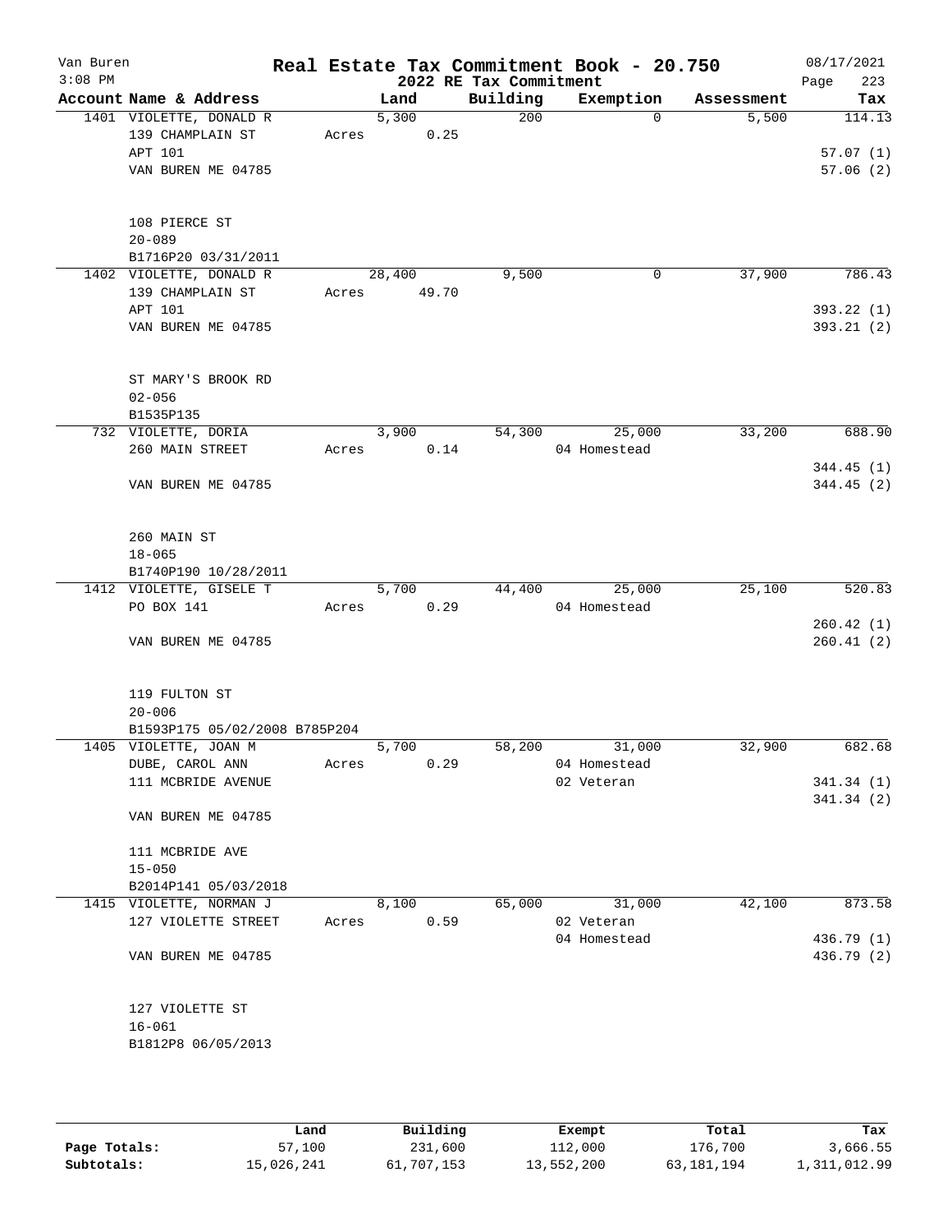# Real Estate Tax Commitment Book - 20.750

Van Buren
3:08 PM

## 2022 RE Tax Commitment

08/17/2021

| Account | Name & Address | Land | Building | Exemption | Assessment | Tax |
|---|---|---|---|---|---|---|
| 1401 | VIOLETTE, DONALD R<br>139 CHAMPLAIN ST<br>APT 101<br>VAN BUREN ME 04785<br><br>108 PIERCE ST<br>20-089<br>B1716P20 03/31/2011 | 5,300<br>Acres 0.25 | 200 | 0 | 5,500 | 114.13<br><br>57.07 (1)<br>57.06 (2) |
| 1402 | VIOLETTE, DONALD R<br>139 CHAMPLAIN ST<br>APT 101<br>VAN BUREN ME 04785<br><br>ST MARY'S BROOK RD<br>02-056<br>B1535P135 | 28,400<br>Acres 49.70 | 9,500 | 0 | 37,900 | 786.43<br><br>393.22 (1)<br>393.21 (2) |
| 732 | VIOLETTE, DORIA<br>260 MAIN STREET<br><br>VAN BUREN ME 04785<br><br>260 MAIN ST<br>18-065<br>B1740P190 10/28/2011 | 3,900<br>Acres 0.14 | 54,300 | 25,000<br>04 Homestead | 33,200 | 688.90<br><br>344.45 (1)<br>344.45 (2) |
| 1412 | VIOLETTE, GISELE T<br>PO BOX 141<br><br>VAN BUREN ME 04785<br><br>119 FULTON ST<br>20-006<br>B1593P175 05/02/2008 B785P204 | 5,700<br>Acres 0.29 | 44,400 | 25,000<br>04 Homestead | 25,100 | 520.83<br><br>260.42 (1)<br>260.41 (2) |
| 1405 | VIOLETTE, JOAN M<br>DUBE, CAROL ANN<br>111 MCBRIDE AVENUE<br><br>VAN BUREN ME 04785<br><br>111 MCBRIDE AVE<br>15-050<br>B2014P141 05/03/2018 | 5,700<br>Acres 0.29 | 58,200 | 31,000<br>04 Homestead<br>02 Veteran | 32,900 | 682.68<br><br>341.34 (1)<br>341.34 (2) |
| 1415 | VIOLETTE, NORMAN J<br>127 VIOLETTE STREET<br><br>VAN BUREN ME 04785<br><br>127 VIOLETTE ST<br>16-061<br>B1812P8 06/05/2013 | 8,100<br>Acres 0.59 | 65,000 | 31,000<br>02 Veteran<br>04 Homestead | 42,100 | 873.58<br><br>436.79 (1)<br>436.79 (2) |

| | Land | Building | Exempt | Total | Tax |
|---|---|---|---|---|---|
| **Page Totals:** | 57,100 | 231,600 | 112,000 | 176,700 | 3,666.55 |
| **Subtotals:** | 15,026,241 | 61,707,153 | 13,552,200 | 63,181,194 | 1,311,012.99 |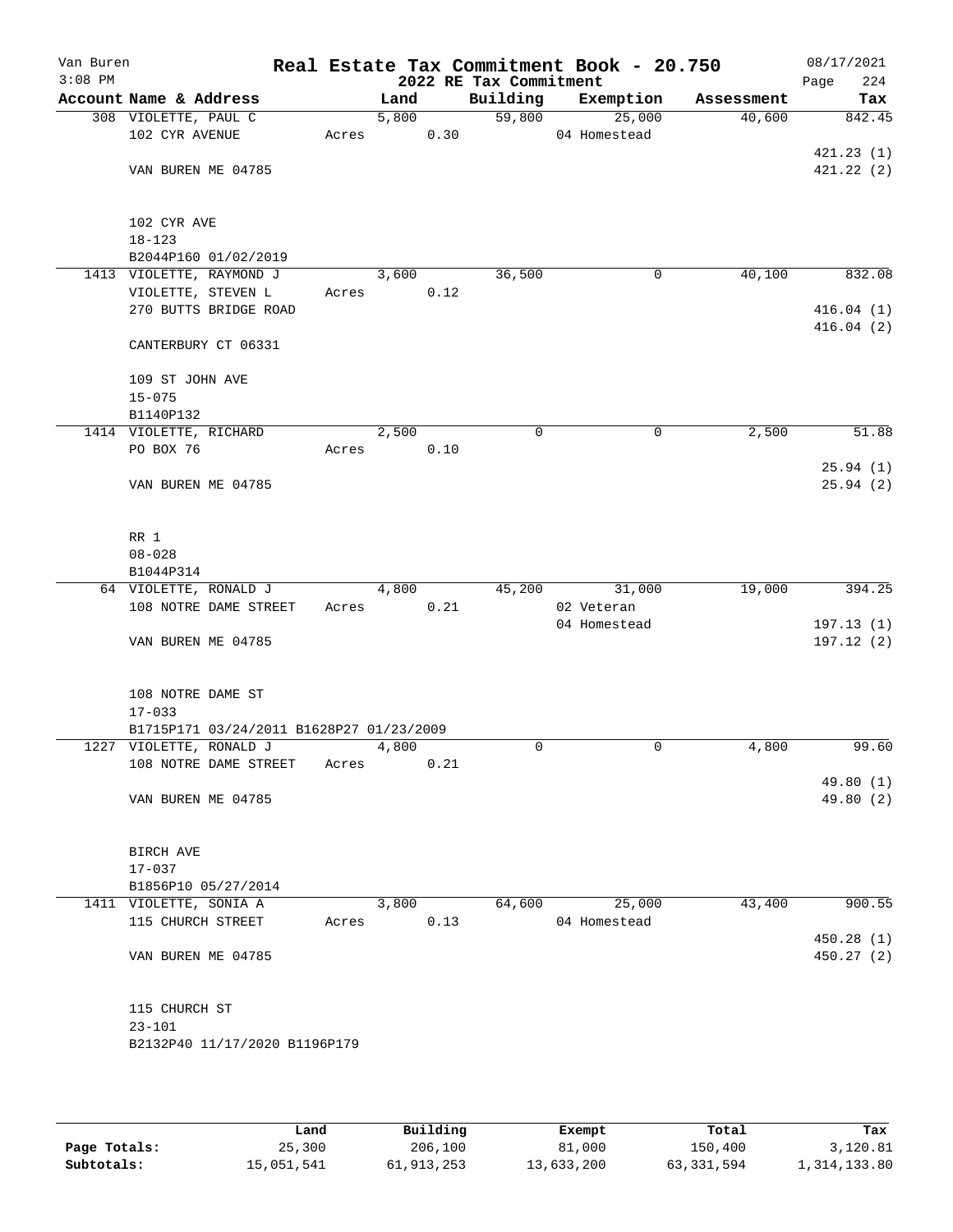Van Buren
3:08 PM

# Real Estate Tax Commitment Book - 20.750

## 2022 RE Tax Commitment

08/17/2021
Page 224

| Account | Name & Address | Land | Building | Exemption | Assessment | Tax |
|---|---|---|---|---|---|---|
| 308 | VIOLETTE, PAUL C<br>102 CYR AVENUE<br><br>VAN BUREN ME 04785<br><br>102 CYR AVE<br>18-123<br>B2044P160 01/02/2019 | 5,800<br>Acres 0.30 | 59,800 | 25,000<br>04 Homestead | 40,600 | 842.45<br>421.23 (1)<br>421.22 (2) |
| 1413 | VIOLETTE, RAYMOND J<br>VIOLETTE, STEVEN L<br>270 BUTTS BRIDGE ROAD<br><br>CANTERBURY CT 06331<br><br>109 ST JOHN AVE<br>15-075<br>B1140P132 | 3,600<br>Acres 0.12 | 36,500 | 0 | 40,100 | 832.08<br>416.04 (1)<br>416.04 (2) |
| 1414 | VIOLETTE, RICHARD<br>PO BOX 76<br><br>VAN BUREN ME 04785<br><br>RR 1<br>08-028<br>B1044P314 | 2,500<br>Acres 0.10 | 0 | 0 | 2,500 | 51.88<br>25.94 (1)<br>25.94 (2) |
| 64 | VIOLETTE, RONALD J<br>108 NOTRE DAME STREET<br><br>VAN BUREN ME 04785<br><br>108 NOTRE DAME ST<br>17-033<br>B1715P171 03/24/2011 B1628P27 01/23/2009 | 4,800<br>Acres 0.21 | 45,200 | 31,000<br>02 Veteran<br>04 Homestead | 19,000 | 394.25<br>197.13 (1)<br>197.12 (2) |
| 1227 | VIOLETTE, RONALD J<br>108 NOTRE DAME STREET<br><br>VAN BUREN ME 04785<br><br>BIRCH AVE<br>17-037<br>B1856P10 05/27/2014 | 4,800<br>Acres 0.21 | 0 | 0 | 4,800 | 99.60<br>49.80 (1)<br>49.80 (2) |
| 1411 | VIOLETTE, SONIA A<br>115 CHURCH STREET<br><br>VAN BUREN ME 04785<br><br>115 CHURCH ST<br>23-101<br>B2132P40 11/17/2020 B1196P179 | 3,800<br>Acres 0.13 | 64,600 | 25,000<br>04 Homestead | 43,400 | 900.55<br>450.28 (1)<br>450.27 (2) |

| | Land | Building | Exempt | Total | Tax |
|---|---|---|---|---|---|
| Page Totals: | 25,300 | 206,100 | 81,000 | 150,400 | 3,120.81 |
| Subtotals: | 15,051,541 | 61,913,253 | 13,633,200 | 63,331,594 | 1,314,133.80 |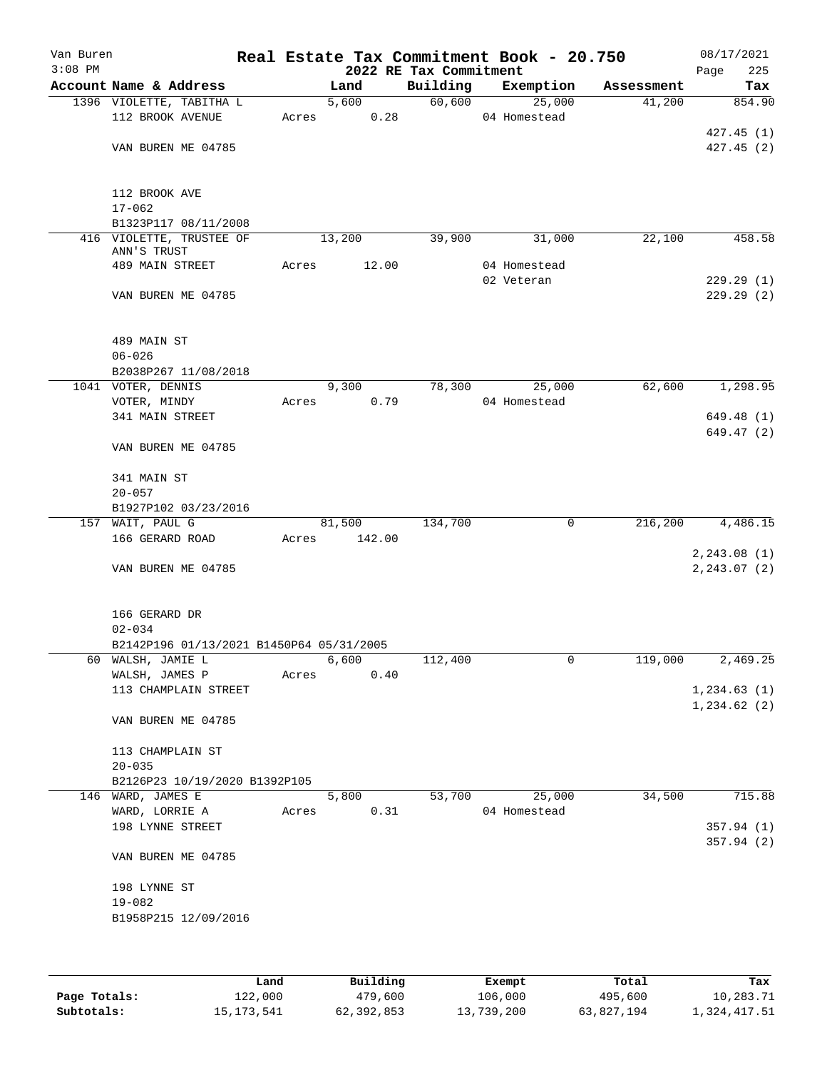Van Buren
3:08 PM

# Real Estate Tax Commitment Book - 20.750

## 2022 RE Tax Commitment

08/17/2021

| Account Name & Address | Land | Building | Exemption | Assessment | Tax |
|---|---|---|---|---|---|
| 1396 VIOLETTE, TABITHA L | 5,600 | 60,600 | 25,000 | 41,200 | 854.90 |
| 112 BROOK AVENUE | Acres 0.28 | | 04 Homestead | | |
| | | | | | 427.45 (1) |
| VAN BUREN ME 04785 | | | | | 427.45 (2) |
| 112 BROOK AVE | | | | | |
| 17-062 | | | | | |
| B1323P117 08/11/2008 | | | | | |
| 416 VIOLETTE, TRUSTEE OF ANN'S TRUST | 13,200 | 39,900 | 31,000 | 22,100 | 458.58 |
| 489 MAIN STREET | Acres 12.00 | | 04 Homestead | | |
| | | | 02 Veteran | | 229.29 (1) |
| VAN BUREN ME 04785 | | | | | 229.29 (2) |
| 489 MAIN ST | | | | | |
| 06-026 | | | | | |
| B2038P267 11/08/2018 | | | | | |
| 1041 VOTER, DENNIS | 9,300 | 78,300 | 25,000 | 62,600 | 1,298.95 |
| VOTER, MINDY | Acres 0.79 | | 04 Homestead | | |
| 341 MAIN STREET | | | | | 649.48 (1) |
| | | | | | 649.47 (2) |
| VAN BUREN ME 04785 | | | | | |
| 341 MAIN ST | | | | | |
| 20-057 | | | | | |
| B1927P102 03/23/2016 | | | | | |
| 157 WAIT, PAUL G | 81,500 | 134,700 | 0 | 216,200 | 4,486.15 |
| 166 GERARD ROAD | Acres 142.00 | | | | |
| | | | | | 2,243.08 (1) |
| VAN BUREN ME 04785 | | | | | 2,243.07 (2) |
| 166 GERARD DR | | | | | |
| 02-034 | | | | | |
| B2142P196 01/13/2021 B1450P64 05/31/2005 | | | | | |
| 60 WALSH, JAMIE L | 6,600 | 112,400 | 0 | 119,000 | 2,469.25 |
| WALSH, JAMES P | Acres 0.40 | | | | |
| 113 CHAMPLAIN STREET | | | | | 1,234.63 (1) |
| | | | | | 1,234.62 (2) |
| VAN BUREN ME 04785 | | | | | |
| 113 CHAMPLAIN ST | | | | | |
| 20-035 | | | | | |
| B2126P23 10/19/2020 B1392P105 | | | | | |
| 146 WARD, JAMES E | 5,800 | 53,700 | 25,000 | 34,500 | 715.88 |
| WARD, LORRIE A | Acres 0.31 | | 04 Homestead | | |
| 198 LYNNE STREET | | | | | 357.94 (1) |
| | | | | | 357.94 (2) |
| VAN BUREN ME 04785 | | | | | |
| 198 LYNNE ST | | | | | |
| 19-082 | | | | | |
| B1958P215 12/09/2016 | | | | | |

| | Land | Building | Exempt | Total | Tax |
|---|---|---|---|---|---|
| Page Totals: | 122,000 | 479,600 | 106,000 | 495,600 | 10,283.71 |
| Subtotals: | 15,173,541 | 62,392,853 | 13,739,200 | 63,827,194 | 1,324,417.51 |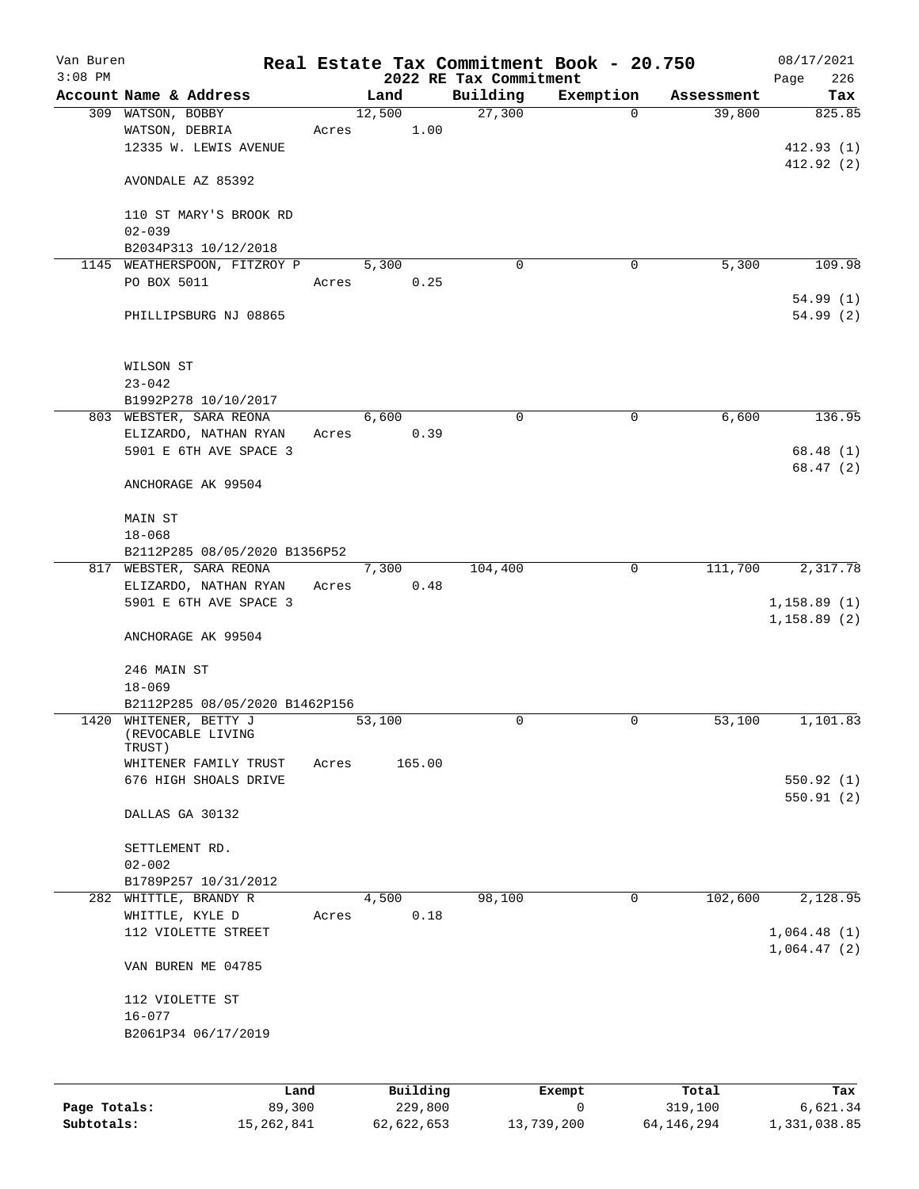# Real Estate Tax Commitment Book - 20.750

Van Buren
3:08 PM

## 2022 RE Tax Commitment

08/17/2021

| Account | Name & Address | Land | Building | Exemption | Assessment | Tax |
|---|---|---|---|---|---|---|
| 309 | WATSON, BOBBY<br>WATSON, DEBRIA<br>12335 W. LEWIS AVENUE<br><br>AVONDALE AZ 85392<br><br>110 ST MARY'S BROOK RD<br>02-039<br>B2034P313 10/12/2018 | 12,500<br>Acres 1.00 | 27,300 | 0 | 39,800 | 825.85<br><br>412.93 (1)<br>412.92 (2) |
| 1145 | WEATHERSPOON, FITZROY P<br>PO BOX 5011<br><br>PHILLIPSBURG NJ 08865<br><br>WILSON ST<br>23-042<br>B1992P278 10/10/2017 | 5,300<br>Acres 0.25 | 0 | 0 | 5,300 | 109.98<br><br>54.99 (1)<br>54.99 (2) |
| 803 | WEBSTER, SARA REONA<br>ELIZARDO, NATHAN RYAN<br>5901 E 6TH AVE SPACE 3<br><br>ANCHORAGE AK 99504<br><br>MAIN ST<br>18-068<br>B2112P285 08/05/2020 B1356P52 | 6,600<br>Acres 0.39 | 0 | 0 | 6,600 | 136.95<br><br>68.48 (1)<br>68.47 (2) |
| 817 | WEBSTER, SARA REONA<br>ELIZARDO, NATHAN RYAN<br>5901 E 6TH AVE SPACE 3<br><br>ANCHORAGE AK 99504<br><br>246 MAIN ST<br>18-069<br>B2112P285 08/05/2020 B1462P156 | 7,300<br>Acres 0.48 | 104,400 | 0 | 111,700 | 2,317.78<br><br>1,158.89 (1)<br>1,158.89 (2) |
| 1420 | WHITENER, BETTY J (REVOCABLE LIVING TRUST)<br>WHITENER FAMILY TRUST<br>676 HIGH SHOALS DRIVE<br><br>DALLAS GA 30132<br><br>SETTLEMENT RD.<br>02-002<br>B1789P257 10/31/2012 | 53,100<br>Acres 165.00 | 0 | 0 | 53,100 | 1,101.83<br><br>550.92 (1)<br>550.91 (2) |
| 282 | WHITTLE, BRANDY R<br>WHITTLE, KYLE D<br>112 VIOLETTE STREET<br><br>VAN BUREN ME 04785<br><br>112 VIOLETTE ST<br>16-077<br>B2061P34 06/17/2019 | 4,500<br>Acres 0.18 | 98,100 | 0 | 102,600 | 2,128.95<br><br>1,064.48 (1)<br>1,064.47 (2) |

| | Land | Building | Exempt | Total | Tax |
|---|---|---|---|---|---|
| Page Totals: | 89,300 | 229,800 | 0 | 319,100 | 6,621.34 |
| Subtotals: | 15,262,841 | 62,622,653 | 13,739,200 | 64,146,294 | 1,331,038.85 |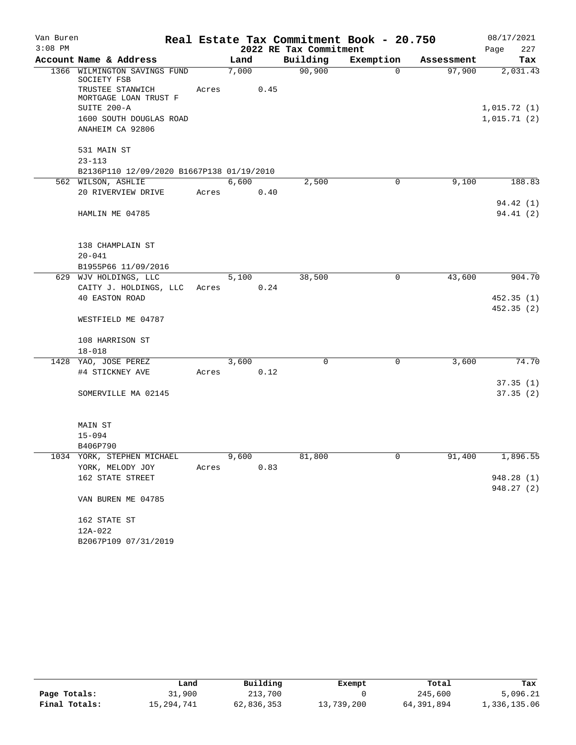Van Buren
3:08 PM

# Real Estate Tax Commitment Book - 20.750

## 2022 RE Tax Commitment

08/17/2021

| Account Name & Address | Land | Building | Exemption | Assessment | Tax |
|---|---|---|---|---|---|
| 1366 WILMINGTON SAVINGS FUND SOCIETY FSB | 7,000 | 90,900 | 0 | 97,900 | 2,031.43 |
| TRUSTEE STANWICH MORTGAGE LOAN TRUST F | Acres 0.45 | | | | |
| SUITE 200-A | | | | | 1,015.72 (1) |
| 1600 SOUTH DOUGLAS ROAD | | | | | 1,015.71 (2) |
| ANAHEIM CA 92806 | | | | | |
| 531 MAIN ST | | | | | |
| 23-113 | | | | | |
| B2136P110 12/09/2020 B1667P138 01/19/2010 | | | | | |
| 562 WILSON, ASHLIE | 6,600 | 2,500 | 0 | 9,100 | 188.83 |
| 20 RIVERVIEW DRIVE | Acres 0.40 | | | | |
| | | | | | 94.42 (1) |
| HAMLIN ME 04785 | | | | | 94.41 (2) |
| 138 CHAMPLAIN ST | | | | | |
| 20-041 | | | | | |
| B1955P66 11/09/2016 | | | | | |
| 629 WJV HOLDINGS, LLC | 5,100 | 38,500 | 0 | 43,600 | 904.70 |
| CAITY J. HOLDINGS, LLC | Acres 0.24 | | | | |
| 40 EASTON ROAD | | | | | 452.35 (1) |
| | | | | | 452.35 (2) |
| WESTFIELD ME 04787 | | | | | |
| 108 HARRISON ST | | | | | |
| 18-018 | | | | | |
| 1428 YAO, JOSE PEREZ | 3,600 | 0 | 0 | 3,600 | 74.70 |
| #4 STICKNEY AVE | Acres 0.12 | | | | |
| | | | | | 37.35 (1) |
| SOMERVILLE MA 02145 | | | | | 37.35 (2) |
| MAIN ST | | | | | |
| 15-094 | | | | | |
| B406P790 | | | | | |
| 1034 YORK, STEPHEN MICHAEL | 9,600 | 81,800 | 0 | 91,400 | 1,896.55 |
| YORK, MELODY JOY | Acres 0.83 | | | | |
| 162 STATE STREET | | | | | 948.28 (1) |
| | | | | | 948.27 (2) |
| VAN BUREN ME 04785 | | | | | |
| 162 STATE ST | | | | | |
| 12A-022 | | | | | |
| B2067P109 07/31/2019 | | | | | |

| | Land | Building | Exempt | Total | Tax |
|---|---|---|---|---|---|
| Page Totals: | 31,900 | 213,700 | 0 | 245,600 | 5,096.21 |
| Final Totals: | 15,294,741 | 62,836,353 | 13,739,200 | 64,391,894 | 1,336,135.06 |